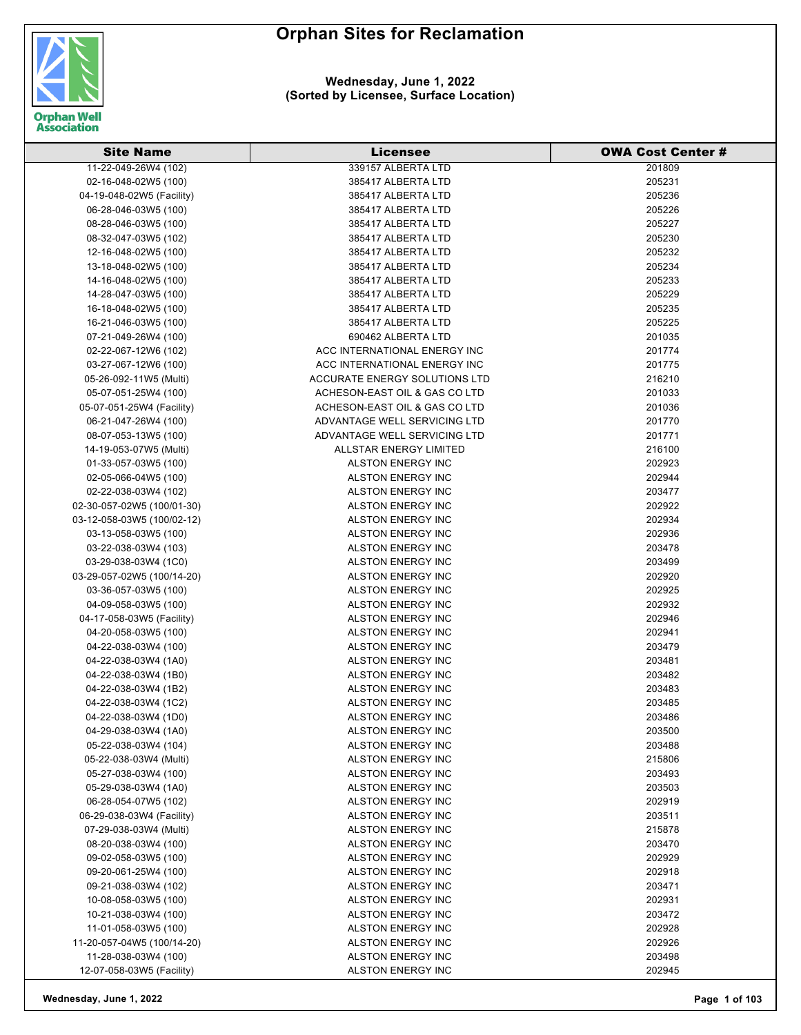# Orphan Sites for Reclamation

**Wednesday, June 1, 2022**
**(Sorted by Licensee, Surface Location)**

| Site Name | Licensee | OWA Cost Center # |
|---|---|---|
| 11-22-049-26W4 (102) | 339157 ALBERTA LTD | 201809 |
| 02-16-048-02W5 (100) | 385417 ALBERTA LTD | 205231 |
| 04-19-048-02W5 (Facility) | 385417 ALBERTA LTD | 205236 |
| 06-28-046-03W5 (100) | 385417 ALBERTA LTD | 205226 |
| 08-28-046-03W5 (100) | 385417 ALBERTA LTD | 205227 |
| 08-32-047-03W5 (102) | 385417 ALBERTA LTD | 205230 |
| 12-16-048-02W5 (100) | 385417 ALBERTA LTD | 205232 |
| 13-18-048-02W5 (100) | 385417 ALBERTA LTD | 205234 |
| 14-16-048-02W5 (100) | 385417 ALBERTA LTD | 205233 |
| 14-28-047-03W5 (100) | 385417 ALBERTA LTD | 205229 |
| 16-18-048-02W5 (100) | 385417 ALBERTA LTD | 205235 |
| 16-21-046-03W5 (100) | 385417 ALBERTA LTD | 205225 |
| 07-21-049-26W4 (100) | 690462 ALBERTA LTD | 201035 |
| 02-22-067-12W6 (102) | ACC INTERNATIONAL ENERGY INC | 201774 |
| 03-27-067-12W6 (100) | ACC INTERNATIONAL ENERGY INC | 201775 |
| 05-26-092-11W5 (Multi) | ACCURATE ENERGY SOLUTIONS LTD | 216210 |
| 05-07-051-25W4 (100) | ACHESON-EAST OIL & GAS CO LTD | 201033 |
| 05-07-051-25W4 (Facility) | ACHESON-EAST OIL & GAS CO LTD | 201036 |
| 06-21-047-26W4 (100) | ADVANTAGE WELL SERVICING LTD | 201770 |
| 08-07-053-13W5 (100) | ADVANTAGE WELL SERVICING LTD | 201771 |
| 14-19-053-07W5 (Multi) | ALLSTAR ENERGY LIMITED | 216100 |
| 01-33-057-03W5 (100) | ALSTON ENERGY INC | 202923 |
| 02-05-066-04W5 (100) | ALSTON ENERGY INC | 202944 |
| 02-22-038-03W4 (102) | ALSTON ENERGY INC | 203477 |
| 02-30-057-02W5 (100/01-30) | ALSTON ENERGY INC | 202922 |
| 03-12-058-03W5 (100/02-12) | ALSTON ENERGY INC | 202934 |
| 03-13-058-03W5 (100) | ALSTON ENERGY INC | 202936 |
| 03-22-038-03W4 (103) | ALSTON ENERGY INC | 203478 |
| 03-29-038-03W4 (1C0) | ALSTON ENERGY INC | 203499 |
| 03-29-057-02W5 (100/14-20) | ALSTON ENERGY INC | 202920 |
| 03-36-057-03W5 (100) | ALSTON ENERGY INC | 202925 |
| 04-09-058-03W5 (100) | ALSTON ENERGY INC | 202932 |
| 04-17-058-03W5 (Facility) | ALSTON ENERGY INC | 202946 |
| 04-20-058-03W5 (100) | ALSTON ENERGY INC | 202941 |
| 04-22-038-03W4 (100) | ALSTON ENERGY INC | 203479 |
| 04-22-038-03W4 (1A0) | ALSTON ENERGY INC | 203481 |
| 04-22-038-03W4 (1B0) | ALSTON ENERGY INC | 203482 |
| 04-22-038-03W4 (1B2) | ALSTON ENERGY INC | 203483 |
| 04-22-038-03W4 (1C2) | ALSTON ENERGY INC | 203485 |
| 04-22-038-03W4 (1D0) | ALSTON ENERGY INC | 203486 |
| 04-29-038-03W4 (1A0) | ALSTON ENERGY INC | 203500 |
| 05-22-038-03W4 (104) | ALSTON ENERGY INC | 203488 |
| 05-22-038-03W4 (Multi) | ALSTON ENERGY INC | 215806 |
| 05-27-038-03W4 (100) | ALSTON ENERGY INC | 203493 |
| 05-29-038-03W4 (1A0) | ALSTON ENERGY INC | 203503 |
| 06-28-054-07W5 (102) | ALSTON ENERGY INC | 202919 |
| 06-29-038-03W4 (Facility) | ALSTON ENERGY INC | 203511 |
| 07-29-038-03W4 (Multi) | ALSTON ENERGY INC | 215878 |
| 08-20-038-03W4 (100) | ALSTON ENERGY INC | 203470 |
| 09-02-058-03W5 (100) | ALSTON ENERGY INC | 202929 |
| 09-20-061-25W4 (100) | ALSTON ENERGY INC | 202918 |
| 09-21-038-03W4 (102) | ALSTON ENERGY INC | 203471 |
| 10-08-058-03W5 (100) | ALSTON ENERGY INC | 202931 |
| 10-21-038-03W4 (100) | ALSTON ENERGY INC | 203472 |
| 11-01-058-03W5 (100) | ALSTON ENERGY INC | 202928 |
| 11-20-057-04W5 (100/14-20) | ALSTON ENERGY INC | 202926 |
| 11-28-038-03W4 (100) | ALSTON ENERGY INC | 203498 |
| 12-07-058-03W5 (Facility) | ALSTON ENERGY INC | 202945 |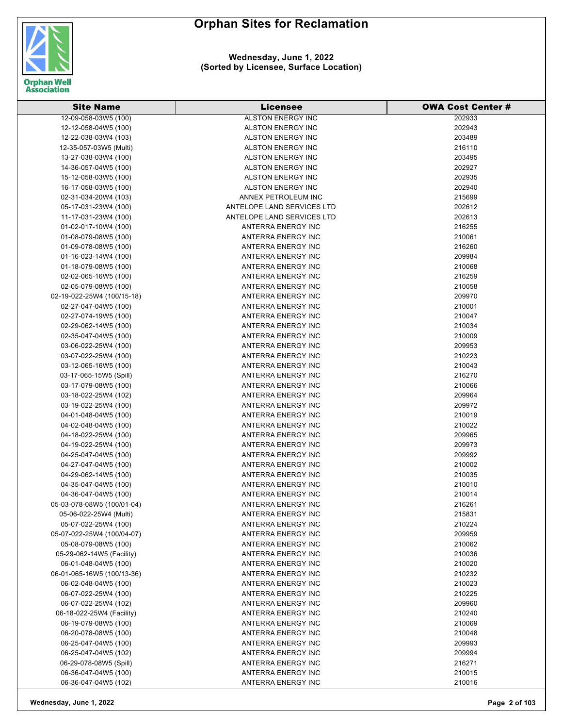# Orphan Sites for Reclamation

**Wednesday, June 1, 2022**
**(Sorted by Licensee, Surface Location)**

| Site Name | Licensee | OWA Cost Center # |
|---|---|---|
| 12-09-058-03W5 (100) | ALSTON ENERGY INC | 202933 |
| 12-12-058-04W5 (100) | ALSTON ENERGY INC | 202943 |
| 12-22-038-03W4 (103) | ALSTON ENERGY INC | 203489 |
| 12-35-057-03W5 (Multi) | ALSTON ENERGY INC | 216110 |
| 13-27-038-03W4 (100) | ALSTON ENERGY INC | 203495 |
| 14-36-057-04W5 (100) | ALSTON ENERGY INC | 202927 |
| 15-12-058-03W5 (100) | ALSTON ENERGY INC | 202935 |
| 16-17-058-03W5 (100) | ALSTON ENERGY INC | 202940 |
| 02-31-034-20W4 (103) | ANNEX PETROLEUM INC | 215699 |
| 05-17-031-23W4 (100) | ANTELOPE LAND SERVICES LTD | 202612 |
| 11-17-031-23W4 (100) | ANTELOPE LAND SERVICES LTD | 202613 |
| 01-02-017-10W4 (100) | ANTERRA ENERGY INC | 216255 |
| 01-08-079-08W5 (100) | ANTERRA ENERGY INC | 210061 |
| 01-09-078-08W5 (100) | ANTERRA ENERGY INC | 216260 |
| 01-16-023-14W4 (100) | ANTERRA ENERGY INC | 209984 |
| 01-18-079-08W5 (100) | ANTERRA ENERGY INC | 210068 |
| 02-02-065-16W5 (100) | ANTERRA ENERGY INC | 216259 |
| 02-05-079-08W5 (100) | ANTERRA ENERGY INC | 210058 |
| 02-19-022-25W4 (100/15-18) | ANTERRA ENERGY INC | 209970 |
| 02-27-047-04W5 (100) | ANTERRA ENERGY INC | 210001 |
| 02-27-074-19W5 (100) | ANTERRA ENERGY INC | 210047 |
| 02-29-062-14W5 (100) | ANTERRA ENERGY INC | 210034 |
| 02-35-047-04W5 (100) | ANTERRA ENERGY INC | 210009 |
| 03-06-022-25W4 (100) | ANTERRA ENERGY INC | 209953 |
| 03-07-022-25W4 (100) | ANTERRA ENERGY INC | 210223 |
| 03-12-065-16W5 (100) | ANTERRA ENERGY INC | 210043 |
| 03-17-065-15W5 (Spill) | ANTERRA ENERGY INC | 216270 |
| 03-17-079-08W5 (100) | ANTERRA ENERGY INC | 210066 |
| 03-18-022-25W4 (102) | ANTERRA ENERGY INC | 209964 |
| 03-19-022-25W4 (100) | ANTERRA ENERGY INC | 209972 |
| 04-01-048-04W5 (100) | ANTERRA ENERGY INC | 210019 |
| 04-02-048-04W5 (100) | ANTERRA ENERGY INC | 210022 |
| 04-18-022-25W4 (100) | ANTERRA ENERGY INC | 209965 |
| 04-19-022-25W4 (100) | ANTERRA ENERGY INC | 209973 |
| 04-25-047-04W5 (100) | ANTERRA ENERGY INC | 209992 |
| 04-27-047-04W5 (100) | ANTERRA ENERGY INC | 210002 |
| 04-29-062-14W5 (100) | ANTERRA ENERGY INC | 210035 |
| 04-35-047-04W5 (100) | ANTERRA ENERGY INC | 210010 |
| 04-36-047-04W5 (100) | ANTERRA ENERGY INC | 210014 |
| 05-03-078-08W5 (100/01-04) | ANTERRA ENERGY INC | 216261 |
| 05-06-022-25W4 (Multi) | ANTERRA ENERGY INC | 215831 |
| 05-07-022-25W4 (100) | ANTERRA ENERGY INC | 210224 |
| 05-07-022-25W4 (100/04-07) | ANTERRA ENERGY INC | 209959 |
| 05-08-079-08W5 (100) | ANTERRA ENERGY INC | 210062 |
| 05-29-062-14W5 (Facility) | ANTERRA ENERGY INC | 210036 |
| 06-01-048-04W5 (100) | ANTERRA ENERGY INC | 210020 |
| 06-01-065-16W5 (100/13-36) | ANTERRA ENERGY INC | 210232 |
| 06-02-048-04W5 (100) | ANTERRA ENERGY INC | 210023 |
| 06-07-022-25W4 (100) | ANTERRA ENERGY INC | 210225 |
| 06-07-022-25W4 (102) | ANTERRA ENERGY INC | 209960 |
| 06-18-022-25W4 (Facility) | ANTERRA ENERGY INC | 210240 |
| 06-19-079-08W5 (100) | ANTERRA ENERGY INC | 210069 |
| 06-20-078-08W5 (100) | ANTERRA ENERGY INC | 210048 |
| 06-25-047-04W5 (100) | ANTERRA ENERGY INC | 209993 |
| 06-25-047-04W5 (102) | ANTERRA ENERGY INC | 209994 |
| 06-29-078-08W5 (Spill) | ANTERRA ENERGY INC | 216271 |
| 06-36-047-04W5 (100) | ANTERRA ENERGY INC | 210015 |
| 06-36-047-04W5 (102) | ANTERRA ENERGY INC | 210016 |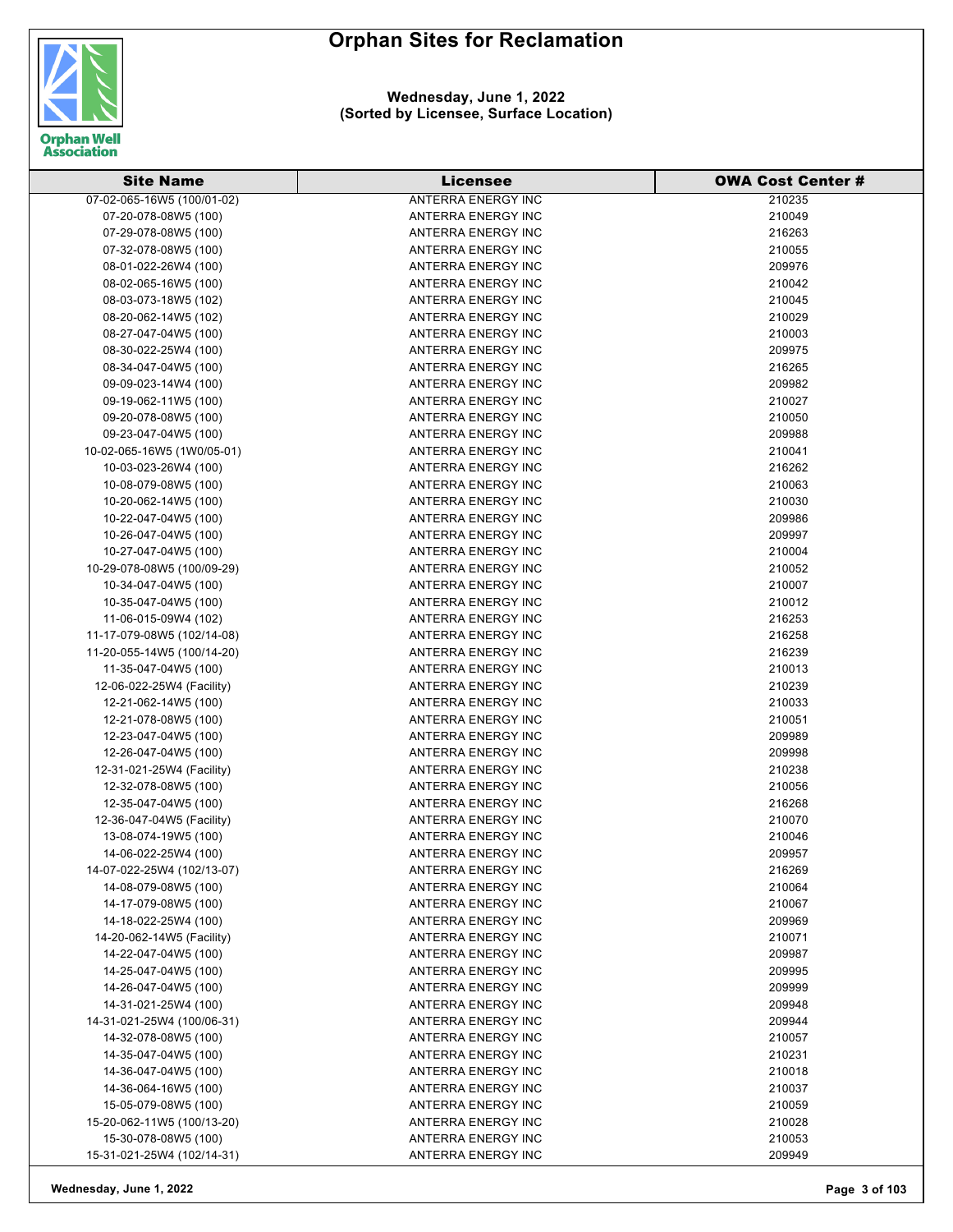# Orphan Sites for Reclamation

**Wednesday, June 1, 2022**
**(Sorted by Licensee, Surface Location)**

| Site Name | Licensee | OWA Cost Center # |
|---|---|---|
| 07-02-065-16W5 (100/01-02) | ANTERRA ENERGY INC | 210235 |
| 07-20-078-08W5 (100) | ANTERRA ENERGY INC | 210049 |
| 07-29-078-08W5 (100) | ANTERRA ENERGY INC | 216263 |
| 07-32-078-08W5 (100) | ANTERRA ENERGY INC | 210055 |
| 08-01-022-26W4 (100) | ANTERRA ENERGY INC | 209976 |
| 08-02-065-16W5 (100) | ANTERRA ENERGY INC | 210042 |
| 08-03-073-18W5 (102) | ANTERRA ENERGY INC | 210045 |
| 08-20-062-14W5 (102) | ANTERRA ENERGY INC | 210029 |
| 08-27-047-04W5 (100) | ANTERRA ENERGY INC | 210003 |
| 08-30-022-25W4 (100) | ANTERRA ENERGY INC | 209975 |
| 08-34-047-04W5 (100) | ANTERRA ENERGY INC | 216265 |
| 09-09-023-14W4 (100) | ANTERRA ENERGY INC | 209982 |
| 09-19-062-11W5 (100) | ANTERRA ENERGY INC | 210027 |
| 09-20-078-08W5 (100) | ANTERRA ENERGY INC | 210050 |
| 09-23-047-04W5 (100) | ANTERRA ENERGY INC | 209988 |
| 10-02-065-16W5 (1W0/05-01) | ANTERRA ENERGY INC | 210041 |
| 10-03-023-26W4 (100) | ANTERRA ENERGY INC | 216262 |
| 10-08-079-08W5 (100) | ANTERRA ENERGY INC | 210063 |
| 10-20-062-14W5 (100) | ANTERRA ENERGY INC | 210030 |
| 10-22-047-04W5 (100) | ANTERRA ENERGY INC | 209986 |
| 10-26-047-04W5 (100) | ANTERRA ENERGY INC | 209997 |
| 10-27-047-04W5 (100) | ANTERRA ENERGY INC | 210004 |
| 10-29-078-08W5 (100/09-29) | ANTERRA ENERGY INC | 210052 |
| 10-34-047-04W5 (100) | ANTERRA ENERGY INC | 210007 |
| 10-35-047-04W5 (100) | ANTERRA ENERGY INC | 210012 |
| 11-06-015-09W4 (102) | ANTERRA ENERGY INC | 216253 |
| 11-17-079-08W5 (102/14-08) | ANTERRA ENERGY INC | 216258 |
| 11-20-055-14W5 (100/14-20) | ANTERRA ENERGY INC | 216239 |
| 11-35-047-04W5 (100) | ANTERRA ENERGY INC | 210013 |
| 12-06-022-25W4 (Facility) | ANTERRA ENERGY INC | 210239 |
| 12-21-062-14W5 (100) | ANTERRA ENERGY INC | 210033 |
| 12-21-078-08W5 (100) | ANTERRA ENERGY INC | 210051 |
| 12-23-047-04W5 (100) | ANTERRA ENERGY INC | 209989 |
| 12-26-047-04W5 (100) | ANTERRA ENERGY INC | 209998 |
| 12-31-021-25W4 (Facility) | ANTERRA ENERGY INC | 210238 |
| 12-32-078-08W5 (100) | ANTERRA ENERGY INC | 210056 |
| 12-35-047-04W5 (100) | ANTERRA ENERGY INC | 216268 |
| 12-36-047-04W5 (Facility) | ANTERRA ENERGY INC | 210070 |
| 13-08-074-19W5 (100) | ANTERRA ENERGY INC | 210046 |
| 14-06-022-25W4 (100) | ANTERRA ENERGY INC | 209957 |
| 14-07-022-25W4 (102/13-07) | ANTERRA ENERGY INC | 216269 |
| 14-08-079-08W5 (100) | ANTERRA ENERGY INC | 210064 |
| 14-17-079-08W5 (100) | ANTERRA ENERGY INC | 210067 |
| 14-18-022-25W4 (100) | ANTERRA ENERGY INC | 209969 |
| 14-20-062-14W5 (Facility) | ANTERRA ENERGY INC | 210071 |
| 14-22-047-04W5 (100) | ANTERRA ENERGY INC | 209987 |
| 14-25-047-04W5 (100) | ANTERRA ENERGY INC | 209995 |
| 14-26-047-04W5 (100) | ANTERRA ENERGY INC | 209999 |
| 14-31-021-25W4 (100) | ANTERRA ENERGY INC | 209948 |
| 14-31-021-25W4 (100/06-31) | ANTERRA ENERGY INC | 209944 |
| 14-32-078-08W5 (100) | ANTERRA ENERGY INC | 210057 |
| 14-35-047-04W5 (100) | ANTERRA ENERGY INC | 210231 |
| 14-36-047-04W5 (100) | ANTERRA ENERGY INC | 210018 |
| 14-36-064-16W5 (100) | ANTERRA ENERGY INC | 210037 |
| 15-05-079-08W5 (100) | ANTERRA ENERGY INC | 210059 |
| 15-20-062-11W5 (100/13-20) | ANTERRA ENERGY INC | 210028 |
| 15-30-078-08W5 (100) | ANTERRA ENERGY INC | 210053 |
| 15-31-021-25W4 (102/14-31) | ANTERRA ENERGY INC | 209949 |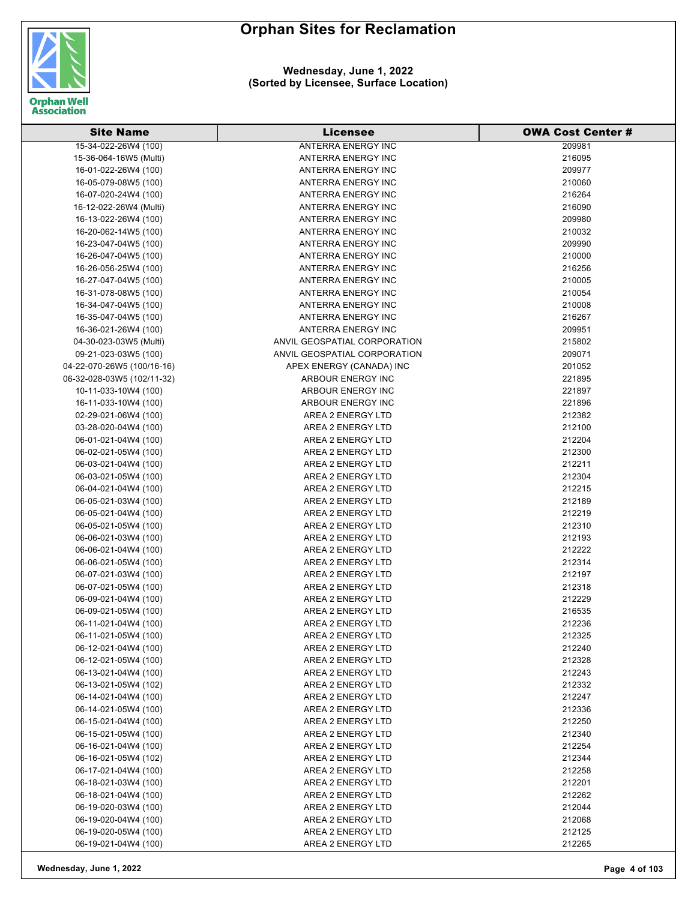# Orphan Sites for Reclamation

**Wednesday, June 1, 2022**
**(Sorted by Licensee, Surface Location)**

| Site Name | Licensee | OWA Cost Center # |
|---|---|---|
| 15-34-022-26W4 (100) | ANTERRA ENERGY INC | 209981 |
| 15-36-064-16W5 (Multi) | ANTERRA ENERGY INC | 216095 |
| 16-01-022-26W4 (100) | ANTERRA ENERGY INC | 209977 |
| 16-05-079-08W5 (100) | ANTERRA ENERGY INC | 210060 |
| 16-07-020-24W4 (100) | ANTERRA ENERGY INC | 216264 |
| 16-12-022-26W4 (Multi) | ANTERRA ENERGY INC | 216090 |
| 16-13-022-26W4 (100) | ANTERRA ENERGY INC | 209980 |
| 16-20-062-14W5 (100) | ANTERRA ENERGY INC | 210032 |
| 16-23-047-04W5 (100) | ANTERRA ENERGY INC | 209990 |
| 16-26-047-04W5 (100) | ANTERRA ENERGY INC | 210000 |
| 16-26-056-25W4 (100) | ANTERRA ENERGY INC | 216256 |
| 16-27-047-04W5 (100) | ANTERRA ENERGY INC | 210005 |
| 16-31-078-08W5 (100) | ANTERRA ENERGY INC | 210054 |
| 16-34-047-04W5 (100) | ANTERRA ENERGY INC | 210008 |
| 16-35-047-04W5 (100) | ANTERRA ENERGY INC | 216267 |
| 16-36-021-26W4 (100) | ANTERRA ENERGY INC | 209951 |
| 04-30-023-03W5 (Multi) | ANVIL GEOSPATIAL CORPORATION | 215802 |
| 09-21-023-03W5 (100) | ANVIL GEOSPATIAL CORPORATION | 209071 |
| 04-22-070-26W5 (100/16-16) | APEX ENERGY (CANADA) INC | 201052 |
| 06-32-028-03W5 (102/11-32) | ARBOUR ENERGY INC | 221895 |
| 10-11-033-10W4 (100) | ARBOUR ENERGY INC | 221897 |
| 16-11-033-10W4 (100) | ARBOUR ENERGY INC | 221896 |
| 02-29-021-06W4 (100) | AREA 2 ENERGY LTD | 212382 |
| 03-28-020-04W4 (100) | AREA 2 ENERGY LTD | 212100 |
| 06-01-021-04W4 (100) | AREA 2 ENERGY LTD | 212204 |
| 06-02-021-05W4 (100) | AREA 2 ENERGY LTD | 212300 |
| 06-03-021-04W4 (100) | AREA 2 ENERGY LTD | 212211 |
| 06-03-021-05W4 (100) | AREA 2 ENERGY LTD | 212304 |
| 06-04-021-04W4 (100) | AREA 2 ENERGY LTD | 212215 |
| 06-05-021-03W4 (100) | AREA 2 ENERGY LTD | 212189 |
| 06-05-021-04W4 (100) | AREA 2 ENERGY LTD | 212219 |
| 06-05-021-05W4 (100) | AREA 2 ENERGY LTD | 212310 |
| 06-06-021-03W4 (100) | AREA 2 ENERGY LTD | 212193 |
| 06-06-021-04W4 (100) | AREA 2 ENERGY LTD | 212222 |
| 06-06-021-05W4 (100) | AREA 2 ENERGY LTD | 212314 |
| 06-07-021-03W4 (100) | AREA 2 ENERGY LTD | 212197 |
| 06-07-021-05W4 (100) | AREA 2 ENERGY LTD | 212318 |
| 06-09-021-04W4 (100) | AREA 2 ENERGY LTD | 212229 |
| 06-09-021-05W4 (100) | AREA 2 ENERGY LTD | 216535 |
| 06-11-021-04W4 (100) | AREA 2 ENERGY LTD | 212236 |
| 06-11-021-05W4 (100) | AREA 2 ENERGY LTD | 212325 |
| 06-12-021-04W4 (100) | AREA 2 ENERGY LTD | 212240 |
| 06-12-021-05W4 (100) | AREA 2 ENERGY LTD | 212328 |
| 06-13-021-04W4 (100) | AREA 2 ENERGY LTD | 212243 |
| 06-13-021-05W4 (102) | AREA 2 ENERGY LTD | 212332 |
| 06-14-021-04W4 (100) | AREA 2 ENERGY LTD | 212247 |
| 06-14-021-05W4 (100) | AREA 2 ENERGY LTD | 212336 |
| 06-15-021-04W4 (100) | AREA 2 ENERGY LTD | 212250 |
| 06-15-021-05W4 (100) | AREA 2 ENERGY LTD | 212340 |
| 06-16-021-04W4 (100) | AREA 2 ENERGY LTD | 212254 |
| 06-16-021-05W4 (102) | AREA 2 ENERGY LTD | 212344 |
| 06-17-021-04W4 (100) | AREA 2 ENERGY LTD | 212258 |
| 06-18-021-03W4 (100) | AREA 2 ENERGY LTD | 212201 |
| 06-18-021-04W4 (100) | AREA 2 ENERGY LTD | 212262 |
| 06-19-020-03W4 (100) | AREA 2 ENERGY LTD | 212044 |
| 06-19-020-04W4 (100) | AREA 2 ENERGY LTD | 212068 |
| 06-19-020-05W4 (100) | AREA 2 ENERGY LTD | 212125 |
| 06-19-021-04W4 (100) | AREA 2 ENERGY LTD | 212265 |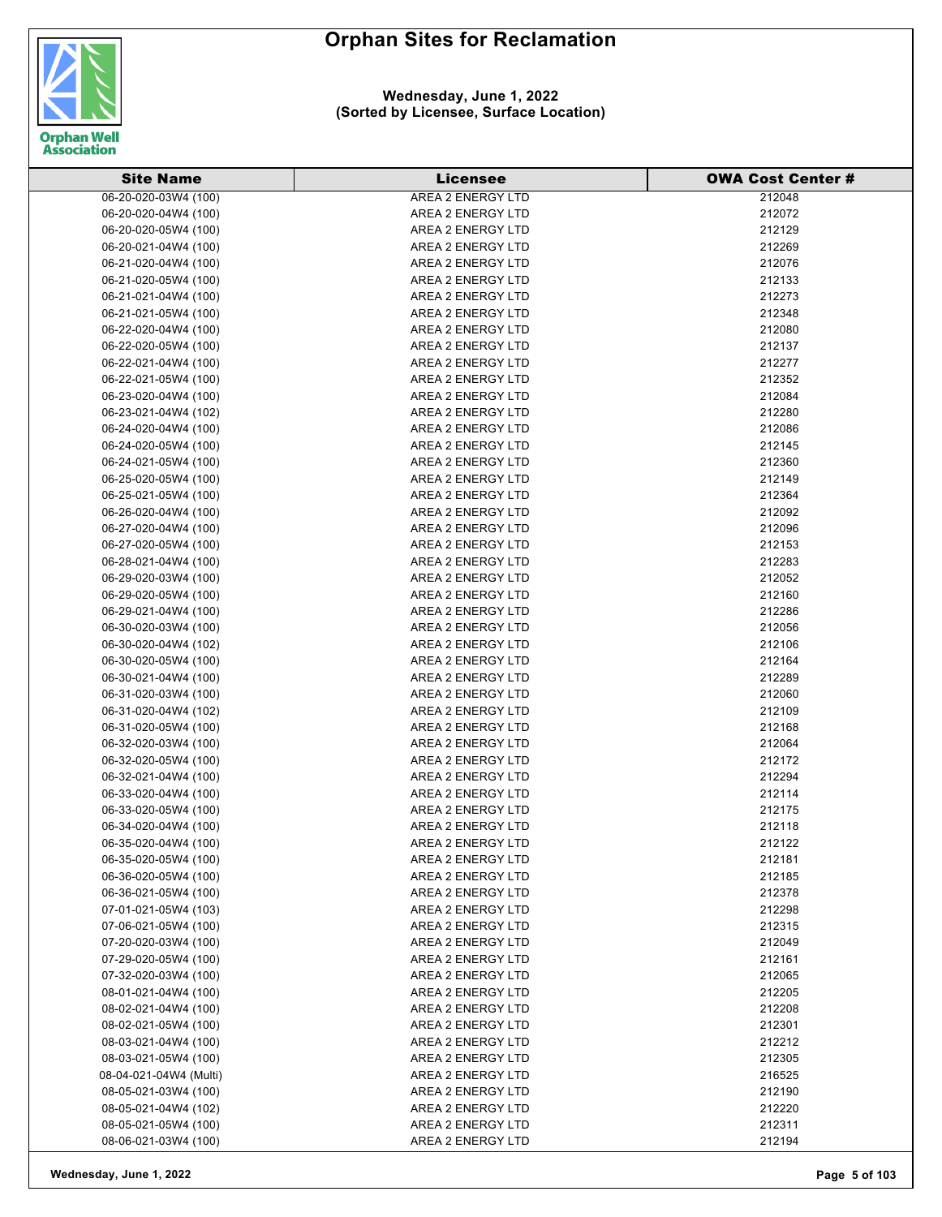# Orphan Sites for Reclamation

**Wednesday, June 1, 2022**
**(Sorted by Licensee, Surface Location)**

| Site Name | Licensee | OWA Cost Center # |
|---|---|---|
| 06-20-020-03W4 (100) | AREA 2 ENERGY LTD | 212048 |
| 06-20-020-04W4 (100) | AREA 2 ENERGY LTD | 212072 |
| 06-20-020-05W4 (100) | AREA 2 ENERGY LTD | 212129 |
| 06-20-021-04W4 (100) | AREA 2 ENERGY LTD | 212269 |
| 06-21-020-04W4 (100) | AREA 2 ENERGY LTD | 212076 |
| 06-21-020-05W4 (100) | AREA 2 ENERGY LTD | 212133 |
| 06-21-021-04W4 (100) | AREA 2 ENERGY LTD | 212273 |
| 06-21-021-05W4 (100) | AREA 2 ENERGY LTD | 212348 |
| 06-22-020-04W4 (100) | AREA 2 ENERGY LTD | 212080 |
| 06-22-020-05W4 (100) | AREA 2 ENERGY LTD | 212137 |
| 06-22-021-04W4 (100) | AREA 2 ENERGY LTD | 212277 |
| 06-22-021-05W4 (100) | AREA 2 ENERGY LTD | 212352 |
| 06-23-020-04W4 (100) | AREA 2 ENERGY LTD | 212084 |
| 06-23-021-04W4 (102) | AREA 2 ENERGY LTD | 212280 |
| 06-24-020-04W4 (100) | AREA 2 ENERGY LTD | 212086 |
| 06-24-020-05W4 (100) | AREA 2 ENERGY LTD | 212145 |
| 06-24-021-05W4 (100) | AREA 2 ENERGY LTD | 212360 |
| 06-25-020-05W4 (100) | AREA 2 ENERGY LTD | 212149 |
| 06-25-021-05W4 (100) | AREA 2 ENERGY LTD | 212364 |
| 06-26-020-04W4 (100) | AREA 2 ENERGY LTD | 212092 |
| 06-27-020-04W4 (100) | AREA 2 ENERGY LTD | 212096 |
| 06-27-020-05W4 (100) | AREA 2 ENERGY LTD | 212153 |
| 06-28-021-04W4 (100) | AREA 2 ENERGY LTD | 212283 |
| 06-29-020-03W4 (100) | AREA 2 ENERGY LTD | 212052 |
| 06-29-020-05W4 (100) | AREA 2 ENERGY LTD | 212160 |
| 06-29-021-04W4 (100) | AREA 2 ENERGY LTD | 212286 |
| 06-30-020-03W4 (100) | AREA 2 ENERGY LTD | 212056 |
| 06-30-020-04W4 (102) | AREA 2 ENERGY LTD | 212106 |
| 06-30-020-05W4 (100) | AREA 2 ENERGY LTD | 212164 |
| 06-30-021-04W4 (100) | AREA 2 ENERGY LTD | 212289 |
| 06-31-020-03W4 (100) | AREA 2 ENERGY LTD | 212060 |
| 06-31-020-04W4 (102) | AREA 2 ENERGY LTD | 212109 |
| 06-31-020-05W4 (100) | AREA 2 ENERGY LTD | 212168 |
| 06-32-020-03W4 (100) | AREA 2 ENERGY LTD | 212064 |
| 06-32-020-05W4 (100) | AREA 2 ENERGY LTD | 212172 |
| 06-32-021-04W4 (100) | AREA 2 ENERGY LTD | 212294 |
| 06-33-020-04W4 (100) | AREA 2 ENERGY LTD | 212114 |
| 06-33-020-05W4 (100) | AREA 2 ENERGY LTD | 212175 |
| 06-34-020-04W4 (100) | AREA 2 ENERGY LTD | 212118 |
| 06-35-020-04W4 (100) | AREA 2 ENERGY LTD | 212122 |
| 06-35-020-05W4 (100) | AREA 2 ENERGY LTD | 212181 |
| 06-36-020-05W4 (100) | AREA 2 ENERGY LTD | 212185 |
| 06-36-021-05W4 (100) | AREA 2 ENERGY LTD | 212378 |
| 07-01-021-05W4 (103) | AREA 2 ENERGY LTD | 212298 |
| 07-06-021-05W4 (100) | AREA 2 ENERGY LTD | 212315 |
| 07-20-020-03W4 (100) | AREA 2 ENERGY LTD | 212049 |
| 07-29-020-05W4 (100) | AREA 2 ENERGY LTD | 212161 |
| 07-32-020-03W4 (100) | AREA 2 ENERGY LTD | 212065 |
| 08-01-021-04W4 (100) | AREA 2 ENERGY LTD | 212205 |
| 08-02-021-04W4 (100) | AREA 2 ENERGY LTD | 212208 |
| 08-02-021-05W4 (100) | AREA 2 ENERGY LTD | 212301 |
| 08-03-021-04W4 (100) | AREA 2 ENERGY LTD | 212212 |
| 08-03-021-05W4 (100) | AREA 2 ENERGY LTD | 212305 |
| 08-04-021-04W4 (Multi) | AREA 2 ENERGY LTD | 216525 |
| 08-05-021-03W4 (100) | AREA 2 ENERGY LTD | 212190 |
| 08-05-021-04W4 (102) | AREA 2 ENERGY LTD | 212220 |
| 08-05-021-05W4 (100) | AREA 2 ENERGY LTD | 212311 |
| 08-06-021-03W4 (100) | AREA 2 ENERGY LTD | 212194 |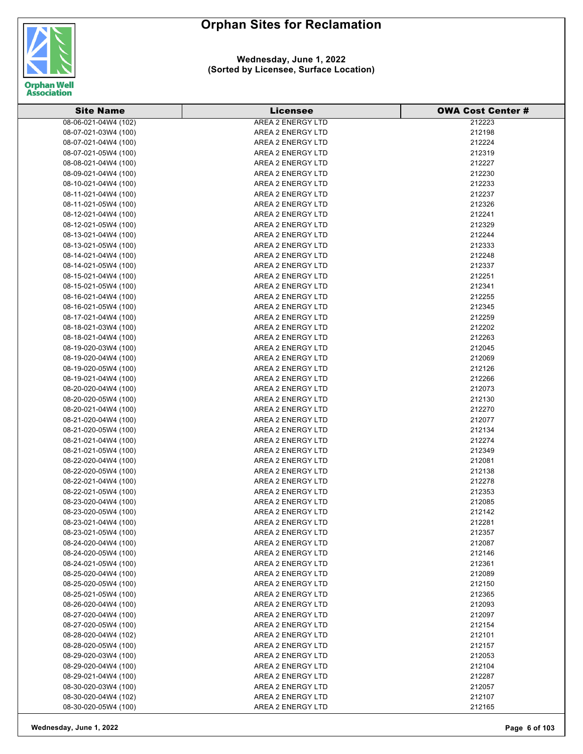# Orphan Sites for Reclamation

**Wednesday, June 1, 2022**
**(Sorted by Licensee, Surface Location)**

| Site Name | Licensee | OWA Cost Center # |
|---|---|---|
| 08-06-021-04W4 (102) | AREA 2 ENERGY LTD | 212223 |
| 08-07-021-03W4 (100) | AREA 2 ENERGY LTD | 212198 |
| 08-07-021-04W4 (100) | AREA 2 ENERGY LTD | 212224 |
| 08-07-021-05W4 (100) | AREA 2 ENERGY LTD | 212319 |
| 08-08-021-04W4 (100) | AREA 2 ENERGY LTD | 212227 |
| 08-09-021-04W4 (100) | AREA 2 ENERGY LTD | 212230 |
| 08-10-021-04W4 (100) | AREA 2 ENERGY LTD | 212233 |
| 08-11-021-04W4 (100) | AREA 2 ENERGY LTD | 212237 |
| 08-11-021-05W4 (100) | AREA 2 ENERGY LTD | 212326 |
| 08-12-021-04W4 (100) | AREA 2 ENERGY LTD | 212241 |
| 08-12-021-05W4 (100) | AREA 2 ENERGY LTD | 212329 |
| 08-13-021-04W4 (100) | AREA 2 ENERGY LTD | 212244 |
| 08-13-021-05W4 (100) | AREA 2 ENERGY LTD | 212333 |
| 08-14-021-04W4 (100) | AREA 2 ENERGY LTD | 212248 |
| 08-14-021-05W4 (100) | AREA 2 ENERGY LTD | 212337 |
| 08-15-021-04W4 (100) | AREA 2 ENERGY LTD | 212251 |
| 08-15-021-05W4 (100) | AREA 2 ENERGY LTD | 212341 |
| 08-16-021-04W4 (100) | AREA 2 ENERGY LTD | 212255 |
| 08-16-021-05W4 (100) | AREA 2 ENERGY LTD | 212345 |
| 08-17-021-04W4 (100) | AREA 2 ENERGY LTD | 212259 |
| 08-18-021-03W4 (100) | AREA 2 ENERGY LTD | 212202 |
| 08-18-021-04W4 (100) | AREA 2 ENERGY LTD | 212263 |
| 08-19-020-03W4 (100) | AREA 2 ENERGY LTD | 212045 |
| 08-19-020-04W4 (100) | AREA 2 ENERGY LTD | 212069 |
| 08-19-020-05W4 (100) | AREA 2 ENERGY LTD | 212126 |
| 08-19-021-04W4 (100) | AREA 2 ENERGY LTD | 212266 |
| 08-20-020-04W4 (100) | AREA 2 ENERGY LTD | 212073 |
| 08-20-020-05W4 (100) | AREA 2 ENERGY LTD | 212130 |
| 08-20-021-04W4 (100) | AREA 2 ENERGY LTD | 212270 |
| 08-21-020-04W4 (100) | AREA 2 ENERGY LTD | 212077 |
| 08-21-020-05W4 (100) | AREA 2 ENERGY LTD | 212134 |
| 08-21-021-04W4 (100) | AREA 2 ENERGY LTD | 212274 |
| 08-21-021-05W4 (100) | AREA 2 ENERGY LTD | 212349 |
| 08-22-020-04W4 (100) | AREA 2 ENERGY LTD | 212081 |
| 08-22-020-05W4 (100) | AREA 2 ENERGY LTD | 212138 |
| 08-22-021-04W4 (100) | AREA 2 ENERGY LTD | 212278 |
| 08-22-021-05W4 (100) | AREA 2 ENERGY LTD | 212353 |
| 08-23-020-04W4 (100) | AREA 2 ENERGY LTD | 212085 |
| 08-23-020-05W4 (100) | AREA 2 ENERGY LTD | 212142 |
| 08-23-021-04W4 (100) | AREA 2 ENERGY LTD | 212281 |
| 08-23-021-05W4 (100) | AREA 2 ENERGY LTD | 212357 |
| 08-24-020-04W4 (100) | AREA 2 ENERGY LTD | 212087 |
| 08-24-020-05W4 (100) | AREA 2 ENERGY LTD | 212146 |
| 08-24-021-05W4 (100) | AREA 2 ENERGY LTD | 212361 |
| 08-25-020-04W4 (100) | AREA 2 ENERGY LTD | 212089 |
| 08-25-020-05W4 (100) | AREA 2 ENERGY LTD | 212150 |
| 08-25-021-05W4 (100) | AREA 2 ENERGY LTD | 212365 |
| 08-26-020-04W4 (100) | AREA 2 ENERGY LTD | 212093 |
| 08-27-020-04W4 (100) | AREA 2 ENERGY LTD | 212097 |
| 08-27-020-05W4 (100) | AREA 2 ENERGY LTD | 212154 |
| 08-28-020-04W4 (102) | AREA 2 ENERGY LTD | 212101 |
| 08-28-020-05W4 (100) | AREA 2 ENERGY LTD | 212157 |
| 08-29-020-03W4 (100) | AREA 2 ENERGY LTD | 212053 |
| 08-29-020-04W4 (100) | AREA 2 ENERGY LTD | 212104 |
| 08-29-021-04W4 (100) | AREA 2 ENERGY LTD | 212287 |
| 08-30-020-03W4 (100) | AREA 2 ENERGY LTD | 212057 |
| 08-30-020-04W4 (102) | AREA 2 ENERGY LTD | 212107 |
| 08-30-020-05W4 (100) | AREA 2 ENERGY LTD | 212165 |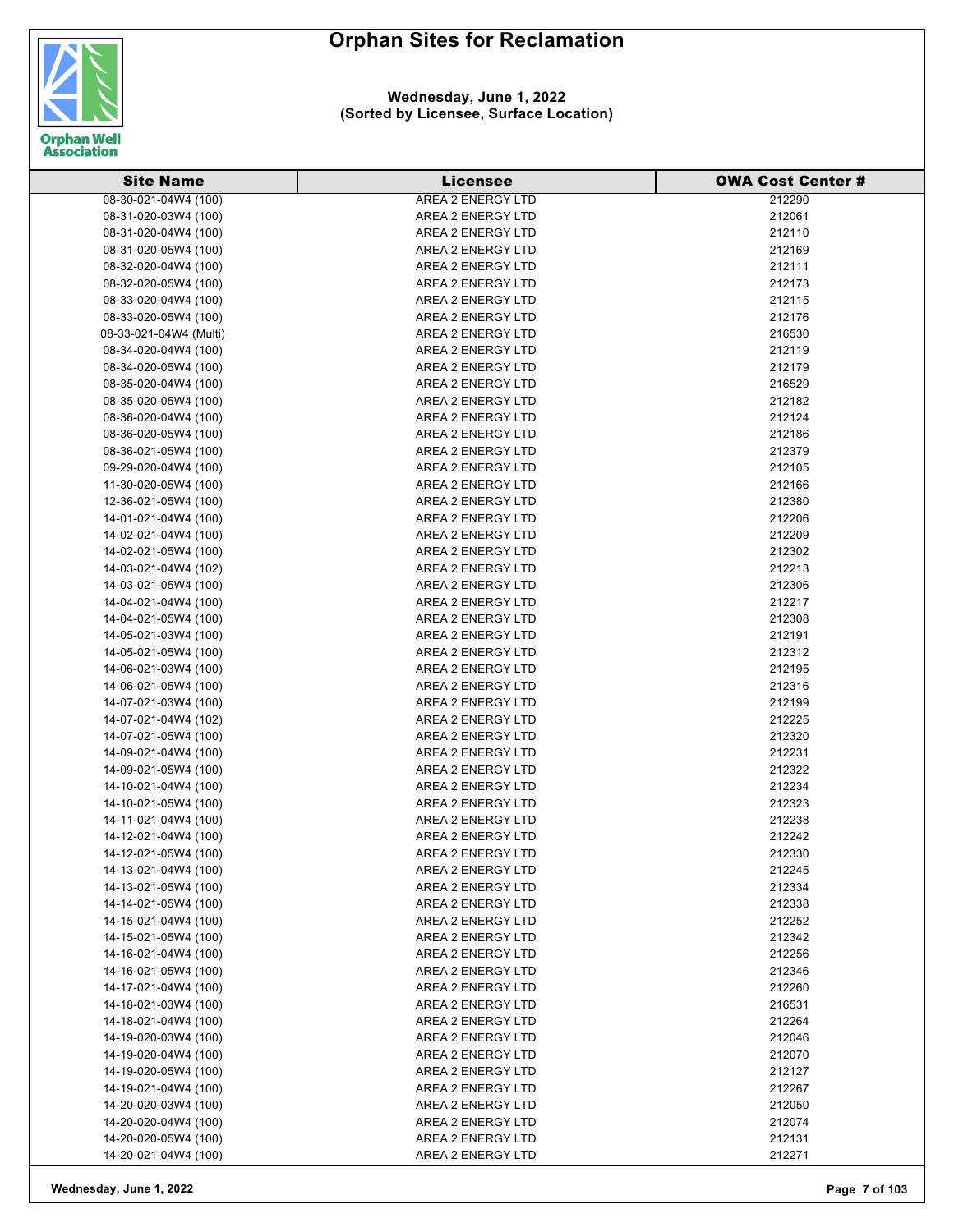# Orphan Sites for Reclamation

**Wednesday, June 1, 2022**
**(Sorted by Licensee, Surface Location)**

| Site Name | Licensee | OWA Cost Center # |
|---|---|---|
| 08-30-021-04W4 (100) | AREA 2 ENERGY LTD | 212290 |
| 08-31-020-03W4 (100) | AREA 2 ENERGY LTD | 212061 |
| 08-31-020-04W4 (100) | AREA 2 ENERGY LTD | 212110 |
| 08-31-020-05W4 (100) | AREA 2 ENERGY LTD | 212169 |
| 08-32-020-04W4 (100) | AREA 2 ENERGY LTD | 212111 |
| 08-32-020-05W4 (100) | AREA 2 ENERGY LTD | 212173 |
| 08-33-020-04W4 (100) | AREA 2 ENERGY LTD | 212115 |
| 08-33-020-05W4 (100) | AREA 2 ENERGY LTD | 212176 |
| 08-33-021-04W4 (Multi) | AREA 2 ENERGY LTD | 216530 |
| 08-34-020-04W4 (100) | AREA 2 ENERGY LTD | 212119 |
| 08-34-020-05W4 (100) | AREA 2 ENERGY LTD | 212179 |
| 08-35-020-04W4 (100) | AREA 2 ENERGY LTD | 216529 |
| 08-35-020-05W4 (100) | AREA 2 ENERGY LTD | 212182 |
| 08-36-020-04W4 (100) | AREA 2 ENERGY LTD | 212124 |
| 08-36-020-05W4 (100) | AREA 2 ENERGY LTD | 212186 |
| 08-36-021-05W4 (100) | AREA 2 ENERGY LTD | 212379 |
| 09-29-020-04W4 (100) | AREA 2 ENERGY LTD | 212105 |
| 11-30-020-05W4 (100) | AREA 2 ENERGY LTD | 212166 |
| 12-36-021-05W4 (100) | AREA 2 ENERGY LTD | 212380 |
| 14-01-021-04W4 (100) | AREA 2 ENERGY LTD | 212206 |
| 14-02-021-04W4 (100) | AREA 2 ENERGY LTD | 212209 |
| 14-02-021-05W4 (100) | AREA 2 ENERGY LTD | 212302 |
| 14-03-021-04W4 (102) | AREA 2 ENERGY LTD | 212213 |
| 14-03-021-05W4 (100) | AREA 2 ENERGY LTD | 212306 |
| 14-04-021-04W4 (100) | AREA 2 ENERGY LTD | 212217 |
| 14-04-021-05W4 (100) | AREA 2 ENERGY LTD | 212308 |
| 14-05-021-03W4 (100) | AREA 2 ENERGY LTD | 212191 |
| 14-05-021-05W4 (100) | AREA 2 ENERGY LTD | 212312 |
| 14-06-021-03W4 (100) | AREA 2 ENERGY LTD | 212195 |
| 14-06-021-05W4 (100) | AREA 2 ENERGY LTD | 212316 |
| 14-07-021-03W4 (100) | AREA 2 ENERGY LTD | 212199 |
| 14-07-021-04W4 (102) | AREA 2 ENERGY LTD | 212225 |
| 14-07-021-05W4 (100) | AREA 2 ENERGY LTD | 212320 |
| 14-09-021-04W4 (100) | AREA 2 ENERGY LTD | 212231 |
| 14-09-021-05W4 (100) | AREA 2 ENERGY LTD | 212322 |
| 14-10-021-04W4 (100) | AREA 2 ENERGY LTD | 212234 |
| 14-10-021-05W4 (100) | AREA 2 ENERGY LTD | 212323 |
| 14-11-021-04W4 (100) | AREA 2 ENERGY LTD | 212238 |
| 14-12-021-04W4 (100) | AREA 2 ENERGY LTD | 212242 |
| 14-12-021-05W4 (100) | AREA 2 ENERGY LTD | 212330 |
| 14-13-021-04W4 (100) | AREA 2 ENERGY LTD | 212245 |
| 14-13-021-05W4 (100) | AREA 2 ENERGY LTD | 212334 |
| 14-14-021-05W4 (100) | AREA 2 ENERGY LTD | 212338 |
| 14-15-021-04W4 (100) | AREA 2 ENERGY LTD | 212252 |
| 14-15-021-05W4 (100) | AREA 2 ENERGY LTD | 212342 |
| 14-16-021-04W4 (100) | AREA 2 ENERGY LTD | 212256 |
| 14-16-021-05W4 (100) | AREA 2 ENERGY LTD | 212346 |
| 14-17-021-04W4 (100) | AREA 2 ENERGY LTD | 212260 |
| 14-18-021-03W4 (100) | AREA 2 ENERGY LTD | 216531 |
| 14-18-021-04W4 (100) | AREA 2 ENERGY LTD | 212264 |
| 14-19-020-03W4 (100) | AREA 2 ENERGY LTD | 212046 |
| 14-19-020-04W4 (100) | AREA 2 ENERGY LTD | 212070 |
| 14-19-020-05W4 (100) | AREA 2 ENERGY LTD | 212127 |
| 14-19-021-04W4 (100) | AREA 2 ENERGY LTD | 212267 |
| 14-20-020-03W4 (100) | AREA 2 ENERGY LTD | 212050 |
| 14-20-020-04W4 (100) | AREA 2 ENERGY LTD | 212074 |
| 14-20-020-05W4 (100) | AREA 2 ENERGY LTD | 212131 |
| 14-20-021-04W4 (100) | AREA 2 ENERGY LTD | 212271 |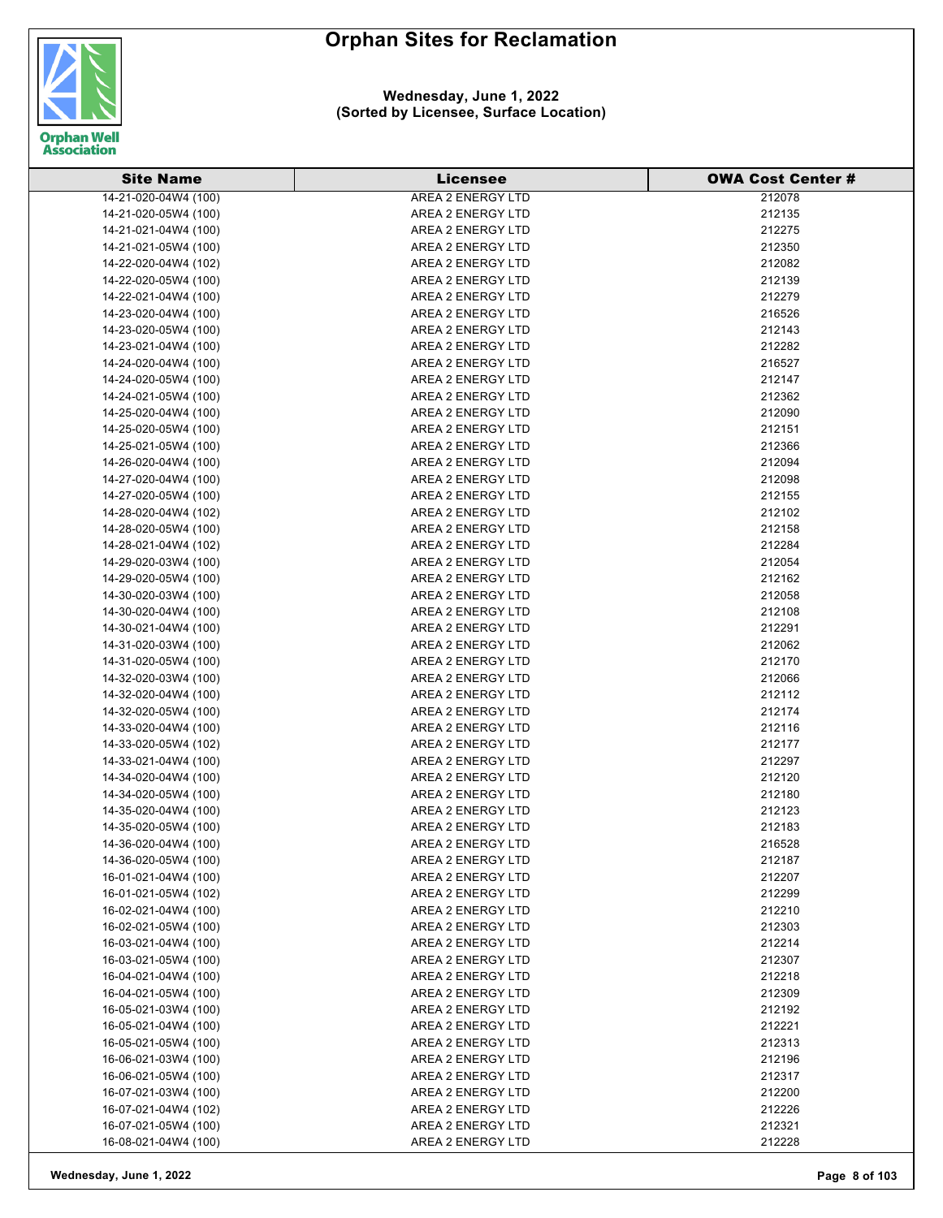# Orphan Sites for Reclamation

**Wednesday, June 1, 2022**
**(Sorted by Licensee, Surface Location)**

| Site Name | Licensee | OWA Cost Center # |
|---|---|---|
| 14-21-020-04W4 (100) | AREA 2 ENERGY LTD | 212078 |
| 14-21-020-05W4 (100) | AREA 2 ENERGY LTD | 212135 |
| 14-21-021-04W4 (100) | AREA 2 ENERGY LTD | 212275 |
| 14-21-021-05W4 (100) | AREA 2 ENERGY LTD | 212350 |
| 14-22-020-04W4 (102) | AREA 2 ENERGY LTD | 212082 |
| 14-22-020-05W4 (100) | AREA 2 ENERGY LTD | 212139 |
| 14-22-021-04W4 (100) | AREA 2 ENERGY LTD | 212279 |
| 14-23-020-04W4 (100) | AREA 2 ENERGY LTD | 216526 |
| 14-23-020-05W4 (100) | AREA 2 ENERGY LTD | 212143 |
| 14-23-021-04W4 (100) | AREA 2 ENERGY LTD | 212282 |
| 14-24-020-04W4 (100) | AREA 2 ENERGY LTD | 216527 |
| 14-24-020-05W4 (100) | AREA 2 ENERGY LTD | 212147 |
| 14-24-021-05W4 (100) | AREA 2 ENERGY LTD | 212362 |
| 14-25-020-04W4 (100) | AREA 2 ENERGY LTD | 212090 |
| 14-25-020-05W4 (100) | AREA 2 ENERGY LTD | 212151 |
| 14-25-021-05W4 (100) | AREA 2 ENERGY LTD | 212366 |
| 14-26-020-04W4 (100) | AREA 2 ENERGY LTD | 212094 |
| 14-27-020-04W4 (100) | AREA 2 ENERGY LTD | 212098 |
| 14-27-020-05W4 (100) | AREA 2 ENERGY LTD | 212155 |
| 14-28-020-04W4 (102) | AREA 2 ENERGY LTD | 212102 |
| 14-28-020-05W4 (100) | AREA 2 ENERGY LTD | 212158 |
| 14-28-021-04W4 (102) | AREA 2 ENERGY LTD | 212284 |
| 14-29-020-03W4 (100) | AREA 2 ENERGY LTD | 212054 |
| 14-29-020-05W4 (100) | AREA 2 ENERGY LTD | 212162 |
| 14-30-020-03W4 (100) | AREA 2 ENERGY LTD | 212058 |
| 14-30-020-04W4 (100) | AREA 2 ENERGY LTD | 212108 |
| 14-30-021-04W4 (100) | AREA 2 ENERGY LTD | 212291 |
| 14-31-020-03W4 (100) | AREA 2 ENERGY LTD | 212062 |
| 14-31-020-05W4 (100) | AREA 2 ENERGY LTD | 212170 |
| 14-32-020-03W4 (100) | AREA 2 ENERGY LTD | 212066 |
| 14-32-020-04W4 (100) | AREA 2 ENERGY LTD | 212112 |
| 14-32-020-05W4 (100) | AREA 2 ENERGY LTD | 212174 |
| 14-33-020-04W4 (100) | AREA 2 ENERGY LTD | 212116 |
| 14-33-020-05W4 (102) | AREA 2 ENERGY LTD | 212177 |
| 14-33-021-04W4 (100) | AREA 2 ENERGY LTD | 212297 |
| 14-34-020-04W4 (100) | AREA 2 ENERGY LTD | 212120 |
| 14-34-020-05W4 (100) | AREA 2 ENERGY LTD | 212180 |
| 14-35-020-04W4 (100) | AREA 2 ENERGY LTD | 212123 |
| 14-35-020-05W4 (100) | AREA 2 ENERGY LTD | 212183 |
| 14-36-020-04W4 (100) | AREA 2 ENERGY LTD | 216528 |
| 14-36-020-05W4 (100) | AREA 2 ENERGY LTD | 212187 |
| 16-01-021-04W4 (100) | AREA 2 ENERGY LTD | 212207 |
| 16-01-021-05W4 (102) | AREA 2 ENERGY LTD | 212299 |
| 16-02-021-04W4 (100) | AREA 2 ENERGY LTD | 212210 |
| 16-02-021-05W4 (100) | AREA 2 ENERGY LTD | 212303 |
| 16-03-021-04W4 (100) | AREA 2 ENERGY LTD | 212214 |
| 16-03-021-05W4 (100) | AREA 2 ENERGY LTD | 212307 |
| 16-04-021-04W4 (100) | AREA 2 ENERGY LTD | 212218 |
| 16-04-021-05W4 (100) | AREA 2 ENERGY LTD | 212309 |
| 16-05-021-03W4 (100) | AREA 2 ENERGY LTD | 212192 |
| 16-05-021-04W4 (100) | AREA 2 ENERGY LTD | 212221 |
| 16-05-021-05W4 (100) | AREA 2 ENERGY LTD | 212313 |
| 16-06-021-03W4 (100) | AREA 2 ENERGY LTD | 212196 |
| 16-06-021-05W4 (100) | AREA 2 ENERGY LTD | 212317 |
| 16-07-021-03W4 (100) | AREA 2 ENERGY LTD | 212200 |
| 16-07-021-04W4 (102) | AREA 2 ENERGY LTD | 212226 |
| 16-07-021-05W4 (100) | AREA 2 ENERGY LTD | 212321 |
| 16-08-021-04W4 (100) | AREA 2 ENERGY LTD | 212228 |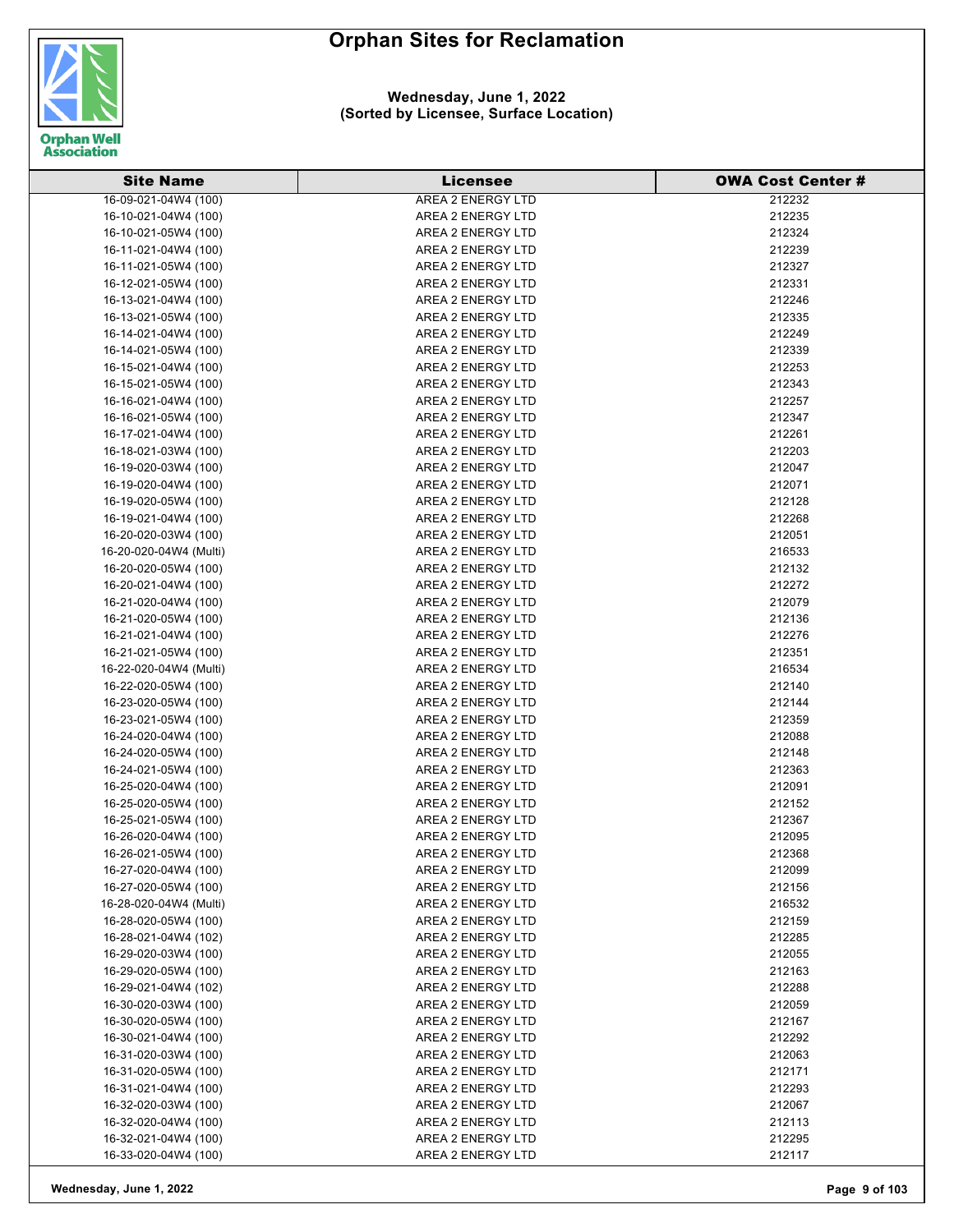# Orphan Sites for Reclamation

**Wednesday, June 1, 2022**
**(Sorted by Licensee, Surface Location)**

| Site Name | Licensee | OWA Cost Center # |
|---|---|---|
| 16-09-021-04W4 (100) | AREA 2 ENERGY LTD | 212232 |
| 16-10-021-04W4 (100) | AREA 2 ENERGY LTD | 212235 |
| 16-10-021-05W4 (100) | AREA 2 ENERGY LTD | 212324 |
| 16-11-021-04W4 (100) | AREA 2 ENERGY LTD | 212239 |
| 16-11-021-05W4 (100) | AREA 2 ENERGY LTD | 212327 |
| 16-12-021-05W4 (100) | AREA 2 ENERGY LTD | 212331 |
| 16-13-021-04W4 (100) | AREA 2 ENERGY LTD | 212246 |
| 16-13-021-05W4 (100) | AREA 2 ENERGY LTD | 212335 |
| 16-14-021-04W4 (100) | AREA 2 ENERGY LTD | 212249 |
| 16-14-021-05W4 (100) | AREA 2 ENERGY LTD | 212339 |
| 16-15-021-04W4 (100) | AREA 2 ENERGY LTD | 212253 |
| 16-15-021-05W4 (100) | AREA 2 ENERGY LTD | 212343 |
| 16-16-021-04W4 (100) | AREA 2 ENERGY LTD | 212257 |
| 16-16-021-05W4 (100) | AREA 2 ENERGY LTD | 212347 |
| 16-17-021-04W4 (100) | AREA 2 ENERGY LTD | 212261 |
| 16-18-021-03W4 (100) | AREA 2 ENERGY LTD | 212203 |
| 16-19-020-03W4 (100) | AREA 2 ENERGY LTD | 212047 |
| 16-19-020-04W4 (100) | AREA 2 ENERGY LTD | 212071 |
| 16-19-020-05W4 (100) | AREA 2 ENERGY LTD | 212128 |
| 16-19-021-04W4 (100) | AREA 2 ENERGY LTD | 212268 |
| 16-20-020-03W4 (100) | AREA 2 ENERGY LTD | 212051 |
| 16-20-020-04W4 (Multi) | AREA 2 ENERGY LTD | 216533 |
| 16-20-020-05W4 (100) | AREA 2 ENERGY LTD | 212132 |
| 16-20-021-04W4 (100) | AREA 2 ENERGY LTD | 212272 |
| 16-21-020-04W4 (100) | AREA 2 ENERGY LTD | 212079 |
| 16-21-020-05W4 (100) | AREA 2 ENERGY LTD | 212136 |
| 16-21-021-04W4 (100) | AREA 2 ENERGY LTD | 212276 |
| 16-21-021-05W4 (100) | AREA 2 ENERGY LTD | 212351 |
| 16-22-020-04W4 (Multi) | AREA 2 ENERGY LTD | 216534 |
| 16-22-020-05W4 (100) | AREA 2 ENERGY LTD | 212140 |
| 16-23-020-05W4 (100) | AREA 2 ENERGY LTD | 212144 |
| 16-23-021-05W4 (100) | AREA 2 ENERGY LTD | 212359 |
| 16-24-020-04W4 (100) | AREA 2 ENERGY LTD | 212088 |
| 16-24-020-05W4 (100) | AREA 2 ENERGY LTD | 212148 |
| 16-24-021-05W4 (100) | AREA 2 ENERGY LTD | 212363 |
| 16-25-020-04W4 (100) | AREA 2 ENERGY LTD | 212091 |
| 16-25-020-05W4 (100) | AREA 2 ENERGY LTD | 212152 |
| 16-25-021-05W4 (100) | AREA 2 ENERGY LTD | 212367 |
| 16-26-020-04W4 (100) | AREA 2 ENERGY LTD | 212095 |
| 16-26-021-05W4 (100) | AREA 2 ENERGY LTD | 212368 |
| 16-27-020-04W4 (100) | AREA 2 ENERGY LTD | 212099 |
| 16-27-020-05W4 (100) | AREA 2 ENERGY LTD | 212156 |
| 16-28-020-04W4 (Multi) | AREA 2 ENERGY LTD | 216532 |
| 16-28-020-05W4 (100) | AREA 2 ENERGY LTD | 212159 |
| 16-28-021-04W4 (102) | AREA 2 ENERGY LTD | 212285 |
| 16-29-020-03W4 (100) | AREA 2 ENERGY LTD | 212055 |
| 16-29-020-05W4 (100) | AREA 2 ENERGY LTD | 212163 |
| 16-29-021-04W4 (102) | AREA 2 ENERGY LTD | 212288 |
| 16-30-020-03W4 (100) | AREA 2 ENERGY LTD | 212059 |
| 16-30-020-05W4 (100) | AREA 2 ENERGY LTD | 212167 |
| 16-30-021-04W4 (100) | AREA 2 ENERGY LTD | 212292 |
| 16-31-020-03W4 (100) | AREA 2 ENERGY LTD | 212063 |
| 16-31-020-05W4 (100) | AREA 2 ENERGY LTD | 212171 |
| 16-31-021-04W4 (100) | AREA 2 ENERGY LTD | 212293 |
| 16-32-020-03W4 (100) | AREA 2 ENERGY LTD | 212067 |
| 16-32-020-04W4 (100) | AREA 2 ENERGY LTD | 212113 |
| 16-32-021-04W4 (100) | AREA 2 ENERGY LTD | 212295 |
| 16-33-020-04W4 (100) | AREA 2 ENERGY LTD | 212117 |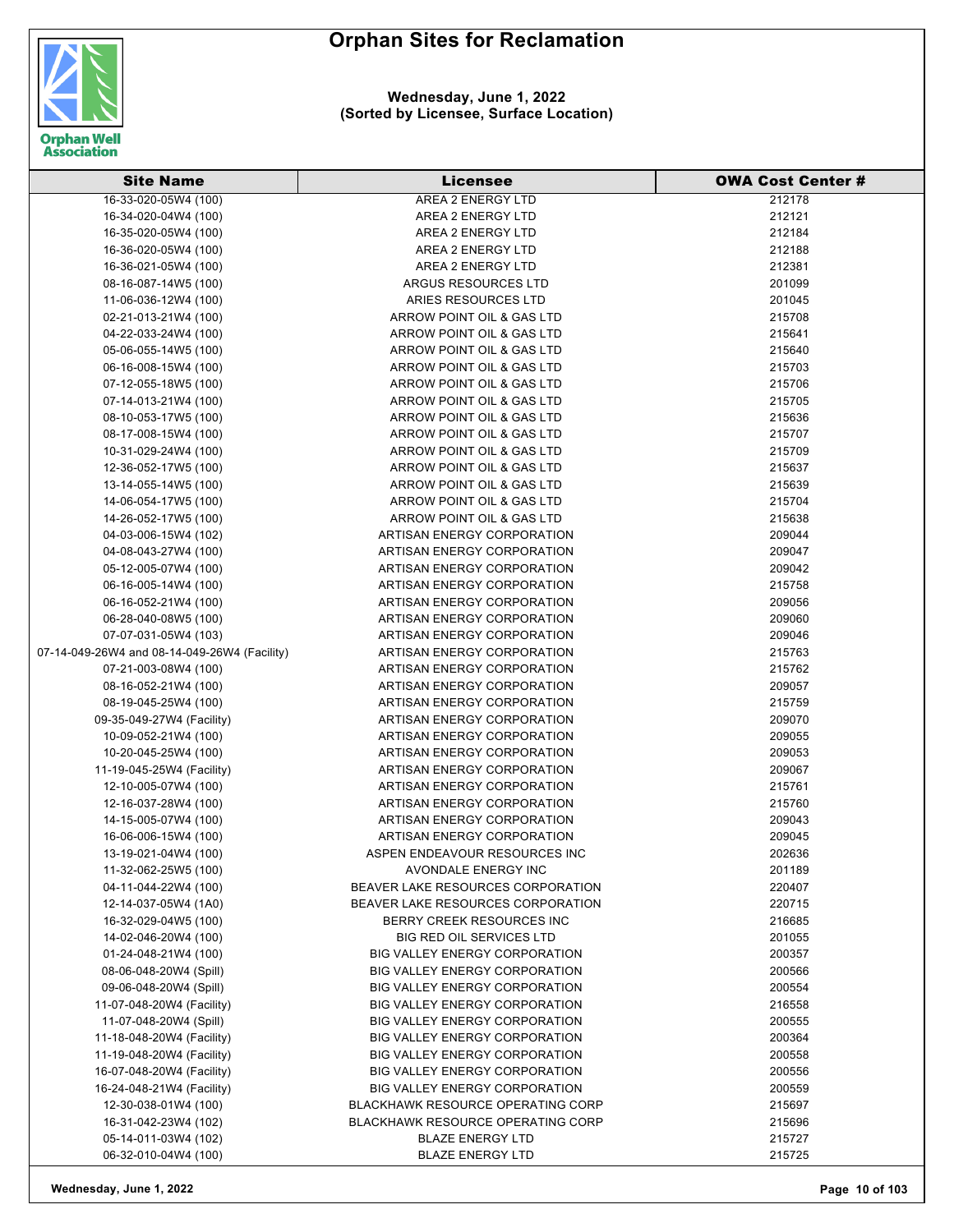# Orphan Sites for Reclamation

**Wednesday, June 1, 2022**
**(Sorted by Licensee, Surface Location)**

| Site Name | Licensee | OWA Cost Center # |
|---|---|---|
| 16-33-020-05W4 (100) | AREA 2 ENERGY LTD | 212178 |
| 16-34-020-04W4 (100) | AREA 2 ENERGY LTD | 212121 |
| 16-35-020-05W4 (100) | AREA 2 ENERGY LTD | 212184 |
| 16-36-020-05W4 (100) | AREA 2 ENERGY LTD | 212188 |
| 16-36-021-05W4 (100) | AREA 2 ENERGY LTD | 212381 |
| 08-16-087-14W5 (100) | ARGUS RESOURCES LTD | 201099 |
| 11-06-036-12W4 (100) | ARIES RESOURCES LTD | 201045 |
| 02-21-013-21W4 (100) | ARROW POINT OIL & GAS LTD | 215708 |
| 04-22-033-24W4 (100) | ARROW POINT OIL & GAS LTD | 215641 |
| 05-06-055-14W5 (100) | ARROW POINT OIL & GAS LTD | 215640 |
| 06-16-008-15W4 (100) | ARROW POINT OIL & GAS LTD | 215703 |
| 07-12-055-18W5 (100) | ARROW POINT OIL & GAS LTD | 215706 |
| 07-14-013-21W4 (100) | ARROW POINT OIL & GAS LTD | 215705 |
| 08-10-053-17W5 (100) | ARROW POINT OIL & GAS LTD | 215636 |
| 08-17-008-15W4 (100) | ARROW POINT OIL & GAS LTD | 215707 |
| 10-31-029-24W4 (100) | ARROW POINT OIL & GAS LTD | 215709 |
| 12-36-052-17W5 (100) | ARROW POINT OIL & GAS LTD | 215637 |
| 13-14-055-14W5 (100) | ARROW POINT OIL & GAS LTD | 215639 |
| 14-06-054-17W5 (100) | ARROW POINT OIL & GAS LTD | 215704 |
| 14-26-052-17W5 (100) | ARROW POINT OIL & GAS LTD | 215638 |
| 04-03-006-15W4 (102) | ARTISAN ENERGY CORPORATION | 209044 |
| 04-08-043-27W4 (100) | ARTISAN ENERGY CORPORATION | 209047 |
| 05-12-005-07W4 (100) | ARTISAN ENERGY CORPORATION | 209042 |
| 06-16-005-14W4 (100) | ARTISAN ENERGY CORPORATION | 215758 |
| 06-16-052-21W4 (100) | ARTISAN ENERGY CORPORATION | 209056 |
| 06-28-040-08W5 (100) | ARTISAN ENERGY CORPORATION | 209060 |
| 07-07-031-05W4 (103) | ARTISAN ENERGY CORPORATION | 209046 |
| 07-14-049-26W4 and 08-14-049-26W4 (Facility) | ARTISAN ENERGY CORPORATION | 215763 |
| 07-21-003-08W4 (100) | ARTISAN ENERGY CORPORATION | 215762 |
| 08-16-052-21W4 (100) | ARTISAN ENERGY CORPORATION | 209057 |
| 08-19-045-25W4 (100) | ARTISAN ENERGY CORPORATION | 215759 |
| 09-35-049-27W4 (Facility) | ARTISAN ENERGY CORPORATION | 209070 |
| 10-09-052-21W4 (100) | ARTISAN ENERGY CORPORATION | 209055 |
| 10-20-045-25W4 (100) | ARTISAN ENERGY CORPORATION | 209053 |
| 11-19-045-25W4 (Facility) | ARTISAN ENERGY CORPORATION | 209067 |
| 12-10-005-07W4 (100) | ARTISAN ENERGY CORPORATION | 215761 |
| 12-16-037-28W4 (100) | ARTISAN ENERGY CORPORATION | 215760 |
| 14-15-005-07W4 (100) | ARTISAN ENERGY CORPORATION | 209043 |
| 16-06-006-15W4 (100) | ARTISAN ENERGY CORPORATION | 209045 |
| 13-19-021-04W4 (100) | ASPEN ENDEAVOUR RESOURCES INC | 202636 |
| 11-32-062-25W5 (100) | AVONDALE ENERGY INC | 201189 |
| 04-11-044-22W4 (100) | BEAVER LAKE RESOURCES CORPORATION | 220407 |
| 12-14-037-05W4 (1A0) | BEAVER LAKE RESOURCES CORPORATION | 220715 |
| 16-32-029-04W5 (100) | BERRY CREEK RESOURCES INC | 216685 |
| 14-02-046-20W4 (100) | BIG RED OIL SERVICES LTD | 201055 |
| 01-24-048-21W4 (100) | BIG VALLEY ENERGY CORPORATION | 200357 |
| 08-06-048-20W4 (Spill) | BIG VALLEY ENERGY CORPORATION | 200566 |
| 09-06-048-20W4 (Spill) | BIG VALLEY ENERGY CORPORATION | 200554 |
| 11-07-048-20W4 (Facility) | BIG VALLEY ENERGY CORPORATION | 216558 |
| 11-07-048-20W4 (Spill) | BIG VALLEY ENERGY CORPORATION | 200555 |
| 11-18-048-20W4 (Facility) | BIG VALLEY ENERGY CORPORATION | 200364 |
| 11-19-048-20W4 (Facility) | BIG VALLEY ENERGY CORPORATION | 200558 |
| 16-07-048-20W4 (Facility) | BIG VALLEY ENERGY CORPORATION | 200556 |
| 16-24-048-21W4 (Facility) | BIG VALLEY ENERGY CORPORATION | 200559 |
| 12-30-038-01W4 (100) | BLACKHAWK RESOURCE OPERATING CORP | 215697 |
| 16-31-042-23W4 (102) | BLACKHAWK RESOURCE OPERATING CORP | 215696 |
| 05-14-011-03W4 (102) | BLAZE ENERGY LTD | 215727 |
| 06-32-010-04W4 (100) | BLAZE ENERGY LTD | 215725 |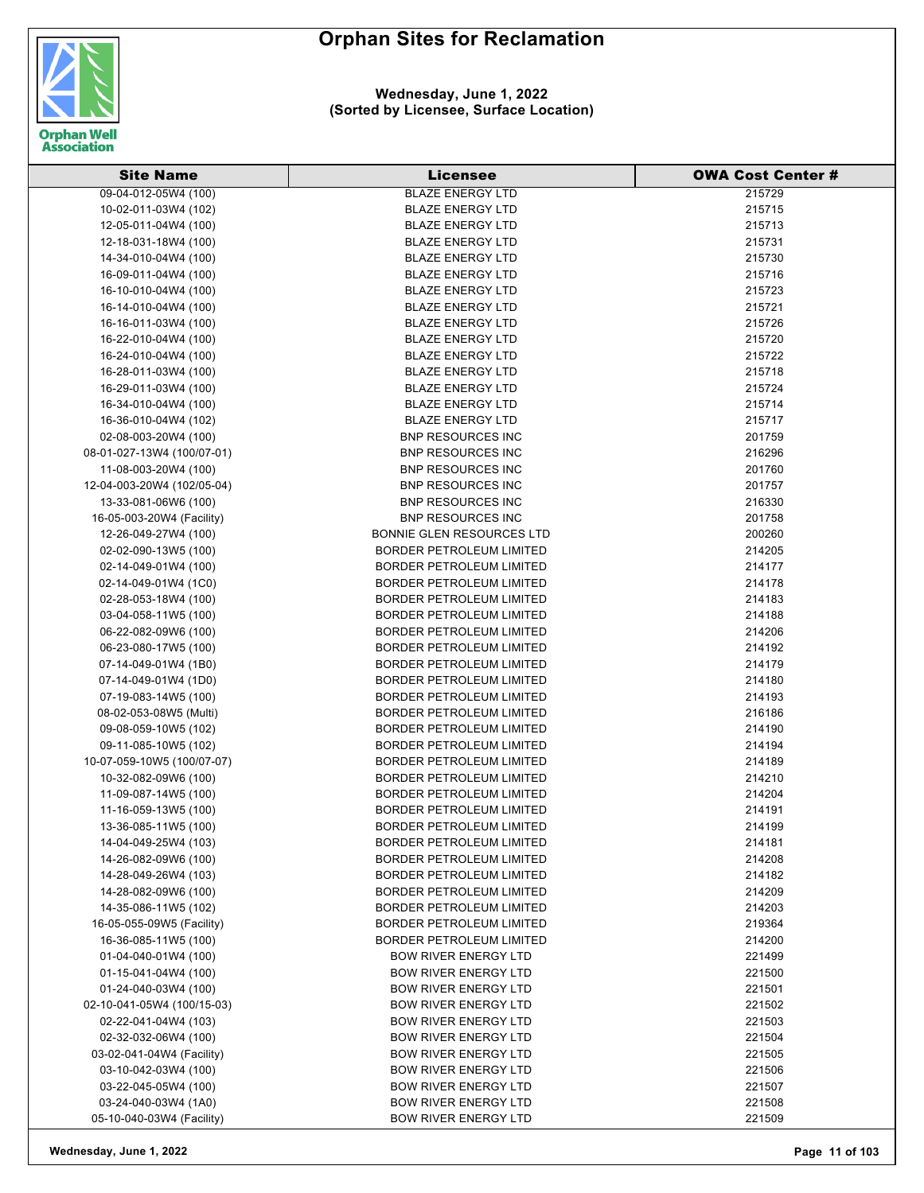# Orphan Sites for Reclamation

**Wednesday, June 1, 2022**
**(Sorted by Licensee, Surface Location)**

| Site Name | Licensee | OWA Cost Center # |
|---|---|---|
| 09-04-012-05W4 (100) | BLAZE ENERGY LTD | 215729 |
| 10-02-011-03W4 (102) | BLAZE ENERGY LTD | 215715 |
| 12-05-011-04W4 (100) | BLAZE ENERGY LTD | 215713 |
| 12-18-031-18W4 (100) | BLAZE ENERGY LTD | 215731 |
| 14-34-010-04W4 (100) | BLAZE ENERGY LTD | 215730 |
| 16-09-011-04W4 (100) | BLAZE ENERGY LTD | 215716 |
| 16-10-010-04W4 (100) | BLAZE ENERGY LTD | 215723 |
| 16-14-010-04W4 (100) | BLAZE ENERGY LTD | 215721 |
| 16-16-011-03W4 (100) | BLAZE ENERGY LTD | 215726 |
| 16-22-010-04W4 (100) | BLAZE ENERGY LTD | 215720 |
| 16-24-010-04W4 (100) | BLAZE ENERGY LTD | 215722 |
| 16-28-011-03W4 (100) | BLAZE ENERGY LTD | 215718 |
| 16-29-011-03W4 (100) | BLAZE ENERGY LTD | 215724 |
| 16-34-010-04W4 (100) | BLAZE ENERGY LTD | 215714 |
| 16-36-010-04W4 (102) | BLAZE ENERGY LTD | 215717 |
| 02-08-003-20W4 (100) | BNP RESOURCES INC | 201759 |
| 08-01-027-13W4 (100/07-01) | BNP RESOURCES INC | 216296 |
| 11-08-003-20W4 (100) | BNP RESOURCES INC | 201760 |
| 12-04-003-20W4 (102/05-04) | BNP RESOURCES INC | 201757 |
| 13-33-081-06W6 (100) | BNP RESOURCES INC | 216330 |
| 16-05-003-20W4 (Facility) | BNP RESOURCES INC | 201758 |
| 12-26-049-27W4 (100) | BONNIE GLEN RESOURCES LTD | 200260 |
| 02-02-090-13W5 (100) | BORDER PETROLEUM LIMITED | 214205 |
| 02-14-049-01W4 (100) | BORDER PETROLEUM LIMITED | 214177 |
| 02-14-049-01W4 (1C0) | BORDER PETROLEUM LIMITED | 214178 |
| 02-28-053-18W4 (100) | BORDER PETROLEUM LIMITED | 214183 |
| 03-04-058-11W5 (100) | BORDER PETROLEUM LIMITED | 214188 |
| 06-22-082-09W6 (100) | BORDER PETROLEUM LIMITED | 214206 |
| 06-23-080-17W5 (100) | BORDER PETROLEUM LIMITED | 214192 |
| 07-14-049-01W4 (1B0) | BORDER PETROLEUM LIMITED | 214179 |
| 07-14-049-01W4 (1D0) | BORDER PETROLEUM LIMITED | 214180 |
| 07-19-083-14W5 (100) | BORDER PETROLEUM LIMITED | 214193 |
| 08-02-053-08W5 (Multi) | BORDER PETROLEUM LIMITED | 216186 |
| 09-08-059-10W5 (102) | BORDER PETROLEUM LIMITED | 214190 |
| 09-11-085-10W5 (102) | BORDER PETROLEUM LIMITED | 214194 |
| 10-07-059-10W5 (100/07-07) | BORDER PETROLEUM LIMITED | 214189 |
| 10-32-082-09W6 (100) | BORDER PETROLEUM LIMITED | 214210 |
| 11-09-087-14W5 (100) | BORDER PETROLEUM LIMITED | 214204 |
| 11-16-059-13W5 (100) | BORDER PETROLEUM LIMITED | 214191 |
| 13-36-085-11W5 (100) | BORDER PETROLEUM LIMITED | 214199 |
| 14-04-049-25W4 (103) | BORDER PETROLEUM LIMITED | 214181 |
| 14-26-082-09W6 (100) | BORDER PETROLEUM LIMITED | 214208 |
| 14-28-049-26W4 (103) | BORDER PETROLEUM LIMITED | 214182 |
| 14-28-082-09W6 (100) | BORDER PETROLEUM LIMITED | 214209 |
| 14-35-086-11W5 (102) | BORDER PETROLEUM LIMITED | 214203 |
| 16-05-055-09W5 (Facility) | BORDER PETROLEUM LIMITED | 219364 |
| 16-36-085-11W5 (100) | BORDER PETROLEUM LIMITED | 214200 |
| 01-04-040-01W4 (100) | BOW RIVER ENERGY LTD | 221499 |
| 01-15-041-04W4 (100) | BOW RIVER ENERGY LTD | 221500 |
| 01-24-040-03W4 (100) | BOW RIVER ENERGY LTD | 221501 |
| 02-10-041-05W4 (100/15-03) | BOW RIVER ENERGY LTD | 221502 |
| 02-22-041-04W4 (103) | BOW RIVER ENERGY LTD | 221503 |
| 02-32-032-06W4 (100) | BOW RIVER ENERGY LTD | 221504 |
| 03-02-041-04W4 (Facility) | BOW RIVER ENERGY LTD | 221505 |
| 03-10-042-03W4 (100) | BOW RIVER ENERGY LTD | 221506 |
| 03-22-045-05W4 (100) | BOW RIVER ENERGY LTD | 221507 |
| 03-24-040-03W4 (1A0) | BOW RIVER ENERGY LTD | 221508 |
| 05-10-040-03W4 (Facility) | BOW RIVER ENERGY LTD | 221509 |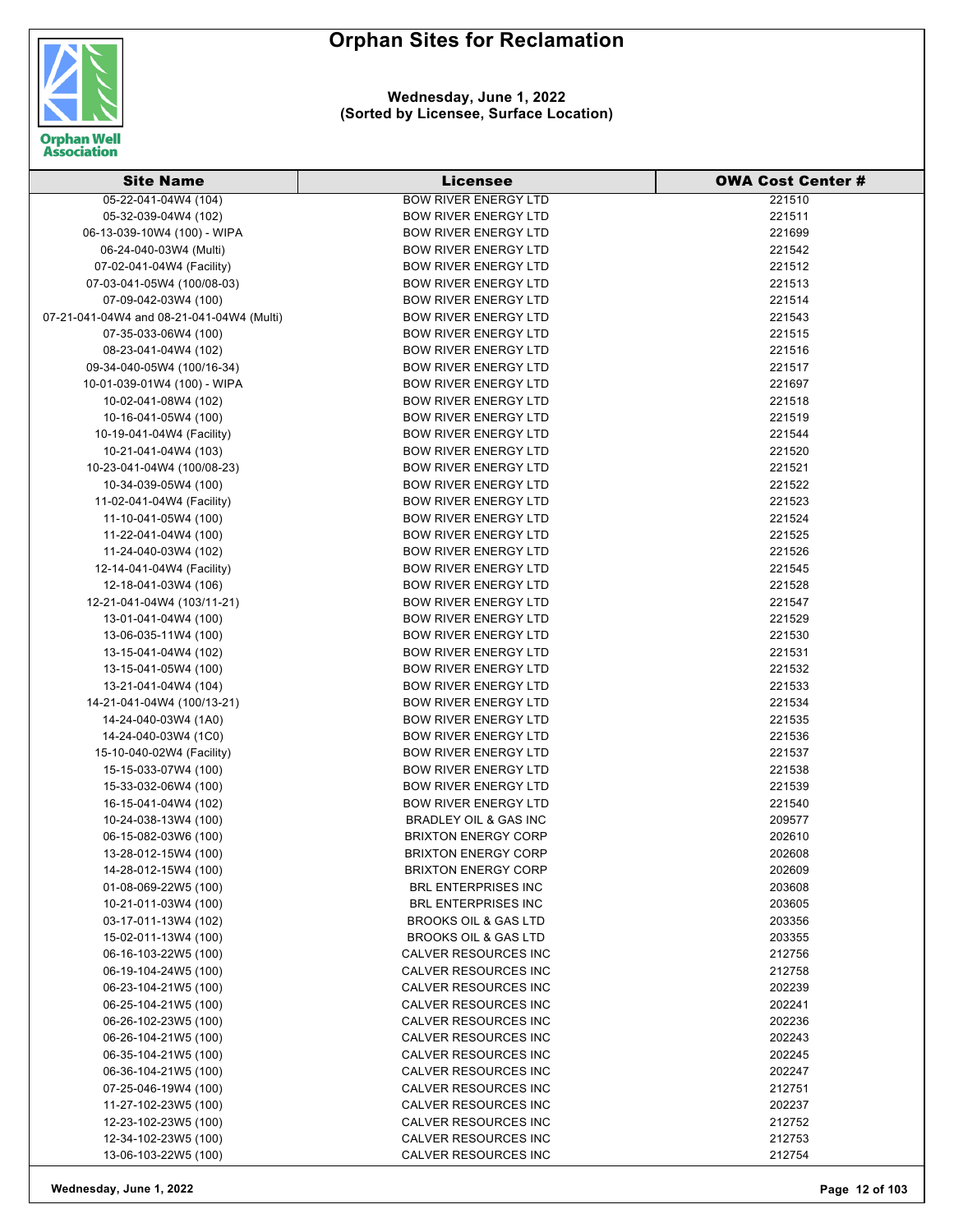# Orphan Sites for Reclamation

**Wednesday, June 1, 2022**
**(Sorted by Licensee, Surface Location)**

| Site Name | Licensee | OWA Cost Center # |
|---|---|---|
| 05-22-041-04W4 (104) | BOW RIVER ENERGY LTD | 221510 |
| 05-32-039-04W4 (102) | BOW RIVER ENERGY LTD | 221511 |
| 06-13-039-10W4 (100) - WIPA | BOW RIVER ENERGY LTD | 221699 |
| 06-24-040-03W4 (Multi) | BOW RIVER ENERGY LTD | 221542 |
| 07-02-041-04W4 (Facility) | BOW RIVER ENERGY LTD | 221512 |
| 07-03-041-05W4 (100/08-03) | BOW RIVER ENERGY LTD | 221513 |
| 07-09-042-03W4 (100) | BOW RIVER ENERGY LTD | 221514 |
| 07-21-041-04W4 and 08-21-041-04W4 (Multi) | BOW RIVER ENERGY LTD | 221543 |
| 07-35-033-06W4 (100) | BOW RIVER ENERGY LTD | 221515 |
| 08-23-041-04W4 (102) | BOW RIVER ENERGY LTD | 221516 |
| 09-34-040-05W4 (100/16-34) | BOW RIVER ENERGY LTD | 221517 |
| 10-01-039-01W4 (100) - WIPA | BOW RIVER ENERGY LTD | 221697 |
| 10-02-041-08W4 (102) | BOW RIVER ENERGY LTD | 221518 |
| 10-16-041-05W4 (100) | BOW RIVER ENERGY LTD | 221519 |
| 10-19-041-04W4 (Facility) | BOW RIVER ENERGY LTD | 221544 |
| 10-21-041-04W4 (103) | BOW RIVER ENERGY LTD | 221520 |
| 10-23-041-04W4 (100/08-23) | BOW RIVER ENERGY LTD | 221521 |
| 10-34-039-05W4 (100) | BOW RIVER ENERGY LTD | 221522 |
| 11-02-041-04W4 (Facility) | BOW RIVER ENERGY LTD | 221523 |
| 11-10-041-05W4 (100) | BOW RIVER ENERGY LTD | 221524 |
| 11-22-041-04W4 (100) | BOW RIVER ENERGY LTD | 221525 |
| 11-24-040-03W4 (102) | BOW RIVER ENERGY LTD | 221526 |
| 12-14-041-04W4 (Facility) | BOW RIVER ENERGY LTD | 221545 |
| 12-18-041-03W4 (106) | BOW RIVER ENERGY LTD | 221528 |
| 12-21-041-04W4 (103/11-21) | BOW RIVER ENERGY LTD | 221547 |
| 13-01-041-04W4 (100) | BOW RIVER ENERGY LTD | 221529 |
| 13-06-035-11W4 (100) | BOW RIVER ENERGY LTD | 221530 |
| 13-15-041-04W4 (102) | BOW RIVER ENERGY LTD | 221531 |
| 13-15-041-05W4 (100) | BOW RIVER ENERGY LTD | 221532 |
| 13-21-041-04W4 (104) | BOW RIVER ENERGY LTD | 221533 |
| 14-21-041-04W4 (100/13-21) | BOW RIVER ENERGY LTD | 221534 |
| 14-24-040-03W4 (1A0) | BOW RIVER ENERGY LTD | 221535 |
| 14-24-040-03W4 (1C0) | BOW RIVER ENERGY LTD | 221536 |
| 15-10-040-02W4 (Facility) | BOW RIVER ENERGY LTD | 221537 |
| 15-15-033-07W4 (100) | BOW RIVER ENERGY LTD | 221538 |
| 15-33-032-06W4 (100) | BOW RIVER ENERGY LTD | 221539 |
| 16-15-041-04W4 (102) | BOW RIVER ENERGY LTD | 221540 |
| 10-24-038-13W4 (100) | BRADLEY OIL & GAS INC | 209577 |
| 06-15-082-03W6 (100) | BRIXTON ENERGY CORP | 202610 |
| 13-28-012-15W4 (100) | BRIXTON ENERGY CORP | 202608 |
| 14-28-012-15W4 (100) | BRIXTON ENERGY CORP | 202609 |
| 01-08-069-22W5 (100) | BRL ENTERPRISES INC | 203608 |
| 10-21-011-03W4 (100) | BRL ENTERPRISES INC | 203605 |
| 03-17-011-13W4 (102) | BROOKS OIL & GAS LTD | 203356 |
| 15-02-011-13W4 (100) | BROOKS OIL & GAS LTD | 203355 |
| 06-16-103-22W5 (100) | CALVER RESOURCES INC | 212756 |
| 06-19-104-24W5 (100) | CALVER RESOURCES INC | 212758 |
| 06-23-104-21W5 (100) | CALVER RESOURCES INC | 202239 |
| 06-25-104-21W5 (100) | CALVER RESOURCES INC | 202241 |
| 06-26-102-23W5 (100) | CALVER RESOURCES INC | 202236 |
| 06-26-104-21W5 (100) | CALVER RESOURCES INC | 202243 |
| 06-35-104-21W5 (100) | CALVER RESOURCES INC | 202245 |
| 06-36-104-21W5 (100) | CALVER RESOURCES INC | 202247 |
| 07-25-046-19W4 (100) | CALVER RESOURCES INC | 212751 |
| 11-27-102-23W5 (100) | CALVER RESOURCES INC | 202237 |
| 12-23-102-23W5 (100) | CALVER RESOURCES INC | 212752 |
| 12-34-102-23W5 (100) | CALVER RESOURCES INC | 212753 |
| 13-06-103-22W5 (100) | CALVER RESOURCES INC | 212754 |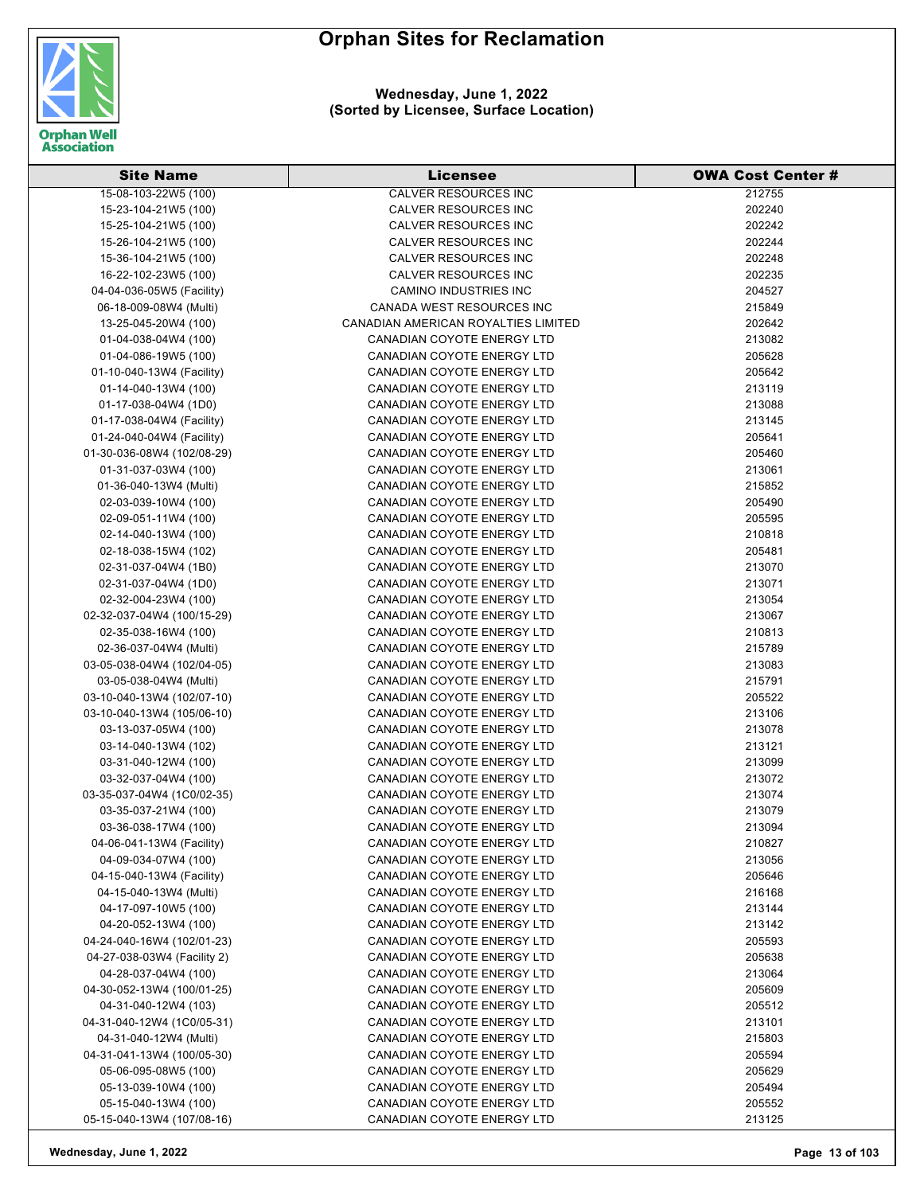# Orphan Sites for Reclamation

**Wednesday, June 1, 2022**
**(Sorted by Licensee, Surface Location)**

| Site Name | Licensee | OWA Cost Center # |
|---|---|---|
| 15-08-103-22W5 (100) | CALVER RESOURCES INC | 212755 |
| 15-23-104-21W5 (100) | CALVER RESOURCES INC | 202240 |
| 15-25-104-21W5 (100) | CALVER RESOURCES INC | 202242 |
| 15-26-104-21W5 (100) | CALVER RESOURCES INC | 202244 |
| 15-36-104-21W5 (100) | CALVER RESOURCES INC | 202248 |
| 16-22-102-23W5 (100) | CALVER RESOURCES INC | 202235 |
| 04-04-036-05W5 (Facility) | CAMINO INDUSTRIES INC | 204527 |
| 06-18-009-08W4 (Multi) | CANADA WEST RESOURCES INC | 215849 |
| 13-25-045-20W4 (100) | CANADIAN AMERICAN ROYALTIES LIMITED | 202642 |
| 01-04-038-04W4 (100) | CANADIAN COYOTE ENERGY LTD | 213082 |
| 01-04-086-19W5 (100) | CANADIAN COYOTE ENERGY LTD | 205628 |
| 01-10-040-13W4 (Facility) | CANADIAN COYOTE ENERGY LTD | 205642 |
| 01-14-040-13W4 (100) | CANADIAN COYOTE ENERGY LTD | 213119 |
| 01-17-038-04W4 (1D0) | CANADIAN COYOTE ENERGY LTD | 213088 |
| 01-17-038-04W4 (Facility) | CANADIAN COYOTE ENERGY LTD | 213145 |
| 01-24-040-04W4 (Facility) | CANADIAN COYOTE ENERGY LTD | 205641 |
| 01-30-036-08W4 (102/08-29) | CANADIAN COYOTE ENERGY LTD | 205460 |
| 01-31-037-03W4 (100) | CANADIAN COYOTE ENERGY LTD | 213061 |
| 01-36-040-13W4 (Multi) | CANADIAN COYOTE ENERGY LTD | 215852 |
| 02-03-039-10W4 (100) | CANADIAN COYOTE ENERGY LTD | 205490 |
| 02-09-051-11W4 (100) | CANADIAN COYOTE ENERGY LTD | 205595 |
| 02-14-040-13W4 (100) | CANADIAN COYOTE ENERGY LTD | 210818 |
| 02-18-038-15W4 (102) | CANADIAN COYOTE ENERGY LTD | 205481 |
| 02-31-037-04W4 (1B0) | CANADIAN COYOTE ENERGY LTD | 213070 |
| 02-31-037-04W4 (1D0) | CANADIAN COYOTE ENERGY LTD | 213071 |
| 02-32-004-23W4 (100) | CANADIAN COYOTE ENERGY LTD | 213054 |
| 02-32-037-04W4 (100/15-29) | CANADIAN COYOTE ENERGY LTD | 213067 |
| 02-35-038-16W4 (100) | CANADIAN COYOTE ENERGY LTD | 210813 |
| 02-36-037-04W4 (Multi) | CANADIAN COYOTE ENERGY LTD | 215789 |
| 03-05-038-04W4 (102/04-05) | CANADIAN COYOTE ENERGY LTD | 213083 |
| 03-05-038-04W4 (Multi) | CANADIAN COYOTE ENERGY LTD | 215791 |
| 03-10-040-13W4 (102/07-10) | CANADIAN COYOTE ENERGY LTD | 205522 |
| 03-10-040-13W4 (105/06-10) | CANADIAN COYOTE ENERGY LTD | 213106 |
| 03-13-037-05W4 (100) | CANADIAN COYOTE ENERGY LTD | 213078 |
| 03-14-040-13W4 (102) | CANADIAN COYOTE ENERGY LTD | 213121 |
| 03-31-040-12W4 (100) | CANADIAN COYOTE ENERGY LTD | 213099 |
| 03-32-037-04W4 (100) | CANADIAN COYOTE ENERGY LTD | 213072 |
| 03-35-037-04W4 (1C0/02-35) | CANADIAN COYOTE ENERGY LTD | 213074 |
| 03-35-037-21W4 (100) | CANADIAN COYOTE ENERGY LTD | 213079 |
| 03-36-038-17W4 (100) | CANADIAN COYOTE ENERGY LTD | 213094 |
| 04-06-041-13W4 (Facility) | CANADIAN COYOTE ENERGY LTD | 210827 |
| 04-09-034-07W4 (100) | CANADIAN COYOTE ENERGY LTD | 213056 |
| 04-15-040-13W4 (Facility) | CANADIAN COYOTE ENERGY LTD | 205646 |
| 04-15-040-13W4 (Multi) | CANADIAN COYOTE ENERGY LTD | 216168 |
| 04-17-097-10W5 (100) | CANADIAN COYOTE ENERGY LTD | 213144 |
| 04-20-052-13W4 (100) | CANADIAN COYOTE ENERGY LTD | 213142 |
| 04-24-040-16W4 (102/01-23) | CANADIAN COYOTE ENERGY LTD | 205593 |
| 04-27-038-03W4 (Facility 2) | CANADIAN COYOTE ENERGY LTD | 205638 |
| 04-28-037-04W4 (100) | CANADIAN COYOTE ENERGY LTD | 213064 |
| 04-30-052-13W4 (100/01-25) | CANADIAN COYOTE ENERGY LTD | 205609 |
| 04-31-040-12W4 (103) | CANADIAN COYOTE ENERGY LTD | 205512 |
| 04-31-040-12W4 (1C0/05-31) | CANADIAN COYOTE ENERGY LTD | 213101 |
| 04-31-040-12W4 (Multi) | CANADIAN COYOTE ENERGY LTD | 215803 |
| 04-31-041-13W4 (100/05-30) | CANADIAN COYOTE ENERGY LTD | 205594 |
| 05-06-095-08W5 (100) | CANADIAN COYOTE ENERGY LTD | 205629 |
| 05-13-039-10W4 (100) | CANADIAN COYOTE ENERGY LTD | 205494 |
| 05-15-040-13W4 (100) | CANADIAN COYOTE ENERGY LTD | 205552 |
| 05-15-040-13W4 (107/08-16) | CANADIAN COYOTE ENERGY LTD | 213125 |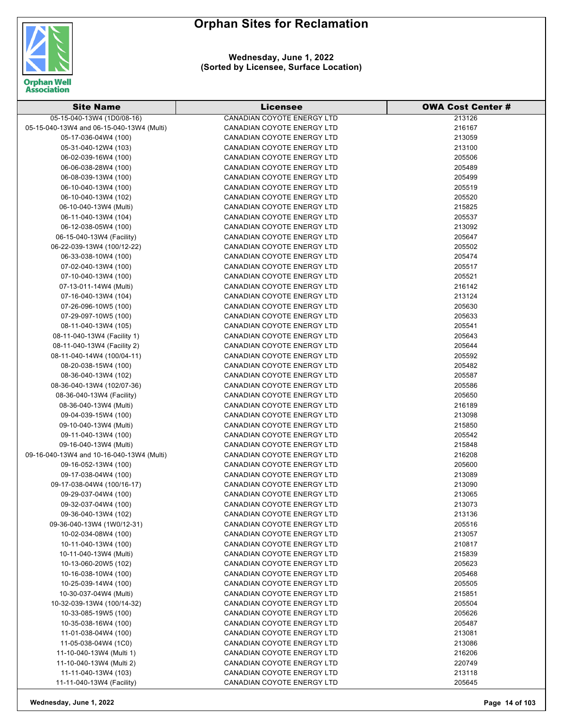# Orphan Sites for Reclamation

**Wednesday, June 1, 2022**
**(Sorted by Licensee, Surface Location)**

| Site Name | Licensee | OWA Cost Center # |
|---|---|---|
| 05-15-040-13W4 (1D0/08-16) | CANADIAN COYOTE ENERGY LTD | 213126 |
| 05-15-040-13W4 and 06-15-040-13W4 (Multi) | CANADIAN COYOTE ENERGY LTD | 216167 |
| 05-17-036-04W4 (100) | CANADIAN COYOTE ENERGY LTD | 213059 |
| 05-31-040-12W4 (103) | CANADIAN COYOTE ENERGY LTD | 213100 |
| 06-02-039-16W4 (100) | CANADIAN COYOTE ENERGY LTD | 205506 |
| 06-06-038-28W4 (100) | CANADIAN COYOTE ENERGY LTD | 205489 |
| 06-08-039-13W4 (100) | CANADIAN COYOTE ENERGY LTD | 205499 |
| 06-10-040-13W4 (100) | CANADIAN COYOTE ENERGY LTD | 205519 |
| 06-10-040-13W4 (102) | CANADIAN COYOTE ENERGY LTD | 205520 |
| 06-10-040-13W4 (Multi) | CANADIAN COYOTE ENERGY LTD | 215825 |
| 06-11-040-13W4 (104) | CANADIAN COYOTE ENERGY LTD | 205537 |
| 06-12-038-05W4 (100) | CANADIAN COYOTE ENERGY LTD | 213092 |
| 06-15-040-13W4 (Facility) | CANADIAN COYOTE ENERGY LTD | 205647 |
| 06-22-039-13W4 (100/12-22) | CANADIAN COYOTE ENERGY LTD | 205502 |
| 06-33-038-10W4 (100) | CANADIAN COYOTE ENERGY LTD | 205474 |
| 07-02-040-13W4 (100) | CANADIAN COYOTE ENERGY LTD | 205517 |
| 07-10-040-13W4 (100) | CANADIAN COYOTE ENERGY LTD | 205521 |
| 07-13-011-14W4 (Multi) | CANADIAN COYOTE ENERGY LTD | 216142 |
| 07-16-040-13W4 (104) | CANADIAN COYOTE ENERGY LTD | 213124 |
| 07-26-096-10W5 (100) | CANADIAN COYOTE ENERGY LTD | 205630 |
| 07-29-097-10W5 (100) | CANADIAN COYOTE ENERGY LTD | 205633 |
| 08-11-040-13W4 (105) | CANADIAN COYOTE ENERGY LTD | 205541 |
| 08-11-040-13W4 (Facility 1) | CANADIAN COYOTE ENERGY LTD | 205643 |
| 08-11-040-13W4 (Facility 2) | CANADIAN COYOTE ENERGY LTD | 205644 |
| 08-11-040-14W4 (100/04-11) | CANADIAN COYOTE ENERGY LTD | 205592 |
| 08-20-038-15W4 (100) | CANADIAN COYOTE ENERGY LTD | 205482 |
| 08-36-040-13W4 (102) | CANADIAN COYOTE ENERGY LTD | 205587 |
| 08-36-040-13W4 (102/07-36) | CANADIAN COYOTE ENERGY LTD | 205586 |
| 08-36-040-13W4 (Facility) | CANADIAN COYOTE ENERGY LTD | 205650 |
| 08-36-040-13W4 (Multi) | CANADIAN COYOTE ENERGY LTD | 216189 |
| 09-04-039-15W4 (100) | CANADIAN COYOTE ENERGY LTD | 213098 |
| 09-10-040-13W4 (Multi) | CANADIAN COYOTE ENERGY LTD | 215850 |
| 09-11-040-13W4 (100) | CANADIAN COYOTE ENERGY LTD | 205542 |
| 09-16-040-13W4 (Multi) | CANADIAN COYOTE ENERGY LTD | 215848 |
| 09-16-040-13W4 and 10-16-040-13W4 (Multi) | CANADIAN COYOTE ENERGY LTD | 216208 |
| 09-16-052-13W4 (100) | CANADIAN COYOTE ENERGY LTD | 205600 |
| 09-17-038-04W4 (100) | CANADIAN COYOTE ENERGY LTD | 213089 |
| 09-17-038-04W4 (100/16-17) | CANADIAN COYOTE ENERGY LTD | 213090 |
| 09-29-037-04W4 (100) | CANADIAN COYOTE ENERGY LTD | 213065 |
| 09-32-037-04W4 (100) | CANADIAN COYOTE ENERGY LTD | 213073 |
| 09-36-040-13W4 (102) | CANADIAN COYOTE ENERGY LTD | 213136 |
| 09-36-040-13W4 (1W0/12-31) | CANADIAN COYOTE ENERGY LTD | 205516 |
| 10-02-034-08W4 (100) | CANADIAN COYOTE ENERGY LTD | 213057 |
| 10-11-040-13W4 (100) | CANADIAN COYOTE ENERGY LTD | 210817 |
| 10-11-040-13W4 (Multi) | CANADIAN COYOTE ENERGY LTD | 215839 |
| 10-13-060-20W5 (102) | CANADIAN COYOTE ENERGY LTD | 205623 |
| 10-16-038-10W4 (100) | CANADIAN COYOTE ENERGY LTD | 205468 |
| 10-25-039-14W4 (100) | CANADIAN COYOTE ENERGY LTD | 205505 |
| 10-30-037-04W4 (Multi) | CANADIAN COYOTE ENERGY LTD | 215851 |
| 10-32-039-13W4 (100/14-32) | CANADIAN COYOTE ENERGY LTD | 205504 |
| 10-33-085-19W5 (100) | CANADIAN COYOTE ENERGY LTD | 205626 |
| 10-35-038-16W4 (100) | CANADIAN COYOTE ENERGY LTD | 205487 |
| 11-01-038-04W4 (100) | CANADIAN COYOTE ENERGY LTD | 213081 |
| 11-05-038-04W4 (1C0) | CANADIAN COYOTE ENERGY LTD | 213086 |
| 11-10-040-13W4 (Multi 1) | CANADIAN COYOTE ENERGY LTD | 216206 |
| 11-10-040-13W4 (Multi 2) | CANADIAN COYOTE ENERGY LTD | 220749 |
| 11-11-040-13W4 (103) | CANADIAN COYOTE ENERGY LTD | 213118 |
| 11-11-040-13W4 (Facility) | CANADIAN COYOTE ENERGY LTD | 205645 |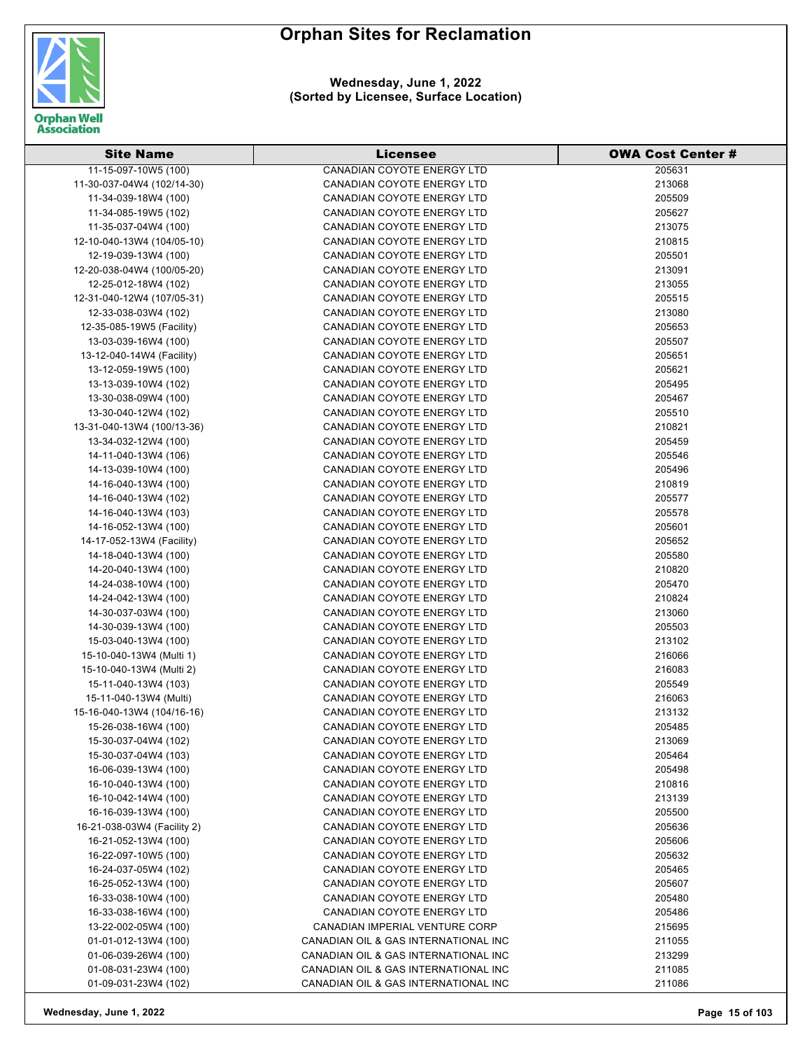# Orphan Sites for Reclamation

**Wednesday, June 1, 2022**
**(Sorted by Licensee, Surface Location)**

| Site Name | Licensee | OWA Cost Center # |
|---|---|---|
| 11-15-097-10W5 (100) | CANADIAN COYOTE ENERGY LTD | 205631 |
| 11-30-037-04W4 (102/14-30) | CANADIAN COYOTE ENERGY LTD | 213068 |
| 11-34-039-18W4 (100) | CANADIAN COYOTE ENERGY LTD | 205509 |
| 11-34-085-19W5 (102) | CANADIAN COYOTE ENERGY LTD | 205627 |
| 11-35-037-04W4 (100) | CANADIAN COYOTE ENERGY LTD | 213075 |
| 12-10-040-13W4 (104/05-10) | CANADIAN COYOTE ENERGY LTD | 210815 |
| 12-19-039-13W4 (100) | CANADIAN COYOTE ENERGY LTD | 205501 |
| 12-20-038-04W4 (100/05-20) | CANADIAN COYOTE ENERGY LTD | 213091 |
| 12-25-012-18W4 (102) | CANADIAN COYOTE ENERGY LTD | 213055 |
| 12-31-040-12W4 (107/05-31) | CANADIAN COYOTE ENERGY LTD | 205515 |
| 12-33-038-03W4 (102) | CANADIAN COYOTE ENERGY LTD | 213080 |
| 12-35-085-19W5 (Facility) | CANADIAN COYOTE ENERGY LTD | 205653 |
| 13-03-039-16W4 (100) | CANADIAN COYOTE ENERGY LTD | 205507 |
| 13-12-040-14W4 (Facility) | CANADIAN COYOTE ENERGY LTD | 205651 |
| 13-12-059-19W5 (100) | CANADIAN COYOTE ENERGY LTD | 205621 |
| 13-13-039-10W4 (102) | CANADIAN COYOTE ENERGY LTD | 205495 |
| 13-30-038-09W4 (100) | CANADIAN COYOTE ENERGY LTD | 205467 |
| 13-30-040-12W4 (102) | CANADIAN COYOTE ENERGY LTD | 205510 |
| 13-31-040-13W4 (100/13-36) | CANADIAN COYOTE ENERGY LTD | 210821 |
| 13-34-032-12W4 (100) | CANADIAN COYOTE ENERGY LTD | 205459 |
| 14-11-040-13W4 (106) | CANADIAN COYOTE ENERGY LTD | 205546 |
| 14-13-039-10W4 (100) | CANADIAN COYOTE ENERGY LTD | 205496 |
| 14-16-040-13W4 (100) | CANADIAN COYOTE ENERGY LTD | 210819 |
| 14-16-040-13W4 (102) | CANADIAN COYOTE ENERGY LTD | 205577 |
| 14-16-040-13W4 (103) | CANADIAN COYOTE ENERGY LTD | 205578 |
| 14-16-052-13W4 (100) | CANADIAN COYOTE ENERGY LTD | 205601 |
| 14-17-052-13W4 (Facility) | CANADIAN COYOTE ENERGY LTD | 205652 |
| 14-18-040-13W4 (100) | CANADIAN COYOTE ENERGY LTD | 205580 |
| 14-20-040-13W4 (100) | CANADIAN COYOTE ENERGY LTD | 210820 |
| 14-24-038-10W4 (100) | CANADIAN COYOTE ENERGY LTD | 205470 |
| 14-24-042-13W4 (100) | CANADIAN COYOTE ENERGY LTD | 210824 |
| 14-30-037-03W4 (100) | CANADIAN COYOTE ENERGY LTD | 213060 |
| 14-30-039-13W4 (100) | CANADIAN COYOTE ENERGY LTD | 205503 |
| 15-03-040-13W4 (100) | CANADIAN COYOTE ENERGY LTD | 213102 |
| 15-10-040-13W4 (Multi 1) | CANADIAN COYOTE ENERGY LTD | 216066 |
| 15-10-040-13W4 (Multi 2) | CANADIAN COYOTE ENERGY LTD | 216083 |
| 15-11-040-13W4 (103) | CANADIAN COYOTE ENERGY LTD | 205549 |
| 15-11-040-13W4 (Multi) | CANADIAN COYOTE ENERGY LTD | 216063 |
| 15-16-040-13W4 (104/16-16) | CANADIAN COYOTE ENERGY LTD | 213132 |
| 15-26-038-16W4 (100) | CANADIAN COYOTE ENERGY LTD | 205485 |
| 15-30-037-04W4 (102) | CANADIAN COYOTE ENERGY LTD | 213069 |
| 15-30-037-04W4 (103) | CANADIAN COYOTE ENERGY LTD | 205464 |
| 16-06-039-13W4 (100) | CANADIAN COYOTE ENERGY LTD | 205498 |
| 16-10-040-13W4 (100) | CANADIAN COYOTE ENERGY LTD | 210816 |
| 16-10-042-14W4 (100) | CANADIAN COYOTE ENERGY LTD | 213139 |
| 16-16-039-13W4 (100) | CANADIAN COYOTE ENERGY LTD | 205500 |
| 16-21-038-03W4 (Facility 2) | CANADIAN COYOTE ENERGY LTD | 205636 |
| 16-21-052-13W4 (100) | CANADIAN COYOTE ENERGY LTD | 205606 |
| 16-22-097-10W5 (100) | CANADIAN COYOTE ENERGY LTD | 205632 |
| 16-24-037-05W4 (102) | CANADIAN COYOTE ENERGY LTD | 205465 |
| 16-25-052-13W4 (100) | CANADIAN COYOTE ENERGY LTD | 205607 |
| 16-33-038-10W4 (100) | CANADIAN COYOTE ENERGY LTD | 205480 |
| 16-33-038-16W4 (100) | CANADIAN COYOTE ENERGY LTD | 205486 |
| 13-22-002-05W4 (100) | CANADIAN IMPERIAL VENTURE CORP | 215695 |
| 01-01-012-13W4 (100) | CANADIAN OIL & GAS INTERNATIONAL INC | 211055 |
| 01-06-039-26W4 (100) | CANADIAN OIL & GAS INTERNATIONAL INC | 213299 |
| 01-08-031-23W4 (100) | CANADIAN OIL & GAS INTERNATIONAL INC | 211085 |
| 01-09-031-23W4 (102) | CANADIAN OIL & GAS INTERNATIONAL INC | 211086 |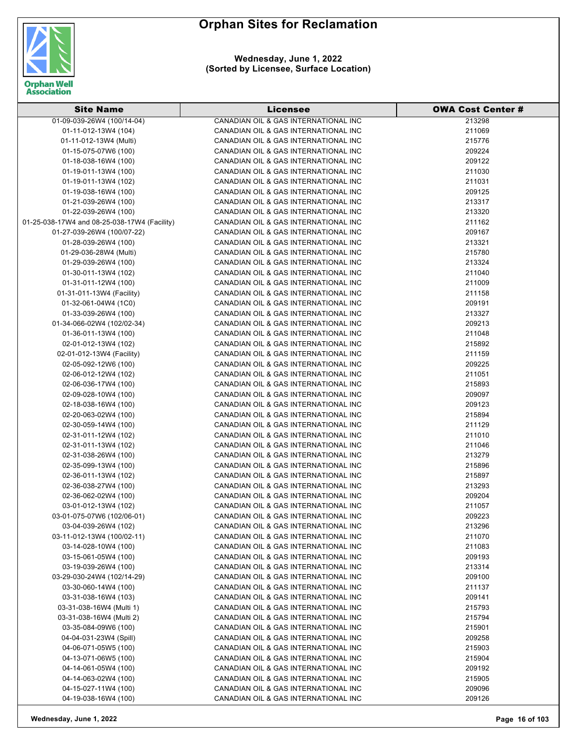# Orphan Sites for Reclamation

**Wednesday, June 1, 2022**
**(Sorted by Licensee, Surface Location)**

| Site Name | Licensee | OWA Cost Center # |
|---|---|---|
| 01-09-039-26W4 (100/14-04) | CANADIAN OIL & GAS INTERNATIONAL INC | 213298 |
| 01-11-012-13W4 (104) | CANADIAN OIL & GAS INTERNATIONAL INC | 211069 |
| 01-11-012-13W4 (Multi) | CANADIAN OIL & GAS INTERNATIONAL INC | 215776 |
| 01-15-075-07W6 (100) | CANADIAN OIL & GAS INTERNATIONAL INC | 209224 |
| 01-18-038-16W4 (100) | CANADIAN OIL & GAS INTERNATIONAL INC | 209122 |
| 01-19-011-13W4 (100) | CANADIAN OIL & GAS INTERNATIONAL INC | 211030 |
| 01-19-011-13W4 (102) | CANADIAN OIL & GAS INTERNATIONAL INC | 211031 |
| 01-19-038-16W4 (100) | CANADIAN OIL & GAS INTERNATIONAL INC | 209125 |
| 01-21-039-26W4 (100) | CANADIAN OIL & GAS INTERNATIONAL INC | 213317 |
| 01-22-039-26W4 (100) | CANADIAN OIL & GAS INTERNATIONAL INC | 213320 |
| 01-25-038-17W4 and 08-25-038-17W4 (Facility) | CANADIAN OIL & GAS INTERNATIONAL INC | 211162 |
| 01-27-039-26W4 (100/07-22) | CANADIAN OIL & GAS INTERNATIONAL INC | 209167 |
| 01-28-039-26W4 (100) | CANADIAN OIL & GAS INTERNATIONAL INC | 213321 |
| 01-29-036-28W4 (Multi) | CANADIAN OIL & GAS INTERNATIONAL INC | 215780 |
| 01-29-039-26W4 (100) | CANADIAN OIL & GAS INTERNATIONAL INC | 213324 |
| 01-30-011-13W4 (102) | CANADIAN OIL & GAS INTERNATIONAL INC | 211040 |
| 01-31-011-12W4 (100) | CANADIAN OIL & GAS INTERNATIONAL INC | 211009 |
| 01-31-011-13W4 (Facility) | CANADIAN OIL & GAS INTERNATIONAL INC | 211158 |
| 01-32-061-04W4 (1C0) | CANADIAN OIL & GAS INTERNATIONAL INC | 209191 |
| 01-33-039-26W4 (100) | CANADIAN OIL & GAS INTERNATIONAL INC | 213327 |
| 01-34-066-02W4 (102/02-34) | CANADIAN OIL & GAS INTERNATIONAL INC | 209213 |
| 01-36-011-13W4 (100) | CANADIAN OIL & GAS INTERNATIONAL INC | 211048 |
| 02-01-012-13W4 (102) | CANADIAN OIL & GAS INTERNATIONAL INC | 215892 |
| 02-01-012-13W4 (Facility) | CANADIAN OIL & GAS INTERNATIONAL INC | 211159 |
| 02-05-092-12W6 (100) | CANADIAN OIL & GAS INTERNATIONAL INC | 209225 |
| 02-06-012-12W4 (102) | CANADIAN OIL & GAS INTERNATIONAL INC | 211051 |
| 02-06-036-17W4 (100) | CANADIAN OIL & GAS INTERNATIONAL INC | 215893 |
| 02-09-028-10W4 (100) | CANADIAN OIL & GAS INTERNATIONAL INC | 209097 |
| 02-18-038-16W4 (100) | CANADIAN OIL & GAS INTERNATIONAL INC | 209123 |
| 02-20-063-02W4 (100) | CANADIAN OIL & GAS INTERNATIONAL INC | 215894 |
| 02-30-059-14W4 (100) | CANADIAN OIL & GAS INTERNATIONAL INC | 211129 |
| 02-31-011-12W4 (102) | CANADIAN OIL & GAS INTERNATIONAL INC | 211010 |
| 02-31-011-13W4 (102) | CANADIAN OIL & GAS INTERNATIONAL INC | 211046 |
| 02-31-038-26W4 (100) | CANADIAN OIL & GAS INTERNATIONAL INC | 213279 |
| 02-35-099-13W4 (100) | CANADIAN OIL & GAS INTERNATIONAL INC | 215896 |
| 02-36-011-13W4 (102) | CANADIAN OIL & GAS INTERNATIONAL INC | 215897 |
| 02-36-038-27W4 (100) | CANADIAN OIL & GAS INTERNATIONAL INC | 213293 |
| 02-36-062-02W4 (100) | CANADIAN OIL & GAS INTERNATIONAL INC | 209204 |
| 03-01-012-13W4 (102) | CANADIAN OIL & GAS INTERNATIONAL INC | 211057 |
| 03-01-075-07W6 (102/06-01) | CANADIAN OIL & GAS INTERNATIONAL INC | 209223 |
| 03-04-039-26W4 (102) | CANADIAN OIL & GAS INTERNATIONAL INC | 213296 |
| 03-11-012-13W4 (100/02-11) | CANADIAN OIL & GAS INTERNATIONAL INC | 211070 |
| 03-14-028-10W4 (100) | CANADIAN OIL & GAS INTERNATIONAL INC | 211083 |
| 03-15-061-05W4 (100) | CANADIAN OIL & GAS INTERNATIONAL INC | 209193 |
| 03-19-039-26W4 (100) | CANADIAN OIL & GAS INTERNATIONAL INC | 213314 |
| 03-29-030-24W4 (102/14-29) | CANADIAN OIL & GAS INTERNATIONAL INC | 209100 |
| 03-30-060-14W4 (100) | CANADIAN OIL & GAS INTERNATIONAL INC | 211137 |
| 03-31-038-16W4 (103) | CANADIAN OIL & GAS INTERNATIONAL INC | 209141 |
| 03-31-038-16W4 (Multi 1) | CANADIAN OIL & GAS INTERNATIONAL INC | 215793 |
| 03-31-038-16W4 (Multi 2) | CANADIAN OIL & GAS INTERNATIONAL INC | 215794 |
| 03-35-084-09W6 (100) | CANADIAN OIL & GAS INTERNATIONAL INC | 215901 |
| 04-04-031-23W4 (Spill) | CANADIAN OIL & GAS INTERNATIONAL INC | 209258 |
| 04-06-071-05W5 (100) | CANADIAN OIL & GAS INTERNATIONAL INC | 215903 |
| 04-13-071-06W5 (100) | CANADIAN OIL & GAS INTERNATIONAL INC | 215904 |
| 04-14-061-05W4 (100) | CANADIAN OIL & GAS INTERNATIONAL INC | 209192 |
| 04-14-063-02W4 (100) | CANADIAN OIL & GAS INTERNATIONAL INC | 215905 |
| 04-15-027-11W4 (100) | CANADIAN OIL & GAS INTERNATIONAL INC | 209096 |
| 04-19-038-16W4 (100) | CANADIAN OIL & GAS INTERNATIONAL INC | 209126 |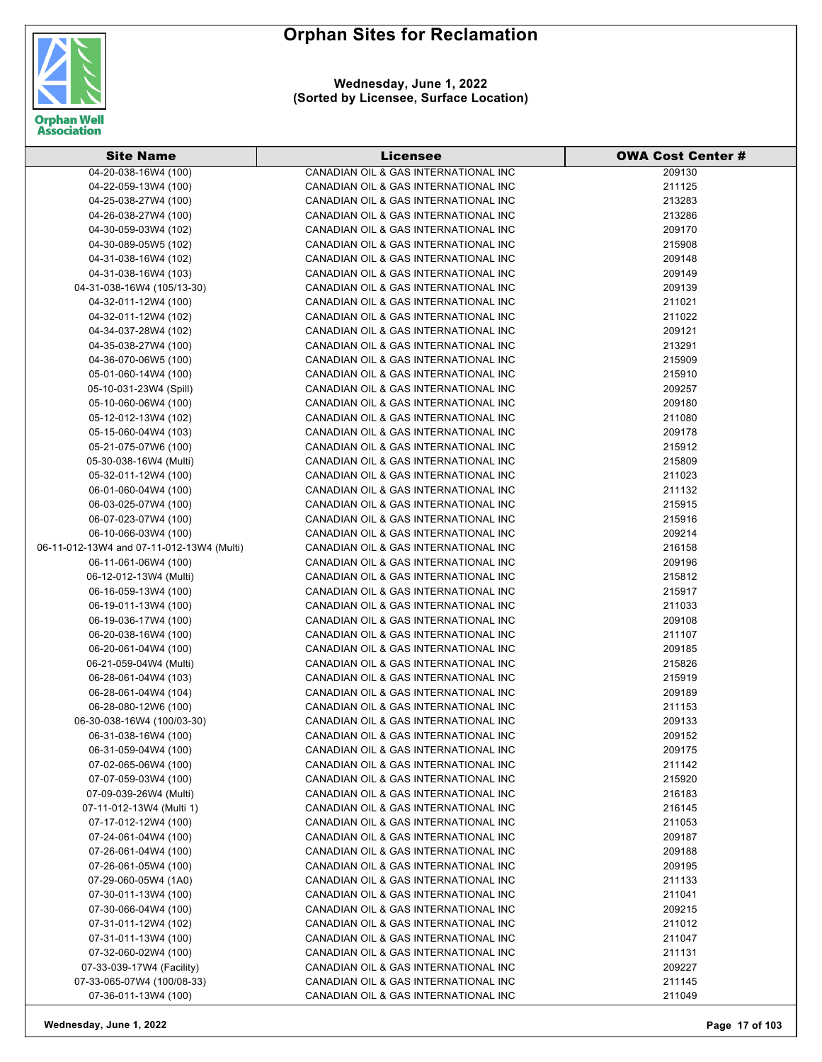# Orphan Sites for Reclamation

**Wednesday, June 1, 2022**
**(Sorted by Licensee, Surface Location)**

| Site Name | Licensee | OWA Cost Center # |
|---|---|---|
| 04-20-038-16W4 (100) | CANADIAN OIL & GAS INTERNATIONAL INC | 209130 |
| 04-22-059-13W4 (100) | CANADIAN OIL & GAS INTERNATIONAL INC | 211125 |
| 04-25-038-27W4 (100) | CANADIAN OIL & GAS INTERNATIONAL INC | 213283 |
| 04-26-038-27W4 (100) | CANADIAN OIL & GAS INTERNATIONAL INC | 213286 |
| 04-30-059-03W4 (102) | CANADIAN OIL & GAS INTERNATIONAL INC | 209170 |
| 04-30-089-05W5 (102) | CANADIAN OIL & GAS INTERNATIONAL INC | 215908 |
| 04-31-038-16W4 (102) | CANADIAN OIL & GAS INTERNATIONAL INC | 209148 |
| 04-31-038-16W4 (103) | CANADIAN OIL & GAS INTERNATIONAL INC | 209149 |
| 04-31-038-16W4 (105/13-30) | CANADIAN OIL & GAS INTERNATIONAL INC | 209139 |
| 04-32-011-12W4 (100) | CANADIAN OIL & GAS INTERNATIONAL INC | 211021 |
| 04-32-011-12W4 (102) | CANADIAN OIL & GAS INTERNATIONAL INC | 211022 |
| 04-34-037-28W4 (102) | CANADIAN OIL & GAS INTERNATIONAL INC | 209121 |
| 04-35-038-27W4 (100) | CANADIAN OIL & GAS INTERNATIONAL INC | 213291 |
| 04-36-070-06W5 (100) | CANADIAN OIL & GAS INTERNATIONAL INC | 215909 |
| 05-01-060-14W4 (100) | CANADIAN OIL & GAS INTERNATIONAL INC | 215910 |
| 05-10-031-23W4 (Spill) | CANADIAN OIL & GAS INTERNATIONAL INC | 209257 |
| 05-10-060-06W4 (100) | CANADIAN OIL & GAS INTERNATIONAL INC | 209180 |
| 05-12-012-13W4 (102) | CANADIAN OIL & GAS INTERNATIONAL INC | 211080 |
| 05-15-060-04W4 (103) | CANADIAN OIL & GAS INTERNATIONAL INC | 209178 |
| 05-21-075-07W6 (100) | CANADIAN OIL & GAS INTERNATIONAL INC | 215912 |
| 05-30-038-16W4 (Multi) | CANADIAN OIL & GAS INTERNATIONAL INC | 215809 |
| 05-32-011-12W4 (100) | CANADIAN OIL & GAS INTERNATIONAL INC | 211023 |
| 06-01-060-04W4 (100) | CANADIAN OIL & GAS INTERNATIONAL INC | 211132 |
| 06-03-025-07W4 (100) | CANADIAN OIL & GAS INTERNATIONAL INC | 215915 |
| 06-07-023-07W4 (100) | CANADIAN OIL & GAS INTERNATIONAL INC | 215916 |
| 06-10-066-03W4 (100) | CANADIAN OIL & GAS INTERNATIONAL INC | 209214 |
| 06-11-012-13W4 and 07-11-012-13W4 (Multi) | CANADIAN OIL & GAS INTERNATIONAL INC | 216158 |
| 06-11-061-06W4 (100) | CANADIAN OIL & GAS INTERNATIONAL INC | 209196 |
| 06-12-012-13W4 (Multi) | CANADIAN OIL & GAS INTERNATIONAL INC | 215812 |
| 06-16-059-13W4 (100) | CANADIAN OIL & GAS INTERNATIONAL INC | 215917 |
| 06-19-011-13W4 (100) | CANADIAN OIL & GAS INTERNATIONAL INC | 211033 |
| 06-19-036-17W4 (100) | CANADIAN OIL & GAS INTERNATIONAL INC | 209108 |
| 06-20-038-16W4 (100) | CANADIAN OIL & GAS INTERNATIONAL INC | 211107 |
| 06-20-061-04W4 (100) | CANADIAN OIL & GAS INTERNATIONAL INC | 209185 |
| 06-21-059-04W4 (Multi) | CANADIAN OIL & GAS INTERNATIONAL INC | 215826 |
| 06-28-061-04W4 (103) | CANADIAN OIL & GAS INTERNATIONAL INC | 215919 |
| 06-28-061-04W4 (104) | CANADIAN OIL & GAS INTERNATIONAL INC | 209189 |
| 06-28-080-12W6 (100) | CANADIAN OIL & GAS INTERNATIONAL INC | 211153 |
| 06-30-038-16W4 (100/03-30) | CANADIAN OIL & GAS INTERNATIONAL INC | 209133 |
| 06-31-038-16W4 (100) | CANADIAN OIL & GAS INTERNATIONAL INC | 209152 |
| 06-31-059-04W4 (100) | CANADIAN OIL & GAS INTERNATIONAL INC | 209175 |
| 07-02-065-06W4 (100) | CANADIAN OIL & GAS INTERNATIONAL INC | 211142 |
| 07-07-059-03W4 (100) | CANADIAN OIL & GAS INTERNATIONAL INC | 215920 |
| 07-09-039-26W4 (Multi) | CANADIAN OIL & GAS INTERNATIONAL INC | 216183 |
| 07-11-012-13W4 (Multi 1) | CANADIAN OIL & GAS INTERNATIONAL INC | 216145 |
| 07-17-012-12W4 (100) | CANADIAN OIL & GAS INTERNATIONAL INC | 211053 |
| 07-24-061-04W4 (100) | CANADIAN OIL & GAS INTERNATIONAL INC | 209187 |
| 07-26-061-04W4 (100) | CANADIAN OIL & GAS INTERNATIONAL INC | 209188 |
| 07-26-061-05W4 (100) | CANADIAN OIL & GAS INTERNATIONAL INC | 209195 |
| 07-29-060-05W4 (1A0) | CANADIAN OIL & GAS INTERNATIONAL INC | 211133 |
| 07-30-011-13W4 (100) | CANADIAN OIL & GAS INTERNATIONAL INC | 211041 |
| 07-30-066-04W4 (100) | CANADIAN OIL & GAS INTERNATIONAL INC | 209215 |
| 07-31-011-12W4 (102) | CANADIAN OIL & GAS INTERNATIONAL INC | 211012 |
| 07-31-011-13W4 (100) | CANADIAN OIL & GAS INTERNATIONAL INC | 211047 |
| 07-32-060-02W4 (100) | CANADIAN OIL & GAS INTERNATIONAL INC | 211131 |
| 07-33-039-17W4 (Facility) | CANADIAN OIL & GAS INTERNATIONAL INC | 209227 |
| 07-33-065-07W4 (100/08-33) | CANADIAN OIL & GAS INTERNATIONAL INC | 211145 |
| 07-36-011-13W4 (100) | CANADIAN OIL & GAS INTERNATIONAL INC | 211049 |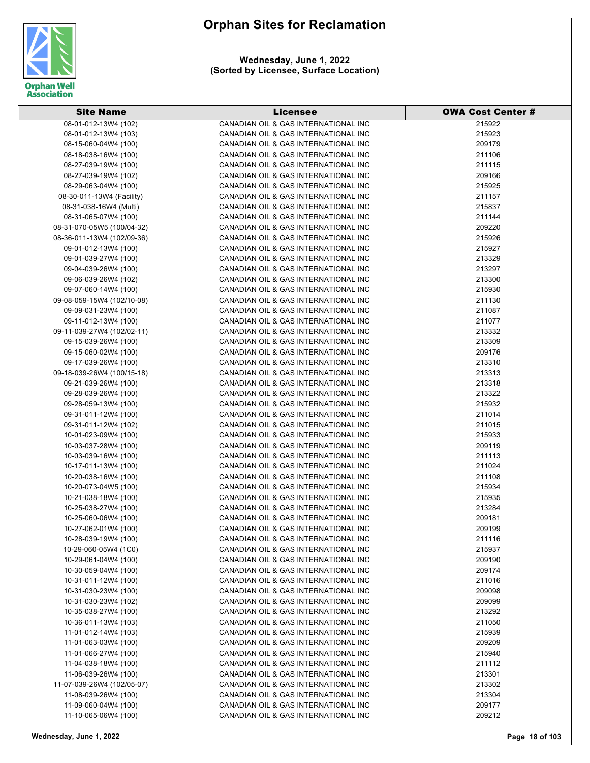# Orphan Sites for Reclamation

**Wednesday, June 1, 2022**
**(Sorted by Licensee, Surface Location)**

| Site Name | Licensee | OWA Cost Center # |
|---|---|---|
| 08-01-012-13W4 (102) | CANADIAN OIL & GAS INTERNATIONAL INC | 215922 |
| 08-01-012-13W4 (103) | CANADIAN OIL & GAS INTERNATIONAL INC | 215923 |
| 08-15-060-04W4 (100) | CANADIAN OIL & GAS INTERNATIONAL INC | 209179 |
| 08-18-038-16W4 (100) | CANADIAN OIL & GAS INTERNATIONAL INC | 211106 |
| 08-27-039-19W4 (100) | CANADIAN OIL & GAS INTERNATIONAL INC | 211115 |
| 08-27-039-19W4 (102) | CANADIAN OIL & GAS INTERNATIONAL INC | 209166 |
| 08-29-063-04W4 (100) | CANADIAN OIL & GAS INTERNATIONAL INC | 215925 |
| 08-30-011-13W4 (Facility) | CANADIAN OIL & GAS INTERNATIONAL INC | 211157 |
| 08-31-038-16W4 (Multi) | CANADIAN OIL & GAS INTERNATIONAL INC | 215837 |
| 08-31-065-07W4 (100) | CANADIAN OIL & GAS INTERNATIONAL INC | 211144 |
| 08-31-070-05W5 (100/04-32) | CANADIAN OIL & GAS INTERNATIONAL INC | 209220 |
| 08-36-011-13W4 (102/09-36) | CANADIAN OIL & GAS INTERNATIONAL INC | 215926 |
| 09-01-012-13W4 (100) | CANADIAN OIL & GAS INTERNATIONAL INC | 215927 |
| 09-01-039-27W4 (100) | CANADIAN OIL & GAS INTERNATIONAL INC | 213329 |
| 09-04-039-26W4 (100) | CANADIAN OIL & GAS INTERNATIONAL INC | 213297 |
| 09-06-039-26W4 (102) | CANADIAN OIL & GAS INTERNATIONAL INC | 213300 |
| 09-07-060-14W4 (100) | CANADIAN OIL & GAS INTERNATIONAL INC | 215930 |
| 09-08-059-15W4 (102/10-08) | CANADIAN OIL & GAS INTERNATIONAL INC | 211130 |
| 09-09-031-23W4 (100) | CANADIAN OIL & GAS INTERNATIONAL INC | 211087 |
| 09-11-012-13W4 (100) | CANADIAN OIL & GAS INTERNATIONAL INC | 211077 |
| 09-11-039-27W4 (102/02-11) | CANADIAN OIL & GAS INTERNATIONAL INC | 213332 |
| 09-15-039-26W4 (100) | CANADIAN OIL & GAS INTERNATIONAL INC | 213309 |
| 09-15-060-02W4 (100) | CANADIAN OIL & GAS INTERNATIONAL INC | 209176 |
| 09-17-039-26W4 (100) | CANADIAN OIL & GAS INTERNATIONAL INC | 213310 |
| 09-18-039-26W4 (100/15-18) | CANADIAN OIL & GAS INTERNATIONAL INC | 213313 |
| 09-21-039-26W4 (100) | CANADIAN OIL & GAS INTERNATIONAL INC | 213318 |
| 09-28-039-26W4 (100) | CANADIAN OIL & GAS INTERNATIONAL INC | 213322 |
| 09-28-059-13W4 (100) | CANADIAN OIL & GAS INTERNATIONAL INC | 215932 |
| 09-31-011-12W4 (100) | CANADIAN OIL & GAS INTERNATIONAL INC | 211014 |
| 09-31-011-12W4 (102) | CANADIAN OIL & GAS INTERNATIONAL INC | 211015 |
| 10-01-023-09W4 (100) | CANADIAN OIL & GAS INTERNATIONAL INC | 215933 |
| 10-03-037-28W4 (100) | CANADIAN OIL & GAS INTERNATIONAL INC | 209119 |
| 10-03-039-16W4 (100) | CANADIAN OIL & GAS INTERNATIONAL INC | 211113 |
| 10-17-011-13W4 (100) | CANADIAN OIL & GAS INTERNATIONAL INC | 211024 |
| 10-20-038-16W4 (100) | CANADIAN OIL & GAS INTERNATIONAL INC | 211108 |
| 10-20-073-04W5 (100) | CANADIAN OIL & GAS INTERNATIONAL INC | 215934 |
| 10-21-038-18W4 (100) | CANADIAN OIL & GAS INTERNATIONAL INC | 215935 |
| 10-25-038-27W4 (100) | CANADIAN OIL & GAS INTERNATIONAL INC | 213284 |
| 10-25-060-06W4 (100) | CANADIAN OIL & GAS INTERNATIONAL INC | 209181 |
| 10-27-062-01W4 (100) | CANADIAN OIL & GAS INTERNATIONAL INC | 209199 |
| 10-28-039-19W4 (100) | CANADIAN OIL & GAS INTERNATIONAL INC | 211116 |
| 10-29-060-05W4 (1C0) | CANADIAN OIL & GAS INTERNATIONAL INC | 215937 |
| 10-29-061-04W4 (100) | CANADIAN OIL & GAS INTERNATIONAL INC | 209190 |
| 10-30-059-04W4 (100) | CANADIAN OIL & GAS INTERNATIONAL INC | 209174 |
| 10-31-011-12W4 (100) | CANADIAN OIL & GAS INTERNATIONAL INC | 211016 |
| 10-31-030-23W4 (100) | CANADIAN OIL & GAS INTERNATIONAL INC | 209098 |
| 10-31-030-23W4 (102) | CANADIAN OIL & GAS INTERNATIONAL INC | 209099 |
| 10-35-038-27W4 (100) | CANADIAN OIL & GAS INTERNATIONAL INC | 213292 |
| 10-36-011-13W4 (103) | CANADIAN OIL & GAS INTERNATIONAL INC | 211050 |
| 11-01-012-14W4 (103) | CANADIAN OIL & GAS INTERNATIONAL INC | 215939 |
| 11-01-063-03W4 (100) | CANADIAN OIL & GAS INTERNATIONAL INC | 209209 |
| 11-01-066-27W4 (100) | CANADIAN OIL & GAS INTERNATIONAL INC | 215940 |
| 11-04-038-18W4 (100) | CANADIAN OIL & GAS INTERNATIONAL INC | 211112 |
| 11-06-039-26W4 (100) | CANADIAN OIL & GAS INTERNATIONAL INC | 213301 |
| 11-07-039-26W4 (102/05-07) | CANADIAN OIL & GAS INTERNATIONAL INC | 213302 |
| 11-08-039-26W4 (100) | CANADIAN OIL & GAS INTERNATIONAL INC | 213304 |
| 11-09-060-04W4 (100) | CANADIAN OIL & GAS INTERNATIONAL INC | 209177 |
| 11-10-065-06W4 (100) | CANADIAN OIL & GAS INTERNATIONAL INC | 209212 |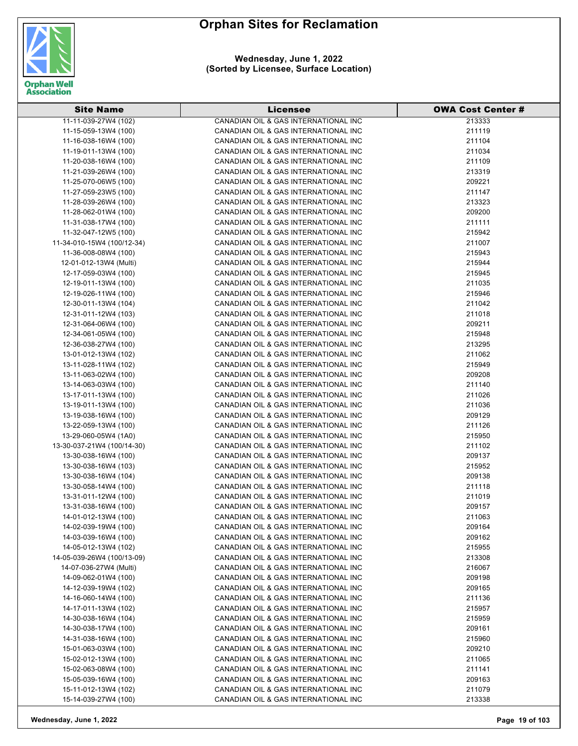# Orphan Sites for Reclamation

**Wednesday, June 1, 2022**
**(Sorted by Licensee, Surface Location)**

| Site Name | Licensee | OWA Cost Center # |
|---|---|---|
| 11-11-039-27W4 (102) | CANADIAN OIL & GAS INTERNATIONAL INC | 213333 |
| 11-15-059-13W4 (100) | CANADIAN OIL & GAS INTERNATIONAL INC | 211119 |
| 11-16-038-16W4 (100) | CANADIAN OIL & GAS INTERNATIONAL INC | 211104 |
| 11-19-011-13W4 (100) | CANADIAN OIL & GAS INTERNATIONAL INC | 211034 |
| 11-20-038-16W4 (100) | CANADIAN OIL & GAS INTERNATIONAL INC | 211109 |
| 11-21-039-26W4 (100) | CANADIAN OIL & GAS INTERNATIONAL INC | 213319 |
| 11-25-070-06W5 (100) | CANADIAN OIL & GAS INTERNATIONAL INC | 209221 |
| 11-27-059-23W5 (100) | CANADIAN OIL & GAS INTERNATIONAL INC | 211147 |
| 11-28-039-26W4 (100) | CANADIAN OIL & GAS INTERNATIONAL INC | 213323 |
| 11-28-062-01W4 (100) | CANADIAN OIL & GAS INTERNATIONAL INC | 209200 |
| 11-31-038-17W4 (100) | CANADIAN OIL & GAS INTERNATIONAL INC | 211111 |
| 11-32-047-12W5 (100) | CANADIAN OIL & GAS INTERNATIONAL INC | 215942 |
| 11-34-010-15W4 (100/12-34) | CANADIAN OIL & GAS INTERNATIONAL INC | 211007 |
| 11-36-008-08W4 (100) | CANADIAN OIL & GAS INTERNATIONAL INC | 215943 |
| 12-01-012-13W4 (Multi) | CANADIAN OIL & GAS INTERNATIONAL INC | 215944 |
| 12-17-059-03W4 (100) | CANADIAN OIL & GAS INTERNATIONAL INC | 215945 |
| 12-19-011-13W4 (100) | CANADIAN OIL & GAS INTERNATIONAL INC | 211035 |
| 12-19-026-11W4 (100) | CANADIAN OIL & GAS INTERNATIONAL INC | 215946 |
| 12-30-011-13W4 (104) | CANADIAN OIL & GAS INTERNATIONAL INC | 211042 |
| 12-31-011-12W4 (103) | CANADIAN OIL & GAS INTERNATIONAL INC | 211018 |
| 12-31-064-06W4 (100) | CANADIAN OIL & GAS INTERNATIONAL INC | 209211 |
| 12-34-061-05W4 (100) | CANADIAN OIL & GAS INTERNATIONAL INC | 215948 |
| 12-36-038-27W4 (100) | CANADIAN OIL & GAS INTERNATIONAL INC | 213295 |
| 13-01-012-13W4 (102) | CANADIAN OIL & GAS INTERNATIONAL INC | 211062 |
| 13-11-028-11W4 (102) | CANADIAN OIL & GAS INTERNATIONAL INC | 215949 |
| 13-11-063-02W4 (100) | CANADIAN OIL & GAS INTERNATIONAL INC | 209208 |
| 13-14-063-03W4 (100) | CANADIAN OIL & GAS INTERNATIONAL INC | 211140 |
| 13-17-011-13W4 (100) | CANADIAN OIL & GAS INTERNATIONAL INC | 211026 |
| 13-19-011-13W4 (100) | CANADIAN OIL & GAS INTERNATIONAL INC | 211036 |
| 13-19-038-16W4 (100) | CANADIAN OIL & GAS INTERNATIONAL INC | 209129 |
| 13-22-059-13W4 (100) | CANADIAN OIL & GAS INTERNATIONAL INC | 211126 |
| 13-29-060-05W4 (1A0) | CANADIAN OIL & GAS INTERNATIONAL INC | 215950 |
| 13-30-037-21W4 (100/14-30) | CANADIAN OIL & GAS INTERNATIONAL INC | 211102 |
| 13-30-038-16W4 (100) | CANADIAN OIL & GAS INTERNATIONAL INC | 209137 |
| 13-30-038-16W4 (103) | CANADIAN OIL & GAS INTERNATIONAL INC | 215952 |
| 13-30-038-16W4 (104) | CANADIAN OIL & GAS INTERNATIONAL INC | 209138 |
| 13-30-058-14W4 (100) | CANADIAN OIL & GAS INTERNATIONAL INC | 211118 |
| 13-31-011-12W4 (100) | CANADIAN OIL & GAS INTERNATIONAL INC | 211019 |
| 13-31-038-16W4 (100) | CANADIAN OIL & GAS INTERNATIONAL INC | 209157 |
| 14-01-012-13W4 (100) | CANADIAN OIL & GAS INTERNATIONAL INC | 211063 |
| 14-02-039-19W4 (100) | CANADIAN OIL & GAS INTERNATIONAL INC | 209164 |
| 14-03-039-16W4 (100) | CANADIAN OIL & GAS INTERNATIONAL INC | 209162 |
| 14-05-012-13W4 (102) | CANADIAN OIL & GAS INTERNATIONAL INC | 215955 |
| 14-05-039-26W4 (100/13-09) | CANADIAN OIL & GAS INTERNATIONAL INC | 213308 |
| 14-07-036-27W4 (Multi) | CANADIAN OIL & GAS INTERNATIONAL INC | 216067 |
| 14-09-062-01W4 (100) | CANADIAN OIL & GAS INTERNATIONAL INC | 209198 |
| 14-12-039-19W4 (102) | CANADIAN OIL & GAS INTERNATIONAL INC | 209165 |
| 14-16-060-14W4 (100) | CANADIAN OIL & GAS INTERNATIONAL INC | 211136 |
| 14-17-011-13W4 (102) | CANADIAN OIL & GAS INTERNATIONAL INC | 215957 |
| 14-30-038-16W4 (104) | CANADIAN OIL & GAS INTERNATIONAL INC | 215959 |
| 14-30-038-17W4 (100) | CANADIAN OIL & GAS INTERNATIONAL INC | 209161 |
| 14-31-038-16W4 (100) | CANADIAN OIL & GAS INTERNATIONAL INC | 215960 |
| 15-01-063-03W4 (100) | CANADIAN OIL & GAS INTERNATIONAL INC | 209210 |
| 15-02-012-13W4 (100) | CANADIAN OIL & GAS INTERNATIONAL INC | 211065 |
| 15-02-063-08W4 (100) | CANADIAN OIL & GAS INTERNATIONAL INC | 211141 |
| 15-05-039-16W4 (100) | CANADIAN OIL & GAS INTERNATIONAL INC | 209163 |
| 15-11-012-13W4 (102) | CANADIAN OIL & GAS INTERNATIONAL INC | 211079 |
| 15-14-039-27W4 (100) | CANADIAN OIL & GAS INTERNATIONAL INC | 213338 |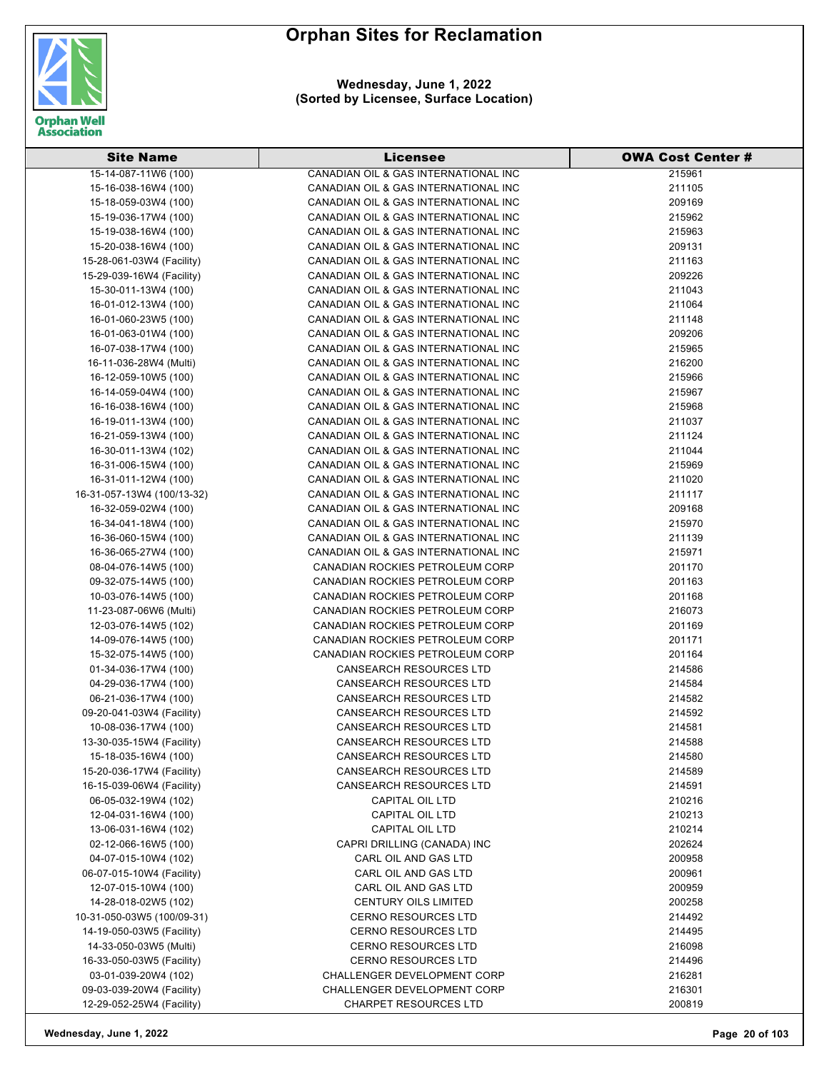# Orphan Sites for Reclamation

**Wednesday, June 1, 2022**
**(Sorted by Licensee, Surface Location)**

| Site Name | Licensee | OWA Cost Center # |
|---|---|---|
| 15-14-087-11W6 (100) | CANADIAN OIL & GAS INTERNATIONAL INC | 215961 |
| 15-16-038-16W4 (100) | CANADIAN OIL & GAS INTERNATIONAL INC | 211105 |
| 15-18-059-03W4 (100) | CANADIAN OIL & GAS INTERNATIONAL INC | 209169 |
| 15-19-036-17W4 (100) | CANADIAN OIL & GAS INTERNATIONAL INC | 215962 |
| 15-19-038-16W4 (100) | CANADIAN OIL & GAS INTERNATIONAL INC | 215963 |
| 15-20-038-16W4 (100) | CANADIAN OIL & GAS INTERNATIONAL INC | 209131 |
| 15-28-061-03W4 (Facility) | CANADIAN OIL & GAS INTERNATIONAL INC | 211163 |
| 15-29-039-16W4 (Facility) | CANADIAN OIL & GAS INTERNATIONAL INC | 209226 |
| 15-30-011-13W4 (100) | CANADIAN OIL & GAS INTERNATIONAL INC | 211043 |
| 16-01-012-13W4 (100) | CANADIAN OIL & GAS INTERNATIONAL INC | 211064 |
| 16-01-060-23W5 (100) | CANADIAN OIL & GAS INTERNATIONAL INC | 211148 |
| 16-01-063-01W4 (100) | CANADIAN OIL & GAS INTERNATIONAL INC | 209206 |
| 16-07-038-17W4 (100) | CANADIAN OIL & GAS INTERNATIONAL INC | 215965 |
| 16-11-036-28W4 (Multi) | CANADIAN OIL & GAS INTERNATIONAL INC | 216200 |
| 16-12-059-10W5 (100) | CANADIAN OIL & GAS INTERNATIONAL INC | 215966 |
| 16-14-059-04W4 (100) | CANADIAN OIL & GAS INTERNATIONAL INC | 215967 |
| 16-16-038-16W4 (100) | CANADIAN OIL & GAS INTERNATIONAL INC | 215968 |
| 16-19-011-13W4 (100) | CANADIAN OIL & GAS INTERNATIONAL INC | 211037 |
| 16-21-059-13W4 (100) | CANADIAN OIL & GAS INTERNATIONAL INC | 211124 |
| 16-30-011-13W4 (102) | CANADIAN OIL & GAS INTERNATIONAL INC | 211044 |
| 16-31-006-15W4 (100) | CANADIAN OIL & GAS INTERNATIONAL INC | 215969 |
| 16-31-011-12W4 (100) | CANADIAN OIL & GAS INTERNATIONAL INC | 211020 |
| 16-31-057-13W4 (100/13-32) | CANADIAN OIL & GAS INTERNATIONAL INC | 211117 |
| 16-32-059-02W4 (100) | CANADIAN OIL & GAS INTERNATIONAL INC | 209168 |
| 16-34-041-18W4 (100) | CANADIAN OIL & GAS INTERNATIONAL INC | 215970 |
| 16-36-060-15W4 (100) | CANADIAN OIL & GAS INTERNATIONAL INC | 211139 |
| 16-36-065-27W4 (100) | CANADIAN OIL & GAS INTERNATIONAL INC | 215971 |
| 08-04-076-14W5 (100) | CANADIAN ROCKIES PETROLEUM CORP | 201170 |
| 09-32-075-14W5 (100) | CANADIAN ROCKIES PETROLEUM CORP | 201163 |
| 10-03-076-14W5 (100) | CANADIAN ROCKIES PETROLEUM CORP | 201168 |
| 11-23-087-06W6 (Multi) | CANADIAN ROCKIES PETROLEUM CORP | 216073 |
| 12-03-076-14W5 (102) | CANADIAN ROCKIES PETROLEUM CORP | 201169 |
| 14-09-076-14W5 (100) | CANADIAN ROCKIES PETROLEUM CORP | 201171 |
| 15-32-075-14W5 (100) | CANADIAN ROCKIES PETROLEUM CORP | 201164 |
| 01-34-036-17W4 (100) | CANSEARCH RESOURCES LTD | 214586 |
| 04-29-036-17W4 (100) | CANSEARCH RESOURCES LTD | 214584 |
| 06-21-036-17W4 (100) | CANSEARCH RESOURCES LTD | 214582 |
| 09-20-041-03W4 (Facility) | CANSEARCH RESOURCES LTD | 214592 |
| 10-08-036-17W4 (100) | CANSEARCH RESOURCES LTD | 214581 |
| 13-30-035-15W4 (Facility) | CANSEARCH RESOURCES LTD | 214588 |
| 15-18-035-16W4 (100) | CANSEARCH RESOURCES LTD | 214580 |
| 15-20-036-17W4 (Facility) | CANSEARCH RESOURCES LTD | 214589 |
| 16-15-039-06W4 (Facility) | CANSEARCH RESOURCES LTD | 214591 |
| 06-05-032-19W4 (102) | CAPITAL OIL LTD | 210216 |
| 12-04-031-16W4 (100) | CAPITAL OIL LTD | 210213 |
| 13-06-031-16W4 (102) | CAPITAL OIL LTD | 210214 |
| 02-12-066-16W5 (100) | CAPRI DRILLING (CANADA) INC | 202624 |
| 04-07-015-10W4 (102) | CARL OIL AND GAS LTD | 200958 |
| 06-07-015-10W4 (Facility) | CARL OIL AND GAS LTD | 200961 |
| 12-07-015-10W4 (100) | CARL OIL AND GAS LTD | 200959 |
| 14-28-018-02W5 (102) | CENTURY OILS LIMITED | 200258 |
| 10-31-050-03W5 (100/09-31) | CERNO RESOURCES LTD | 214492 |
| 14-19-050-03W5 (Facility) | CERNO RESOURCES LTD | 214495 |
| 14-33-050-03W5 (Multi) | CERNO RESOURCES LTD | 216098 |
| 16-33-050-03W5 (Facility) | CERNO RESOURCES LTD | 214496 |
| 03-01-039-20W4 (102) | CHALLENGER DEVELOPMENT CORP | 216281 |
| 09-03-039-20W4 (Facility) | CHALLENGER DEVELOPMENT CORP | 216301 |
| 12-29-052-25W4 (Facility) | CHARPET RESOURCES LTD | 200819 |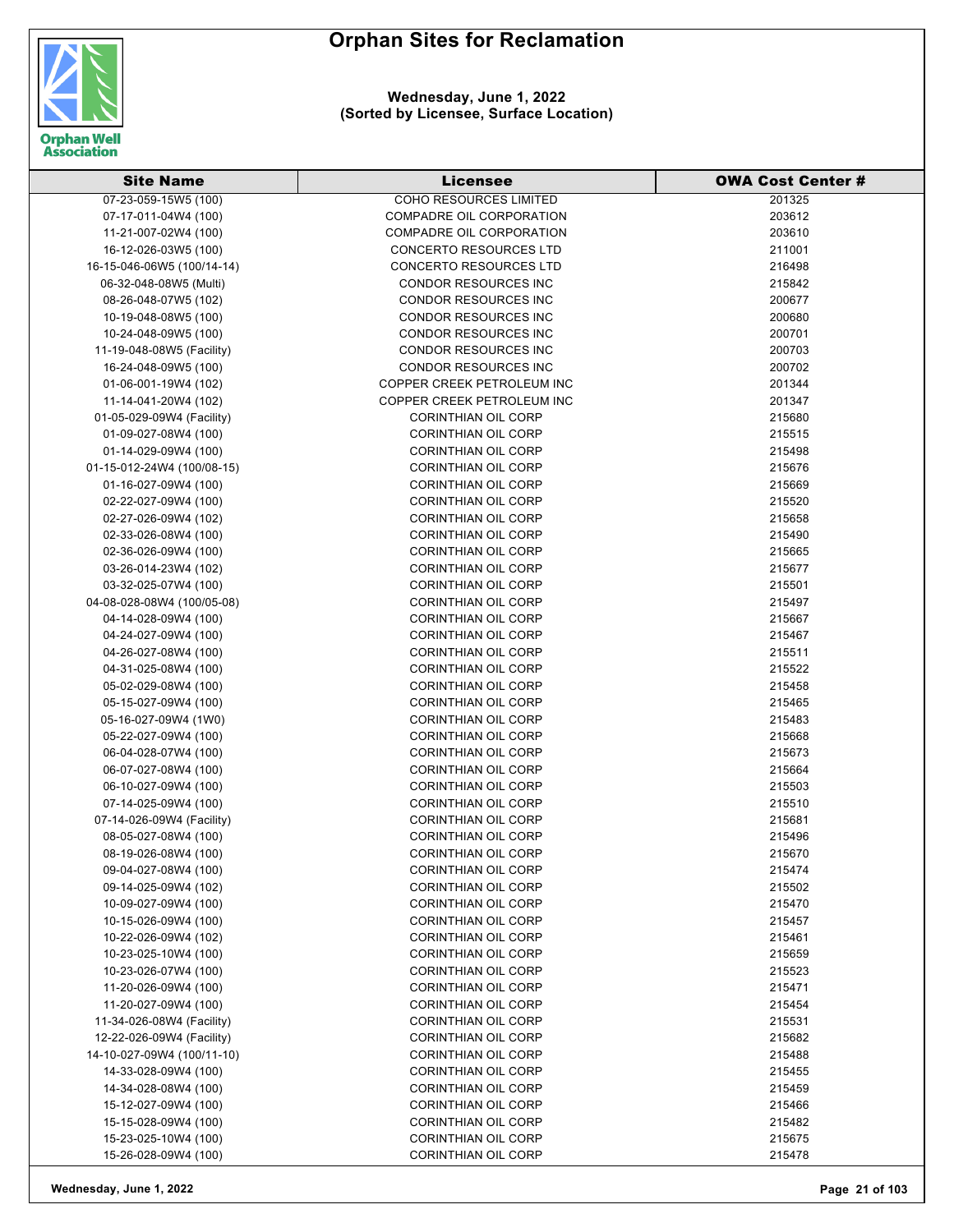# Orphan Sites for Reclamation

**Wednesday, June 1, 2022**
**(Sorted by Licensee, Surface Location)**

| Site Name | Licensee | OWA Cost Center # |
|---|---|---|
| 07-23-059-15W5 (100) | COHO RESOURCES LIMITED | 201325 |
| 07-17-011-04W4 (100) | COMPADRE OIL CORPORATION | 203612 |
| 11-21-007-02W4 (100) | COMPADRE OIL CORPORATION | 203610 |
| 16-12-026-03W5 (100) | CONCERTO RESOURCES LTD | 211001 |
| 16-15-046-06W5 (100/14-14) | CONCERTO RESOURCES LTD | 216498 |
| 06-32-048-08W5 (Multi) | CONDOR RESOURCES INC | 215842 |
| 08-26-048-07W5 (102) | CONDOR RESOURCES INC | 200677 |
| 10-19-048-08W5 (100) | CONDOR RESOURCES INC | 200680 |
| 10-24-048-09W5 (100) | CONDOR RESOURCES INC | 200701 |
| 11-19-048-08W5 (Facility) | CONDOR RESOURCES INC | 200703 |
| 16-24-048-09W5 (100) | CONDOR RESOURCES INC | 200702 |
| 01-06-001-19W4 (102) | COPPER CREEK PETROLEUM INC | 201344 |
| 11-14-041-20W4 (102) | COPPER CREEK PETROLEUM INC | 201347 |
| 01-05-029-09W4 (Facility) | CORINTHIAN OIL CORP | 215680 |
| 01-09-027-08W4 (100) | CORINTHIAN OIL CORP | 215515 |
| 01-14-029-09W4 (100) | CORINTHIAN OIL CORP | 215498 |
| 01-15-012-24W4 (100/08-15) | CORINTHIAN OIL CORP | 215676 |
| 01-16-027-09W4 (100) | CORINTHIAN OIL CORP | 215669 |
| 02-22-027-09W4 (100) | CORINTHIAN OIL CORP | 215520 |
| 02-27-026-09W4 (102) | CORINTHIAN OIL CORP | 215658 |
| 02-33-026-08W4 (100) | CORINTHIAN OIL CORP | 215490 |
| 02-36-026-09W4 (100) | CORINTHIAN OIL CORP | 215665 |
| 03-26-014-23W4 (102) | CORINTHIAN OIL CORP | 215677 |
| 03-32-025-07W4 (100) | CORINTHIAN OIL CORP | 215501 |
| 04-08-028-08W4 (100/05-08) | CORINTHIAN OIL CORP | 215497 |
| 04-14-028-09W4 (100) | CORINTHIAN OIL CORP | 215667 |
| 04-24-027-09W4 (100) | CORINTHIAN OIL CORP | 215467 |
| 04-26-027-08W4 (100) | CORINTHIAN OIL CORP | 215511 |
| 04-31-025-08W4 (100) | CORINTHIAN OIL CORP | 215522 |
| 05-02-029-08W4 (100) | CORINTHIAN OIL CORP | 215458 |
| 05-15-027-09W4 (100) | CORINTHIAN OIL CORP | 215465 |
| 05-16-027-09W4 (1W0) | CORINTHIAN OIL CORP | 215483 |
| 05-22-027-09W4 (100) | CORINTHIAN OIL CORP | 215668 |
| 06-04-028-07W4 (100) | CORINTHIAN OIL CORP | 215673 |
| 06-07-027-08W4 (100) | CORINTHIAN OIL CORP | 215664 |
| 06-10-027-09W4 (100) | CORINTHIAN OIL CORP | 215503 |
| 07-14-025-09W4 (100) | CORINTHIAN OIL CORP | 215510 |
| 07-14-026-09W4 (Facility) | CORINTHIAN OIL CORP | 215681 |
| 08-05-027-08W4 (100) | CORINTHIAN OIL CORP | 215496 |
| 08-19-026-08W4 (100) | CORINTHIAN OIL CORP | 215670 |
| 09-04-027-08W4 (100) | CORINTHIAN OIL CORP | 215474 |
| 09-14-025-09W4 (102) | CORINTHIAN OIL CORP | 215502 |
| 10-09-027-09W4 (100) | CORINTHIAN OIL CORP | 215470 |
| 10-15-026-09W4 (100) | CORINTHIAN OIL CORP | 215457 |
| 10-22-026-09W4 (102) | CORINTHIAN OIL CORP | 215461 |
| 10-23-025-10W4 (100) | CORINTHIAN OIL CORP | 215659 |
| 10-23-026-07W4 (100) | CORINTHIAN OIL CORP | 215523 |
| 11-20-026-09W4 (100) | CORINTHIAN OIL CORP | 215471 |
| 11-20-027-09W4 (100) | CORINTHIAN OIL CORP | 215454 |
| 11-34-026-08W4 (Facility) | CORINTHIAN OIL CORP | 215531 |
| 12-22-026-09W4 (Facility) | CORINTHIAN OIL CORP | 215682 |
| 14-10-027-09W4 (100/11-10) | CORINTHIAN OIL CORP | 215488 |
| 14-33-028-09W4 (100) | CORINTHIAN OIL CORP | 215455 |
| 14-34-028-08W4 (100) | CORINTHIAN OIL CORP | 215459 |
| 15-12-027-09W4 (100) | CORINTHIAN OIL CORP | 215466 |
| 15-15-028-09W4 (100) | CORINTHIAN OIL CORP | 215482 |
| 15-23-025-10W4 (100) | CORINTHIAN OIL CORP | 215675 |
| 15-26-028-09W4 (100) | CORINTHIAN OIL CORP | 215478 |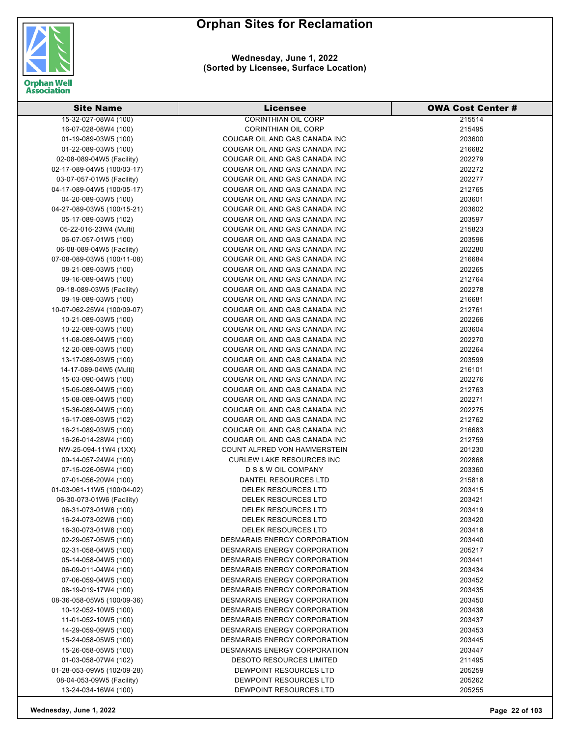# Orphan Sites for Reclamation

**Wednesday, June 1, 2022**
**(Sorted by Licensee, Surface Location)**

| Site Name | Licensee | OWA Cost Center # |
|---|---|---|
| 15-32-027-08W4 (100) | CORINTHIAN OIL CORP | 215514 |
| 16-07-028-08W4 (100) | CORINTHIAN OIL CORP | 215495 |
| 01-19-089-03W5 (100) | COUGAR OIL AND GAS CANADA INC | 203600 |
| 01-22-089-03W5 (100) | COUGAR OIL AND GAS CANADA INC | 216682 |
| 02-08-089-04W5 (Facility) | COUGAR OIL AND GAS CANADA INC | 202279 |
| 02-17-089-04W5 (100/03-17) | COUGAR OIL AND GAS CANADA INC | 202272 |
| 03-07-057-01W5 (Facility) | COUGAR OIL AND GAS CANADA INC | 202277 |
| 04-17-089-04W5 (100/05-17) | COUGAR OIL AND GAS CANADA INC | 212765 |
| 04-20-089-03W5 (100) | COUGAR OIL AND GAS CANADA INC | 203601 |
| 04-27-089-03W5 (100/15-21) | COUGAR OIL AND GAS CANADA INC | 203602 |
| 05-17-089-03W5 (102) | COUGAR OIL AND GAS CANADA INC | 203597 |
| 05-22-016-23W4 (Multi) | COUGAR OIL AND GAS CANADA INC | 215823 |
| 06-07-057-01W5 (100) | COUGAR OIL AND GAS CANADA INC | 203596 |
| 06-08-089-04W5 (Facility) | COUGAR OIL AND GAS CANADA INC | 202280 |
| 07-08-089-03W5 (100/11-08) | COUGAR OIL AND GAS CANADA INC | 216684 |
| 08-21-089-03W5 (100) | COUGAR OIL AND GAS CANADA INC | 202265 |
| 09-16-089-04W5 (100) | COUGAR OIL AND GAS CANADA INC | 212764 |
| 09-18-089-03W5 (Facility) | COUGAR OIL AND GAS CANADA INC | 202278 |
| 09-19-089-03W5 (100) | COUGAR OIL AND GAS CANADA INC | 216681 |
| 10-07-062-25W4 (100/09-07) | COUGAR OIL AND GAS CANADA INC | 212761 |
| 10-21-089-03W5 (100) | COUGAR OIL AND GAS CANADA INC | 202266 |
| 10-22-089-03W5 (100) | COUGAR OIL AND GAS CANADA INC | 203604 |
| 11-08-089-04W5 (100) | COUGAR OIL AND GAS CANADA INC | 202270 |
| 12-20-089-03W5 (100) | COUGAR OIL AND GAS CANADA INC | 202264 |
| 13-17-089-03W5 (100) | COUGAR OIL AND GAS CANADA INC | 203599 |
| 14-17-089-04W5 (Multi) | COUGAR OIL AND GAS CANADA INC | 216101 |
| 15-03-090-04W5 (100) | COUGAR OIL AND GAS CANADA INC | 202276 |
| 15-05-089-04W5 (100) | COUGAR OIL AND GAS CANADA INC | 212763 |
| 15-08-089-04W5 (100) | COUGAR OIL AND GAS CANADA INC | 202271 |
| 15-36-089-04W5 (100) | COUGAR OIL AND GAS CANADA INC | 202275 |
| 16-17-089-03W5 (102) | COUGAR OIL AND GAS CANADA INC | 212762 |
| 16-21-089-03W5 (100) | COUGAR OIL AND GAS CANADA INC | 216683 |
| 16-26-014-28W4 (100) | COUGAR OIL AND GAS CANADA INC | 212759 |
| NW-25-094-11W4 (1XX) | COUNT ALFRED VON HAMMERSTEIN | 201230 |
| 09-14-057-24W4 (100) | CURLEW LAKE RESOURCES INC | 202868 |
| 07-15-026-05W4 (100) | D S & W OIL COMPANY | 203360 |
| 07-01-056-20W4 (100) | DANTEL RESOURCES LTD | 215818 |
| 01-03-061-11W5 (100/04-02) | DELEK RESOURCES LTD | 203415 |
| 06-30-073-01W6 (Facility) | DELEK RESOURCES LTD | 203421 |
| 06-31-073-01W6 (100) | DELEK RESOURCES LTD | 203419 |
| 16-24-073-02W6 (100) | DELEK RESOURCES LTD | 203420 |
| 16-30-073-01W6 (100) | DELEK RESOURCES LTD | 203418 |
| 02-29-057-05W5 (100) | DESMARAIS ENERGY CORPORATION | 203440 |
| 02-31-058-04W5 (100) | DESMARAIS ENERGY CORPORATION | 205217 |
| 05-14-058-04W5 (100) | DESMARAIS ENERGY CORPORATION | 203441 |
| 06-09-011-04W4 (100) | DESMARAIS ENERGY CORPORATION | 203434 |
| 07-06-059-04W5 (100) | DESMARAIS ENERGY CORPORATION | 203452 |
| 08-19-019-17W4 (100) | DESMARAIS ENERGY CORPORATION | 203435 |
| 08-36-058-05W5 (100/09-36) | DESMARAIS ENERGY CORPORATION | 203450 |
| 10-12-052-10W5 (100) | DESMARAIS ENERGY CORPORATION | 203438 |
| 11-01-052-10W5 (100) | DESMARAIS ENERGY CORPORATION | 203437 |
| 14-29-059-09W5 (100) | DESMARAIS ENERGY CORPORATION | 203453 |
| 15-24-058-05W5 (100) | DESMARAIS ENERGY CORPORATION | 203445 |
| 15-26-058-05W5 (100) | DESMARAIS ENERGY CORPORATION | 203447 |
| 01-03-058-07W4 (102) | DESOTO RESOURCES LIMITED | 211495 |
| 01-28-053-09W5 (102/09-28) | DEWPOINT RESOURCES LTD | 205259 |
| 08-04-053-09W5 (Facility) | DEWPOINT RESOURCES LTD | 205262 |
| 13-24-034-16W4 (100) | DEWPOINT RESOURCES LTD | 205255 |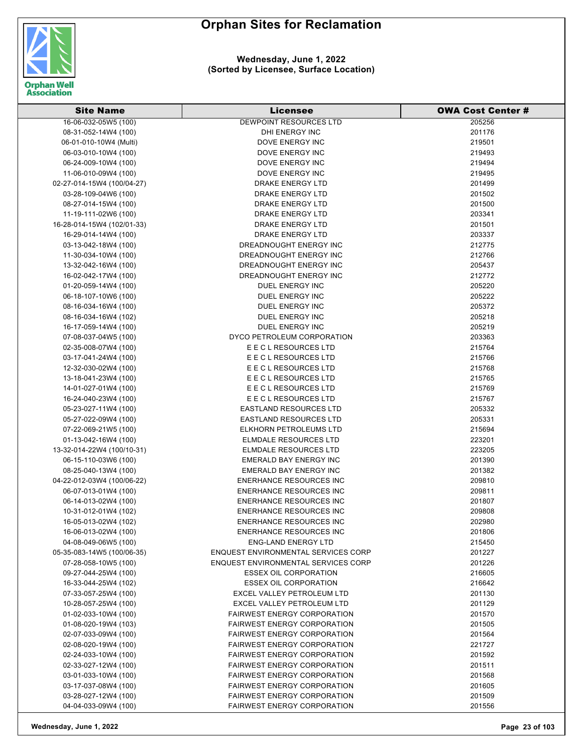# Orphan Sites for Reclamation

**Wednesday, June 1, 2022**
**(Sorted by Licensee, Surface Location)**

| Site Name | Licensee | OWA Cost Center # |
|---|---|---|
| 16-06-032-05W5 (100) | DEWPOINT RESOURCES LTD | 205256 |
| 08-31-052-14W4 (100) | DHI ENERGY INC | 201176 |
| 06-01-010-10W4 (Multi) | DOVE ENERGY INC | 219501 |
| 06-03-010-10W4 (100) | DOVE ENERGY INC | 219493 |
| 06-24-009-10W4 (100) | DOVE ENERGY INC | 219494 |
| 11-06-010-09W4 (100) | DOVE ENERGY INC | 219495 |
| 02-27-014-15W4 (100/04-27) | DRAKE ENERGY LTD | 201499 |
| 03-28-109-04W6 (100) | DRAKE ENERGY LTD | 201502 |
| 08-27-014-15W4 (100) | DRAKE ENERGY LTD | 201500 |
| 11-19-111-02W6 (100) | DRAKE ENERGY LTD | 203341 |
| 16-28-014-15W4 (102/01-33) | DRAKE ENERGY LTD | 201501 |
| 16-29-014-14W4 (100) | DRAKE ENERGY LTD | 203337 |
| 03-13-042-18W4 (100) | DREADNOUGHT ENERGY INC | 212775 |
| 11-30-034-10W4 (100) | DREADNOUGHT ENERGY INC | 212766 |
| 13-32-042-16W4 (100) | DREADNOUGHT ENERGY INC | 205437 |
| 16-02-042-17W4 (100) | DREADNOUGHT ENERGY INC | 212772 |
| 01-20-059-14W4 (100) | DUEL ENERGY INC | 205220 |
| 06-18-107-10W6 (100) | DUEL ENERGY INC | 205222 |
| 08-16-034-16W4 (100) | DUEL ENERGY INC | 205372 |
| 08-16-034-16W4 (102) | DUEL ENERGY INC | 205218 |
| 16-17-059-14W4 (100) | DUEL ENERGY INC | 205219 |
| 07-08-037-04W5 (100) | DYCO PETROLEUM CORPORATION | 203363 |
| 02-35-008-07W4 (100) | E E C L RESOURCES LTD | 215764 |
| 03-17-041-24W4 (100) | E E C L RESOURCES LTD | 215766 |
| 12-32-030-02W4 (100) | E E C L RESOURCES LTD | 215768 |
| 13-18-041-23W4 (100) | E E C L RESOURCES LTD | 215765 |
| 14-01-027-01W4 (100) | E E C L RESOURCES LTD | 215769 |
| 16-24-040-23W4 (100) | E E C L RESOURCES LTD | 215767 |
| 05-23-027-11W4 (100) | EASTLAND RESOURCES LTD | 205332 |
| 05-27-022-09W4 (100) | EASTLAND RESOURCES LTD | 205331 |
| 07-22-069-21W5 (100) | ELKHORN PETROLEUMS LTD | 215694 |
| 01-13-042-16W4 (100) | ELMDALE RESOURCES LTD | 223201 |
| 13-32-014-22W4 (100/10-31) | ELMDALE RESOURCES LTD | 223205 |
| 06-15-110-03W6 (100) | EMERALD BAY ENERGY INC | 201390 |
| 08-25-040-13W4 (100) | EMERALD BAY ENERGY INC | 201382 |
| 04-22-012-03W4 (100/06-22) | ENERHANCE RESOURCES INC | 209810 |
| 06-07-013-01W4 (100) | ENERHANCE RESOURCES INC | 209811 |
| 06-14-013-02W4 (100) | ENERHANCE RESOURCES INC | 201807 |
| 10-31-012-01W4 (102) | ENERHANCE RESOURCES INC | 209808 |
| 16-05-013-02W4 (102) | ENERHANCE RESOURCES INC | 202980 |
| 16-06-013-02W4 (100) | ENERHANCE RESOURCES INC | 201806 |
| 04-08-049-06W5 (100) | ENG-LAND ENERGY LTD | 215450 |
| 05-35-083-14W5 (100/06-35) | ENQUEST ENVIRONMENTAL SERVICES CORP | 201227 |
| 07-28-058-10W5 (100) | ENQUEST ENVIRONMENTAL SERVICES CORP | 201226 |
| 09-27-044-25W4 (100) | ESSEX OIL CORPORATION | 216605 |
| 16-33-044-25W4 (102) | ESSEX OIL CORPORATION | 216642 |
| 07-33-057-25W4 (100) | EXCEL VALLEY PETROLEUM LTD | 201130 |
| 10-28-057-25W4 (100) | EXCEL VALLEY PETROLEUM LTD | 201129 |
| 01-02-033-10W4 (100) | FAIRWEST ENERGY CORPORATION | 201570 |
| 01-08-020-19W4 (103) | FAIRWEST ENERGY CORPORATION | 201505 |
| 02-07-033-09W4 (100) | FAIRWEST ENERGY CORPORATION | 201564 |
| 02-08-020-19W4 (100) | FAIRWEST ENERGY CORPORATION | 221727 |
| 02-24-033-10W4 (100) | FAIRWEST ENERGY CORPORATION | 201592 |
| 02-33-027-12W4 (100) | FAIRWEST ENERGY CORPORATION | 201511 |
| 03-01-033-10W4 (100) | FAIRWEST ENERGY CORPORATION | 201568 |
| 03-17-037-08W4 (100) | FAIRWEST ENERGY CORPORATION | 201605 |
| 03-28-027-12W4 (100) | FAIRWEST ENERGY CORPORATION | 201509 |
| 04-04-033-09W4 (100) | FAIRWEST ENERGY CORPORATION | 201556 |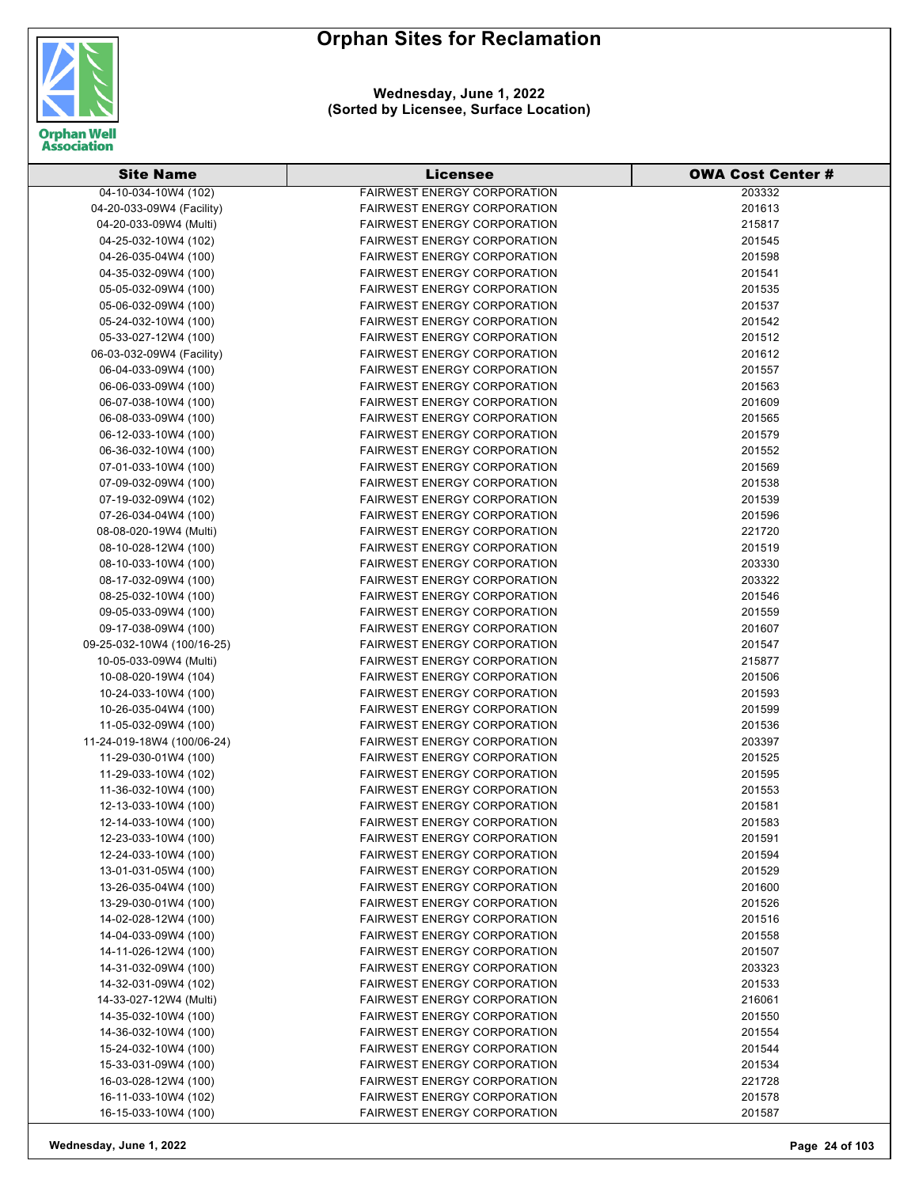# Orphan Sites for Reclamation

**Wednesday, June 1, 2022**
**(Sorted by Licensee, Surface Location)**

| Site Name | Licensee | OWA Cost Center # |
|---|---|---|
| 04-10-034-10W4 (102) | FAIRWEST ENERGY CORPORATION | 203332 |
| 04-20-033-09W4 (Facility) | FAIRWEST ENERGY CORPORATION | 201613 |
| 04-20-033-09W4 (Multi) | FAIRWEST ENERGY CORPORATION | 215817 |
| 04-25-032-10W4 (102) | FAIRWEST ENERGY CORPORATION | 201545 |
| 04-26-035-04W4 (100) | FAIRWEST ENERGY CORPORATION | 201598 |
| 04-35-032-09W4 (100) | FAIRWEST ENERGY CORPORATION | 201541 |
| 05-05-032-09W4 (100) | FAIRWEST ENERGY CORPORATION | 201535 |
| 05-06-032-09W4 (100) | FAIRWEST ENERGY CORPORATION | 201537 |
| 05-24-032-10W4 (100) | FAIRWEST ENERGY CORPORATION | 201542 |
| 05-33-027-12W4 (100) | FAIRWEST ENERGY CORPORATION | 201512 |
| 06-03-032-09W4 (Facility) | FAIRWEST ENERGY CORPORATION | 201612 |
| 06-04-033-09W4 (100) | FAIRWEST ENERGY CORPORATION | 201557 |
| 06-06-033-09W4 (100) | FAIRWEST ENERGY CORPORATION | 201563 |
| 06-07-038-10W4 (100) | FAIRWEST ENERGY CORPORATION | 201609 |
| 06-08-033-09W4 (100) | FAIRWEST ENERGY CORPORATION | 201565 |
| 06-12-033-10W4 (100) | FAIRWEST ENERGY CORPORATION | 201579 |
| 06-36-032-10W4 (100) | FAIRWEST ENERGY CORPORATION | 201552 |
| 07-01-033-10W4 (100) | FAIRWEST ENERGY CORPORATION | 201569 |
| 07-09-032-09W4 (100) | FAIRWEST ENERGY CORPORATION | 201538 |
| 07-19-032-09W4 (102) | FAIRWEST ENERGY CORPORATION | 201539 |
| 07-26-034-04W4 (100) | FAIRWEST ENERGY CORPORATION | 201596 |
| 08-08-020-19W4 (Multi) | FAIRWEST ENERGY CORPORATION | 221720 |
| 08-10-028-12W4 (100) | FAIRWEST ENERGY CORPORATION | 201519 |
| 08-10-033-10W4 (100) | FAIRWEST ENERGY CORPORATION | 203330 |
| 08-17-032-09W4 (100) | FAIRWEST ENERGY CORPORATION | 203322 |
| 08-25-032-10W4 (100) | FAIRWEST ENERGY CORPORATION | 201546 |
| 09-05-033-09W4 (100) | FAIRWEST ENERGY CORPORATION | 201559 |
| 09-17-038-09W4 (100) | FAIRWEST ENERGY CORPORATION | 201607 |
| 09-25-032-10W4 (100/16-25) | FAIRWEST ENERGY CORPORATION | 201547 |
| 10-05-033-09W4 (Multi) | FAIRWEST ENERGY CORPORATION | 215877 |
| 10-08-020-19W4 (104) | FAIRWEST ENERGY CORPORATION | 201506 |
| 10-24-033-10W4 (100) | FAIRWEST ENERGY CORPORATION | 201593 |
| 10-26-035-04W4 (100) | FAIRWEST ENERGY CORPORATION | 201599 |
| 11-05-032-09W4 (100) | FAIRWEST ENERGY CORPORATION | 201536 |
| 11-24-019-18W4 (100/06-24) | FAIRWEST ENERGY CORPORATION | 203397 |
| 11-29-030-01W4 (100) | FAIRWEST ENERGY CORPORATION | 201525 |
| 11-29-033-10W4 (102) | FAIRWEST ENERGY CORPORATION | 201595 |
| 11-36-032-10W4 (100) | FAIRWEST ENERGY CORPORATION | 201553 |
| 12-13-033-10W4 (100) | FAIRWEST ENERGY CORPORATION | 201581 |
| 12-14-033-10W4 (100) | FAIRWEST ENERGY CORPORATION | 201583 |
| 12-23-033-10W4 (100) | FAIRWEST ENERGY CORPORATION | 201591 |
| 12-24-033-10W4 (100) | FAIRWEST ENERGY CORPORATION | 201594 |
| 13-01-031-05W4 (100) | FAIRWEST ENERGY CORPORATION | 201529 |
| 13-26-035-04W4 (100) | FAIRWEST ENERGY CORPORATION | 201600 |
| 13-29-030-01W4 (100) | FAIRWEST ENERGY CORPORATION | 201526 |
| 14-02-028-12W4 (100) | FAIRWEST ENERGY CORPORATION | 201516 |
| 14-04-033-09W4 (100) | FAIRWEST ENERGY CORPORATION | 201558 |
| 14-11-026-12W4 (100) | FAIRWEST ENERGY CORPORATION | 201507 |
| 14-31-032-09W4 (100) | FAIRWEST ENERGY CORPORATION | 203323 |
| 14-32-031-09W4 (102) | FAIRWEST ENERGY CORPORATION | 201533 |
| 14-33-027-12W4 (Multi) | FAIRWEST ENERGY CORPORATION | 216061 |
| 14-35-032-10W4 (100) | FAIRWEST ENERGY CORPORATION | 201550 |
| 14-36-032-10W4 (100) | FAIRWEST ENERGY CORPORATION | 201554 |
| 15-24-032-10W4 (100) | FAIRWEST ENERGY CORPORATION | 201544 |
| 15-33-031-09W4 (100) | FAIRWEST ENERGY CORPORATION | 201534 |
| 16-03-028-12W4 (100) | FAIRWEST ENERGY CORPORATION | 221728 |
| 16-11-033-10W4 (102) | FAIRWEST ENERGY CORPORATION | 201578 |
| 16-15-033-10W4 (100) | FAIRWEST ENERGY CORPORATION | 201587 |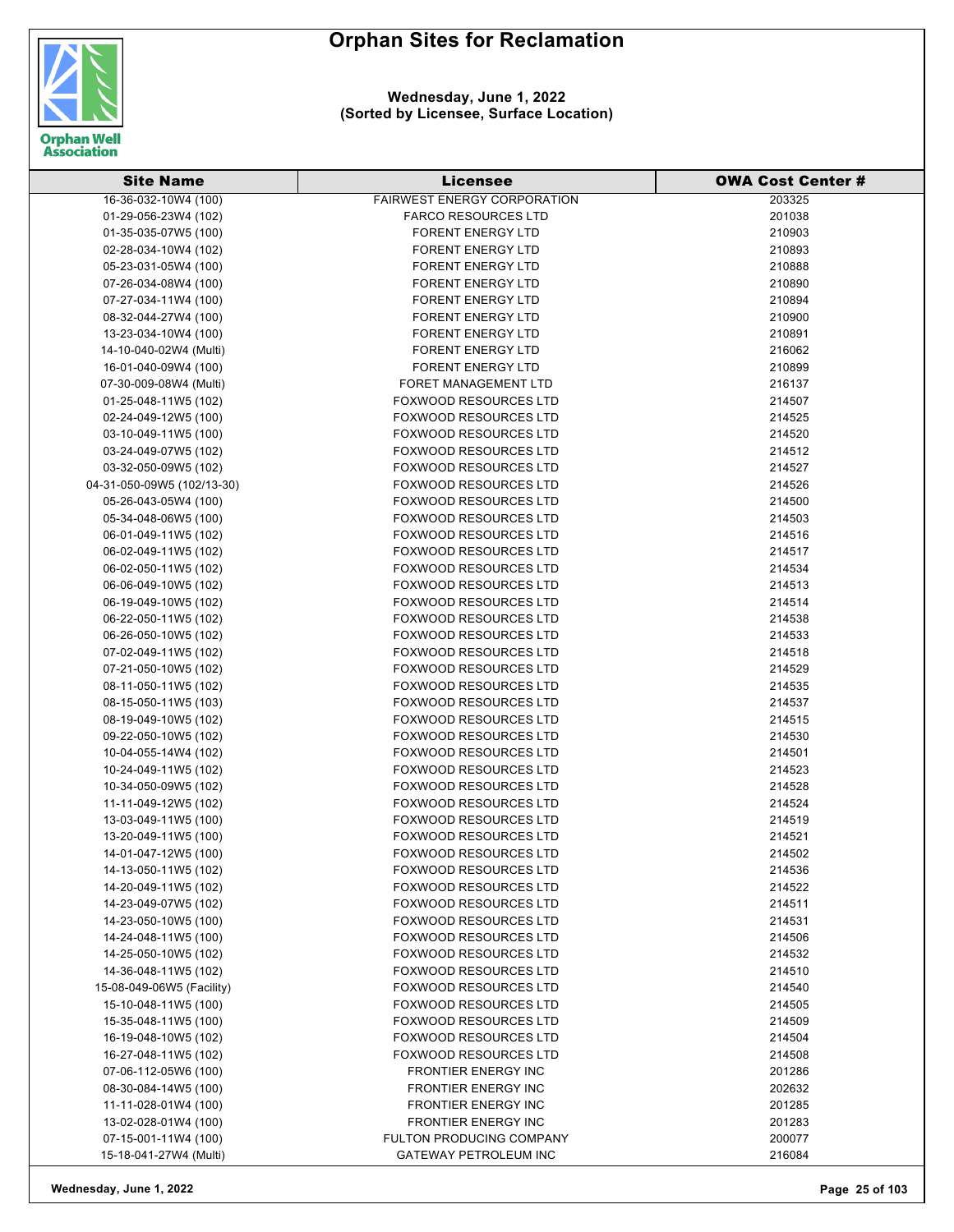# Orphan Sites for Reclamation

**Wednesday, June 1, 2022**
**(Sorted by Licensee, Surface Location)**

| Site Name | Licensee | OWA Cost Center # |
|---|---|---|
| 16-36-032-10W4 (100) | FAIRWEST ENERGY CORPORATION | 203325 |
| 01-29-056-23W4 (102) | FARCO RESOURCES LTD | 201038 |
| 01-35-035-07W5 (100) | FORENT ENERGY LTD | 210903 |
| 02-28-034-10W4 (102) | FORENT ENERGY LTD | 210893 |
| 05-23-031-05W4 (100) | FORENT ENERGY LTD | 210888 |
| 07-26-034-08W4 (100) | FORENT ENERGY LTD | 210890 |
| 07-27-034-11W4 (100) | FORENT ENERGY LTD | 210894 |
| 08-32-044-27W4 (100) | FORENT ENERGY LTD | 210900 |
| 13-23-034-10W4 (100) | FORENT ENERGY LTD | 210891 |
| 14-10-040-02W4 (Multi) | FORENT ENERGY LTD | 216062 |
| 16-01-040-09W4 (100) | FORENT ENERGY LTD | 210899 |
| 07-30-009-08W4 (Multi) | FORET MANAGEMENT LTD | 216137 |
| 01-25-048-11W5 (102) | FOXWOOD RESOURCES LTD | 214507 |
| 02-24-049-12W5 (100) | FOXWOOD RESOURCES LTD | 214525 |
| 03-10-049-11W5 (100) | FOXWOOD RESOURCES LTD | 214520 |
| 03-24-049-07W5 (102) | FOXWOOD RESOURCES LTD | 214512 |
| 03-32-050-09W5 (102) | FOXWOOD RESOURCES LTD | 214527 |
| 04-31-050-09W5 (102/13-30) | FOXWOOD RESOURCES LTD | 214526 |
| 05-26-043-05W4 (100) | FOXWOOD RESOURCES LTD | 214500 |
| 05-34-048-06W5 (100) | FOXWOOD RESOURCES LTD | 214503 |
| 06-01-049-11W5 (102) | FOXWOOD RESOURCES LTD | 214516 |
| 06-02-049-11W5 (102) | FOXWOOD RESOURCES LTD | 214517 |
| 06-02-050-11W5 (102) | FOXWOOD RESOURCES LTD | 214534 |
| 06-06-049-10W5 (102) | FOXWOOD RESOURCES LTD | 214513 |
| 06-19-049-10W5 (102) | FOXWOOD RESOURCES LTD | 214514 |
| 06-22-050-11W5 (102) | FOXWOOD RESOURCES LTD | 214538 |
| 06-26-050-10W5 (102) | FOXWOOD RESOURCES LTD | 214533 |
| 07-02-049-11W5 (102) | FOXWOOD RESOURCES LTD | 214518 |
| 07-21-050-10W5 (102) | FOXWOOD RESOURCES LTD | 214529 |
| 08-11-050-11W5 (102) | FOXWOOD RESOURCES LTD | 214535 |
| 08-15-050-11W5 (103) | FOXWOOD RESOURCES LTD | 214537 |
| 08-19-049-10W5 (102) | FOXWOOD RESOURCES LTD | 214515 |
| 09-22-050-10W5 (102) | FOXWOOD RESOURCES LTD | 214530 |
| 10-04-055-14W4 (102) | FOXWOOD RESOURCES LTD | 214501 |
| 10-24-049-11W5 (102) | FOXWOOD RESOURCES LTD | 214523 |
| 10-34-050-09W5 (102) | FOXWOOD RESOURCES LTD | 214528 |
| 11-11-049-12W5 (102) | FOXWOOD RESOURCES LTD | 214524 |
| 13-03-049-11W5 (100) | FOXWOOD RESOURCES LTD | 214519 |
| 13-20-049-11W5 (100) | FOXWOOD RESOURCES LTD | 214521 |
| 14-01-047-12W5 (100) | FOXWOOD RESOURCES LTD | 214502 |
| 14-13-050-11W5 (102) | FOXWOOD RESOURCES LTD | 214536 |
| 14-20-049-11W5 (102) | FOXWOOD RESOURCES LTD | 214522 |
| 14-23-049-07W5 (102) | FOXWOOD RESOURCES LTD | 214511 |
| 14-23-050-10W5 (100) | FOXWOOD RESOURCES LTD | 214531 |
| 14-24-048-11W5 (100) | FOXWOOD RESOURCES LTD | 214506 |
| 14-25-050-10W5 (102) | FOXWOOD RESOURCES LTD | 214532 |
| 14-36-048-11W5 (102) | FOXWOOD RESOURCES LTD | 214510 |
| 15-08-049-06W5 (Facility) | FOXWOOD RESOURCES LTD | 214540 |
| 15-10-048-11W5 (100) | FOXWOOD RESOURCES LTD | 214505 |
| 15-35-048-11W5 (100) | FOXWOOD RESOURCES LTD | 214509 |
| 16-19-048-10W5 (102) | FOXWOOD RESOURCES LTD | 214504 |
| 16-27-048-11W5 (102) | FOXWOOD RESOURCES LTD | 214508 |
| 07-06-112-05W6 (100) | FRONTIER ENERGY INC | 201286 |
| 08-30-084-14W5 (100) | FRONTIER ENERGY INC | 202632 |
| 11-11-028-01W4 (100) | FRONTIER ENERGY INC | 201285 |
| 13-02-028-01W4 (100) | FRONTIER ENERGY INC | 201283 |
| 07-15-001-11W4 (100) | FULTON PRODUCING COMPANY | 200077 |
| 15-18-041-27W4 (Multi) | GATEWAY PETROLEUM INC | 216084 |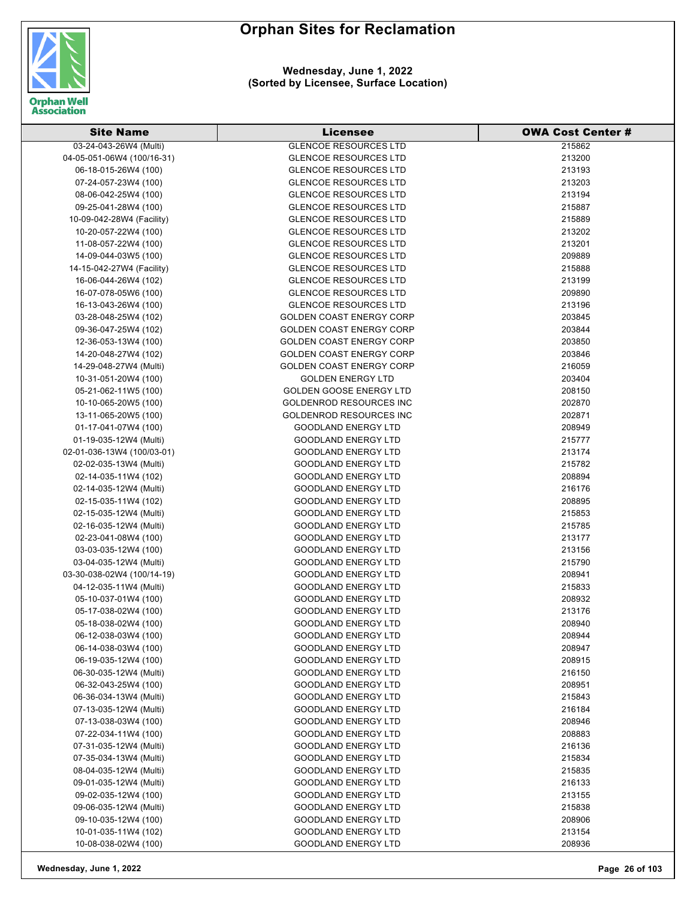# Orphan Sites for Reclamation

**Wednesday, June 1, 2022**
**(Sorted by Licensee, Surface Location)**

| Site Name | Licensee | OWA Cost Center # |
|---|---|---|
| 03-24-043-26W4 (Multi) | GLENCOE RESOURCES LTD | 215862 |
| 04-05-051-06W4 (100/16-31) | GLENCOE RESOURCES LTD | 213200 |
| 06-18-015-26W4 (100) | GLENCOE RESOURCES LTD | 213193 |
| 07-24-057-23W4 (100) | GLENCOE RESOURCES LTD | 213203 |
| 08-06-042-25W4 (100) | GLENCOE RESOURCES LTD | 213194 |
| 09-25-041-28W4 (100) | GLENCOE RESOURCES LTD | 215887 |
| 10-09-042-28W4 (Facility) | GLENCOE RESOURCES LTD | 215889 |
| 10-20-057-22W4 (100) | GLENCOE RESOURCES LTD | 213202 |
| 11-08-057-22W4 (100) | GLENCOE RESOURCES LTD | 213201 |
| 14-09-044-03W5 (100) | GLENCOE RESOURCES LTD | 209889 |
| 14-15-042-27W4 (Facility) | GLENCOE RESOURCES LTD | 215888 |
| 16-06-044-26W4 (102) | GLENCOE RESOURCES LTD | 213199 |
| 16-07-078-05W6 (100) | GLENCOE RESOURCES LTD | 209890 |
| 16-13-043-26W4 (100) | GLENCOE RESOURCES LTD | 213196 |
| 03-28-048-25W4 (102) | GOLDEN COAST ENERGY CORP | 203845 |
| 09-36-047-25W4 (102) | GOLDEN COAST ENERGY CORP | 203844 |
| 12-36-053-13W4 (100) | GOLDEN COAST ENERGY CORP | 203850 |
| 14-20-048-27W4 (102) | GOLDEN COAST ENERGY CORP | 203846 |
| 14-29-048-27W4 (Multi) | GOLDEN COAST ENERGY CORP | 216059 |
| 10-31-051-20W4 (100) | GOLDEN ENERGY LTD | 203404 |
| 05-21-062-11W5 (100) | GOLDEN GOOSE ENERGY LTD | 208150 |
| 10-10-065-20W5 (100) | GOLDENROD RESOURCES INC | 202870 |
| 13-11-065-20W5 (100) | GOLDENROD RESOURCES INC | 202871 |
| 01-17-041-07W4 (100) | GOODLAND ENERGY LTD | 208949 |
| 01-19-035-12W4 (Multi) | GOODLAND ENERGY LTD | 215777 |
| 02-01-036-13W4 (100/03-01) | GOODLAND ENERGY LTD | 213174 |
| 02-02-035-13W4 (Multi) | GOODLAND ENERGY LTD | 215782 |
| 02-14-035-11W4 (102) | GOODLAND ENERGY LTD | 208894 |
| 02-14-035-12W4 (Multi) | GOODLAND ENERGY LTD | 216176 |
| 02-15-035-11W4 (102) | GOODLAND ENERGY LTD | 208895 |
| 02-15-035-12W4 (Multi) | GOODLAND ENERGY LTD | 215853 |
| 02-16-035-12W4 (Multi) | GOODLAND ENERGY LTD | 215785 |
| 02-23-041-08W4 (100) | GOODLAND ENERGY LTD | 213177 |
| 03-03-035-12W4 (100) | GOODLAND ENERGY LTD | 213156 |
| 03-04-035-12W4 (Multi) | GOODLAND ENERGY LTD | 215790 |
| 03-30-038-02W4 (100/14-19) | GOODLAND ENERGY LTD | 208941 |
| 04-12-035-11W4 (Multi) | GOODLAND ENERGY LTD | 215833 |
| 05-10-037-01W4 (100) | GOODLAND ENERGY LTD | 208932 |
| 05-17-038-02W4 (100) | GOODLAND ENERGY LTD | 213176 |
| 05-18-038-02W4 (100) | GOODLAND ENERGY LTD | 208940 |
| 06-12-038-03W4 (100) | GOODLAND ENERGY LTD | 208944 |
| 06-14-038-03W4 (100) | GOODLAND ENERGY LTD | 208947 |
| 06-19-035-12W4 (100) | GOODLAND ENERGY LTD | 208915 |
| 06-30-035-12W4 (Multi) | GOODLAND ENERGY LTD | 216150 |
| 06-32-043-25W4 (100) | GOODLAND ENERGY LTD | 208951 |
| 06-36-034-13W4 (Multi) | GOODLAND ENERGY LTD | 215843 |
| 07-13-035-12W4 (Multi) | GOODLAND ENERGY LTD | 216184 |
| 07-13-038-03W4 (100) | GOODLAND ENERGY LTD | 208946 |
| 07-22-034-11W4 (100) | GOODLAND ENERGY LTD | 208883 |
| 07-31-035-12W4 (Multi) | GOODLAND ENERGY LTD | 216136 |
| 07-35-034-13W4 (Multi) | GOODLAND ENERGY LTD | 215834 |
| 08-04-035-12W4 (Multi) | GOODLAND ENERGY LTD | 215835 |
| 09-01-035-12W4 (Multi) | GOODLAND ENERGY LTD | 216133 |
| 09-02-035-12W4 (100) | GOODLAND ENERGY LTD | 213155 |
| 09-06-035-12W4 (Multi) | GOODLAND ENERGY LTD | 215838 |
| 09-10-035-12W4 (100) | GOODLAND ENERGY LTD | 208906 |
| 10-01-035-11W4 (102) | GOODLAND ENERGY LTD | 213154 |
| 10-08-038-02W4 (100) | GOODLAND ENERGY LTD | 208936 |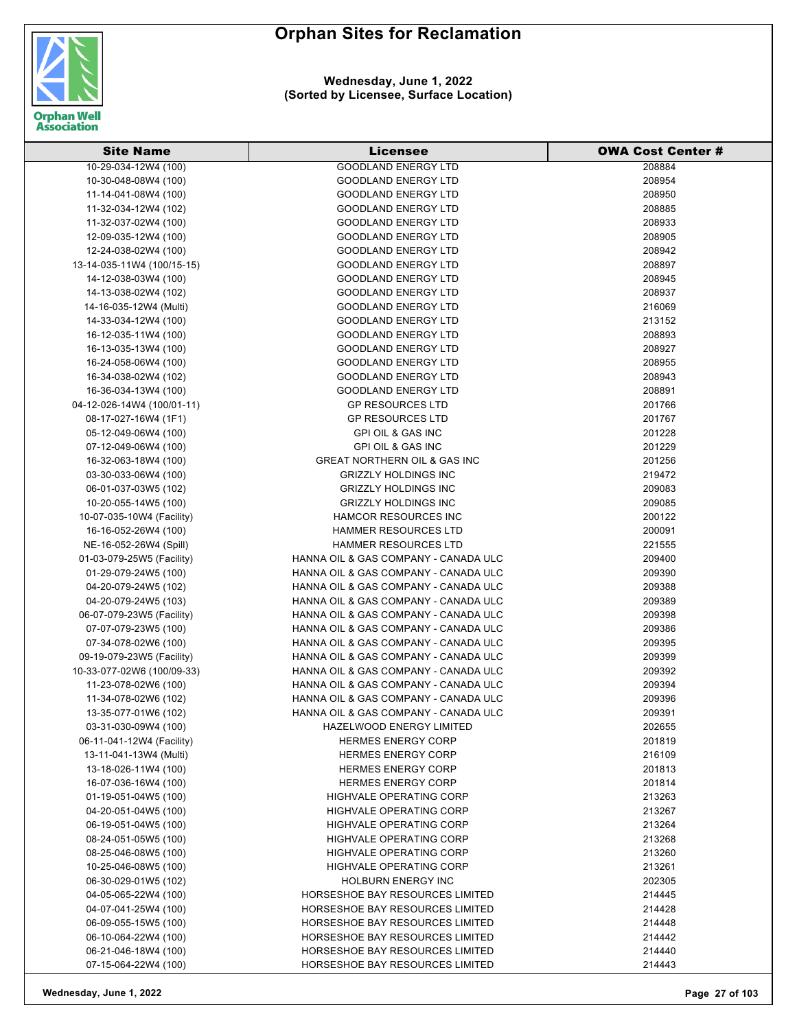# Orphan Sites for Reclamation

**Wednesday, June 1, 2022**
**(Sorted by Licensee, Surface Location)**

| Site Name | Licensee | OWA Cost Center # |
|---|---|---|
| 10-29-034-12W4 (100) | GOODLAND ENERGY LTD | 208884 |
| 10-30-048-08W4 (100) | GOODLAND ENERGY LTD | 208954 |
| 11-14-041-08W4 (100) | GOODLAND ENERGY LTD | 208950 |
| 11-32-034-12W4 (102) | GOODLAND ENERGY LTD | 208885 |
| 11-32-037-02W4 (100) | GOODLAND ENERGY LTD | 208933 |
| 12-09-035-12W4 (100) | GOODLAND ENERGY LTD | 208905 |
| 12-24-038-02W4 (100) | GOODLAND ENERGY LTD | 208942 |
| 13-14-035-11W4 (100/15-15) | GOODLAND ENERGY LTD | 208897 |
| 14-12-038-03W4 (100) | GOODLAND ENERGY LTD | 208945 |
| 14-13-038-02W4 (102) | GOODLAND ENERGY LTD | 208937 |
| 14-16-035-12W4 (Multi) | GOODLAND ENERGY LTD | 216069 |
| 14-33-034-12W4 (100) | GOODLAND ENERGY LTD | 213152 |
| 16-12-035-11W4 (100) | GOODLAND ENERGY LTD | 208893 |
| 16-13-035-13W4 (100) | GOODLAND ENERGY LTD | 208927 |
| 16-24-058-06W4 (100) | GOODLAND ENERGY LTD | 208955 |
| 16-34-038-02W4 (102) | GOODLAND ENERGY LTD | 208943 |
| 16-36-034-13W4 (100) | GOODLAND ENERGY LTD | 208891 |
| 04-12-026-14W4 (100/01-11) | GP RESOURCES LTD | 201766 |
| 08-17-027-16W4 (1F1) | GP RESOURCES LTD | 201767 |
| 05-12-049-06W4 (100) | GPI OIL & GAS INC | 201228 |
| 07-12-049-06W4 (100) | GPI OIL & GAS INC | 201229 |
| 16-32-063-18W4 (100) | GREAT NORTHERN OIL & GAS INC | 201256 |
| 03-30-033-06W4 (100) | GRIZZLY HOLDINGS INC | 219472 |
| 06-01-037-03W5 (102) | GRIZZLY HOLDINGS INC | 209083 |
| 10-20-055-14W5 (100) | GRIZZLY HOLDINGS INC | 209085 |
| 10-07-035-10W4 (Facility) | HAMCOR RESOURCES INC | 200122 |
| 16-16-052-26W4 (100) | HAMMER RESOURCES LTD | 200091 |
| NE-16-052-26W4 (Spill) | HAMMER RESOURCES LTD | 221555 |
| 01-03-079-25W5 (Facility) | HANNA OIL & GAS COMPANY - CANADA ULC | 209400 |
| 01-29-079-24W5 (100) | HANNA OIL & GAS COMPANY - CANADA ULC | 209390 |
| 04-20-079-24W5 (102) | HANNA OIL & GAS COMPANY - CANADA ULC | 209388 |
| 04-20-079-24W5 (103) | HANNA OIL & GAS COMPANY - CANADA ULC | 209389 |
| 06-07-079-23W5 (Facility) | HANNA OIL & GAS COMPANY - CANADA ULC | 209398 |
| 07-07-079-23W5 (100) | HANNA OIL & GAS COMPANY - CANADA ULC | 209386 |
| 07-34-078-02W6 (100) | HANNA OIL & GAS COMPANY - CANADA ULC | 209395 |
| 09-19-079-23W5 (Facility) | HANNA OIL & GAS COMPANY - CANADA ULC | 209399 |
| 10-33-077-02W6 (100/09-33) | HANNA OIL & GAS COMPANY - CANADA ULC | 209392 |
| 11-23-078-02W6 (100) | HANNA OIL & GAS COMPANY - CANADA ULC | 209394 |
| 11-34-078-02W6 (102) | HANNA OIL & GAS COMPANY - CANADA ULC | 209396 |
| 13-35-077-01W6 (102) | HANNA OIL & GAS COMPANY - CANADA ULC | 209391 |
| 03-31-030-09W4 (100) | HAZELWOOD ENERGY LIMITED | 202655 |
| 06-11-041-12W4 (Facility) | HERMES ENERGY CORP | 201819 |
| 13-11-041-13W4 (Multi) | HERMES ENERGY CORP | 216109 |
| 13-18-026-11W4 (100) | HERMES ENERGY CORP | 201813 |
| 16-07-036-16W4 (100) | HERMES ENERGY CORP | 201814 |
| 01-19-051-04W5 (100) | HIGHVALE OPERATING CORP | 213263 |
| 04-20-051-04W5 (100) | HIGHVALE OPERATING CORP | 213267 |
| 06-19-051-04W5 (100) | HIGHVALE OPERATING CORP | 213264 |
| 08-24-051-05W5 (100) | HIGHVALE OPERATING CORP | 213268 |
| 08-25-046-08W5 (100) | HIGHVALE OPERATING CORP | 213260 |
| 10-25-046-08W5 (100) | HIGHVALE OPERATING CORP | 213261 |
| 06-30-029-01W5 (102) | HOLBURN ENERGY INC | 202305 |
| 04-05-065-22W4 (100) | HORSESHOE BAY RESOURCES LIMITED | 214445 |
| 04-07-041-25W4 (100) | HORSESHOE BAY RESOURCES LIMITED | 214428 |
| 06-09-055-15W5 (100) | HORSESHOE BAY RESOURCES LIMITED | 214448 |
| 06-10-064-22W4 (100) | HORSESHOE BAY RESOURCES LIMITED | 214442 |
| 06-21-046-18W4 (100) | HORSESHOE BAY RESOURCES LIMITED | 214440 |
| 07-15-064-22W4 (100) | HORSESHOE BAY RESOURCES LIMITED | 214443 |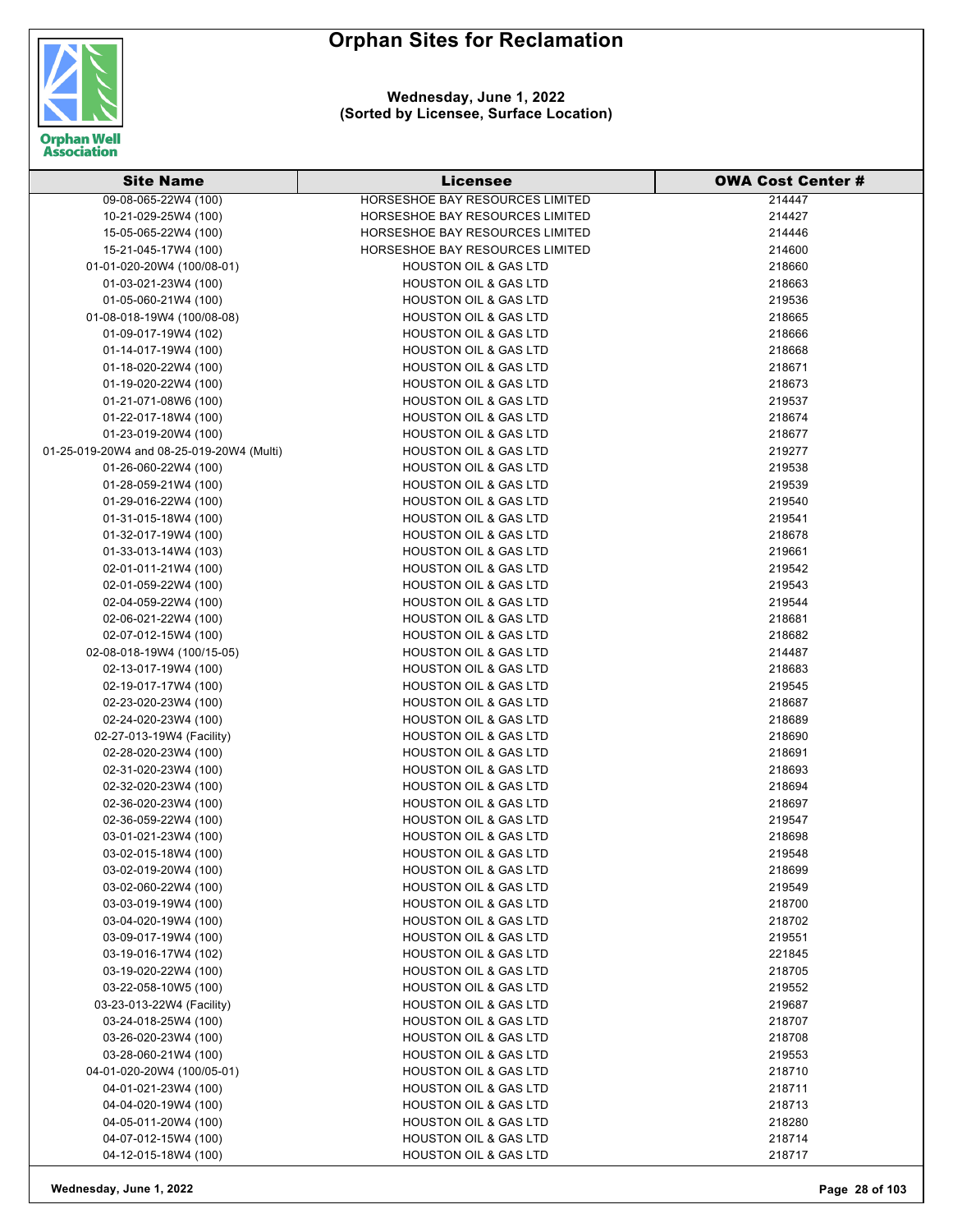# Orphan Sites for Reclamation

**Wednesday, June 1, 2022**
**(Sorted by Licensee, Surface Location)**

| Site Name | Licensee | OWA Cost Center # |
|---|---|---|
| 09-08-065-22W4 (100) | HORSESHOE BAY RESOURCES LIMITED | 214447 |
| 10-21-029-25W4 (100) | HORSESHOE BAY RESOURCES LIMITED | 214427 |
| 15-05-065-22W4 (100) | HORSESHOE BAY RESOURCES LIMITED | 214446 |
| 15-21-045-17W4 (100) | HORSESHOE BAY RESOURCES LIMITED | 214600 |
| 01-01-020-20W4 (100/08-01) | HOUSTON OIL & GAS LTD | 218660 |
| 01-03-021-23W4 (100) | HOUSTON OIL & GAS LTD | 218663 |
| 01-05-060-21W4 (100) | HOUSTON OIL & GAS LTD | 219536 |
| 01-08-018-19W4 (100/08-08) | HOUSTON OIL & GAS LTD | 218665 |
| 01-09-017-19W4 (102) | HOUSTON OIL & GAS LTD | 218666 |
| 01-14-017-19W4 (100) | HOUSTON OIL & GAS LTD | 218668 |
| 01-18-020-22W4 (100) | HOUSTON OIL & GAS LTD | 218671 |
| 01-19-020-22W4 (100) | HOUSTON OIL & GAS LTD | 218673 |
| 01-21-071-08W6 (100) | HOUSTON OIL & GAS LTD | 219537 |
| 01-22-017-18W4 (100) | HOUSTON OIL & GAS LTD | 218674 |
| 01-23-019-20W4 (100) | HOUSTON OIL & GAS LTD | 218677 |
| 01-25-019-20W4 and 08-25-019-20W4 (Multi) | HOUSTON OIL & GAS LTD | 219277 |
| 01-26-060-22W4 (100) | HOUSTON OIL & GAS LTD | 219538 |
| 01-28-059-21W4 (100) | HOUSTON OIL & GAS LTD | 219539 |
| 01-29-016-22W4 (100) | HOUSTON OIL & GAS LTD | 219540 |
| 01-31-015-18W4 (100) | HOUSTON OIL & GAS LTD | 219541 |
| 01-32-017-19W4 (100) | HOUSTON OIL & GAS LTD | 218678 |
| 01-33-013-14W4 (103) | HOUSTON OIL & GAS LTD | 219661 |
| 02-01-011-21W4 (100) | HOUSTON OIL & GAS LTD | 219542 |
| 02-01-059-22W4 (100) | HOUSTON OIL & GAS LTD | 219543 |
| 02-04-059-22W4 (100) | HOUSTON OIL & GAS LTD | 219544 |
| 02-06-021-22W4 (100) | HOUSTON OIL & GAS LTD | 218681 |
| 02-07-012-15W4 (100) | HOUSTON OIL & GAS LTD | 218682 |
| 02-08-018-19W4 (100/15-05) | HOUSTON OIL & GAS LTD | 214487 |
| 02-13-017-19W4 (100) | HOUSTON OIL & GAS LTD | 218683 |
| 02-19-017-17W4 (100) | HOUSTON OIL & GAS LTD | 219545 |
| 02-23-020-23W4 (100) | HOUSTON OIL & GAS LTD | 218687 |
| 02-24-020-23W4 (100) | HOUSTON OIL & GAS LTD | 218689 |
| 02-27-013-19W4 (Facility) | HOUSTON OIL & GAS LTD | 218690 |
| 02-28-020-23W4 (100) | HOUSTON OIL & GAS LTD | 218691 |
| 02-31-020-23W4 (100) | HOUSTON OIL & GAS LTD | 218693 |
| 02-32-020-23W4 (100) | HOUSTON OIL & GAS LTD | 218694 |
| 02-36-020-23W4 (100) | HOUSTON OIL & GAS LTD | 218697 |
| 02-36-059-22W4 (100) | HOUSTON OIL & GAS LTD | 219547 |
| 03-01-021-23W4 (100) | HOUSTON OIL & GAS LTD | 218698 |
| 03-02-015-18W4 (100) | HOUSTON OIL & GAS LTD | 219548 |
| 03-02-019-20W4 (100) | HOUSTON OIL & GAS LTD | 218699 |
| 03-02-060-22W4 (100) | HOUSTON OIL & GAS LTD | 219549 |
| 03-03-019-19W4 (100) | HOUSTON OIL & GAS LTD | 218700 |
| 03-04-020-19W4 (100) | HOUSTON OIL & GAS LTD | 218702 |
| 03-09-017-19W4 (100) | HOUSTON OIL & GAS LTD | 219551 |
| 03-19-016-17W4 (102) | HOUSTON OIL & GAS LTD | 221845 |
| 03-19-020-22W4 (100) | HOUSTON OIL & GAS LTD | 218705 |
| 03-22-058-10W5 (100) | HOUSTON OIL & GAS LTD | 219552 |
| 03-23-013-22W4 (Facility) | HOUSTON OIL & GAS LTD | 219687 |
| 03-24-018-25W4 (100) | HOUSTON OIL & GAS LTD | 218707 |
| 03-26-020-23W4 (100) | HOUSTON OIL & GAS LTD | 218708 |
| 03-28-060-21W4 (100) | HOUSTON OIL & GAS LTD | 219553 |
| 04-01-020-20W4 (100/05-01) | HOUSTON OIL & GAS LTD | 218710 |
| 04-01-021-23W4 (100) | HOUSTON OIL & GAS LTD | 218711 |
| 04-04-020-19W4 (100) | HOUSTON OIL & GAS LTD | 218713 |
| 04-05-011-20W4 (100) | HOUSTON OIL & GAS LTD | 218280 |
| 04-07-012-15W4 (100) | HOUSTON OIL & GAS LTD | 218714 |
| 04-12-015-18W4 (100) | HOUSTON OIL & GAS LTD | 218717 |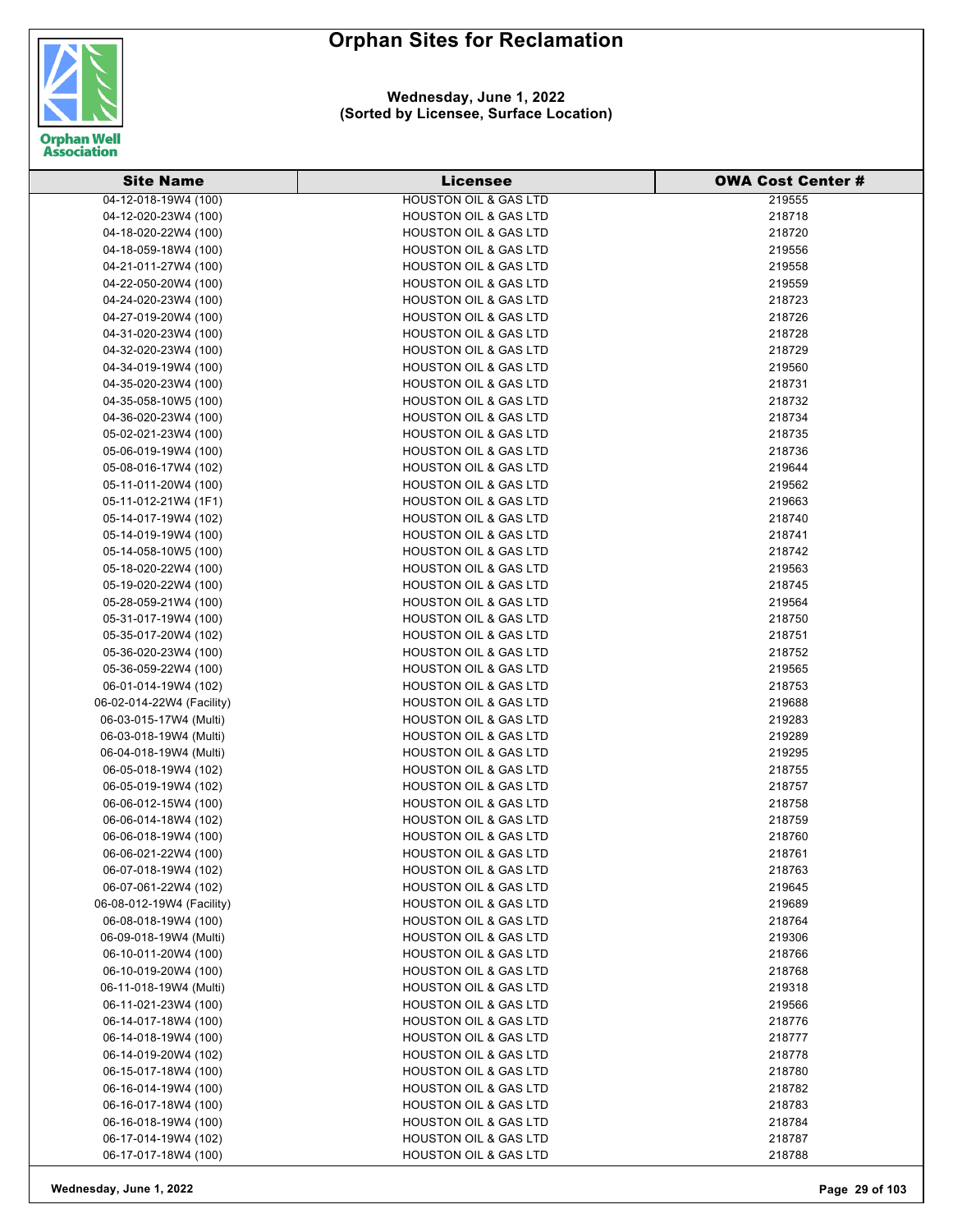# Orphan Sites for Reclamation

**Wednesday, June 1, 2022**
**(Sorted by Licensee, Surface Location)**

| Site Name | Licensee | OWA Cost Center # |
|---|---|---|
| 04-12-018-19W4 (100) | HOUSTON OIL & GAS LTD | 219555 |
| 04-12-020-23W4 (100) | HOUSTON OIL & GAS LTD | 218718 |
| 04-18-020-22W4 (100) | HOUSTON OIL & GAS LTD | 218720 |
| 04-18-059-18W4 (100) | HOUSTON OIL & GAS LTD | 219556 |
| 04-21-011-27W4 (100) | HOUSTON OIL & GAS LTD | 219558 |
| 04-22-050-20W4 (100) | HOUSTON OIL & GAS LTD | 219559 |
| 04-24-020-23W4 (100) | HOUSTON OIL & GAS LTD | 218723 |
| 04-27-019-20W4 (100) | HOUSTON OIL & GAS LTD | 218726 |
| 04-31-020-23W4 (100) | HOUSTON OIL & GAS LTD | 218728 |
| 04-32-020-23W4 (100) | HOUSTON OIL & GAS LTD | 218729 |
| 04-34-019-19W4 (100) | HOUSTON OIL & GAS LTD | 219560 |
| 04-35-020-23W4 (100) | HOUSTON OIL & GAS LTD | 218731 |
| 04-35-058-10W5 (100) | HOUSTON OIL & GAS LTD | 218732 |
| 04-36-020-23W4 (100) | HOUSTON OIL & GAS LTD | 218734 |
| 05-02-021-23W4 (100) | HOUSTON OIL & GAS LTD | 218735 |
| 05-06-019-19W4 (100) | HOUSTON OIL & GAS LTD | 218736 |
| 05-08-016-17W4 (102) | HOUSTON OIL & GAS LTD | 219644 |
| 05-11-011-20W4 (100) | HOUSTON OIL & GAS LTD | 219562 |
| 05-11-012-21W4 (1F1) | HOUSTON OIL & GAS LTD | 219663 |
| 05-14-017-19W4 (102) | HOUSTON OIL & GAS LTD | 218740 |
| 05-14-019-19W4 (100) | HOUSTON OIL & GAS LTD | 218741 |
| 05-14-058-10W5 (100) | HOUSTON OIL & GAS LTD | 218742 |
| 05-18-020-22W4 (100) | HOUSTON OIL & GAS LTD | 219563 |
| 05-19-020-22W4 (100) | HOUSTON OIL & GAS LTD | 218745 |
| 05-28-059-21W4 (100) | HOUSTON OIL & GAS LTD | 219564 |
| 05-31-017-19W4 (100) | HOUSTON OIL & GAS LTD | 218750 |
| 05-35-017-20W4 (102) | HOUSTON OIL & GAS LTD | 218751 |
| 05-36-020-23W4 (100) | HOUSTON OIL & GAS LTD | 218752 |
| 05-36-059-22W4 (100) | HOUSTON OIL & GAS LTD | 219565 |
| 06-01-014-19W4 (102) | HOUSTON OIL & GAS LTD | 218753 |
| 06-02-014-22W4 (Facility) | HOUSTON OIL & GAS LTD | 219688 |
| 06-03-015-17W4 (Multi) | HOUSTON OIL & GAS LTD | 219283 |
| 06-03-018-19W4 (Multi) | HOUSTON OIL & GAS LTD | 219289 |
| 06-04-018-19W4 (Multi) | HOUSTON OIL & GAS LTD | 219295 |
| 06-05-018-19W4 (102) | HOUSTON OIL & GAS LTD | 218755 |
| 06-05-019-19W4 (102) | HOUSTON OIL & GAS LTD | 218757 |
| 06-06-012-15W4 (100) | HOUSTON OIL & GAS LTD | 218758 |
| 06-06-014-18W4 (102) | HOUSTON OIL & GAS LTD | 218759 |
| 06-06-018-19W4 (100) | HOUSTON OIL & GAS LTD | 218760 |
| 06-06-021-22W4 (100) | HOUSTON OIL & GAS LTD | 218761 |
| 06-07-018-19W4 (102) | HOUSTON OIL & GAS LTD | 218763 |
| 06-07-061-22W4 (102) | HOUSTON OIL & GAS LTD | 219645 |
| 06-08-012-19W4 (Facility) | HOUSTON OIL & GAS LTD | 219689 |
| 06-08-018-19W4 (100) | HOUSTON OIL & GAS LTD | 218764 |
| 06-09-018-19W4 (Multi) | HOUSTON OIL & GAS LTD | 219306 |
| 06-10-011-20W4 (100) | HOUSTON OIL & GAS LTD | 218766 |
| 06-10-019-20W4 (100) | HOUSTON OIL & GAS LTD | 218768 |
| 06-11-018-19W4 (Multi) | HOUSTON OIL & GAS LTD | 219318 |
| 06-11-021-23W4 (100) | HOUSTON OIL & GAS LTD | 219566 |
| 06-14-017-18W4 (100) | HOUSTON OIL & GAS LTD | 218776 |
| 06-14-018-19W4 (100) | HOUSTON OIL & GAS LTD | 218777 |
| 06-14-019-20W4 (102) | HOUSTON OIL & GAS LTD | 218778 |
| 06-15-017-18W4 (100) | HOUSTON OIL & GAS LTD | 218780 |
| 06-16-014-19W4 (100) | HOUSTON OIL & GAS LTD | 218782 |
| 06-16-017-18W4 (100) | HOUSTON OIL & GAS LTD | 218783 |
| 06-16-018-19W4 (100) | HOUSTON OIL & GAS LTD | 218784 |
| 06-17-014-19W4 (102) | HOUSTON OIL & GAS LTD | 218787 |
| 06-17-017-18W4 (100) | HOUSTON OIL & GAS LTD | 218788 |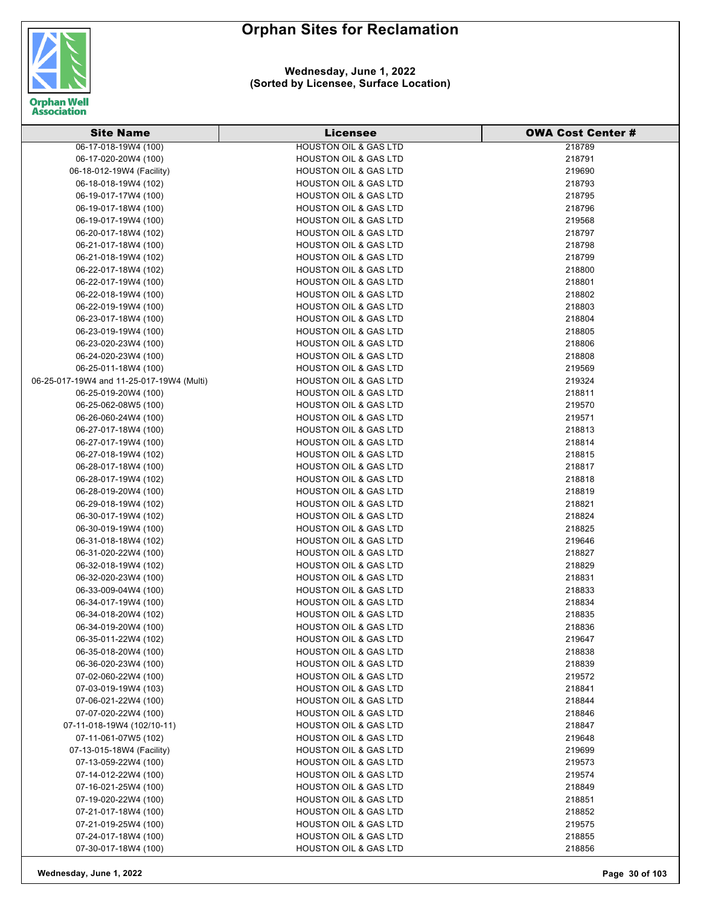# Orphan Sites for Reclamation

**Wednesday, June 1, 2022**
**(Sorted by Licensee, Surface Location)**

| Site Name | Licensee | OWA Cost Center # |
|---|---|---|
| 06-17-018-19W4 (100) | HOUSTON OIL & GAS LTD | 218789 |
| 06-17-020-20W4 (100) | HOUSTON OIL & GAS LTD | 218791 |
| 06-18-012-19W4 (Facility) | HOUSTON OIL & GAS LTD | 219690 |
| 06-18-018-19W4 (102) | HOUSTON OIL & GAS LTD | 218793 |
| 06-19-017-17W4 (100) | HOUSTON OIL & GAS LTD | 218795 |
| 06-19-017-18W4 (100) | HOUSTON OIL & GAS LTD | 218796 |
| 06-19-017-19W4 (100) | HOUSTON OIL & GAS LTD | 219568 |
| 06-20-017-18W4 (102) | HOUSTON OIL & GAS LTD | 218797 |
| 06-21-017-18W4 (100) | HOUSTON OIL & GAS LTD | 218798 |
| 06-21-018-19W4 (102) | HOUSTON OIL & GAS LTD | 218799 |
| 06-22-017-18W4 (102) | HOUSTON OIL & GAS LTD | 218800 |
| 06-22-017-19W4 (100) | HOUSTON OIL & GAS LTD | 218801 |
| 06-22-018-19W4 (100) | HOUSTON OIL & GAS LTD | 218802 |
| 06-22-019-19W4 (100) | HOUSTON OIL & GAS LTD | 218803 |
| 06-23-017-18W4 (100) | HOUSTON OIL & GAS LTD | 218804 |
| 06-23-019-19W4 (100) | HOUSTON OIL & GAS LTD | 218805 |
| 06-23-020-23W4 (100) | HOUSTON OIL & GAS LTD | 218806 |
| 06-24-020-23W4 (100) | HOUSTON OIL & GAS LTD | 218808 |
| 06-25-011-18W4 (100) | HOUSTON OIL & GAS LTD | 219569 |
| 06-25-017-19W4 and 11-25-017-19W4 (Multi) | HOUSTON OIL & GAS LTD | 219324 |
| 06-25-019-20W4 (100) | HOUSTON OIL & GAS LTD | 218811 |
| 06-25-062-08W5 (100) | HOUSTON OIL & GAS LTD | 219570 |
| 06-26-060-24W4 (100) | HOUSTON OIL & GAS LTD | 219571 |
| 06-27-017-18W4 (100) | HOUSTON OIL & GAS LTD | 218813 |
| 06-27-017-19W4 (100) | HOUSTON OIL & GAS LTD | 218814 |
| 06-27-018-19W4 (102) | HOUSTON OIL & GAS LTD | 218815 |
| 06-28-017-18W4 (100) | HOUSTON OIL & GAS LTD | 218817 |
| 06-28-017-19W4 (102) | HOUSTON OIL & GAS LTD | 218818 |
| 06-28-019-20W4 (100) | HOUSTON OIL & GAS LTD | 218819 |
| 06-29-018-19W4 (102) | HOUSTON OIL & GAS LTD | 218821 |
| 06-30-017-19W4 (102) | HOUSTON OIL & GAS LTD | 218824 |
| 06-30-019-19W4 (100) | HOUSTON OIL & GAS LTD | 218825 |
| 06-31-018-18W4 (102) | HOUSTON OIL & GAS LTD | 219646 |
| 06-31-020-22W4 (100) | HOUSTON OIL & GAS LTD | 218827 |
| 06-32-018-19W4 (102) | HOUSTON OIL & GAS LTD | 218829 |
| 06-32-020-23W4 (100) | HOUSTON OIL & GAS LTD | 218831 |
| 06-33-009-04W4 (100) | HOUSTON OIL & GAS LTD | 218833 |
| 06-34-017-19W4 (100) | HOUSTON OIL & GAS LTD | 218834 |
| 06-34-018-20W4 (102) | HOUSTON OIL & GAS LTD | 218835 |
| 06-34-019-20W4 (100) | HOUSTON OIL & GAS LTD | 218836 |
| 06-35-011-22W4 (102) | HOUSTON OIL & GAS LTD | 219647 |
| 06-35-018-20W4 (100) | HOUSTON OIL & GAS LTD | 218838 |
| 06-36-020-23W4 (100) | HOUSTON OIL & GAS LTD | 218839 |
| 07-02-060-22W4 (100) | HOUSTON OIL & GAS LTD | 219572 |
| 07-03-019-19W4 (103) | HOUSTON OIL & GAS LTD | 218841 |
| 07-06-021-22W4 (100) | HOUSTON OIL & GAS LTD | 218844 |
| 07-07-020-22W4 (100) | HOUSTON OIL & GAS LTD | 218846 |
| 07-11-018-19W4 (102/10-11) | HOUSTON OIL & GAS LTD | 218847 |
| 07-11-061-07W5 (102) | HOUSTON OIL & GAS LTD | 219648 |
| 07-13-015-18W4 (Facility) | HOUSTON OIL & GAS LTD | 219699 |
| 07-13-059-22W4 (100) | HOUSTON OIL & GAS LTD | 219573 |
| 07-14-012-22W4 (100) | HOUSTON OIL & GAS LTD | 219574 |
| 07-16-021-25W4 (100) | HOUSTON OIL & GAS LTD | 218849 |
| 07-19-020-22W4 (100) | HOUSTON OIL & GAS LTD | 218851 |
| 07-21-017-18W4 (100) | HOUSTON OIL & GAS LTD | 218852 |
| 07-21-019-25W4 (100) | HOUSTON OIL & GAS LTD | 219575 |
| 07-24-017-18W4 (100) | HOUSTON OIL & GAS LTD | 218855 |
| 07-30-017-18W4 (100) | HOUSTON OIL & GAS LTD | 218856 |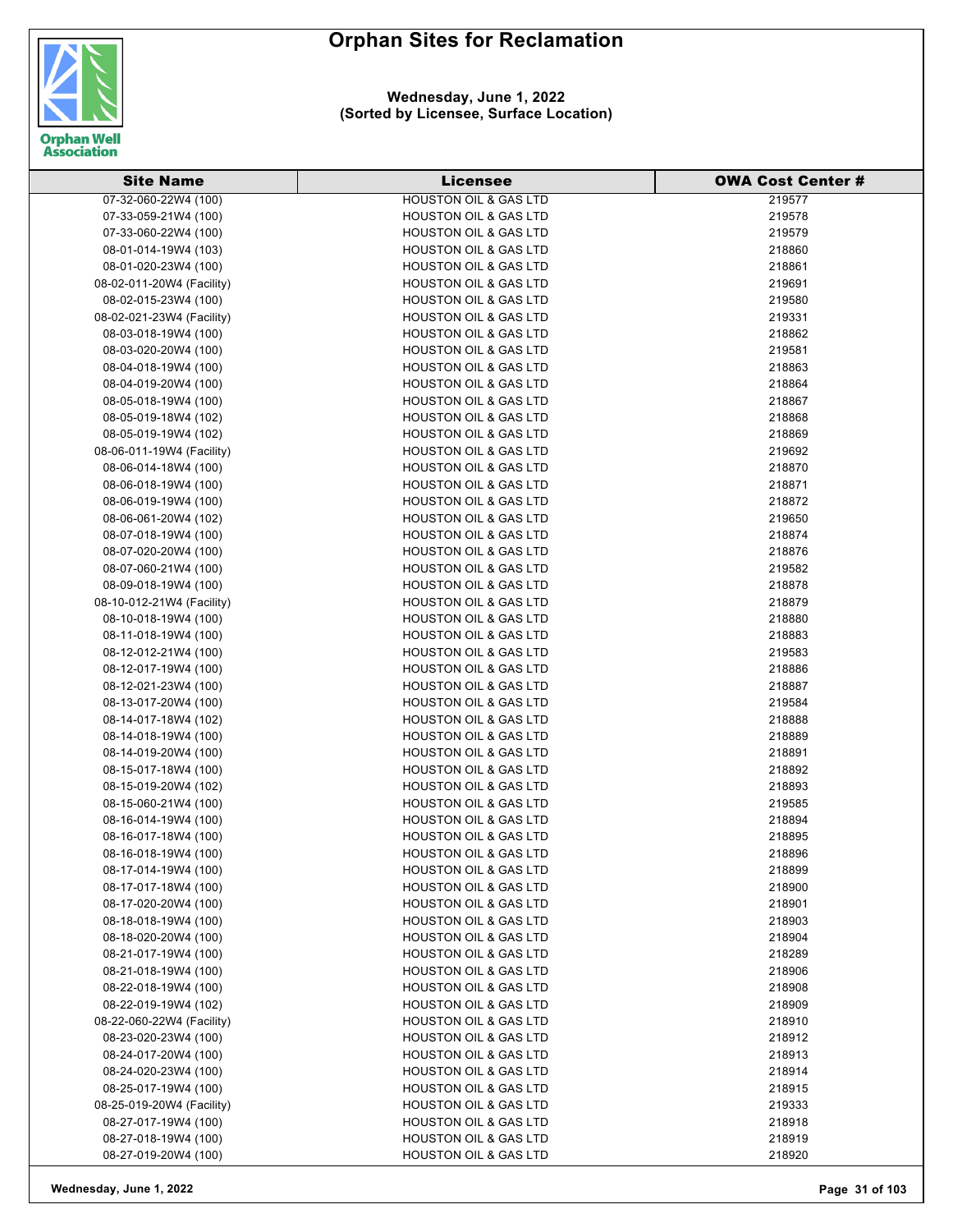# Orphan Sites for Reclamation

**Wednesday, June 1, 2022**
**(Sorted by Licensee, Surface Location)**

| Site Name | Licensee | OWA Cost Center # |
|---|---|---|
| 07-32-060-22W4 (100) | HOUSTON OIL & GAS LTD | 219577 |
| 07-33-059-21W4 (100) | HOUSTON OIL & GAS LTD | 219578 |
| 07-33-060-22W4 (100) | HOUSTON OIL & GAS LTD | 219579 |
| 08-01-014-19W4 (103) | HOUSTON OIL & GAS LTD | 218860 |
| 08-01-020-23W4 (100) | HOUSTON OIL & GAS LTD | 218861 |
| 08-02-011-20W4 (Facility) | HOUSTON OIL & GAS LTD | 219691 |
| 08-02-015-23W4 (100) | HOUSTON OIL & GAS LTD | 219580 |
| 08-02-021-23W4 (Facility) | HOUSTON OIL & GAS LTD | 219331 |
| 08-03-018-19W4 (100) | HOUSTON OIL & GAS LTD | 218862 |
| 08-03-020-20W4 (100) | HOUSTON OIL & GAS LTD | 219581 |
| 08-04-018-19W4 (100) | HOUSTON OIL & GAS LTD | 218863 |
| 08-04-019-20W4 (100) | HOUSTON OIL & GAS LTD | 218864 |
| 08-05-018-19W4 (100) | HOUSTON OIL & GAS LTD | 218867 |
| 08-05-019-18W4 (102) | HOUSTON OIL & GAS LTD | 218868 |
| 08-05-019-19W4 (102) | HOUSTON OIL & GAS LTD | 218869 |
| 08-06-011-19W4 (Facility) | HOUSTON OIL & GAS LTD | 219692 |
| 08-06-014-18W4 (100) | HOUSTON OIL & GAS LTD | 218870 |
| 08-06-018-19W4 (100) | HOUSTON OIL & GAS LTD | 218871 |
| 08-06-019-19W4 (100) | HOUSTON OIL & GAS LTD | 218872 |
| 08-06-061-20W4 (102) | HOUSTON OIL & GAS LTD | 219650 |
| 08-07-018-19W4 (100) | HOUSTON OIL & GAS LTD | 218874 |
| 08-07-020-20W4 (100) | HOUSTON OIL & GAS LTD | 218876 |
| 08-07-060-21W4 (100) | HOUSTON OIL & GAS LTD | 219582 |
| 08-09-018-19W4 (100) | HOUSTON OIL & GAS LTD | 218878 |
| 08-10-012-21W4 (Facility) | HOUSTON OIL & GAS LTD | 218879 |
| 08-10-018-19W4 (100) | HOUSTON OIL & GAS LTD | 218880 |
| 08-11-018-19W4 (100) | HOUSTON OIL & GAS LTD | 218883 |
| 08-12-012-21W4 (100) | HOUSTON OIL & GAS LTD | 219583 |
| 08-12-017-19W4 (100) | HOUSTON OIL & GAS LTD | 218886 |
| 08-12-021-23W4 (100) | HOUSTON OIL & GAS LTD | 218887 |
| 08-13-017-20W4 (100) | HOUSTON OIL & GAS LTD | 219584 |
| 08-14-017-18W4 (102) | HOUSTON OIL & GAS LTD | 218888 |
| 08-14-018-19W4 (100) | HOUSTON OIL & GAS LTD | 218889 |
| 08-14-019-20W4 (100) | HOUSTON OIL & GAS LTD | 218891 |
| 08-15-017-18W4 (100) | HOUSTON OIL & GAS LTD | 218892 |
| 08-15-019-20W4 (102) | HOUSTON OIL & GAS LTD | 218893 |
| 08-15-060-21W4 (100) | HOUSTON OIL & GAS LTD | 219585 |
| 08-16-014-19W4 (100) | HOUSTON OIL & GAS LTD | 218894 |
| 08-16-017-18W4 (100) | HOUSTON OIL & GAS LTD | 218895 |
| 08-16-018-19W4 (100) | HOUSTON OIL & GAS LTD | 218896 |
| 08-17-014-19W4 (100) | HOUSTON OIL & GAS LTD | 218899 |
| 08-17-017-18W4 (100) | HOUSTON OIL & GAS LTD | 218900 |
| 08-17-020-20W4 (100) | HOUSTON OIL & GAS LTD | 218901 |
| 08-18-018-19W4 (100) | HOUSTON OIL & GAS LTD | 218903 |
| 08-18-020-20W4 (100) | HOUSTON OIL & GAS LTD | 218904 |
| 08-21-017-19W4 (100) | HOUSTON OIL & GAS LTD | 218289 |
| 08-21-018-19W4 (100) | HOUSTON OIL & GAS LTD | 218906 |
| 08-22-018-19W4 (100) | HOUSTON OIL & GAS LTD | 218908 |
| 08-22-019-19W4 (102) | HOUSTON OIL & GAS LTD | 218909 |
| 08-22-060-22W4 (Facility) | HOUSTON OIL & GAS LTD | 218910 |
| 08-23-020-23W4 (100) | HOUSTON OIL & GAS LTD | 218912 |
| 08-24-017-20W4 (100) | HOUSTON OIL & GAS LTD | 218913 |
| 08-24-020-23W4 (100) | HOUSTON OIL & GAS LTD | 218914 |
| 08-25-017-19W4 (100) | HOUSTON OIL & GAS LTD | 218915 |
| 08-25-019-20W4 (Facility) | HOUSTON OIL & GAS LTD | 219333 |
| 08-27-017-19W4 (100) | HOUSTON OIL & GAS LTD | 218918 |
| 08-27-018-19W4 (100) | HOUSTON OIL & GAS LTD | 218919 |
| 08-27-019-20W4 (100) | HOUSTON OIL & GAS LTD | 218920 |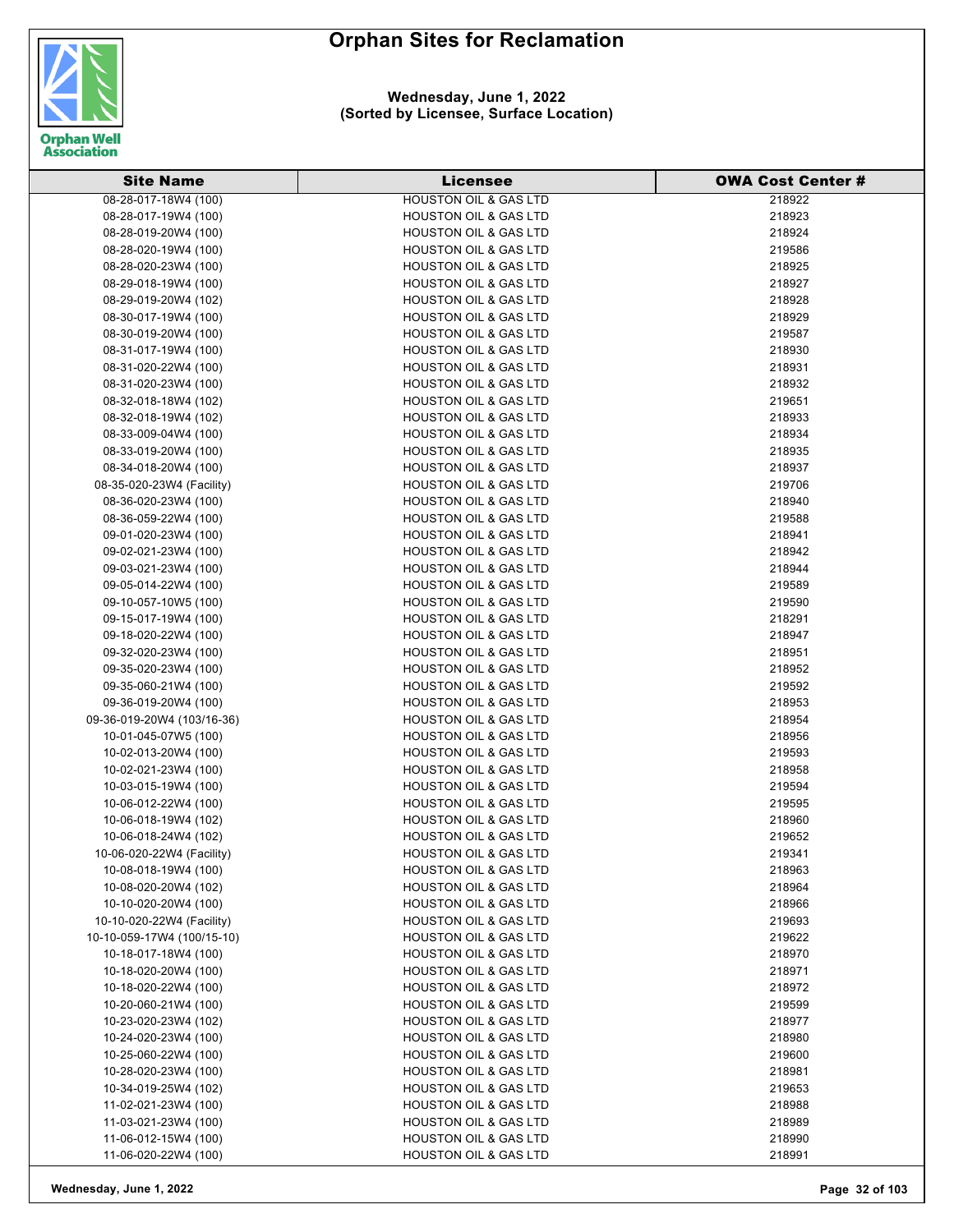# Orphan Sites for Reclamation

**Wednesday, June 1, 2022**
**(Sorted by Licensee, Surface Location)**

| Site Name | Licensee | OWA Cost Center # |
|---|---|---|
| 08-28-017-18W4 (100) | HOUSTON OIL & GAS LTD | 218922 |
| 08-28-017-19W4 (100) | HOUSTON OIL & GAS LTD | 218923 |
| 08-28-019-20W4 (100) | HOUSTON OIL & GAS LTD | 218924 |
| 08-28-020-19W4 (100) | HOUSTON OIL & GAS LTD | 219586 |
| 08-28-020-23W4 (100) | HOUSTON OIL & GAS LTD | 218925 |
| 08-29-018-19W4 (100) | HOUSTON OIL & GAS LTD | 218927 |
| 08-29-019-20W4 (102) | HOUSTON OIL & GAS LTD | 218928 |
| 08-30-017-19W4 (100) | HOUSTON OIL & GAS LTD | 218929 |
| 08-30-019-20W4 (100) | HOUSTON OIL & GAS LTD | 219587 |
| 08-31-017-19W4 (100) | HOUSTON OIL & GAS LTD | 218930 |
| 08-31-020-22W4 (100) | HOUSTON OIL & GAS LTD | 218931 |
| 08-31-020-23W4 (100) | HOUSTON OIL & GAS LTD | 218932 |
| 08-32-018-18W4 (102) | HOUSTON OIL & GAS LTD | 219651 |
| 08-32-018-19W4 (102) | HOUSTON OIL & GAS LTD | 218933 |
| 08-33-009-04W4 (100) | HOUSTON OIL & GAS LTD | 218934 |
| 08-33-019-20W4 (100) | HOUSTON OIL & GAS LTD | 218935 |
| 08-34-018-20W4 (100) | HOUSTON OIL & GAS LTD | 218937 |
| 08-35-020-23W4 (Facility) | HOUSTON OIL & GAS LTD | 219706 |
| 08-36-020-23W4 (100) | HOUSTON OIL & GAS LTD | 218940 |
| 08-36-059-22W4 (100) | HOUSTON OIL & GAS LTD | 219588 |
| 09-01-020-23W4 (100) | HOUSTON OIL & GAS LTD | 218941 |
| 09-02-021-23W4 (100) | HOUSTON OIL & GAS LTD | 218942 |
| 09-03-021-23W4 (100) | HOUSTON OIL & GAS LTD | 218944 |
| 09-05-014-22W4 (100) | HOUSTON OIL & GAS LTD | 219589 |
| 09-10-057-10W5 (100) | HOUSTON OIL & GAS LTD | 219590 |
| 09-15-017-19W4 (100) | HOUSTON OIL & GAS LTD | 218291 |
| 09-18-020-22W4 (100) | HOUSTON OIL & GAS LTD | 218947 |
| 09-32-020-23W4 (100) | HOUSTON OIL & GAS LTD | 218951 |
| 09-35-020-23W4 (100) | HOUSTON OIL & GAS LTD | 218952 |
| 09-35-060-21W4 (100) | HOUSTON OIL & GAS LTD | 219592 |
| 09-36-019-20W4 (100) | HOUSTON OIL & GAS LTD | 218953 |
| 09-36-019-20W4 (103/16-36) | HOUSTON OIL & GAS LTD | 218954 |
| 10-01-045-07W5 (100) | HOUSTON OIL & GAS LTD | 218956 |
| 10-02-013-20W4 (100) | HOUSTON OIL & GAS LTD | 219593 |
| 10-02-021-23W4 (100) | HOUSTON OIL & GAS LTD | 218958 |
| 10-03-015-19W4 (100) | HOUSTON OIL & GAS LTD | 219594 |
| 10-06-012-22W4 (100) | HOUSTON OIL & GAS LTD | 219595 |
| 10-06-018-19W4 (102) | HOUSTON OIL & GAS LTD | 218960 |
| 10-06-018-24W4 (102) | HOUSTON OIL & GAS LTD | 219652 |
| 10-06-020-22W4 (Facility) | HOUSTON OIL & GAS LTD | 219341 |
| 10-08-018-19W4 (100) | HOUSTON OIL & GAS LTD | 218963 |
| 10-08-020-20W4 (102) | HOUSTON OIL & GAS LTD | 218964 |
| 10-10-020-20W4 (100) | HOUSTON OIL & GAS LTD | 218966 |
| 10-10-020-22W4 (Facility) | HOUSTON OIL & GAS LTD | 219693 |
| 10-10-059-17W4 (100/15-10) | HOUSTON OIL & GAS LTD | 219622 |
| 10-18-017-18W4 (100) | HOUSTON OIL & GAS LTD | 218970 |
| 10-18-020-20W4 (100) | HOUSTON OIL & GAS LTD | 218971 |
| 10-18-020-22W4 (100) | HOUSTON OIL & GAS LTD | 218972 |
| 10-20-060-21W4 (100) | HOUSTON OIL & GAS LTD | 219599 |
| 10-23-020-23W4 (102) | HOUSTON OIL & GAS LTD | 218977 |
| 10-24-020-23W4 (100) | HOUSTON OIL & GAS LTD | 218980 |
| 10-25-060-22W4 (100) | HOUSTON OIL & GAS LTD | 219600 |
| 10-28-020-23W4 (100) | HOUSTON OIL & GAS LTD | 218981 |
| 10-34-019-25W4 (102) | HOUSTON OIL & GAS LTD | 219653 |
| 11-02-021-23W4 (100) | HOUSTON OIL & GAS LTD | 218988 |
| 11-03-021-23W4 (100) | HOUSTON OIL & GAS LTD | 218989 |
| 11-06-012-15W4 (100) | HOUSTON OIL & GAS LTD | 218990 |
| 11-06-020-22W4 (100) | HOUSTON OIL & GAS LTD | 218991 |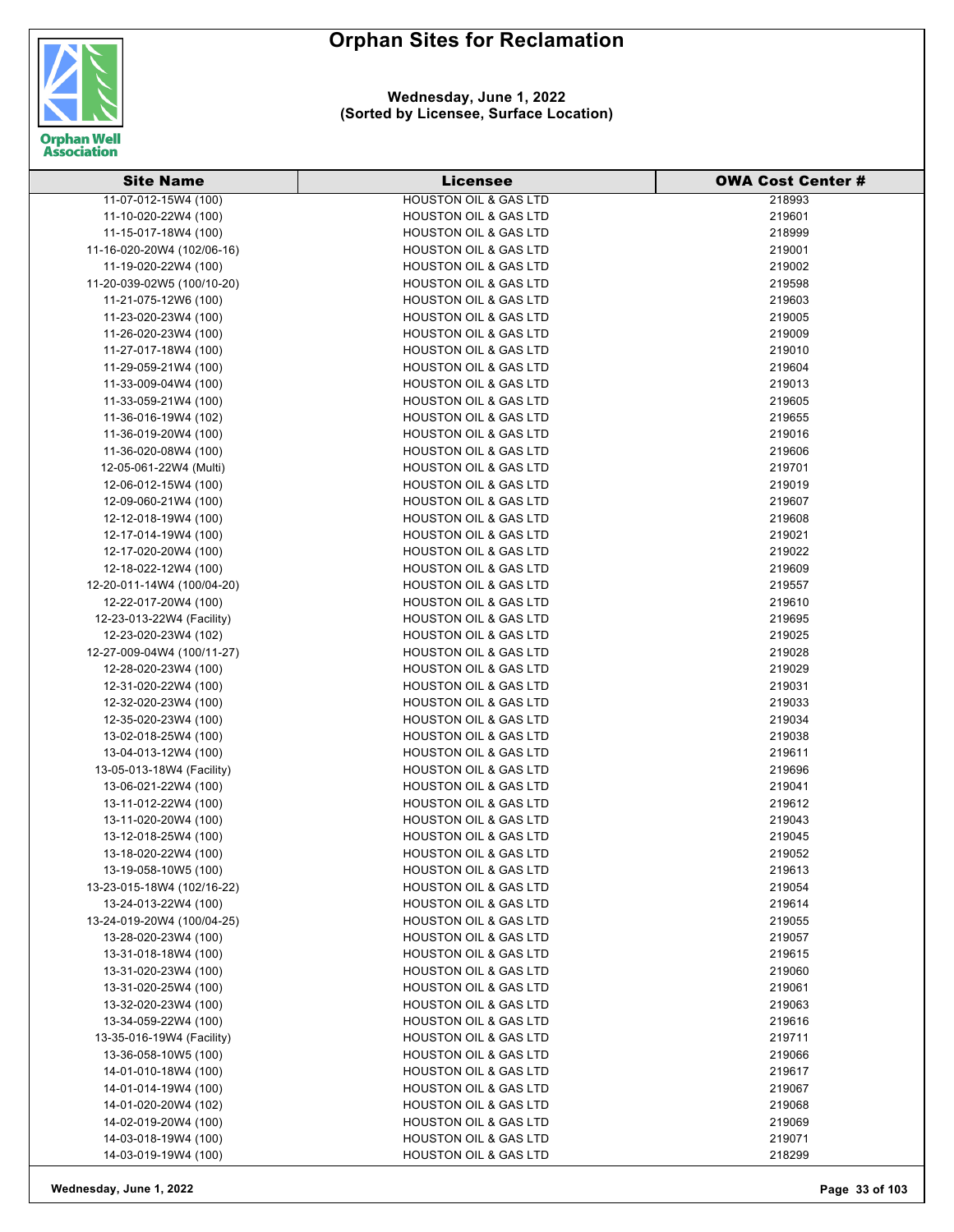# Orphan Sites for Reclamation

**Wednesday, June 1, 2022**
**(Sorted by Licensee, Surface Location)**

| Site Name | Licensee | OWA Cost Center # |
|---|---|---|
| 11-07-012-15W4 (100) | HOUSTON OIL & GAS LTD | 218993 |
| 11-10-020-22W4 (100) | HOUSTON OIL & GAS LTD | 219601 |
| 11-15-017-18W4 (100) | HOUSTON OIL & GAS LTD | 218999 |
| 11-16-020-20W4 (102/06-16) | HOUSTON OIL & GAS LTD | 219001 |
| 11-19-020-22W4 (100) | HOUSTON OIL & GAS LTD | 219002 |
| 11-20-039-02W5 (100/10-20) | HOUSTON OIL & GAS LTD | 219598 |
| 11-21-075-12W6 (100) | HOUSTON OIL & GAS LTD | 219603 |
| 11-23-020-23W4 (100) | HOUSTON OIL & GAS LTD | 219005 |
| 11-26-020-23W4 (100) | HOUSTON OIL & GAS LTD | 219009 |
| 11-27-017-18W4 (100) | HOUSTON OIL & GAS LTD | 219010 |
| 11-29-059-21W4 (100) | HOUSTON OIL & GAS LTD | 219604 |
| 11-33-009-04W4 (100) | HOUSTON OIL & GAS LTD | 219013 |
| 11-33-059-21W4 (100) | HOUSTON OIL & GAS LTD | 219605 |
| 11-36-016-19W4 (102) | HOUSTON OIL & GAS LTD | 219655 |
| 11-36-019-20W4 (100) | HOUSTON OIL & GAS LTD | 219016 |
| 11-36-020-08W4 (100) | HOUSTON OIL & GAS LTD | 219606 |
| 12-05-061-22W4 (Multi) | HOUSTON OIL & GAS LTD | 219701 |
| 12-06-012-15W4 (100) | HOUSTON OIL & GAS LTD | 219019 |
| 12-09-060-21W4 (100) | HOUSTON OIL & GAS LTD | 219607 |
| 12-12-018-19W4 (100) | HOUSTON OIL & GAS LTD | 219608 |
| 12-17-014-19W4 (100) | HOUSTON OIL & GAS LTD | 219021 |
| 12-17-020-20W4 (100) | HOUSTON OIL & GAS LTD | 219022 |
| 12-18-022-12W4 (100) | HOUSTON OIL & GAS LTD | 219609 |
| 12-20-011-14W4 (100/04-20) | HOUSTON OIL & GAS LTD | 219557 |
| 12-22-017-20W4 (100) | HOUSTON OIL & GAS LTD | 219610 |
| 12-23-013-22W4 (Facility) | HOUSTON OIL & GAS LTD | 219695 |
| 12-23-020-23W4 (102) | HOUSTON OIL & GAS LTD | 219025 |
| 12-27-009-04W4 (100/11-27) | HOUSTON OIL & GAS LTD | 219028 |
| 12-28-020-23W4 (100) | HOUSTON OIL & GAS LTD | 219029 |
| 12-31-020-22W4 (100) | HOUSTON OIL & GAS LTD | 219031 |
| 12-32-020-23W4 (100) | HOUSTON OIL & GAS LTD | 219033 |
| 12-35-020-23W4 (100) | HOUSTON OIL & GAS LTD | 219034 |
| 13-02-018-25W4 (100) | HOUSTON OIL & GAS LTD | 219038 |
| 13-04-013-12W4 (100) | HOUSTON OIL & GAS LTD | 219611 |
| 13-05-013-18W4 (Facility) | HOUSTON OIL & GAS LTD | 219696 |
| 13-06-021-22W4 (100) | HOUSTON OIL & GAS LTD | 219041 |
| 13-11-012-22W4 (100) | HOUSTON OIL & GAS LTD | 219612 |
| 13-11-020-20W4 (100) | HOUSTON OIL & GAS LTD | 219043 |
| 13-12-018-25W4 (100) | HOUSTON OIL & GAS LTD | 219045 |
| 13-18-020-22W4 (100) | HOUSTON OIL & GAS LTD | 219052 |
| 13-19-058-10W5 (100) | HOUSTON OIL & GAS LTD | 219613 |
| 13-23-015-18W4 (102/16-22) | HOUSTON OIL & GAS LTD | 219054 |
| 13-24-013-22W4 (100) | HOUSTON OIL & GAS LTD | 219614 |
| 13-24-019-20W4 (100/04-25) | HOUSTON OIL & GAS LTD | 219055 |
| 13-28-020-23W4 (100) | HOUSTON OIL & GAS LTD | 219057 |
| 13-31-018-18W4 (100) | HOUSTON OIL & GAS LTD | 219615 |
| 13-31-020-23W4 (100) | HOUSTON OIL & GAS LTD | 219060 |
| 13-31-020-25W4 (100) | HOUSTON OIL & GAS LTD | 219061 |
| 13-32-020-23W4 (100) | HOUSTON OIL & GAS LTD | 219063 |
| 13-34-059-22W4 (100) | HOUSTON OIL & GAS LTD | 219616 |
| 13-35-016-19W4 (Facility) | HOUSTON OIL & GAS LTD | 219711 |
| 13-36-058-10W5 (100) | HOUSTON OIL & GAS LTD | 219066 |
| 14-01-010-18W4 (100) | HOUSTON OIL & GAS LTD | 219617 |
| 14-01-014-19W4 (100) | HOUSTON OIL & GAS LTD | 219067 |
| 14-01-020-20W4 (102) | HOUSTON OIL & GAS LTD | 219068 |
| 14-02-019-20W4 (100) | HOUSTON OIL & GAS LTD | 219069 |
| 14-03-018-19W4 (100) | HOUSTON OIL & GAS LTD | 219071 |
| 14-03-019-19W4 (100) | HOUSTON OIL & GAS LTD | 218299 |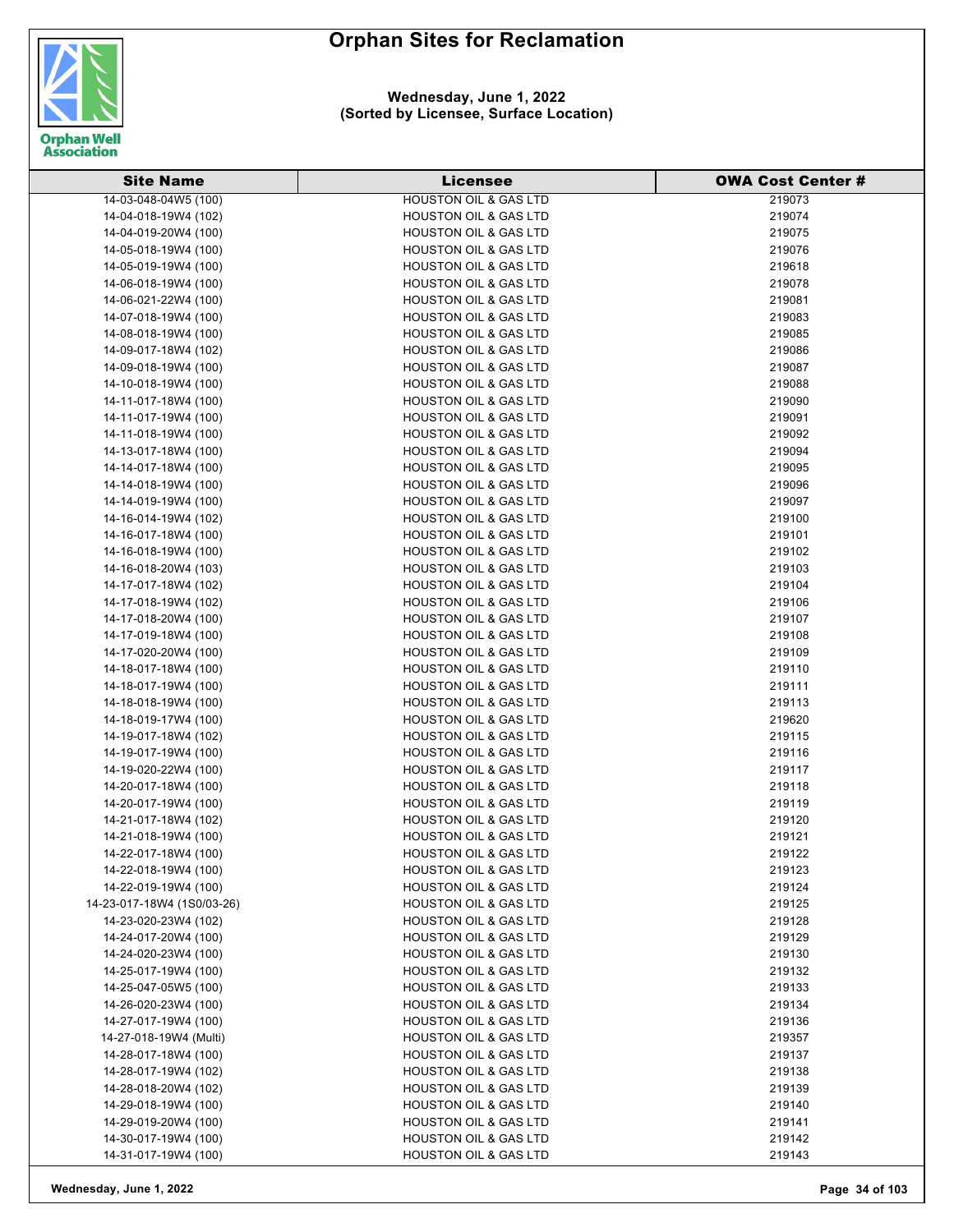# Orphan Sites for Reclamation

**Wednesday, June 1, 2022**
**(Sorted by Licensee, Surface Location)**

| Site Name | Licensee | OWA Cost Center # |
|---|---|---|
| 14-03-048-04W5 (100) | HOUSTON OIL & GAS LTD | 219073 |
| 14-04-018-19W4 (102) | HOUSTON OIL & GAS LTD | 219074 |
| 14-04-019-20W4 (100) | HOUSTON OIL & GAS LTD | 219075 |
| 14-05-018-19W4 (100) | HOUSTON OIL & GAS LTD | 219076 |
| 14-05-019-19W4 (100) | HOUSTON OIL & GAS LTD | 219618 |
| 14-06-018-19W4 (100) | HOUSTON OIL & GAS LTD | 219078 |
| 14-06-021-22W4 (100) | HOUSTON OIL & GAS LTD | 219081 |
| 14-07-018-19W4 (100) | HOUSTON OIL & GAS LTD | 219083 |
| 14-08-018-19W4 (100) | HOUSTON OIL & GAS LTD | 219085 |
| 14-09-017-18W4 (102) | HOUSTON OIL & GAS LTD | 219086 |
| 14-09-018-19W4 (100) | HOUSTON OIL & GAS LTD | 219087 |
| 14-10-018-19W4 (100) | HOUSTON OIL & GAS LTD | 219088 |
| 14-11-017-18W4 (100) | HOUSTON OIL & GAS LTD | 219090 |
| 14-11-017-19W4 (100) | HOUSTON OIL & GAS LTD | 219091 |
| 14-11-018-19W4 (100) | HOUSTON OIL & GAS LTD | 219092 |
| 14-13-017-18W4 (100) | HOUSTON OIL & GAS LTD | 219094 |
| 14-14-017-18W4 (100) | HOUSTON OIL & GAS LTD | 219095 |
| 14-14-018-19W4 (100) | HOUSTON OIL & GAS LTD | 219096 |
| 14-14-019-19W4 (100) | HOUSTON OIL & GAS LTD | 219097 |
| 14-16-014-19W4 (102) | HOUSTON OIL & GAS LTD | 219100 |
| 14-16-017-18W4 (100) | HOUSTON OIL & GAS LTD | 219101 |
| 14-16-018-19W4 (100) | HOUSTON OIL & GAS LTD | 219102 |
| 14-16-018-20W4 (103) | HOUSTON OIL & GAS LTD | 219103 |
| 14-17-017-18W4 (102) | HOUSTON OIL & GAS LTD | 219104 |
| 14-17-018-19W4 (102) | HOUSTON OIL & GAS LTD | 219106 |
| 14-17-018-20W4 (100) | HOUSTON OIL & GAS LTD | 219107 |
| 14-17-019-18W4 (100) | HOUSTON OIL & GAS LTD | 219108 |
| 14-17-020-20W4 (100) | HOUSTON OIL & GAS LTD | 219109 |
| 14-18-017-18W4 (100) | HOUSTON OIL & GAS LTD | 219110 |
| 14-18-017-19W4 (100) | HOUSTON OIL & GAS LTD | 219111 |
| 14-18-018-19W4 (100) | HOUSTON OIL & GAS LTD | 219113 |
| 14-18-019-17W4 (100) | HOUSTON OIL & GAS LTD | 219620 |
| 14-19-017-18W4 (102) | HOUSTON OIL & GAS LTD | 219115 |
| 14-19-017-19W4 (100) | HOUSTON OIL & GAS LTD | 219116 |
| 14-19-020-22W4 (100) | HOUSTON OIL & GAS LTD | 219117 |
| 14-20-017-18W4 (100) | HOUSTON OIL & GAS LTD | 219118 |
| 14-20-017-19W4 (100) | HOUSTON OIL & GAS LTD | 219119 |
| 14-21-017-18W4 (102) | HOUSTON OIL & GAS LTD | 219120 |
| 14-21-018-19W4 (100) | HOUSTON OIL & GAS LTD | 219121 |
| 14-22-017-18W4 (100) | HOUSTON OIL & GAS LTD | 219122 |
| 14-22-018-19W4 (100) | HOUSTON OIL & GAS LTD | 219123 |
| 14-22-019-19W4 (100) | HOUSTON OIL & GAS LTD | 219124 |
| 14-23-017-18W4 (1S0/03-26) | HOUSTON OIL & GAS LTD | 219125 |
| 14-23-020-23W4 (102) | HOUSTON OIL & GAS LTD | 219128 |
| 14-24-017-20W4 (100) | HOUSTON OIL & GAS LTD | 219129 |
| 14-24-020-23W4 (100) | HOUSTON OIL & GAS LTD | 219130 |
| 14-25-017-19W4 (100) | HOUSTON OIL & GAS LTD | 219132 |
| 14-25-047-05W5 (100) | HOUSTON OIL & GAS LTD | 219133 |
| 14-26-020-23W4 (100) | HOUSTON OIL & GAS LTD | 219134 |
| 14-27-017-19W4 (100) | HOUSTON OIL & GAS LTD | 219136 |
| 14-27-018-19W4 (Multi) | HOUSTON OIL & GAS LTD | 219357 |
| 14-28-017-18W4 (100) | HOUSTON OIL & GAS LTD | 219137 |
| 14-28-017-19W4 (102) | HOUSTON OIL & GAS LTD | 219138 |
| 14-28-018-20W4 (102) | HOUSTON OIL & GAS LTD | 219139 |
| 14-29-018-19W4 (100) | HOUSTON OIL & GAS LTD | 219140 |
| 14-29-019-20W4 (100) | HOUSTON OIL & GAS LTD | 219141 |
| 14-30-017-19W4 (100) | HOUSTON OIL & GAS LTD | 219142 |
| 14-31-017-19W4 (100) | HOUSTON OIL & GAS LTD | 219143 |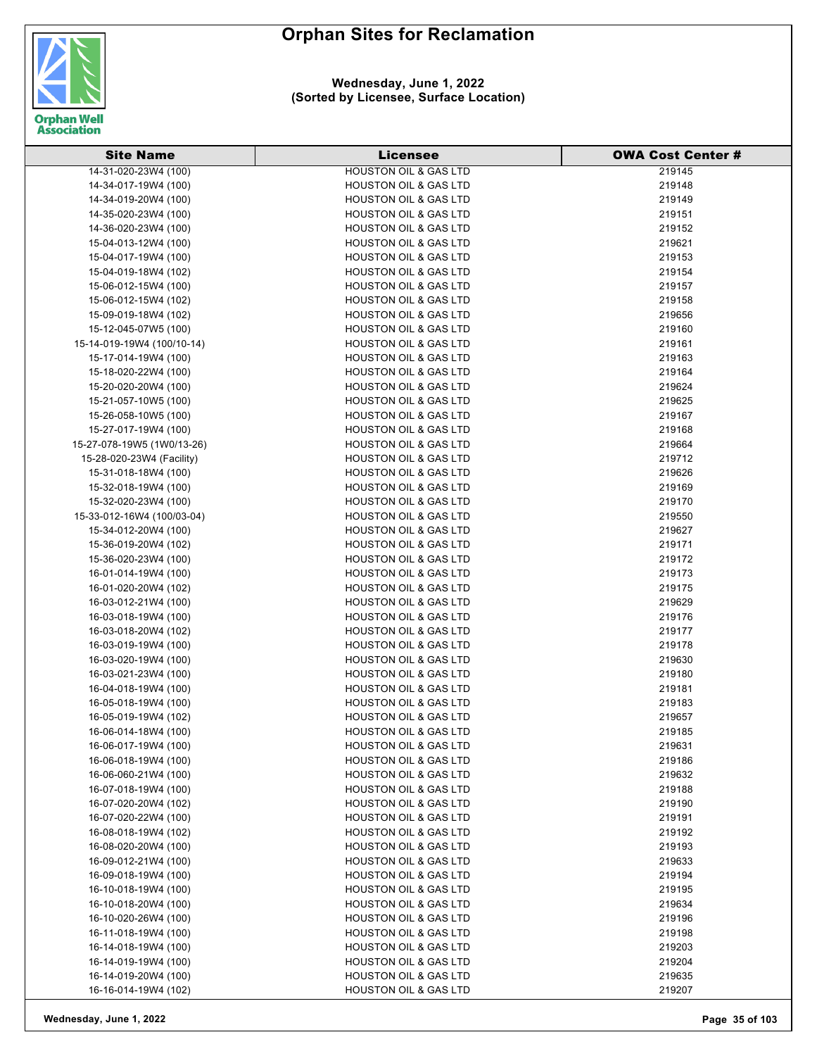# Orphan Sites for Reclamation

**Wednesday, June 1, 2022**
**(Sorted by Licensee, Surface Location)**

| Site Name | Licensee | OWA Cost Center # |
|---|---|---|
| 14-31-020-23W4 (100) | HOUSTON OIL & GAS LTD | 219145 |
| 14-34-017-19W4 (100) | HOUSTON OIL & GAS LTD | 219148 |
| 14-34-019-20W4 (100) | HOUSTON OIL & GAS LTD | 219149 |
| 14-35-020-23W4 (100) | HOUSTON OIL & GAS LTD | 219151 |
| 14-36-020-23W4 (100) | HOUSTON OIL & GAS LTD | 219152 |
| 15-04-013-12W4 (100) | HOUSTON OIL & GAS LTD | 219621 |
| 15-04-017-19W4 (100) | HOUSTON OIL & GAS LTD | 219153 |
| 15-04-019-18W4 (102) | HOUSTON OIL & GAS LTD | 219154 |
| 15-06-012-15W4 (100) | HOUSTON OIL & GAS LTD | 219157 |
| 15-06-012-15W4 (102) | HOUSTON OIL & GAS LTD | 219158 |
| 15-09-019-18W4 (102) | HOUSTON OIL & GAS LTD | 219656 |
| 15-12-045-07W5 (100) | HOUSTON OIL & GAS LTD | 219160 |
| 15-14-019-19W4 (100/10-14) | HOUSTON OIL & GAS LTD | 219161 |
| 15-17-014-19W4 (100) | HOUSTON OIL & GAS LTD | 219163 |
| 15-18-020-22W4 (100) | HOUSTON OIL & GAS LTD | 219164 |
| 15-20-020-20W4 (100) | HOUSTON OIL & GAS LTD | 219624 |
| 15-21-057-10W5 (100) | HOUSTON OIL & GAS LTD | 219625 |
| 15-26-058-10W5 (100) | HOUSTON OIL & GAS LTD | 219167 |
| 15-27-017-19W4 (100) | HOUSTON OIL & GAS LTD | 219168 |
| 15-27-078-19W5 (1W0/13-26) | HOUSTON OIL & GAS LTD | 219664 |
| 15-28-020-23W4 (Facility) | HOUSTON OIL & GAS LTD | 219712 |
| 15-31-018-18W4 (100) | HOUSTON OIL & GAS LTD | 219626 |
| 15-32-018-19W4 (100) | HOUSTON OIL & GAS LTD | 219169 |
| 15-32-020-23W4 (100) | HOUSTON OIL & GAS LTD | 219170 |
| 15-33-012-16W4 (100/03-04) | HOUSTON OIL & GAS LTD | 219550 |
| 15-34-012-20W4 (100) | HOUSTON OIL & GAS LTD | 219627 |
| 15-36-019-20W4 (102) | HOUSTON OIL & GAS LTD | 219171 |
| 15-36-020-23W4 (100) | HOUSTON OIL & GAS LTD | 219172 |
| 16-01-014-19W4 (100) | HOUSTON OIL & GAS LTD | 219173 |
| 16-01-020-20W4 (102) | HOUSTON OIL & GAS LTD | 219175 |
| 16-03-012-21W4 (100) | HOUSTON OIL & GAS LTD | 219629 |
| 16-03-018-19W4 (100) | HOUSTON OIL & GAS LTD | 219176 |
| 16-03-018-20W4 (102) | HOUSTON OIL & GAS LTD | 219177 |
| 16-03-019-19W4 (100) | HOUSTON OIL & GAS LTD | 219178 |
| 16-03-020-19W4 (100) | HOUSTON OIL & GAS LTD | 219630 |
| 16-03-021-23W4 (100) | HOUSTON OIL & GAS LTD | 219180 |
| 16-04-018-19W4 (100) | HOUSTON OIL & GAS LTD | 219181 |
| 16-05-018-19W4 (100) | HOUSTON OIL & GAS LTD | 219183 |
| 16-05-019-19W4 (102) | HOUSTON OIL & GAS LTD | 219657 |
| 16-06-014-18W4 (100) | HOUSTON OIL & GAS LTD | 219185 |
| 16-06-017-19W4 (100) | HOUSTON OIL & GAS LTD | 219631 |
| 16-06-018-19W4 (100) | HOUSTON OIL & GAS LTD | 219186 |
| 16-06-060-21W4 (100) | HOUSTON OIL & GAS LTD | 219632 |
| 16-07-018-19W4 (100) | HOUSTON OIL & GAS LTD | 219188 |
| 16-07-020-20W4 (102) | HOUSTON OIL & GAS LTD | 219190 |
| 16-07-020-22W4 (100) | HOUSTON OIL & GAS LTD | 219191 |
| 16-08-018-19W4 (102) | HOUSTON OIL & GAS LTD | 219192 |
| 16-08-020-20W4 (100) | HOUSTON OIL & GAS LTD | 219193 |
| 16-09-012-21W4 (100) | HOUSTON OIL & GAS LTD | 219633 |
| 16-09-018-19W4 (100) | HOUSTON OIL & GAS LTD | 219194 |
| 16-10-018-19W4 (100) | HOUSTON OIL & GAS LTD | 219195 |
| 16-10-018-20W4 (100) | HOUSTON OIL & GAS LTD | 219634 |
| 16-10-020-26W4 (100) | HOUSTON OIL & GAS LTD | 219196 |
| 16-11-018-19W4 (100) | HOUSTON OIL & GAS LTD | 219198 |
| 16-14-018-19W4 (100) | HOUSTON OIL & GAS LTD | 219203 |
| 16-14-019-19W4 (100) | HOUSTON OIL & GAS LTD | 219204 |
| 16-14-019-20W4 (100) | HOUSTON OIL & GAS LTD | 219635 |
| 16-16-014-19W4 (102) | HOUSTON OIL & GAS LTD | 219207 |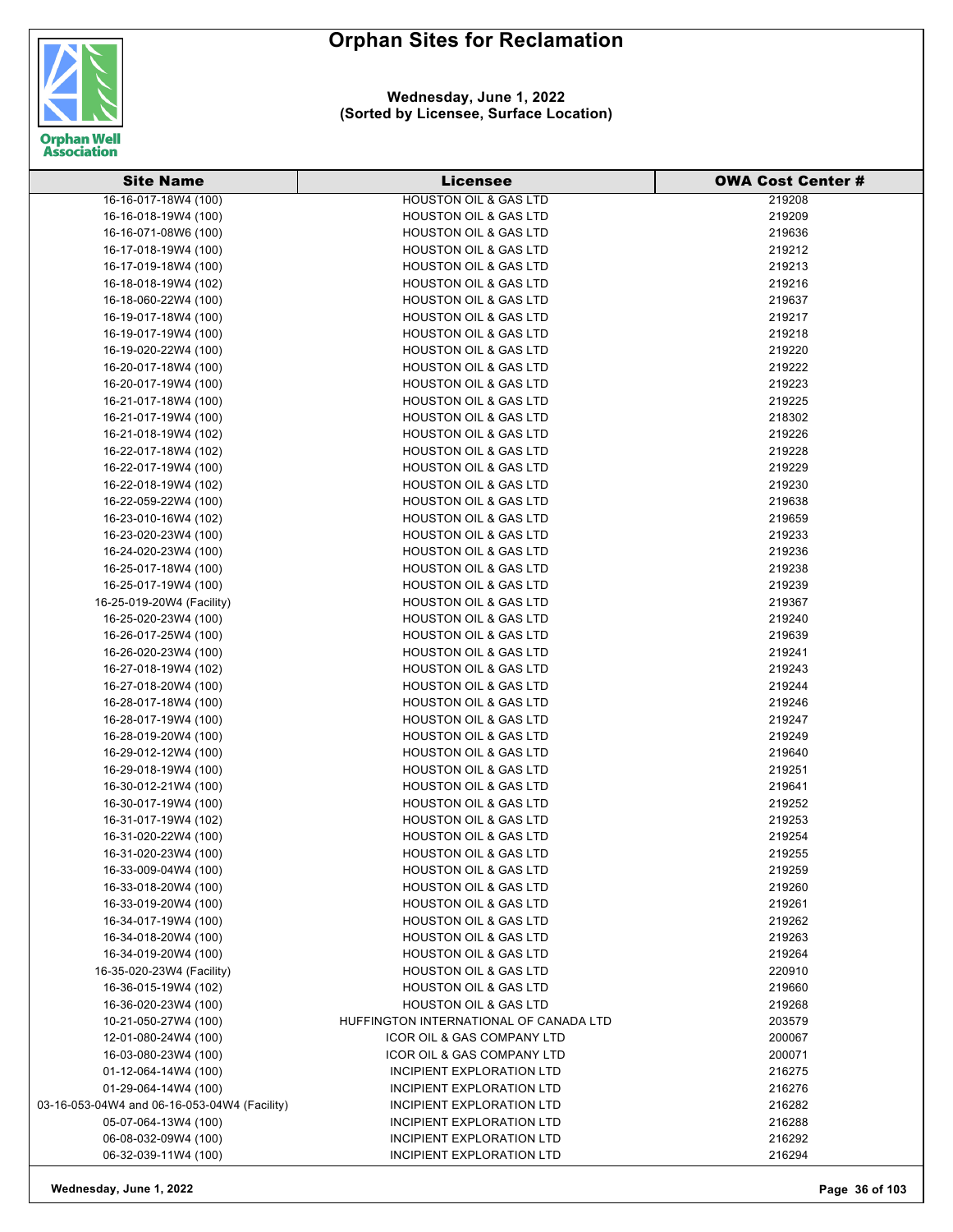# Orphan Sites for Reclamation

**Wednesday, June 1, 2022**
**(Sorted by Licensee, Surface Location)**

| Site Name | Licensee | OWA Cost Center # |
|---|---|---|
| 16-16-017-18W4 (100) | HOUSTON OIL & GAS LTD | 219208 |
| 16-16-018-19W4 (100) | HOUSTON OIL & GAS LTD | 219209 |
| 16-16-071-08W6 (100) | HOUSTON OIL & GAS LTD | 219636 |
| 16-17-018-19W4 (100) | HOUSTON OIL & GAS LTD | 219212 |
| 16-17-019-18W4 (100) | HOUSTON OIL & GAS LTD | 219213 |
| 16-18-018-19W4 (102) | HOUSTON OIL & GAS LTD | 219216 |
| 16-18-060-22W4 (100) | HOUSTON OIL & GAS LTD | 219637 |
| 16-19-017-18W4 (100) | HOUSTON OIL & GAS LTD | 219217 |
| 16-19-017-19W4 (100) | HOUSTON OIL & GAS LTD | 219218 |
| 16-19-020-22W4 (100) | HOUSTON OIL & GAS LTD | 219220 |
| 16-20-017-18W4 (100) | HOUSTON OIL & GAS LTD | 219222 |
| 16-20-017-19W4 (100) | HOUSTON OIL & GAS LTD | 219223 |
| 16-21-017-18W4 (100) | HOUSTON OIL & GAS LTD | 219225 |
| 16-21-017-19W4 (100) | HOUSTON OIL & GAS LTD | 218302 |
| 16-21-018-19W4 (102) | HOUSTON OIL & GAS LTD | 219226 |
| 16-22-017-18W4 (102) | HOUSTON OIL & GAS LTD | 219228 |
| 16-22-017-19W4 (100) | HOUSTON OIL & GAS LTD | 219229 |
| 16-22-018-19W4 (102) | HOUSTON OIL & GAS LTD | 219230 |
| 16-22-059-22W4 (100) | HOUSTON OIL & GAS LTD | 219638 |
| 16-23-010-16W4 (102) | HOUSTON OIL & GAS LTD | 219659 |
| 16-23-020-23W4 (100) | HOUSTON OIL & GAS LTD | 219233 |
| 16-24-020-23W4 (100) | HOUSTON OIL & GAS LTD | 219236 |
| 16-25-017-18W4 (100) | HOUSTON OIL & GAS LTD | 219238 |
| 16-25-017-19W4 (100) | HOUSTON OIL & GAS LTD | 219239 |
| 16-25-019-20W4 (Facility) | HOUSTON OIL & GAS LTD | 219367 |
| 16-25-020-23W4 (100) | HOUSTON OIL & GAS LTD | 219240 |
| 16-26-017-25W4 (100) | HOUSTON OIL & GAS LTD | 219639 |
| 16-26-020-23W4 (100) | HOUSTON OIL & GAS LTD | 219241 |
| 16-27-018-19W4 (102) | HOUSTON OIL & GAS LTD | 219243 |
| 16-27-018-20W4 (100) | HOUSTON OIL & GAS LTD | 219244 |
| 16-28-017-18W4 (100) | HOUSTON OIL & GAS LTD | 219246 |
| 16-28-017-19W4 (100) | HOUSTON OIL & GAS LTD | 219247 |
| 16-28-019-20W4 (100) | HOUSTON OIL & GAS LTD | 219249 |
| 16-29-012-12W4 (100) | HOUSTON OIL & GAS LTD | 219640 |
| 16-29-018-19W4 (100) | HOUSTON OIL & GAS LTD | 219251 |
| 16-30-012-21W4 (100) | HOUSTON OIL & GAS LTD | 219641 |
| 16-30-017-19W4 (100) | HOUSTON OIL & GAS LTD | 219252 |
| 16-31-017-19W4 (102) | HOUSTON OIL & GAS LTD | 219253 |
| 16-31-020-22W4 (100) | HOUSTON OIL & GAS LTD | 219254 |
| 16-31-020-23W4 (100) | HOUSTON OIL & GAS LTD | 219255 |
| 16-33-009-04W4 (100) | HOUSTON OIL & GAS LTD | 219259 |
| 16-33-018-20W4 (100) | HOUSTON OIL & GAS LTD | 219260 |
| 16-33-019-20W4 (100) | HOUSTON OIL & GAS LTD | 219261 |
| 16-34-017-19W4 (100) | HOUSTON OIL & GAS LTD | 219262 |
| 16-34-018-20W4 (100) | HOUSTON OIL & GAS LTD | 219263 |
| 16-34-019-20W4 (100) | HOUSTON OIL & GAS LTD | 219264 |
| 16-35-020-23W4 (Facility) | HOUSTON OIL & GAS LTD | 220910 |
| 16-36-015-19W4 (102) | HOUSTON OIL & GAS LTD | 219660 |
| 16-36-020-23W4 (100) | HOUSTON OIL & GAS LTD | 219268 |
| 10-21-050-27W4 (100) | HUFFINGTON INTERNATIONAL OF CANADA LTD | 203579 |
| 12-01-080-24W4 (100) | ICOR OIL & GAS COMPANY LTD | 200067 |
| 16-03-080-23W4 (100) | ICOR OIL & GAS COMPANY LTD | 200071 |
| 01-12-064-14W4 (100) | INCIPIENT EXPLORATION LTD | 216275 |
| 01-29-064-14W4 (100) | INCIPIENT EXPLORATION LTD | 216276 |
| 03-16-053-04W4 and 06-16-053-04W4 (Facility) | INCIPIENT EXPLORATION LTD | 216282 |
| 05-07-064-13W4 (100) | INCIPIENT EXPLORATION LTD | 216288 |
| 06-08-032-09W4 (100) | INCIPIENT EXPLORATION LTD | 216292 |
| 06-32-039-11W4 (100) | INCIPIENT EXPLORATION LTD | 216294 |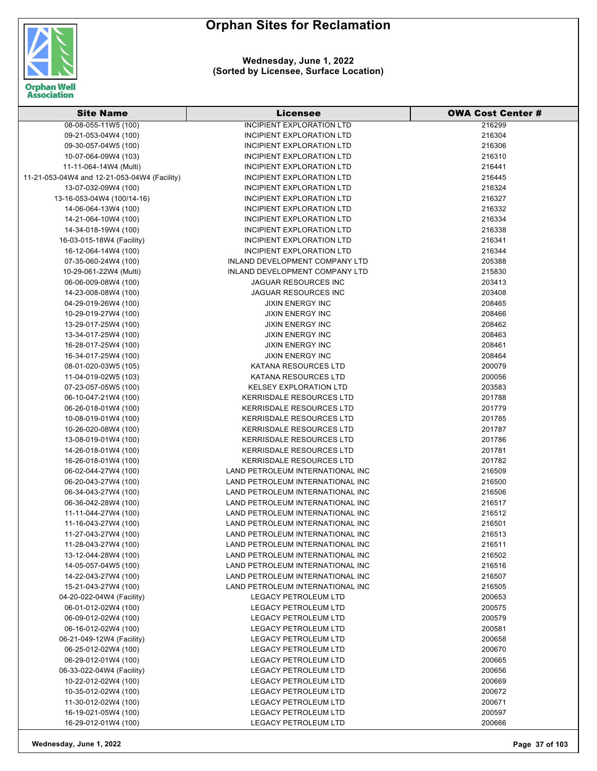# Orphan Sites for Reclamation

**Wednesday, June 1, 2022**
**(Sorted by Licensee, Surface Location)**

| Site Name | Licensee | OWA Cost Center # |
|---|---|---|
| 08-08-055-11W5 (100) | INCIPIENT EXPLORATION LTD | 216299 |
| 09-21-053-04W4 (100) | INCIPIENT EXPLORATION LTD | 216304 |
| 09-30-057-04W5 (100) | INCIPIENT EXPLORATION LTD | 216306 |
| 10-07-064-09W4 (103) | INCIPIENT EXPLORATION LTD | 216310 |
| 11-11-064-14W4 (Multi) | INCIPIENT EXPLORATION LTD | 216441 |
| 11-21-053-04W4 and 12-21-053-04W4 (Facility) | INCIPIENT EXPLORATION LTD | 216445 |
| 13-07-032-09W4 (100) | INCIPIENT EXPLORATION LTD | 216324 |
| 13-16-053-04W4 (100/14-16) | INCIPIENT EXPLORATION LTD | 216327 |
| 14-06-064-13W4 (100) | INCIPIENT EXPLORATION LTD | 216332 |
| 14-21-064-10W4 (100) | INCIPIENT EXPLORATION LTD | 216334 |
| 14-34-018-19W4 (100) | INCIPIENT EXPLORATION LTD | 216338 |
| 16-03-015-18W4 (Facility) | INCIPIENT EXPLORATION LTD | 216341 |
| 16-12-064-14W4 (100) | INCIPIENT EXPLORATION LTD | 216344 |
| 07-35-060-24W4 (100) | INLAND DEVELOPMENT COMPANY LTD | 205388 |
| 10-29-061-22W4 (Multi) | INLAND DEVELOPMENT COMPANY LTD | 215830 |
| 06-06-009-08W4 (100) | JAGUAR RESOURCES INC | 203413 |
| 14-23-008-08W4 (100) | JAGUAR RESOURCES INC | 203408 |
| 04-29-019-26W4 (100) | JIXIN ENERGY INC | 208465 |
| 10-29-019-27W4 (100) | JIXIN ENERGY INC | 208466 |
| 13-29-017-25W4 (100) | JIXIN ENERGY INC | 208462 |
| 13-34-017-25W4 (100) | JIXIN ENERGY INC | 208463 |
| 16-28-017-25W4 (100) | JIXIN ENERGY INC | 208461 |
| 16-34-017-25W4 (100) | JIXIN ENERGY INC | 208464 |
| 08-01-020-03W5 (105) | KATANA RESOURCES LTD | 200079 |
| 11-04-019-02W5 (103) | KATANA RESOURCES LTD | 200056 |
| 07-23-057-05W5 (100) | KELSEY EXPLORATION LTD | 203583 |
| 06-10-047-21W4 (100) | KERRISDALE RESOURCES LTD | 201788 |
| 06-26-018-01W4 (100) | KERRISDALE RESOURCES LTD | 201779 |
| 10-08-019-01W4 (100) | KERRISDALE RESOURCES LTD | 201785 |
| 10-26-020-08W4 (100) | KERRISDALE RESOURCES LTD | 201787 |
| 13-08-019-01W4 (100) | KERRISDALE RESOURCES LTD | 201786 |
| 14-26-018-01W4 (100) | KERRISDALE RESOURCES LTD | 201781 |
| 16-26-018-01W4 (100) | KERRISDALE RESOURCES LTD | 201782 |
| 06-02-044-27W4 (100) | LAND PETROLEUM INTERNATIONAL INC | 216509 |
| 06-20-043-27W4 (100) | LAND PETROLEUM INTERNATIONAL INC | 216500 |
| 06-34-043-27W4 (100) | LAND PETROLEUM INTERNATIONAL INC | 216506 |
| 06-36-042-28W4 (100) | LAND PETROLEUM INTERNATIONAL INC | 216517 |
| 11-11-044-27W4 (100) | LAND PETROLEUM INTERNATIONAL INC | 216512 |
| 11-16-043-27W4 (100) | LAND PETROLEUM INTERNATIONAL INC | 216501 |
| 11-27-043-27W4 (100) | LAND PETROLEUM INTERNATIONAL INC | 216513 |
| 11-28-043-27W4 (100) | LAND PETROLEUM INTERNATIONAL INC | 216511 |
| 13-12-044-28W4 (100) | LAND PETROLEUM INTERNATIONAL INC | 216502 |
| 14-05-057-04W5 (100) | LAND PETROLEUM INTERNATIONAL INC | 216516 |
| 14-22-043-27W4 (100) | LAND PETROLEUM INTERNATIONAL INC | 216507 |
| 15-21-043-27W4 (100) | LAND PETROLEUM INTERNATIONAL INC | 216505 |
| 04-20-022-04W4 (Facility) | LEGACY PETROLEUM LTD | 200653 |
| 06-01-012-02W4 (100) | LEGACY PETROLEUM LTD | 200575 |
| 06-09-012-02W4 (100) | LEGACY PETROLEUM LTD | 200579 |
| 06-16-012-02W4 (100) | LEGACY PETROLEUM LTD | 200581 |
| 06-21-049-12W4 (Facility) | LEGACY PETROLEUM LTD | 200658 |
| 06-25-012-02W4 (100) | LEGACY PETROLEUM LTD | 200670 |
| 06-29-012-01W4 (100) | LEGACY PETROLEUM LTD | 200665 |
| 06-33-022-04W4 (Facility) | LEGACY PETROLEUM LTD | 200656 |
| 10-22-012-02W4 (100) | LEGACY PETROLEUM LTD | 200669 |
| 10-35-012-02W4 (100) | LEGACY PETROLEUM LTD | 200672 |
| 11-30-012-02W4 (100) | LEGACY PETROLEUM LTD | 200671 |
| 16-19-021-05W4 (100) | LEGACY PETROLEUM LTD | 200597 |
| 16-29-012-01W4 (100) | LEGACY PETROLEUM LTD | 200666 |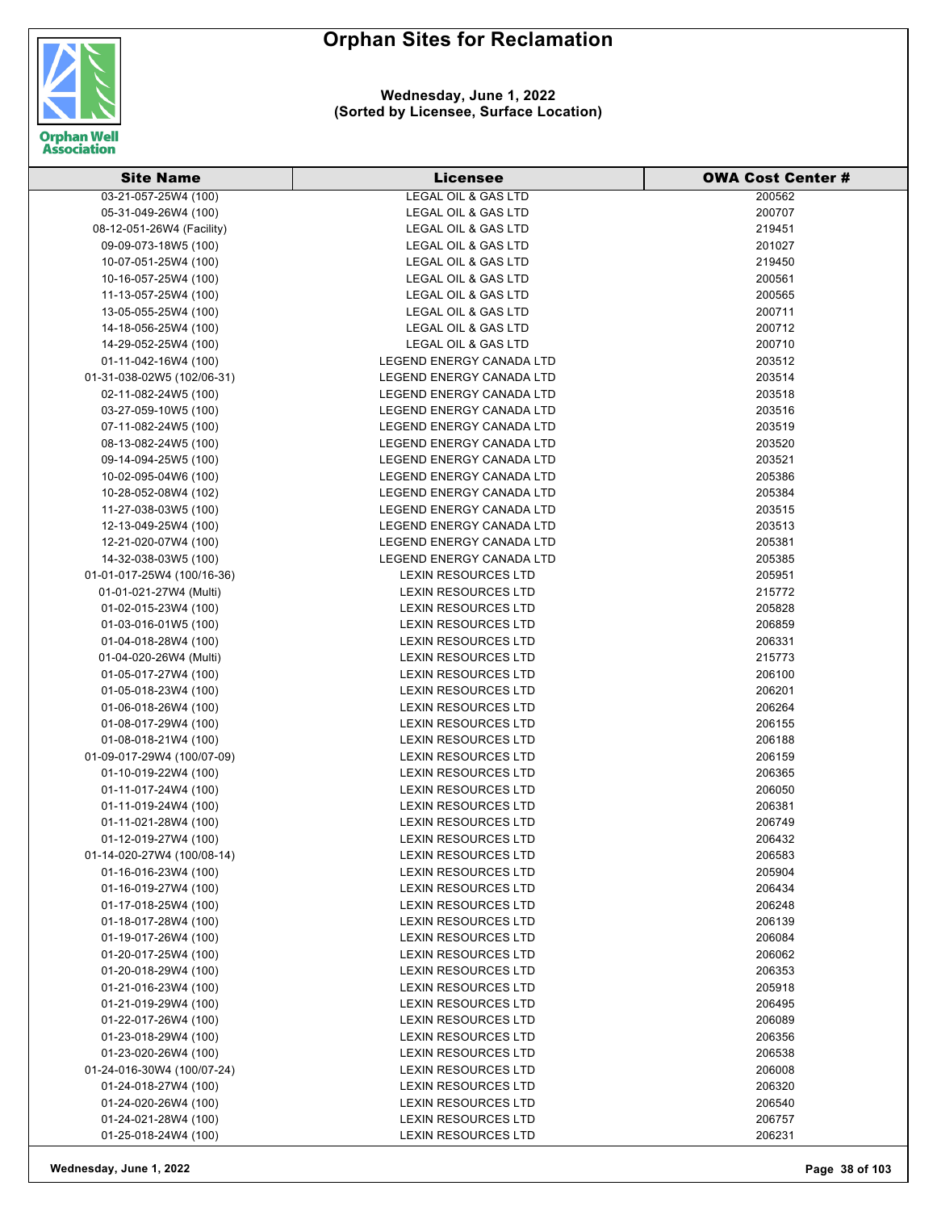# Orphan Sites for Reclamation

**Wednesday, June 1, 2022**
**(Sorted by Licensee, Surface Location)**

| Site Name | Licensee | OWA Cost Center # |
|---|---|---|
| 03-21-057-25W4 (100) | LEGAL OIL & GAS LTD | 200562 |
| 05-31-049-26W4 (100) | LEGAL OIL & GAS LTD | 200707 |
| 08-12-051-26W4 (Facility) | LEGAL OIL & GAS LTD | 219451 |
| 09-09-073-18W5 (100) | LEGAL OIL & GAS LTD | 201027 |
| 10-07-051-25W4 (100) | LEGAL OIL & GAS LTD | 219450 |
| 10-16-057-25W4 (100) | LEGAL OIL & GAS LTD | 200561 |
| 11-13-057-25W4 (100) | LEGAL OIL & GAS LTD | 200565 |
| 13-05-055-25W4 (100) | LEGAL OIL & GAS LTD | 200711 |
| 14-18-056-25W4 (100) | LEGAL OIL & GAS LTD | 200712 |
| 14-29-052-25W4 (100) | LEGAL OIL & GAS LTD | 200710 |
| 01-11-042-16W4 (100) | LEGEND ENERGY CANADA LTD | 203512 |
| 01-31-038-02W5 (102/06-31) | LEGEND ENERGY CANADA LTD | 203514 |
| 02-11-082-24W5 (100) | LEGEND ENERGY CANADA LTD | 203518 |
| 03-27-059-10W5 (100) | LEGEND ENERGY CANADA LTD | 203516 |
| 07-11-082-24W5 (100) | LEGEND ENERGY CANADA LTD | 203519 |
| 08-13-082-24W5 (100) | LEGEND ENERGY CANADA LTD | 203520 |
| 09-14-094-25W5 (100) | LEGEND ENERGY CANADA LTD | 203521 |
| 10-02-095-04W6 (100) | LEGEND ENERGY CANADA LTD | 205386 |
| 10-28-052-08W4 (102) | LEGEND ENERGY CANADA LTD | 205384 |
| 11-27-038-03W5 (100) | LEGEND ENERGY CANADA LTD | 203515 |
| 12-13-049-25W4 (100) | LEGEND ENERGY CANADA LTD | 203513 |
| 12-21-020-07W4 (100) | LEGEND ENERGY CANADA LTD | 205381 |
| 14-32-038-03W5 (100) | LEGEND ENERGY CANADA LTD | 205385 |
| 01-01-017-25W4 (100/16-36) | LEXIN RESOURCES LTD | 205951 |
| 01-01-021-27W4 (Multi) | LEXIN RESOURCES LTD | 215772 |
| 01-02-015-23W4 (100) | LEXIN RESOURCES LTD | 205828 |
| 01-03-016-01W5 (100) | LEXIN RESOURCES LTD | 206859 |
| 01-04-018-28W4 (100) | LEXIN RESOURCES LTD | 206331 |
| 01-04-020-26W4 (Multi) | LEXIN RESOURCES LTD | 215773 |
| 01-05-017-27W4 (100) | LEXIN RESOURCES LTD | 206100 |
| 01-05-018-23W4 (100) | LEXIN RESOURCES LTD | 206201 |
| 01-06-018-26W4 (100) | LEXIN RESOURCES LTD | 206264 |
| 01-08-017-29W4 (100) | LEXIN RESOURCES LTD | 206155 |
| 01-08-018-21W4 (100) | LEXIN RESOURCES LTD | 206188 |
| 01-09-017-29W4 (100/07-09) | LEXIN RESOURCES LTD | 206159 |
| 01-10-019-22W4 (100) | LEXIN RESOURCES LTD | 206365 |
| 01-11-017-24W4 (100) | LEXIN RESOURCES LTD | 206050 |
| 01-11-019-24W4 (100) | LEXIN RESOURCES LTD | 206381 |
| 01-11-021-28W4 (100) | LEXIN RESOURCES LTD | 206749 |
| 01-12-019-27W4 (100) | LEXIN RESOURCES LTD | 206432 |
| 01-14-020-27W4 (100/08-14) | LEXIN RESOURCES LTD | 206583 |
| 01-16-016-23W4 (100) | LEXIN RESOURCES LTD | 205904 |
| 01-16-019-27W4 (100) | LEXIN RESOURCES LTD | 206434 |
| 01-17-018-25W4 (100) | LEXIN RESOURCES LTD | 206248 |
| 01-18-017-28W4 (100) | LEXIN RESOURCES LTD | 206139 |
| 01-19-017-26W4 (100) | LEXIN RESOURCES LTD | 206084 |
| 01-20-017-25W4 (100) | LEXIN RESOURCES LTD | 206062 |
| 01-20-018-29W4 (100) | LEXIN RESOURCES LTD | 206353 |
| 01-21-016-23W4 (100) | LEXIN RESOURCES LTD | 205918 |
| 01-21-019-29W4 (100) | LEXIN RESOURCES LTD | 206495 |
| 01-22-017-26W4 (100) | LEXIN RESOURCES LTD | 206089 |
| 01-23-018-29W4 (100) | LEXIN RESOURCES LTD | 206356 |
| 01-23-020-26W4 (100) | LEXIN RESOURCES LTD | 206538 |
| 01-24-016-30W4 (100/07-24) | LEXIN RESOURCES LTD | 206008 |
| 01-24-018-27W4 (100) | LEXIN RESOURCES LTD | 206320 |
| 01-24-020-26W4 (100) | LEXIN RESOURCES LTD | 206540 |
| 01-24-021-28W4 (100) | LEXIN RESOURCES LTD | 206757 |
| 01-25-018-24W4 (100) | LEXIN RESOURCES LTD | 206231 |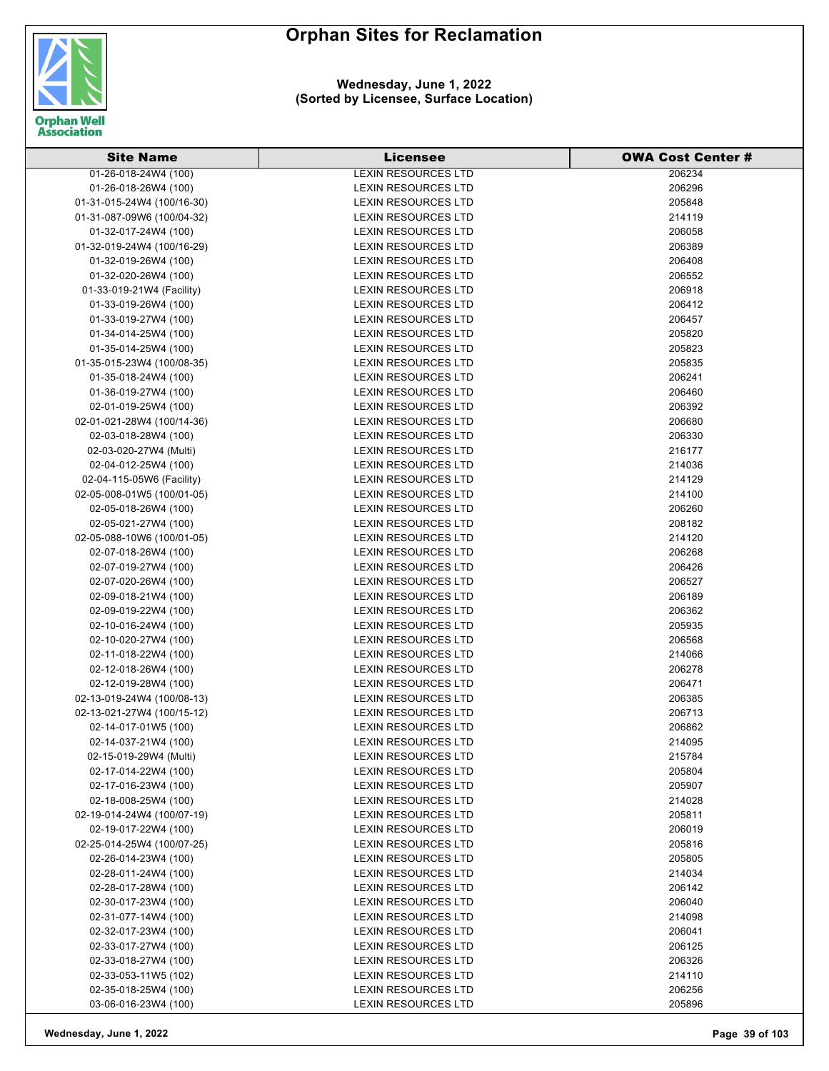# Orphan Sites for Reclamation

**Wednesday, June 1, 2022**
**(Sorted by Licensee, Surface Location)**

| Site Name | Licensee | OWA Cost Center # |
|---|---|---|
| 01-26-018-24W4 (100) | LEXIN RESOURCES LTD | 206234 |
| 01-26-018-26W4 (100) | LEXIN RESOURCES LTD | 206296 |
| 01-31-015-24W4 (100/16-30) | LEXIN RESOURCES LTD | 205848 |
| 01-31-087-09W6 (100/04-32) | LEXIN RESOURCES LTD | 214119 |
| 01-32-017-24W4 (100) | LEXIN RESOURCES LTD | 206058 |
| 01-32-019-24W4 (100/16-29) | LEXIN RESOURCES LTD | 206389 |
| 01-32-019-26W4 (100) | LEXIN RESOURCES LTD | 206408 |
| 01-32-020-26W4 (100) | LEXIN RESOURCES LTD | 206552 |
| 01-33-019-21W4 (Facility) | LEXIN RESOURCES LTD | 206918 |
| 01-33-019-26W4 (100) | LEXIN RESOURCES LTD | 206412 |
| 01-33-019-27W4 (100) | LEXIN RESOURCES LTD | 206457 |
| 01-34-014-25W4 (100) | LEXIN RESOURCES LTD | 205820 |
| 01-35-014-25W4 (100) | LEXIN RESOURCES LTD | 205823 |
| 01-35-015-23W4 (100/08-35) | LEXIN RESOURCES LTD | 205835 |
| 01-35-018-24W4 (100) | LEXIN RESOURCES LTD | 206241 |
| 01-36-019-27W4 (100) | LEXIN RESOURCES LTD | 206460 |
| 02-01-019-25W4 (100) | LEXIN RESOURCES LTD | 206392 |
| 02-01-021-28W4 (100/14-36) | LEXIN RESOURCES LTD | 206680 |
| 02-03-018-28W4 (100) | LEXIN RESOURCES LTD | 206330 |
| 02-03-020-27W4 (Multi) | LEXIN RESOURCES LTD | 216177 |
| 02-04-012-25W4 (100) | LEXIN RESOURCES LTD | 214036 |
| 02-04-115-05W6 (Facility) | LEXIN RESOURCES LTD | 214129 |
| 02-05-008-01W5 (100/01-05) | LEXIN RESOURCES LTD | 214100 |
| 02-05-018-26W4 (100) | LEXIN RESOURCES LTD | 206260 |
| 02-05-021-27W4 (100) | LEXIN RESOURCES LTD | 208182 |
| 02-05-088-10W6 (100/01-05) | LEXIN RESOURCES LTD | 214120 |
| 02-07-018-26W4 (100) | LEXIN RESOURCES LTD | 206268 |
| 02-07-019-27W4 (100) | LEXIN RESOURCES LTD | 206426 |
| 02-07-020-26W4 (100) | LEXIN RESOURCES LTD | 206527 |
| 02-09-018-21W4 (100) | LEXIN RESOURCES LTD | 206189 |
| 02-09-019-22W4 (100) | LEXIN RESOURCES LTD | 206362 |
| 02-10-016-24W4 (100) | LEXIN RESOURCES LTD | 205935 |
| 02-10-020-27W4 (100) | LEXIN RESOURCES LTD | 206568 |
| 02-11-018-22W4 (100) | LEXIN RESOURCES LTD | 214066 |
| 02-12-018-26W4 (100) | LEXIN RESOURCES LTD | 206278 |
| 02-12-019-28W4 (100) | LEXIN RESOURCES LTD | 206471 |
| 02-13-019-24W4 (100/08-13) | LEXIN RESOURCES LTD | 206385 |
| 02-13-021-27W4 (100/15-12) | LEXIN RESOURCES LTD | 206713 |
| 02-14-017-01W5 (100) | LEXIN RESOURCES LTD | 206862 |
| 02-14-037-21W4 (100) | LEXIN RESOURCES LTD | 214095 |
| 02-15-019-29W4 (Multi) | LEXIN RESOURCES LTD | 215784 |
| 02-17-014-22W4 (100) | LEXIN RESOURCES LTD | 205804 |
| 02-17-016-23W4 (100) | LEXIN RESOURCES LTD | 205907 |
| 02-18-008-25W4 (100) | LEXIN RESOURCES LTD | 214028 |
| 02-19-014-24W4 (100/07-19) | LEXIN RESOURCES LTD | 205811 |
| 02-19-017-22W4 (100) | LEXIN RESOURCES LTD | 206019 |
| 02-25-014-25W4 (100/07-25) | LEXIN RESOURCES LTD | 205816 |
| 02-26-014-23W4 (100) | LEXIN RESOURCES LTD | 205805 |
| 02-28-011-24W4 (100) | LEXIN RESOURCES LTD | 214034 |
| 02-28-017-28W4 (100) | LEXIN RESOURCES LTD | 206142 |
| 02-30-017-23W4 (100) | LEXIN RESOURCES LTD | 206040 |
| 02-31-077-14W4 (100) | LEXIN RESOURCES LTD | 214098 |
| 02-32-017-23W4 (100) | LEXIN RESOURCES LTD | 206041 |
| 02-33-017-27W4 (100) | LEXIN RESOURCES LTD | 206125 |
| 02-33-018-27W4 (100) | LEXIN RESOURCES LTD | 206326 |
| 02-33-053-11W5 (102) | LEXIN RESOURCES LTD | 214110 |
| 02-35-018-25W4 (100) | LEXIN RESOURCES LTD | 206256 |
| 03-06-016-23W4 (100) | LEXIN RESOURCES LTD | 205896 |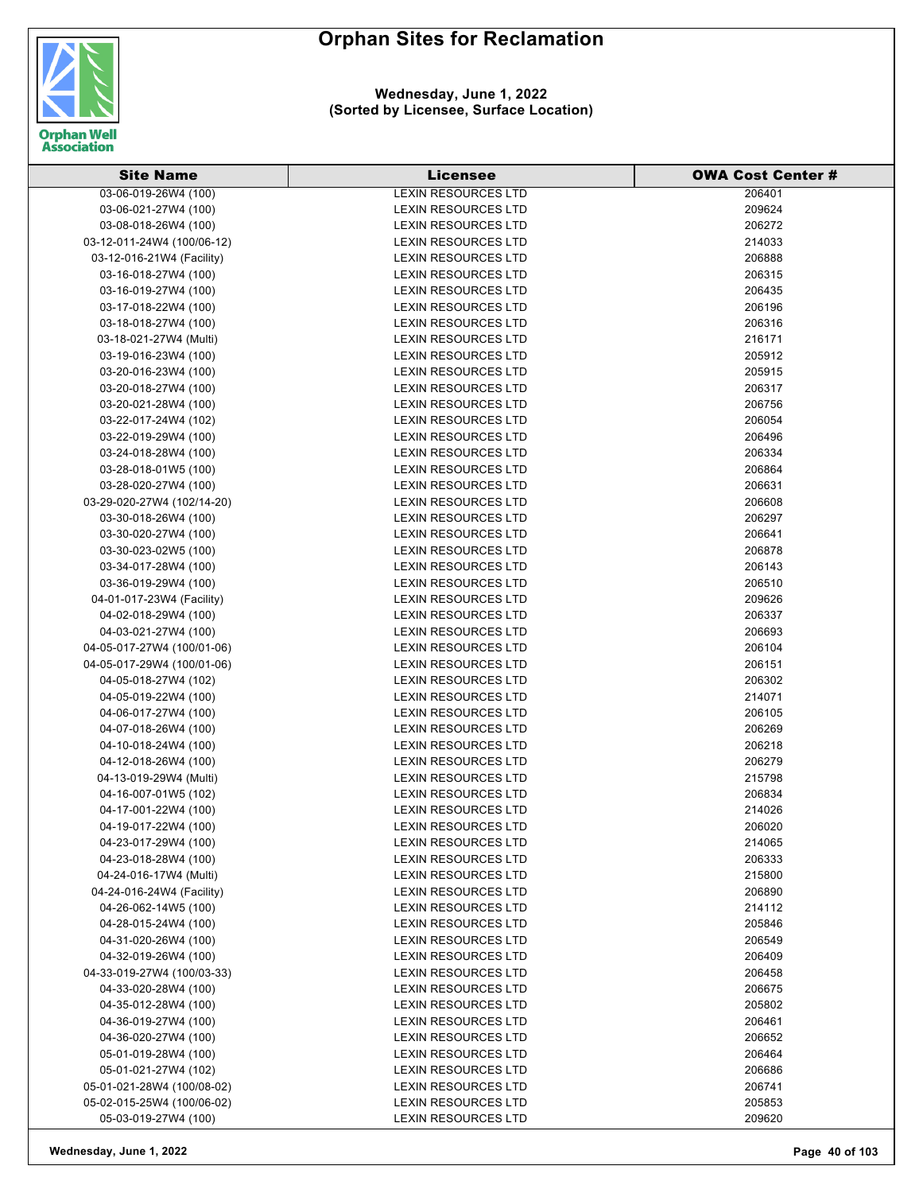# Orphan Sites for Reclamation

**Wednesday, June 1, 2022**
**(Sorted by Licensee, Surface Location)**

| Site Name | Licensee | OWA Cost Center # |
|---|---|---|
| 03-06-019-26W4 (100) | LEXIN RESOURCES LTD | 206401 |
| 03-06-021-27W4 (100) | LEXIN RESOURCES LTD | 209624 |
| 03-08-018-26W4 (100) | LEXIN RESOURCES LTD | 206272 |
| 03-12-011-24W4 (100/06-12) | LEXIN RESOURCES LTD | 214033 |
| 03-12-016-21W4 (Facility) | LEXIN RESOURCES LTD | 206888 |
| 03-16-018-27W4 (100) | LEXIN RESOURCES LTD | 206315 |
| 03-16-019-27W4 (100) | LEXIN RESOURCES LTD | 206435 |
| 03-17-018-22W4 (100) | LEXIN RESOURCES LTD | 206196 |
| 03-18-018-27W4 (100) | LEXIN RESOURCES LTD | 206316 |
| 03-18-021-27W4 (Multi) | LEXIN RESOURCES LTD | 216171 |
| 03-19-016-23W4 (100) | LEXIN RESOURCES LTD | 205912 |
| 03-20-016-23W4 (100) | LEXIN RESOURCES LTD | 205915 |
| 03-20-018-27W4 (100) | LEXIN RESOURCES LTD | 206317 |
| 03-20-021-28W4 (100) | LEXIN RESOURCES LTD | 206756 |
| 03-22-017-24W4 (102) | LEXIN RESOURCES LTD | 206054 |
| 03-22-019-29W4 (100) | LEXIN RESOURCES LTD | 206496 |
| 03-24-018-28W4 (100) | LEXIN RESOURCES LTD | 206334 |
| 03-28-018-01W5 (100) | LEXIN RESOURCES LTD | 206864 |
| 03-28-020-27W4 (100) | LEXIN RESOURCES LTD | 206631 |
| 03-29-020-27W4 (102/14-20) | LEXIN RESOURCES LTD | 206608 |
| 03-30-018-26W4 (100) | LEXIN RESOURCES LTD | 206297 |
| 03-30-020-27W4 (100) | LEXIN RESOURCES LTD | 206641 |
| 03-30-023-02W5 (100) | LEXIN RESOURCES LTD | 206878 |
| 03-34-017-28W4 (100) | LEXIN RESOURCES LTD | 206143 |
| 03-36-019-29W4 (100) | LEXIN RESOURCES LTD | 206510 |
| 04-01-017-23W4 (Facility) | LEXIN RESOURCES LTD | 209626 |
| 04-02-018-29W4 (100) | LEXIN RESOURCES LTD | 206337 |
| 04-03-021-27W4 (100) | LEXIN RESOURCES LTD | 206693 |
| 04-05-017-27W4 (100/01-06) | LEXIN RESOURCES LTD | 206104 |
| 04-05-017-29W4 (100/01-06) | LEXIN RESOURCES LTD | 206151 |
| 04-05-018-27W4 (102) | LEXIN RESOURCES LTD | 206302 |
| 04-05-019-22W4 (100) | LEXIN RESOURCES LTD | 214071 |
| 04-06-017-27W4 (100) | LEXIN RESOURCES LTD | 206105 |
| 04-07-018-26W4 (100) | LEXIN RESOURCES LTD | 206269 |
| 04-10-018-24W4 (100) | LEXIN RESOURCES LTD | 206218 |
| 04-12-018-26W4 (100) | LEXIN RESOURCES LTD | 206279 |
| 04-13-019-29W4 (Multi) | LEXIN RESOURCES LTD | 215798 |
| 04-16-007-01W5 (102) | LEXIN RESOURCES LTD | 206834 |
| 04-17-001-22W4 (100) | LEXIN RESOURCES LTD | 214026 |
| 04-19-017-22W4 (100) | LEXIN RESOURCES LTD | 206020 |
| 04-23-017-29W4 (100) | LEXIN RESOURCES LTD | 214065 |
| 04-23-018-28W4 (100) | LEXIN RESOURCES LTD | 206333 |
| 04-24-016-17W4 (Multi) | LEXIN RESOURCES LTD | 215800 |
| 04-24-016-24W4 (Facility) | LEXIN RESOURCES LTD | 206890 |
| 04-26-062-14W5 (100) | LEXIN RESOURCES LTD | 214112 |
| 04-28-015-24W4 (100) | LEXIN RESOURCES LTD | 205846 |
| 04-31-020-26W4 (100) | LEXIN RESOURCES LTD | 206549 |
| 04-32-019-26W4 (100) | LEXIN RESOURCES LTD | 206409 |
| 04-33-019-27W4 (100/03-33) | LEXIN RESOURCES LTD | 206458 |
| 04-33-020-28W4 (100) | LEXIN RESOURCES LTD | 206675 |
| 04-35-012-28W4 (100) | LEXIN RESOURCES LTD | 205802 |
| 04-36-019-27W4 (100) | LEXIN RESOURCES LTD | 206461 |
| 04-36-020-27W4 (100) | LEXIN RESOURCES LTD | 206652 |
| 05-01-019-28W4 (100) | LEXIN RESOURCES LTD | 206464 |
| 05-01-021-27W4 (102) | LEXIN RESOURCES LTD | 206686 |
| 05-01-021-28W4 (100/08-02) | LEXIN RESOURCES LTD | 206741 |
| 05-02-015-25W4 (100/06-02) | LEXIN RESOURCES LTD | 205853 |
| 05-03-019-27W4 (100) | LEXIN RESOURCES LTD | 209620 |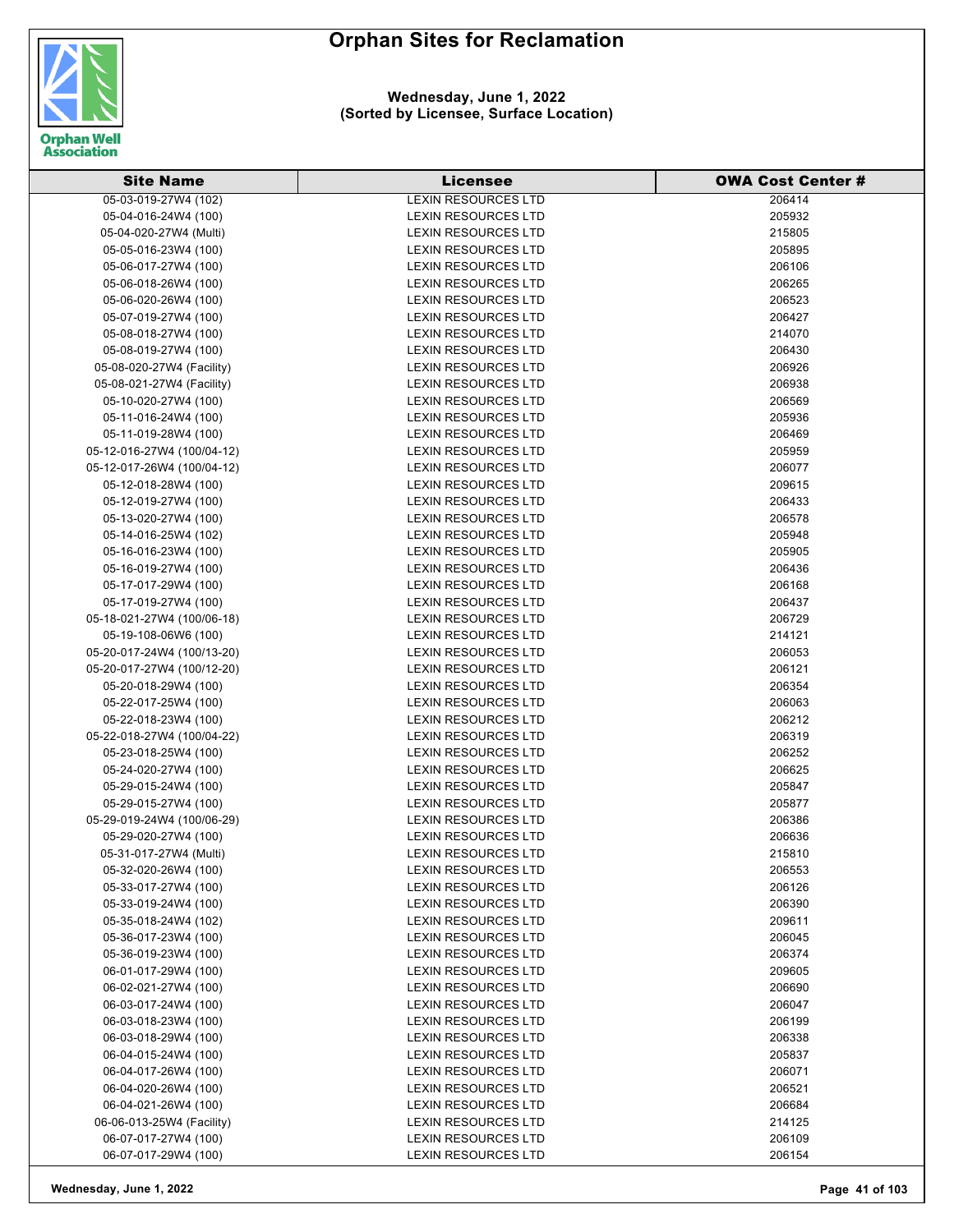# Orphan Sites for Reclamation

**Wednesday, June 1, 2022**
**(Sorted by Licensee, Surface Location)**

| Site Name | Licensee | OWA Cost Center # |
|---|---|---|
| 05-03-019-27W4 (102) | LEXIN RESOURCES LTD | 206414 |
| 05-04-016-24W4 (100) | LEXIN RESOURCES LTD | 205932 |
| 05-04-020-27W4 (Multi) | LEXIN RESOURCES LTD | 215805 |
| 05-05-016-23W4 (100) | LEXIN RESOURCES LTD | 205895 |
| 05-06-017-27W4 (100) | LEXIN RESOURCES LTD | 206106 |
| 05-06-018-26W4 (100) | LEXIN RESOURCES LTD | 206265 |
| 05-06-020-26W4 (100) | LEXIN RESOURCES LTD | 206523 |
| 05-07-019-27W4 (100) | LEXIN RESOURCES LTD | 206427 |
| 05-08-018-27W4 (100) | LEXIN RESOURCES LTD | 214070 |
| 05-08-019-27W4 (100) | LEXIN RESOURCES LTD | 206430 |
| 05-08-020-27W4 (Facility) | LEXIN RESOURCES LTD | 206926 |
| 05-08-021-27W4 (Facility) | LEXIN RESOURCES LTD | 206938 |
| 05-10-020-27W4 (100) | LEXIN RESOURCES LTD | 206569 |
| 05-11-016-24W4 (100) | LEXIN RESOURCES LTD | 205936 |
| 05-11-019-28W4 (100) | LEXIN RESOURCES LTD | 206469 |
| 05-12-016-27W4 (100/04-12) | LEXIN RESOURCES LTD | 205959 |
| 05-12-017-26W4 (100/04-12) | LEXIN RESOURCES LTD | 206077 |
| 05-12-018-28W4 (100) | LEXIN RESOURCES LTD | 209615 |
| 05-12-019-27W4 (100) | LEXIN RESOURCES LTD | 206433 |
| 05-13-020-27W4 (100) | LEXIN RESOURCES LTD | 206578 |
| 05-14-016-25W4 (102) | LEXIN RESOURCES LTD | 205948 |
| 05-16-016-23W4 (100) | LEXIN RESOURCES LTD | 205905 |
| 05-16-019-27W4 (100) | LEXIN RESOURCES LTD | 206436 |
| 05-17-017-29W4 (100) | LEXIN RESOURCES LTD | 206168 |
| 05-17-019-27W4 (100) | LEXIN RESOURCES LTD | 206437 |
| 05-18-021-27W4 (100/06-18) | LEXIN RESOURCES LTD | 206729 |
| 05-19-108-06W6 (100) | LEXIN RESOURCES LTD | 214121 |
| 05-20-017-24W4 (100/13-20) | LEXIN RESOURCES LTD | 206053 |
| 05-20-017-27W4 (100/12-20) | LEXIN RESOURCES LTD | 206121 |
| 05-20-018-29W4 (100) | LEXIN RESOURCES LTD | 206354 |
| 05-22-017-25W4 (100) | LEXIN RESOURCES LTD | 206063 |
| 05-22-018-23W4 (100) | LEXIN RESOURCES LTD | 206212 |
| 05-22-018-27W4 (100/04-22) | LEXIN RESOURCES LTD | 206319 |
| 05-23-018-25W4 (100) | LEXIN RESOURCES LTD | 206252 |
| 05-24-020-27W4 (100) | LEXIN RESOURCES LTD | 206625 |
| 05-29-015-24W4 (100) | LEXIN RESOURCES LTD | 205847 |
| 05-29-015-27W4 (100) | LEXIN RESOURCES LTD | 205877 |
| 05-29-019-24W4 (100/06-29) | LEXIN RESOURCES LTD | 206386 |
| 05-29-020-27W4 (100) | LEXIN RESOURCES LTD | 206636 |
| 05-31-017-27W4 (Multi) | LEXIN RESOURCES LTD | 215810 |
| 05-32-020-26W4 (100) | LEXIN RESOURCES LTD | 206553 |
| 05-33-017-27W4 (100) | LEXIN RESOURCES LTD | 206126 |
| 05-33-019-24W4 (100) | LEXIN RESOURCES LTD | 206390 |
| 05-35-018-24W4 (102) | LEXIN RESOURCES LTD | 209611 |
| 05-36-017-23W4 (100) | LEXIN RESOURCES LTD | 206045 |
| 05-36-019-23W4 (100) | LEXIN RESOURCES LTD | 206374 |
| 06-01-017-29W4 (100) | LEXIN RESOURCES LTD | 209605 |
| 06-02-021-27W4 (100) | LEXIN RESOURCES LTD | 206690 |
| 06-03-017-24W4 (100) | LEXIN RESOURCES LTD | 206047 |
| 06-03-018-23W4 (100) | LEXIN RESOURCES LTD | 206199 |
| 06-03-018-29W4 (100) | LEXIN RESOURCES LTD | 206338 |
| 06-04-015-24W4 (100) | LEXIN RESOURCES LTD | 205837 |
| 06-04-017-26W4 (100) | LEXIN RESOURCES LTD | 206071 |
| 06-04-020-26W4 (100) | LEXIN RESOURCES LTD | 206521 |
| 06-04-021-26W4 (100) | LEXIN RESOURCES LTD | 206684 |
| 06-06-013-25W4 (Facility) | LEXIN RESOURCES LTD | 214125 |
| 06-07-017-27W4 (100) | LEXIN RESOURCES LTD | 206109 |
| 06-07-017-29W4 (100) | LEXIN RESOURCES LTD | 206154 |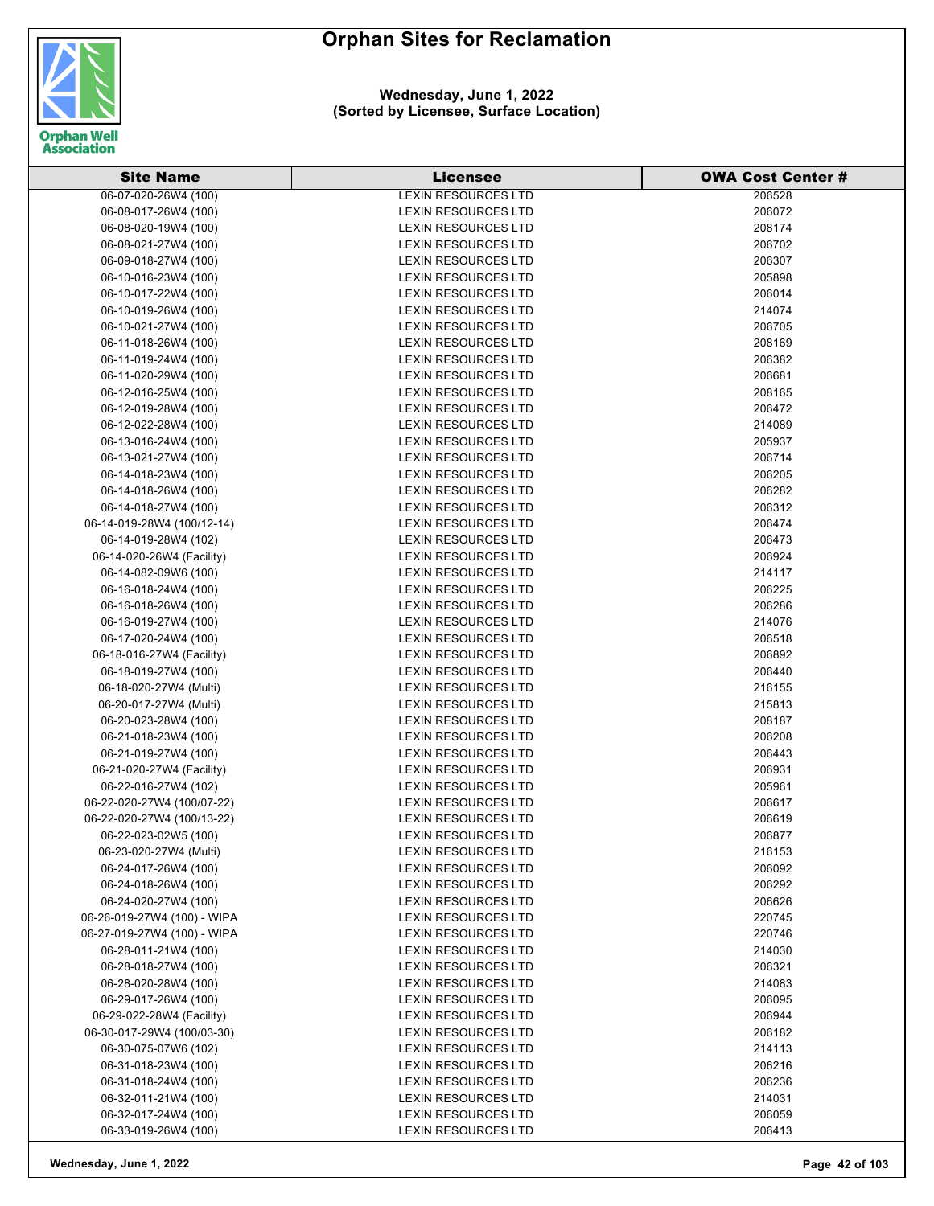# Orphan Sites for Reclamation

**Wednesday, June 1, 2022**
**(Sorted by Licensee, Surface Location)**

| Site Name | Licensee | OWA Cost Center # |
|---|---|---|
| 06-07-020-26W4 (100) | LEXIN RESOURCES LTD | 206528 |
| 06-08-017-26W4 (100) | LEXIN RESOURCES LTD | 206072 |
| 06-08-020-19W4 (100) | LEXIN RESOURCES LTD | 208174 |
| 06-08-021-27W4 (100) | LEXIN RESOURCES LTD | 206702 |
| 06-09-018-27W4 (100) | LEXIN RESOURCES LTD | 206307 |
| 06-10-016-23W4 (100) | LEXIN RESOURCES LTD | 205898 |
| 06-10-017-22W4 (100) | LEXIN RESOURCES LTD | 206014 |
| 06-10-019-26W4 (100) | LEXIN RESOURCES LTD | 214074 |
| 06-10-021-27W4 (100) | LEXIN RESOURCES LTD | 206705 |
| 06-11-018-26W4 (100) | LEXIN RESOURCES LTD | 208169 |
| 06-11-019-24W4 (100) | LEXIN RESOURCES LTD | 206382 |
| 06-11-020-29W4 (100) | LEXIN RESOURCES LTD | 206681 |
| 06-12-016-25W4 (100) | LEXIN RESOURCES LTD | 208165 |
| 06-12-019-28W4 (100) | LEXIN RESOURCES LTD | 206472 |
| 06-12-022-28W4 (100) | LEXIN RESOURCES LTD | 214089 |
| 06-13-016-24W4 (100) | LEXIN RESOURCES LTD | 205937 |
| 06-13-021-27W4 (100) | LEXIN RESOURCES LTD | 206714 |
| 06-14-018-23W4 (100) | LEXIN RESOURCES LTD | 206205 |
| 06-14-018-26W4 (100) | LEXIN RESOURCES LTD | 206282 |
| 06-14-018-27W4 (100) | LEXIN RESOURCES LTD | 206312 |
| 06-14-019-28W4 (100/12-14) | LEXIN RESOURCES LTD | 206474 |
| 06-14-019-28W4 (102) | LEXIN RESOURCES LTD | 206473 |
| 06-14-020-26W4 (Facility) | LEXIN RESOURCES LTD | 206924 |
| 06-14-082-09W6 (100) | LEXIN RESOURCES LTD | 214117 |
| 06-16-018-24W4 (100) | LEXIN RESOURCES LTD | 206225 |
| 06-16-018-26W4 (100) | LEXIN RESOURCES LTD | 206286 |
| 06-16-019-27W4 (100) | LEXIN RESOURCES LTD | 214076 |
| 06-17-020-24W4 (100) | LEXIN RESOURCES LTD | 206518 |
| 06-18-016-27W4 (Facility) | LEXIN RESOURCES LTD | 206892 |
| 06-18-019-27W4 (100) | LEXIN RESOURCES LTD | 206440 |
| 06-18-020-27W4 (Multi) | LEXIN RESOURCES LTD | 216155 |
| 06-20-017-27W4 (Multi) | LEXIN RESOURCES LTD | 215813 |
| 06-20-023-28W4 (100) | LEXIN RESOURCES LTD | 208187 |
| 06-21-018-23W4 (100) | LEXIN RESOURCES LTD | 206208 |
| 06-21-019-27W4 (100) | LEXIN RESOURCES LTD | 206443 |
| 06-21-020-27W4 (Facility) | LEXIN RESOURCES LTD | 206931 |
| 06-22-016-27W4 (102) | LEXIN RESOURCES LTD | 205961 |
| 06-22-020-27W4 (100/07-22) | LEXIN RESOURCES LTD | 206617 |
| 06-22-020-27W4 (100/13-22) | LEXIN RESOURCES LTD | 206619 |
| 06-22-023-02W5 (100) | LEXIN RESOURCES LTD | 206877 |
| 06-23-020-27W4 (Multi) | LEXIN RESOURCES LTD | 216153 |
| 06-24-017-26W4 (100) | LEXIN RESOURCES LTD | 206092 |
| 06-24-018-26W4 (100) | LEXIN RESOURCES LTD | 206292 |
| 06-24-020-27W4 (100) | LEXIN RESOURCES LTD | 206626 |
| 06-26-019-27W4 (100) - WIPA | LEXIN RESOURCES LTD | 220745 |
| 06-27-019-27W4 (100) - WIPA | LEXIN RESOURCES LTD | 220746 |
| 06-28-011-21W4 (100) | LEXIN RESOURCES LTD | 214030 |
| 06-28-018-27W4 (100) | LEXIN RESOURCES LTD | 206321 |
| 06-28-020-28W4 (100) | LEXIN RESOURCES LTD | 214083 |
| 06-29-017-26W4 (100) | LEXIN RESOURCES LTD | 206095 |
| 06-29-022-28W4 (Facility) | LEXIN RESOURCES LTD | 206944 |
| 06-30-017-29W4 (100/03-30) | LEXIN RESOURCES LTD | 206182 |
| 06-30-075-07W6 (102) | LEXIN RESOURCES LTD | 214113 |
| 06-31-018-23W4 (100) | LEXIN RESOURCES LTD | 206216 |
| 06-31-018-24W4 (100) | LEXIN RESOURCES LTD | 206236 |
| 06-32-011-21W4 (100) | LEXIN RESOURCES LTD | 214031 |
| 06-32-017-24W4 (100) | LEXIN RESOURCES LTD | 206059 |
| 06-33-019-26W4 (100) | LEXIN RESOURCES LTD | 206413 |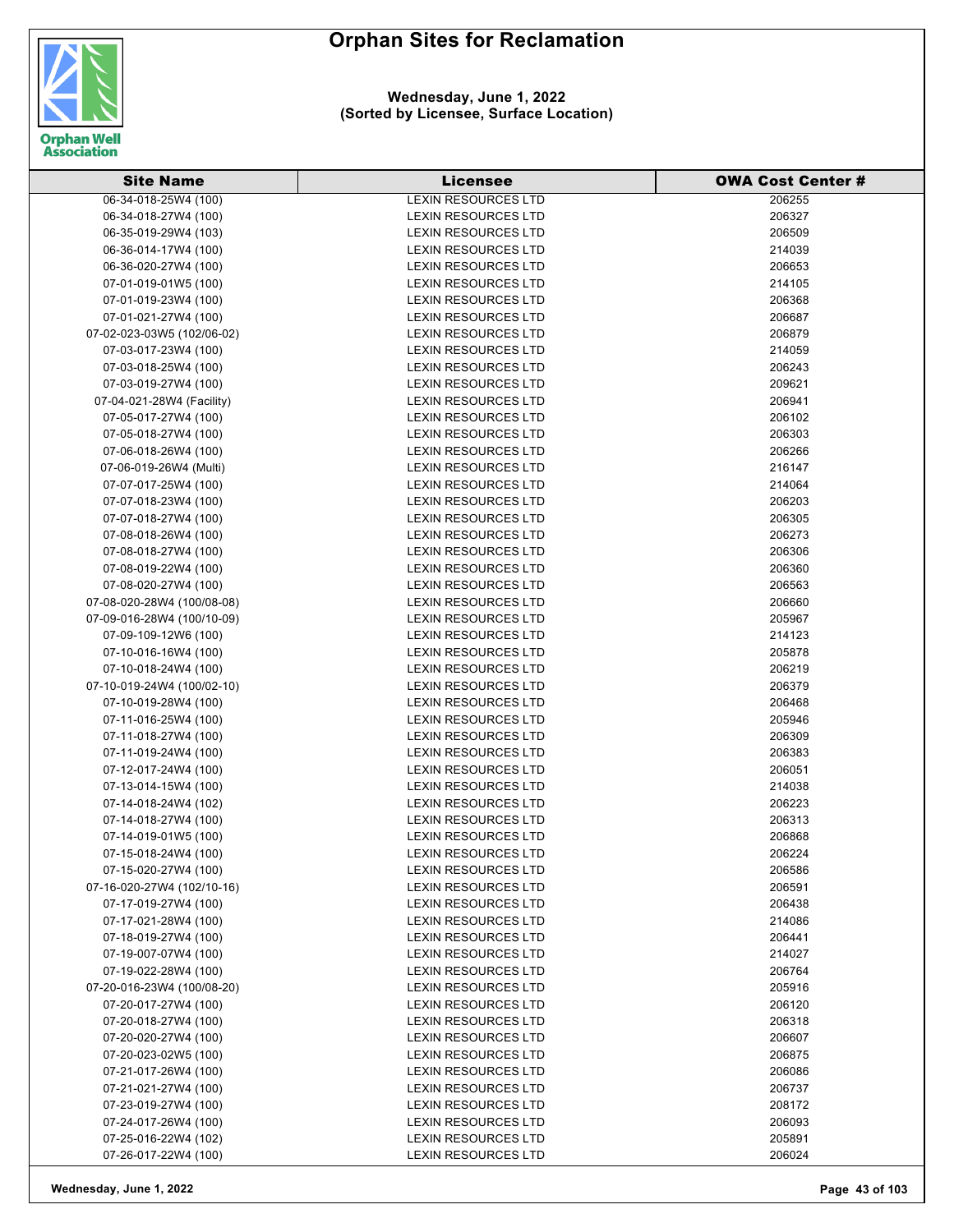# Orphan Sites for Reclamation

**Wednesday, June 1, 2022**
**(Sorted by Licensee, Surface Location)**

| Site Name | Licensee | OWA Cost Center # |
|---|---|---|
| 06-34-018-25W4 (100) | LEXIN RESOURCES LTD | 206255 |
| 06-34-018-27W4 (100) | LEXIN RESOURCES LTD | 206327 |
| 06-35-019-29W4 (103) | LEXIN RESOURCES LTD | 206509 |
| 06-36-014-17W4 (100) | LEXIN RESOURCES LTD | 214039 |
| 06-36-020-27W4 (100) | LEXIN RESOURCES LTD | 206653 |
| 07-01-019-01W5 (100) | LEXIN RESOURCES LTD | 214105 |
| 07-01-019-23W4 (100) | LEXIN RESOURCES LTD | 206368 |
| 07-01-021-27W4 (100) | LEXIN RESOURCES LTD | 206687 |
| 07-02-023-03W5 (102/06-02) | LEXIN RESOURCES LTD | 206879 |
| 07-03-017-23W4 (100) | LEXIN RESOURCES LTD | 214059 |
| 07-03-018-25W4 (100) | LEXIN RESOURCES LTD | 206243 |
| 07-03-019-27W4 (100) | LEXIN RESOURCES LTD | 209621 |
| 07-04-021-28W4 (Facility) | LEXIN RESOURCES LTD | 206941 |
| 07-05-017-27W4 (100) | LEXIN RESOURCES LTD | 206102 |
| 07-05-018-27W4 (100) | LEXIN RESOURCES LTD | 206303 |
| 07-06-018-26W4 (100) | LEXIN RESOURCES LTD | 206266 |
| 07-06-019-26W4 (Multi) | LEXIN RESOURCES LTD | 216147 |
| 07-07-017-25W4 (100) | LEXIN RESOURCES LTD | 214064 |
| 07-07-018-23W4 (100) | LEXIN RESOURCES LTD | 206203 |
| 07-07-018-27W4 (100) | LEXIN RESOURCES LTD | 206305 |
| 07-08-018-26W4 (100) | LEXIN RESOURCES LTD | 206273 |
| 07-08-018-27W4 (100) | LEXIN RESOURCES LTD | 206306 |
| 07-08-019-22W4 (100) | LEXIN RESOURCES LTD | 206360 |
| 07-08-020-27W4 (100) | LEXIN RESOURCES LTD | 206563 |
| 07-08-020-28W4 (100/08-08) | LEXIN RESOURCES LTD | 206660 |
| 07-09-016-28W4 (100/10-09) | LEXIN RESOURCES LTD | 205967 |
| 07-09-109-12W6 (100) | LEXIN RESOURCES LTD | 214123 |
| 07-10-016-16W4 (100) | LEXIN RESOURCES LTD | 205878 |
| 07-10-018-24W4 (100) | LEXIN RESOURCES LTD | 206219 |
| 07-10-019-24W4 (100/02-10) | LEXIN RESOURCES LTD | 206379 |
| 07-10-019-28W4 (100) | LEXIN RESOURCES LTD | 206468 |
| 07-11-016-25W4 (100) | LEXIN RESOURCES LTD | 205946 |
| 07-11-018-27W4 (100) | LEXIN RESOURCES LTD | 206309 |
| 07-11-019-24W4 (100) | LEXIN RESOURCES LTD | 206383 |
| 07-12-017-24W4 (100) | LEXIN RESOURCES LTD | 206051 |
| 07-13-014-15W4 (100) | LEXIN RESOURCES LTD | 214038 |
| 07-14-018-24W4 (102) | LEXIN RESOURCES LTD | 206223 |
| 07-14-018-27W4 (100) | LEXIN RESOURCES LTD | 206313 |
| 07-14-019-01W5 (100) | LEXIN RESOURCES LTD | 206868 |
| 07-15-018-24W4 (100) | LEXIN RESOURCES LTD | 206224 |
| 07-15-020-27W4 (100) | LEXIN RESOURCES LTD | 206586 |
| 07-16-020-27W4 (102/10-16) | LEXIN RESOURCES LTD | 206591 |
| 07-17-019-27W4 (100) | LEXIN RESOURCES LTD | 206438 |
| 07-17-021-28W4 (100) | LEXIN RESOURCES LTD | 214086 |
| 07-18-019-27W4 (100) | LEXIN RESOURCES LTD | 206441 |
| 07-19-007-07W4 (100) | LEXIN RESOURCES LTD | 214027 |
| 07-19-022-28W4 (100) | LEXIN RESOURCES LTD | 206764 |
| 07-20-016-23W4 (100/08-20) | LEXIN RESOURCES LTD | 205916 |
| 07-20-017-27W4 (100) | LEXIN RESOURCES LTD | 206120 |
| 07-20-018-27W4 (100) | LEXIN RESOURCES LTD | 206318 |
| 07-20-020-27W4 (100) | LEXIN RESOURCES LTD | 206607 |
| 07-20-023-02W5 (100) | LEXIN RESOURCES LTD | 206875 |
| 07-21-017-26W4 (100) | LEXIN RESOURCES LTD | 206086 |
| 07-21-021-27W4 (100) | LEXIN RESOURCES LTD | 206737 |
| 07-23-019-27W4 (100) | LEXIN RESOURCES LTD | 208172 |
| 07-24-017-26W4 (100) | LEXIN RESOURCES LTD | 206093 |
| 07-25-016-22W4 (102) | LEXIN RESOURCES LTD | 205891 |
| 07-26-017-22W4 (100) | LEXIN RESOURCES LTD | 206024 |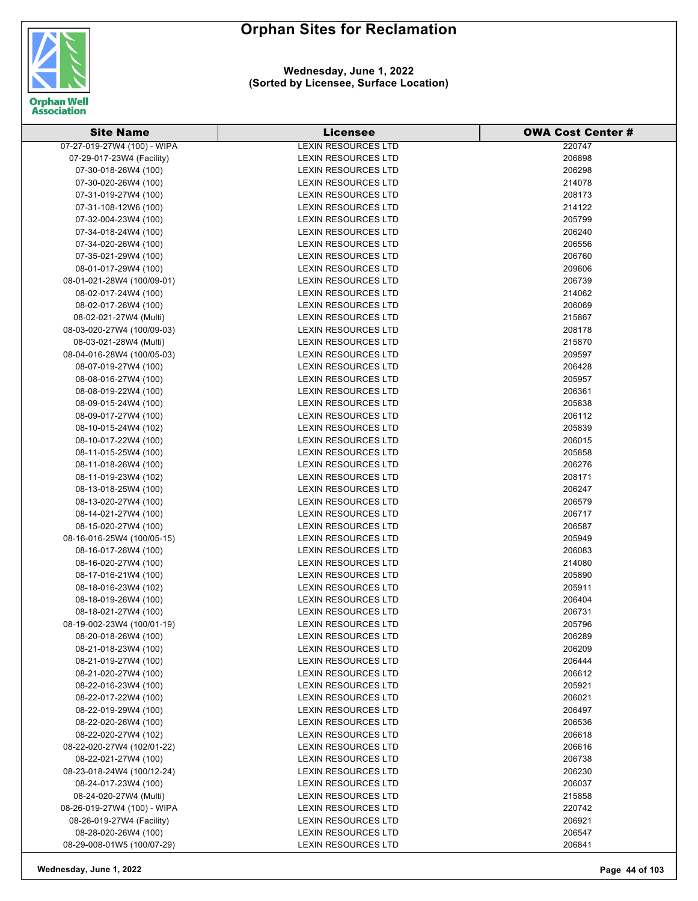# Orphan Sites for Reclamation

**Wednesday, June 1, 2022**
**(Sorted by Licensee, Surface Location)**

| Site Name | Licensee | OWA Cost Center # |
|---|---|---|
| 07-27-019-27W4 (100) - WIPA | LEXIN RESOURCES LTD | 220747 |
| 07-29-017-23W4 (Facility) | LEXIN RESOURCES LTD | 206898 |
| 07-30-018-26W4 (100) | LEXIN RESOURCES LTD | 206298 |
| 07-30-020-26W4 (100) | LEXIN RESOURCES LTD | 214078 |
| 07-31-019-27W4 (100) | LEXIN RESOURCES LTD | 208173 |
| 07-31-108-12W6 (100) | LEXIN RESOURCES LTD | 214122 |
| 07-32-004-23W4 (100) | LEXIN RESOURCES LTD | 205799 |
| 07-34-018-24W4 (100) | LEXIN RESOURCES LTD | 206240 |
| 07-34-020-26W4 (100) | LEXIN RESOURCES LTD | 206556 |
| 07-35-021-29W4 (100) | LEXIN RESOURCES LTD | 206760 |
| 08-01-017-29W4 (100) | LEXIN RESOURCES LTD | 209606 |
| 08-01-021-28W4 (100/09-01) | LEXIN RESOURCES LTD | 206739 |
| 08-02-017-24W4 (100) | LEXIN RESOURCES LTD | 214062 |
| 08-02-017-26W4 (100) | LEXIN RESOURCES LTD | 206069 |
| 08-02-021-27W4 (Multi) | LEXIN RESOURCES LTD | 215867 |
| 08-03-020-27W4 (100/09-03) | LEXIN RESOURCES LTD | 208178 |
| 08-03-021-28W4 (Multi) | LEXIN RESOURCES LTD | 215870 |
| 08-04-016-28W4 (100/05-03) | LEXIN RESOURCES LTD | 209597 |
| 08-07-019-27W4 (100) | LEXIN RESOURCES LTD | 206428 |
| 08-08-016-27W4 (100) | LEXIN RESOURCES LTD | 205957 |
| 08-08-019-22W4 (100) | LEXIN RESOURCES LTD | 206361 |
| 08-09-015-24W4 (100) | LEXIN RESOURCES LTD | 205838 |
| 08-09-017-27W4 (100) | LEXIN RESOURCES LTD | 206112 |
| 08-10-015-24W4 (102) | LEXIN RESOURCES LTD | 205839 |
| 08-10-017-22W4 (100) | LEXIN RESOURCES LTD | 206015 |
| 08-11-015-25W4 (100) | LEXIN RESOURCES LTD | 205858 |
| 08-11-018-26W4 (100) | LEXIN RESOURCES LTD | 206276 |
| 08-11-019-23W4 (102) | LEXIN RESOURCES LTD | 208171 |
| 08-13-018-25W4 (100) | LEXIN RESOURCES LTD | 206247 |
| 08-13-020-27W4 (100) | LEXIN RESOURCES LTD | 206579 |
| 08-14-021-27W4 (100) | LEXIN RESOURCES LTD | 206717 |
| 08-15-020-27W4 (100) | LEXIN RESOURCES LTD | 206587 |
| 08-16-016-25W4 (100/05-15) | LEXIN RESOURCES LTD | 205949 |
| 08-16-017-26W4 (100) | LEXIN RESOURCES LTD | 206083 |
| 08-16-020-27W4 (100) | LEXIN RESOURCES LTD | 214080 |
| 08-17-016-21W4 (100) | LEXIN RESOURCES LTD | 205890 |
| 08-18-016-23W4 (102) | LEXIN RESOURCES LTD | 205911 |
| 08-18-019-26W4 (100) | LEXIN RESOURCES LTD | 206404 |
| 08-18-021-27W4 (100) | LEXIN RESOURCES LTD | 206731 |
| 08-19-002-23W4 (100/01-19) | LEXIN RESOURCES LTD | 205796 |
| 08-20-018-26W4 (100) | LEXIN RESOURCES LTD | 206289 |
| 08-21-018-23W4 (100) | LEXIN RESOURCES LTD | 206209 |
| 08-21-019-27W4 (100) | LEXIN RESOURCES LTD | 206444 |
| 08-21-020-27W4 (100) | LEXIN RESOURCES LTD | 206612 |
| 08-22-016-23W4 (100) | LEXIN RESOURCES LTD | 205921 |
| 08-22-017-22W4 (100) | LEXIN RESOURCES LTD | 206021 |
| 08-22-019-29W4 (100) | LEXIN RESOURCES LTD | 206497 |
| 08-22-020-26W4 (100) | LEXIN RESOURCES LTD | 206536 |
| 08-22-020-27W4 (102) | LEXIN RESOURCES LTD | 206618 |
| 08-22-020-27W4 (102/01-22) | LEXIN RESOURCES LTD | 206616 |
| 08-22-021-27W4 (100) | LEXIN RESOURCES LTD | 206738 |
| 08-23-018-24W4 (100/12-24) | LEXIN RESOURCES LTD | 206230 |
| 08-24-017-23W4 (100) | LEXIN RESOURCES LTD | 206037 |
| 08-24-020-27W4 (Multi) | LEXIN RESOURCES LTD | 215858 |
| 08-26-019-27W4 (100) - WIPA | LEXIN RESOURCES LTD | 220742 |
| 08-26-019-27W4 (Facility) | LEXIN RESOURCES LTD | 206921 |
| 08-28-020-26W4 (100) | LEXIN RESOURCES LTD | 206547 |
| 08-29-008-01W5 (100/07-29) | LEXIN RESOURCES LTD | 206841 |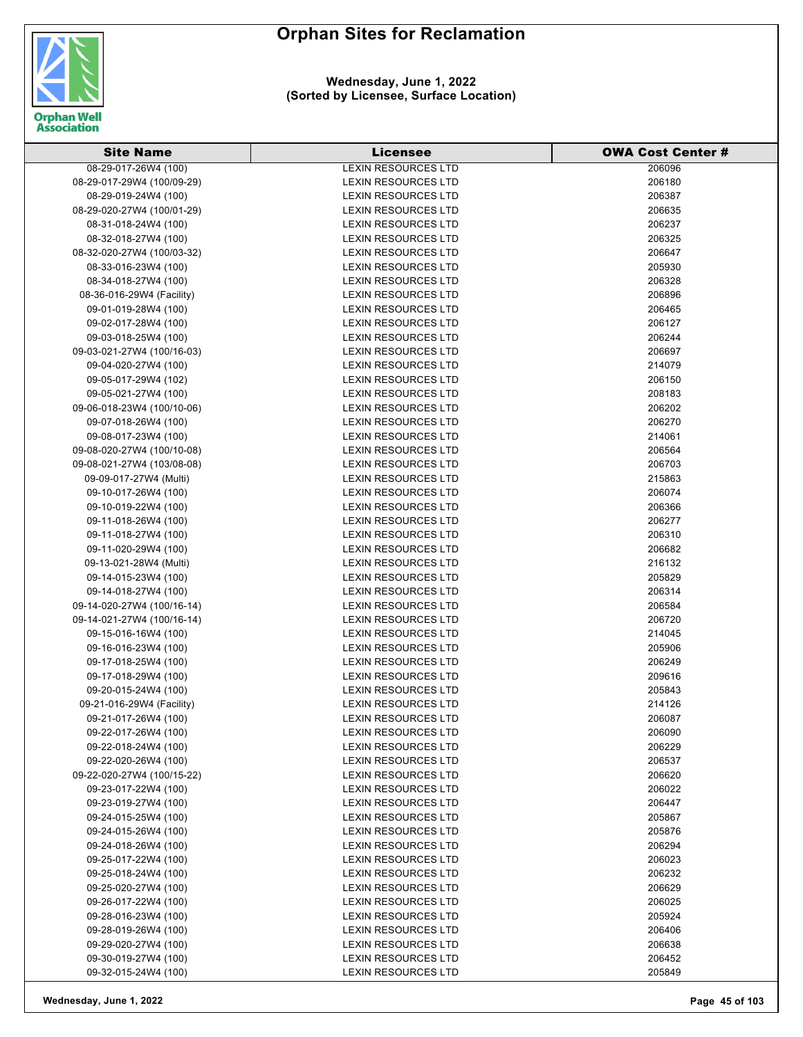# Orphan Sites for Reclamation

**Wednesday, June 1, 2022**
**(Sorted by Licensee, Surface Location)**

| Site Name | Licensee | OWA Cost Center # |
|---|---|---|
| 08-29-017-26W4 (100) | LEXIN RESOURCES LTD | 206096 |
| 08-29-017-29W4 (100/09-29) | LEXIN RESOURCES LTD | 206180 |
| 08-29-019-24W4 (100) | LEXIN RESOURCES LTD | 206387 |
| 08-29-020-27W4 (100/01-29) | LEXIN RESOURCES LTD | 206635 |
| 08-31-018-24W4 (100) | LEXIN RESOURCES LTD | 206237 |
| 08-32-018-27W4 (100) | LEXIN RESOURCES LTD | 206325 |
| 08-32-020-27W4 (100/03-32) | LEXIN RESOURCES LTD | 206647 |
| 08-33-016-23W4 (100) | LEXIN RESOURCES LTD | 205930 |
| 08-34-018-27W4 (100) | LEXIN RESOURCES LTD | 206328 |
| 08-36-016-29W4 (Facility) | LEXIN RESOURCES LTD | 206896 |
| 09-01-019-28W4 (100) | LEXIN RESOURCES LTD | 206465 |
| 09-02-017-28W4 (100) | LEXIN RESOURCES LTD | 206127 |
| 09-03-018-25W4 (100) | LEXIN RESOURCES LTD | 206244 |
| 09-03-021-27W4 (100/16-03) | LEXIN RESOURCES LTD | 206697 |
| 09-04-020-27W4 (100) | LEXIN RESOURCES LTD | 214079 |
| 09-05-017-29W4 (102) | LEXIN RESOURCES LTD | 206150 |
| 09-05-021-27W4 (100) | LEXIN RESOURCES LTD | 208183 |
| 09-06-018-23W4 (100/10-06) | LEXIN RESOURCES LTD | 206202 |
| 09-07-018-26W4 (100) | LEXIN RESOURCES LTD | 206270 |
| 09-08-017-23W4 (100) | LEXIN RESOURCES LTD | 214061 |
| 09-08-020-27W4 (100/10-08) | LEXIN RESOURCES LTD | 206564 |
| 09-08-021-27W4 (103/08-08) | LEXIN RESOURCES LTD | 206703 |
| 09-09-017-27W4 (Multi) | LEXIN RESOURCES LTD | 215863 |
| 09-10-017-26W4 (100) | LEXIN RESOURCES LTD | 206074 |
| 09-10-019-22W4 (100) | LEXIN RESOURCES LTD | 206366 |
| 09-11-018-26W4 (100) | LEXIN RESOURCES LTD | 206277 |
| 09-11-018-27W4 (100) | LEXIN RESOURCES LTD | 206310 |
| 09-11-020-29W4 (100) | LEXIN RESOURCES LTD | 206682 |
| 09-13-021-28W4 (Multi) | LEXIN RESOURCES LTD | 216132 |
| 09-14-015-23W4 (100) | LEXIN RESOURCES LTD | 205829 |
| 09-14-018-27W4 (100) | LEXIN RESOURCES LTD | 206314 |
| 09-14-020-27W4 (100/16-14) | LEXIN RESOURCES LTD | 206584 |
| 09-14-021-27W4 (100/16-14) | LEXIN RESOURCES LTD | 206720 |
| 09-15-016-16W4 (100) | LEXIN RESOURCES LTD | 214045 |
| 09-16-016-23W4 (100) | LEXIN RESOURCES LTD | 205906 |
| 09-17-018-25W4 (100) | LEXIN RESOURCES LTD | 206249 |
| 09-17-018-29W4 (100) | LEXIN RESOURCES LTD | 209616 |
| 09-20-015-24W4 (100) | LEXIN RESOURCES LTD | 205843 |
| 09-21-016-29W4 (Facility) | LEXIN RESOURCES LTD | 214126 |
| 09-21-017-26W4 (100) | LEXIN RESOURCES LTD | 206087 |
| 09-22-017-26W4 (100) | LEXIN RESOURCES LTD | 206090 |
| 09-22-018-24W4 (100) | LEXIN RESOURCES LTD | 206229 |
| 09-22-020-26W4 (100) | LEXIN RESOURCES LTD | 206537 |
| 09-22-020-27W4 (100/15-22) | LEXIN RESOURCES LTD | 206620 |
| 09-23-017-22W4 (100) | LEXIN RESOURCES LTD | 206022 |
| 09-23-019-27W4 (100) | LEXIN RESOURCES LTD | 206447 |
| 09-24-015-25W4 (100) | LEXIN RESOURCES LTD | 205867 |
| 09-24-015-26W4 (100) | LEXIN RESOURCES LTD | 205876 |
| 09-24-018-26W4 (100) | LEXIN RESOURCES LTD | 206294 |
| 09-25-017-22W4 (100) | LEXIN RESOURCES LTD | 206023 |
| 09-25-018-24W4 (100) | LEXIN RESOURCES LTD | 206232 |
| 09-25-020-27W4 (100) | LEXIN RESOURCES LTD | 206629 |
| 09-26-017-22W4 (100) | LEXIN RESOURCES LTD | 206025 |
| 09-28-016-23W4 (100) | LEXIN RESOURCES LTD | 205924 |
| 09-28-019-26W4 (100) | LEXIN RESOURCES LTD | 206406 |
| 09-29-020-27W4 (100) | LEXIN RESOURCES LTD | 206638 |
| 09-30-019-27W4 (100) | LEXIN RESOURCES LTD | 206452 |
| 09-32-015-24W4 (100) | LEXIN RESOURCES LTD | 205849 |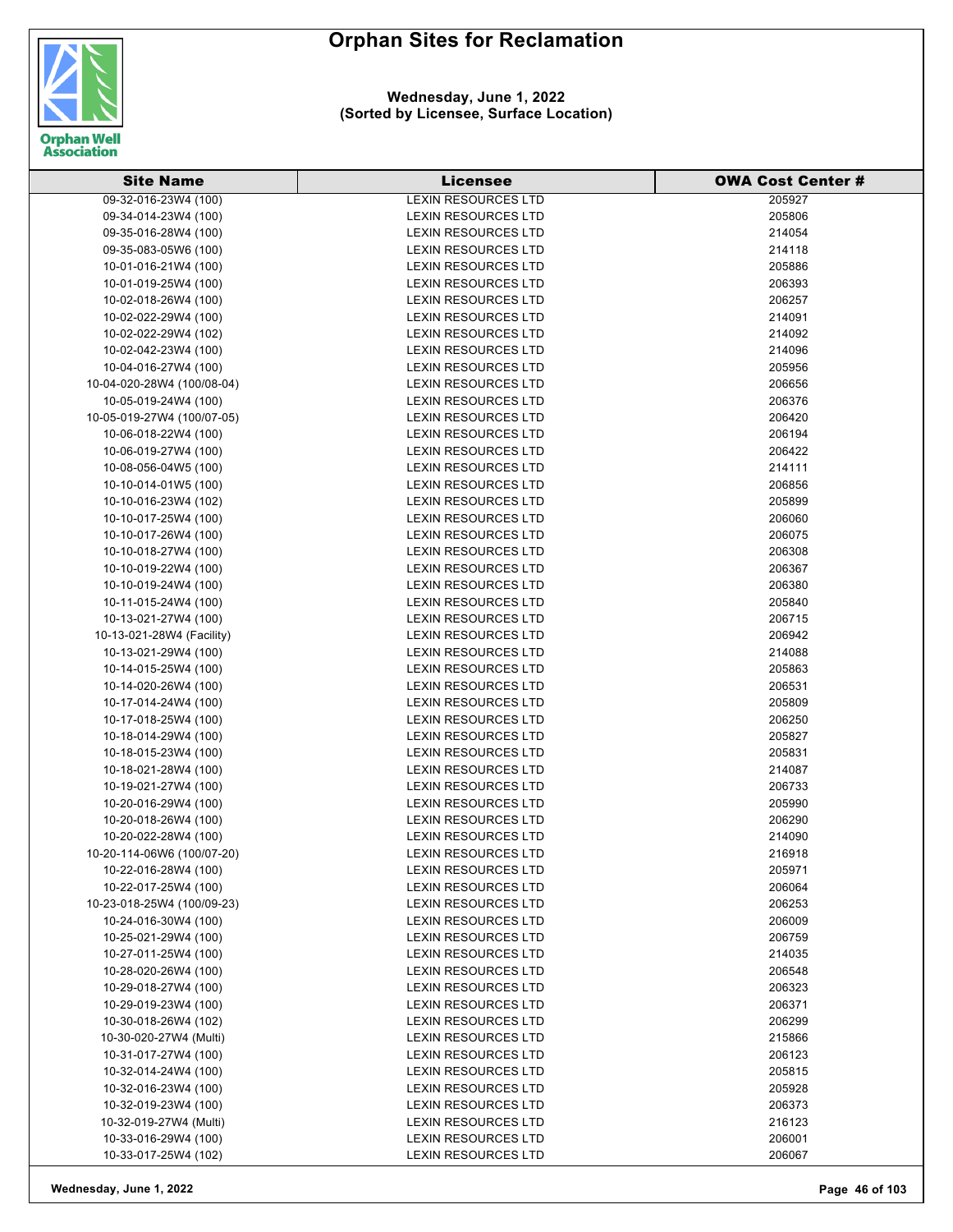# Orphan Sites for Reclamation

**Wednesday, June 1, 2022**
**(Sorted by Licensee, Surface Location)**

| Site Name | Licensee | OWA Cost Center # |
|---|---|---|
| 09-32-016-23W4 (100) | LEXIN RESOURCES LTD | 205927 |
| 09-34-014-23W4 (100) | LEXIN RESOURCES LTD | 205806 |
| 09-35-016-28W4 (100) | LEXIN RESOURCES LTD | 214054 |
| 09-35-083-05W6 (100) | LEXIN RESOURCES LTD | 214118 |
| 10-01-016-21W4 (100) | LEXIN RESOURCES LTD | 205886 |
| 10-01-019-25W4 (100) | LEXIN RESOURCES LTD | 206393 |
| 10-02-018-26W4 (100) | LEXIN RESOURCES LTD | 206257 |
| 10-02-022-29W4 (100) | LEXIN RESOURCES LTD | 214091 |
| 10-02-022-29W4 (102) | LEXIN RESOURCES LTD | 214092 |
| 10-02-042-23W4 (100) | LEXIN RESOURCES LTD | 214096 |
| 10-04-016-27W4 (100) | LEXIN RESOURCES LTD | 205956 |
| 10-04-020-28W4 (100/08-04) | LEXIN RESOURCES LTD | 206656 |
| 10-05-019-24W4 (100) | LEXIN RESOURCES LTD | 206376 |
| 10-05-019-27W4 (100/07-05) | LEXIN RESOURCES LTD | 206420 |
| 10-06-018-22W4 (100) | LEXIN RESOURCES LTD | 206194 |
| 10-06-019-27W4 (100) | LEXIN RESOURCES LTD | 206422 |
| 10-08-056-04W5 (100) | LEXIN RESOURCES LTD | 214111 |
| 10-10-014-01W5 (100) | LEXIN RESOURCES LTD | 206856 |
| 10-10-016-23W4 (102) | LEXIN RESOURCES LTD | 205899 |
| 10-10-017-25W4 (100) | LEXIN RESOURCES LTD | 206060 |
| 10-10-017-26W4 (100) | LEXIN RESOURCES LTD | 206075 |
| 10-10-018-27W4 (100) | LEXIN RESOURCES LTD | 206308 |
| 10-10-019-22W4 (100) | LEXIN RESOURCES LTD | 206367 |
| 10-10-019-24W4 (100) | LEXIN RESOURCES LTD | 206380 |
| 10-11-015-24W4 (100) | LEXIN RESOURCES LTD | 205840 |
| 10-13-021-27W4 (100) | LEXIN RESOURCES LTD | 206715 |
| 10-13-021-28W4 (Facility) | LEXIN RESOURCES LTD | 206942 |
| 10-13-021-29W4 (100) | LEXIN RESOURCES LTD | 214088 |
| 10-14-015-25W4 (100) | LEXIN RESOURCES LTD | 205863 |
| 10-14-020-26W4 (100) | LEXIN RESOURCES LTD | 206531 |
| 10-17-014-24W4 (100) | LEXIN RESOURCES LTD | 205809 |
| 10-17-018-25W4 (100) | LEXIN RESOURCES LTD | 206250 |
| 10-18-014-29W4 (100) | LEXIN RESOURCES LTD | 205827 |
| 10-18-015-23W4 (100) | LEXIN RESOURCES LTD | 205831 |
| 10-18-021-28W4 (100) | LEXIN RESOURCES LTD | 214087 |
| 10-19-021-27W4 (100) | LEXIN RESOURCES LTD | 206733 |
| 10-20-016-29W4 (100) | LEXIN RESOURCES LTD | 205990 |
| 10-20-018-26W4 (100) | LEXIN RESOURCES LTD | 206290 |
| 10-20-022-28W4 (100) | LEXIN RESOURCES LTD | 214090 |
| 10-20-114-06W6 (100/07-20) | LEXIN RESOURCES LTD | 216918 |
| 10-22-016-28W4 (100) | LEXIN RESOURCES LTD | 205971 |
| 10-22-017-25W4 (100) | LEXIN RESOURCES LTD | 206064 |
| 10-23-018-25W4 (100/09-23) | LEXIN RESOURCES LTD | 206253 |
| 10-24-016-30W4 (100) | LEXIN RESOURCES LTD | 206009 |
| 10-25-021-29W4 (100) | LEXIN RESOURCES LTD | 206759 |
| 10-27-011-25W4 (100) | LEXIN RESOURCES LTD | 214035 |
| 10-28-020-26W4 (100) | LEXIN RESOURCES LTD | 206548 |
| 10-29-018-27W4 (100) | LEXIN RESOURCES LTD | 206323 |
| 10-29-019-23W4 (100) | LEXIN RESOURCES LTD | 206371 |
| 10-30-018-26W4 (102) | LEXIN RESOURCES LTD | 206299 |
| 10-30-020-27W4 (Multi) | LEXIN RESOURCES LTD | 215866 |
| 10-31-017-27W4 (100) | LEXIN RESOURCES LTD | 206123 |
| 10-32-014-24W4 (100) | LEXIN RESOURCES LTD | 205815 |
| 10-32-016-23W4 (100) | LEXIN RESOURCES LTD | 205928 |
| 10-32-019-23W4 (100) | LEXIN RESOURCES LTD | 206373 |
| 10-32-019-27W4 (Multi) | LEXIN RESOURCES LTD | 216123 |
| 10-33-016-29W4 (100) | LEXIN RESOURCES LTD | 206001 |
| 10-33-017-25W4 (102) | LEXIN RESOURCES LTD | 206067 |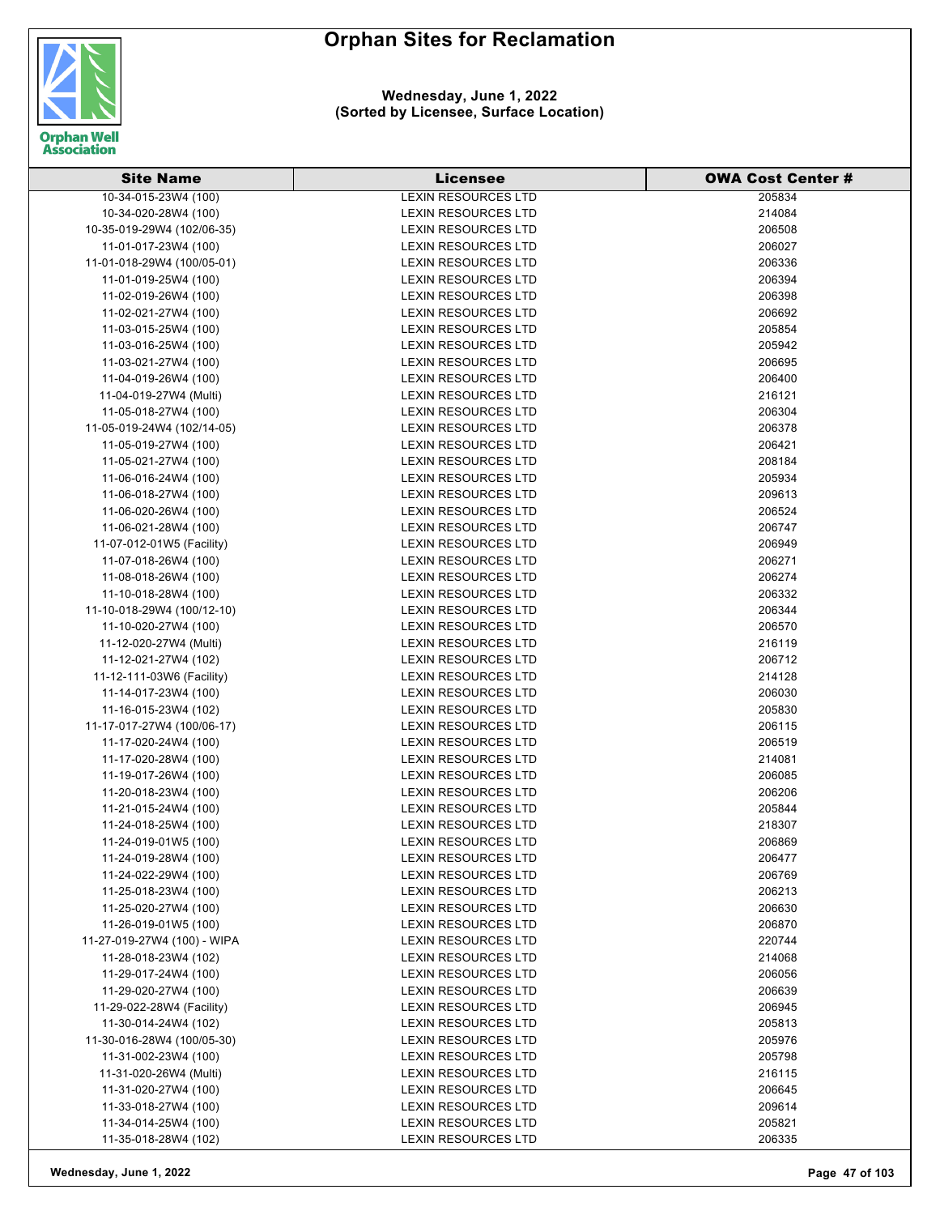# Orphan Sites for Reclamation

**Wednesday, June 1, 2022**
**(Sorted by Licensee, Surface Location)**

| Site Name | Licensee | OWA Cost Center # |
|---|---|---|
| 10-34-015-23W4 (100) | LEXIN RESOURCES LTD | 205834 |
| 10-34-020-28W4 (100) | LEXIN RESOURCES LTD | 214084 |
| 10-35-019-29W4 (102/06-35) | LEXIN RESOURCES LTD | 206508 |
| 11-01-017-23W4 (100) | LEXIN RESOURCES LTD | 206027 |
| 11-01-018-29W4 (100/05-01) | LEXIN RESOURCES LTD | 206336 |
| 11-01-019-25W4 (100) | LEXIN RESOURCES LTD | 206394 |
| 11-02-019-26W4 (100) | LEXIN RESOURCES LTD | 206398 |
| 11-02-021-27W4 (100) | LEXIN RESOURCES LTD | 206692 |
| 11-03-015-25W4 (100) | LEXIN RESOURCES LTD | 205854 |
| 11-03-016-25W4 (100) | LEXIN RESOURCES LTD | 205942 |
| 11-03-021-27W4 (100) | LEXIN RESOURCES LTD | 206695 |
| 11-04-019-26W4 (100) | LEXIN RESOURCES LTD | 206400 |
| 11-04-019-27W4 (Multi) | LEXIN RESOURCES LTD | 216121 |
| 11-05-018-27W4 (100) | LEXIN RESOURCES LTD | 206304 |
| 11-05-019-24W4 (102/14-05) | LEXIN RESOURCES LTD | 206378 |
| 11-05-019-27W4 (100) | LEXIN RESOURCES LTD | 206421 |
| 11-05-021-27W4 (100) | LEXIN RESOURCES LTD | 208184 |
| 11-06-016-24W4 (100) | LEXIN RESOURCES LTD | 205934 |
| 11-06-018-27W4 (100) | LEXIN RESOURCES LTD | 209613 |
| 11-06-020-26W4 (100) | LEXIN RESOURCES LTD | 206524 |
| 11-06-021-28W4 (100) | LEXIN RESOURCES LTD | 206747 |
| 11-07-012-01W5 (Facility) | LEXIN RESOURCES LTD | 206949 |
| 11-07-018-26W4 (100) | LEXIN RESOURCES LTD | 206271 |
| 11-08-018-26W4 (100) | LEXIN RESOURCES LTD | 206274 |
| 11-10-018-28W4 (100) | LEXIN RESOURCES LTD | 206332 |
| 11-10-018-29W4 (100/12-10) | LEXIN RESOURCES LTD | 206344 |
| 11-10-020-27W4 (100) | LEXIN RESOURCES LTD | 206570 |
| 11-12-020-27W4 (Multi) | LEXIN RESOURCES LTD | 216119 |
| 11-12-021-27W4 (102) | LEXIN RESOURCES LTD | 206712 |
| 11-12-111-03W6 (Facility) | LEXIN RESOURCES LTD | 214128 |
| 11-14-017-23W4 (100) | LEXIN RESOURCES LTD | 206030 |
| 11-16-015-23W4 (102) | LEXIN RESOURCES LTD | 205830 |
| 11-17-017-27W4 (100/06-17) | LEXIN RESOURCES LTD | 206115 |
| 11-17-020-24W4 (100) | LEXIN RESOURCES LTD | 206519 |
| 11-17-020-28W4 (100) | LEXIN RESOURCES LTD | 214081 |
| 11-19-017-26W4 (100) | LEXIN RESOURCES LTD | 206085 |
| 11-20-018-23W4 (100) | LEXIN RESOURCES LTD | 206206 |
| 11-21-015-24W4 (100) | LEXIN RESOURCES LTD | 205844 |
| 11-24-018-25W4 (100) | LEXIN RESOURCES LTD | 218307 |
| 11-24-019-01W5 (100) | LEXIN RESOURCES LTD | 206869 |
| 11-24-019-28W4 (100) | LEXIN RESOURCES LTD | 206477 |
| 11-24-022-29W4 (100) | LEXIN RESOURCES LTD | 206769 |
| 11-25-018-23W4 (100) | LEXIN RESOURCES LTD | 206213 |
| 11-25-020-27W4 (100) | LEXIN RESOURCES LTD | 206630 |
| 11-26-019-01W5 (100) | LEXIN RESOURCES LTD | 206870 |
| 11-27-019-27W4 (100) - WIPA | LEXIN RESOURCES LTD | 220744 |
| 11-28-018-23W4 (102) | LEXIN RESOURCES LTD | 214068 |
| 11-29-017-24W4 (100) | LEXIN RESOURCES LTD | 206056 |
| 11-29-020-27W4 (100) | LEXIN RESOURCES LTD | 206639 |
| 11-29-022-28W4 (Facility) | LEXIN RESOURCES LTD | 206945 |
| 11-30-014-24W4 (102) | LEXIN RESOURCES LTD | 205813 |
| 11-30-016-28W4 (100/05-30) | LEXIN RESOURCES LTD | 205976 |
| 11-31-002-23W4 (100) | LEXIN RESOURCES LTD | 205798 |
| 11-31-020-26W4 (Multi) | LEXIN RESOURCES LTD | 216115 |
| 11-31-020-27W4 (100) | LEXIN RESOURCES LTD | 206645 |
| 11-33-018-27W4 (100) | LEXIN RESOURCES LTD | 209614 |
| 11-34-014-25W4 (100) | LEXIN RESOURCES LTD | 205821 |
| 11-35-018-28W4 (102) | LEXIN RESOURCES LTD | 206335 |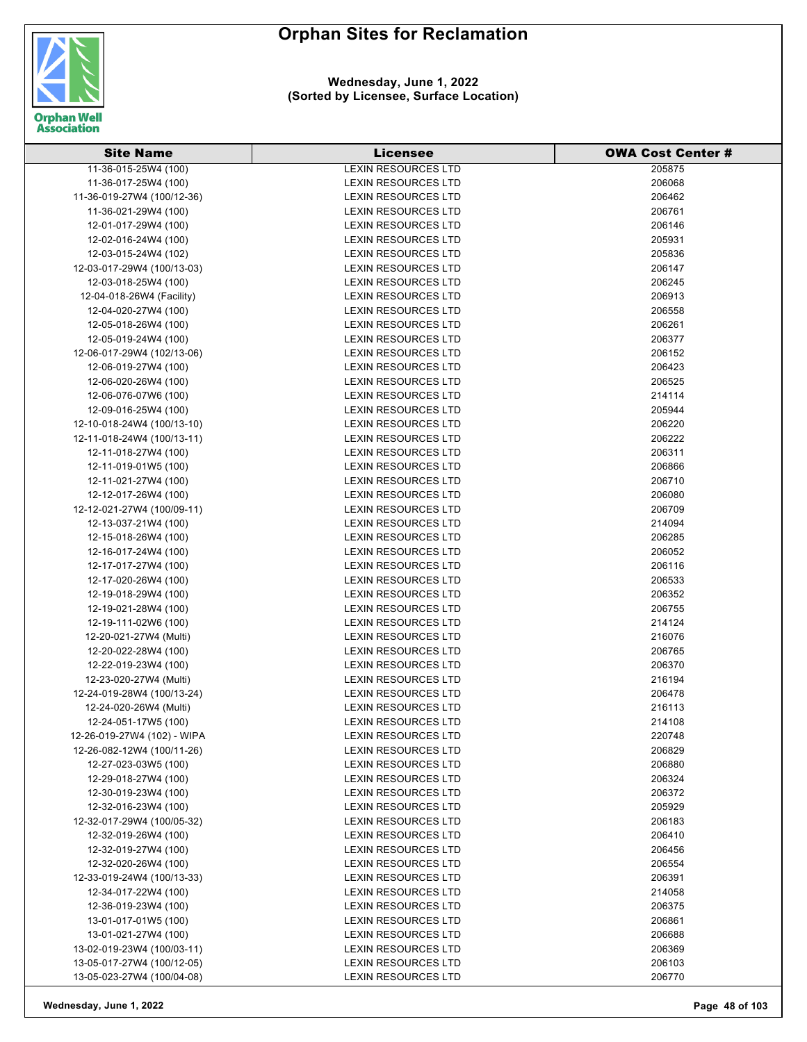# Orphan Sites for Reclamation

**Wednesday, June 1, 2022**
**(Sorted by Licensee, Surface Location)**

| Site Name | Licensee | OWA Cost Center # |
|---|---|---|
| 11-36-015-25W4 (100) | LEXIN RESOURCES LTD | 205875 |
| 11-36-017-25W4 (100) | LEXIN RESOURCES LTD | 206068 |
| 11-36-019-27W4 (100/12-36) | LEXIN RESOURCES LTD | 206462 |
| 11-36-021-29W4 (100) | LEXIN RESOURCES LTD | 206761 |
| 12-01-017-29W4 (100) | LEXIN RESOURCES LTD | 206146 |
| 12-02-016-24W4 (100) | LEXIN RESOURCES LTD | 205931 |
| 12-03-015-24W4 (102) | LEXIN RESOURCES LTD | 205836 |
| 12-03-017-29W4 (100/13-03) | LEXIN RESOURCES LTD | 206147 |
| 12-03-018-25W4 (100) | LEXIN RESOURCES LTD | 206245 |
| 12-04-018-26W4 (Facility) | LEXIN RESOURCES LTD | 206913 |
| 12-04-020-27W4 (100) | LEXIN RESOURCES LTD | 206558 |
| 12-05-018-26W4 (100) | LEXIN RESOURCES LTD | 206261 |
| 12-05-019-24W4 (100) | LEXIN RESOURCES LTD | 206377 |
| 12-06-017-29W4 (102/13-06) | LEXIN RESOURCES LTD | 206152 |
| 12-06-019-27W4 (100) | LEXIN RESOURCES LTD | 206423 |
| 12-06-020-26W4 (100) | LEXIN RESOURCES LTD | 206525 |
| 12-06-076-07W6 (100) | LEXIN RESOURCES LTD | 214114 |
| 12-09-016-25W4 (100) | LEXIN RESOURCES LTD | 205944 |
| 12-10-018-24W4 (100/13-10) | LEXIN RESOURCES LTD | 206220 |
| 12-11-018-24W4 (100/13-11) | LEXIN RESOURCES LTD | 206222 |
| 12-11-018-27W4 (100) | LEXIN RESOURCES LTD | 206311 |
| 12-11-019-01W5 (100) | LEXIN RESOURCES LTD | 206866 |
| 12-11-021-27W4 (100) | LEXIN RESOURCES LTD | 206710 |
| 12-12-017-26W4 (100) | LEXIN RESOURCES LTD | 206080 |
| 12-12-021-27W4 (100/09-11) | LEXIN RESOURCES LTD | 206709 |
| 12-13-037-21W4 (100) | LEXIN RESOURCES LTD | 214094 |
| 12-15-018-26W4 (100) | LEXIN RESOURCES LTD | 206285 |
| 12-16-017-24W4 (100) | LEXIN RESOURCES LTD | 206052 |
| 12-17-017-27W4 (100) | LEXIN RESOURCES LTD | 206116 |
| 12-17-020-26W4 (100) | LEXIN RESOURCES LTD | 206533 |
| 12-19-018-29W4 (100) | LEXIN RESOURCES LTD | 206352 |
| 12-19-021-28W4 (100) | LEXIN RESOURCES LTD | 206755 |
| 12-19-111-02W6 (100) | LEXIN RESOURCES LTD | 214124 |
| 12-20-021-27W4 (Multi) | LEXIN RESOURCES LTD | 216076 |
| 12-20-022-28W4 (100) | LEXIN RESOURCES LTD | 206765 |
| 12-22-019-23W4 (100) | LEXIN RESOURCES LTD | 206370 |
| 12-23-020-27W4 (Multi) | LEXIN RESOURCES LTD | 216194 |
| 12-24-019-28W4 (100/13-24) | LEXIN RESOURCES LTD | 206478 |
| 12-24-020-26W4 (Multi) | LEXIN RESOURCES LTD | 216113 |
| 12-24-051-17W5 (100) | LEXIN RESOURCES LTD | 214108 |
| 12-26-019-27W4 (102) - WIPA | LEXIN RESOURCES LTD | 220748 |
| 12-26-082-12W4 (100/11-26) | LEXIN RESOURCES LTD | 206829 |
| 12-27-023-03W5 (100) | LEXIN RESOURCES LTD | 206880 |
| 12-29-018-27W4 (100) | LEXIN RESOURCES LTD | 206324 |
| 12-30-019-23W4 (100) | LEXIN RESOURCES LTD | 206372 |
| 12-32-016-23W4 (100) | LEXIN RESOURCES LTD | 205929 |
| 12-32-017-29W4 (100/05-32) | LEXIN RESOURCES LTD | 206183 |
| 12-32-019-26W4 (100) | LEXIN RESOURCES LTD | 206410 |
| 12-32-019-27W4 (100) | LEXIN RESOURCES LTD | 206456 |
| 12-32-020-26W4 (100) | LEXIN RESOURCES LTD | 206554 |
| 12-33-019-24W4 (100/13-33) | LEXIN RESOURCES LTD | 206391 |
| 12-34-017-22W4 (100) | LEXIN RESOURCES LTD | 214058 |
| 12-36-019-23W4 (100) | LEXIN RESOURCES LTD | 206375 |
| 13-01-017-01W5 (100) | LEXIN RESOURCES LTD | 206861 |
| 13-01-021-27W4 (100) | LEXIN RESOURCES LTD | 206688 |
| 13-02-019-23W4 (100/03-11) | LEXIN RESOURCES LTD | 206369 |
| 13-05-017-27W4 (100/12-05) | LEXIN RESOURCES LTD | 206103 |
| 13-05-023-27W4 (100/04-08) | LEXIN RESOURCES LTD | 206770 |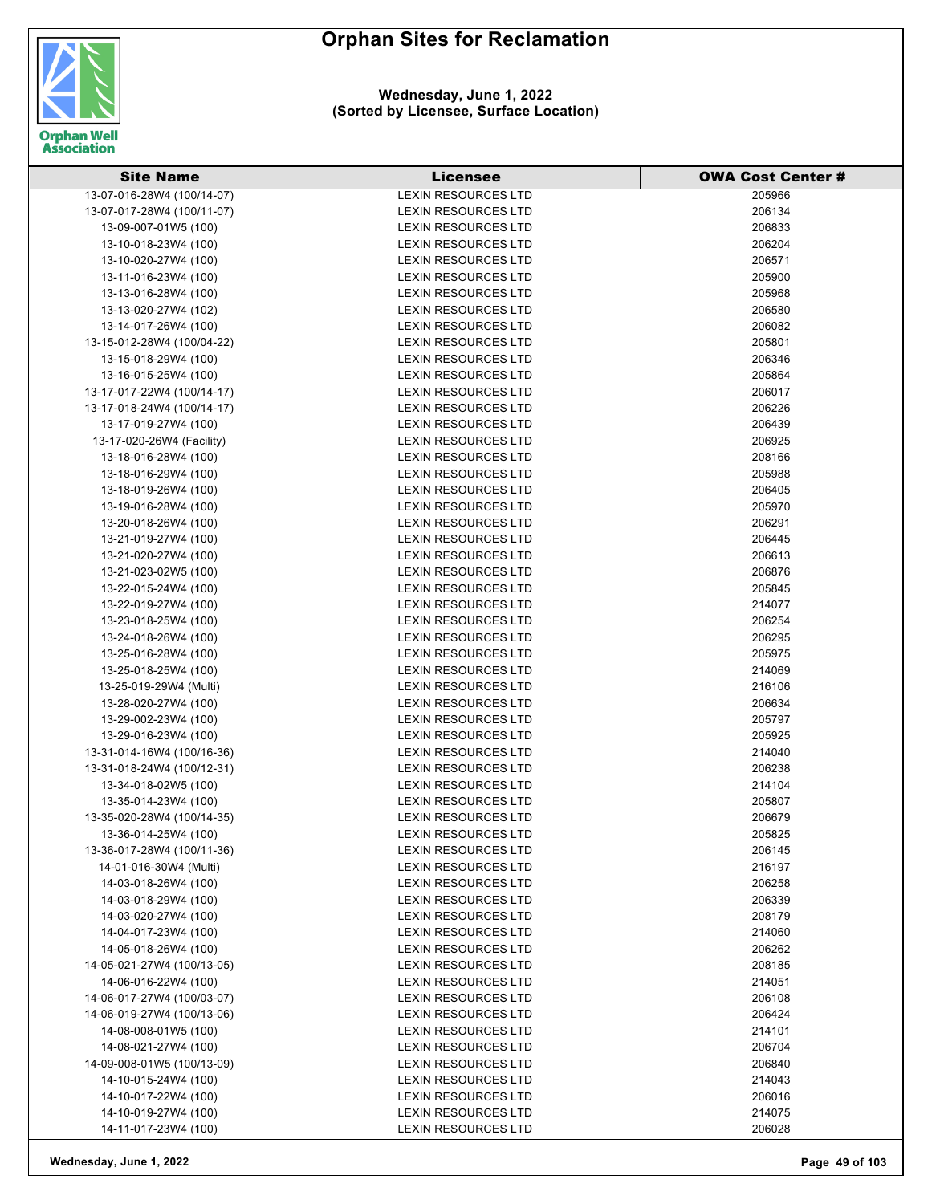# Orphan Sites for Reclamation

**Wednesday, June 1, 2022**
**(Sorted by Licensee, Surface Location)**

| Site Name | Licensee | OWA Cost Center # |
|---|---|---|
| 13-07-016-28W4 (100/14-07) | LEXIN RESOURCES LTD | 205966 |
| 13-07-017-28W4 (100/11-07) | LEXIN RESOURCES LTD | 206134 |
| 13-09-007-01W5 (100) | LEXIN RESOURCES LTD | 206833 |
| 13-10-018-23W4 (100) | LEXIN RESOURCES LTD | 206204 |
| 13-10-020-27W4 (100) | LEXIN RESOURCES LTD | 206571 |
| 13-11-016-23W4 (100) | LEXIN RESOURCES LTD | 205900 |
| 13-13-016-28W4 (100) | LEXIN RESOURCES LTD | 205968 |
| 13-13-020-27W4 (102) | LEXIN RESOURCES LTD | 206580 |
| 13-14-017-26W4 (100) | LEXIN RESOURCES LTD | 206082 |
| 13-15-012-28W4 (100/04-22) | LEXIN RESOURCES LTD | 205801 |
| 13-15-018-29W4 (100) | LEXIN RESOURCES LTD | 206346 |
| 13-16-015-25W4 (100) | LEXIN RESOURCES LTD | 205864 |
| 13-17-017-22W4 (100/14-17) | LEXIN RESOURCES LTD | 206017 |
| 13-17-018-24W4 (100/14-17) | LEXIN RESOURCES LTD | 206226 |
| 13-17-019-27W4 (100) | LEXIN RESOURCES LTD | 206439 |
| 13-17-020-26W4 (Facility) | LEXIN RESOURCES LTD | 206925 |
| 13-18-016-28W4 (100) | LEXIN RESOURCES LTD | 208166 |
| 13-18-016-29W4 (100) | LEXIN RESOURCES LTD | 205988 |
| 13-18-019-26W4 (100) | LEXIN RESOURCES LTD | 206405 |
| 13-19-016-28W4 (100) | LEXIN RESOURCES LTD | 205970 |
| 13-20-018-26W4 (100) | LEXIN RESOURCES LTD | 206291 |
| 13-21-019-27W4 (100) | LEXIN RESOURCES LTD | 206445 |
| 13-21-020-27W4 (100) | LEXIN RESOURCES LTD | 206613 |
| 13-21-023-02W5 (100) | LEXIN RESOURCES LTD | 206876 |
| 13-22-015-24W4 (100) | LEXIN RESOURCES LTD | 205845 |
| 13-22-019-27W4 (100) | LEXIN RESOURCES LTD | 214077 |
| 13-23-018-25W4 (100) | LEXIN RESOURCES LTD | 206254 |
| 13-24-018-26W4 (100) | LEXIN RESOURCES LTD | 206295 |
| 13-25-016-28W4 (100) | LEXIN RESOURCES LTD | 205975 |
| 13-25-018-25W4 (100) | LEXIN RESOURCES LTD | 214069 |
| 13-25-019-29W4 (Multi) | LEXIN RESOURCES LTD | 216106 |
| 13-28-020-27W4 (100) | LEXIN RESOURCES LTD | 206634 |
| 13-29-002-23W4 (100) | LEXIN RESOURCES LTD | 205797 |
| 13-29-016-23W4 (100) | LEXIN RESOURCES LTD | 205925 |
| 13-31-014-16W4 (100/16-36) | LEXIN RESOURCES LTD | 214040 |
| 13-31-018-24W4 (100/12-31) | LEXIN RESOURCES LTD | 206238 |
| 13-34-018-02W5 (100) | LEXIN RESOURCES LTD | 214104 |
| 13-35-014-23W4 (100) | LEXIN RESOURCES LTD | 205807 |
| 13-35-020-28W4 (100/14-35) | LEXIN RESOURCES LTD | 206679 |
| 13-36-014-25W4 (100) | LEXIN RESOURCES LTD | 205825 |
| 13-36-017-28W4 (100/11-36) | LEXIN RESOURCES LTD | 206145 |
| 14-01-016-30W4 (Multi) | LEXIN RESOURCES LTD | 216197 |
| 14-03-018-26W4 (100) | LEXIN RESOURCES LTD | 206258 |
| 14-03-018-29W4 (100) | LEXIN RESOURCES LTD | 206339 |
| 14-03-020-27W4 (100) | LEXIN RESOURCES LTD | 208179 |
| 14-04-017-23W4 (100) | LEXIN RESOURCES LTD | 214060 |
| 14-05-018-26W4 (100) | LEXIN RESOURCES LTD | 206262 |
| 14-05-021-27W4 (100/13-05) | LEXIN RESOURCES LTD | 208185 |
| 14-06-016-22W4 (100) | LEXIN RESOURCES LTD | 214051 |
| 14-06-017-27W4 (100/03-07) | LEXIN RESOURCES LTD | 206108 |
| 14-06-019-27W4 (100/13-06) | LEXIN RESOURCES LTD | 206424 |
| 14-08-008-01W5 (100) | LEXIN RESOURCES LTD | 214101 |
| 14-08-021-27W4 (100) | LEXIN RESOURCES LTD | 206704 |
| 14-09-008-01W5 (100/13-09) | LEXIN RESOURCES LTD | 206840 |
| 14-10-015-24W4 (100) | LEXIN RESOURCES LTD | 214043 |
| 14-10-017-22W4 (100) | LEXIN RESOURCES LTD | 206016 |
| 14-10-019-27W4 (100) | LEXIN RESOURCES LTD | 214075 |
| 14-11-017-23W4 (100) | LEXIN RESOURCES LTD | 206028 |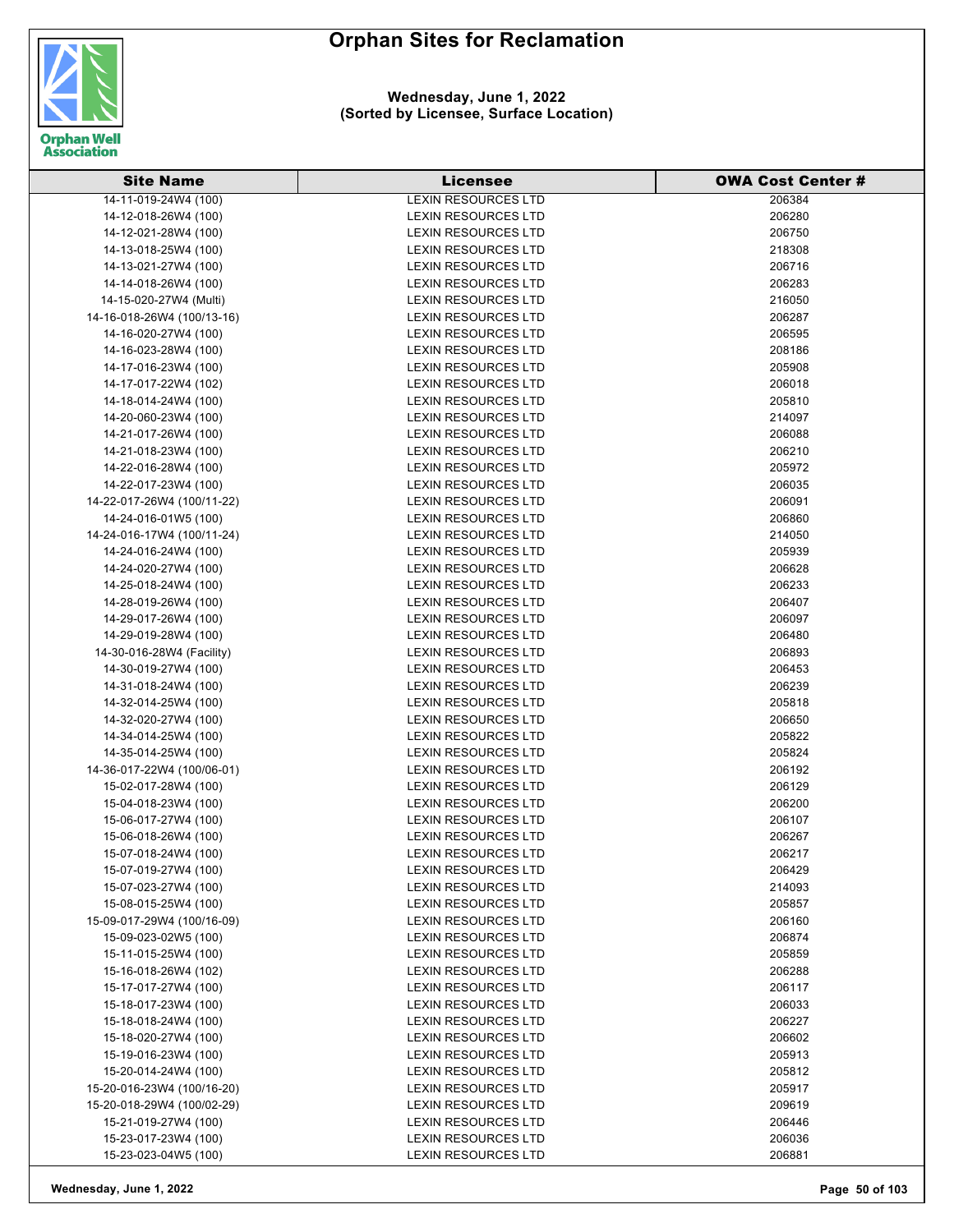# Orphan Sites for Reclamation

**Wednesday, June 1, 2022**
**(Sorted by Licensee, Surface Location)**

| Site Name | Licensee | OWA Cost Center # |
|---|---|---|
| 14-11-019-24W4 (100) | LEXIN RESOURCES LTD | 206384 |
| 14-12-018-26W4 (100) | LEXIN RESOURCES LTD | 206280 |
| 14-12-021-28W4 (100) | LEXIN RESOURCES LTD | 206750 |
| 14-13-018-25W4 (100) | LEXIN RESOURCES LTD | 218308 |
| 14-13-021-27W4 (100) | LEXIN RESOURCES LTD | 206716 |
| 14-14-018-26W4 (100) | LEXIN RESOURCES LTD | 206283 |
| 14-15-020-27W4 (Multi) | LEXIN RESOURCES LTD | 216050 |
| 14-16-018-26W4 (100/13-16) | LEXIN RESOURCES LTD | 206287 |
| 14-16-020-27W4 (100) | LEXIN RESOURCES LTD | 206595 |
| 14-16-023-28W4 (100) | LEXIN RESOURCES LTD | 208186 |
| 14-17-016-23W4 (100) | LEXIN RESOURCES LTD | 205908 |
| 14-17-017-22W4 (102) | LEXIN RESOURCES LTD | 206018 |
| 14-18-014-24W4 (100) | LEXIN RESOURCES LTD | 205810 |
| 14-20-060-23W4 (100) | LEXIN RESOURCES LTD | 214097 |
| 14-21-017-26W4 (100) | LEXIN RESOURCES LTD | 206088 |
| 14-21-018-23W4 (100) | LEXIN RESOURCES LTD | 206210 |
| 14-22-016-28W4 (100) | LEXIN RESOURCES LTD | 205972 |
| 14-22-017-23W4 (100) | LEXIN RESOURCES LTD | 206035 |
| 14-22-017-26W4 (100/11-22) | LEXIN RESOURCES LTD | 206091 |
| 14-24-016-01W5 (100) | LEXIN RESOURCES LTD | 206860 |
| 14-24-016-17W4 (100/11-24) | LEXIN RESOURCES LTD | 214050 |
| 14-24-016-24W4 (100) | LEXIN RESOURCES LTD | 205939 |
| 14-24-020-27W4 (100) | LEXIN RESOURCES LTD | 206628 |
| 14-25-018-24W4 (100) | LEXIN RESOURCES LTD | 206233 |
| 14-28-019-26W4 (100) | LEXIN RESOURCES LTD | 206407 |
| 14-29-017-26W4 (100) | LEXIN RESOURCES LTD | 206097 |
| 14-29-019-28W4 (100) | LEXIN RESOURCES LTD | 206480 |
| 14-30-016-28W4 (Facility) | LEXIN RESOURCES LTD | 206893 |
| 14-30-019-27W4 (100) | LEXIN RESOURCES LTD | 206453 |
| 14-31-018-24W4 (100) | LEXIN RESOURCES LTD | 206239 |
| 14-32-014-25W4 (100) | LEXIN RESOURCES LTD | 205818 |
| 14-32-020-27W4 (100) | LEXIN RESOURCES LTD | 206650 |
| 14-34-014-25W4 (100) | LEXIN RESOURCES LTD | 205822 |
| 14-35-014-25W4 (100) | LEXIN RESOURCES LTD | 205824 |
| 14-36-017-22W4 (100/06-01) | LEXIN RESOURCES LTD | 206192 |
| 15-02-017-28W4 (100) | LEXIN RESOURCES LTD | 206129 |
| 15-04-018-23W4 (100) | LEXIN RESOURCES LTD | 206200 |
| 15-06-017-27W4 (100) | LEXIN RESOURCES LTD | 206107 |
| 15-06-018-26W4 (100) | LEXIN RESOURCES LTD | 206267 |
| 15-07-018-24W4 (100) | LEXIN RESOURCES LTD | 206217 |
| 15-07-019-27W4 (100) | LEXIN RESOURCES LTD | 206429 |
| 15-07-023-27W4 (100) | LEXIN RESOURCES LTD | 214093 |
| 15-08-015-25W4 (100) | LEXIN RESOURCES LTD | 205857 |
| 15-09-017-29W4 (100/16-09) | LEXIN RESOURCES LTD | 206160 |
| 15-09-023-02W5 (100) | LEXIN RESOURCES LTD | 206874 |
| 15-11-015-25W4 (100) | LEXIN RESOURCES LTD | 205859 |
| 15-16-018-26W4 (102) | LEXIN RESOURCES LTD | 206288 |
| 15-17-017-27W4 (100) | LEXIN RESOURCES LTD | 206117 |
| 15-18-017-23W4 (100) | LEXIN RESOURCES LTD | 206033 |
| 15-18-018-24W4 (100) | LEXIN RESOURCES LTD | 206227 |
| 15-18-020-27W4 (100) | LEXIN RESOURCES LTD | 206602 |
| 15-19-016-23W4 (100) | LEXIN RESOURCES LTD | 205913 |
| 15-20-014-24W4 (100) | LEXIN RESOURCES LTD | 205812 |
| 15-20-016-23W4 (100/16-20) | LEXIN RESOURCES LTD | 205917 |
| 15-20-018-29W4 (100/02-29) | LEXIN RESOURCES LTD | 209619 |
| 15-21-019-27W4 (100) | LEXIN RESOURCES LTD | 206446 |
| 15-23-017-23W4 (100) | LEXIN RESOURCES LTD | 206036 |
| 15-23-023-04W5 (100) | LEXIN RESOURCES LTD | 206881 |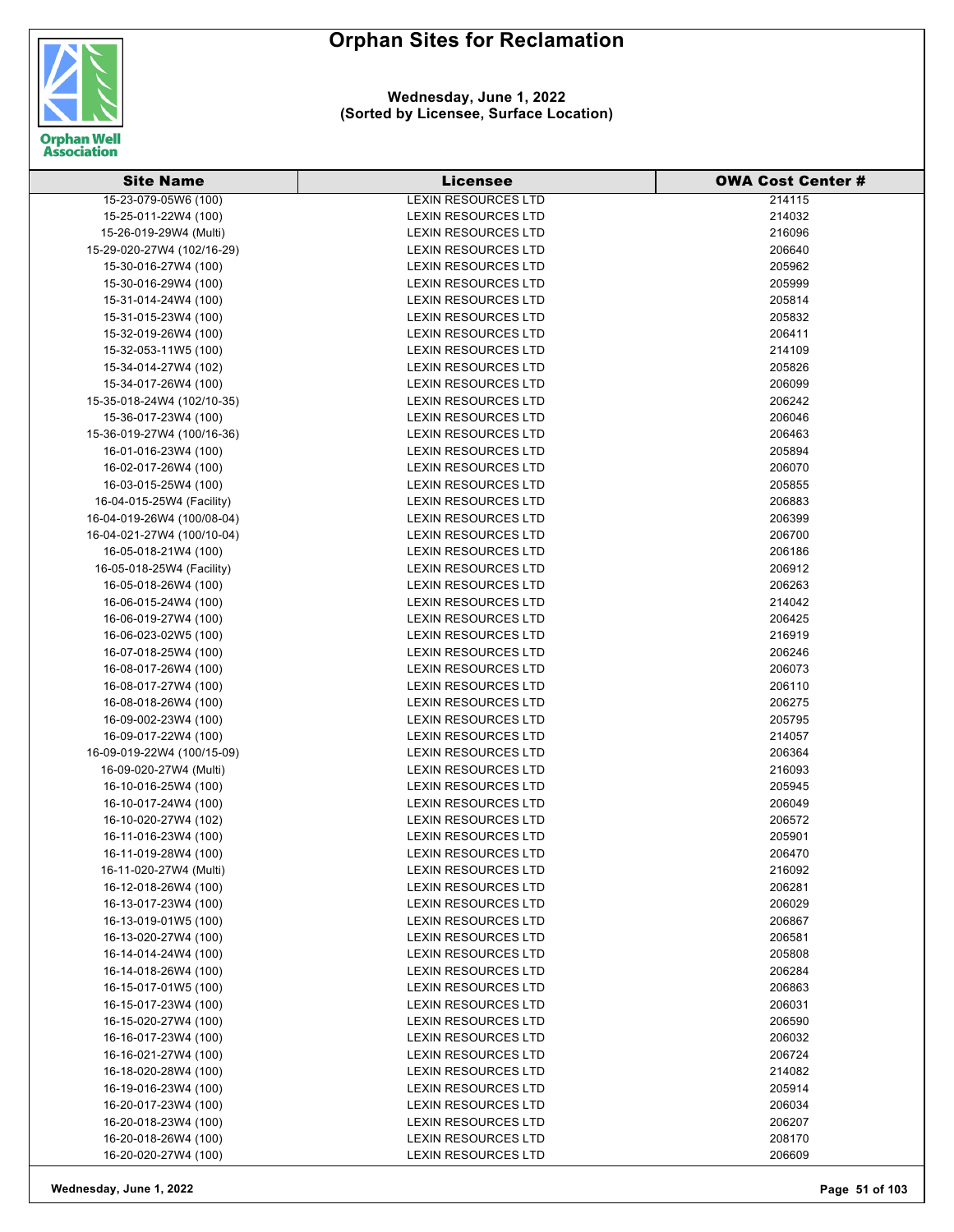# Orphan Sites for Reclamation

**Wednesday, June 1, 2022**
**(Sorted by Licensee, Surface Location)**

| Site Name | Licensee | OWA Cost Center # |
|---|---|---|
| 15-23-079-05W6 (100) | LEXIN RESOURCES LTD | 214115 |
| 15-25-011-22W4 (100) | LEXIN RESOURCES LTD | 214032 |
| 15-26-019-29W4 (Multi) | LEXIN RESOURCES LTD | 216096 |
| 15-29-020-27W4 (102/16-29) | LEXIN RESOURCES LTD | 206640 |
| 15-30-016-27W4 (100) | LEXIN RESOURCES LTD | 205962 |
| 15-30-016-29W4 (100) | LEXIN RESOURCES LTD | 205999 |
| 15-31-014-24W4 (100) | LEXIN RESOURCES LTD | 205814 |
| 15-31-015-23W4 (100) | LEXIN RESOURCES LTD | 205832 |
| 15-32-019-26W4 (100) | LEXIN RESOURCES LTD | 206411 |
| 15-32-053-11W5 (100) | LEXIN RESOURCES LTD | 214109 |
| 15-34-014-27W4 (102) | LEXIN RESOURCES LTD | 205826 |
| 15-34-017-26W4 (100) | LEXIN RESOURCES LTD | 206099 |
| 15-35-018-24W4 (102/10-35) | LEXIN RESOURCES LTD | 206242 |
| 15-36-017-23W4 (100) | LEXIN RESOURCES LTD | 206046 |
| 15-36-019-27W4 (100/16-36) | LEXIN RESOURCES LTD | 206463 |
| 16-01-016-23W4 (100) | LEXIN RESOURCES LTD | 205894 |
| 16-02-017-26W4 (100) | LEXIN RESOURCES LTD | 206070 |
| 16-03-015-25W4 (100) | LEXIN RESOURCES LTD | 205855 |
| 16-04-015-25W4 (Facility) | LEXIN RESOURCES LTD | 206883 |
| 16-04-019-26W4 (100/08-04) | LEXIN RESOURCES LTD | 206399 |
| 16-04-021-27W4 (100/10-04) | LEXIN RESOURCES LTD | 206700 |
| 16-05-018-21W4 (100) | LEXIN RESOURCES LTD | 206186 |
| 16-05-018-25W4 (Facility) | LEXIN RESOURCES LTD | 206912 |
| 16-05-018-26W4 (100) | LEXIN RESOURCES LTD | 206263 |
| 16-06-015-24W4 (100) | LEXIN RESOURCES LTD | 214042 |
| 16-06-019-27W4 (100) | LEXIN RESOURCES LTD | 206425 |
| 16-06-023-02W5 (100) | LEXIN RESOURCES LTD | 216919 |
| 16-07-018-25W4 (100) | LEXIN RESOURCES LTD | 206246 |
| 16-08-017-26W4 (100) | LEXIN RESOURCES LTD | 206073 |
| 16-08-017-27W4 (100) | LEXIN RESOURCES LTD | 206110 |
| 16-08-018-26W4 (100) | LEXIN RESOURCES LTD | 206275 |
| 16-09-002-23W4 (100) | LEXIN RESOURCES LTD | 205795 |
| 16-09-017-22W4 (100) | LEXIN RESOURCES LTD | 214057 |
| 16-09-019-22W4 (100/15-09) | LEXIN RESOURCES LTD | 206364 |
| 16-09-020-27W4 (Multi) | LEXIN RESOURCES LTD | 216093 |
| 16-10-016-25W4 (100) | LEXIN RESOURCES LTD | 205945 |
| 16-10-017-24W4 (100) | LEXIN RESOURCES LTD | 206049 |
| 16-10-020-27W4 (102) | LEXIN RESOURCES LTD | 206572 |
| 16-11-016-23W4 (100) | LEXIN RESOURCES LTD | 205901 |
| 16-11-019-28W4 (100) | LEXIN RESOURCES LTD | 206470 |
| 16-11-020-27W4 (Multi) | LEXIN RESOURCES LTD | 216092 |
| 16-12-018-26W4 (100) | LEXIN RESOURCES LTD | 206281 |
| 16-13-017-23W4 (100) | LEXIN RESOURCES LTD | 206029 |
| 16-13-019-01W5 (100) | LEXIN RESOURCES LTD | 206867 |
| 16-13-020-27W4 (100) | LEXIN RESOURCES LTD | 206581 |
| 16-14-014-24W4 (100) | LEXIN RESOURCES LTD | 205808 |
| 16-14-018-26W4 (100) | LEXIN RESOURCES LTD | 206284 |
| 16-15-017-01W5 (100) | LEXIN RESOURCES LTD | 206863 |
| 16-15-017-23W4 (100) | LEXIN RESOURCES LTD | 206031 |
| 16-15-020-27W4 (100) | LEXIN RESOURCES LTD | 206590 |
| 16-16-017-23W4 (100) | LEXIN RESOURCES LTD | 206032 |
| 16-16-021-27W4 (100) | LEXIN RESOURCES LTD | 206724 |
| 16-18-020-28W4 (100) | LEXIN RESOURCES LTD | 214082 |
| 16-19-016-23W4 (100) | LEXIN RESOURCES LTD | 205914 |
| 16-20-017-23W4 (100) | LEXIN RESOURCES LTD | 206034 |
| 16-20-018-23W4 (100) | LEXIN RESOURCES LTD | 206207 |
| 16-20-018-26W4 (100) | LEXIN RESOURCES LTD | 208170 |
| 16-20-020-27W4 (100) | LEXIN RESOURCES LTD | 206609 |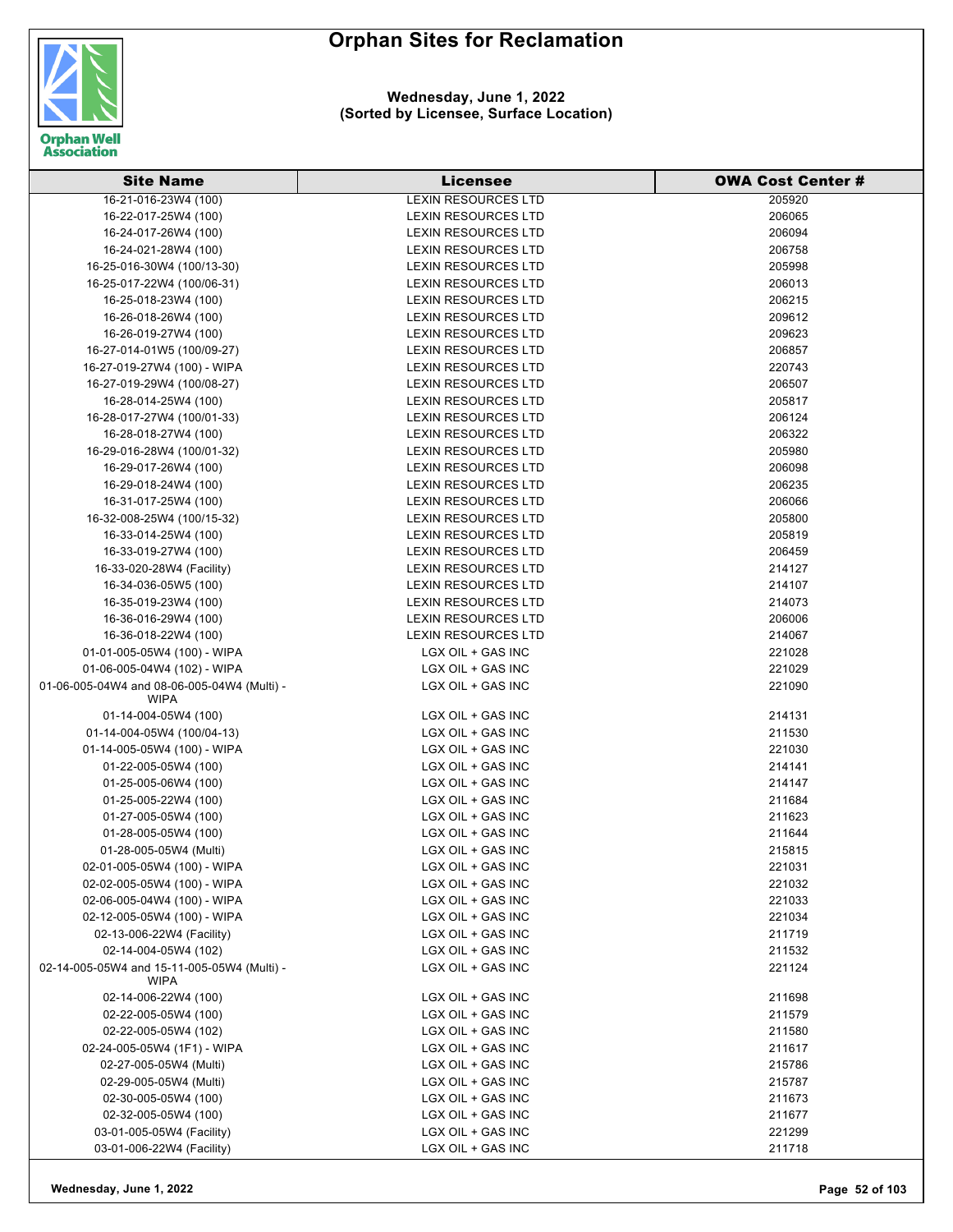# Orphan Sites for Reclamation

**Wednesday, June 1, 2022**
**(Sorted by Licensee, Surface Location)**

| Site Name | Licensee | OWA Cost Center # |
|---|---|---|
| 16-21-016-23W4 (100) | LEXIN RESOURCES LTD | 205920 |
| 16-22-017-25W4 (100) | LEXIN RESOURCES LTD | 206065 |
| 16-24-017-26W4 (100) | LEXIN RESOURCES LTD | 206094 |
| 16-24-021-28W4 (100) | LEXIN RESOURCES LTD | 206758 |
| 16-25-016-30W4 (100/13-30) | LEXIN RESOURCES LTD | 205998 |
| 16-25-017-22W4 (100/06-31) | LEXIN RESOURCES LTD | 206013 |
| 16-25-018-23W4 (100) | LEXIN RESOURCES LTD | 206215 |
| 16-26-018-26W4 (100) | LEXIN RESOURCES LTD | 209612 |
| 16-26-019-27W4 (100) | LEXIN RESOURCES LTD | 209623 |
| 16-27-014-01W5 (100/09-27) | LEXIN RESOURCES LTD | 206857 |
| 16-27-019-27W4 (100) - WIPA | LEXIN RESOURCES LTD | 220743 |
| 16-27-019-29W4 (100/08-27) | LEXIN RESOURCES LTD | 206507 |
| 16-28-014-25W4 (100) | LEXIN RESOURCES LTD | 205817 |
| 16-28-017-27W4 (100/01-33) | LEXIN RESOURCES LTD | 206124 |
| 16-28-018-27W4 (100) | LEXIN RESOURCES LTD | 206322 |
| 16-29-016-28W4 (100/01-32) | LEXIN RESOURCES LTD | 205980 |
| 16-29-017-26W4 (100) | LEXIN RESOURCES LTD | 206098 |
| 16-29-018-24W4 (100) | LEXIN RESOURCES LTD | 206235 |
| 16-31-017-25W4 (100) | LEXIN RESOURCES LTD | 206066 |
| 16-32-008-25W4 (100/15-32) | LEXIN RESOURCES LTD | 205800 |
| 16-33-014-25W4 (100) | LEXIN RESOURCES LTD | 205819 |
| 16-33-019-27W4 (100) | LEXIN RESOURCES LTD | 206459 |
| 16-33-020-28W4 (Facility) | LEXIN RESOURCES LTD | 214127 |
| 16-34-036-05W5 (100) | LEXIN RESOURCES LTD | 214107 |
| 16-35-019-23W4 (100) | LEXIN RESOURCES LTD | 214073 |
| 16-36-016-29W4 (100) | LEXIN RESOURCES LTD | 206006 |
| 16-36-018-22W4 (100) | LEXIN RESOURCES LTD | 214067 |
| 01-01-005-05W4 (100) - WIPA | LGX OIL + GAS INC | 221028 |
| 01-06-005-04W4 (102) - WIPA | LGX OIL + GAS INC | 221029 |
| 01-06-005-04W4 and 08-06-005-04W4 (Multi) - WIPA | LGX OIL + GAS INC | 221090 |
| 01-14-004-05W4 (100) | LGX OIL + GAS INC | 214131 |
| 01-14-004-05W4 (100/04-13) | LGX OIL + GAS INC | 211530 |
| 01-14-005-05W4 (100) - WIPA | LGX OIL + GAS INC | 221030 |
| 01-22-005-05W4 (100) | LGX OIL + GAS INC | 214141 |
| 01-25-005-06W4 (100) | LGX OIL + GAS INC | 214147 |
| 01-25-005-22W4 (100) | LGX OIL + GAS INC | 211684 |
| 01-27-005-05W4 (100) | LGX OIL + GAS INC | 211623 |
| 01-28-005-05W4 (100) | LGX OIL + GAS INC | 211644 |
| 01-28-005-05W4 (Multi) | LGX OIL + GAS INC | 215815 |
| 02-01-005-05W4 (100) - WIPA | LGX OIL + GAS INC | 221031 |
| 02-02-005-05W4 (100) - WIPA | LGX OIL + GAS INC | 221032 |
| 02-06-005-04W4 (100) - WIPA | LGX OIL + GAS INC | 221033 |
| 02-12-005-05W4 (100) - WIPA | LGX OIL + GAS INC | 221034 |
| 02-13-006-22W4 (Facility) | LGX OIL + GAS INC | 211719 |
| 02-14-004-05W4 (102) | LGX OIL + GAS INC | 211532 |
| 02-14-005-05W4 and 15-11-005-05W4 (Multi) - WIPA | LGX OIL + GAS INC | 221124 |
| 02-14-006-22W4 (100) | LGX OIL + GAS INC | 211698 |
| 02-22-005-05W4 (100) | LGX OIL + GAS INC | 211579 |
| 02-22-005-05W4 (102) | LGX OIL + GAS INC | 211580 |
| 02-24-005-05W4 (1F1) - WIPA | LGX OIL + GAS INC | 211617 |
| 02-27-005-05W4 (Multi) | LGX OIL + GAS INC | 215786 |
| 02-29-005-05W4 (Multi) | LGX OIL + GAS INC | 215787 |
| 02-30-005-05W4 (100) | LGX OIL + GAS INC | 211673 |
| 02-32-005-05W4 (100) | LGX OIL + GAS INC | 211677 |
| 03-01-005-05W4 (Facility) | LGX OIL + GAS INC | 221299 |
| 03-01-006-22W4 (Facility) | LGX OIL + GAS INC | 211718 |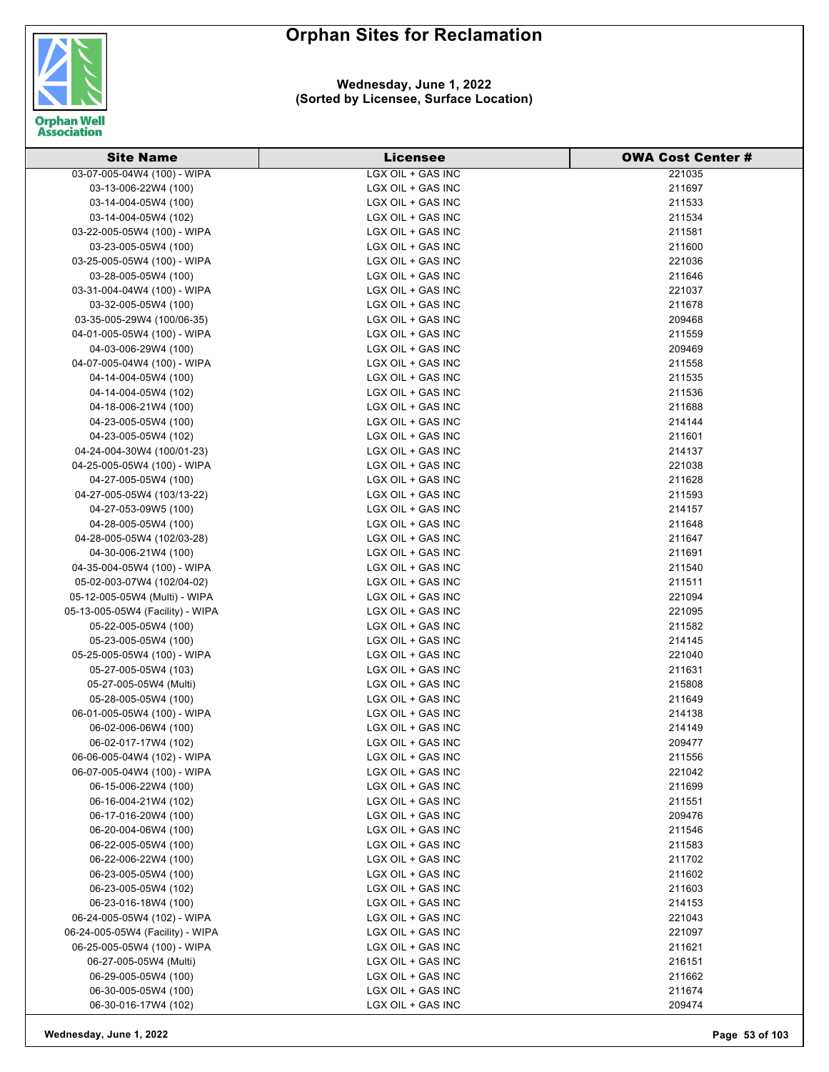# Orphan Sites for Reclamation

**Wednesday, June 1, 2022**
**(Sorted by Licensee, Surface Location)**

| Site Name | Licensee | OWA Cost Center # |
|---|---|---|
| 03-07-005-04W4 (100) - WIPA | LGX OIL + GAS INC | 221035 |
| 03-13-006-22W4 (100) | LGX OIL + GAS INC | 211697 |
| 03-14-004-05W4 (100) | LGX OIL + GAS INC | 211533 |
| 03-14-004-05W4 (102) | LGX OIL + GAS INC | 211534 |
| 03-22-005-05W4 (100) - WIPA | LGX OIL + GAS INC | 211581 |
| 03-23-005-05W4 (100) | LGX OIL + GAS INC | 211600 |
| 03-25-005-05W4 (100) - WIPA | LGX OIL + GAS INC | 221036 |
| 03-28-005-05W4 (100) | LGX OIL + GAS INC | 211646 |
| 03-31-004-04W4 (100) - WIPA | LGX OIL + GAS INC | 221037 |
| 03-32-005-05W4 (100) | LGX OIL + GAS INC | 211678 |
| 03-35-005-29W4 (100/06-35) | LGX OIL + GAS INC | 209468 |
| 04-01-005-05W4 (100) - WIPA | LGX OIL + GAS INC | 211559 |
| 04-03-006-29W4 (100) | LGX OIL + GAS INC | 209469 |
| 04-07-005-04W4 (100) - WIPA | LGX OIL + GAS INC | 211558 |
| 04-14-004-05W4 (100) | LGX OIL + GAS INC | 211535 |
| 04-14-004-05W4 (102) | LGX OIL + GAS INC | 211536 |
| 04-18-006-21W4 (100) | LGX OIL + GAS INC | 211688 |
| 04-23-005-05W4 (100) | LGX OIL + GAS INC | 214144 |
| 04-23-005-05W4 (102) | LGX OIL + GAS INC | 211601 |
| 04-24-004-30W4 (100/01-23) | LGX OIL + GAS INC | 214137 |
| 04-25-005-05W4 (100) - WIPA | LGX OIL + GAS INC | 221038 |
| 04-27-005-05W4 (100) | LGX OIL + GAS INC | 211628 |
| 04-27-005-05W4 (103/13-22) | LGX OIL + GAS INC | 211593 |
| 04-27-053-09W5 (100) | LGX OIL + GAS INC | 214157 |
| 04-28-005-05W4 (100) | LGX OIL + GAS INC | 211648 |
| 04-28-005-05W4 (102/03-28) | LGX OIL + GAS INC | 211647 |
| 04-30-006-21W4 (100) | LGX OIL + GAS INC | 211691 |
| 04-35-004-05W4 (100) - WIPA | LGX OIL + GAS INC | 211540 |
| 05-02-003-07W4 (102/04-02) | LGX OIL + GAS INC | 211511 |
| 05-12-005-05W4 (Multi) - WIPA | LGX OIL + GAS INC | 221094 |
| 05-13-005-05W4 (Facility) - WIPA | LGX OIL + GAS INC | 221095 |
| 05-22-005-05W4 (100) | LGX OIL + GAS INC | 211582 |
| 05-23-005-05W4 (100) | LGX OIL + GAS INC | 214145 |
| 05-25-005-05W4 (100) - WIPA | LGX OIL + GAS INC | 221040 |
| 05-27-005-05W4 (103) | LGX OIL + GAS INC | 211631 |
| 05-27-005-05W4 (Multi) | LGX OIL + GAS INC | 215808 |
| 05-28-005-05W4 (100) | LGX OIL + GAS INC | 211649 |
| 06-01-005-05W4 (100) - WIPA | LGX OIL + GAS INC | 214138 |
| 06-02-006-06W4 (100) | LGX OIL + GAS INC | 214149 |
| 06-02-017-17W4 (102) | LGX OIL + GAS INC | 209477 |
| 06-06-005-04W4 (102) - WIPA | LGX OIL + GAS INC | 211556 |
| 06-07-005-04W4 (100) - WIPA | LGX OIL + GAS INC | 221042 |
| 06-15-006-22W4 (100) | LGX OIL + GAS INC | 211699 |
| 06-16-004-21W4 (102) | LGX OIL + GAS INC | 211551 |
| 06-17-016-20W4 (100) | LGX OIL + GAS INC | 209476 |
| 06-20-004-06W4 (100) | LGX OIL + GAS INC | 211546 |
| 06-22-005-05W4 (100) | LGX OIL + GAS INC | 211583 |
| 06-22-006-22W4 (100) | LGX OIL + GAS INC | 211702 |
| 06-23-005-05W4 (100) | LGX OIL + GAS INC | 211602 |
| 06-23-005-05W4 (102) | LGX OIL + GAS INC | 211603 |
| 06-23-016-18W4 (100) | LGX OIL + GAS INC | 214153 |
| 06-24-005-05W4 (102) - WIPA | LGX OIL + GAS INC | 221043 |
| 06-24-005-05W4 (Facility) - WIPA | LGX OIL + GAS INC | 221097 |
| 06-25-005-05W4 (100) - WIPA | LGX OIL + GAS INC | 211621 |
| 06-27-005-05W4 (Multi) | LGX OIL + GAS INC | 216151 |
| 06-29-005-05W4 (100) | LGX OIL + GAS INC | 211662 |
| 06-30-005-05W4 (100) | LGX OIL + GAS INC | 211674 |
| 06-30-016-17W4 (102) | LGX OIL + GAS INC | 209474 |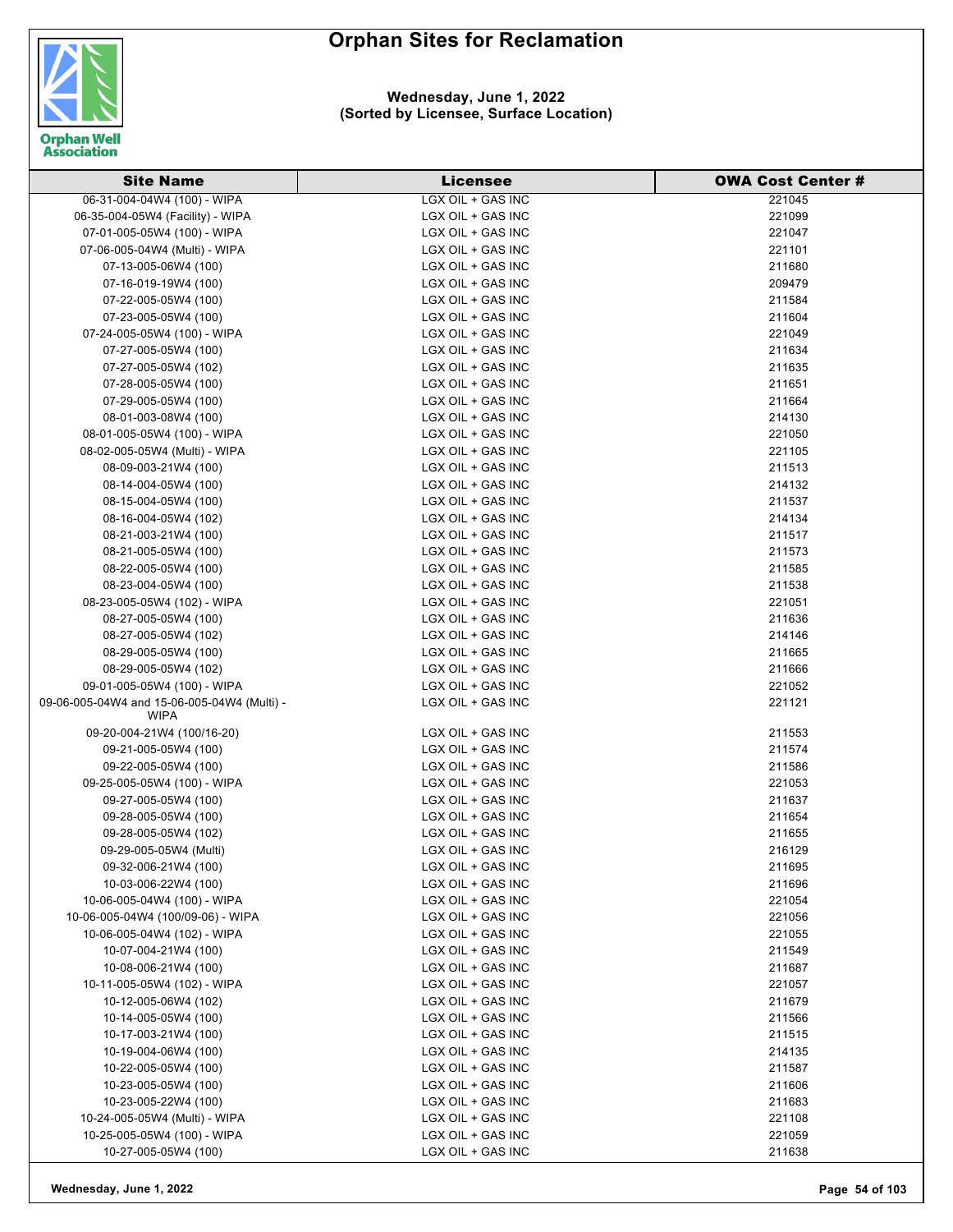# Orphan Sites for Reclamation

**Wednesday, June 1, 2022**
**(Sorted by Licensee, Surface Location)**

| Site Name | Licensee | OWA Cost Center # |
|---|---|---|
| 06-31-004-04W4 (100) - WIPA | LGX OIL + GAS INC | 221045 |
| 06-35-004-05W4 (Facility) - WIPA | LGX OIL + GAS INC | 221099 |
| 07-01-005-05W4 (100) - WIPA | LGX OIL + GAS INC | 221047 |
| 07-06-005-04W4 (Multi) - WIPA | LGX OIL + GAS INC | 221101 |
| 07-13-005-06W4 (100) | LGX OIL + GAS INC | 211680 |
| 07-16-019-19W4 (100) | LGX OIL + GAS INC | 209479 |
| 07-22-005-05W4 (100) | LGX OIL + GAS INC | 211584 |
| 07-23-005-05W4 (100) | LGX OIL + GAS INC | 211604 |
| 07-24-005-05W4 (100) - WIPA | LGX OIL + GAS INC | 221049 |
| 07-27-005-05W4 (100) | LGX OIL + GAS INC | 211634 |
| 07-27-005-05W4 (102) | LGX OIL + GAS INC | 211635 |
| 07-28-005-05W4 (100) | LGX OIL + GAS INC | 211651 |
| 07-29-005-05W4 (100) | LGX OIL + GAS INC | 211664 |
| 08-01-003-08W4 (100) | LGX OIL + GAS INC | 214130 |
| 08-01-005-05W4 (100) - WIPA | LGX OIL + GAS INC | 221050 |
| 08-02-005-05W4 (Multi) - WIPA | LGX OIL + GAS INC | 221105 |
| 08-09-003-21W4 (100) | LGX OIL + GAS INC | 211513 |
| 08-14-004-05W4 (100) | LGX OIL + GAS INC | 214132 |
| 08-15-004-05W4 (100) | LGX OIL + GAS INC | 211537 |
| 08-16-004-05W4 (102) | LGX OIL + GAS INC | 214134 |
| 08-21-003-21W4 (100) | LGX OIL + GAS INC | 211517 |
| 08-21-005-05W4 (100) | LGX OIL + GAS INC | 211573 |
| 08-22-005-05W4 (100) | LGX OIL + GAS INC | 211585 |
| 08-23-004-05W4 (100) | LGX OIL + GAS INC | 211538 |
| 08-23-005-05W4 (102) - WIPA | LGX OIL + GAS INC | 221051 |
| 08-27-005-05W4 (100) | LGX OIL + GAS INC | 211636 |
| 08-27-005-05W4 (102) | LGX OIL + GAS INC | 214146 |
| 08-29-005-05W4 (100) | LGX OIL + GAS INC | 211665 |
| 08-29-005-05W4 (102) | LGX OIL + GAS INC | 211666 |
| 09-01-005-05W4 (100) - WIPA | LGX OIL + GAS INC | 221052 |
| 09-06-005-04W4 and 15-06-005-04W4 (Multi) - WIPA | LGX OIL + GAS INC | 221121 |
| 09-20-004-21W4 (100/16-20) | LGX OIL + GAS INC | 211553 |
| 09-21-005-05W4 (100) | LGX OIL + GAS INC | 211574 |
| 09-22-005-05W4 (100) | LGX OIL + GAS INC | 211586 |
| 09-25-005-05W4 (100) - WIPA | LGX OIL + GAS INC | 221053 |
| 09-27-005-05W4 (100) | LGX OIL + GAS INC | 211637 |
| 09-28-005-05W4 (100) | LGX OIL + GAS INC | 211654 |
| 09-28-005-05W4 (102) | LGX OIL + GAS INC | 211655 |
| 09-29-005-05W4 (Multi) | LGX OIL + GAS INC | 216129 |
| 09-32-006-21W4 (100) | LGX OIL + GAS INC | 211695 |
| 10-03-006-22W4 (100) | LGX OIL + GAS INC | 211696 |
| 10-06-005-04W4 (100) - WIPA | LGX OIL + GAS INC | 221054 |
| 10-06-005-04W4 (100/09-06) - WIPA | LGX OIL + GAS INC | 221056 |
| 10-06-005-04W4 (102) - WIPA | LGX OIL + GAS INC | 221055 |
| 10-07-004-21W4 (100) | LGX OIL + GAS INC | 211549 |
| 10-08-006-21W4 (100) | LGX OIL + GAS INC | 211687 |
| 10-11-005-05W4 (102) - WIPA | LGX OIL + GAS INC | 221057 |
| 10-12-005-06W4 (102) | LGX OIL + GAS INC | 211679 |
| 10-14-005-05W4 (100) | LGX OIL + GAS INC | 211566 |
| 10-17-003-21W4 (100) | LGX OIL + GAS INC | 211515 |
| 10-19-004-06W4 (100) | LGX OIL + GAS INC | 214135 |
| 10-22-005-05W4 (100) | LGX OIL + GAS INC | 211587 |
| 10-23-005-05W4 (100) | LGX OIL + GAS INC | 211606 |
| 10-23-005-22W4 (100) | LGX OIL + GAS INC | 211683 |
| 10-24-005-05W4 (Multi) - WIPA | LGX OIL + GAS INC | 221108 |
| 10-25-005-05W4 (100) - WIPA | LGX OIL + GAS INC | 221059 |
| 10-27-005-05W4 (100) | LGX OIL + GAS INC | 211638 |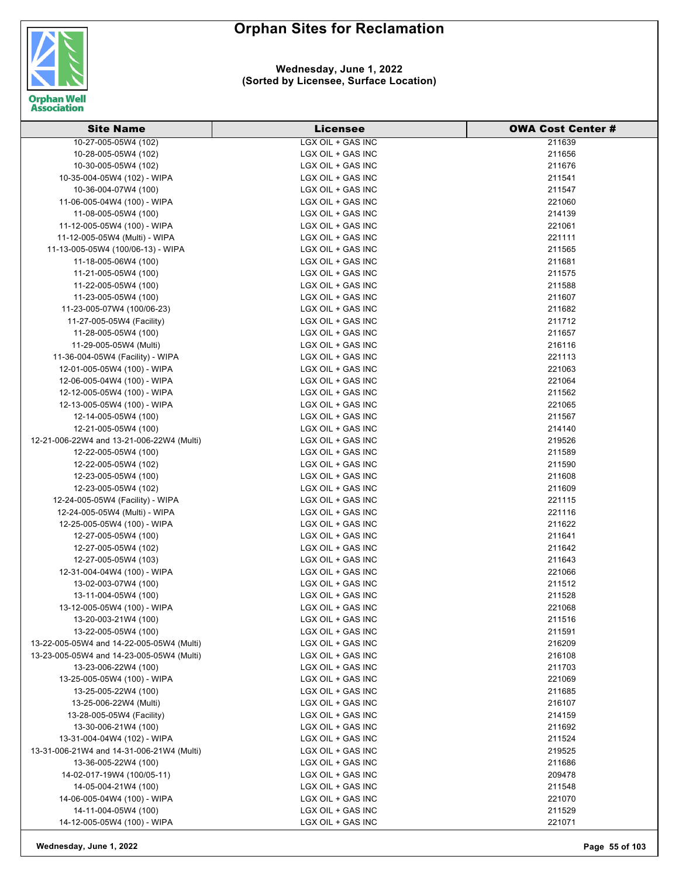# Orphan Sites for Reclamation

**Wednesday, June 1, 2022**
**(Sorted by Licensee, Surface Location)**

| Site Name | Licensee | OWA Cost Center # |
|---|---|---|
| 10-27-005-05W4 (102) | LGX OIL + GAS INC | 211639 |
| 10-28-005-05W4 (102) | LGX OIL + GAS INC | 211656 |
| 10-30-005-05W4 (102) | LGX OIL + GAS INC | 211676 |
| 10-35-004-05W4 (102) - WIPA | LGX OIL + GAS INC | 211541 |
| 10-36-004-07W4 (100) | LGX OIL + GAS INC | 211547 |
| 11-06-005-04W4 (100) - WIPA | LGX OIL + GAS INC | 221060 |
| 11-08-005-05W4 (100) | LGX OIL + GAS INC | 214139 |
| 11-12-005-05W4 (100) - WIPA | LGX OIL + GAS INC | 221061 |
| 11-12-005-05W4 (Multi) - WIPA | LGX OIL + GAS INC | 221111 |
| 11-13-005-05W4 (100/06-13) - WIPA | LGX OIL + GAS INC | 211565 |
| 11-18-005-06W4 (100) | LGX OIL + GAS INC | 211681 |
| 11-21-005-05W4 (100) | LGX OIL + GAS INC | 211575 |
| 11-22-005-05W4 (100) | LGX OIL + GAS INC | 211588 |
| 11-23-005-05W4 (100) | LGX OIL + GAS INC | 211607 |
| 11-23-005-07W4 (100/06-23) | LGX OIL + GAS INC | 211682 |
| 11-27-005-05W4 (Facility) | LGX OIL + GAS INC | 211712 |
| 11-28-005-05W4 (100) | LGX OIL + GAS INC | 211657 |
| 11-29-005-05W4 (Multi) | LGX OIL + GAS INC | 216116 |
| 11-36-004-05W4 (Facility) - WIPA | LGX OIL + GAS INC | 221113 |
| 12-01-005-05W4 (100) - WIPA | LGX OIL + GAS INC | 221063 |
| 12-06-005-04W4 (100) - WIPA | LGX OIL + GAS INC | 221064 |
| 12-12-005-05W4 (100) - WIPA | LGX OIL + GAS INC | 211562 |
| 12-13-005-05W4 (100) - WIPA | LGX OIL + GAS INC | 221065 |
| 12-14-005-05W4 (100) | LGX OIL + GAS INC | 211567 |
| 12-21-005-05W4 (100) | LGX OIL + GAS INC | 214140 |
| 12-21-006-22W4 and 13-21-006-22W4 (Multi) | LGX OIL + GAS INC | 219526 |
| 12-22-005-05W4 (100) | LGX OIL + GAS INC | 211589 |
| 12-22-005-05W4 (102) | LGX OIL + GAS INC | 211590 |
| 12-23-005-05W4 (100) | LGX OIL + GAS INC | 211608 |
| 12-23-005-05W4 (102) | LGX OIL + GAS INC | 211609 |
| 12-24-005-05W4 (Facility) - WIPA | LGX OIL + GAS INC | 221115 |
| 12-24-005-05W4 (Multi) - WIPA | LGX OIL + GAS INC | 221116 |
| 12-25-005-05W4 (100) - WIPA | LGX OIL + GAS INC | 211622 |
| 12-27-005-05W4 (100) | LGX OIL + GAS INC | 211641 |
| 12-27-005-05W4 (102) | LGX OIL + GAS INC | 211642 |
| 12-27-005-05W4 (103) | LGX OIL + GAS INC | 211643 |
| 12-31-004-04W4 (100) - WIPA | LGX OIL + GAS INC | 221066 |
| 13-02-003-07W4 (100) | LGX OIL + GAS INC | 211512 |
| 13-11-004-05W4 (100) | LGX OIL + GAS INC | 211528 |
| 13-12-005-05W4 (100) - WIPA | LGX OIL + GAS INC | 221068 |
| 13-20-003-21W4 (100) | LGX OIL + GAS INC | 211516 |
| 13-22-005-05W4 (100) | LGX OIL + GAS INC | 211591 |
| 13-22-005-05W4 and 14-22-005-05W4 (Multi) | LGX OIL + GAS INC | 216209 |
| 13-23-005-05W4 and 14-23-005-05W4 (Multi) | LGX OIL + GAS INC | 216108 |
| 13-23-006-22W4 (100) | LGX OIL + GAS INC | 211703 |
| 13-25-005-05W4 (100) - WIPA | LGX OIL + GAS INC | 221069 |
| 13-25-005-22W4 (100) | LGX OIL + GAS INC | 211685 |
| 13-25-006-22W4 (Multi) | LGX OIL + GAS INC | 216107 |
| 13-28-005-05W4 (Facility) | LGX OIL + GAS INC | 214159 |
| 13-30-006-21W4 (100) | LGX OIL + GAS INC | 211692 |
| 13-31-004-04W4 (102) - WIPA | LGX OIL + GAS INC | 211524 |
| 13-31-006-21W4 and 14-31-006-21W4 (Multi) | LGX OIL + GAS INC | 219525 |
| 13-36-005-22W4 (100) | LGX OIL + GAS INC | 211686 |
| 14-02-017-19W4 (100/05-11) | LGX OIL + GAS INC | 209478 |
| 14-05-004-21W4 (100) | LGX OIL + GAS INC | 211548 |
| 14-06-005-04W4 (100) - WIPA | LGX OIL + GAS INC | 221070 |
| 14-11-004-05W4 (100) | LGX OIL + GAS INC | 211529 |
| 14-12-005-05W4 (100) - WIPA | LGX OIL + GAS INC | 221071 |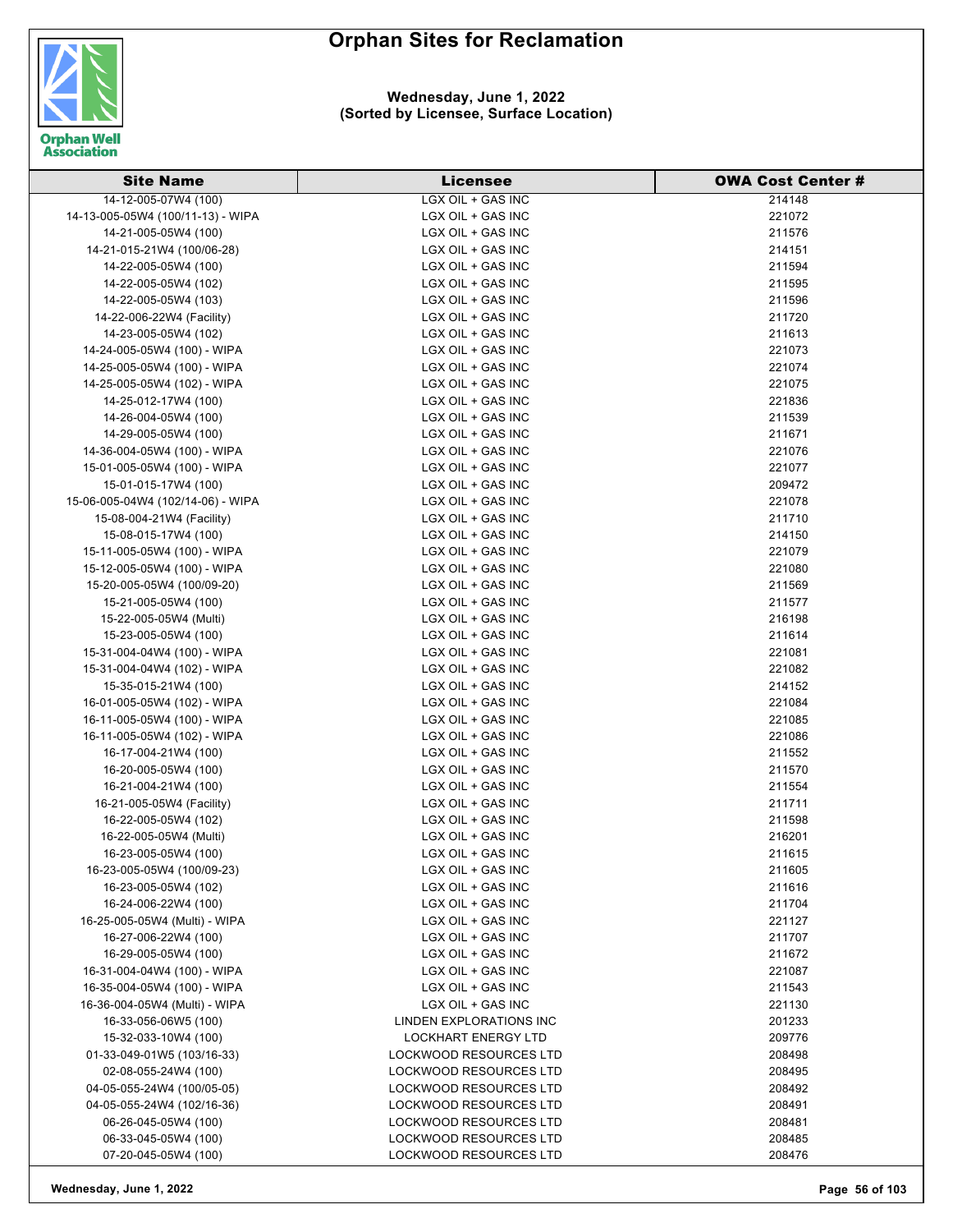# Orphan Sites for Reclamation

**Wednesday, June 1, 2022**
**(Sorted by Licensee, Surface Location)**

| Site Name | Licensee | OWA Cost Center # |
|---|---|---|
| 14-12-005-07W4 (100) | LGX OIL + GAS INC | 214148 |
| 14-13-005-05W4 (100/11-13) - WIPA | LGX OIL + GAS INC | 221072 |
| 14-21-005-05W4 (100) | LGX OIL + GAS INC | 211576 |
| 14-21-015-21W4 (100/06-28) | LGX OIL + GAS INC | 214151 |
| 14-22-005-05W4 (100) | LGX OIL + GAS INC | 211594 |
| 14-22-005-05W4 (102) | LGX OIL + GAS INC | 211595 |
| 14-22-005-05W4 (103) | LGX OIL + GAS INC | 211596 |
| 14-22-006-22W4 (Facility) | LGX OIL + GAS INC | 211720 |
| 14-23-005-05W4 (102) | LGX OIL + GAS INC | 211613 |
| 14-24-005-05W4 (100) - WIPA | LGX OIL + GAS INC | 221073 |
| 14-25-005-05W4 (100) - WIPA | LGX OIL + GAS INC | 221074 |
| 14-25-005-05W4 (102) - WIPA | LGX OIL + GAS INC | 221075 |
| 14-25-012-17W4 (100) | LGX OIL + GAS INC | 221836 |
| 14-26-004-05W4 (100) | LGX OIL + GAS INC | 211539 |
| 14-29-005-05W4 (100) | LGX OIL + GAS INC | 211671 |
| 14-36-004-05W4 (100) - WIPA | LGX OIL + GAS INC | 221076 |
| 15-01-005-05W4 (100) - WIPA | LGX OIL + GAS INC | 221077 |
| 15-01-015-17W4 (100) | LGX OIL + GAS INC | 209472 |
| 15-06-005-04W4 (102/14-06) - WIPA | LGX OIL + GAS INC | 221078 |
| 15-08-004-21W4 (Facility) | LGX OIL + GAS INC | 211710 |
| 15-08-015-17W4 (100) | LGX OIL + GAS INC | 214150 |
| 15-11-005-05W4 (100) - WIPA | LGX OIL + GAS INC | 221079 |
| 15-12-005-05W4 (100) - WIPA | LGX OIL + GAS INC | 221080 |
| 15-20-005-05W4 (100/09-20) | LGX OIL + GAS INC | 211569 |
| 15-21-005-05W4 (100) | LGX OIL + GAS INC | 211577 |
| 15-22-005-05W4 (Multi) | LGX OIL + GAS INC | 216198 |
| 15-23-005-05W4 (100) | LGX OIL + GAS INC | 211614 |
| 15-31-004-04W4 (100) - WIPA | LGX OIL + GAS INC | 221081 |
| 15-31-004-04W4 (102) - WIPA | LGX OIL + GAS INC | 221082 |
| 15-35-015-21W4 (100) | LGX OIL + GAS INC | 214152 |
| 16-01-005-05W4 (102) - WIPA | LGX OIL + GAS INC | 221084 |
| 16-11-005-05W4 (100) - WIPA | LGX OIL + GAS INC | 221085 |
| 16-11-005-05W4 (102) - WIPA | LGX OIL + GAS INC | 221086 |
| 16-17-004-21W4 (100) | LGX OIL + GAS INC | 211552 |
| 16-20-005-05W4 (100) | LGX OIL + GAS INC | 211570 |
| 16-21-004-21W4 (100) | LGX OIL + GAS INC | 211554 |
| 16-21-005-05W4 (Facility) | LGX OIL + GAS INC | 211711 |
| 16-22-005-05W4 (102) | LGX OIL + GAS INC | 211598 |
| 16-22-005-05W4 (Multi) | LGX OIL + GAS INC | 216201 |
| 16-23-005-05W4 (100) | LGX OIL + GAS INC | 211615 |
| 16-23-005-05W4 (100/09-23) | LGX OIL + GAS INC | 211605 |
| 16-23-005-05W4 (102) | LGX OIL + GAS INC | 211616 |
| 16-24-006-22W4 (100) | LGX OIL + GAS INC | 211704 |
| 16-25-005-05W4 (Multi) - WIPA | LGX OIL + GAS INC | 221127 |
| 16-27-006-22W4 (100) | LGX OIL + GAS INC | 211707 |
| 16-29-005-05W4 (100) | LGX OIL + GAS INC | 211672 |
| 16-31-004-04W4 (100) - WIPA | LGX OIL + GAS INC | 221087 |
| 16-35-004-05W4 (100) - WIPA | LGX OIL + GAS INC | 211543 |
| 16-36-004-05W4 (Multi) - WIPA | LGX OIL + GAS INC | 221130 |
| 16-33-056-06W5 (100) | LINDEN EXPLORATIONS INC | 201233 |
| 15-32-033-10W4 (100) | LOCKHART ENERGY LTD | 209776 |
| 01-33-049-01W5 (103/16-33) | LOCKWOOD RESOURCES LTD | 208498 |
| 02-08-055-24W4 (100) | LOCKWOOD RESOURCES LTD | 208495 |
| 04-05-055-24W4 (100/05-05) | LOCKWOOD RESOURCES LTD | 208492 |
| 04-05-055-24W4 (102/16-36) | LOCKWOOD RESOURCES LTD | 208491 |
| 06-26-045-05W4 (100) | LOCKWOOD RESOURCES LTD | 208481 |
| 06-33-045-05W4 (100) | LOCKWOOD RESOURCES LTD | 208485 |
| 07-20-045-05W4 (100) | LOCKWOOD RESOURCES LTD | 208476 |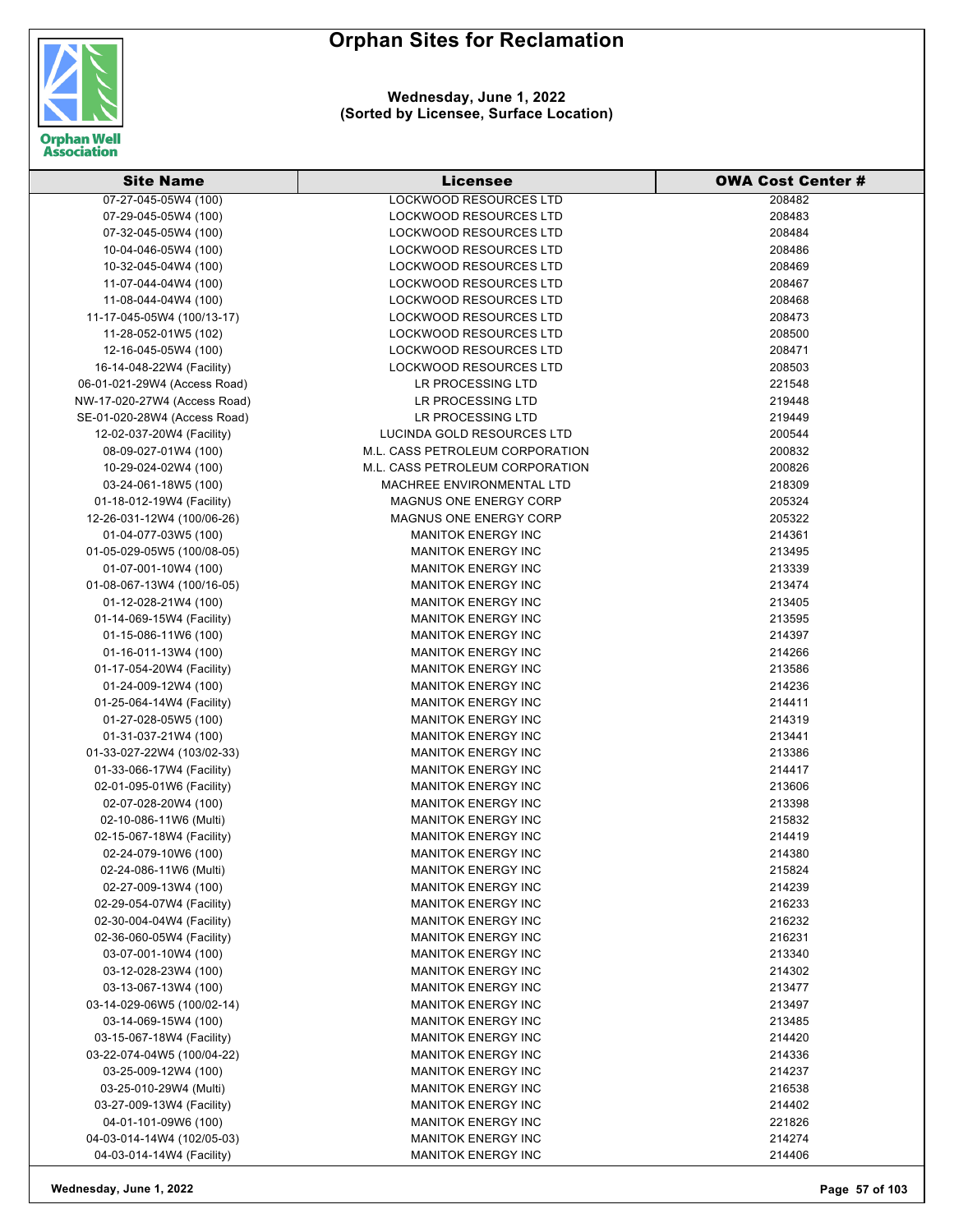# Orphan Sites for Reclamation

**Wednesday, June 1, 2022**
**(Sorted by Licensee, Surface Location)**

| Site Name | Licensee | OWA Cost Center # |
|---|---|---|
| 07-27-045-05W4 (100) | LOCKWOOD RESOURCES LTD | 208482 |
| 07-29-045-05W4 (100) | LOCKWOOD RESOURCES LTD | 208483 |
| 07-32-045-05W4 (100) | LOCKWOOD RESOURCES LTD | 208484 |
| 10-04-046-05W4 (100) | LOCKWOOD RESOURCES LTD | 208486 |
| 10-32-045-04W4 (100) | LOCKWOOD RESOURCES LTD | 208469 |
| 11-07-044-04W4 (100) | LOCKWOOD RESOURCES LTD | 208467 |
| 11-08-044-04W4 (100) | LOCKWOOD RESOURCES LTD | 208468 |
| 11-17-045-05W4 (100/13-17) | LOCKWOOD RESOURCES LTD | 208473 |
| 11-28-052-01W5 (102) | LOCKWOOD RESOURCES LTD | 208500 |
| 12-16-045-05W4 (100) | LOCKWOOD RESOURCES LTD | 208471 |
| 16-14-048-22W4 (Facility) | LOCKWOOD RESOURCES LTD | 208503 |
| 06-01-021-29W4 (Access Road) | LR PROCESSING LTD | 221548 |
| NW-17-020-27W4 (Access Road) | LR PROCESSING LTD | 219448 |
| SE-01-020-28W4 (Access Road) | LR PROCESSING LTD | 219449 |
| 12-02-037-20W4 (Facility) | LUCINDA GOLD RESOURCES LTD | 200544 |
| 08-09-027-01W4 (100) | M.L. CASS PETROLEUM CORPORATION | 200832 |
| 10-29-024-02W4 (100) | M.L. CASS PETROLEUM CORPORATION | 200826 |
| 03-24-061-18W5 (100) | MACHREE ENVIRONMENTAL LTD | 218309 |
| 01-18-012-19W4 (Facility) | MAGNUS ONE ENERGY CORP | 205324 |
| 12-26-031-12W4 (100/06-26) | MAGNUS ONE ENERGY CORP | 205322 |
| 01-04-077-03W5 (100) | MANITOK ENERGY INC | 214361 |
| 01-05-029-05W5 (100/08-05) | MANITOK ENERGY INC | 213495 |
| 01-07-001-10W4 (100) | MANITOK ENERGY INC | 213339 |
| 01-08-067-13W4 (100/16-05) | MANITOK ENERGY INC | 213474 |
| 01-12-028-21W4 (100) | MANITOK ENERGY INC | 213405 |
| 01-14-069-15W4 (Facility) | MANITOK ENERGY INC | 213595 |
| 01-15-086-11W6 (100) | MANITOK ENERGY INC | 214397 |
| 01-16-011-13W4 (100) | MANITOK ENERGY INC | 214266 |
| 01-17-054-20W4 (Facility) | MANITOK ENERGY INC | 213586 |
| 01-24-009-12W4 (100) | MANITOK ENERGY INC | 214236 |
| 01-25-064-14W4 (Facility) | MANITOK ENERGY INC | 214411 |
| 01-27-028-05W5 (100) | MANITOK ENERGY INC | 214319 |
| 01-31-037-21W4 (100) | MANITOK ENERGY INC | 213441 |
| 01-33-027-22W4 (103/02-33) | MANITOK ENERGY INC | 213386 |
| 01-33-066-17W4 (Facility) | MANITOK ENERGY INC | 214417 |
| 02-01-095-01W6 (Facility) | MANITOK ENERGY INC | 213606 |
| 02-07-028-20W4 (100) | MANITOK ENERGY INC | 213398 |
| 02-10-086-11W6 (Multi) | MANITOK ENERGY INC | 215832 |
| 02-15-067-18W4 (Facility) | MANITOK ENERGY INC | 214419 |
| 02-24-079-10W6 (100) | MANITOK ENERGY INC | 214380 |
| 02-24-086-11W6 (Multi) | MANITOK ENERGY INC | 215824 |
| 02-27-009-13W4 (100) | MANITOK ENERGY INC | 214239 |
| 02-29-054-07W4 (Facility) | MANITOK ENERGY INC | 216233 |
| 02-30-004-04W4 (Facility) | MANITOK ENERGY INC | 216232 |
| 02-36-060-05W4 (Facility) | MANITOK ENERGY INC | 216231 |
| 03-07-001-10W4 (100) | MANITOK ENERGY INC | 213340 |
| 03-12-028-23W4 (100) | MANITOK ENERGY INC | 214302 |
| 03-13-067-13W4 (100) | MANITOK ENERGY INC | 213477 |
| 03-14-029-06W5 (100/02-14) | MANITOK ENERGY INC | 213497 |
| 03-14-069-15W4 (100) | MANITOK ENERGY INC | 213485 |
| 03-15-067-18W4 (Facility) | MANITOK ENERGY INC | 214420 |
| 03-22-074-04W5 (100/04-22) | MANITOK ENERGY INC | 214336 |
| 03-25-009-12W4 (100) | MANITOK ENERGY INC | 214237 |
| 03-25-010-29W4 (Multi) | MANITOK ENERGY INC | 216538 |
| 03-27-009-13W4 (Facility) | MANITOK ENERGY INC | 214402 |
| 04-01-101-09W6 (100) | MANITOK ENERGY INC | 221826 |
| 04-03-014-14W4 (102/05-03) | MANITOK ENERGY INC | 214274 |
| 04-03-014-14W4 (Facility) | MANITOK ENERGY INC | 214406 |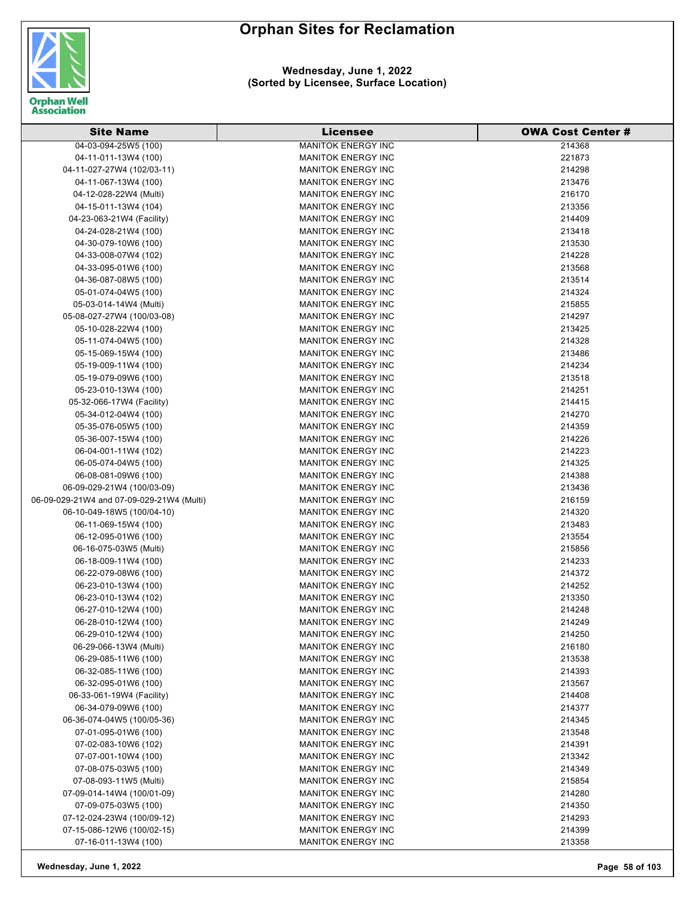# Orphan Sites for Reclamation

**Wednesday, June 1, 2022**
**(Sorted by Licensee, Surface Location)**

| Site Name | Licensee | OWA Cost Center # |
|---|---|---|
| 04-03-094-25W5 (100) | MANITOK ENERGY INC | 214368 |
| 04-11-011-13W4 (100) | MANITOK ENERGY INC | 221873 |
| 04-11-027-27W4 (102/03-11) | MANITOK ENERGY INC | 214298 |
| 04-11-067-13W4 (100) | MANITOK ENERGY INC | 213476 |
| 04-12-028-22W4 (Multi) | MANITOK ENERGY INC | 216170 |
| 04-15-011-13W4 (104) | MANITOK ENERGY INC | 213356 |
| 04-23-063-21W4 (Facility) | MANITOK ENERGY INC | 214409 |
| 04-24-028-21W4 (100) | MANITOK ENERGY INC | 213418 |
| 04-30-079-10W6 (100) | MANITOK ENERGY INC | 213530 |
| 04-33-008-07W4 (102) | MANITOK ENERGY INC | 214228 |
| 04-33-095-01W6 (100) | MANITOK ENERGY INC | 213568 |
| 04-36-087-08W5 (100) | MANITOK ENERGY INC | 213514 |
| 05-01-074-04W5 (100) | MANITOK ENERGY INC | 214324 |
| 05-03-014-14W4 (Multi) | MANITOK ENERGY INC | 215855 |
| 05-08-027-27W4 (100/03-08) | MANITOK ENERGY INC | 214297 |
| 05-10-028-22W4 (100) | MANITOK ENERGY INC | 213425 |
| 05-11-074-04W5 (100) | MANITOK ENERGY INC | 214328 |
| 05-15-069-15W4 (100) | MANITOK ENERGY INC | 213486 |
| 05-19-009-11W4 (100) | MANITOK ENERGY INC | 214234 |
| 05-19-079-09W6 (100) | MANITOK ENERGY INC | 213518 |
| 05-23-010-13W4 (100) | MANITOK ENERGY INC | 214251 |
| 05-32-066-17W4 (Facility) | MANITOK ENERGY INC | 214415 |
| 05-34-012-04W4 (100) | MANITOK ENERGY INC | 214270 |
| 05-35-076-05W5 (100) | MANITOK ENERGY INC | 214359 |
| 05-36-007-15W4 (100) | MANITOK ENERGY INC | 214226 |
| 06-04-001-11W4 (102) | MANITOK ENERGY INC | 214223 |
| 06-05-074-04W5 (100) | MANITOK ENERGY INC | 214325 |
| 06-08-081-09W6 (100) | MANITOK ENERGY INC | 214388 |
| 06-09-029-21W4 (100/03-09) | MANITOK ENERGY INC | 213436 |
| 06-09-029-21W4 and 07-09-029-21W4 (Multi) | MANITOK ENERGY INC | 216159 |
| 06-10-049-18W5 (100/04-10) | MANITOK ENERGY INC | 214320 |
| 06-11-069-15W4 (100) | MANITOK ENERGY INC | 213483 |
| 06-12-095-01W6 (100) | MANITOK ENERGY INC | 213554 |
| 06-16-075-03W5 (Multi) | MANITOK ENERGY INC | 215856 |
| 06-18-009-11W4 (100) | MANITOK ENERGY INC | 214233 |
| 06-22-079-08W6 (100) | MANITOK ENERGY INC | 214372 |
| 06-23-010-13W4 (100) | MANITOK ENERGY INC | 214252 |
| 06-23-010-13W4 (102) | MANITOK ENERGY INC | 213350 |
| 06-27-010-12W4 (100) | MANITOK ENERGY INC | 214248 |
| 06-28-010-12W4 (100) | MANITOK ENERGY INC | 214249 |
| 06-29-010-12W4 (100) | MANITOK ENERGY INC | 214250 |
| 06-29-066-13W4 (Multi) | MANITOK ENERGY INC | 216180 |
| 06-29-085-11W6 (100) | MANITOK ENERGY INC | 213538 |
| 06-32-085-11W6 (100) | MANITOK ENERGY INC | 214393 |
| 06-32-095-01W6 (100) | MANITOK ENERGY INC | 213567 |
| 06-33-061-19W4 (Facility) | MANITOK ENERGY INC | 214408 |
| 06-34-079-09W6 (100) | MANITOK ENERGY INC | 214377 |
| 06-36-074-04W5 (100/05-36) | MANITOK ENERGY INC | 214345 |
| 07-01-095-01W6 (100) | MANITOK ENERGY INC | 213548 |
| 07-02-083-10W6 (102) | MANITOK ENERGY INC | 214391 |
| 07-07-001-10W4 (100) | MANITOK ENERGY INC | 213342 |
| 07-08-075-03W5 (100) | MANITOK ENERGY INC | 214349 |
| 07-08-093-11W5 (Multi) | MANITOK ENERGY INC | 215854 |
| 07-09-014-14W4 (100/01-09) | MANITOK ENERGY INC | 214280 |
| 07-09-075-03W5 (100) | MANITOK ENERGY INC | 214350 |
| 07-12-024-23W4 (100/09-12) | MANITOK ENERGY INC | 214293 |
| 07-15-086-12W6 (100/02-15) | MANITOK ENERGY INC | 214399 |
| 07-16-011-13W4 (100) | MANITOK ENERGY INC | 213358 |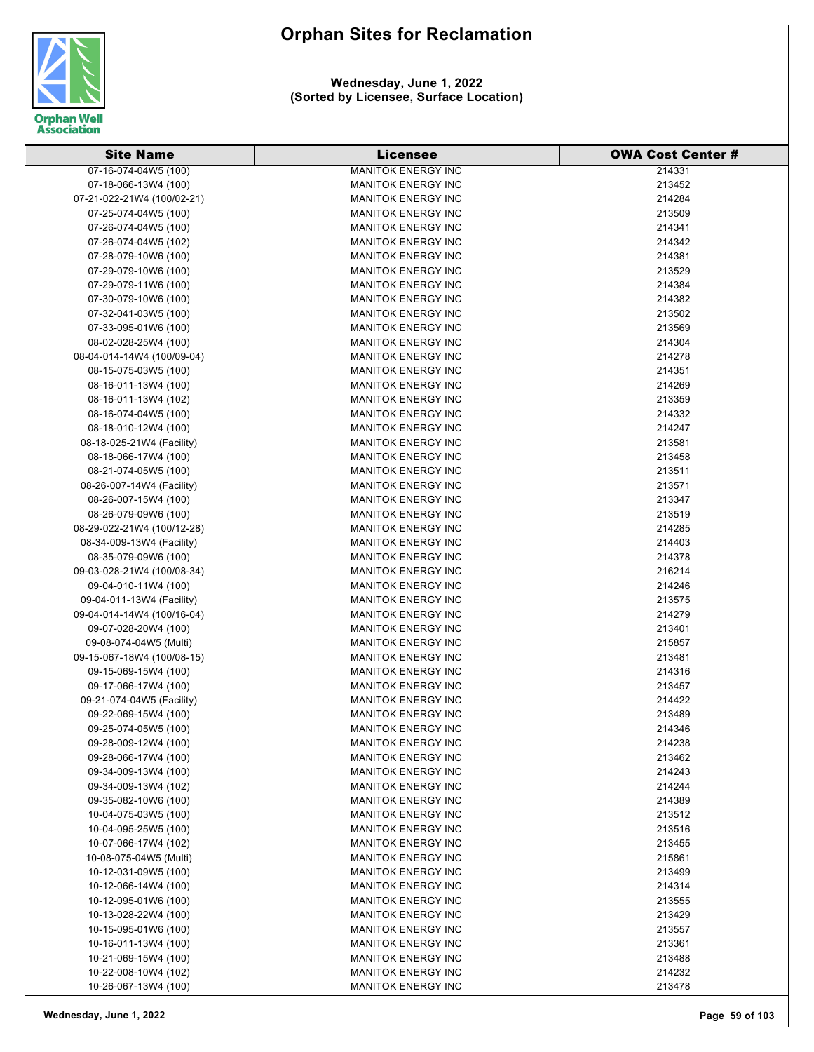# Orphan Sites for Reclamation

**Wednesday, June 1, 2022**
**(Sorted by Licensee, Surface Location)**

| Site Name | Licensee | OWA Cost Center # |
|---|---|---|
| 07-16-074-04W5 (100) | MANITOK ENERGY INC | 214331 |
| 07-18-066-13W4 (100) | MANITOK ENERGY INC | 213452 |
| 07-21-022-21W4 (100/02-21) | MANITOK ENERGY INC | 214284 |
| 07-25-074-04W5 (100) | MANITOK ENERGY INC | 213509 |
| 07-26-074-04W5 (100) | MANITOK ENERGY INC | 214341 |
| 07-26-074-04W5 (102) | MANITOK ENERGY INC | 214342 |
| 07-28-079-10W6 (100) | MANITOK ENERGY INC | 214381 |
| 07-29-079-10W6 (100) | MANITOK ENERGY INC | 213529 |
| 07-29-079-11W6 (100) | MANITOK ENERGY INC | 214384 |
| 07-30-079-10W6 (100) | MANITOK ENERGY INC | 214382 |
| 07-32-041-03W5 (100) | MANITOK ENERGY INC | 213502 |
| 07-33-095-01W6 (100) | MANITOK ENERGY INC | 213569 |
| 08-02-028-25W4 (100) | MANITOK ENERGY INC | 214304 |
| 08-04-014-14W4 (100/09-04) | MANITOK ENERGY INC | 214278 |
| 08-15-075-03W5 (100) | MANITOK ENERGY INC | 214351 |
| 08-16-011-13W4 (100) | MANITOK ENERGY INC | 214269 |
| 08-16-011-13W4 (102) | MANITOK ENERGY INC | 213359 |
| 08-16-074-04W5 (100) | MANITOK ENERGY INC | 214332 |
| 08-18-010-12W4 (100) | MANITOK ENERGY INC | 214247 |
| 08-18-025-21W4 (Facility) | MANITOK ENERGY INC | 213581 |
| 08-18-066-17W4 (100) | MANITOK ENERGY INC | 213458 |
| 08-21-074-05W5 (100) | MANITOK ENERGY INC | 213511 |
| 08-26-007-14W4 (Facility) | MANITOK ENERGY INC | 213571 |
| 08-26-007-15W4 (100) | MANITOK ENERGY INC | 213347 |
| 08-26-079-09W6 (100) | MANITOK ENERGY INC | 213519 |
| 08-29-022-21W4 (100/12-28) | MANITOK ENERGY INC | 214285 |
| 08-34-009-13W4 (Facility) | MANITOK ENERGY INC | 214403 |
| 08-35-079-09W6 (100) | MANITOK ENERGY INC | 214378 |
| 09-03-028-21W4 (100/08-34) | MANITOK ENERGY INC | 216214 |
| 09-04-010-11W4 (100) | MANITOK ENERGY INC | 214246 |
| 09-04-011-13W4 (Facility) | MANITOK ENERGY INC | 213575 |
| 09-04-014-14W4 (100/16-04) | MANITOK ENERGY INC | 214279 |
| 09-07-028-20W4 (100) | MANITOK ENERGY INC | 213401 |
| 09-08-074-04W5 (Multi) | MANITOK ENERGY INC | 215857 |
| 09-15-067-18W4 (100/08-15) | MANITOK ENERGY INC | 213481 |
| 09-15-069-15W4 (100) | MANITOK ENERGY INC | 214316 |
| 09-17-066-17W4 (100) | MANITOK ENERGY INC | 213457 |
| 09-21-074-04W5 (Facility) | MANITOK ENERGY INC | 214422 |
| 09-22-069-15W4 (100) | MANITOK ENERGY INC | 213489 |
| 09-25-074-05W5 (100) | MANITOK ENERGY INC | 214346 |
| 09-28-009-12W4 (100) | MANITOK ENERGY INC | 214238 |
| 09-28-066-17W4 (100) | MANITOK ENERGY INC | 213462 |
| 09-34-009-13W4 (100) | MANITOK ENERGY INC | 214243 |
| 09-34-009-13W4 (102) | MANITOK ENERGY INC | 214244 |
| 09-35-082-10W6 (100) | MANITOK ENERGY INC | 214389 |
| 10-04-075-03W5 (100) | MANITOK ENERGY INC | 213512 |
| 10-04-095-25W5 (100) | MANITOK ENERGY INC | 213516 |
| 10-07-066-17W4 (102) | MANITOK ENERGY INC | 213455 |
| 10-08-075-04W5 (Multi) | MANITOK ENERGY INC | 215861 |
| 10-12-031-09W5 (100) | MANITOK ENERGY INC | 213499 |
| 10-12-066-14W4 (100) | MANITOK ENERGY INC | 214314 |
| 10-12-095-01W6 (100) | MANITOK ENERGY INC | 213555 |
| 10-13-028-22W4 (100) | MANITOK ENERGY INC | 213429 |
| 10-15-095-01W6 (100) | MANITOK ENERGY INC | 213557 |
| 10-16-011-13W4 (100) | MANITOK ENERGY INC | 213361 |
| 10-21-069-15W4 (100) | MANITOK ENERGY INC | 213488 |
| 10-22-008-10W4 (102) | MANITOK ENERGY INC | 214232 |
| 10-26-067-13W4 (100) | MANITOK ENERGY INC | 213478 |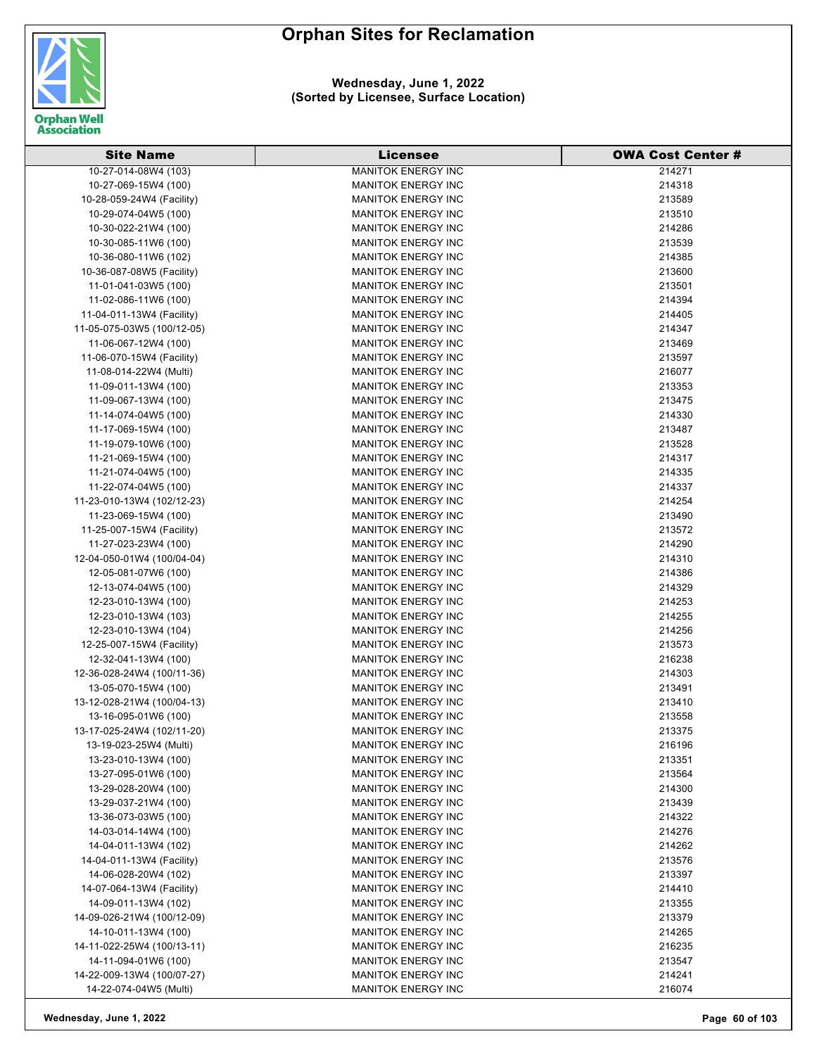# Orphan Sites for Reclamation

**Wednesday, June 1, 2022**
**(Sorted by Licensee, Surface Location)**

| Site Name | Licensee | OWA Cost Center # |
|---|---|---|
| 10-27-014-08W4 (103) | MANITOK ENERGY INC | 214271 |
| 10-27-069-15W4 (100) | MANITOK ENERGY INC | 214318 |
| 10-28-059-24W4 (Facility) | MANITOK ENERGY INC | 213589 |
| 10-29-074-04W5 (100) | MANITOK ENERGY INC | 213510 |
| 10-30-022-21W4 (100) | MANITOK ENERGY INC | 214286 |
| 10-30-085-11W6 (100) | MANITOK ENERGY INC | 213539 |
| 10-36-080-11W6 (102) | MANITOK ENERGY INC | 214385 |
| 10-36-087-08W5 (Facility) | MANITOK ENERGY INC | 213600 |
| 11-01-041-03W5 (100) | MANITOK ENERGY INC | 213501 |
| 11-02-086-11W6 (100) | MANITOK ENERGY INC | 214394 |
| 11-04-011-13W4 (Facility) | MANITOK ENERGY INC | 214405 |
| 11-05-075-03W5 (100/12-05) | MANITOK ENERGY INC | 214347 |
| 11-06-067-12W4 (100) | MANITOK ENERGY INC | 213469 |
| 11-06-070-15W4 (Facility) | MANITOK ENERGY INC | 213597 |
| 11-08-014-22W4 (Multi) | MANITOK ENERGY INC | 216077 |
| 11-09-011-13W4 (100) | MANITOK ENERGY INC | 213353 |
| 11-09-067-13W4 (100) | MANITOK ENERGY INC | 213475 |
| 11-14-074-04W5 (100) | MANITOK ENERGY INC | 214330 |
| 11-17-069-15W4 (100) | MANITOK ENERGY INC | 213487 |
| 11-19-079-10W6 (100) | MANITOK ENERGY INC | 213528 |
| 11-21-069-15W4 (100) | MANITOK ENERGY INC | 214317 |
| 11-21-074-04W5 (100) | MANITOK ENERGY INC | 214335 |
| 11-22-074-04W5 (100) | MANITOK ENERGY INC | 214337 |
| 11-23-010-13W4 (102/12-23) | MANITOK ENERGY INC | 214254 |
| 11-23-069-15W4 (100) | MANITOK ENERGY INC | 213490 |
| 11-25-007-15W4 (Facility) | MANITOK ENERGY INC | 213572 |
| 11-27-023-23W4 (100) | MANITOK ENERGY INC | 214290 |
| 12-04-050-01W4 (100/04-04) | MANITOK ENERGY INC | 214310 |
| 12-05-081-07W6 (100) | MANITOK ENERGY INC | 214386 |
| 12-13-074-04W5 (100) | MANITOK ENERGY INC | 214329 |
| 12-23-010-13W4 (100) | MANITOK ENERGY INC | 214253 |
| 12-23-010-13W4 (103) | MANITOK ENERGY INC | 214255 |
| 12-23-010-13W4 (104) | MANITOK ENERGY INC | 214256 |
| 12-25-007-15W4 (Facility) | MANITOK ENERGY INC | 213573 |
| 12-32-041-13W4 (100) | MANITOK ENERGY INC | 216238 |
| 12-36-028-24W4 (100/11-36) | MANITOK ENERGY INC | 214303 |
| 13-05-070-15W4 (100) | MANITOK ENERGY INC | 213491 |
| 13-12-028-21W4 (100/04-13) | MANITOK ENERGY INC | 213410 |
| 13-16-095-01W6 (100) | MANITOK ENERGY INC | 213558 |
| 13-17-025-24W4 (102/11-20) | MANITOK ENERGY INC | 213375 |
| 13-19-023-25W4 (Multi) | MANITOK ENERGY INC | 216196 |
| 13-23-010-13W4 (100) | MANITOK ENERGY INC | 213351 |
| 13-27-095-01W6 (100) | MANITOK ENERGY INC | 213564 |
| 13-29-028-20W4 (100) | MANITOK ENERGY INC | 214300 |
| 13-29-037-21W4 (100) | MANITOK ENERGY INC | 213439 |
| 13-36-073-03W5 (100) | MANITOK ENERGY INC | 214322 |
| 14-03-014-14W4 (100) | MANITOK ENERGY INC | 214276 |
| 14-04-011-13W4 (102) | MANITOK ENERGY INC | 214262 |
| 14-04-011-13W4 (Facility) | MANITOK ENERGY INC | 213576 |
| 14-06-028-20W4 (102) | MANITOK ENERGY INC | 213397 |
| 14-07-064-13W4 (Facility) | MANITOK ENERGY INC | 214410 |
| 14-09-011-13W4 (102) | MANITOK ENERGY INC | 213355 |
| 14-09-026-21W4 (100/12-09) | MANITOK ENERGY INC | 213379 |
| 14-10-011-13W4 (100) | MANITOK ENERGY INC | 214265 |
| 14-11-022-25W4 (100/13-11) | MANITOK ENERGY INC | 216235 |
| 14-11-094-01W6 (100) | MANITOK ENERGY INC | 213547 |
| 14-22-009-13W4 (100/07-27) | MANITOK ENERGY INC | 214241 |
| 14-22-074-04W5 (Multi) | MANITOK ENERGY INC | 216074 |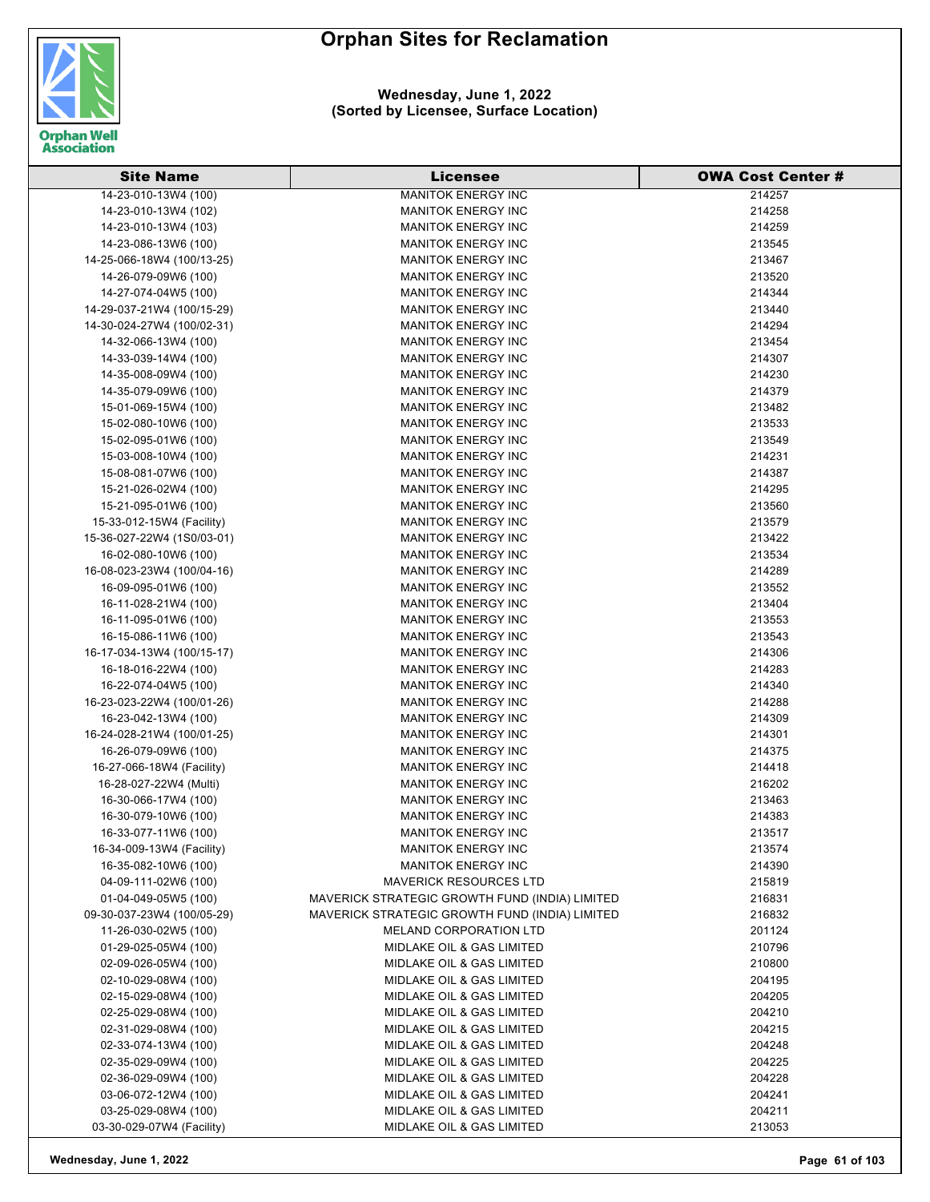# Orphan Sites for Reclamation

**Wednesday, June 1, 2022**
**(Sorted by Licensee, Surface Location)**

| Site Name | Licensee | OWA Cost Center # |
|---|---|---|
| 14-23-010-13W4 (100) | MANITOK ENERGY INC | 214257 |
| 14-23-010-13W4 (102) | MANITOK ENERGY INC | 214258 |
| 14-23-010-13W4 (103) | MANITOK ENERGY INC | 214259 |
| 14-23-086-13W6 (100) | MANITOK ENERGY INC | 213545 |
| 14-25-066-18W4 (100/13-25) | MANITOK ENERGY INC | 213467 |
| 14-26-079-09W6 (100) | MANITOK ENERGY INC | 213520 |
| 14-27-074-04W5 (100) | MANITOK ENERGY INC | 214344 |
| 14-29-037-21W4 (100/15-29) | MANITOK ENERGY INC | 213440 |
| 14-30-024-27W4 (100/02-31) | MANITOK ENERGY INC | 214294 |
| 14-32-066-13W4 (100) | MANITOK ENERGY INC | 213454 |
| 14-33-039-14W4 (100) | MANITOK ENERGY INC | 214307 |
| 14-35-008-09W4 (100) | MANITOK ENERGY INC | 214230 |
| 14-35-079-09W6 (100) | MANITOK ENERGY INC | 214379 |
| 15-01-069-15W4 (100) | MANITOK ENERGY INC | 213482 |
| 15-02-080-10W6 (100) | MANITOK ENERGY INC | 213533 |
| 15-02-095-01W6 (100) | MANITOK ENERGY INC | 213549 |
| 15-03-008-10W4 (100) | MANITOK ENERGY INC | 214231 |
| 15-08-081-07W6 (100) | MANITOK ENERGY INC | 214387 |
| 15-21-026-02W4 (100) | MANITOK ENERGY INC | 214295 |
| 15-21-095-01W6 (100) | MANITOK ENERGY INC | 213560 |
| 15-33-012-15W4 (Facility) | MANITOK ENERGY INC | 213579 |
| 15-36-027-22W4 (1S0/03-01) | MANITOK ENERGY INC | 213422 |
| 16-02-080-10W6 (100) | MANITOK ENERGY INC | 213534 |
| 16-08-023-23W4 (100/04-16) | MANITOK ENERGY INC | 214289 |
| 16-09-095-01W6 (100) | MANITOK ENERGY INC | 213552 |
| 16-11-028-21W4 (100) | MANITOK ENERGY INC | 213404 |
| 16-11-095-01W6 (100) | MANITOK ENERGY INC | 213553 |
| 16-15-086-11W6 (100) | MANITOK ENERGY INC | 213543 |
| 16-17-034-13W4 (100/15-17) | MANITOK ENERGY INC | 214306 |
| 16-18-016-22W4 (100) | MANITOK ENERGY INC | 214283 |
| 16-22-074-04W5 (100) | MANITOK ENERGY INC | 214340 |
| 16-23-023-22W4 (100/01-26) | MANITOK ENERGY INC | 214288 |
| 16-23-042-13W4 (100) | MANITOK ENERGY INC | 214309 |
| 16-24-028-21W4 (100/01-25) | MANITOK ENERGY INC | 214301 |
| 16-26-079-09W6 (100) | MANITOK ENERGY INC | 214375 |
| 16-27-066-18W4 (Facility) | MANITOK ENERGY INC | 214418 |
| 16-28-027-22W4 (Multi) | MANITOK ENERGY INC | 216202 |
| 16-30-066-17W4 (100) | MANITOK ENERGY INC | 213463 |
| 16-30-079-10W6 (100) | MANITOK ENERGY INC | 214383 |
| 16-33-077-11W6 (100) | MANITOK ENERGY INC | 213517 |
| 16-34-009-13W4 (Facility) | MANITOK ENERGY INC | 213574 |
| 16-35-082-10W6 (100) | MANITOK ENERGY INC | 214390 |
| 04-09-111-02W6 (100) | MAVERICK RESOURCES LTD | 215819 |
| 01-04-049-05W5 (100) | MAVERICK STRATEGIC GROWTH FUND (INDIA) LIMITED | 216831 |
| 09-30-037-23W4 (100/05-29) | MAVERICK STRATEGIC GROWTH FUND (INDIA) LIMITED | 216832 |
| 11-26-030-02W5 (100) | MELAND CORPORATION LTD | 201124 |
| 01-29-025-05W4 (100) | MIDLAKE OIL & GAS LIMITED | 210796 |
| 02-09-026-05W4 (100) | MIDLAKE OIL & GAS LIMITED | 210800 |
| 02-10-029-08W4 (100) | MIDLAKE OIL & GAS LIMITED | 204195 |
| 02-15-029-08W4 (100) | MIDLAKE OIL & GAS LIMITED | 204205 |
| 02-25-029-08W4 (100) | MIDLAKE OIL & GAS LIMITED | 204210 |
| 02-31-029-08W4 (100) | MIDLAKE OIL & GAS LIMITED | 204215 |
| 02-33-074-13W4 (100) | MIDLAKE OIL & GAS LIMITED | 204248 |
| 02-35-029-09W4 (100) | MIDLAKE OIL & GAS LIMITED | 204225 |
| 02-36-029-09W4 (100) | MIDLAKE OIL & GAS LIMITED | 204228 |
| 03-06-072-12W4 (100) | MIDLAKE OIL & GAS LIMITED | 204241 |
| 03-25-029-08W4 (100) | MIDLAKE OIL & GAS LIMITED | 204211 |
| 03-30-029-07W4 (Facility) | MIDLAKE OIL & GAS LIMITED | 213053 |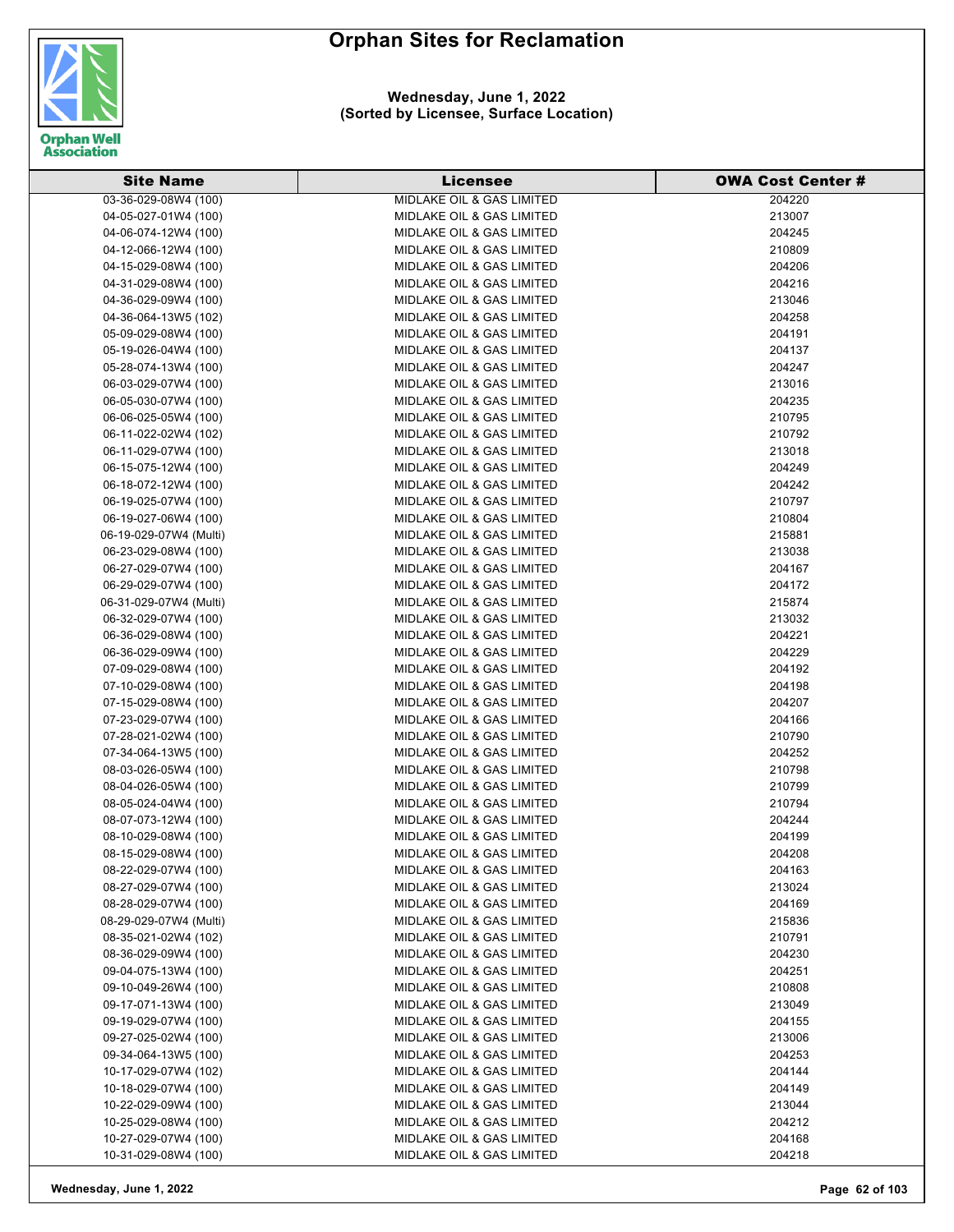# Orphan Sites for Reclamation

**Wednesday, June 1, 2022**
**(Sorted by Licensee, Surface Location)**

| Site Name | Licensee | OWA Cost Center # |
|---|---|---|
| 03-36-029-08W4 (100) | MIDLAKE OIL & GAS LIMITED | 204220 |
| 04-05-027-01W4 (100) | MIDLAKE OIL & GAS LIMITED | 213007 |
| 04-06-074-12W4 (100) | MIDLAKE OIL & GAS LIMITED | 204245 |
| 04-12-066-12W4 (100) | MIDLAKE OIL & GAS LIMITED | 210809 |
| 04-15-029-08W4 (100) | MIDLAKE OIL & GAS LIMITED | 204206 |
| 04-31-029-08W4 (100) | MIDLAKE OIL & GAS LIMITED | 204216 |
| 04-36-029-09W4 (100) | MIDLAKE OIL & GAS LIMITED | 213046 |
| 04-36-064-13W5 (102) | MIDLAKE OIL & GAS LIMITED | 204258 |
| 05-09-029-08W4 (100) | MIDLAKE OIL & GAS LIMITED | 204191 |
| 05-19-026-04W4 (100) | MIDLAKE OIL & GAS LIMITED | 204137 |
| 05-28-074-13W4 (100) | MIDLAKE OIL & GAS LIMITED | 204247 |
| 06-03-029-07W4 (100) | MIDLAKE OIL & GAS LIMITED | 213016 |
| 06-05-030-07W4 (100) | MIDLAKE OIL & GAS LIMITED | 204235 |
| 06-06-025-05W4 (100) | MIDLAKE OIL & GAS LIMITED | 210795 |
| 06-11-022-02W4 (102) | MIDLAKE OIL & GAS LIMITED | 210792 |
| 06-11-029-07W4 (100) | MIDLAKE OIL & GAS LIMITED | 213018 |
| 06-15-075-12W4 (100) | MIDLAKE OIL & GAS LIMITED | 204249 |
| 06-18-072-12W4 (100) | MIDLAKE OIL & GAS LIMITED | 204242 |
| 06-19-025-07W4 (100) | MIDLAKE OIL & GAS LIMITED | 210797 |
| 06-19-027-06W4 (100) | MIDLAKE OIL & GAS LIMITED | 210804 |
| 06-19-029-07W4 (Multi) | MIDLAKE OIL & GAS LIMITED | 215881 |
| 06-23-029-08W4 (100) | MIDLAKE OIL & GAS LIMITED | 213038 |
| 06-27-029-07W4 (100) | MIDLAKE OIL & GAS LIMITED | 204167 |
| 06-29-029-07W4 (100) | MIDLAKE OIL & GAS LIMITED | 204172 |
| 06-31-029-07W4 (Multi) | MIDLAKE OIL & GAS LIMITED | 215874 |
| 06-32-029-07W4 (100) | MIDLAKE OIL & GAS LIMITED | 213032 |
| 06-36-029-08W4 (100) | MIDLAKE OIL & GAS LIMITED | 204221 |
| 06-36-029-09W4 (100) | MIDLAKE OIL & GAS LIMITED | 204229 |
| 07-09-029-08W4 (100) | MIDLAKE OIL & GAS LIMITED | 204192 |
| 07-10-029-08W4 (100) | MIDLAKE OIL & GAS LIMITED | 204198 |
| 07-15-029-08W4 (100) | MIDLAKE OIL & GAS LIMITED | 204207 |
| 07-23-029-07W4 (100) | MIDLAKE OIL & GAS LIMITED | 204166 |
| 07-28-021-02W4 (100) | MIDLAKE OIL & GAS LIMITED | 210790 |
| 07-34-064-13W5 (100) | MIDLAKE OIL & GAS LIMITED | 204252 |
| 08-03-026-05W4 (100) | MIDLAKE OIL & GAS LIMITED | 210798 |
| 08-04-026-05W4 (100) | MIDLAKE OIL & GAS LIMITED | 210799 |
| 08-05-024-04W4 (100) | MIDLAKE OIL & GAS LIMITED | 210794 |
| 08-07-073-12W4 (100) | MIDLAKE OIL & GAS LIMITED | 204244 |
| 08-10-029-08W4 (100) | MIDLAKE OIL & GAS LIMITED | 204199 |
| 08-15-029-08W4 (100) | MIDLAKE OIL & GAS LIMITED | 204208 |
| 08-22-029-07W4 (100) | MIDLAKE OIL & GAS LIMITED | 204163 |
| 08-27-029-07W4 (100) | MIDLAKE OIL & GAS LIMITED | 213024 |
| 08-28-029-07W4 (100) | MIDLAKE OIL & GAS LIMITED | 204169 |
| 08-29-029-07W4 (Multi) | MIDLAKE OIL & GAS LIMITED | 215836 |
| 08-35-021-02W4 (102) | MIDLAKE OIL & GAS LIMITED | 210791 |
| 08-36-029-09W4 (100) | MIDLAKE OIL & GAS LIMITED | 204230 |
| 09-04-075-13W4 (100) | MIDLAKE OIL & GAS LIMITED | 204251 |
| 09-10-049-26W4 (100) | MIDLAKE OIL & GAS LIMITED | 210808 |
| 09-17-071-13W4 (100) | MIDLAKE OIL & GAS LIMITED | 213049 |
| 09-19-029-07W4 (100) | MIDLAKE OIL & GAS LIMITED | 204155 |
| 09-27-025-02W4 (100) | MIDLAKE OIL & GAS LIMITED | 213006 |
| 09-34-064-13W5 (100) | MIDLAKE OIL & GAS LIMITED | 204253 |
| 10-17-029-07W4 (102) | MIDLAKE OIL & GAS LIMITED | 204144 |
| 10-18-029-07W4 (100) | MIDLAKE OIL & GAS LIMITED | 204149 |
| 10-22-029-09W4 (100) | MIDLAKE OIL & GAS LIMITED | 213044 |
| 10-25-029-08W4 (100) | MIDLAKE OIL & GAS LIMITED | 204212 |
| 10-27-029-07W4 (100) | MIDLAKE OIL & GAS LIMITED | 204168 |
| 10-31-029-08W4 (100) | MIDLAKE OIL & GAS LIMITED | 204218 |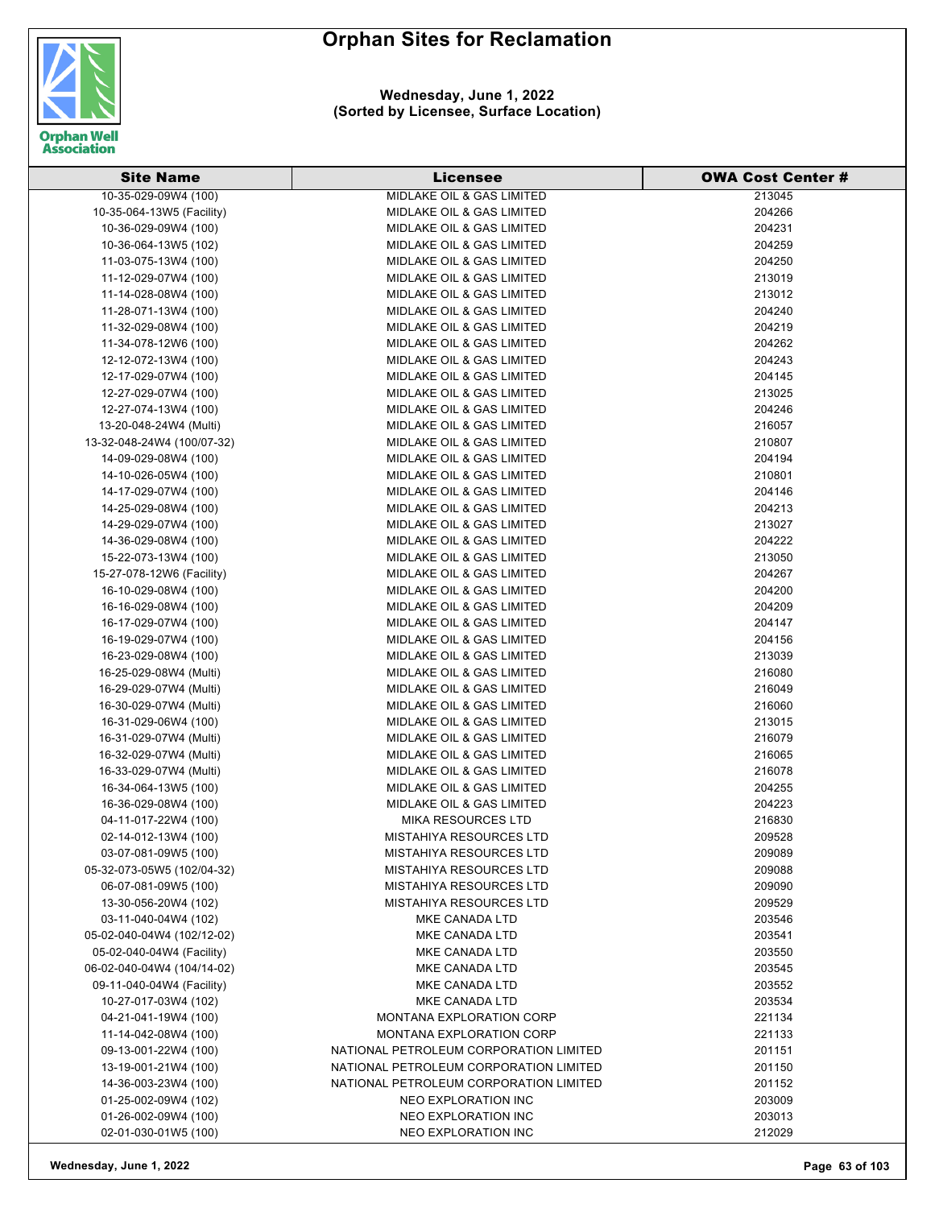# Orphan Sites for Reclamation

**Wednesday, June 1, 2022**
**(Sorted by Licensee, Surface Location)**

| Site Name | Licensee | OWA Cost Center # |
|---|---|---|
| 10-35-029-09W4 (100) | MIDLAKE OIL & GAS LIMITED | 213045 |
| 10-35-064-13W5 (Facility) | MIDLAKE OIL & GAS LIMITED | 204266 |
| 10-36-029-09W4 (100) | MIDLAKE OIL & GAS LIMITED | 204231 |
| 10-36-064-13W5 (102) | MIDLAKE OIL & GAS LIMITED | 204259 |
| 11-03-075-13W4 (100) | MIDLAKE OIL & GAS LIMITED | 204250 |
| 11-12-029-07W4 (100) | MIDLAKE OIL & GAS LIMITED | 213019 |
| 11-14-028-08W4 (100) | MIDLAKE OIL & GAS LIMITED | 213012 |
| 11-28-071-13W4 (100) | MIDLAKE OIL & GAS LIMITED | 204240 |
| 11-32-029-08W4 (100) | MIDLAKE OIL & GAS LIMITED | 204219 |
| 11-34-078-12W6 (100) | MIDLAKE OIL & GAS LIMITED | 204262 |
| 12-12-072-13W4 (100) | MIDLAKE OIL & GAS LIMITED | 204243 |
| 12-17-029-07W4 (100) | MIDLAKE OIL & GAS LIMITED | 204145 |
| 12-27-029-07W4 (100) | MIDLAKE OIL & GAS LIMITED | 213025 |
| 12-27-074-13W4 (100) | MIDLAKE OIL & GAS LIMITED | 204246 |
| 13-20-048-24W4 (Multi) | MIDLAKE OIL & GAS LIMITED | 216057 |
| 13-32-048-24W4 (100/07-32) | MIDLAKE OIL & GAS LIMITED | 210807 |
| 14-09-029-08W4 (100) | MIDLAKE OIL & GAS LIMITED | 204194 |
| 14-10-026-05W4 (100) | MIDLAKE OIL & GAS LIMITED | 210801 |
| 14-17-029-07W4 (100) | MIDLAKE OIL & GAS LIMITED | 204146 |
| 14-25-029-08W4 (100) | MIDLAKE OIL & GAS LIMITED | 204213 |
| 14-29-029-07W4 (100) | MIDLAKE OIL & GAS LIMITED | 213027 |
| 14-36-029-08W4 (100) | MIDLAKE OIL & GAS LIMITED | 204222 |
| 15-22-073-13W4 (100) | MIDLAKE OIL & GAS LIMITED | 213050 |
| 15-27-078-12W6 (Facility) | MIDLAKE OIL & GAS LIMITED | 204267 |
| 16-10-029-08W4 (100) | MIDLAKE OIL & GAS LIMITED | 204200 |
| 16-16-029-08W4 (100) | MIDLAKE OIL & GAS LIMITED | 204209 |
| 16-17-029-07W4 (100) | MIDLAKE OIL & GAS LIMITED | 204147 |
| 16-19-029-07W4 (100) | MIDLAKE OIL & GAS LIMITED | 204156 |
| 16-23-029-08W4 (100) | MIDLAKE OIL & GAS LIMITED | 213039 |
| 16-25-029-08W4 (Multi) | MIDLAKE OIL & GAS LIMITED | 216080 |
| 16-29-029-07W4 (Multi) | MIDLAKE OIL & GAS LIMITED | 216049 |
| 16-30-029-07W4 (Multi) | MIDLAKE OIL & GAS LIMITED | 216060 |
| 16-31-029-06W4 (100) | MIDLAKE OIL & GAS LIMITED | 213015 |
| 16-31-029-07W4 (Multi) | MIDLAKE OIL & GAS LIMITED | 216079 |
| 16-32-029-07W4 (Multi) | MIDLAKE OIL & GAS LIMITED | 216065 |
| 16-33-029-07W4 (Multi) | MIDLAKE OIL & GAS LIMITED | 216078 |
| 16-34-064-13W5 (100) | MIDLAKE OIL & GAS LIMITED | 204255 |
| 16-36-029-08W4 (100) | MIDLAKE OIL & GAS LIMITED | 204223 |
| 04-11-017-22W4 (100) | MIKA RESOURCES LTD | 216830 |
| 02-14-012-13W4 (100) | MISTAHIYA RESOURCES LTD | 209528 |
| 03-07-081-09W5 (100) | MISTAHIYA RESOURCES LTD | 209089 |
| 05-32-073-05W5 (102/04-32) | MISTAHIYA RESOURCES LTD | 209088 |
| 06-07-081-09W5 (100) | MISTAHIYA RESOURCES LTD | 209090 |
| 13-30-056-20W4 (102) | MISTAHIYA RESOURCES LTD | 209529 |
| 03-11-040-04W4 (102) | MKE CANADA LTD | 203546 |
| 05-02-040-04W4 (102/12-02) | MKE CANADA LTD | 203541 |
| 05-02-040-04W4 (Facility) | MKE CANADA LTD | 203550 |
| 06-02-040-04W4 (104/14-02) | MKE CANADA LTD | 203545 |
| 09-11-040-04W4 (Facility) | MKE CANADA LTD | 203552 |
| 10-27-017-03W4 (102) | MKE CANADA LTD | 203534 |
| 04-21-041-19W4 (100) | MONTANA EXPLORATION CORP | 221134 |
| 11-14-042-08W4 (100) | MONTANA EXPLORATION CORP | 221133 |
| 09-13-001-22W4 (100) | NATIONAL PETROLEUM CORPORATION LIMITED | 201151 |
| 13-19-001-21W4 (100) | NATIONAL PETROLEUM CORPORATION LIMITED | 201150 |
| 14-36-003-23W4 (100) | NATIONAL PETROLEUM CORPORATION LIMITED | 201152 |
| 01-25-002-09W4 (102) | NEO EXPLORATION INC | 203009 |
| 01-26-002-09W4 (100) | NEO EXPLORATION INC | 203013 |
| 02-01-030-01W5 (100) | NEO EXPLORATION INC | 212029 |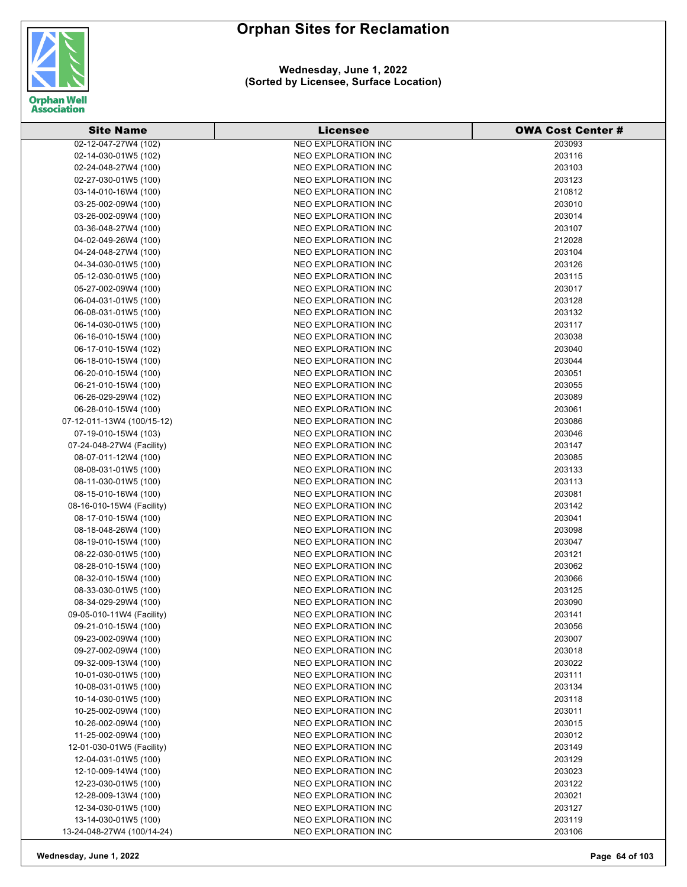# Orphan Sites for Reclamation

**Wednesday, June 1, 2022**
**(Sorted by Licensee, Surface Location)**

| Site Name | Licensee | OWA Cost Center # |
|---|---|---|
| 02-12-047-27W4 (102) | NEO EXPLORATION INC | 203093 |
| 02-14-030-01W5 (102) | NEO EXPLORATION INC | 203116 |
| 02-24-048-27W4 (100) | NEO EXPLORATION INC | 203103 |
| 02-27-030-01W5 (100) | NEO EXPLORATION INC | 203123 |
| 03-14-010-16W4 (100) | NEO EXPLORATION INC | 210812 |
| 03-25-002-09W4 (100) | NEO EXPLORATION INC | 203010 |
| 03-26-002-09W4 (100) | NEO EXPLORATION INC | 203014 |
| 03-36-048-27W4 (100) | NEO EXPLORATION INC | 203107 |
| 04-02-049-26W4 (100) | NEO EXPLORATION INC | 212028 |
| 04-24-048-27W4 (100) | NEO EXPLORATION INC | 203104 |
| 04-34-030-01W5 (100) | NEO EXPLORATION INC | 203126 |
| 05-12-030-01W5 (100) | NEO EXPLORATION INC | 203115 |
| 05-27-002-09W4 (100) | NEO EXPLORATION INC | 203017 |
| 06-04-031-01W5 (100) | NEO EXPLORATION INC | 203128 |
| 06-08-031-01W5 (100) | NEO EXPLORATION INC | 203132 |
| 06-14-030-01W5 (100) | NEO EXPLORATION INC | 203117 |
| 06-16-010-15W4 (100) | NEO EXPLORATION INC | 203038 |
| 06-17-010-15W4 (102) | NEO EXPLORATION INC | 203040 |
| 06-18-010-15W4 (100) | NEO EXPLORATION INC | 203044 |
| 06-20-010-15W4 (100) | NEO EXPLORATION INC | 203051 |
| 06-21-010-15W4 (100) | NEO EXPLORATION INC | 203055 |
| 06-26-029-29W4 (102) | NEO EXPLORATION INC | 203089 |
| 06-28-010-15W4 (100) | NEO EXPLORATION INC | 203061 |
| 07-12-011-13W4 (100/15-12) | NEO EXPLORATION INC | 203086 |
| 07-19-010-15W4 (103) | NEO EXPLORATION INC | 203046 |
| 07-24-048-27W4 (Facility) | NEO EXPLORATION INC | 203147 |
| 08-07-011-12W4 (100) | NEO EXPLORATION INC | 203085 |
| 08-08-031-01W5 (100) | NEO EXPLORATION INC | 203133 |
| 08-11-030-01W5 (100) | NEO EXPLORATION INC | 203113 |
| 08-15-010-16W4 (100) | NEO EXPLORATION INC | 203081 |
| 08-16-010-15W4 (Facility) | NEO EXPLORATION INC | 203142 |
| 08-17-010-15W4 (100) | NEO EXPLORATION INC | 203041 |
| 08-18-048-26W4 (100) | NEO EXPLORATION INC | 203098 |
| 08-19-010-15W4 (100) | NEO EXPLORATION INC | 203047 |
| 08-22-030-01W5 (100) | NEO EXPLORATION INC | 203121 |
| 08-28-010-15W4 (100) | NEO EXPLORATION INC | 203062 |
| 08-32-010-15W4 (100) | NEO EXPLORATION INC | 203066 |
| 08-33-030-01W5 (100) | NEO EXPLORATION INC | 203125 |
| 08-34-029-29W4 (100) | NEO EXPLORATION INC | 203090 |
| 09-05-010-11W4 (Facility) | NEO EXPLORATION INC | 203141 |
| 09-21-010-15W4 (100) | NEO EXPLORATION INC | 203056 |
| 09-23-002-09W4 (100) | NEO EXPLORATION INC | 203007 |
| 09-27-002-09W4 (100) | NEO EXPLORATION INC | 203018 |
| 09-32-009-13W4 (100) | NEO EXPLORATION INC | 203022 |
| 10-01-030-01W5 (100) | NEO EXPLORATION INC | 203111 |
| 10-08-031-01W5 (100) | NEO EXPLORATION INC | 203134 |
| 10-14-030-01W5 (100) | NEO EXPLORATION INC | 203118 |
| 10-25-002-09W4 (100) | NEO EXPLORATION INC | 203011 |
| 10-26-002-09W4 (100) | NEO EXPLORATION INC | 203015 |
| 11-25-002-09W4 (100) | NEO EXPLORATION INC | 203012 |
| 12-01-030-01W5 (Facility) | NEO EXPLORATION INC | 203149 |
| 12-04-031-01W5 (100) | NEO EXPLORATION INC | 203129 |
| 12-10-009-14W4 (100) | NEO EXPLORATION INC | 203023 |
| 12-23-030-01W5 (100) | NEO EXPLORATION INC | 203122 |
| 12-28-009-13W4 (100) | NEO EXPLORATION INC | 203021 |
| 12-34-030-01W5 (100) | NEO EXPLORATION INC | 203127 |
| 13-14-030-01W5 (100) | NEO EXPLORATION INC | 203119 |
| 13-24-048-27W4 (100/14-24) | NEO EXPLORATION INC | 203106 |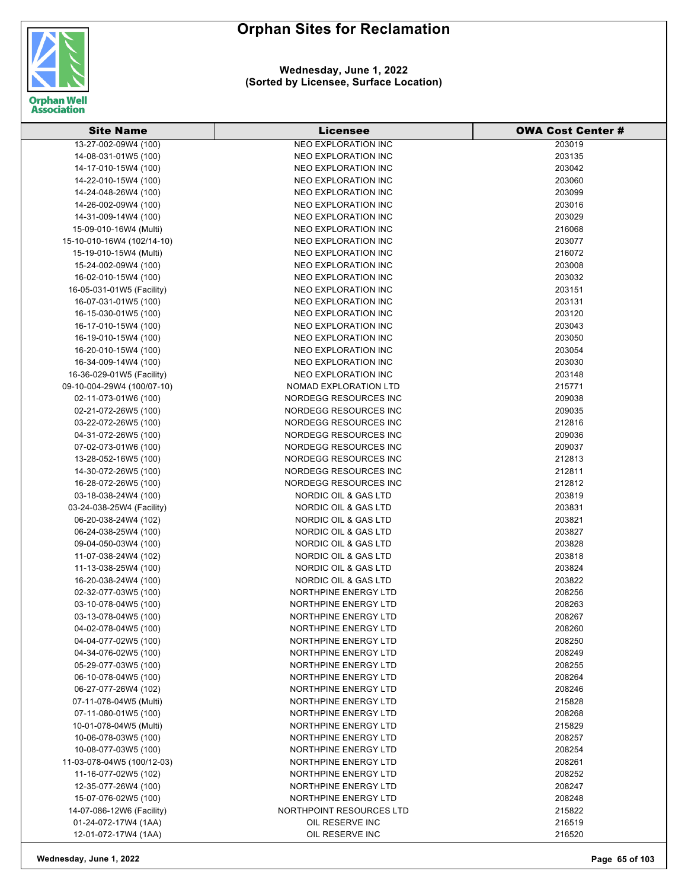# Orphan Sites for Reclamation

**Wednesday, June 1, 2022**
**(Sorted by Licensee, Surface Location)**

| Site Name | Licensee | OWA Cost Center # |
|---|---|---|
| 13-27-002-09W4 (100) | NEO EXPLORATION INC | 203019 |
| 14-08-031-01W5 (100) | NEO EXPLORATION INC | 203135 |
| 14-17-010-15W4 (100) | NEO EXPLORATION INC | 203042 |
| 14-22-010-15W4 (100) | NEO EXPLORATION INC | 203060 |
| 14-24-048-26W4 (100) | NEO EXPLORATION INC | 203099 |
| 14-26-002-09W4 (100) | NEO EXPLORATION INC | 203016 |
| 14-31-009-14W4 (100) | NEO EXPLORATION INC | 203029 |
| 15-09-010-16W4 (Multi) | NEO EXPLORATION INC | 216068 |
| 15-10-010-16W4 (102/14-10) | NEO EXPLORATION INC | 203077 |
| 15-19-010-15W4 (Multi) | NEO EXPLORATION INC | 216072 |
| 15-24-002-09W4 (100) | NEO EXPLORATION INC | 203008 |
| 16-02-010-15W4 (100) | NEO EXPLORATION INC | 203032 |
| 16-05-031-01W5 (Facility) | NEO EXPLORATION INC | 203151 |
| 16-07-031-01W5 (100) | NEO EXPLORATION INC | 203131 |
| 16-15-030-01W5 (100) | NEO EXPLORATION INC | 203120 |
| 16-17-010-15W4 (100) | NEO EXPLORATION INC | 203043 |
| 16-19-010-15W4 (100) | NEO EXPLORATION INC | 203050 |
| 16-20-010-15W4 (100) | NEO EXPLORATION INC | 203054 |
| 16-34-009-14W4 (100) | NEO EXPLORATION INC | 203030 |
| 16-36-029-01W5 (Facility) | NEO EXPLORATION INC | 203148 |
| 09-10-004-29W4 (100/07-10) | NOMAD EXPLORATION LTD | 215771 |
| 02-11-073-01W6 (100) | NORDEGG RESOURCES INC | 209038 |
| 02-21-072-26W5 (100) | NORDEGG RESOURCES INC | 209035 |
| 03-22-072-26W5 (100) | NORDEGG RESOURCES INC | 212816 |
| 04-31-072-26W5 (100) | NORDEGG RESOURCES INC | 209036 |
| 07-02-073-01W6 (100) | NORDEGG RESOURCES INC | 209037 |
| 13-28-052-16W5 (100) | NORDEGG RESOURCES INC | 212813 |
| 14-30-072-26W5 (100) | NORDEGG RESOURCES INC | 212811 |
| 16-28-072-26W5 (100) | NORDEGG RESOURCES INC | 212812 |
| 03-18-038-24W4 (100) | NORDIC OIL & GAS LTD | 203819 |
| 03-24-038-25W4 (Facility) | NORDIC OIL & GAS LTD | 203831 |
| 06-20-038-24W4 (102) | NORDIC OIL & GAS LTD | 203821 |
| 06-24-038-25W4 (100) | NORDIC OIL & GAS LTD | 203827 |
| 09-04-050-03W4 (100) | NORDIC OIL & GAS LTD | 203828 |
| 11-07-038-24W4 (102) | NORDIC OIL & GAS LTD | 203818 |
| 11-13-038-25W4 (100) | NORDIC OIL & GAS LTD | 203824 |
| 16-20-038-24W4 (100) | NORDIC OIL & GAS LTD | 203822 |
| 02-32-077-03W5 (100) | NORTHPINE ENERGY LTD | 208256 |
| 03-10-078-04W5 (100) | NORTHPINE ENERGY LTD | 208263 |
| 03-13-078-04W5 (100) | NORTHPINE ENERGY LTD | 208267 |
| 04-02-078-04W5 (100) | NORTHPINE ENERGY LTD | 208260 |
| 04-04-077-02W5 (100) | NORTHPINE ENERGY LTD | 208250 |
| 04-34-076-02W5 (100) | NORTHPINE ENERGY LTD | 208249 |
| 05-29-077-03W5 (100) | NORTHPINE ENERGY LTD | 208255 |
| 06-10-078-04W5 (100) | NORTHPINE ENERGY LTD | 208264 |
| 06-27-077-26W4 (102) | NORTHPINE ENERGY LTD | 208246 |
| 07-11-078-04W5 (Multi) | NORTHPINE ENERGY LTD | 215828 |
| 07-11-080-01W5 (100) | NORTHPINE ENERGY LTD | 208268 |
| 10-01-078-04W5 (Multi) | NORTHPINE ENERGY LTD | 215829 |
| 10-06-078-03W5 (100) | NORTHPINE ENERGY LTD | 208257 |
| 10-08-077-03W5 (100) | NORTHPINE ENERGY LTD | 208254 |
| 11-03-078-04W5 (100/12-03) | NORTHPINE ENERGY LTD | 208261 |
| 11-16-077-02W5 (102) | NORTHPINE ENERGY LTD | 208252 |
| 12-35-077-26W4 (100) | NORTHPINE ENERGY LTD | 208247 |
| 15-07-076-02W5 (100) | NORTHPINE ENERGY LTD | 208248 |
| 14-07-086-12W6 (Facility) | NORTHPOINT RESOURCES LTD | 215822 |
| 01-24-072-17W4 (1AA) | OIL RESERVE INC | 216519 |
| 12-01-072-17W4 (1AA) | OIL RESERVE INC | 216520 |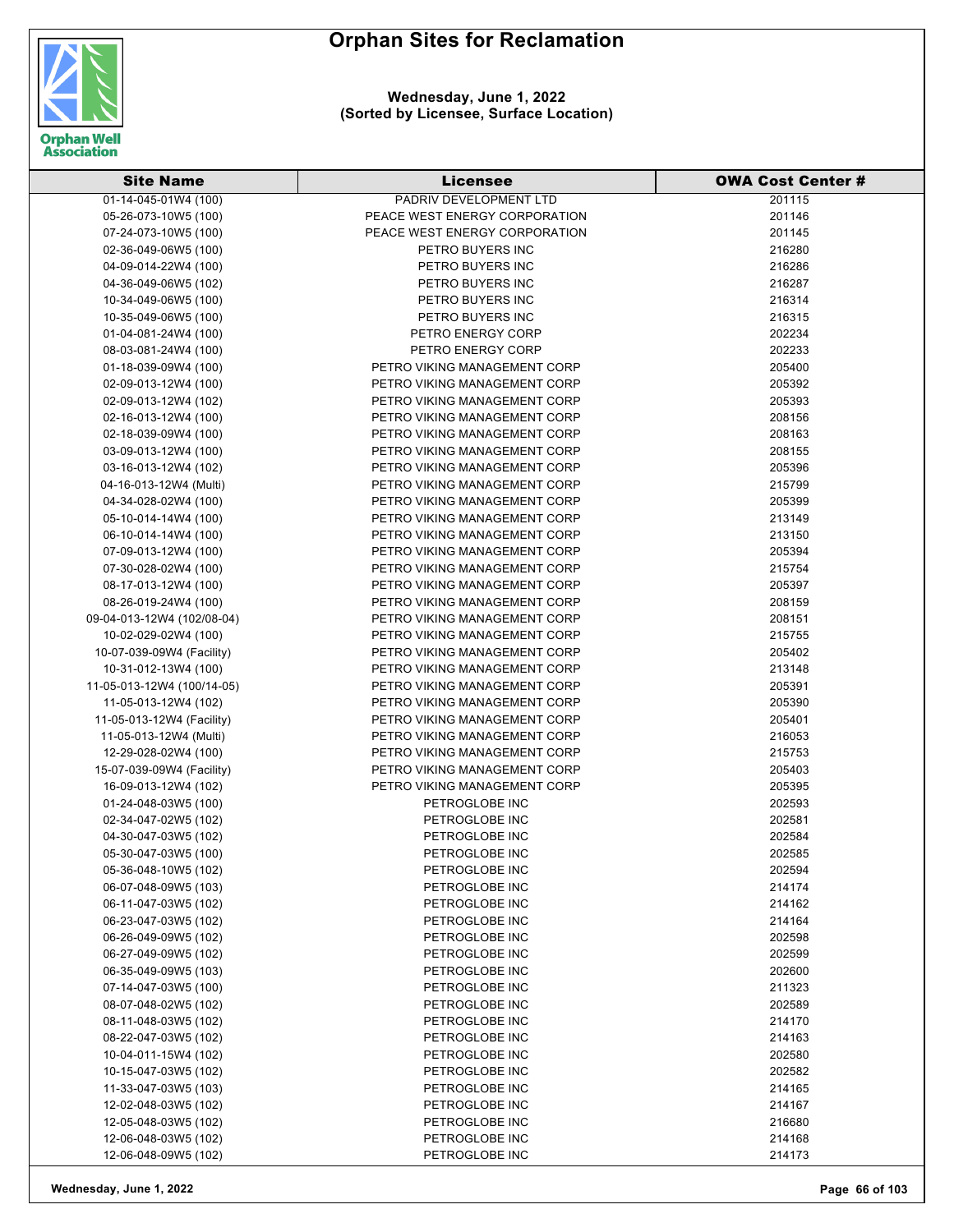# Orphan Sites for Reclamation

**Wednesday, June 1, 2022**
**(Sorted by Licensee, Surface Location)**

| Site Name | Licensee | OWA Cost Center # |
|---|---|---|
| 01-14-045-01W4 (100) | PADRIV DEVELOPMENT LTD | 201115 |
| 05-26-073-10W5 (100) | PEACE WEST ENERGY CORPORATION | 201146 |
| 07-24-073-10W5 (100) | PEACE WEST ENERGY CORPORATION | 201145 |
| 02-36-049-06W5 (100) | PETRO BUYERS INC | 216280 |
| 04-09-014-22W4 (100) | PETRO BUYERS INC | 216286 |
| 04-36-049-06W5 (102) | PETRO BUYERS INC | 216287 |
| 10-34-049-06W5 (100) | PETRO BUYERS INC | 216314 |
| 10-35-049-06W5 (100) | PETRO BUYERS INC | 216315 |
| 01-04-081-24W4 (100) | PETRO ENERGY CORP | 202234 |
| 08-03-081-24W4 (100) | PETRO ENERGY CORP | 202233 |
| 01-18-039-09W4 (100) | PETRO VIKING MANAGEMENT CORP | 205400 |
| 02-09-013-12W4 (100) | PETRO VIKING MANAGEMENT CORP | 205392 |
| 02-09-013-12W4 (102) | PETRO VIKING MANAGEMENT CORP | 205393 |
| 02-16-013-12W4 (100) | PETRO VIKING MANAGEMENT CORP | 208156 |
| 02-18-039-09W4 (100) | PETRO VIKING MANAGEMENT CORP | 208163 |
| 03-09-013-12W4 (100) | PETRO VIKING MANAGEMENT CORP | 208155 |
| 03-16-013-12W4 (102) | PETRO VIKING MANAGEMENT CORP | 205396 |
| 04-16-013-12W4 (Multi) | PETRO VIKING MANAGEMENT CORP | 215799 |
| 04-34-028-02W4 (100) | PETRO VIKING MANAGEMENT CORP | 205399 |
| 05-10-014-14W4 (100) | PETRO VIKING MANAGEMENT CORP | 213149 |
| 06-10-014-14W4 (100) | PETRO VIKING MANAGEMENT CORP | 213150 |
| 07-09-013-12W4 (100) | PETRO VIKING MANAGEMENT CORP | 205394 |
| 07-30-028-02W4 (100) | PETRO VIKING MANAGEMENT CORP | 215754 |
| 08-17-013-12W4 (100) | PETRO VIKING MANAGEMENT CORP | 205397 |
| 08-26-019-24W4 (100) | PETRO VIKING MANAGEMENT CORP | 208159 |
| 09-04-013-12W4 (102/08-04) | PETRO VIKING MANAGEMENT CORP | 208151 |
| 10-02-029-02W4 (100) | PETRO VIKING MANAGEMENT CORP | 215755 |
| 10-07-039-09W4 (Facility) | PETRO VIKING MANAGEMENT CORP | 205402 |
| 10-31-012-13W4 (100) | PETRO VIKING MANAGEMENT CORP | 213148 |
| 11-05-013-12W4 (100/14-05) | PETRO VIKING MANAGEMENT CORP | 205391 |
| 11-05-013-12W4 (102) | PETRO VIKING MANAGEMENT CORP | 205390 |
| 11-05-013-12W4 (Facility) | PETRO VIKING MANAGEMENT CORP | 205401 |
| 11-05-013-12W4 (Multi) | PETRO VIKING MANAGEMENT CORP | 216053 |
| 12-29-028-02W4 (100) | PETRO VIKING MANAGEMENT CORP | 215753 |
| 15-07-039-09W4 (Facility) | PETRO VIKING MANAGEMENT CORP | 205403 |
| 16-09-013-12W4 (102) | PETRO VIKING MANAGEMENT CORP | 205395 |
| 01-24-048-03W5 (100) | PETROGLOBE INC | 202593 |
| 02-34-047-02W5 (102) | PETROGLOBE INC | 202581 |
| 04-30-047-03W5 (102) | PETROGLOBE INC | 202584 |
| 05-30-047-03W5 (100) | PETROGLOBE INC | 202585 |
| 05-36-048-10W5 (102) | PETROGLOBE INC | 202594 |
| 06-07-048-09W5 (103) | PETROGLOBE INC | 214174 |
| 06-11-047-03W5 (102) | PETROGLOBE INC | 214162 |
| 06-23-047-03W5 (102) | PETROGLOBE INC | 214164 |
| 06-26-049-09W5 (102) | PETROGLOBE INC | 202598 |
| 06-27-049-09W5 (102) | PETROGLOBE INC | 202599 |
| 06-35-049-09W5 (103) | PETROGLOBE INC | 202600 |
| 07-14-047-03W5 (100) | PETROGLOBE INC | 211323 |
| 08-07-048-02W5 (102) | PETROGLOBE INC | 202589 |
| 08-11-048-03W5 (102) | PETROGLOBE INC | 214170 |
| 08-22-047-03W5 (102) | PETROGLOBE INC | 214163 |
| 10-04-011-15W4 (102) | PETROGLOBE INC | 202580 |
| 10-15-047-03W5 (102) | PETROGLOBE INC | 202582 |
| 11-33-047-03W5 (103) | PETROGLOBE INC | 214165 |
| 12-02-048-03W5 (102) | PETROGLOBE INC | 214167 |
| 12-05-048-03W5 (102) | PETROGLOBE INC | 216680 |
| 12-06-048-03W5 (102) | PETROGLOBE INC | 214168 |
| 12-06-048-09W5 (102) | PETROGLOBE INC | 214173 |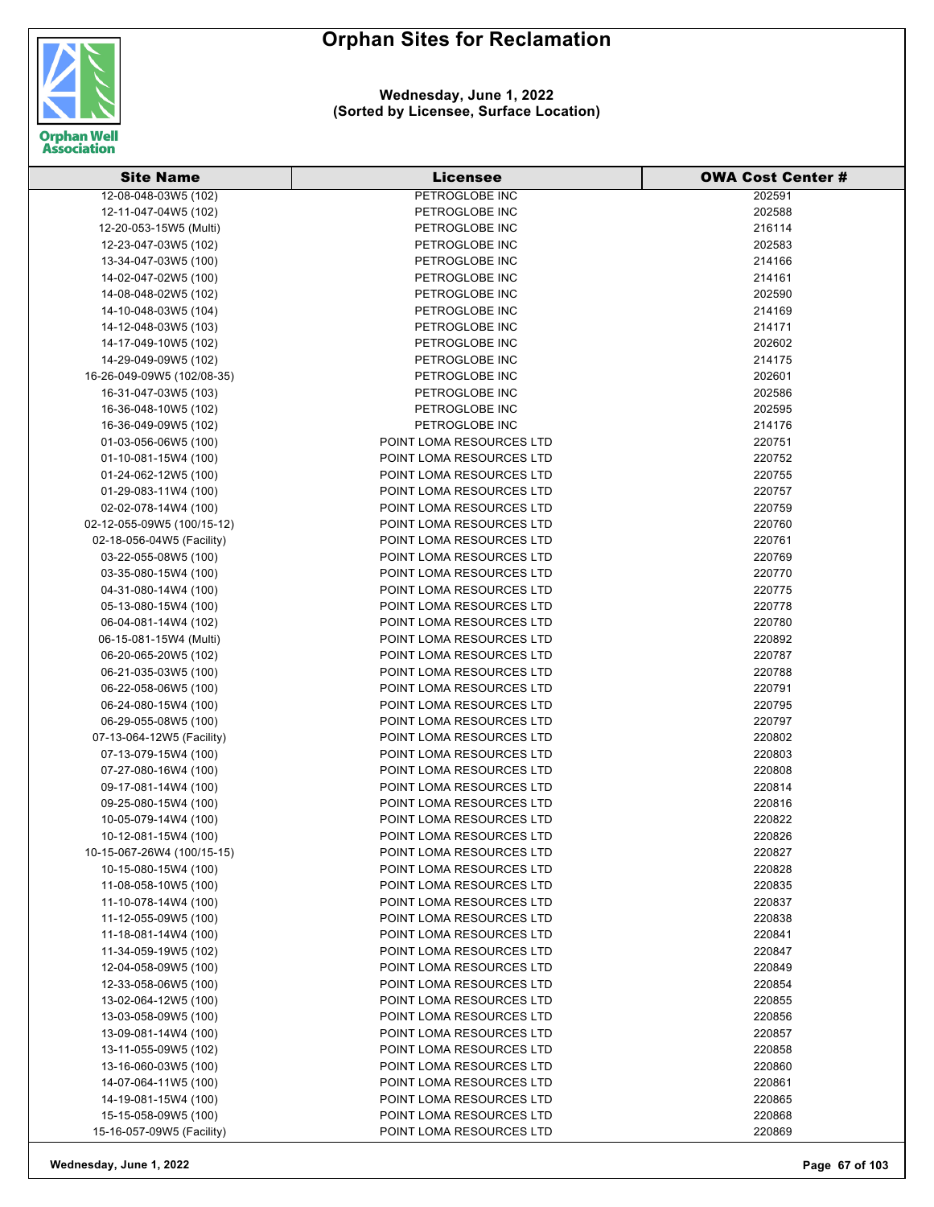# Orphan Sites for Reclamation

**Wednesday, June 1, 2022**
**(Sorted by Licensee, Surface Location)**

| Site Name | Licensee | OWA Cost Center # |
|---|---|---|
| 12-08-048-03W5 (102) | PETROGLOBE INC | 202591 |
| 12-11-047-04W5 (102) | PETROGLOBE INC | 202588 |
| 12-20-053-15W5 (Multi) | PETROGLOBE INC | 216114 |
| 12-23-047-03W5 (102) | PETROGLOBE INC | 202583 |
| 13-34-047-03W5 (100) | PETROGLOBE INC | 214166 |
| 14-02-047-02W5 (100) | PETROGLOBE INC | 214161 |
| 14-08-048-02W5 (102) | PETROGLOBE INC | 202590 |
| 14-10-048-03W5 (104) | PETROGLOBE INC | 214169 |
| 14-12-048-03W5 (103) | PETROGLOBE INC | 214171 |
| 14-17-049-10W5 (102) | PETROGLOBE INC | 202602 |
| 14-29-049-09W5 (102) | PETROGLOBE INC | 214175 |
| 16-26-049-09W5 (102/08-35) | PETROGLOBE INC | 202601 |
| 16-31-047-03W5 (103) | PETROGLOBE INC | 202586 |
| 16-36-048-10W5 (102) | PETROGLOBE INC | 202595 |
| 16-36-049-09W5 (102) | PETROGLOBE INC | 214176 |
| 01-03-056-06W5 (100) | POINT LOMA RESOURCES LTD | 220751 |
| 01-10-081-15W4 (100) | POINT LOMA RESOURCES LTD | 220752 |
| 01-24-062-12W5 (100) | POINT LOMA RESOURCES LTD | 220755 |
| 01-29-083-11W4 (100) | POINT LOMA RESOURCES LTD | 220757 |
| 02-02-078-14W4 (100) | POINT LOMA RESOURCES LTD | 220759 |
| 02-12-055-09W5 (100/15-12) | POINT LOMA RESOURCES LTD | 220760 |
| 02-18-056-04W5 (Facility) | POINT LOMA RESOURCES LTD | 220761 |
| 03-22-055-08W5 (100) | POINT LOMA RESOURCES LTD | 220769 |
| 03-35-080-15W4 (100) | POINT LOMA RESOURCES LTD | 220770 |
| 04-31-080-14W4 (100) | POINT LOMA RESOURCES LTD | 220775 |
| 05-13-080-15W4 (100) | POINT LOMA RESOURCES LTD | 220778 |
| 06-04-081-14W4 (102) | POINT LOMA RESOURCES LTD | 220780 |
| 06-15-081-15W4 (Multi) | POINT LOMA RESOURCES LTD | 220892 |
| 06-20-065-20W5 (102) | POINT LOMA RESOURCES LTD | 220787 |
| 06-21-035-03W5 (100) | POINT LOMA RESOURCES LTD | 220788 |
| 06-22-058-06W5 (100) | POINT LOMA RESOURCES LTD | 220791 |
| 06-24-080-15W4 (100) | POINT LOMA RESOURCES LTD | 220795 |
| 06-29-055-08W5 (100) | POINT LOMA RESOURCES LTD | 220797 |
| 07-13-064-12W5 (Facility) | POINT LOMA RESOURCES LTD | 220802 |
| 07-13-079-15W4 (100) | POINT LOMA RESOURCES LTD | 220803 |
| 07-27-080-16W4 (100) | POINT LOMA RESOURCES LTD | 220808 |
| 09-17-081-14W4 (100) | POINT LOMA RESOURCES LTD | 220814 |
| 09-25-080-15W4 (100) | POINT LOMA RESOURCES LTD | 220816 |
| 10-05-079-14W4 (100) | POINT LOMA RESOURCES LTD | 220822 |
| 10-12-081-15W4 (100) | POINT LOMA RESOURCES LTD | 220826 |
| 10-15-067-26W4 (100/15-15) | POINT LOMA RESOURCES LTD | 220827 |
| 10-15-080-15W4 (100) | POINT LOMA RESOURCES LTD | 220828 |
| 11-08-058-10W5 (100) | POINT LOMA RESOURCES LTD | 220835 |
| 11-10-078-14W4 (100) | POINT LOMA RESOURCES LTD | 220837 |
| 11-12-055-09W5 (100) | POINT LOMA RESOURCES LTD | 220838 |
| 11-18-081-14W4 (100) | POINT LOMA RESOURCES LTD | 220841 |
| 11-34-059-19W5 (102) | POINT LOMA RESOURCES LTD | 220847 |
| 12-04-058-09W5 (100) | POINT LOMA RESOURCES LTD | 220849 |
| 12-33-058-06W5 (100) | POINT LOMA RESOURCES LTD | 220854 |
| 13-02-064-12W5 (100) | POINT LOMA RESOURCES LTD | 220855 |
| 13-03-058-09W5 (100) | POINT LOMA RESOURCES LTD | 220856 |
| 13-09-081-14W4 (100) | POINT LOMA RESOURCES LTD | 220857 |
| 13-11-055-09W5 (102) | POINT LOMA RESOURCES LTD | 220858 |
| 13-16-060-03W5 (100) | POINT LOMA RESOURCES LTD | 220860 |
| 14-07-064-11W5 (100) | POINT LOMA RESOURCES LTD | 220861 |
| 14-19-081-15W4 (100) | POINT LOMA RESOURCES LTD | 220865 |
| 15-15-058-09W5 (100) | POINT LOMA RESOURCES LTD | 220868 |
| 15-16-057-09W5 (Facility) | POINT LOMA RESOURCES LTD | 220869 |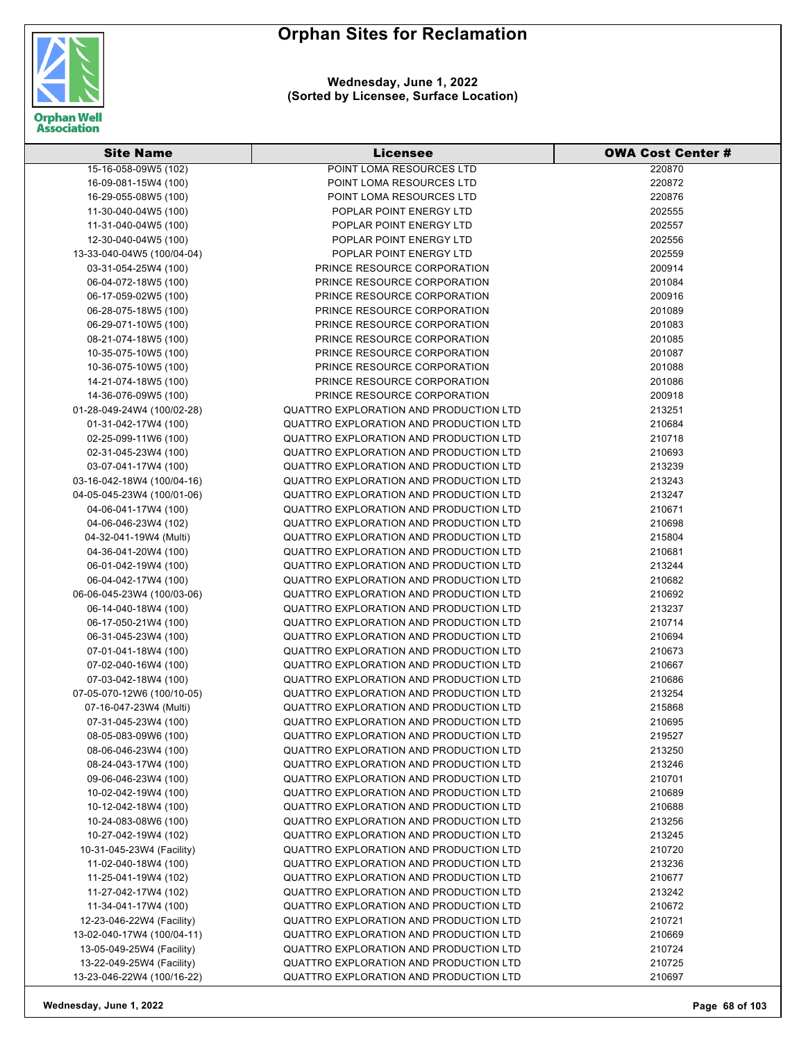# Orphan Sites for Reclamation

**Wednesday, June 1, 2022**
**(Sorted by Licensee, Surface Location)**

| Site Name | Licensee | OWA Cost Center # |
|---|---|---|
| 15-16-058-09W5 (102) | POINT LOMA RESOURCES LTD | 220870 |
| 16-09-081-15W4 (100) | POINT LOMA RESOURCES LTD | 220872 |
| 16-29-055-08W5 (100) | POINT LOMA RESOURCES LTD | 220876 |
| 11-30-040-04W5 (100) | POPLAR POINT ENERGY LTD | 202555 |
| 11-31-040-04W5 (100) | POPLAR POINT ENERGY LTD | 202557 |
| 12-30-040-04W5 (100) | POPLAR POINT ENERGY LTD | 202556 |
| 13-33-040-04W5 (100/04-04) | POPLAR POINT ENERGY LTD | 202559 |
| 03-31-054-25W4 (100) | PRINCE RESOURCE CORPORATION | 200914 |
| 06-04-072-18W5 (100) | PRINCE RESOURCE CORPORATION | 201084 |
| 06-17-059-02W5 (100) | PRINCE RESOURCE CORPORATION | 200916 |
| 06-28-075-18W5 (100) | PRINCE RESOURCE CORPORATION | 201089 |
| 06-29-071-10W5 (100) | PRINCE RESOURCE CORPORATION | 201083 |
| 08-21-074-18W5 (100) | PRINCE RESOURCE CORPORATION | 201085 |
| 10-35-075-10W5 (100) | PRINCE RESOURCE CORPORATION | 201087 |
| 10-36-075-10W5 (100) | PRINCE RESOURCE CORPORATION | 201088 |
| 14-21-074-18W5 (100) | PRINCE RESOURCE CORPORATION | 201086 |
| 14-36-076-09W5 (100) | PRINCE RESOURCE CORPORATION | 200918 |
| 01-28-049-24W4 (100/02-28) | QUATTRO EXPLORATION AND PRODUCTION LTD | 213251 |
| 01-31-042-17W4 (100) | QUATTRO EXPLORATION AND PRODUCTION LTD | 210684 |
| 02-25-099-11W6 (100) | QUATTRO EXPLORATION AND PRODUCTION LTD | 210718 |
| 02-31-045-23W4 (100) | QUATTRO EXPLORATION AND PRODUCTION LTD | 210693 |
| 03-07-041-17W4 (100) | QUATTRO EXPLORATION AND PRODUCTION LTD | 213239 |
| 03-16-042-18W4 (100/04-16) | QUATTRO EXPLORATION AND PRODUCTION LTD | 213243 |
| 04-05-045-23W4 (100/01-06) | QUATTRO EXPLORATION AND PRODUCTION LTD | 213247 |
| 04-06-041-17W4 (100) | QUATTRO EXPLORATION AND PRODUCTION LTD | 210671 |
| 04-06-046-23W4 (102) | QUATTRO EXPLORATION AND PRODUCTION LTD | 210698 |
| 04-32-041-19W4 (Multi) | QUATTRO EXPLORATION AND PRODUCTION LTD | 215804 |
| 04-36-041-20W4 (100) | QUATTRO EXPLORATION AND PRODUCTION LTD | 210681 |
| 06-01-042-19W4 (100) | QUATTRO EXPLORATION AND PRODUCTION LTD | 213244 |
| 06-04-042-17W4 (100) | QUATTRO EXPLORATION AND PRODUCTION LTD | 210682 |
| 06-06-045-23W4 (100/03-06) | QUATTRO EXPLORATION AND PRODUCTION LTD | 210692 |
| 06-14-040-18W4 (100) | QUATTRO EXPLORATION AND PRODUCTION LTD | 213237 |
| 06-17-050-21W4 (100) | QUATTRO EXPLORATION AND PRODUCTION LTD | 210714 |
| 06-31-045-23W4 (100) | QUATTRO EXPLORATION AND PRODUCTION LTD | 210694 |
| 07-01-041-18W4 (100) | QUATTRO EXPLORATION AND PRODUCTION LTD | 210673 |
| 07-02-040-16W4 (100) | QUATTRO EXPLORATION AND PRODUCTION LTD | 210667 |
| 07-03-042-18W4 (100) | QUATTRO EXPLORATION AND PRODUCTION LTD | 210686 |
| 07-05-070-12W6 (100/10-05) | QUATTRO EXPLORATION AND PRODUCTION LTD | 213254 |
| 07-16-047-23W4 (Multi) | QUATTRO EXPLORATION AND PRODUCTION LTD | 215868 |
| 07-31-045-23W4 (100) | QUATTRO EXPLORATION AND PRODUCTION LTD | 210695 |
| 08-05-083-09W6 (100) | QUATTRO EXPLORATION AND PRODUCTION LTD | 219527 |
| 08-06-046-23W4 (100) | QUATTRO EXPLORATION AND PRODUCTION LTD | 213250 |
| 08-24-043-17W4 (100) | QUATTRO EXPLORATION AND PRODUCTION LTD | 213246 |
| 09-06-046-23W4 (100) | QUATTRO EXPLORATION AND PRODUCTION LTD | 210701 |
| 10-02-042-19W4 (100) | QUATTRO EXPLORATION AND PRODUCTION LTD | 210689 |
| 10-12-042-18W4 (100) | QUATTRO EXPLORATION AND PRODUCTION LTD | 210688 |
| 10-24-083-08W6 (100) | QUATTRO EXPLORATION AND PRODUCTION LTD | 213256 |
| 10-27-042-19W4 (102) | QUATTRO EXPLORATION AND PRODUCTION LTD | 213245 |
| 10-31-045-23W4 (Facility) | QUATTRO EXPLORATION AND PRODUCTION LTD | 210720 |
| 11-02-040-18W4 (100) | QUATTRO EXPLORATION AND PRODUCTION LTD | 213236 |
| 11-25-041-19W4 (102) | QUATTRO EXPLORATION AND PRODUCTION LTD | 210677 |
| 11-27-042-17W4 (102) | QUATTRO EXPLORATION AND PRODUCTION LTD | 213242 |
| 11-34-041-17W4 (100) | QUATTRO EXPLORATION AND PRODUCTION LTD | 210672 |
| 12-23-046-22W4 (Facility) | QUATTRO EXPLORATION AND PRODUCTION LTD | 210721 |
| 13-02-040-17W4 (100/04-11) | QUATTRO EXPLORATION AND PRODUCTION LTD | 210669 |
| 13-05-049-25W4 (Facility) | QUATTRO EXPLORATION AND PRODUCTION LTD | 210724 |
| 13-22-049-25W4 (Facility) | QUATTRO EXPLORATION AND PRODUCTION LTD | 210725 |
| 13-23-046-22W4 (100/16-22) | QUATTRO EXPLORATION AND PRODUCTION LTD | 210697 |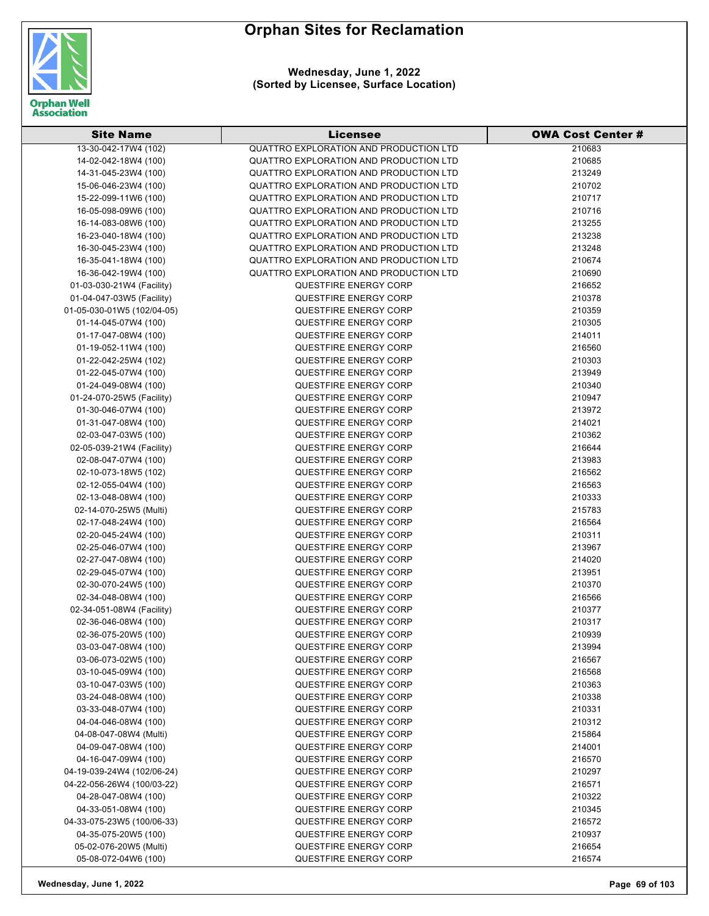# Orphan Sites for Reclamation

**Wednesday, June 1, 2022**
**(Sorted by Licensee, Surface Location)**

| Site Name | Licensee | OWA Cost Center # |
|---|---|---|
| 13-30-042-17W4 (102) | QUATTRO EXPLORATION AND PRODUCTION LTD | 210683 |
| 14-02-042-18W4 (100) | QUATTRO EXPLORATION AND PRODUCTION LTD | 210685 |
| 14-31-045-23W4 (100) | QUATTRO EXPLORATION AND PRODUCTION LTD | 213249 |
| 15-06-046-23W4 (100) | QUATTRO EXPLORATION AND PRODUCTION LTD | 210702 |
| 15-22-099-11W6 (100) | QUATTRO EXPLORATION AND PRODUCTION LTD | 210717 |
| 16-05-098-09W6 (100) | QUATTRO EXPLORATION AND PRODUCTION LTD | 210716 |
| 16-14-083-08W6 (100) | QUATTRO EXPLORATION AND PRODUCTION LTD | 213255 |
| 16-23-040-18W4 (100) | QUATTRO EXPLORATION AND PRODUCTION LTD | 213238 |
| 16-30-045-23W4 (100) | QUATTRO EXPLORATION AND PRODUCTION LTD | 213248 |
| 16-35-041-18W4 (100) | QUATTRO EXPLORATION AND PRODUCTION LTD | 210674 |
| 16-36-042-19W4 (100) | QUATTRO EXPLORATION AND PRODUCTION LTD | 210690 |
| 01-03-030-21W4 (Facility) | QUESTFIRE ENERGY CORP | 216652 |
| 01-04-047-03W5 (Facility) | QUESTFIRE ENERGY CORP | 210378 |
| 01-05-030-01W5 (102/04-05) | QUESTFIRE ENERGY CORP | 210359 |
| 01-14-045-07W4 (100) | QUESTFIRE ENERGY CORP | 210305 |
| 01-17-047-08W4 (100) | QUESTFIRE ENERGY CORP | 214011 |
| 01-19-052-11W4 (100) | QUESTFIRE ENERGY CORP | 216560 |
| 01-22-042-25W4 (102) | QUESTFIRE ENERGY CORP | 210303 |
| 01-22-045-07W4 (100) | QUESTFIRE ENERGY CORP | 213949 |
| 01-24-049-08W4 (100) | QUESTFIRE ENERGY CORP | 210340 |
| 01-24-070-25W5 (Facility) | QUESTFIRE ENERGY CORP | 210947 |
| 01-30-046-07W4 (100) | QUESTFIRE ENERGY CORP | 213972 |
| 01-31-047-08W4 (100) | QUESTFIRE ENERGY CORP | 214021 |
| 02-03-047-03W5 (100) | QUESTFIRE ENERGY CORP | 210362 |
| 02-05-039-21W4 (Facility) | QUESTFIRE ENERGY CORP | 216644 |
| 02-08-047-07W4 (100) | QUESTFIRE ENERGY CORP | 213983 |
| 02-10-073-18W5 (102) | QUESTFIRE ENERGY CORP | 216562 |
| 02-12-055-04W4 (100) | QUESTFIRE ENERGY CORP | 216563 |
| 02-13-048-08W4 (100) | QUESTFIRE ENERGY CORP | 210333 |
| 02-14-070-25W5 (Multi) | QUESTFIRE ENERGY CORP | 215783 |
| 02-17-048-24W4 (100) | QUESTFIRE ENERGY CORP | 216564 |
| 02-20-045-24W4 (100) | QUESTFIRE ENERGY CORP | 210311 |
| 02-25-046-07W4 (100) | QUESTFIRE ENERGY CORP | 213967 |
| 02-27-047-08W4 (100) | QUESTFIRE ENERGY CORP | 214020 |
| 02-29-045-07W4 (100) | QUESTFIRE ENERGY CORP | 213951 |
| 02-30-070-24W5 (100) | QUESTFIRE ENERGY CORP | 210370 |
| 02-34-048-08W4 (100) | QUESTFIRE ENERGY CORP | 216566 |
| 02-34-051-08W4 (Facility) | QUESTFIRE ENERGY CORP | 210377 |
| 02-36-046-08W4 (100) | QUESTFIRE ENERGY CORP | 210317 |
| 02-36-075-20W5 (100) | QUESTFIRE ENERGY CORP | 210939 |
| 03-03-047-08W4 (100) | QUESTFIRE ENERGY CORP | 213994 |
| 03-06-073-02W5 (100) | QUESTFIRE ENERGY CORP | 216567 |
| 03-10-045-09W4 (100) | QUESTFIRE ENERGY CORP | 216568 |
| 03-10-047-03W5 (100) | QUESTFIRE ENERGY CORP | 210363 |
| 03-24-048-08W4 (100) | QUESTFIRE ENERGY CORP | 210338 |
| 03-33-048-07W4 (100) | QUESTFIRE ENERGY CORP | 210331 |
| 04-04-046-08W4 (100) | QUESTFIRE ENERGY CORP | 210312 |
| 04-08-047-08W4 (Multi) | QUESTFIRE ENERGY CORP | 215864 |
| 04-09-047-08W4 (100) | QUESTFIRE ENERGY CORP | 214001 |
| 04-16-047-09W4 (100) | QUESTFIRE ENERGY CORP | 216570 |
| 04-19-039-24W4 (102/06-24) | QUESTFIRE ENERGY CORP | 210297 |
| 04-22-056-26W4 (100/03-22) | QUESTFIRE ENERGY CORP | 216571 |
| 04-28-047-08W4 (100) | QUESTFIRE ENERGY CORP | 210322 |
| 04-33-051-08W4 (100) | QUESTFIRE ENERGY CORP | 210345 |
| 04-33-075-23W5 (100/06-33) | QUESTFIRE ENERGY CORP | 216572 |
| 04-35-075-20W5 (100) | QUESTFIRE ENERGY CORP | 210937 |
| 05-02-076-20W5 (Multi) | QUESTFIRE ENERGY CORP | 216654 |
| 05-08-072-04W6 (100) | QUESTFIRE ENERGY CORP | 216574 |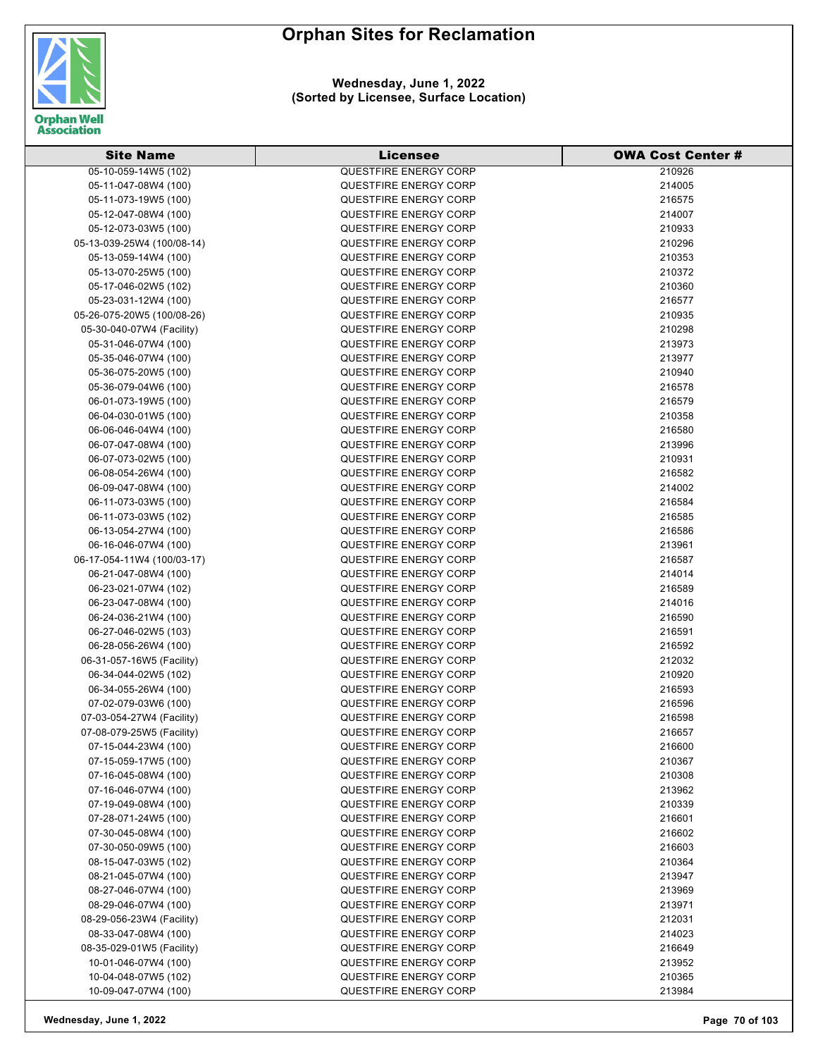# Orphan Sites for Reclamation

**Wednesday, June 1, 2022**
**(Sorted by Licensee, Surface Location)**

| Site Name | Licensee | OWA Cost Center # |
|---|---|---|
| 05-10-059-14W5 (102) | QUESTFIRE ENERGY CORP | 210926 |
| 05-11-047-08W4 (100) | QUESTFIRE ENERGY CORP | 214005 |
| 05-11-073-19W5 (100) | QUESTFIRE ENERGY CORP | 216575 |
| 05-12-047-08W4 (100) | QUESTFIRE ENERGY CORP | 214007 |
| 05-12-073-03W5 (100) | QUESTFIRE ENERGY CORP | 210933 |
| 05-13-039-25W4 (100/08-14) | QUESTFIRE ENERGY CORP | 210296 |
| 05-13-059-14W4 (100) | QUESTFIRE ENERGY CORP | 210353 |
| 05-13-070-25W5 (100) | QUESTFIRE ENERGY CORP | 210372 |
| 05-17-046-02W5 (102) | QUESTFIRE ENERGY CORP | 210360 |
| 05-23-031-12W4 (100) | QUESTFIRE ENERGY CORP | 216577 |
| 05-26-075-20W5 (100/08-26) | QUESTFIRE ENERGY CORP | 210935 |
| 05-30-040-07W4 (Facility) | QUESTFIRE ENERGY CORP | 210298 |
| 05-31-046-07W4 (100) | QUESTFIRE ENERGY CORP | 213973 |
| 05-35-046-07W4 (100) | QUESTFIRE ENERGY CORP | 213977 |
| 05-36-075-20W5 (100) | QUESTFIRE ENERGY CORP | 210940 |
| 05-36-079-04W6 (100) | QUESTFIRE ENERGY CORP | 216578 |
| 06-01-073-19W5 (100) | QUESTFIRE ENERGY CORP | 216579 |
| 06-04-030-01W5 (100) | QUESTFIRE ENERGY CORP | 210358 |
| 06-06-046-04W4 (100) | QUESTFIRE ENERGY CORP | 216580 |
| 06-07-047-08W4 (100) | QUESTFIRE ENERGY CORP | 213996 |
| 06-07-073-02W5 (100) | QUESTFIRE ENERGY CORP | 210931 |
| 06-08-054-26W4 (100) | QUESTFIRE ENERGY CORP | 216582 |
| 06-09-047-08W4 (100) | QUESTFIRE ENERGY CORP | 214002 |
| 06-11-073-03W5 (100) | QUESTFIRE ENERGY CORP | 216584 |
| 06-11-073-03W5 (102) | QUESTFIRE ENERGY CORP | 216585 |
| 06-13-054-27W4 (100) | QUESTFIRE ENERGY CORP | 216586 |
| 06-16-046-07W4 (100) | QUESTFIRE ENERGY CORP | 213961 |
| 06-17-054-11W4 (100/03-17) | QUESTFIRE ENERGY CORP | 216587 |
| 06-21-047-08W4 (100) | QUESTFIRE ENERGY CORP | 214014 |
| 06-23-021-07W4 (102) | QUESTFIRE ENERGY CORP | 216589 |
| 06-23-047-08W4 (100) | QUESTFIRE ENERGY CORP | 214016 |
| 06-24-036-21W4 (100) | QUESTFIRE ENERGY CORP | 216590 |
| 06-27-046-02W5 (103) | QUESTFIRE ENERGY CORP | 216591 |
| 06-28-056-26W4 (100) | QUESTFIRE ENERGY CORP | 216592 |
| 06-31-057-16W5 (Facility) | QUESTFIRE ENERGY CORP | 212032 |
| 06-34-044-02W5 (102) | QUESTFIRE ENERGY CORP | 210920 |
| 06-34-055-26W4 (100) | QUESTFIRE ENERGY CORP | 216593 |
| 07-02-079-03W6 (100) | QUESTFIRE ENERGY CORP | 216596 |
| 07-03-054-27W4 (Facility) | QUESTFIRE ENERGY CORP | 216598 |
| 07-08-079-25W5 (Facility) | QUESTFIRE ENERGY CORP | 216657 |
| 07-15-044-23W4 (100) | QUESTFIRE ENERGY CORP | 216600 |
| 07-15-059-17W5 (100) | QUESTFIRE ENERGY CORP | 210367 |
| 07-16-045-08W4 (100) | QUESTFIRE ENERGY CORP | 210308 |
| 07-16-046-07W4 (100) | QUESTFIRE ENERGY CORP | 213962 |
| 07-19-049-08W4 (100) | QUESTFIRE ENERGY CORP | 210339 |
| 07-28-071-24W5 (100) | QUESTFIRE ENERGY CORP | 216601 |
| 07-30-045-08W4 (100) | QUESTFIRE ENERGY CORP | 216602 |
| 07-30-050-09W5 (100) | QUESTFIRE ENERGY CORP | 216603 |
| 08-15-047-03W5 (102) | QUESTFIRE ENERGY CORP | 210364 |
| 08-21-045-07W4 (100) | QUESTFIRE ENERGY CORP | 213947 |
| 08-27-046-07W4 (100) | QUESTFIRE ENERGY CORP | 213969 |
| 08-29-046-07W4 (100) | QUESTFIRE ENERGY CORP | 213971 |
| 08-29-056-23W4 (Facility) | QUESTFIRE ENERGY CORP | 212031 |
| 08-33-047-08W4 (100) | QUESTFIRE ENERGY CORP | 214023 |
| 08-35-029-01W5 (Facility) | QUESTFIRE ENERGY CORP | 216649 |
| 10-01-046-07W4 (100) | QUESTFIRE ENERGY CORP | 213952 |
| 10-04-048-07W5 (102) | QUESTFIRE ENERGY CORP | 210365 |
| 10-09-047-07W4 (100) | QUESTFIRE ENERGY CORP | 213984 |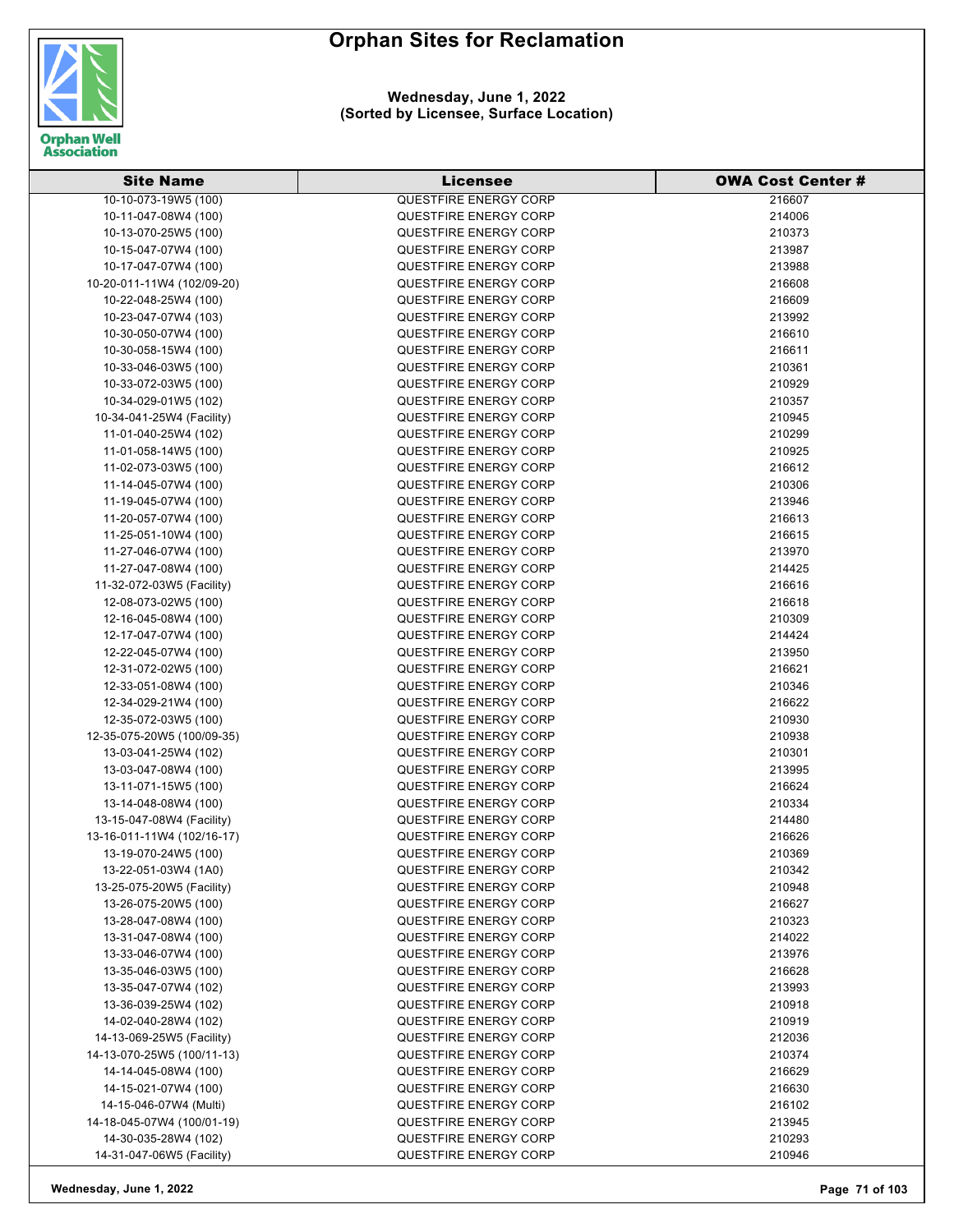# Orphan Sites for Reclamation

**Wednesday, June 1, 2022**
**(Sorted by Licensee, Surface Location)**

| Site Name | Licensee | OWA Cost Center # |
|---|---|---|
| 10-10-073-19W5 (100) | QUESTFIRE ENERGY CORP | 216607 |
| 10-11-047-08W4 (100) | QUESTFIRE ENERGY CORP | 214006 |
| 10-13-070-25W5 (100) | QUESTFIRE ENERGY CORP | 210373 |
| 10-15-047-07W4 (100) | QUESTFIRE ENERGY CORP | 213987 |
| 10-17-047-07W4 (100) | QUESTFIRE ENERGY CORP | 213988 |
| 10-20-011-11W4 (102/09-20) | QUESTFIRE ENERGY CORP | 216608 |
| 10-22-048-25W4 (100) | QUESTFIRE ENERGY CORP | 216609 |
| 10-23-047-07W4 (103) | QUESTFIRE ENERGY CORP | 213992 |
| 10-30-050-07W4 (100) | QUESTFIRE ENERGY CORP | 216610 |
| 10-30-058-15W4 (100) | QUESTFIRE ENERGY CORP | 216611 |
| 10-33-046-03W5 (100) | QUESTFIRE ENERGY CORP | 210361 |
| 10-33-072-03W5 (100) | QUESTFIRE ENERGY CORP | 210929 |
| 10-34-029-01W5 (102) | QUESTFIRE ENERGY CORP | 210357 |
| 10-34-041-25W4 (Facility) | QUESTFIRE ENERGY CORP | 210945 |
| 11-01-040-25W4 (102) | QUESTFIRE ENERGY CORP | 210299 |
| 11-01-058-14W5 (100) | QUESTFIRE ENERGY CORP | 210925 |
| 11-02-073-03W5 (100) | QUESTFIRE ENERGY CORP | 216612 |
| 11-14-045-07W4 (100) | QUESTFIRE ENERGY CORP | 210306 |
| 11-19-045-07W4 (100) | QUESTFIRE ENERGY CORP | 213946 |
| 11-20-057-07W4 (100) | QUESTFIRE ENERGY CORP | 216613 |
| 11-25-051-10W4 (100) | QUESTFIRE ENERGY CORP | 216615 |
| 11-27-046-07W4 (100) | QUESTFIRE ENERGY CORP | 213970 |
| 11-27-047-08W4 (100) | QUESTFIRE ENERGY CORP | 214425 |
| 11-32-072-03W5 (Facility) | QUESTFIRE ENERGY CORP | 216616 |
| 12-08-073-02W5 (100) | QUESTFIRE ENERGY CORP | 216618 |
| 12-16-045-08W4 (100) | QUESTFIRE ENERGY CORP | 210309 |
| 12-17-047-07W4 (100) | QUESTFIRE ENERGY CORP | 214424 |
| 12-22-045-07W4 (100) | QUESTFIRE ENERGY CORP | 213950 |
| 12-31-072-02W5 (100) | QUESTFIRE ENERGY CORP | 216621 |
| 12-33-051-08W4 (100) | QUESTFIRE ENERGY CORP | 210346 |
| 12-34-029-21W4 (100) | QUESTFIRE ENERGY CORP | 216622 |
| 12-35-072-03W5 (100) | QUESTFIRE ENERGY CORP | 210930 |
| 12-35-075-20W5 (100/09-35) | QUESTFIRE ENERGY CORP | 210938 |
| 13-03-041-25W4 (102) | QUESTFIRE ENERGY CORP | 210301 |
| 13-03-047-08W4 (100) | QUESTFIRE ENERGY CORP | 213995 |
| 13-11-071-15W5 (100) | QUESTFIRE ENERGY CORP | 216624 |
| 13-14-048-08W4 (100) | QUESTFIRE ENERGY CORP | 210334 |
| 13-15-047-08W4 (Facility) | QUESTFIRE ENERGY CORP | 214480 |
| 13-16-011-11W4 (102/16-17) | QUESTFIRE ENERGY CORP | 216626 |
| 13-19-070-24W5 (100) | QUESTFIRE ENERGY CORP | 210369 |
| 13-22-051-03W4 (1A0) | QUESTFIRE ENERGY CORP | 210342 |
| 13-25-075-20W5 (Facility) | QUESTFIRE ENERGY CORP | 210948 |
| 13-26-075-20W5 (100) | QUESTFIRE ENERGY CORP | 216627 |
| 13-28-047-08W4 (100) | QUESTFIRE ENERGY CORP | 210323 |
| 13-31-047-08W4 (100) | QUESTFIRE ENERGY CORP | 214022 |
| 13-33-046-07W4 (100) | QUESTFIRE ENERGY CORP | 213976 |
| 13-35-046-03W5 (100) | QUESTFIRE ENERGY CORP | 216628 |
| 13-35-047-07W4 (102) | QUESTFIRE ENERGY CORP | 213993 |
| 13-36-039-25W4 (102) | QUESTFIRE ENERGY CORP | 210918 |
| 14-02-040-28W4 (102) | QUESTFIRE ENERGY CORP | 210919 |
| 14-13-069-25W5 (Facility) | QUESTFIRE ENERGY CORP | 212036 |
| 14-13-070-25W5 (100/11-13) | QUESTFIRE ENERGY CORP | 210374 |
| 14-14-045-08W4 (100) | QUESTFIRE ENERGY CORP | 216629 |
| 14-15-021-07W4 (100) | QUESTFIRE ENERGY CORP | 216630 |
| 14-15-046-07W4 (Multi) | QUESTFIRE ENERGY CORP | 216102 |
| 14-18-045-07W4 (100/01-19) | QUESTFIRE ENERGY CORP | 213945 |
| 14-30-035-28W4 (102) | QUESTFIRE ENERGY CORP | 210293 |
| 14-31-047-06W5 (Facility) | QUESTFIRE ENERGY CORP | 210946 |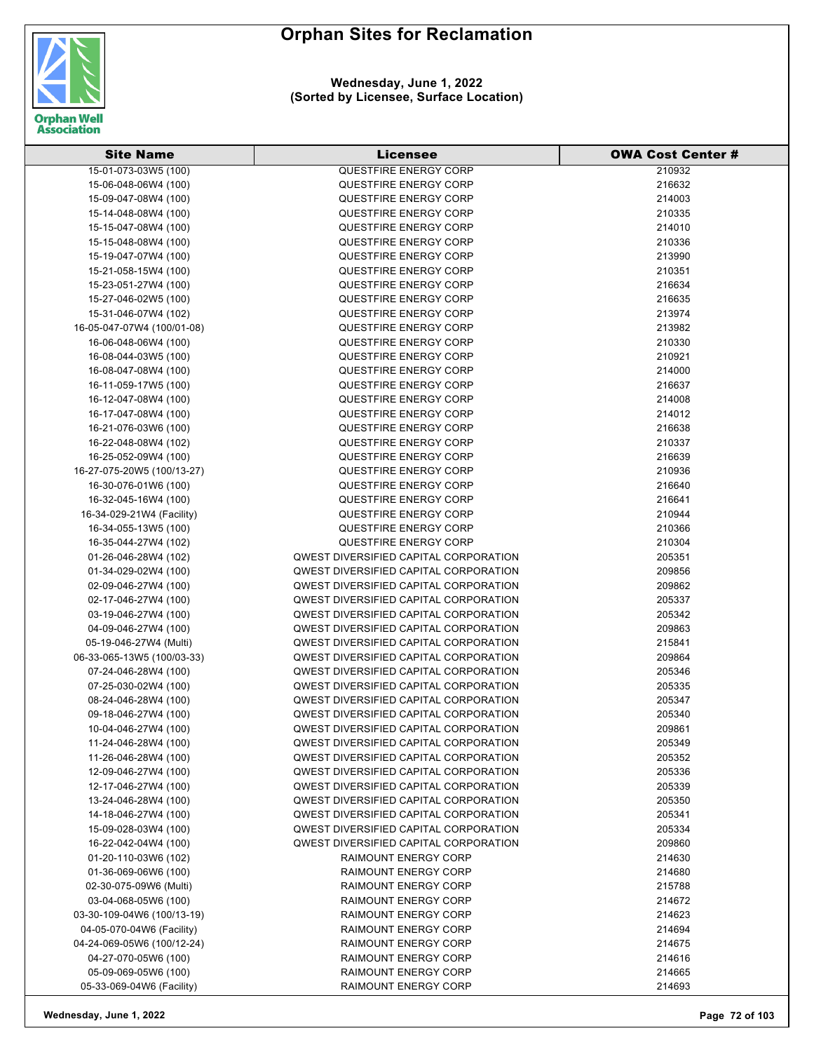# Orphan Sites for Reclamation

**Wednesday, June 1, 2022**
**(Sorted by Licensee, Surface Location)**

| Site Name | Licensee | OWA Cost Center # |
|---|---|---|
| 15-01-073-03W5 (100) | QUESTFIRE ENERGY CORP | 210932 |
| 15-06-048-06W4 (100) | QUESTFIRE ENERGY CORP | 216632 |
| 15-09-047-08W4 (100) | QUESTFIRE ENERGY CORP | 214003 |
| 15-14-048-08W4 (100) | QUESTFIRE ENERGY CORP | 210335 |
| 15-15-047-08W4 (100) | QUESTFIRE ENERGY CORP | 214010 |
| 15-15-048-08W4 (100) | QUESTFIRE ENERGY CORP | 210336 |
| 15-19-047-07W4 (100) | QUESTFIRE ENERGY CORP | 213990 |
| 15-21-058-15W4 (100) | QUESTFIRE ENERGY CORP | 210351 |
| 15-23-051-27W4 (100) | QUESTFIRE ENERGY CORP | 216634 |
| 15-27-046-02W5 (100) | QUESTFIRE ENERGY CORP | 216635 |
| 15-31-046-07W4 (102) | QUESTFIRE ENERGY CORP | 213974 |
| 16-05-047-07W4 (100/01-08) | QUESTFIRE ENERGY CORP | 213982 |
| 16-06-048-06W4 (100) | QUESTFIRE ENERGY CORP | 210330 |
| 16-08-044-03W5 (100) | QUESTFIRE ENERGY CORP | 210921 |
| 16-08-047-08W4 (100) | QUESTFIRE ENERGY CORP | 214000 |
| 16-11-059-17W5 (100) | QUESTFIRE ENERGY CORP | 216637 |
| 16-12-047-08W4 (100) | QUESTFIRE ENERGY CORP | 214008 |
| 16-17-047-08W4 (100) | QUESTFIRE ENERGY CORP | 214012 |
| 16-21-076-03W6 (100) | QUESTFIRE ENERGY CORP | 216638 |
| 16-22-048-08W4 (102) | QUESTFIRE ENERGY CORP | 210337 |
| 16-25-052-09W4 (100) | QUESTFIRE ENERGY CORP | 216639 |
| 16-27-075-20W5 (100/13-27) | QUESTFIRE ENERGY CORP | 210936 |
| 16-30-076-01W6 (100) | QUESTFIRE ENERGY CORP | 216640 |
| 16-32-045-16W4 (100) | QUESTFIRE ENERGY CORP | 216641 |
| 16-34-029-21W4 (Facility) | QUESTFIRE ENERGY CORP | 210944 |
| 16-34-055-13W5 (100) | QUESTFIRE ENERGY CORP | 210366 |
| 16-35-044-27W4 (102) | QUESTFIRE ENERGY CORP | 210304 |
| 01-26-046-28W4 (102) | QWEST DIVERSIFIED CAPITAL CORPORATION | 205351 |
| 01-34-029-02W4 (100) | QWEST DIVERSIFIED CAPITAL CORPORATION | 209856 |
| 02-09-046-27W4 (100) | QWEST DIVERSIFIED CAPITAL CORPORATION | 209862 |
| 02-17-046-27W4 (100) | QWEST DIVERSIFIED CAPITAL CORPORATION | 205337 |
| 03-19-046-27W4 (100) | QWEST DIVERSIFIED CAPITAL CORPORATION | 205342 |
| 04-09-046-27W4 (100) | QWEST DIVERSIFIED CAPITAL CORPORATION | 209863 |
| 05-19-046-27W4 (Multi) | QWEST DIVERSIFIED CAPITAL CORPORATION | 215841 |
| 06-33-065-13W5 (100/03-33) | QWEST DIVERSIFIED CAPITAL CORPORATION | 209864 |
| 07-24-046-28W4 (100) | QWEST DIVERSIFIED CAPITAL CORPORATION | 205346 |
| 07-25-030-02W4 (100) | QWEST DIVERSIFIED CAPITAL CORPORATION | 205335 |
| 08-24-046-28W4 (100) | QWEST DIVERSIFIED CAPITAL CORPORATION | 205347 |
| 09-18-046-27W4 (100) | QWEST DIVERSIFIED CAPITAL CORPORATION | 205340 |
| 10-04-046-27W4 (100) | QWEST DIVERSIFIED CAPITAL CORPORATION | 209861 |
| 11-24-046-28W4 (100) | QWEST DIVERSIFIED CAPITAL CORPORATION | 205349 |
| 11-26-046-28W4 (100) | QWEST DIVERSIFIED CAPITAL CORPORATION | 205352 |
| 12-09-046-27W4 (100) | QWEST DIVERSIFIED CAPITAL CORPORATION | 205336 |
| 12-17-046-27W4 (100) | QWEST DIVERSIFIED CAPITAL CORPORATION | 205339 |
| 13-24-046-28W4 (100) | QWEST DIVERSIFIED CAPITAL CORPORATION | 205350 |
| 14-18-046-27W4 (100) | QWEST DIVERSIFIED CAPITAL CORPORATION | 205341 |
| 15-09-028-03W4 (100) | QWEST DIVERSIFIED CAPITAL CORPORATION | 205334 |
| 16-22-042-04W4 (100) | QWEST DIVERSIFIED CAPITAL CORPORATION | 209860 |
| 01-20-110-03W6 (102) | RAIMOUNT ENERGY CORP | 214630 |
| 01-36-069-06W6 (100) | RAIMOUNT ENERGY CORP | 214680 |
| 02-30-075-09W6 (Multi) | RAIMOUNT ENERGY CORP | 215788 |
| 03-04-068-05W6 (100) | RAIMOUNT ENERGY CORP | 214672 |
| 03-30-109-04W6 (100/13-19) | RAIMOUNT ENERGY CORP | 214623 |
| 04-05-070-04W6 (Facility) | RAIMOUNT ENERGY CORP | 214694 |
| 04-24-069-05W6 (100/12-24) | RAIMOUNT ENERGY CORP | 214675 |
| 04-27-070-05W6 (100) | RAIMOUNT ENERGY CORP | 214616 |
| 05-09-069-05W6 (100) | RAIMOUNT ENERGY CORP | 214665 |
| 05-33-069-04W6 (Facility) | RAIMOUNT ENERGY CORP | 214693 |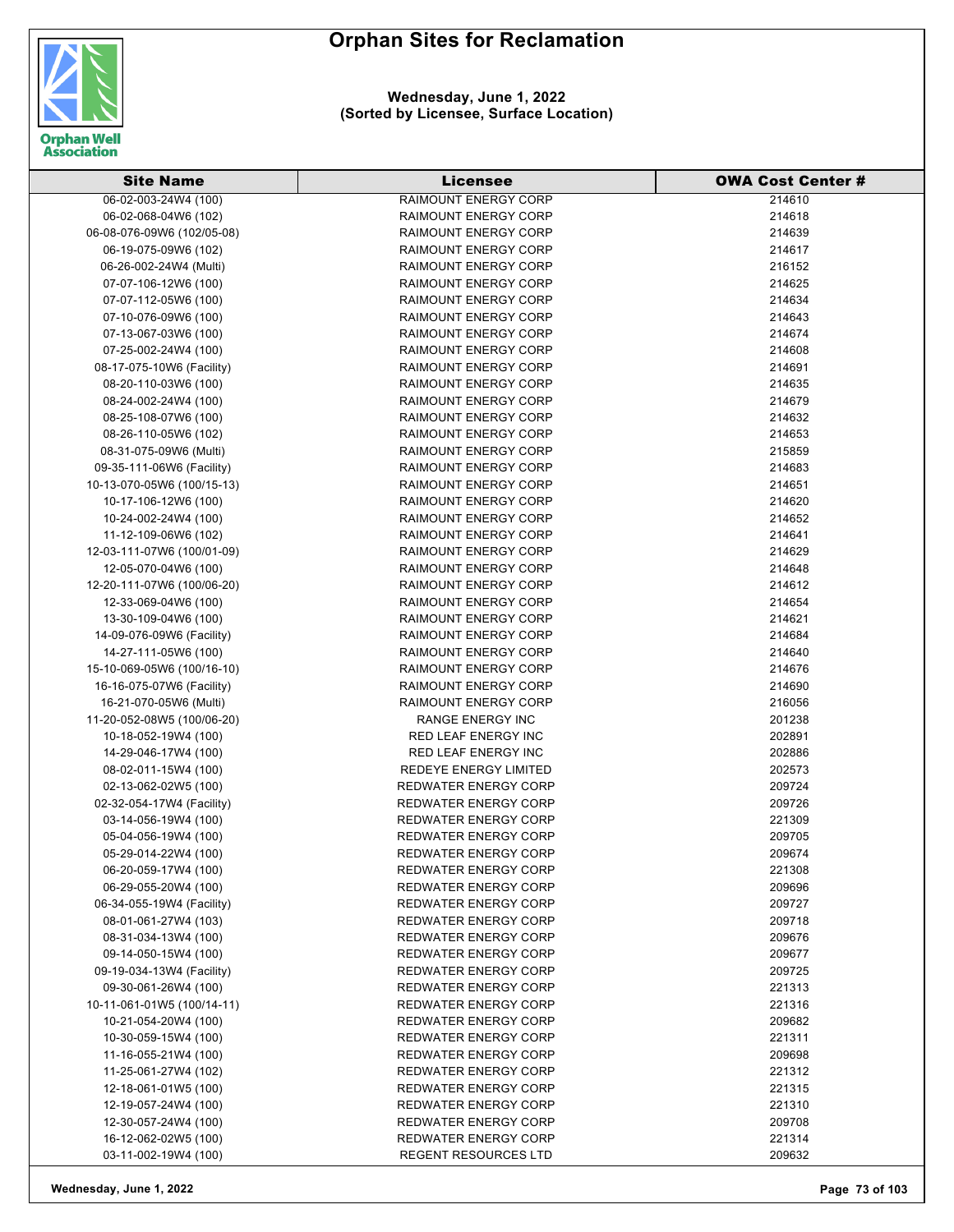# Orphan Sites for Reclamation

**Wednesday, June 1, 2022**
**(Sorted by Licensee, Surface Location)**

| Site Name | Licensee | OWA Cost Center # |
|---|---|---|
| 06-02-003-24W4 (100) | RAIMOUNT ENERGY CORP | 214610 |
| 06-02-068-04W6 (102) | RAIMOUNT ENERGY CORP | 214618 |
| 06-08-076-09W6 (102/05-08) | RAIMOUNT ENERGY CORP | 214639 |
| 06-19-075-09W6 (102) | RAIMOUNT ENERGY CORP | 214617 |
| 06-26-002-24W4 (Multi) | RAIMOUNT ENERGY CORP | 216152 |
| 07-07-106-12W6 (100) | RAIMOUNT ENERGY CORP | 214625 |
| 07-07-112-05W6 (100) | RAIMOUNT ENERGY CORP | 214634 |
| 07-10-076-09W6 (100) | RAIMOUNT ENERGY CORP | 214643 |
| 07-13-067-03W6 (100) | RAIMOUNT ENERGY CORP | 214674 |
| 07-25-002-24W4 (100) | RAIMOUNT ENERGY CORP | 214608 |
| 08-17-075-10W6 (Facility) | RAIMOUNT ENERGY CORP | 214691 |
| 08-20-110-03W6 (100) | RAIMOUNT ENERGY CORP | 214635 |
| 08-24-002-24W4 (100) | RAIMOUNT ENERGY CORP | 214679 |
| 08-25-108-07W6 (100) | RAIMOUNT ENERGY CORP | 214632 |
| 08-26-110-05W6 (102) | RAIMOUNT ENERGY CORP | 214653 |
| 08-31-075-09W6 (Multi) | RAIMOUNT ENERGY CORP | 215859 |
| 09-35-111-06W6 (Facility) | RAIMOUNT ENERGY CORP | 214683 |
| 10-13-070-05W6 (100/15-13) | RAIMOUNT ENERGY CORP | 214651 |
| 10-17-106-12W6 (100) | RAIMOUNT ENERGY CORP | 214620 |
| 10-24-002-24W4 (100) | RAIMOUNT ENERGY CORP | 214652 |
| 11-12-109-06W6 (102) | RAIMOUNT ENERGY CORP | 214641 |
| 12-03-111-07W6 (100/01-09) | RAIMOUNT ENERGY CORP | 214629 |
| 12-05-070-04W6 (100) | RAIMOUNT ENERGY CORP | 214648 |
| 12-20-111-07W6 (100/06-20) | RAIMOUNT ENERGY CORP | 214612 |
| 12-33-069-04W6 (100) | RAIMOUNT ENERGY CORP | 214654 |
| 13-30-109-04W6 (100) | RAIMOUNT ENERGY CORP | 214621 |
| 14-09-076-09W6 (Facility) | RAIMOUNT ENERGY CORP | 214684 |
| 14-27-111-05W6 (100) | RAIMOUNT ENERGY CORP | 214640 |
| 15-10-069-05W6 (100/16-10) | RAIMOUNT ENERGY CORP | 214676 |
| 16-16-075-07W6 (Facility) | RAIMOUNT ENERGY CORP | 214690 |
| 16-21-070-05W6 (Multi) | RAIMOUNT ENERGY CORP | 216056 |
| 11-20-052-08W5 (100/06-20) | RANGE ENERGY INC | 201238 |
| 10-18-052-19W4 (100) | RED LEAF ENERGY INC | 202891 |
| 14-29-046-17W4 (100) | RED LEAF ENERGY INC | 202886 |
| 08-02-011-15W4 (100) | REDEYE ENERGY LIMITED | 202573 |
| 02-13-062-02W5 (100) | REDWATER ENERGY CORP | 209724 |
| 02-32-054-17W4 (Facility) | REDWATER ENERGY CORP | 209726 |
| 03-14-056-19W4 (100) | REDWATER ENERGY CORP | 221309 |
| 05-04-056-19W4 (100) | REDWATER ENERGY CORP | 209705 |
| 05-29-014-22W4 (100) | REDWATER ENERGY CORP | 209674 |
| 06-20-059-17W4 (100) | REDWATER ENERGY CORP | 221308 |
| 06-29-055-20W4 (100) | REDWATER ENERGY CORP | 209696 |
| 06-34-055-19W4 (Facility) | REDWATER ENERGY CORP | 209727 |
| 08-01-061-27W4 (103) | REDWATER ENERGY CORP | 209718 |
| 08-31-034-13W4 (100) | REDWATER ENERGY CORP | 209676 |
| 09-14-050-15W4 (100) | REDWATER ENERGY CORP | 209677 |
| 09-19-034-13W4 (Facility) | REDWATER ENERGY CORP | 209725 |
| 09-30-061-26W4 (100) | REDWATER ENERGY CORP | 221313 |
| 10-11-061-01W5 (100/14-11) | REDWATER ENERGY CORP | 221316 |
| 10-21-054-20W4 (100) | REDWATER ENERGY CORP | 209682 |
| 10-30-059-15W4 (100) | REDWATER ENERGY CORP | 221311 |
| 11-16-055-21W4 (100) | REDWATER ENERGY CORP | 209698 |
| 11-25-061-27W4 (102) | REDWATER ENERGY CORP | 221312 |
| 12-18-061-01W5 (100) | REDWATER ENERGY CORP | 221315 |
| 12-19-057-24W4 (100) | REDWATER ENERGY CORP | 221310 |
| 12-30-057-24W4 (100) | REDWATER ENERGY CORP | 209708 |
| 16-12-062-02W5 (100) | REDWATER ENERGY CORP | 221314 |
| 03-11-002-19W4 (100) | REGENT RESOURCES LTD | 209632 |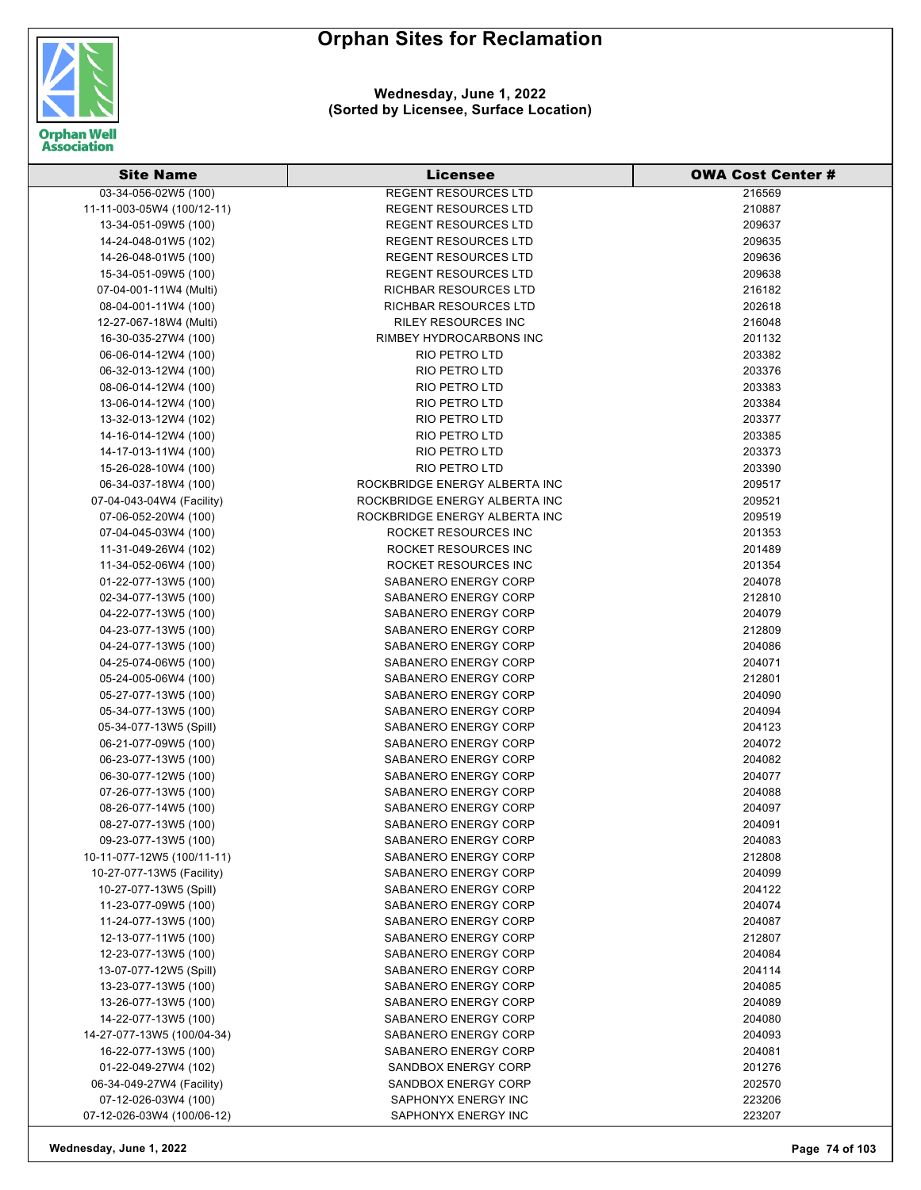# Orphan Sites for Reclamation

**Wednesday, June 1, 2022**
**(Sorted by Licensee, Surface Location)**

| Site Name | Licensee | OWA Cost Center # |
|---|---|---|
| 03-34-056-02W5 (100) | REGENT RESOURCES LTD | 216569 |
| 11-11-003-05W4 (100/12-11) | REGENT RESOURCES LTD | 210887 |
| 13-34-051-09W5 (100) | REGENT RESOURCES LTD | 209637 |
| 14-24-048-01W5 (102) | REGENT RESOURCES LTD | 209635 |
| 14-26-048-01W5 (100) | REGENT RESOURCES LTD | 209636 |
| 15-34-051-09W5 (100) | REGENT RESOURCES LTD | 209638 |
| 07-04-001-11W4 (Multi) | RICHBAR RESOURCES LTD | 216182 |
| 08-04-001-11W4 (100) | RICHBAR RESOURCES LTD | 202618 |
| 12-27-067-18W4 (Multi) | RILEY RESOURCES INC | 216048 |
| 16-30-035-27W4 (100) | RIMBEY HYDROCARBONS INC | 201132 |
| 06-06-014-12W4 (100) | RIO PETRO LTD | 203382 |
| 06-32-013-12W4 (100) | RIO PETRO LTD | 203376 |
| 08-06-014-12W4 (100) | RIO PETRO LTD | 203383 |
| 13-06-014-12W4 (100) | RIO PETRO LTD | 203384 |
| 13-32-013-12W4 (102) | RIO PETRO LTD | 203377 |
| 14-16-014-12W4 (100) | RIO PETRO LTD | 203385 |
| 14-17-013-11W4 (100) | RIO PETRO LTD | 203373 |
| 15-26-028-10W4 (100) | RIO PETRO LTD | 203390 |
| 06-34-037-18W4 (100) | ROCKBRIDGE ENERGY ALBERTA INC | 209517 |
| 07-04-043-04W4 (Facility) | ROCKBRIDGE ENERGY ALBERTA INC | 209521 |
| 07-06-052-20W4 (100) | ROCKBRIDGE ENERGY ALBERTA INC | 209519 |
| 07-04-045-03W4 (100) | ROCKET RESOURCES INC | 201353 |
| 11-31-049-26W4 (102) | ROCKET RESOURCES INC | 201489 |
| 11-34-052-06W4 (100) | ROCKET RESOURCES INC | 201354 |
| 01-22-077-13W5 (100) | SABANERO ENERGY CORP | 204078 |
| 02-34-077-13W5 (100) | SABANERO ENERGY CORP | 212810 |
| 04-22-077-13W5 (100) | SABANERO ENERGY CORP | 204079 |
| 04-23-077-13W5 (100) | SABANERO ENERGY CORP | 212809 |
| 04-24-077-13W5 (100) | SABANERO ENERGY CORP | 204086 |
| 04-25-074-06W5 (100) | SABANERO ENERGY CORP | 204071 |
| 05-24-005-06W4 (100) | SABANERO ENERGY CORP | 212801 |
| 05-27-077-13W5 (100) | SABANERO ENERGY CORP | 204090 |
| 05-34-077-13W5 (100) | SABANERO ENERGY CORP | 204094 |
| 05-34-077-13W5 (Spill) | SABANERO ENERGY CORP | 204123 |
| 06-21-077-09W5 (100) | SABANERO ENERGY CORP | 204072 |
| 06-23-077-13W5 (100) | SABANERO ENERGY CORP | 204082 |
| 06-30-077-12W5 (100) | SABANERO ENERGY CORP | 204077 |
| 07-26-077-13W5 (100) | SABANERO ENERGY CORP | 204088 |
| 08-26-077-14W5 (100) | SABANERO ENERGY CORP | 204097 |
| 08-27-077-13W5 (100) | SABANERO ENERGY CORP | 204091 |
| 09-23-077-13W5 (100) | SABANERO ENERGY CORP | 204083 |
| 10-11-077-12W5 (100/11-11) | SABANERO ENERGY CORP | 212808 |
| 10-27-077-13W5 (Facility) | SABANERO ENERGY CORP | 204099 |
| 10-27-077-13W5 (Spill) | SABANERO ENERGY CORP | 204122 |
| 11-23-077-09W5 (100) | SABANERO ENERGY CORP | 204074 |
| 11-24-077-13W5 (100) | SABANERO ENERGY CORP | 204087 |
| 12-13-077-11W5 (100) | SABANERO ENERGY CORP | 212807 |
| 12-23-077-13W5 (100) | SABANERO ENERGY CORP | 204084 |
| 13-07-077-12W5 (Spill) | SABANERO ENERGY CORP | 204114 |
| 13-23-077-13W5 (100) | SABANERO ENERGY CORP | 204085 |
| 13-26-077-13W5 (100) | SABANERO ENERGY CORP | 204089 |
| 14-22-077-13W5 (100) | SABANERO ENERGY CORP | 204080 |
| 14-27-077-13W5 (100/04-34) | SABANERO ENERGY CORP | 204093 |
| 16-22-077-13W5 (100) | SABANERO ENERGY CORP | 204081 |
| 01-22-049-27W4 (102) | SANDBOX ENERGY CORP | 201276 |
| 06-34-049-27W4 (Facility) | SANDBOX ENERGY CORP | 202570 |
| 07-12-026-03W4 (100) | SAPHONYX ENERGY INC | 223206 |
| 07-12-026-03W4 (100/06-12) | SAPHONYX ENERGY INC | 223207 |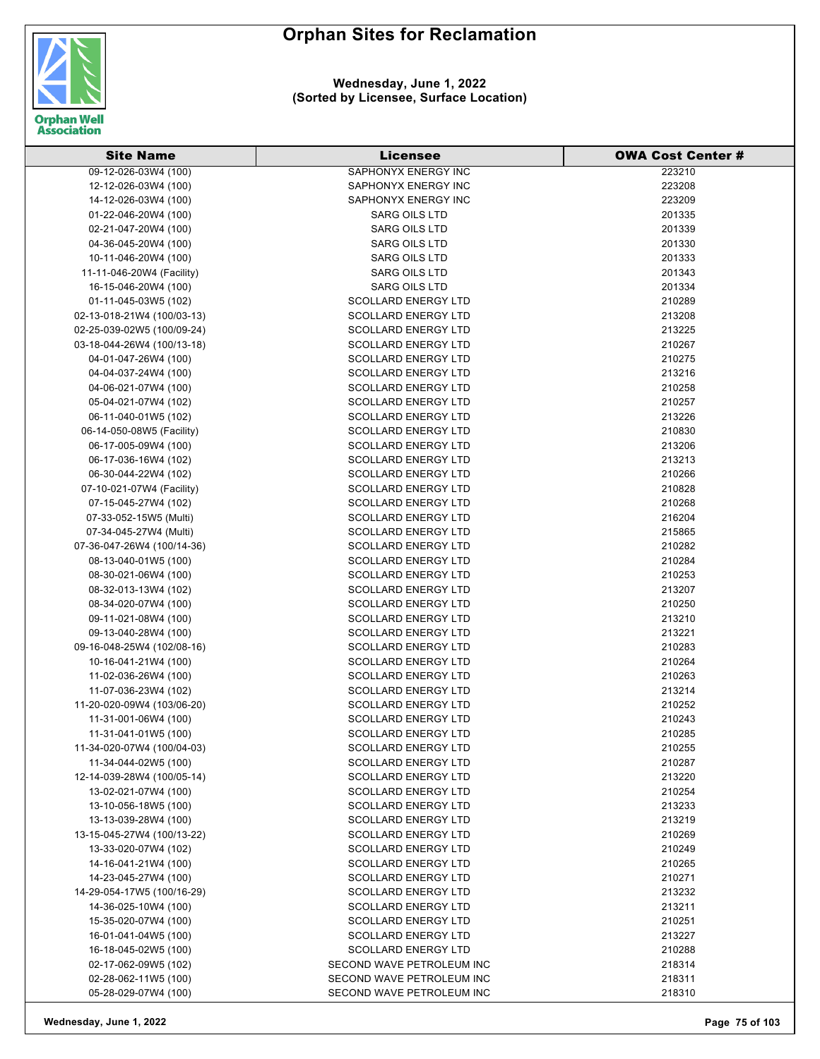# Orphan Sites for Reclamation

**Wednesday, June 1, 2022**
**(Sorted by Licensee, Surface Location)**

| Site Name | Licensee | OWA Cost Center # |
|---|---|---|
| 09-12-026-03W4 (100) | SAPHONYX ENERGY INC | 223210 |
| 12-12-026-03W4 (100) | SAPHONYX ENERGY INC | 223208 |
| 14-12-026-03W4 (100) | SAPHONYX ENERGY INC | 223209 |
| 01-22-046-20W4 (100) | SARG OILS LTD | 201335 |
| 02-21-047-20W4 (100) | SARG OILS LTD | 201339 |
| 04-36-045-20W4 (100) | SARG OILS LTD | 201330 |
| 10-11-046-20W4 (100) | SARG OILS LTD | 201333 |
| 11-11-046-20W4 (Facility) | SARG OILS LTD | 201343 |
| 16-15-046-20W4 (100) | SARG OILS LTD | 201334 |
| 01-11-045-03W5 (102) | SCOLLARD ENERGY LTD | 210289 |
| 02-13-018-21W4 (100/03-13) | SCOLLARD ENERGY LTD | 213208 |
| 02-25-039-02W5 (100/09-24) | SCOLLARD ENERGY LTD | 213225 |
| 03-18-044-26W4 (100/13-18) | SCOLLARD ENERGY LTD | 210267 |
| 04-01-047-26W4 (100) | SCOLLARD ENERGY LTD | 210275 |
| 04-04-037-24W4 (100) | SCOLLARD ENERGY LTD | 213216 |
| 04-06-021-07W4 (100) | SCOLLARD ENERGY LTD | 210258 |
| 05-04-021-07W4 (102) | SCOLLARD ENERGY LTD | 210257 |
| 06-11-040-01W5 (102) | SCOLLARD ENERGY LTD | 213226 |
| 06-14-050-08W5 (Facility) | SCOLLARD ENERGY LTD | 210830 |
| 06-17-005-09W4 (100) | SCOLLARD ENERGY LTD | 213206 |
| 06-17-036-16W4 (102) | SCOLLARD ENERGY LTD | 213213 |
| 06-30-044-22W4 (102) | SCOLLARD ENERGY LTD | 210266 |
| 07-10-021-07W4 (Facility) | SCOLLARD ENERGY LTD | 210828 |
| 07-15-045-27W4 (102) | SCOLLARD ENERGY LTD | 210268 |
| 07-33-052-15W5 (Multi) | SCOLLARD ENERGY LTD | 216204 |
| 07-34-045-27W4 (Multi) | SCOLLARD ENERGY LTD | 215865 |
| 07-36-047-26W4 (100/14-36) | SCOLLARD ENERGY LTD | 210282 |
| 08-13-040-01W5 (100) | SCOLLARD ENERGY LTD | 210284 |
| 08-30-021-06W4 (100) | SCOLLARD ENERGY LTD | 210253 |
| 08-32-013-13W4 (102) | SCOLLARD ENERGY LTD | 213207 |
| 08-34-020-07W4 (100) | SCOLLARD ENERGY LTD | 210250 |
| 09-11-021-08W4 (100) | SCOLLARD ENERGY LTD | 213210 |
| 09-13-040-28W4 (100) | SCOLLARD ENERGY LTD | 213221 |
| 09-16-048-25W4 (102/08-16) | SCOLLARD ENERGY LTD | 210283 |
| 10-16-041-21W4 (100) | SCOLLARD ENERGY LTD | 210264 |
| 11-02-036-26W4 (100) | SCOLLARD ENERGY LTD | 210263 |
| 11-07-036-23W4 (102) | SCOLLARD ENERGY LTD | 213214 |
| 11-20-020-09W4 (103/06-20) | SCOLLARD ENERGY LTD | 210252 |
| 11-31-001-06W4 (100) | SCOLLARD ENERGY LTD | 210243 |
| 11-31-041-01W5 (100) | SCOLLARD ENERGY LTD | 210285 |
| 11-34-020-07W4 (100/04-03) | SCOLLARD ENERGY LTD | 210255 |
| 11-34-044-02W5 (100) | SCOLLARD ENERGY LTD | 210287 |
| 12-14-039-28W4 (100/05-14) | SCOLLARD ENERGY LTD | 213220 |
| 13-02-021-07W4 (100) | SCOLLARD ENERGY LTD | 210254 |
| 13-10-056-18W5 (100) | SCOLLARD ENERGY LTD | 213233 |
| 13-13-039-28W4 (100) | SCOLLARD ENERGY LTD | 213219 |
| 13-15-045-27W4 (100/13-22) | SCOLLARD ENERGY LTD | 210269 |
| 13-33-020-07W4 (102) | SCOLLARD ENERGY LTD | 210249 |
| 14-16-041-21W4 (100) | SCOLLARD ENERGY LTD | 210265 |
| 14-23-045-27W4 (100) | SCOLLARD ENERGY LTD | 210271 |
| 14-29-054-17W5 (100/16-29) | SCOLLARD ENERGY LTD | 213232 |
| 14-36-025-10W4 (100) | SCOLLARD ENERGY LTD | 213211 |
| 15-35-020-07W4 (100) | SCOLLARD ENERGY LTD | 210251 |
| 16-01-041-04W5 (100) | SCOLLARD ENERGY LTD | 213227 |
| 16-18-045-02W5 (100) | SCOLLARD ENERGY LTD | 210288 |
| 02-17-062-09W5 (102) | SECOND WAVE PETROLEUM INC | 218314 |
| 02-28-062-11W5 (100) | SECOND WAVE PETROLEUM INC | 218311 |
| 05-28-029-07W4 (100) | SECOND WAVE PETROLEUM INC | 218310 |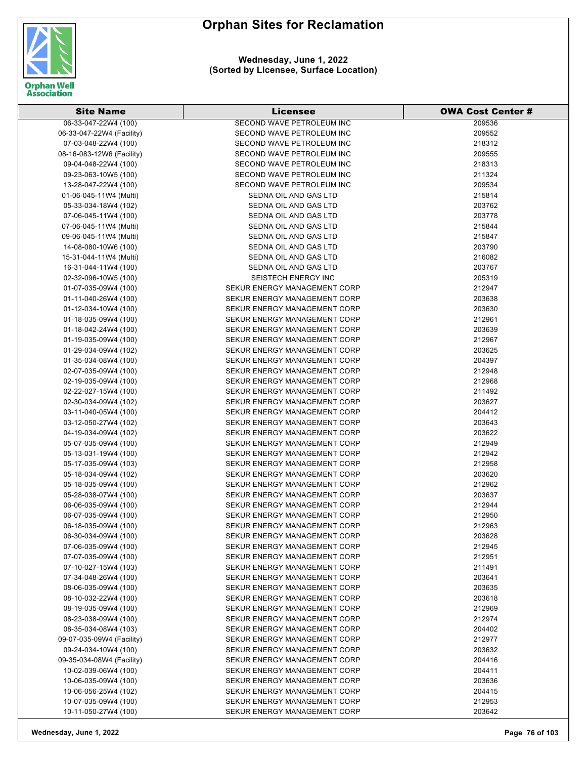# Orphan Sites for Reclamation

**Wednesday, June 1, 2022**
**(Sorted by Licensee, Surface Location)**

| Site Name | Licensee | OWA Cost Center # |
|---|---|---|
| 06-33-047-22W4 (100) | SECOND WAVE PETROLEUM INC | 209536 |
| 06-33-047-22W4 (Facility) | SECOND WAVE PETROLEUM INC | 209552 |
| 07-03-048-22W4 (100) | SECOND WAVE PETROLEUM INC | 218312 |
| 08-16-083-12W6 (Facility) | SECOND WAVE PETROLEUM INC | 209555 |
| 09-04-048-22W4 (100) | SECOND WAVE PETROLEUM INC | 218313 |
| 09-23-063-10W5 (100) | SECOND WAVE PETROLEUM INC | 211324 |
| 13-28-047-22W4 (100) | SECOND WAVE PETROLEUM INC | 209534 |
| 01-06-045-11W4 (Multi) | SEDNA OIL AND GAS LTD | 215814 |
| 05-33-034-18W4 (102) | SEDNA OIL AND GAS LTD | 203762 |
| 07-06-045-11W4 (100) | SEDNA OIL AND GAS LTD | 203778 |
| 07-06-045-11W4 (Multi) | SEDNA OIL AND GAS LTD | 215844 |
| 09-06-045-11W4 (Multi) | SEDNA OIL AND GAS LTD | 215847 |
| 14-08-080-10W6 (100) | SEDNA OIL AND GAS LTD | 203790 |
| 15-31-044-11W4 (Multi) | SEDNA OIL AND GAS LTD | 216082 |
| 16-31-044-11W4 (100) | SEDNA OIL AND GAS LTD | 203767 |
| 02-32-096-10W5 (100) | SEISTECH ENERGY INC | 205319 |
| 01-07-035-09W4 (100) | SEKUR ENERGY MANAGEMENT CORP | 212947 |
| 01-11-040-26W4 (100) | SEKUR ENERGY MANAGEMENT CORP | 203638 |
| 01-12-034-10W4 (100) | SEKUR ENERGY MANAGEMENT CORP | 203630 |
| 01-18-035-09W4 (100) | SEKUR ENERGY MANAGEMENT CORP | 212961 |
| 01-18-042-24W4 (100) | SEKUR ENERGY MANAGEMENT CORP | 203639 |
| 01-19-035-09W4 (100) | SEKUR ENERGY MANAGEMENT CORP | 212967 |
| 01-29-034-09W4 (102) | SEKUR ENERGY MANAGEMENT CORP | 203625 |
| 01-35-034-08W4 (100) | SEKUR ENERGY MANAGEMENT CORP | 204397 |
| 02-07-035-09W4 (100) | SEKUR ENERGY MANAGEMENT CORP | 212948 |
| 02-19-035-09W4 (100) | SEKUR ENERGY MANAGEMENT CORP | 212968 |
| 02-22-027-15W4 (100) | SEKUR ENERGY MANAGEMENT CORP | 211492 |
| 02-30-034-09W4 (102) | SEKUR ENERGY MANAGEMENT CORP | 203627 |
| 03-11-040-05W4 (100) | SEKUR ENERGY MANAGEMENT CORP | 204412 |
| 03-12-050-27W4 (102) | SEKUR ENERGY MANAGEMENT CORP | 203643 |
| 04-19-034-09W4 (102) | SEKUR ENERGY MANAGEMENT CORP | 203622 |
| 05-07-035-09W4 (100) | SEKUR ENERGY MANAGEMENT CORP | 212949 |
| 05-13-031-19W4 (100) | SEKUR ENERGY MANAGEMENT CORP | 212942 |
| 05-17-035-09W4 (103) | SEKUR ENERGY MANAGEMENT CORP | 212958 |
| 05-18-034-09W4 (102) | SEKUR ENERGY MANAGEMENT CORP | 203620 |
| 05-18-035-09W4 (100) | SEKUR ENERGY MANAGEMENT CORP | 212962 |
| 05-28-038-07W4 (100) | SEKUR ENERGY MANAGEMENT CORP | 203637 |
| 06-06-035-09W4 (100) | SEKUR ENERGY MANAGEMENT CORP | 212944 |
| 06-07-035-09W4 (100) | SEKUR ENERGY MANAGEMENT CORP | 212950 |
| 06-18-035-09W4 (100) | SEKUR ENERGY MANAGEMENT CORP | 212963 |
| 06-30-034-09W4 (100) | SEKUR ENERGY MANAGEMENT CORP | 203628 |
| 07-06-035-09W4 (100) | SEKUR ENERGY MANAGEMENT CORP | 212945 |
| 07-07-035-09W4 (100) | SEKUR ENERGY MANAGEMENT CORP | 212951 |
| 07-10-027-15W4 (103) | SEKUR ENERGY MANAGEMENT CORP | 211491 |
| 07-34-048-26W4 (100) | SEKUR ENERGY MANAGEMENT CORP | 203641 |
| 08-06-035-09W4 (100) | SEKUR ENERGY MANAGEMENT CORP | 203635 |
| 08-10-032-22W4 (100) | SEKUR ENERGY MANAGEMENT CORP | 203618 |
| 08-19-035-09W4 (100) | SEKUR ENERGY MANAGEMENT CORP | 212969 |
| 08-23-038-09W4 (100) | SEKUR ENERGY MANAGEMENT CORP | 212974 |
| 08-35-034-08W4 (103) | SEKUR ENERGY MANAGEMENT CORP | 204402 |
| 09-07-035-09W4 (Facility) | SEKUR ENERGY MANAGEMENT CORP | 212977 |
| 09-24-034-10W4 (100) | SEKUR ENERGY MANAGEMENT CORP | 203632 |
| 09-35-034-08W4 (Facility) | SEKUR ENERGY MANAGEMENT CORP | 204416 |
| 10-02-039-06W4 (100) | SEKUR ENERGY MANAGEMENT CORP | 204411 |
| 10-06-035-09W4 (100) | SEKUR ENERGY MANAGEMENT CORP | 203636 |
| 10-06-056-25W4 (102) | SEKUR ENERGY MANAGEMENT CORP | 204415 |
| 10-07-035-09W4 (100) | SEKUR ENERGY MANAGEMENT CORP | 212953 |
| 10-11-050-27W4 (100) | SEKUR ENERGY MANAGEMENT CORP | 203642 |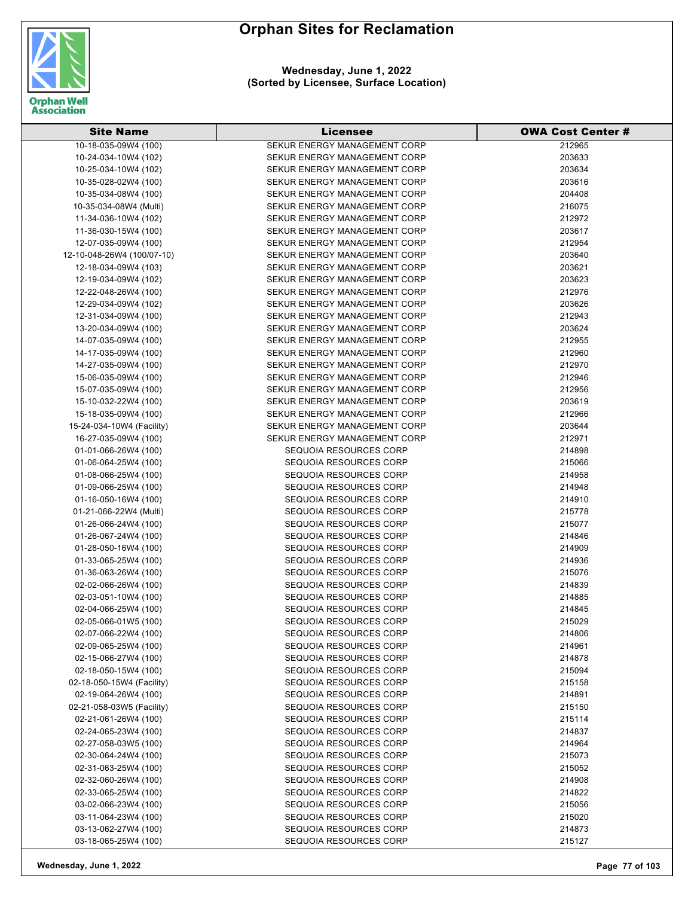# Orphan Sites for Reclamation

**Wednesday, June 1, 2022**
**(Sorted by Licensee, Surface Location)**

| Site Name | Licensee | OWA Cost Center # |
|---|---|---|
| 10-18-035-09W4 (100) | SEKUR ENERGY MANAGEMENT CORP | 212965 |
| 10-24-034-10W4 (102) | SEKUR ENERGY MANAGEMENT CORP | 203633 |
| 10-25-034-10W4 (102) | SEKUR ENERGY MANAGEMENT CORP | 203634 |
| 10-35-028-02W4 (100) | SEKUR ENERGY MANAGEMENT CORP | 203616 |
| 10-35-034-08W4 (100) | SEKUR ENERGY MANAGEMENT CORP | 204408 |
| 10-35-034-08W4 (Multi) | SEKUR ENERGY MANAGEMENT CORP | 216075 |
| 11-34-036-10W4 (102) | SEKUR ENERGY MANAGEMENT CORP | 212972 |
| 11-36-030-15W4 (100) | SEKUR ENERGY MANAGEMENT CORP | 203617 |
| 12-07-035-09W4 (100) | SEKUR ENERGY MANAGEMENT CORP | 212954 |
| 12-10-048-26W4 (100/07-10) | SEKUR ENERGY MANAGEMENT CORP | 203640 |
| 12-18-034-09W4 (103) | SEKUR ENERGY MANAGEMENT CORP | 203621 |
| 12-19-034-09W4 (102) | SEKUR ENERGY MANAGEMENT CORP | 203623 |
| 12-22-048-26W4 (100) | SEKUR ENERGY MANAGEMENT CORP | 212976 |
| 12-29-034-09W4 (102) | SEKUR ENERGY MANAGEMENT CORP | 203626 |
| 12-31-034-09W4 (100) | SEKUR ENERGY MANAGEMENT CORP | 212943 |
| 13-20-034-09W4 (100) | SEKUR ENERGY MANAGEMENT CORP | 203624 |
| 14-07-035-09W4 (100) | SEKUR ENERGY MANAGEMENT CORP | 212955 |
| 14-17-035-09W4 (100) | SEKUR ENERGY MANAGEMENT CORP | 212960 |
| 14-27-035-09W4 (100) | SEKUR ENERGY MANAGEMENT CORP | 212970 |
| 15-06-035-09W4 (100) | SEKUR ENERGY MANAGEMENT CORP | 212946 |
| 15-07-035-09W4 (100) | SEKUR ENERGY MANAGEMENT CORP | 212956 |
| 15-10-032-22W4 (100) | SEKUR ENERGY MANAGEMENT CORP | 203619 |
| 15-18-035-09W4 (100) | SEKUR ENERGY MANAGEMENT CORP | 212966 |
| 15-24-034-10W4 (Facility) | SEKUR ENERGY MANAGEMENT CORP | 203644 |
| 16-27-035-09W4 (100) | SEKUR ENERGY MANAGEMENT CORP | 212971 |
| 01-01-066-26W4 (100) | SEQUOIA RESOURCES CORP | 214898 |
| 01-06-064-25W4 (100) | SEQUOIA RESOURCES CORP | 215066 |
| 01-08-066-25W4 (100) | SEQUOIA RESOURCES CORP | 214958 |
| 01-09-066-25W4 (100) | SEQUOIA RESOURCES CORP | 214948 |
| 01-16-050-16W4 (100) | SEQUOIA RESOURCES CORP | 214910 |
| 01-21-066-22W4 (Multi) | SEQUOIA RESOURCES CORP | 215778 |
| 01-26-066-24W4 (100) | SEQUOIA RESOURCES CORP | 215077 |
| 01-26-067-24W4 (100) | SEQUOIA RESOURCES CORP | 214846 |
| 01-28-050-16W4 (100) | SEQUOIA RESOURCES CORP | 214909 |
| 01-33-065-25W4 (100) | SEQUOIA RESOURCES CORP | 214936 |
| 01-36-063-26W4 (100) | SEQUOIA RESOURCES CORP | 215076 |
| 02-02-066-26W4 (100) | SEQUOIA RESOURCES CORP | 214839 |
| 02-03-051-10W4 (100) | SEQUOIA RESOURCES CORP | 214885 |
| 02-04-066-25W4 (100) | SEQUOIA RESOURCES CORP | 214845 |
| 02-05-066-01W5 (100) | SEQUOIA RESOURCES CORP | 215029 |
| 02-07-066-22W4 (100) | SEQUOIA RESOURCES CORP | 214806 |
| 02-09-065-25W4 (100) | SEQUOIA RESOURCES CORP | 214961 |
| 02-15-066-27W4 (100) | SEQUOIA RESOURCES CORP | 214878 |
| 02-18-050-15W4 (100) | SEQUOIA RESOURCES CORP | 215094 |
| 02-18-050-15W4 (Facility) | SEQUOIA RESOURCES CORP | 215158 |
| 02-19-064-26W4 (100) | SEQUOIA RESOURCES CORP | 214891 |
| 02-21-058-03W5 (Facility) | SEQUOIA RESOURCES CORP | 215150 |
| 02-21-061-26W4 (100) | SEQUOIA RESOURCES CORP | 215114 |
| 02-24-065-23W4 (100) | SEQUOIA RESOURCES CORP | 214837 |
| 02-27-058-03W5 (100) | SEQUOIA RESOURCES CORP | 214964 |
| 02-30-064-24W4 (100) | SEQUOIA RESOURCES CORP | 215073 |
| 02-31-063-25W4 (100) | SEQUOIA RESOURCES CORP | 215052 |
| 02-32-060-26W4 (100) | SEQUOIA RESOURCES CORP | 214908 |
| 02-33-065-25W4 (100) | SEQUOIA RESOURCES CORP | 214822 |
| 03-02-066-23W4 (100) | SEQUOIA RESOURCES CORP | 215056 |
| 03-11-064-23W4 (100) | SEQUOIA RESOURCES CORP | 215020 |
| 03-13-062-27W4 (100) | SEQUOIA RESOURCES CORP | 214873 |
| 03-18-065-25W4 (100) | SEQUOIA RESOURCES CORP | 215127 |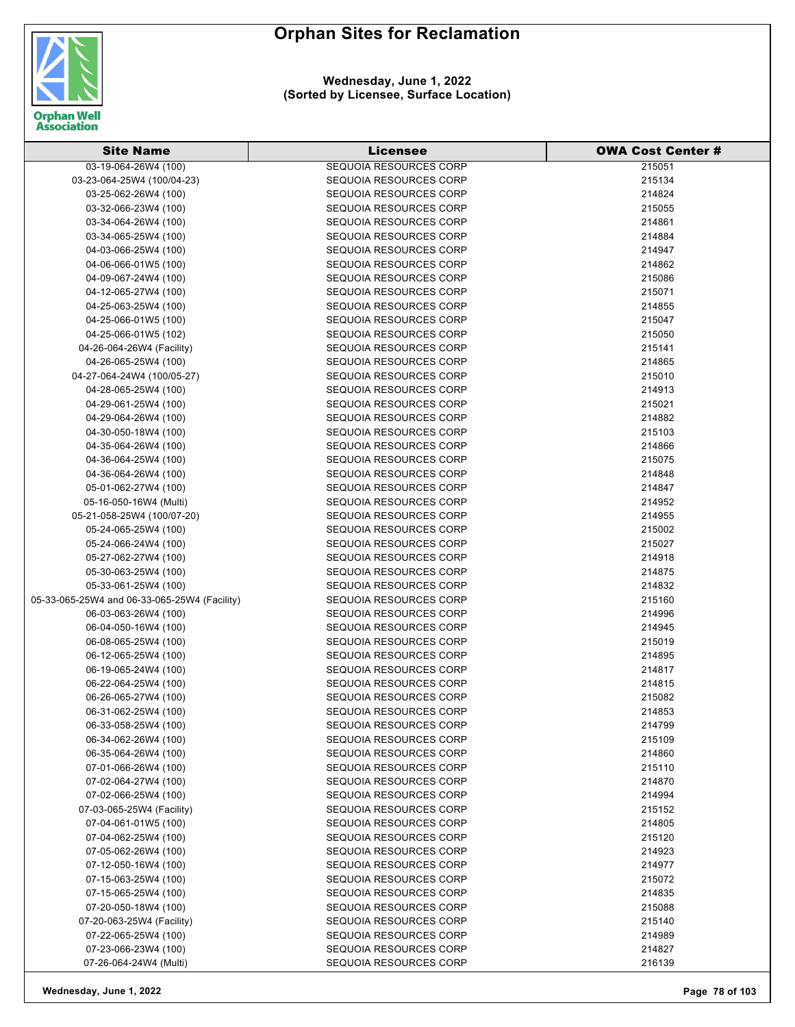# Orphan Sites for Reclamation

**Wednesday, June 1, 2022**
**(Sorted by Licensee, Surface Location)**

| Site Name | Licensee | OWA Cost Center # |
|---|---|---|
| 03-19-064-26W4 (100) | SEQUOIA RESOURCES CORP | 215051 |
| 03-23-064-25W4 (100/04-23) | SEQUOIA RESOURCES CORP | 215134 |
| 03-25-062-26W4 (100) | SEQUOIA RESOURCES CORP | 214824 |
| 03-32-066-23W4 (100) | SEQUOIA RESOURCES CORP | 215055 |
| 03-34-064-26W4 (100) | SEQUOIA RESOURCES CORP | 214861 |
| 03-34-065-25W4 (100) | SEQUOIA RESOURCES CORP | 214884 |
| 04-03-066-25W4 (100) | SEQUOIA RESOURCES CORP | 214947 |
| 04-06-066-01W5 (100) | SEQUOIA RESOURCES CORP | 214862 |
| 04-09-067-24W4 (100) | SEQUOIA RESOURCES CORP | 215086 |
| 04-12-065-27W4 (100) | SEQUOIA RESOURCES CORP | 215071 |
| 04-25-063-25W4 (100) | SEQUOIA RESOURCES CORP | 214855 |
| 04-25-066-01W5 (100) | SEQUOIA RESOURCES CORP | 215047 |
| 04-25-066-01W5 (102) | SEQUOIA RESOURCES CORP | 215050 |
| 04-26-064-26W4 (Facility) | SEQUOIA RESOURCES CORP | 215141 |
| 04-26-065-25W4 (100) | SEQUOIA RESOURCES CORP | 214865 |
| 04-27-064-24W4 (100/05-27) | SEQUOIA RESOURCES CORP | 215010 |
| 04-28-065-25W4 (100) | SEQUOIA RESOURCES CORP | 214913 |
| 04-29-061-25W4 (100) | SEQUOIA RESOURCES CORP | 215021 |
| 04-29-064-26W4 (100) | SEQUOIA RESOURCES CORP | 214882 |
| 04-30-050-18W4 (100) | SEQUOIA RESOURCES CORP | 215103 |
| 04-35-064-26W4 (100) | SEQUOIA RESOURCES CORP | 214866 |
| 04-36-064-25W4 (100) | SEQUOIA RESOURCES CORP | 215075 |
| 04-36-064-26W4 (100) | SEQUOIA RESOURCES CORP | 214848 |
| 05-01-062-27W4 (100) | SEQUOIA RESOURCES CORP | 214847 |
| 05-16-050-16W4 (Multi) | SEQUOIA RESOURCES CORP | 214952 |
| 05-21-058-25W4 (100/07-20) | SEQUOIA RESOURCES CORP | 214955 |
| 05-24-065-25W4 (100) | SEQUOIA RESOURCES CORP | 215002 |
| 05-24-066-24W4 (100) | SEQUOIA RESOURCES CORP | 215027 |
| 05-27-062-27W4 (100) | SEQUOIA RESOURCES CORP | 214918 |
| 05-30-063-25W4 (100) | SEQUOIA RESOURCES CORP | 214875 |
| 05-33-061-25W4 (100) | SEQUOIA RESOURCES CORP | 214832 |
| 05-33-065-25W4 and 06-33-065-25W4 (Facility) | SEQUOIA RESOURCES CORP | 215160 |
| 06-03-063-26W4 (100) | SEQUOIA RESOURCES CORP | 214996 |
| 06-04-050-16W4 (100) | SEQUOIA RESOURCES CORP | 214945 |
| 06-08-065-25W4 (100) | SEQUOIA RESOURCES CORP | 215019 |
| 06-12-065-25W4 (100) | SEQUOIA RESOURCES CORP | 214895 |
| 06-19-065-24W4 (100) | SEQUOIA RESOURCES CORP | 214817 |
| 06-22-064-25W4 (100) | SEQUOIA RESOURCES CORP | 214815 |
| 06-26-065-27W4 (100) | SEQUOIA RESOURCES CORP | 215082 |
| 06-31-062-25W4 (100) | SEQUOIA RESOURCES CORP | 214853 |
| 06-33-058-25W4 (100) | SEQUOIA RESOURCES CORP | 214799 |
| 06-34-062-26W4 (100) | SEQUOIA RESOURCES CORP | 215109 |
| 06-35-064-26W4 (100) | SEQUOIA RESOURCES CORP | 214860 |
| 07-01-066-26W4 (100) | SEQUOIA RESOURCES CORP | 215110 |
| 07-02-064-27W4 (100) | SEQUOIA RESOURCES CORP | 214870 |
| 07-02-066-25W4 (100) | SEQUOIA RESOURCES CORP | 214994 |
| 07-03-065-25W4 (Facility) | SEQUOIA RESOURCES CORP | 215152 |
| 07-04-061-01W5 (100) | SEQUOIA RESOURCES CORP | 214805 |
| 07-04-062-25W4 (100) | SEQUOIA RESOURCES CORP | 215120 |
| 07-05-062-26W4 (100) | SEQUOIA RESOURCES CORP | 214923 |
| 07-12-050-16W4 (100) | SEQUOIA RESOURCES CORP | 214977 |
| 07-15-063-25W4 (100) | SEQUOIA RESOURCES CORP | 215072 |
| 07-15-065-25W4 (100) | SEQUOIA RESOURCES CORP | 214835 |
| 07-20-050-18W4 (100) | SEQUOIA RESOURCES CORP | 215088 |
| 07-20-063-25W4 (Facility) | SEQUOIA RESOURCES CORP | 215140 |
| 07-22-065-25W4 (100) | SEQUOIA RESOURCES CORP | 214989 |
| 07-23-066-23W4 (100) | SEQUOIA RESOURCES CORP | 214827 |
| 07-26-064-24W4 (Multi) | SEQUOIA RESOURCES CORP | 216139 |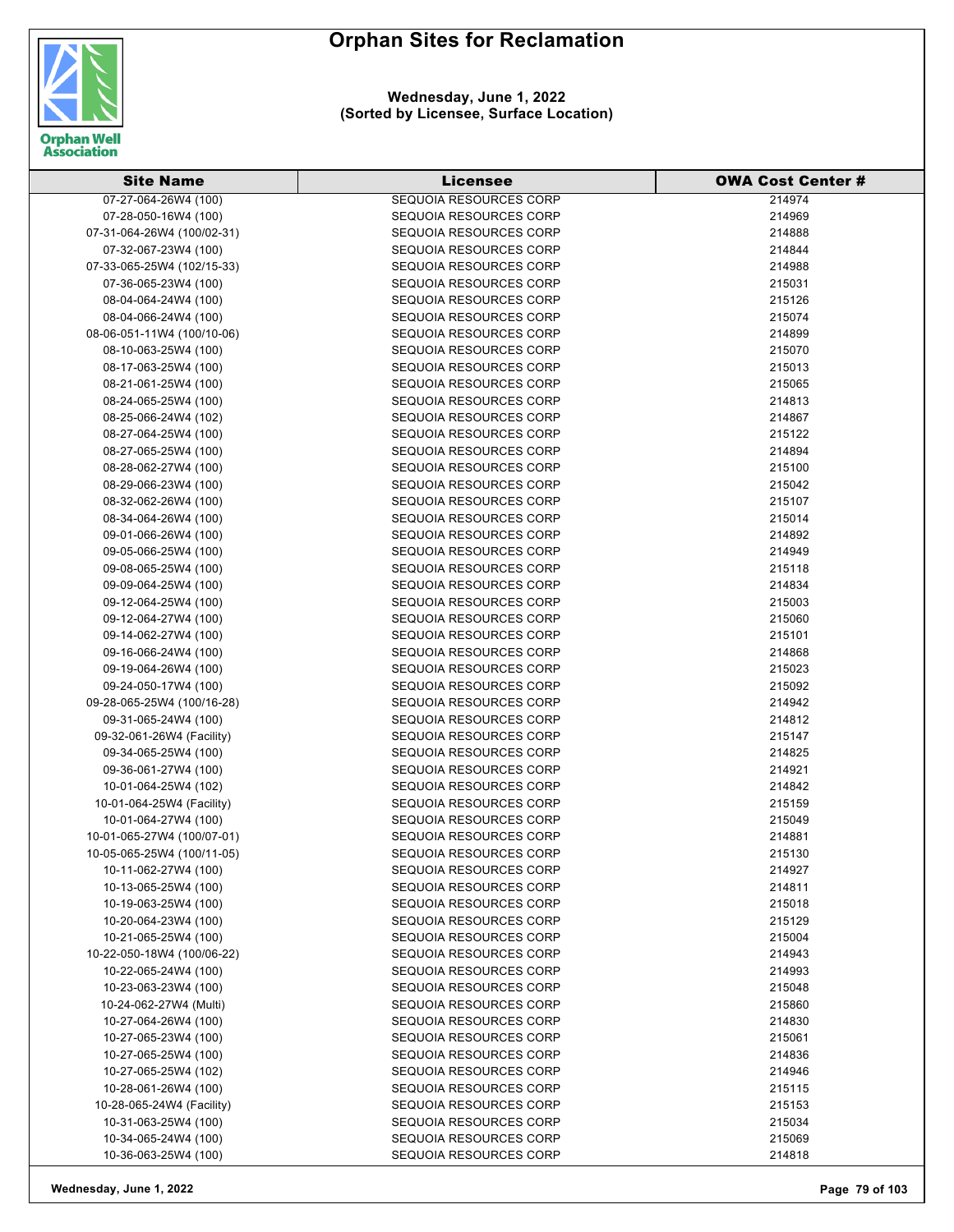# Orphan Sites for Reclamation

**Wednesday, June 1, 2022**
**(Sorted by Licensee, Surface Location)**

| Site Name | Licensee | OWA Cost Center # |
|---|---|---|
| 07-27-064-26W4 (100) | SEQUOIA RESOURCES CORP | 214974 |
| 07-28-050-16W4 (100) | SEQUOIA RESOURCES CORP | 214969 |
| 07-31-064-26W4 (100/02-31) | SEQUOIA RESOURCES CORP | 214888 |
| 07-32-067-23W4 (100) | SEQUOIA RESOURCES CORP | 214844 |
| 07-33-065-25W4 (102/15-33) | SEQUOIA RESOURCES CORP | 214988 |
| 07-36-065-23W4 (100) | SEQUOIA RESOURCES CORP | 215031 |
| 08-04-064-24W4 (100) | SEQUOIA RESOURCES CORP | 215126 |
| 08-04-066-24W4 (100) | SEQUOIA RESOURCES CORP | 215074 |
| 08-06-051-11W4 (100/10-06) | SEQUOIA RESOURCES CORP | 214899 |
| 08-10-063-25W4 (100) | SEQUOIA RESOURCES CORP | 215070 |
| 08-17-063-25W4 (100) | SEQUOIA RESOURCES CORP | 215013 |
| 08-21-061-25W4 (100) | SEQUOIA RESOURCES CORP | 215065 |
| 08-24-065-25W4 (100) | SEQUOIA RESOURCES CORP | 214813 |
| 08-25-066-24W4 (102) | SEQUOIA RESOURCES CORP | 214867 |
| 08-27-064-25W4 (100) | SEQUOIA RESOURCES CORP | 215122 |
| 08-27-065-25W4 (100) | SEQUOIA RESOURCES CORP | 214894 |
| 08-28-062-27W4 (100) | SEQUOIA RESOURCES CORP | 215100 |
| 08-29-066-23W4 (100) | SEQUOIA RESOURCES CORP | 215042 |
| 08-32-062-26W4 (100) | SEQUOIA RESOURCES CORP | 215107 |
| 08-34-064-26W4 (100) | SEQUOIA RESOURCES CORP | 215014 |
| 09-01-066-26W4 (100) | SEQUOIA RESOURCES CORP | 214892 |
| 09-05-066-25W4 (100) | SEQUOIA RESOURCES CORP | 214949 |
| 09-08-065-25W4 (100) | SEQUOIA RESOURCES CORP | 215118 |
| 09-09-064-25W4 (100) | SEQUOIA RESOURCES CORP | 214834 |
| 09-12-064-25W4 (100) | SEQUOIA RESOURCES CORP | 215003 |
| 09-12-064-27W4 (100) | SEQUOIA RESOURCES CORP | 215060 |
| 09-14-062-27W4 (100) | SEQUOIA RESOURCES CORP | 215101 |
| 09-16-066-24W4 (100) | SEQUOIA RESOURCES CORP | 214868 |
| 09-19-064-26W4 (100) | SEQUOIA RESOURCES CORP | 215023 |
| 09-24-050-17W4 (100) | SEQUOIA RESOURCES CORP | 215092 |
| 09-28-065-25W4 (100/16-28) | SEQUOIA RESOURCES CORP | 214942 |
| 09-31-065-24W4 (100) | SEQUOIA RESOURCES CORP | 214812 |
| 09-32-061-26W4 (Facility) | SEQUOIA RESOURCES CORP | 215147 |
| 09-34-065-25W4 (100) | SEQUOIA RESOURCES CORP | 214825 |
| 09-36-061-27W4 (100) | SEQUOIA RESOURCES CORP | 214921 |
| 10-01-064-25W4 (102) | SEQUOIA RESOURCES CORP | 214842 |
| 10-01-064-25W4 (Facility) | SEQUOIA RESOURCES CORP | 215159 |
| 10-01-064-27W4 (100) | SEQUOIA RESOURCES CORP | 215049 |
| 10-01-065-27W4 (100/07-01) | SEQUOIA RESOURCES CORP | 214881 |
| 10-05-065-25W4 (100/11-05) | SEQUOIA RESOURCES CORP | 215130 |
| 10-11-062-27W4 (100) | SEQUOIA RESOURCES CORP | 214927 |
| 10-13-065-25W4 (100) | SEQUOIA RESOURCES CORP | 214811 |
| 10-19-063-25W4 (100) | SEQUOIA RESOURCES CORP | 215018 |
| 10-20-064-23W4 (100) | SEQUOIA RESOURCES CORP | 215129 |
| 10-21-065-25W4 (100) | SEQUOIA RESOURCES CORP | 215004 |
| 10-22-050-18W4 (100/06-22) | SEQUOIA RESOURCES CORP | 214943 |
| 10-22-065-24W4 (100) | SEQUOIA RESOURCES CORP | 214993 |
| 10-23-063-23W4 (100) | SEQUOIA RESOURCES CORP | 215048 |
| 10-24-062-27W4 (Multi) | SEQUOIA RESOURCES CORP | 215860 |
| 10-27-064-26W4 (100) | SEQUOIA RESOURCES CORP | 214830 |
| 10-27-065-23W4 (100) | SEQUOIA RESOURCES CORP | 215061 |
| 10-27-065-25W4 (100) | SEQUOIA RESOURCES CORP | 214836 |
| 10-27-065-25W4 (102) | SEQUOIA RESOURCES CORP | 214946 |
| 10-28-061-26W4 (100) | SEQUOIA RESOURCES CORP | 215115 |
| 10-28-065-24W4 (Facility) | SEQUOIA RESOURCES CORP | 215153 |
| 10-31-063-25W4 (100) | SEQUOIA RESOURCES CORP | 215034 |
| 10-34-065-24W4 (100) | SEQUOIA RESOURCES CORP | 215069 |
| 10-36-063-25W4 (100) | SEQUOIA RESOURCES CORP | 214818 |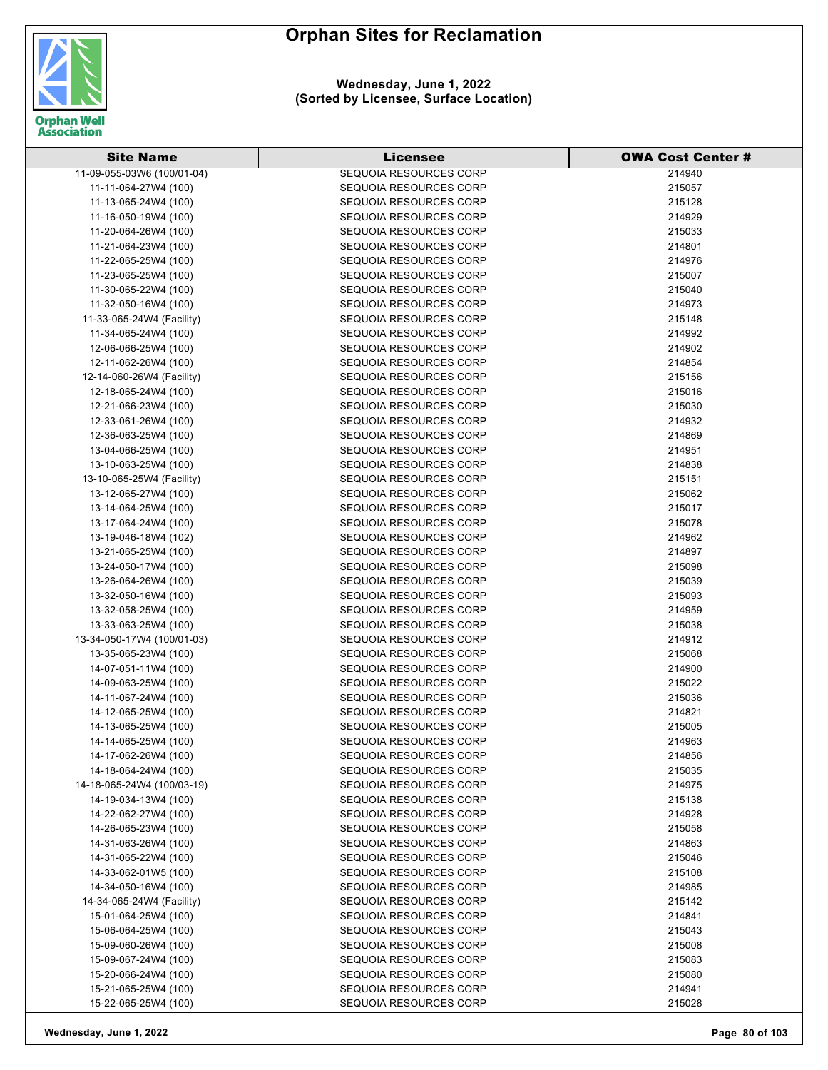# Orphan Sites for Reclamation

**Wednesday, June 1, 2022**
**(Sorted by Licensee, Surface Location)**

| Site Name | Licensee | OWA Cost Center # |
|---|---|---|
| 11-09-055-03W6 (100/01-04) | SEQUOIA RESOURCES CORP | 214940 |
| 11-11-064-27W4 (100) | SEQUOIA RESOURCES CORP | 215057 |
| 11-13-065-24W4 (100) | SEQUOIA RESOURCES CORP | 215128 |
| 11-16-050-19W4 (100) | SEQUOIA RESOURCES CORP | 214929 |
| 11-20-064-26W4 (100) | SEQUOIA RESOURCES CORP | 215033 |
| 11-21-064-23W4 (100) | SEQUOIA RESOURCES CORP | 214801 |
| 11-22-065-25W4 (100) | SEQUOIA RESOURCES CORP | 214976 |
| 11-23-065-25W4 (100) | SEQUOIA RESOURCES CORP | 215007 |
| 11-30-065-22W4 (100) | SEQUOIA RESOURCES CORP | 215040 |
| 11-32-050-16W4 (100) | SEQUOIA RESOURCES CORP | 214973 |
| 11-33-065-24W4 (Facility) | SEQUOIA RESOURCES CORP | 215148 |
| 11-34-065-24W4 (100) | SEQUOIA RESOURCES CORP | 214992 |
| 12-06-066-25W4 (100) | SEQUOIA RESOURCES CORP | 214902 |
| 12-11-062-26W4 (100) | SEQUOIA RESOURCES CORP | 214854 |
| 12-14-060-26W4 (Facility) | SEQUOIA RESOURCES CORP | 215156 |
| 12-18-065-24W4 (100) | SEQUOIA RESOURCES CORP | 215016 |
| 12-21-066-23W4 (100) | SEQUOIA RESOURCES CORP | 215030 |
| 12-33-061-26W4 (100) | SEQUOIA RESOURCES CORP | 214932 |
| 12-36-063-25W4 (100) | SEQUOIA RESOURCES CORP | 214869 |
| 13-04-066-25W4 (100) | SEQUOIA RESOURCES CORP | 214951 |
| 13-10-063-25W4 (100) | SEQUOIA RESOURCES CORP | 214838 |
| 13-10-065-25W4 (Facility) | SEQUOIA RESOURCES CORP | 215151 |
| 13-12-065-27W4 (100) | SEQUOIA RESOURCES CORP | 215062 |
| 13-14-064-25W4 (100) | SEQUOIA RESOURCES CORP | 215017 |
| 13-17-064-24W4 (100) | SEQUOIA RESOURCES CORP | 215078 |
| 13-19-046-18W4 (102) | SEQUOIA RESOURCES CORP | 214962 |
| 13-21-065-25W4 (100) | SEQUOIA RESOURCES CORP | 214897 |
| 13-24-050-17W4 (100) | SEQUOIA RESOURCES CORP | 215098 |
| 13-26-064-26W4 (100) | SEQUOIA RESOURCES CORP | 215039 |
| 13-32-050-16W4 (100) | SEQUOIA RESOURCES CORP | 215093 |
| 13-32-058-25W4 (100) | SEQUOIA RESOURCES CORP | 214959 |
| 13-33-063-25W4 (100) | SEQUOIA RESOURCES CORP | 215038 |
| 13-34-050-17W4 (100/01-03) | SEQUOIA RESOURCES CORP | 214912 |
| 13-35-065-23W4 (100) | SEQUOIA RESOURCES CORP | 215068 |
| 14-07-051-11W4 (100) | SEQUOIA RESOURCES CORP | 214900 |
| 14-09-063-25W4 (100) | SEQUOIA RESOURCES CORP | 215022 |
| 14-11-067-24W4 (100) | SEQUOIA RESOURCES CORP | 215036 |
| 14-12-065-25W4 (100) | SEQUOIA RESOURCES CORP | 214821 |
| 14-13-065-25W4 (100) | SEQUOIA RESOURCES CORP | 215005 |
| 14-14-065-25W4 (100) | SEQUOIA RESOURCES CORP | 214963 |
| 14-17-062-26W4 (100) | SEQUOIA RESOURCES CORP | 214856 |
| 14-18-064-24W4 (100) | SEQUOIA RESOURCES CORP | 215035 |
| 14-18-065-24W4 (100/03-19) | SEQUOIA RESOURCES CORP | 214975 |
| 14-19-034-13W4 (100) | SEQUOIA RESOURCES CORP | 215138 |
| 14-22-062-27W4 (100) | SEQUOIA RESOURCES CORP | 214928 |
| 14-26-065-23W4 (100) | SEQUOIA RESOURCES CORP | 215058 |
| 14-31-063-26W4 (100) | SEQUOIA RESOURCES CORP | 214863 |
| 14-31-065-22W4 (100) | SEQUOIA RESOURCES CORP | 215046 |
| 14-33-062-01W5 (100) | SEQUOIA RESOURCES CORP | 215108 |
| 14-34-050-16W4 (100) | SEQUOIA RESOURCES CORP | 214985 |
| 14-34-065-24W4 (Facility) | SEQUOIA RESOURCES CORP | 215142 |
| 15-01-064-25W4 (100) | SEQUOIA RESOURCES CORP | 214841 |
| 15-06-064-25W4 (100) | SEQUOIA RESOURCES CORP | 215043 |
| 15-09-060-26W4 (100) | SEQUOIA RESOURCES CORP | 215008 |
| 15-09-067-24W4 (100) | SEQUOIA RESOURCES CORP | 215083 |
| 15-20-066-24W4 (100) | SEQUOIA RESOURCES CORP | 215080 |
| 15-21-065-25W4 (100) | SEQUOIA RESOURCES CORP | 214941 |
| 15-22-065-25W4 (100) | SEQUOIA RESOURCES CORP | 215028 |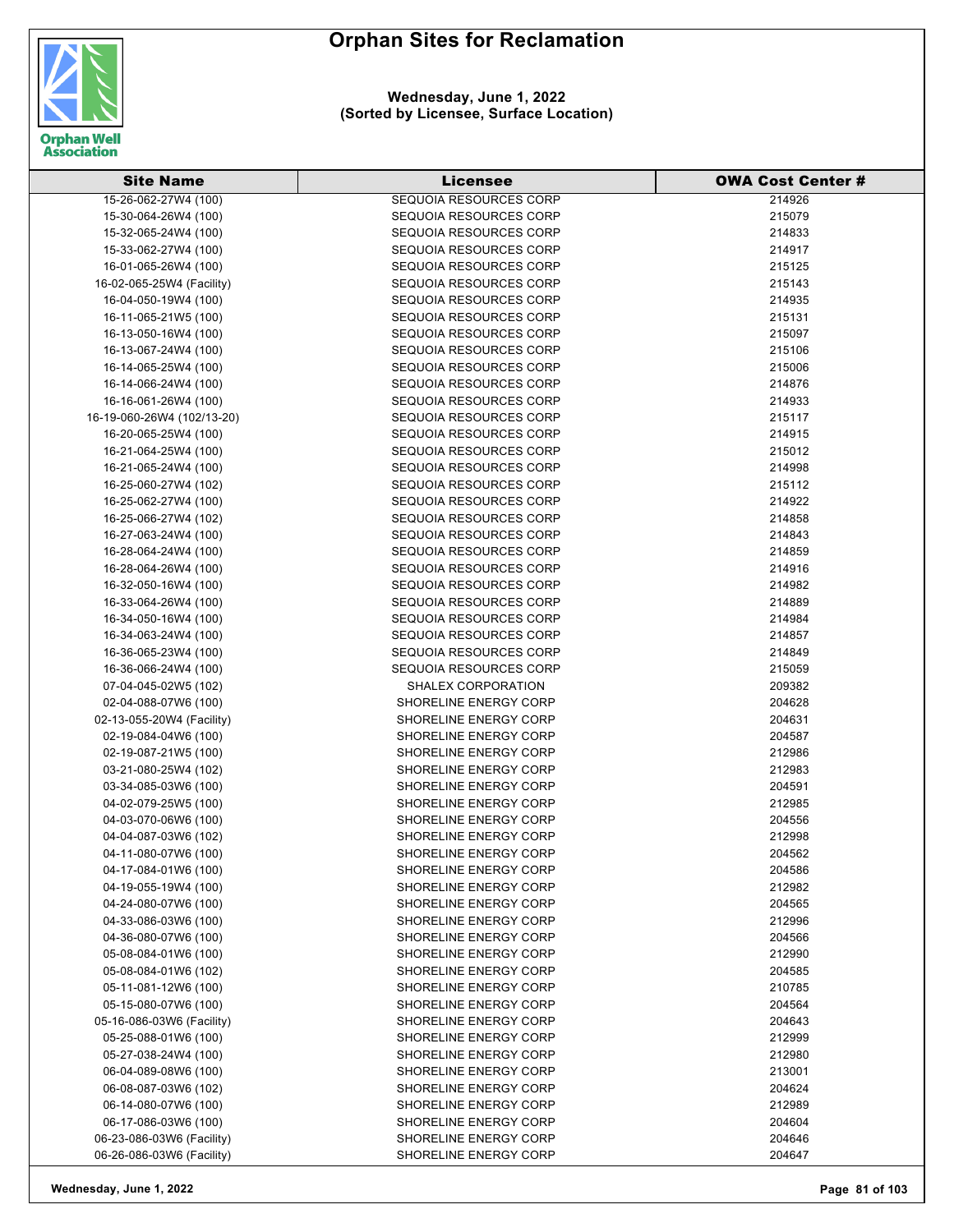# Orphan Sites for Reclamation

**Wednesday, June 1, 2022**
**(Sorted by Licensee, Surface Location)**

| Site Name | Licensee | OWA Cost Center # |
|---|---|---|
| 15-26-062-27W4 (100) | SEQUOIA RESOURCES CORP | 214926 |
| 15-30-064-26W4 (100) | SEQUOIA RESOURCES CORP | 215079 |
| 15-32-065-24W4 (100) | SEQUOIA RESOURCES CORP | 214833 |
| 15-33-062-27W4 (100) | SEQUOIA RESOURCES CORP | 214917 |
| 16-01-065-26W4 (100) | SEQUOIA RESOURCES CORP | 215125 |
| 16-02-065-25W4 (Facility) | SEQUOIA RESOURCES CORP | 215143 |
| 16-04-050-19W4 (100) | SEQUOIA RESOURCES CORP | 214935 |
| 16-11-065-21W5 (100) | SEQUOIA RESOURCES CORP | 215131 |
| 16-13-050-16W4 (100) | SEQUOIA RESOURCES CORP | 215097 |
| 16-13-067-24W4 (100) | SEQUOIA RESOURCES CORP | 215106 |
| 16-14-065-25W4 (100) | SEQUOIA RESOURCES CORP | 215006 |
| 16-14-066-24W4 (100) | SEQUOIA RESOURCES CORP | 214876 |
| 16-16-061-26W4 (100) | SEQUOIA RESOURCES CORP | 214933 |
| 16-19-060-26W4 (102/13-20) | SEQUOIA RESOURCES CORP | 215117 |
| 16-20-065-25W4 (100) | SEQUOIA RESOURCES CORP | 214915 |
| 16-21-064-25W4 (100) | SEQUOIA RESOURCES CORP | 215012 |
| 16-21-065-24W4 (100) | SEQUOIA RESOURCES CORP | 214998 |
| 16-25-060-27W4 (102) | SEQUOIA RESOURCES CORP | 215112 |
| 16-25-062-27W4 (100) | SEQUOIA RESOURCES CORP | 214922 |
| 16-25-066-27W4 (102) | SEQUOIA RESOURCES CORP | 214858 |
| 16-27-063-24W4 (100) | SEQUOIA RESOURCES CORP | 214843 |
| 16-28-064-24W4 (100) | SEQUOIA RESOURCES CORP | 214859 |
| 16-28-064-26W4 (100) | SEQUOIA RESOURCES CORP | 214916 |
| 16-32-050-16W4 (100) | SEQUOIA RESOURCES CORP | 214982 |
| 16-33-064-26W4 (100) | SEQUOIA RESOURCES CORP | 214889 |
| 16-34-050-16W4 (100) | SEQUOIA RESOURCES CORP | 214984 |
| 16-34-063-24W4 (100) | SEQUOIA RESOURCES CORP | 214857 |
| 16-36-065-23W4 (100) | SEQUOIA RESOURCES CORP | 214849 |
| 16-36-066-24W4 (100) | SEQUOIA RESOURCES CORP | 215059 |
| 07-04-045-02W5 (102) | SHALEX CORPORATION | 209382 |
| 02-04-088-07W6 (100) | SHORELINE ENERGY CORP | 204628 |
| 02-13-055-20W4 (Facility) | SHORELINE ENERGY CORP | 204631 |
| 02-19-084-04W6 (100) | SHORELINE ENERGY CORP | 204587 |
| 02-19-087-21W5 (100) | SHORELINE ENERGY CORP | 212986 |
| 03-21-080-25W4 (102) | SHORELINE ENERGY CORP | 212983 |
| 03-34-085-03W6 (100) | SHORELINE ENERGY CORP | 204591 |
| 04-02-079-25W5 (100) | SHORELINE ENERGY CORP | 212985 |
| 04-03-070-06W6 (100) | SHORELINE ENERGY CORP | 204556 |
| 04-04-087-03W6 (102) | SHORELINE ENERGY CORP | 212998 |
| 04-11-080-07W6 (100) | SHORELINE ENERGY CORP | 204562 |
| 04-17-084-01W6 (100) | SHORELINE ENERGY CORP | 204586 |
| 04-19-055-19W4 (100) | SHORELINE ENERGY CORP | 212982 |
| 04-24-080-07W6 (100) | SHORELINE ENERGY CORP | 204565 |
| 04-33-086-03W6 (100) | SHORELINE ENERGY CORP | 212996 |
| 04-36-080-07W6 (100) | SHORELINE ENERGY CORP | 204566 |
| 05-08-084-01W6 (100) | SHORELINE ENERGY CORP | 212990 |
| 05-08-084-01W6 (102) | SHORELINE ENERGY CORP | 204585 |
| 05-11-081-12W6 (100) | SHORELINE ENERGY CORP | 210785 |
| 05-15-080-07W6 (100) | SHORELINE ENERGY CORP | 204564 |
| 05-16-086-03W6 (Facility) | SHORELINE ENERGY CORP | 204643 |
| 05-25-088-01W6 (100) | SHORELINE ENERGY CORP | 212999 |
| 05-27-038-24W4 (100) | SHORELINE ENERGY CORP | 212980 |
| 06-04-089-08W6 (100) | SHORELINE ENERGY CORP | 213001 |
| 06-08-087-03W6 (102) | SHORELINE ENERGY CORP | 204624 |
| 06-14-080-07W6 (100) | SHORELINE ENERGY CORP | 212989 |
| 06-17-086-03W6 (100) | SHORELINE ENERGY CORP | 204604 |
| 06-23-086-03W6 (Facility) | SHORELINE ENERGY CORP | 204646 |
| 06-26-086-03W6 (Facility) | SHORELINE ENERGY CORP | 204647 |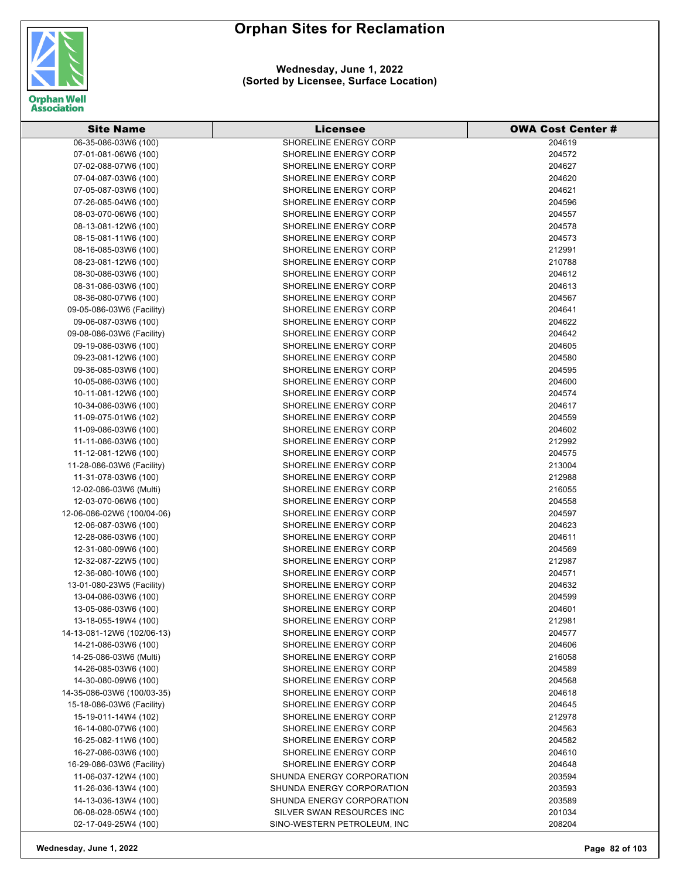# Orphan Sites for Reclamation

**Wednesday, June 1, 2022**
**(Sorted by Licensee, Surface Location)**

| Site Name | Licensee | OWA Cost Center # |
|---|---|---|
| 06-35-086-03W6 (100) | SHORELINE ENERGY CORP | 204619 |
| 07-01-081-06W6 (100) | SHORELINE ENERGY CORP | 204572 |
| 07-02-088-07W6 (100) | SHORELINE ENERGY CORP | 204627 |
| 07-04-087-03W6 (100) | SHORELINE ENERGY CORP | 204620 |
| 07-05-087-03W6 (100) | SHORELINE ENERGY CORP | 204621 |
| 07-26-085-04W6 (100) | SHORELINE ENERGY CORP | 204596 |
| 08-03-070-06W6 (100) | SHORELINE ENERGY CORP | 204557 |
| 08-13-081-12W6 (100) | SHORELINE ENERGY CORP | 204578 |
| 08-15-081-11W6 (100) | SHORELINE ENERGY CORP | 204573 |
| 08-16-085-03W6 (100) | SHORELINE ENERGY CORP | 212991 |
| 08-23-081-12W6 (100) | SHORELINE ENERGY CORP | 210788 |
| 08-30-086-03W6 (100) | SHORELINE ENERGY CORP | 204612 |
| 08-31-086-03W6 (100) | SHORELINE ENERGY CORP | 204613 |
| 08-36-080-07W6 (100) | SHORELINE ENERGY CORP | 204567 |
| 09-05-086-03W6 (Facility) | SHORELINE ENERGY CORP | 204641 |
| 09-06-087-03W6 (100) | SHORELINE ENERGY CORP | 204622 |
| 09-08-086-03W6 (Facility) | SHORELINE ENERGY CORP | 204642 |
| 09-19-086-03W6 (100) | SHORELINE ENERGY CORP | 204605 |
| 09-23-081-12W6 (100) | SHORELINE ENERGY CORP | 204580 |
| 09-36-085-03W6 (100) | SHORELINE ENERGY CORP | 204595 |
| 10-05-086-03W6 (100) | SHORELINE ENERGY CORP | 204600 |
| 10-11-081-12W6 (100) | SHORELINE ENERGY CORP | 204574 |
| 10-34-086-03W6 (100) | SHORELINE ENERGY CORP | 204617 |
| 11-09-075-01W6 (102) | SHORELINE ENERGY CORP | 204559 |
| 11-09-086-03W6 (100) | SHORELINE ENERGY CORP | 204602 |
| 11-11-086-03W6 (100) | SHORELINE ENERGY CORP | 212992 |
| 11-12-081-12W6 (100) | SHORELINE ENERGY CORP | 204575 |
| 11-28-086-03W6 (Facility) | SHORELINE ENERGY CORP | 213004 |
| 11-31-078-03W6 (100) | SHORELINE ENERGY CORP | 212988 |
| 12-02-086-03W6 (Multi) | SHORELINE ENERGY CORP | 216055 |
| 12-03-070-06W6 (100) | SHORELINE ENERGY CORP | 204558 |
| 12-06-086-02W6 (100/04-06) | SHORELINE ENERGY CORP | 204597 |
| 12-06-087-03W6 (100) | SHORELINE ENERGY CORP | 204623 |
| 12-28-086-03W6 (100) | SHORELINE ENERGY CORP | 204611 |
| 12-31-080-09W6 (100) | SHORELINE ENERGY CORP | 204569 |
| 12-32-087-22W5 (100) | SHORELINE ENERGY CORP | 212987 |
| 12-36-080-10W6 (100) | SHORELINE ENERGY CORP | 204571 |
| 13-01-080-23W5 (Facility) | SHORELINE ENERGY CORP | 204632 |
| 13-04-086-03W6 (100) | SHORELINE ENERGY CORP | 204599 |
| 13-05-086-03W6 (100) | SHORELINE ENERGY CORP | 204601 |
| 13-18-055-19W4 (100) | SHORELINE ENERGY CORP | 212981 |
| 14-13-081-12W6 (102/06-13) | SHORELINE ENERGY CORP | 204577 |
| 14-21-086-03W6 (100) | SHORELINE ENERGY CORP | 204606 |
| 14-25-086-03W6 (Multi) | SHORELINE ENERGY CORP | 216058 |
| 14-26-085-03W6 (100) | SHORELINE ENERGY CORP | 204589 |
| 14-30-080-09W6 (100) | SHORELINE ENERGY CORP | 204568 |
| 14-35-086-03W6 (100/03-35) | SHORELINE ENERGY CORP | 204618 |
| 15-18-086-03W6 (Facility) | SHORELINE ENERGY CORP | 204645 |
| 15-19-011-14W4 (102) | SHORELINE ENERGY CORP | 212978 |
| 16-14-080-07W6 (100) | SHORELINE ENERGY CORP | 204563 |
| 16-25-082-11W6 (100) | SHORELINE ENERGY CORP | 204582 |
| 16-27-086-03W6 (100) | SHORELINE ENERGY CORP | 204610 |
| 16-29-086-03W6 (Facility) | SHORELINE ENERGY CORP | 204648 |
| 11-06-037-12W4 (100) | SHUNDA ENERGY CORPORATION | 203594 |
| 11-26-036-13W4 (100) | SHUNDA ENERGY CORPORATION | 203593 |
| 14-13-036-13W4 (100) | SHUNDA ENERGY CORPORATION | 203589 |
| 06-08-028-05W4 (100) | SILVER SWAN RESOURCES INC | 201034 |
| 02-17-049-25W4 (100) | SINO-WESTERN PETROLEUM, INC | 208204 |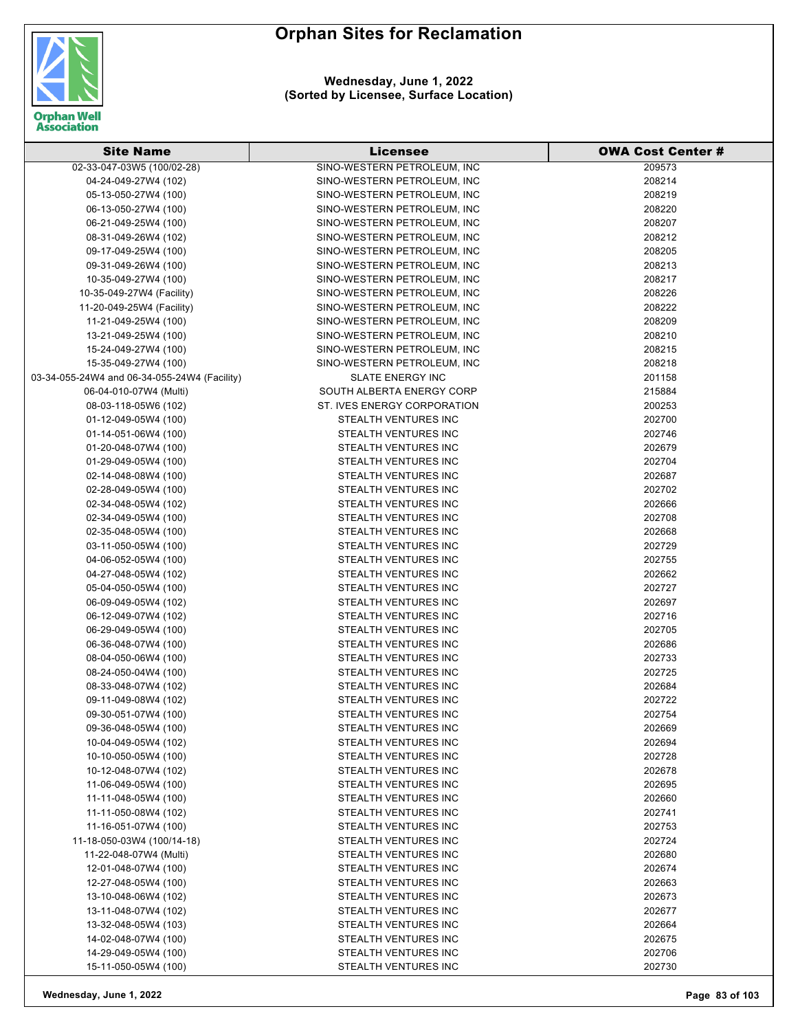# Orphan Sites for Reclamation

**Wednesday, June 1, 2022**
**(Sorted by Licensee, Surface Location)**

| Site Name | Licensee | OWA Cost Center # |
|---|---|---|
| 02-33-047-03W5 (100/02-28) | SINO-WESTERN PETROLEUM, INC | 209573 |
| 04-24-049-27W4 (102) | SINO-WESTERN PETROLEUM, INC | 208214 |
| 05-13-050-27W4 (100) | SINO-WESTERN PETROLEUM, INC | 208219 |
| 06-13-050-27W4 (100) | SINO-WESTERN PETROLEUM, INC | 208220 |
| 06-21-049-25W4 (100) | SINO-WESTERN PETROLEUM, INC | 208207 |
| 08-31-049-26W4 (102) | SINO-WESTERN PETROLEUM, INC | 208212 |
| 09-17-049-25W4 (100) | SINO-WESTERN PETROLEUM, INC | 208205 |
| 09-31-049-26W4 (100) | SINO-WESTERN PETROLEUM, INC | 208213 |
| 10-35-049-27W4 (100) | SINO-WESTERN PETROLEUM, INC | 208217 |
| 10-35-049-27W4 (Facility) | SINO-WESTERN PETROLEUM, INC | 208226 |
| 11-20-049-25W4 (Facility) | SINO-WESTERN PETROLEUM, INC | 208222 |
| 11-21-049-25W4 (100) | SINO-WESTERN PETROLEUM, INC | 208209 |
| 13-21-049-25W4 (100) | SINO-WESTERN PETROLEUM, INC | 208210 |
| 15-24-049-27W4 (100) | SINO-WESTERN PETROLEUM, INC | 208215 |
| 15-35-049-27W4 (100) | SINO-WESTERN PETROLEUM, INC | 208218 |
| 03-34-055-24W4 and 06-34-055-24W4 (Facility) | SLATE ENERGY INC | 201158 |
| 06-04-010-07W4 (Multi) | SOUTH ALBERTA ENERGY CORP | 215884 |
| 08-03-118-05W6 (102) | ST. IVES ENERGY CORPORATION | 200253 |
| 01-12-049-05W4 (100) | STEALTH VENTURES INC | 202700 |
| 01-14-051-06W4 (100) | STEALTH VENTURES INC | 202746 |
| 01-20-048-07W4 (100) | STEALTH VENTURES INC | 202679 |
| 01-29-049-05W4 (100) | STEALTH VENTURES INC | 202704 |
| 02-14-048-08W4 (100) | STEALTH VENTURES INC | 202687 |
| 02-28-049-05W4 (100) | STEALTH VENTURES INC | 202702 |
| 02-34-048-05W4 (102) | STEALTH VENTURES INC | 202666 |
| 02-34-049-05W4 (100) | STEALTH VENTURES INC | 202708 |
| 02-35-048-05W4 (100) | STEALTH VENTURES INC | 202668 |
| 03-11-050-05W4 (100) | STEALTH VENTURES INC | 202729 |
| 04-06-052-05W4 (100) | STEALTH VENTURES INC | 202755 |
| 04-27-048-05W4 (102) | STEALTH VENTURES INC | 202662 |
| 05-04-050-05W4 (100) | STEALTH VENTURES INC | 202727 |
| 06-09-049-05W4 (102) | STEALTH VENTURES INC | 202697 |
| 06-12-049-07W4 (102) | STEALTH VENTURES INC | 202716 |
| 06-29-049-05W4 (100) | STEALTH VENTURES INC | 202705 |
| 06-36-048-07W4 (100) | STEALTH VENTURES INC | 202686 |
| 08-04-050-06W4 (100) | STEALTH VENTURES INC | 202733 |
| 08-24-050-04W4 (100) | STEALTH VENTURES INC | 202725 |
| 08-33-048-07W4 (102) | STEALTH VENTURES INC | 202684 |
| 09-11-049-08W4 (102) | STEALTH VENTURES INC | 202722 |
| 09-30-051-07W4 (100) | STEALTH VENTURES INC | 202754 |
| 09-36-048-05W4 (100) | STEALTH VENTURES INC | 202669 |
| 10-04-049-05W4 (102) | STEALTH VENTURES INC | 202694 |
| 10-10-050-05W4 (100) | STEALTH VENTURES INC | 202728 |
| 10-12-048-07W4 (102) | STEALTH VENTURES INC | 202678 |
| 11-06-049-05W4 (100) | STEALTH VENTURES INC | 202695 |
| 11-11-048-05W4 (100) | STEALTH VENTURES INC | 202660 |
| 11-11-050-08W4 (102) | STEALTH VENTURES INC | 202741 |
| 11-16-051-07W4 (100) | STEALTH VENTURES INC | 202753 |
| 11-18-050-03W4 (100/14-18) | STEALTH VENTURES INC | 202724 |
| 11-22-048-07W4 (Multi) | STEALTH VENTURES INC | 202680 |
| 12-01-048-07W4 (100) | STEALTH VENTURES INC | 202674 |
| 12-27-048-05W4 (100) | STEALTH VENTURES INC | 202663 |
| 13-10-048-06W4 (102) | STEALTH VENTURES INC | 202673 |
| 13-11-048-07W4 (102) | STEALTH VENTURES INC | 202677 |
| 13-32-048-05W4 (103) | STEALTH VENTURES INC | 202664 |
| 14-02-048-07W4 (100) | STEALTH VENTURES INC | 202675 |
| 14-29-049-05W4 (100) | STEALTH VENTURES INC | 202706 |
| 15-11-050-05W4 (100) | STEALTH VENTURES INC | 202730 |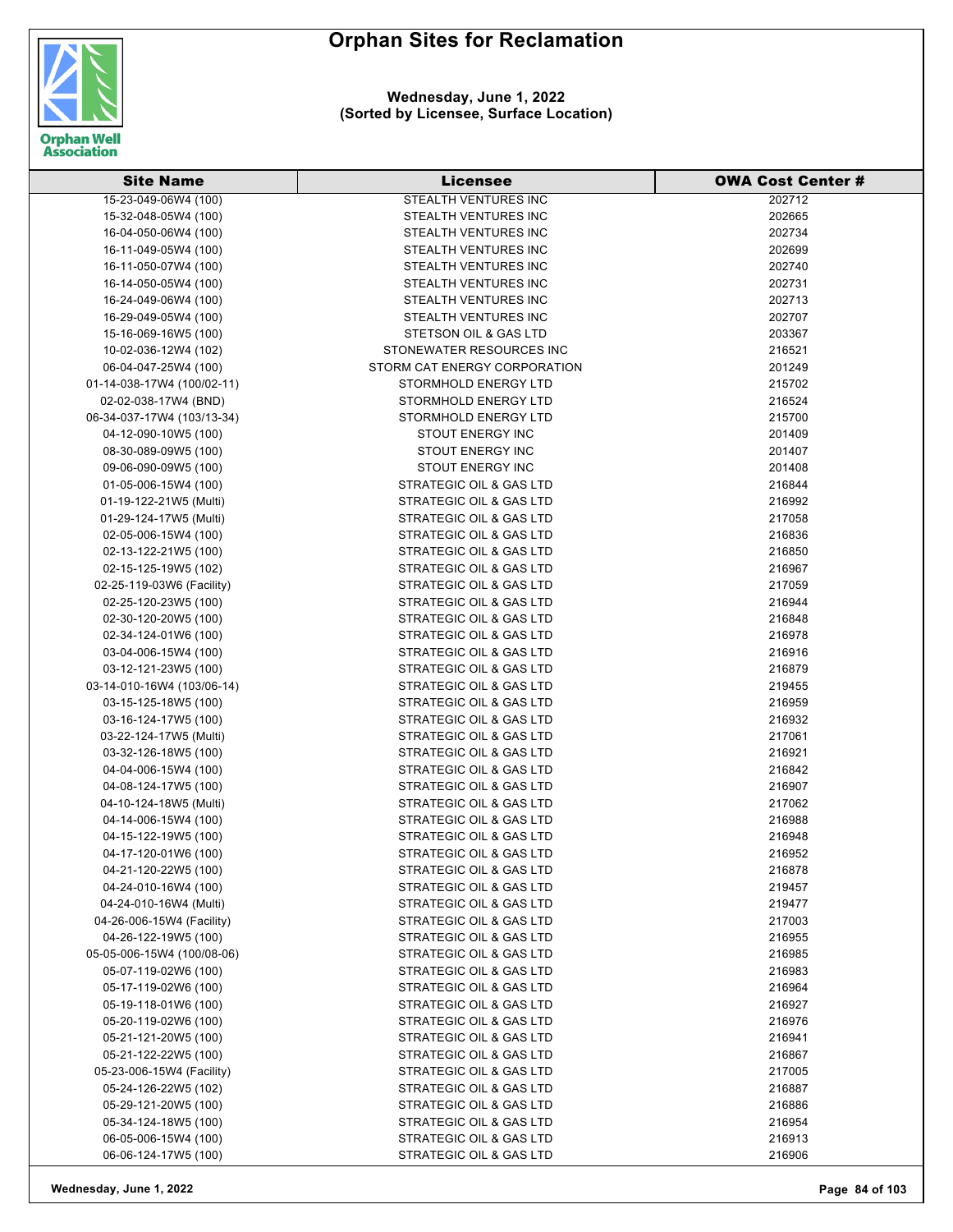# Orphan Sites for Reclamation

**Wednesday, June 1, 2022**
**(Sorted by Licensee, Surface Location)**

| Site Name | Licensee | OWA Cost Center # |
|---|---|---|
| 15-23-049-06W4 (100) | STEALTH VENTURES INC | 202712 |
| 15-32-048-05W4 (100) | STEALTH VENTURES INC | 202665 |
| 16-04-050-06W4 (100) | STEALTH VENTURES INC | 202734 |
| 16-11-049-05W4 (100) | STEALTH VENTURES INC | 202699 |
| 16-11-050-07W4 (100) | STEALTH VENTURES INC | 202740 |
| 16-14-050-05W4 (100) | STEALTH VENTURES INC | 202731 |
| 16-24-049-06W4 (100) | STEALTH VENTURES INC | 202713 |
| 16-29-049-05W4 (100) | STEALTH VENTURES INC | 202707 |
| 15-16-069-16W5 (100) | STETSON OIL & GAS LTD | 203367 |
| 10-02-036-12W4 (102) | STONEWATER RESOURCES INC | 216521 |
| 06-04-047-25W4 (100) | STORM CAT ENERGY CORPORATION | 201249 |
| 01-14-038-17W4 (100/02-11) | STORMHOLD ENERGY LTD | 215702 |
| 02-02-038-17W4 (BND) | STORMHOLD ENERGY LTD | 216524 |
| 06-34-037-17W4 (103/13-34) | STORMHOLD ENERGY LTD | 215700 |
| 04-12-090-10W5 (100) | STOUT ENERGY INC | 201409 |
| 08-30-089-09W5 (100) | STOUT ENERGY INC | 201407 |
| 09-06-090-09W5 (100) | STOUT ENERGY INC | 201408 |
| 01-05-006-15W4 (100) | STRATEGIC OIL & GAS LTD | 216844 |
| 01-19-122-21W5 (Multi) | STRATEGIC OIL & GAS LTD | 216992 |
| 01-29-124-17W5 (Multi) | STRATEGIC OIL & GAS LTD | 217058 |
| 02-05-006-15W4 (100) | STRATEGIC OIL & GAS LTD | 216836 |
| 02-13-122-21W5 (100) | STRATEGIC OIL & GAS LTD | 216850 |
| 02-15-125-19W5 (102) | STRATEGIC OIL & GAS LTD | 216967 |
| 02-25-119-03W6 (Facility) | STRATEGIC OIL & GAS LTD | 217059 |
| 02-25-120-23W5 (100) | STRATEGIC OIL & GAS LTD | 216944 |
| 02-30-120-20W5 (100) | STRATEGIC OIL & GAS LTD | 216848 |
| 02-34-124-01W6 (100) | STRATEGIC OIL & GAS LTD | 216978 |
| 03-04-006-15W4 (100) | STRATEGIC OIL & GAS LTD | 216916 |
| 03-12-121-23W5 (100) | STRATEGIC OIL & GAS LTD | 216879 |
| 03-14-010-16W4 (103/06-14) | STRATEGIC OIL & GAS LTD | 219455 |
| 03-15-125-18W5 (100) | STRATEGIC OIL & GAS LTD | 216959 |
| 03-16-124-17W5 (100) | STRATEGIC OIL & GAS LTD | 216932 |
| 03-22-124-17W5 (Multi) | STRATEGIC OIL & GAS LTD | 217061 |
| 03-32-126-18W5 (100) | STRATEGIC OIL & GAS LTD | 216921 |
| 04-04-006-15W4 (100) | STRATEGIC OIL & GAS LTD | 216842 |
| 04-08-124-17W5 (100) | STRATEGIC OIL & GAS LTD | 216907 |
| 04-10-124-18W5 (Multi) | STRATEGIC OIL & GAS LTD | 217062 |
| 04-14-006-15W4 (100) | STRATEGIC OIL & GAS LTD | 216988 |
| 04-15-122-19W5 (100) | STRATEGIC OIL & GAS LTD | 216948 |
| 04-17-120-01W6 (100) | STRATEGIC OIL & GAS LTD | 216952 |
| 04-21-120-22W5 (100) | STRATEGIC OIL & GAS LTD | 216878 |
| 04-24-010-16W4 (100) | STRATEGIC OIL & GAS LTD | 219457 |
| 04-24-010-16W4 (Multi) | STRATEGIC OIL & GAS LTD | 219477 |
| 04-26-006-15W4 (Facility) | STRATEGIC OIL & GAS LTD | 217003 |
| 04-26-122-19W5 (100) | STRATEGIC OIL & GAS LTD | 216955 |
| 05-05-006-15W4 (100/08-06) | STRATEGIC OIL & GAS LTD | 216985 |
| 05-07-119-02W6 (100) | STRATEGIC OIL & GAS LTD | 216983 |
| 05-17-119-02W6 (100) | STRATEGIC OIL & GAS LTD | 216964 |
| 05-19-118-01W6 (100) | STRATEGIC OIL & GAS LTD | 216927 |
| 05-20-119-02W6 (100) | STRATEGIC OIL & GAS LTD | 216976 |
| 05-21-121-20W5 (100) | STRATEGIC OIL & GAS LTD | 216941 |
| 05-21-122-22W5 (100) | STRATEGIC OIL & GAS LTD | 216867 |
| 05-23-006-15W4 (Facility) | STRATEGIC OIL & GAS LTD | 217005 |
| 05-24-126-22W5 (102) | STRATEGIC OIL & GAS LTD | 216887 |
| 05-29-121-20W5 (100) | STRATEGIC OIL & GAS LTD | 216886 |
| 05-34-124-18W5 (100) | STRATEGIC OIL & GAS LTD | 216954 |
| 06-05-006-15W4 (100) | STRATEGIC OIL & GAS LTD | 216913 |
| 06-06-124-17W5 (100) | STRATEGIC OIL & GAS LTD | 216906 |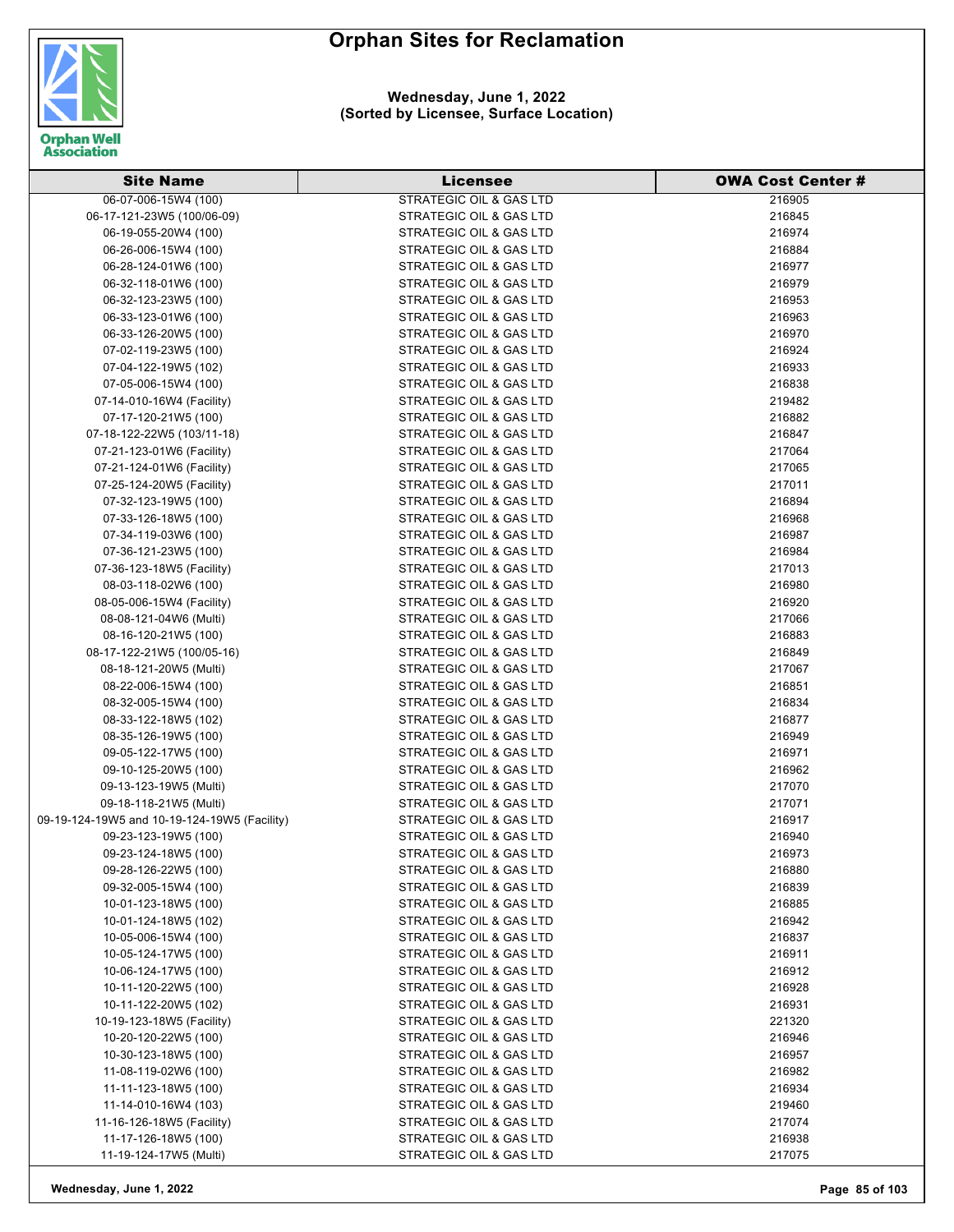# Orphan Sites for Reclamation

**Wednesday, June 1, 2022**
**(Sorted by Licensee, Surface Location)**

| Site Name | Licensee | OWA Cost Center # |
|---|---|---|
| 06-07-006-15W4 (100) | STRATEGIC OIL & GAS LTD | 216905 |
| 06-17-121-23W5 (100/06-09) | STRATEGIC OIL & GAS LTD | 216845 |
| 06-19-055-20W4 (100) | STRATEGIC OIL & GAS LTD | 216974 |
| 06-26-006-15W4 (100) | STRATEGIC OIL & GAS LTD | 216884 |
| 06-28-124-01W6 (100) | STRATEGIC OIL & GAS LTD | 216977 |
| 06-32-118-01W6 (100) | STRATEGIC OIL & GAS LTD | 216979 |
| 06-32-123-23W5 (100) | STRATEGIC OIL & GAS LTD | 216953 |
| 06-33-123-01W6 (100) | STRATEGIC OIL & GAS LTD | 216963 |
| 06-33-126-20W5 (100) | STRATEGIC OIL & GAS LTD | 216970 |
| 07-02-119-23W5 (100) | STRATEGIC OIL & GAS LTD | 216924 |
| 07-04-122-19W5 (102) | STRATEGIC OIL & GAS LTD | 216933 |
| 07-05-006-15W4 (100) | STRATEGIC OIL & GAS LTD | 216838 |
| 07-14-010-16W4 (Facility) | STRATEGIC OIL & GAS LTD | 219482 |
| 07-17-120-21W5 (100) | STRATEGIC OIL & GAS LTD | 216882 |
| 07-18-122-22W5 (103/11-18) | STRATEGIC OIL & GAS LTD | 216847 |
| 07-21-123-01W6 (Facility) | STRATEGIC OIL & GAS LTD | 217064 |
| 07-21-124-01W6 (Facility) | STRATEGIC OIL & GAS LTD | 217065 |
| 07-25-124-20W5 (Facility) | STRATEGIC OIL & GAS LTD | 217011 |
| 07-32-123-19W5 (100) | STRATEGIC OIL & GAS LTD | 216894 |
| 07-33-126-18W5 (100) | STRATEGIC OIL & GAS LTD | 216968 |
| 07-34-119-03W6 (100) | STRATEGIC OIL & GAS LTD | 216987 |
| 07-36-121-23W5 (100) | STRATEGIC OIL & GAS LTD | 216984 |
| 07-36-123-18W5 (Facility) | STRATEGIC OIL & GAS LTD | 217013 |
| 08-03-118-02W6 (100) | STRATEGIC OIL & GAS LTD | 216980 |
| 08-05-006-15W4 (Facility) | STRATEGIC OIL & GAS LTD | 216920 |
| 08-08-121-04W6 (Multi) | STRATEGIC OIL & GAS LTD | 217066 |
| 08-16-120-21W5 (100) | STRATEGIC OIL & GAS LTD | 216883 |
| 08-17-122-21W5 (100/05-16) | STRATEGIC OIL & GAS LTD | 216849 |
| 08-18-121-20W5 (Multi) | STRATEGIC OIL & GAS LTD | 217067 |
| 08-22-006-15W4 (100) | STRATEGIC OIL & GAS LTD | 216851 |
| 08-32-005-15W4 (100) | STRATEGIC OIL & GAS LTD | 216834 |
| 08-33-122-18W5 (102) | STRATEGIC OIL & GAS LTD | 216877 |
| 08-35-126-19W5 (100) | STRATEGIC OIL & GAS LTD | 216949 |
| 09-05-122-17W5 (100) | STRATEGIC OIL & GAS LTD | 216971 |
| 09-10-125-20W5 (100) | STRATEGIC OIL & GAS LTD | 216962 |
| 09-13-123-19W5 (Multi) | STRATEGIC OIL & GAS LTD | 217070 |
| 09-18-118-21W5 (Multi) | STRATEGIC OIL & GAS LTD | 217071 |
| 09-19-124-19W5 and 10-19-124-19W5 (Facility) | STRATEGIC OIL & GAS LTD | 216917 |
| 09-23-123-19W5 (100) | STRATEGIC OIL & GAS LTD | 216940 |
| 09-23-124-18W5 (100) | STRATEGIC OIL & GAS LTD | 216973 |
| 09-28-126-22W5 (100) | STRATEGIC OIL & GAS LTD | 216880 |
| 09-32-005-15W4 (100) | STRATEGIC OIL & GAS LTD | 216839 |
| 10-01-123-18W5 (100) | STRATEGIC OIL & GAS LTD | 216885 |
| 10-01-124-18W5 (102) | STRATEGIC OIL & GAS LTD | 216942 |
| 10-05-006-15W4 (100) | STRATEGIC OIL & GAS LTD | 216837 |
| 10-05-124-17W5 (100) | STRATEGIC OIL & GAS LTD | 216911 |
| 10-06-124-17W5 (100) | STRATEGIC OIL & GAS LTD | 216912 |
| 10-11-120-22W5 (100) | STRATEGIC OIL & GAS LTD | 216928 |
| 10-11-122-20W5 (102) | STRATEGIC OIL & GAS LTD | 216931 |
| 10-19-123-18W5 (Facility) | STRATEGIC OIL & GAS LTD | 221320 |
| 10-20-120-22W5 (100) | STRATEGIC OIL & GAS LTD | 216946 |
| 10-30-123-18W5 (100) | STRATEGIC OIL & GAS LTD | 216957 |
| 11-08-119-02W6 (100) | STRATEGIC OIL & GAS LTD | 216982 |
| 11-11-123-18W5 (100) | STRATEGIC OIL & GAS LTD | 216934 |
| 11-14-010-16W4 (103) | STRATEGIC OIL & GAS LTD | 219460 |
| 11-16-126-18W5 (Facility) | STRATEGIC OIL & GAS LTD | 217074 |
| 11-17-126-18W5 (100) | STRATEGIC OIL & GAS LTD | 216938 |
| 11-19-124-17W5 (Multi) | STRATEGIC OIL & GAS LTD | 217075 |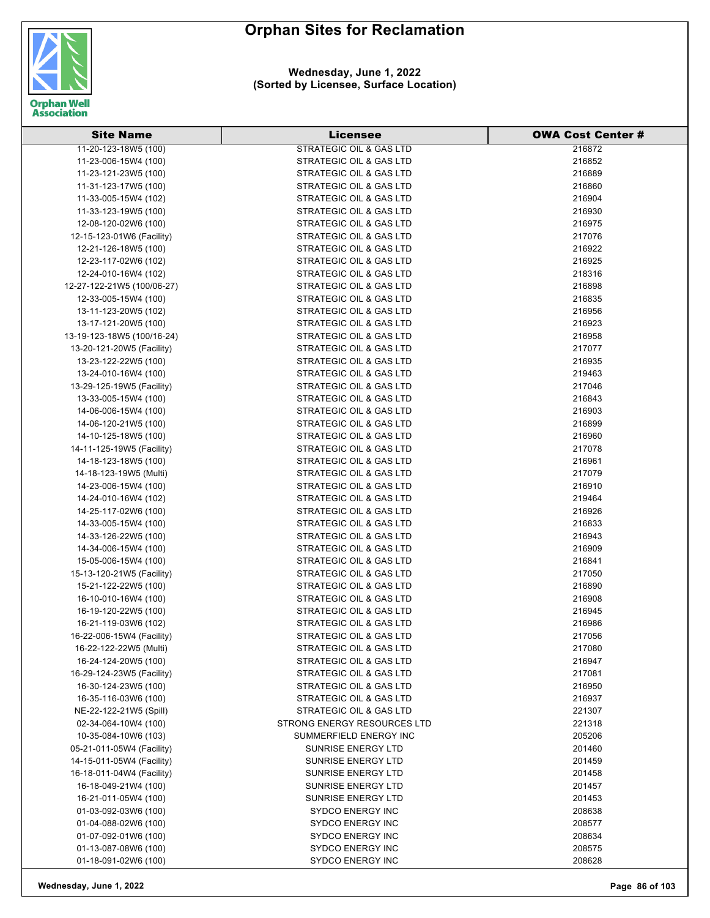# Orphan Sites for Reclamation

**Wednesday, June 1, 2022**
**(Sorted by Licensee, Surface Location)**

| Site Name | Licensee | OWA Cost Center # |
|---|---|---|
| 11-20-123-18W5 (100) | STRATEGIC OIL & GAS LTD | 216872 |
| 11-23-006-15W4 (100) | STRATEGIC OIL & GAS LTD | 216852 |
| 11-23-121-23W5 (100) | STRATEGIC OIL & GAS LTD | 216889 |
| 11-31-123-17W5 (100) | STRATEGIC OIL & GAS LTD | 216860 |
| 11-33-005-15W4 (102) | STRATEGIC OIL & GAS LTD | 216904 |
| 11-33-123-19W5 (100) | STRATEGIC OIL & GAS LTD | 216930 |
| 12-08-120-02W6 (100) | STRATEGIC OIL & GAS LTD | 216975 |
| 12-15-123-01W6 (Facility) | STRATEGIC OIL & GAS LTD | 217076 |
| 12-21-126-18W5 (100) | STRATEGIC OIL & GAS LTD | 216922 |
| 12-23-117-02W6 (102) | STRATEGIC OIL & GAS LTD | 216925 |
| 12-24-010-16W4 (102) | STRATEGIC OIL & GAS LTD | 218316 |
| 12-27-122-21W5 (100/06-27) | STRATEGIC OIL & GAS LTD | 216898 |
| 12-33-005-15W4 (100) | STRATEGIC OIL & GAS LTD | 216835 |
| 13-11-123-20W5 (102) | STRATEGIC OIL & GAS LTD | 216956 |
| 13-17-121-20W5 (100) | STRATEGIC OIL & GAS LTD | 216923 |
| 13-19-123-18W5 (100/16-24) | STRATEGIC OIL & GAS LTD | 216958 |
| 13-20-121-20W5 (Facility) | STRATEGIC OIL & GAS LTD | 217077 |
| 13-23-122-22W5 (100) | STRATEGIC OIL & GAS LTD | 216935 |
| 13-24-010-16W4 (100) | STRATEGIC OIL & GAS LTD | 219463 |
| 13-29-125-19W5 (Facility) | STRATEGIC OIL & GAS LTD | 217046 |
| 13-33-005-15W4 (100) | STRATEGIC OIL & GAS LTD | 216843 |
| 14-06-006-15W4 (100) | STRATEGIC OIL & GAS LTD | 216903 |
| 14-06-120-21W5 (100) | STRATEGIC OIL & GAS LTD | 216899 |
| 14-10-125-18W5 (100) | STRATEGIC OIL & GAS LTD | 216960 |
| 14-11-125-19W5 (Facility) | STRATEGIC OIL & GAS LTD | 217078 |
| 14-18-123-18W5 (100) | STRATEGIC OIL & GAS LTD | 216961 |
| 14-18-123-19W5 (Multi) | STRATEGIC OIL & GAS LTD | 217079 |
| 14-23-006-15W4 (100) | STRATEGIC OIL & GAS LTD | 216910 |
| 14-24-010-16W4 (102) | STRATEGIC OIL & GAS LTD | 219464 |
| 14-25-117-02W6 (100) | STRATEGIC OIL & GAS LTD | 216926 |
| 14-33-005-15W4 (100) | STRATEGIC OIL & GAS LTD | 216833 |
| 14-33-126-22W5 (100) | STRATEGIC OIL & GAS LTD | 216943 |
| 14-34-006-15W4 (100) | STRATEGIC OIL & GAS LTD | 216909 |
| 15-05-006-15W4 (100) | STRATEGIC OIL & GAS LTD | 216841 |
| 15-13-120-21W5 (Facility) | STRATEGIC OIL & GAS LTD | 217050 |
| 15-21-122-22W5 (100) | STRATEGIC OIL & GAS LTD | 216890 |
| 16-10-010-16W4 (100) | STRATEGIC OIL & GAS LTD | 216908 |
| 16-19-120-22W5 (100) | STRATEGIC OIL & GAS LTD | 216945 |
| 16-21-119-03W6 (102) | STRATEGIC OIL & GAS LTD | 216986 |
| 16-22-006-15W4 (Facility) | STRATEGIC OIL & GAS LTD | 217056 |
| 16-22-122-22W5 (Multi) | STRATEGIC OIL & GAS LTD | 217080 |
| 16-24-124-20W5 (100) | STRATEGIC OIL & GAS LTD | 216947 |
| 16-29-124-23W5 (Facility) | STRATEGIC OIL & GAS LTD | 217081 |
| 16-30-124-23W5 (100) | STRATEGIC OIL & GAS LTD | 216950 |
| 16-35-116-03W6 (100) | STRATEGIC OIL & GAS LTD | 216937 |
| NE-22-122-21W5 (Spill) | STRATEGIC OIL & GAS LTD | 221307 |
| 02-34-064-10W4 (100) | STRONG ENERGY RESOURCES LTD | 221318 |
| 10-35-084-10W6 (103) | SUMMERFIELD ENERGY INC | 205206 |
| 05-21-011-05W4 (Facility) | SUNRISE ENERGY LTD | 201460 |
| 14-15-011-05W4 (Facility) | SUNRISE ENERGY LTD | 201459 |
| 16-18-011-04W4 (Facility) | SUNRISE ENERGY LTD | 201458 |
| 16-18-049-21W4 (100) | SUNRISE ENERGY LTD | 201457 |
| 16-21-011-05W4 (100) | SUNRISE ENERGY LTD | 201453 |
| 01-03-092-03W6 (100) | SYDCO ENERGY INC | 208638 |
| 01-04-088-02W6 (100) | SYDCO ENERGY INC | 208577 |
| 01-07-092-01W6 (100) | SYDCO ENERGY INC | 208634 |
| 01-13-087-08W6 (100) | SYDCO ENERGY INC | 208575 |
| 01-18-091-02W6 (100) | SYDCO ENERGY INC | 208628 |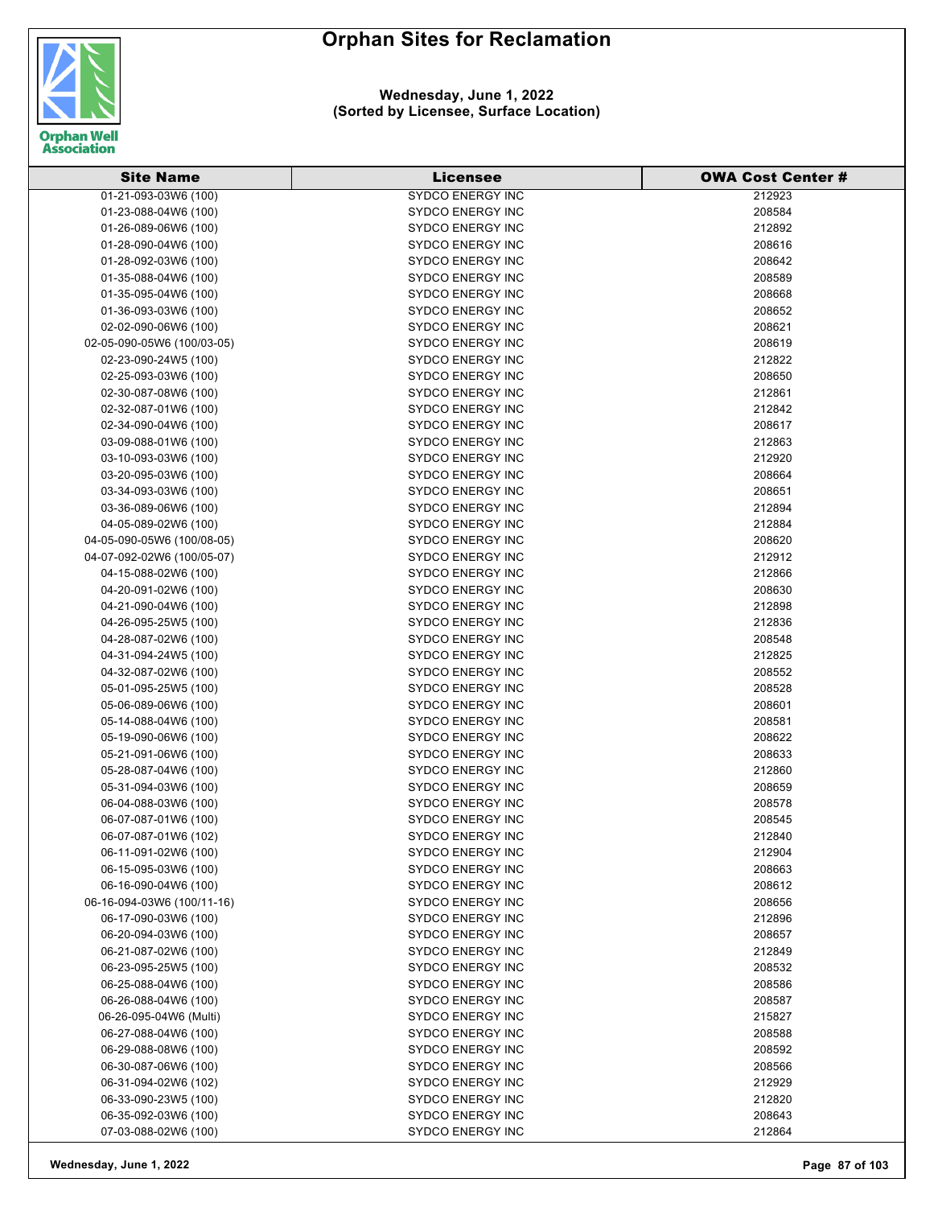# Orphan Sites for Reclamation

**Wednesday, June 1, 2022**
**(Sorted by Licensee, Surface Location)**

| Site Name | Licensee | OWA Cost Center # |
|---|---|---|
| 01-21-093-03W6 (100) | SYDCO ENERGY INC | 212923 |
| 01-23-088-04W6 (100) | SYDCO ENERGY INC | 208584 |
| 01-26-089-06W6 (100) | SYDCO ENERGY INC | 212892 |
| 01-28-090-04W6 (100) | SYDCO ENERGY INC | 208616 |
| 01-28-092-03W6 (100) | SYDCO ENERGY INC | 208642 |
| 01-35-088-04W6 (100) | SYDCO ENERGY INC | 208589 |
| 01-35-095-04W6 (100) | SYDCO ENERGY INC | 208668 |
| 01-36-093-03W6 (100) | SYDCO ENERGY INC | 208652 |
| 02-02-090-06W6 (100) | SYDCO ENERGY INC | 208621 |
| 02-05-090-05W6 (100/03-05) | SYDCO ENERGY INC | 208619 |
| 02-23-090-24W5 (100) | SYDCO ENERGY INC | 212822 |
| 02-25-093-03W6 (100) | SYDCO ENERGY INC | 208650 |
| 02-30-087-08W6 (100) | SYDCO ENERGY INC | 212861 |
| 02-32-087-01W6 (100) | SYDCO ENERGY INC | 212842 |
| 02-34-090-04W6 (100) | SYDCO ENERGY INC | 208617 |
| 03-09-088-01W6 (100) | SYDCO ENERGY INC | 212863 |
| 03-10-093-03W6 (100) | SYDCO ENERGY INC | 212920 |
| 03-20-095-03W6 (100) | SYDCO ENERGY INC | 208664 |
| 03-34-093-03W6 (100) | SYDCO ENERGY INC | 208651 |
| 03-36-089-06W6 (100) | SYDCO ENERGY INC | 212894 |
| 04-05-089-02W6 (100) | SYDCO ENERGY INC | 212884 |
| 04-05-090-05W6 (100/08-05) | SYDCO ENERGY INC | 208620 |
| 04-07-092-02W6 (100/05-07) | SYDCO ENERGY INC | 212912 |
| 04-15-088-02W6 (100) | SYDCO ENERGY INC | 212866 |
| 04-20-091-02W6 (100) | SYDCO ENERGY INC | 208630 |
| 04-21-090-04W6 (100) | SYDCO ENERGY INC | 212898 |
| 04-26-095-25W5 (100) | SYDCO ENERGY INC | 212836 |
| 04-28-087-02W6 (100) | SYDCO ENERGY INC | 208548 |
| 04-31-094-24W5 (100) | SYDCO ENERGY INC | 212825 |
| 04-32-087-02W6 (100) | SYDCO ENERGY INC | 208552 |
| 05-01-095-25W5 (100) | SYDCO ENERGY INC | 208528 |
| 05-06-089-06W6 (100) | SYDCO ENERGY INC | 208601 |
| 05-14-088-04W6 (100) | SYDCO ENERGY INC | 208581 |
| 05-19-090-06W6 (100) | SYDCO ENERGY INC | 208622 |
| 05-21-091-06W6 (100) | SYDCO ENERGY INC | 208633 |
| 05-28-087-04W6 (100) | SYDCO ENERGY INC | 212860 |
| 05-31-094-03W6 (100) | SYDCO ENERGY INC | 208659 |
| 06-04-088-03W6 (100) | SYDCO ENERGY INC | 208578 |
| 06-07-087-01W6 (100) | SYDCO ENERGY INC | 208545 |
| 06-07-087-01W6 (102) | SYDCO ENERGY INC | 212840 |
| 06-11-091-02W6 (100) | SYDCO ENERGY INC | 212904 |
| 06-15-095-03W6 (100) | SYDCO ENERGY INC | 208663 |
| 06-16-090-04W6 (100) | SYDCO ENERGY INC | 208612 |
| 06-16-094-03W6 (100/11-16) | SYDCO ENERGY INC | 208656 |
| 06-17-090-03W6 (100) | SYDCO ENERGY INC | 212896 |
| 06-20-094-03W6 (100) | SYDCO ENERGY INC | 208657 |
| 06-21-087-02W6 (100) | SYDCO ENERGY INC | 212849 |
| 06-23-095-25W5 (100) | SYDCO ENERGY INC | 208532 |
| 06-25-088-04W6 (100) | SYDCO ENERGY INC | 208586 |
| 06-26-088-04W6 (100) | SYDCO ENERGY INC | 208587 |
| 06-26-095-04W6 (Multi) | SYDCO ENERGY INC | 215827 |
| 06-27-088-04W6 (100) | SYDCO ENERGY INC | 208588 |
| 06-29-088-08W6 (100) | SYDCO ENERGY INC | 208592 |
| 06-30-087-06W6 (100) | SYDCO ENERGY INC | 208566 |
| 06-31-094-02W6 (102) | SYDCO ENERGY INC | 212929 |
| 06-33-090-23W5 (100) | SYDCO ENERGY INC | 212820 |
| 06-35-092-03W6 (100) | SYDCO ENERGY INC | 208643 |
| 07-03-088-02W6 (100) | SYDCO ENERGY INC | 212864 |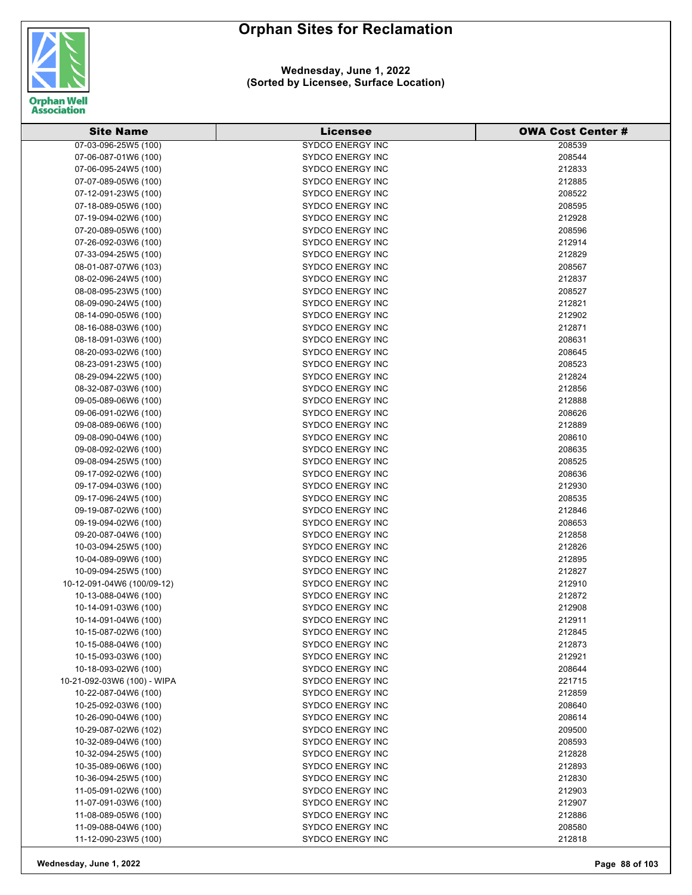# Orphan Sites for Reclamation

**Wednesday, June 1, 2022**
**(Sorted by Licensee, Surface Location)**

| Site Name | Licensee | OWA Cost Center # |
|---|---|---|
| 07-03-096-25W5 (100) | SYDCO ENERGY INC | 208539 |
| 07-06-087-01W6 (100) | SYDCO ENERGY INC | 208544 |
| 07-06-095-24W5 (100) | SYDCO ENERGY INC | 212833 |
| 07-07-089-05W6 (100) | SYDCO ENERGY INC | 212885 |
| 07-12-091-23W5 (100) | SYDCO ENERGY INC | 208522 |
| 07-18-089-05W6 (100) | SYDCO ENERGY INC | 208595 |
| 07-19-094-02W6 (100) | SYDCO ENERGY INC | 212928 |
| 07-20-089-05W6 (100) | SYDCO ENERGY INC | 208596 |
| 07-26-092-03W6 (100) | SYDCO ENERGY INC | 212914 |
| 07-33-094-25W5 (100) | SYDCO ENERGY INC | 212829 |
| 08-01-087-07W6 (103) | SYDCO ENERGY INC | 208567 |
| 08-02-096-24W5 (100) | SYDCO ENERGY INC | 212837 |
| 08-08-095-23W5 (100) | SYDCO ENERGY INC | 208527 |
| 08-09-090-24W5 (100) | SYDCO ENERGY INC | 212821 |
| 08-14-090-05W6 (100) | SYDCO ENERGY INC | 212902 |
| 08-16-088-03W6 (100) | SYDCO ENERGY INC | 212871 |
| 08-18-091-03W6 (100) | SYDCO ENERGY INC | 208631 |
| 08-20-093-02W6 (100) | SYDCO ENERGY INC | 208645 |
| 08-23-091-23W5 (100) | SYDCO ENERGY INC | 208523 |
| 08-29-094-22W5 (100) | SYDCO ENERGY INC | 212824 |
| 08-32-087-03W6 (100) | SYDCO ENERGY INC | 212856 |
| 09-05-089-06W6 (100) | SYDCO ENERGY INC | 212888 |
| 09-06-091-02W6 (100) | SYDCO ENERGY INC | 208626 |
| 09-08-089-06W6 (100) | SYDCO ENERGY INC | 212889 |
| 09-08-090-04W6 (100) | SYDCO ENERGY INC | 208610 |
| 09-08-092-02W6 (100) | SYDCO ENERGY INC | 208635 |
| 09-08-094-25W5 (100) | SYDCO ENERGY INC | 208525 |
| 09-17-092-02W6 (100) | SYDCO ENERGY INC | 208636 |
| 09-17-094-03W6 (100) | SYDCO ENERGY INC | 212930 |
| 09-17-096-24W5 (100) | SYDCO ENERGY INC | 208535 |
| 09-19-087-02W6 (100) | SYDCO ENERGY INC | 212846 |
| 09-19-094-02W6 (100) | SYDCO ENERGY INC | 208653 |
| 09-20-087-04W6 (100) | SYDCO ENERGY INC | 212858 |
| 10-03-094-25W5 (100) | SYDCO ENERGY INC | 212826 |
| 10-04-089-09W6 (100) | SYDCO ENERGY INC | 212895 |
| 10-09-094-25W5 (100) | SYDCO ENERGY INC | 212827 |
| 10-12-091-04W6 (100/09-12) | SYDCO ENERGY INC | 212910 |
| 10-13-088-04W6 (100) | SYDCO ENERGY INC | 212872 |
| 10-14-091-03W6 (100) | SYDCO ENERGY INC | 212908 |
| 10-14-091-04W6 (100) | SYDCO ENERGY INC | 212911 |
| 10-15-087-02W6 (100) | SYDCO ENERGY INC | 212845 |
| 10-15-088-04W6 (100) | SYDCO ENERGY INC | 212873 |
| 10-15-093-03W6 (100) | SYDCO ENERGY INC | 212921 |
| 10-18-093-02W6 (100) | SYDCO ENERGY INC | 208644 |
| 10-21-092-03W6 (100) - WIPA | SYDCO ENERGY INC | 221715 |
| 10-22-087-04W6 (100) | SYDCO ENERGY INC | 212859 |
| 10-25-092-03W6 (100) | SYDCO ENERGY INC | 208640 |
| 10-26-090-04W6 (100) | SYDCO ENERGY INC | 208614 |
| 10-29-087-02W6 (102) | SYDCO ENERGY INC | 209500 |
| 10-32-089-04W6 (100) | SYDCO ENERGY INC | 208593 |
| 10-32-094-25W5 (100) | SYDCO ENERGY INC | 212828 |
| 10-35-089-06W6 (100) | SYDCO ENERGY INC | 212893 |
| 10-36-094-25W5 (100) | SYDCO ENERGY INC | 212830 |
| 11-05-091-02W6 (100) | SYDCO ENERGY INC | 212903 |
| 11-07-091-03W6 (100) | SYDCO ENERGY INC | 212907 |
| 11-08-089-05W6 (100) | SYDCO ENERGY INC | 212886 |
| 11-09-088-04W6 (100) | SYDCO ENERGY INC | 208580 |
| 11-12-090-23W5 (100) | SYDCO ENERGY INC | 212818 |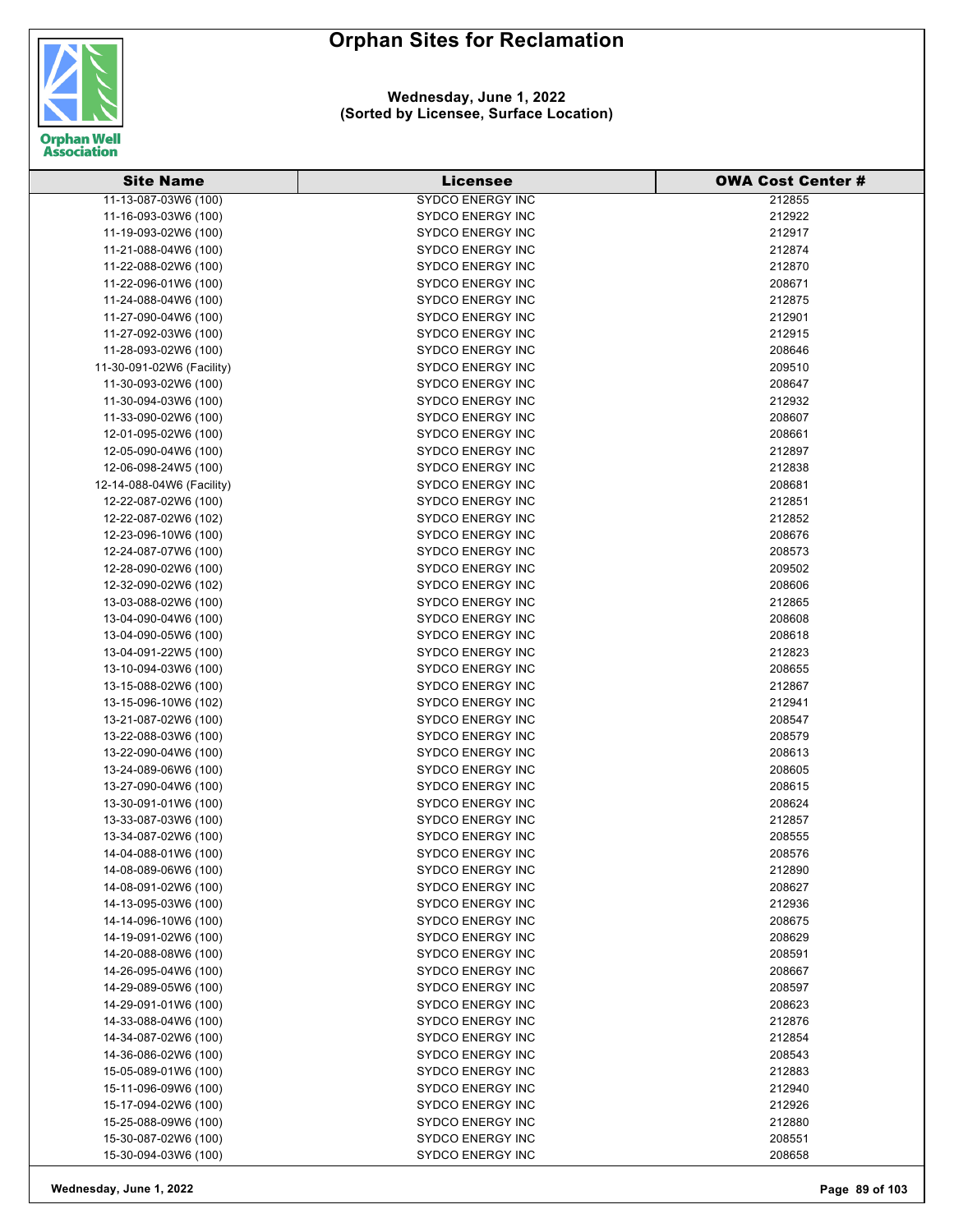# Orphan Sites for Reclamation

**Wednesday, June 1, 2022**
**(Sorted by Licensee, Surface Location)**

| Site Name | Licensee | OWA Cost Center # |
|---|---|---|
| 11-13-087-03W6 (100) | SYDCO ENERGY INC | 212855 |
| 11-16-093-03W6 (100) | SYDCO ENERGY INC | 212922 |
| 11-19-093-02W6 (100) | SYDCO ENERGY INC | 212917 |
| 11-21-088-04W6 (100) | SYDCO ENERGY INC | 212874 |
| 11-22-088-02W6 (100) | SYDCO ENERGY INC | 212870 |
| 11-22-096-01W6 (100) | SYDCO ENERGY INC | 208671 |
| 11-24-088-04W6 (100) | SYDCO ENERGY INC | 212875 |
| 11-27-090-04W6 (100) | SYDCO ENERGY INC | 212901 |
| 11-27-092-03W6 (100) | SYDCO ENERGY INC | 212915 |
| 11-28-093-02W6 (100) | SYDCO ENERGY INC | 208646 |
| 11-30-091-02W6 (Facility) | SYDCO ENERGY INC | 209510 |
| 11-30-093-02W6 (100) | SYDCO ENERGY INC | 208647 |
| 11-30-094-03W6 (100) | SYDCO ENERGY INC | 212932 |
| 11-33-090-02W6 (100) | SYDCO ENERGY INC | 208607 |
| 12-01-095-02W6 (100) | SYDCO ENERGY INC | 208661 |
| 12-05-090-04W6 (100) | SYDCO ENERGY INC | 212897 |
| 12-06-098-24W5 (100) | SYDCO ENERGY INC | 212838 |
| 12-14-088-04W6 (Facility) | SYDCO ENERGY INC | 208681 |
| 12-22-087-02W6 (100) | SYDCO ENERGY INC | 212851 |
| 12-22-087-02W6 (102) | SYDCO ENERGY INC | 212852 |
| 12-23-096-10W6 (100) | SYDCO ENERGY INC | 208676 |
| 12-24-087-07W6 (100) | SYDCO ENERGY INC | 208573 |
| 12-28-090-02W6 (100) | SYDCO ENERGY INC | 209502 |
| 12-32-090-02W6 (102) | SYDCO ENERGY INC | 208606 |
| 13-03-088-02W6 (100) | SYDCO ENERGY INC | 212865 |
| 13-04-090-04W6 (100) | SYDCO ENERGY INC | 208608 |
| 13-04-090-05W6 (100) | SYDCO ENERGY INC | 208618 |
| 13-04-091-22W5 (100) | SYDCO ENERGY INC | 212823 |
| 13-10-094-03W6 (100) | SYDCO ENERGY INC | 208655 |
| 13-15-088-02W6 (100) | SYDCO ENERGY INC | 212867 |
| 13-15-096-10W6 (102) | SYDCO ENERGY INC | 212941 |
| 13-21-087-02W6 (100) | SYDCO ENERGY INC | 208547 |
| 13-22-088-03W6 (100) | SYDCO ENERGY INC | 208579 |
| 13-22-090-04W6 (100) | SYDCO ENERGY INC | 208613 |
| 13-24-089-06W6 (100) | SYDCO ENERGY INC | 208605 |
| 13-27-090-04W6 (100) | SYDCO ENERGY INC | 208615 |
| 13-30-091-01W6 (100) | SYDCO ENERGY INC | 208624 |
| 13-33-087-03W6 (100) | SYDCO ENERGY INC | 212857 |
| 13-34-087-02W6 (100) | SYDCO ENERGY INC | 208555 |
| 14-04-088-01W6 (100) | SYDCO ENERGY INC | 208576 |
| 14-08-089-06W6 (100) | SYDCO ENERGY INC | 212890 |
| 14-08-091-02W6 (100) | SYDCO ENERGY INC | 208627 |
| 14-13-095-03W6 (100) | SYDCO ENERGY INC | 212936 |
| 14-14-096-10W6 (100) | SYDCO ENERGY INC | 208675 |
| 14-19-091-02W6 (100) | SYDCO ENERGY INC | 208629 |
| 14-20-088-08W6 (100) | SYDCO ENERGY INC | 208591 |
| 14-26-095-04W6 (100) | SYDCO ENERGY INC | 208667 |
| 14-29-089-05W6 (100) | SYDCO ENERGY INC | 208597 |
| 14-29-091-01W6 (100) | SYDCO ENERGY INC | 208623 |
| 14-33-088-04W6 (100) | SYDCO ENERGY INC | 212876 |
| 14-34-087-02W6 (100) | SYDCO ENERGY INC | 212854 |
| 14-36-086-02W6 (100) | SYDCO ENERGY INC | 208543 |
| 15-05-089-01W6 (100) | SYDCO ENERGY INC | 212883 |
| 15-11-096-09W6 (100) | SYDCO ENERGY INC | 212940 |
| 15-17-094-02W6 (100) | SYDCO ENERGY INC | 212926 |
| 15-25-088-09W6 (100) | SYDCO ENERGY INC | 212880 |
| 15-30-087-02W6 (100) | SYDCO ENERGY INC | 208551 |
| 15-30-094-03W6 (100) | SYDCO ENERGY INC | 208658 |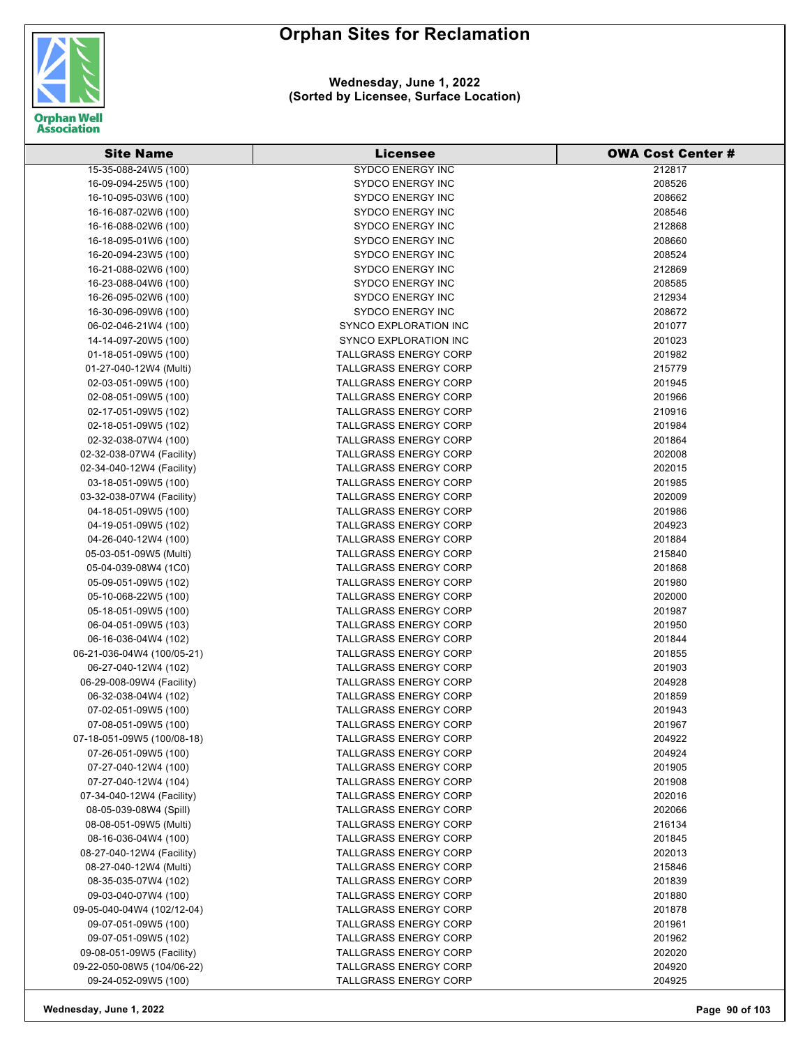# Orphan Sites for Reclamation

**Wednesday, June 1, 2022**
**(Sorted by Licensee, Surface Location)**

| Site Name | Licensee | OWA Cost Center # |
|---|---|---|
| 15-35-088-24W5 (100) | SYDCO ENERGY INC | 212817 |
| 16-09-094-25W5 (100) | SYDCO ENERGY INC | 208526 |
| 16-10-095-03W6 (100) | SYDCO ENERGY INC | 208662 |
| 16-16-087-02W6 (100) | SYDCO ENERGY INC | 208546 |
| 16-16-088-02W6 (100) | SYDCO ENERGY INC | 212868 |
| 16-18-095-01W6 (100) | SYDCO ENERGY INC | 208660 |
| 16-20-094-23W5 (100) | SYDCO ENERGY INC | 208524 |
| 16-21-088-02W6 (100) | SYDCO ENERGY INC | 212869 |
| 16-23-088-04W6 (100) | SYDCO ENERGY INC | 208585 |
| 16-26-095-02W6 (100) | SYDCO ENERGY INC | 212934 |
| 16-30-096-09W6 (100) | SYDCO ENERGY INC | 208672 |
| 06-02-046-21W4 (100) | SYNCO EXPLORATION INC | 201077 |
| 14-14-097-20W5 (100) | SYNCO EXPLORATION INC | 201023 |
| 01-18-051-09W5 (100) | TALLGRASS ENERGY CORP | 201982 |
| 01-27-040-12W4 (Multi) | TALLGRASS ENERGY CORP | 215779 |
| 02-03-051-09W5 (100) | TALLGRASS ENERGY CORP | 201945 |
| 02-08-051-09W5 (100) | TALLGRASS ENERGY CORP | 201966 |
| 02-17-051-09W5 (102) | TALLGRASS ENERGY CORP | 210916 |
| 02-18-051-09W5 (102) | TALLGRASS ENERGY CORP | 201984 |
| 02-32-038-07W4 (100) | TALLGRASS ENERGY CORP | 201864 |
| 02-32-038-07W4 (Facility) | TALLGRASS ENERGY CORP | 202008 |
| 02-34-040-12W4 (Facility) | TALLGRASS ENERGY CORP | 202015 |
| 03-18-051-09W5 (100) | TALLGRASS ENERGY CORP | 201985 |
| 03-32-038-07W4 (Facility) | TALLGRASS ENERGY CORP | 202009 |
| 04-18-051-09W5 (100) | TALLGRASS ENERGY CORP | 201986 |
| 04-19-051-09W5 (102) | TALLGRASS ENERGY CORP | 204923 |
| 04-26-040-12W4 (100) | TALLGRASS ENERGY CORP | 201884 |
| 05-03-051-09W5 (Multi) | TALLGRASS ENERGY CORP | 215840 |
| 05-04-039-08W4 (1C0) | TALLGRASS ENERGY CORP | 201868 |
| 05-09-051-09W5 (102) | TALLGRASS ENERGY CORP | 201980 |
| 05-10-068-22W5 (100) | TALLGRASS ENERGY CORP | 202000 |
| 05-18-051-09W5 (100) | TALLGRASS ENERGY CORP | 201987 |
| 06-04-051-09W5 (103) | TALLGRASS ENERGY CORP | 201950 |
| 06-16-036-04W4 (102) | TALLGRASS ENERGY CORP | 201844 |
| 06-21-036-04W4 (100/05-21) | TALLGRASS ENERGY CORP | 201855 |
| 06-27-040-12W4 (102) | TALLGRASS ENERGY CORP | 201903 |
| 06-29-008-09W4 (Facility) | TALLGRASS ENERGY CORP | 204928 |
| 06-32-038-04W4 (102) | TALLGRASS ENERGY CORP | 201859 |
| 07-02-051-09W5 (100) | TALLGRASS ENERGY CORP | 201943 |
| 07-08-051-09W5 (100) | TALLGRASS ENERGY CORP | 201967 |
| 07-18-051-09W5 (100/08-18) | TALLGRASS ENERGY CORP | 204922 |
| 07-26-051-09W5 (100) | TALLGRASS ENERGY CORP | 204924 |
| 07-27-040-12W4 (100) | TALLGRASS ENERGY CORP | 201905 |
| 07-27-040-12W4 (104) | TALLGRASS ENERGY CORP | 201908 |
| 07-34-040-12W4 (Facility) | TALLGRASS ENERGY CORP | 202016 |
| 08-05-039-08W4 (Spill) | TALLGRASS ENERGY CORP | 202066 |
| 08-08-051-09W5 (Multi) | TALLGRASS ENERGY CORP | 216134 |
| 08-16-036-04W4 (100) | TALLGRASS ENERGY CORP | 201845 |
| 08-27-040-12W4 (Facility) | TALLGRASS ENERGY CORP | 202013 |
| 08-27-040-12W4 (Multi) | TALLGRASS ENERGY CORP | 215846 |
| 08-35-035-07W4 (102) | TALLGRASS ENERGY CORP | 201839 |
| 09-03-040-07W4 (100) | TALLGRASS ENERGY CORP | 201880 |
| 09-05-040-04W4 (102/12-04) | TALLGRASS ENERGY CORP | 201878 |
| 09-07-051-09W5 (100) | TALLGRASS ENERGY CORP | 201961 |
| 09-07-051-09W5 (102) | TALLGRASS ENERGY CORP | 201962 |
| 09-08-051-09W5 (Facility) | TALLGRASS ENERGY CORP | 202020 |
| 09-22-050-08W5 (104/06-22) | TALLGRASS ENERGY CORP | 204920 |
| 09-24-052-09W5 (100) | TALLGRASS ENERGY CORP | 204925 |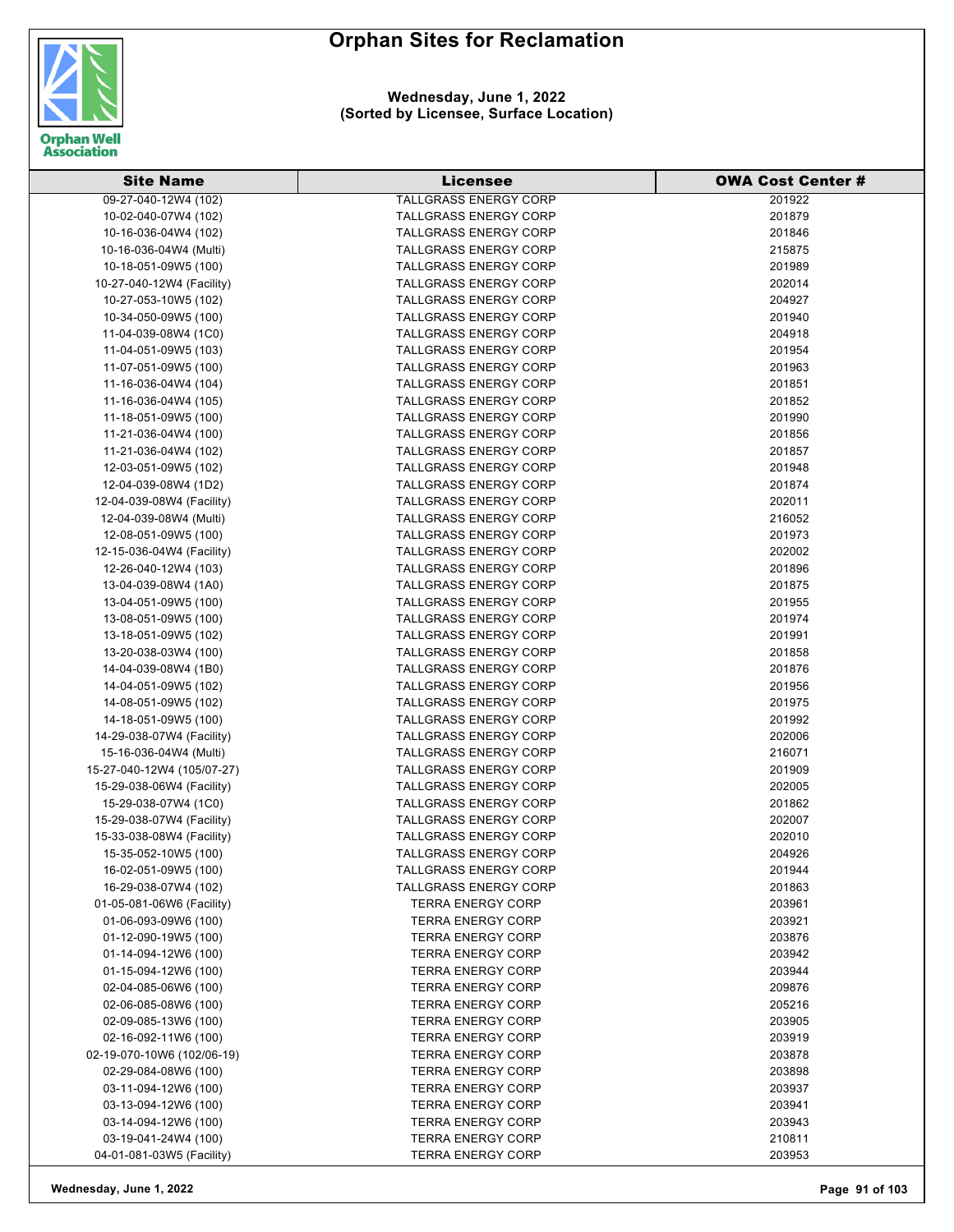# Orphan Sites for Reclamation

**Wednesday, June 1, 2022**
**(Sorted by Licensee, Surface Location)**

| Site Name | Licensee | OWA Cost Center # |
|---|---|---|
| 09-27-040-12W4 (102) | TALLGRASS ENERGY CORP | 201922 |
| 10-02-040-07W4 (102) | TALLGRASS ENERGY CORP | 201879 |
| 10-16-036-04W4 (102) | TALLGRASS ENERGY CORP | 201846 |
| 10-16-036-04W4 (Multi) | TALLGRASS ENERGY CORP | 215875 |
| 10-18-051-09W5 (100) | TALLGRASS ENERGY CORP | 201989 |
| 10-27-040-12W4 (Facility) | TALLGRASS ENERGY CORP | 202014 |
| 10-27-053-10W5 (102) | TALLGRASS ENERGY CORP | 204927 |
| 10-34-050-09W5 (100) | TALLGRASS ENERGY CORP | 201940 |
| 11-04-039-08W4 (1C0) | TALLGRASS ENERGY CORP | 204918 |
| 11-04-051-09W5 (103) | TALLGRASS ENERGY CORP | 201954 |
| 11-07-051-09W5 (100) | TALLGRASS ENERGY CORP | 201963 |
| 11-16-036-04W4 (104) | TALLGRASS ENERGY CORP | 201851 |
| 11-16-036-04W4 (105) | TALLGRASS ENERGY CORP | 201852 |
| 11-18-051-09W5 (100) | TALLGRASS ENERGY CORP | 201990 |
| 11-21-036-04W4 (100) | TALLGRASS ENERGY CORP | 201856 |
| 11-21-036-04W4 (102) | TALLGRASS ENERGY CORP | 201857 |
| 12-03-051-09W5 (102) | TALLGRASS ENERGY CORP | 201948 |
| 12-04-039-08W4 (1D2) | TALLGRASS ENERGY CORP | 201874 |
| 12-04-039-08W4 (Facility) | TALLGRASS ENERGY CORP | 202011 |
| 12-04-039-08W4 (Multi) | TALLGRASS ENERGY CORP | 216052 |
| 12-08-051-09W5 (100) | TALLGRASS ENERGY CORP | 201973 |
| 12-15-036-04W4 (Facility) | TALLGRASS ENERGY CORP | 202002 |
| 12-26-040-12W4 (103) | TALLGRASS ENERGY CORP | 201896 |
| 13-04-039-08W4 (1A0) | TALLGRASS ENERGY CORP | 201875 |
| 13-04-051-09W5 (100) | TALLGRASS ENERGY CORP | 201955 |
| 13-08-051-09W5 (100) | TALLGRASS ENERGY CORP | 201974 |
| 13-18-051-09W5 (102) | TALLGRASS ENERGY CORP | 201991 |
| 13-20-038-03W4 (100) | TALLGRASS ENERGY CORP | 201858 |
| 14-04-039-08W4 (1B0) | TALLGRASS ENERGY CORP | 201876 |
| 14-04-051-09W5 (102) | TALLGRASS ENERGY CORP | 201956 |
| 14-08-051-09W5 (102) | TALLGRASS ENERGY CORP | 201975 |
| 14-18-051-09W5 (100) | TALLGRASS ENERGY CORP | 201992 |
| 14-29-038-07W4 (Facility) | TALLGRASS ENERGY CORP | 202006 |
| 15-16-036-04W4 (Multi) | TALLGRASS ENERGY CORP | 216071 |
| 15-27-040-12W4 (105/07-27) | TALLGRASS ENERGY CORP | 201909 |
| 15-29-038-06W4 (Facility) | TALLGRASS ENERGY CORP | 202005 |
| 15-29-038-07W4 (1C0) | TALLGRASS ENERGY CORP | 201862 |
| 15-29-038-07W4 (Facility) | TALLGRASS ENERGY CORP | 202007 |
| 15-33-038-08W4 (Facility) | TALLGRASS ENERGY CORP | 202010 |
| 15-35-052-10W5 (100) | TALLGRASS ENERGY CORP | 204926 |
| 16-02-051-09W5 (100) | TALLGRASS ENERGY CORP | 201944 |
| 16-29-038-07W4 (102) | TALLGRASS ENERGY CORP | 201863 |
| 01-05-081-06W6 (Facility) | TERRA ENERGY CORP | 203961 |
| 01-06-093-09W6 (100) | TERRA ENERGY CORP | 203921 |
| 01-12-090-19W5 (100) | TERRA ENERGY CORP | 203876 |
| 01-14-094-12W6 (100) | TERRA ENERGY CORP | 203942 |
| 01-15-094-12W6 (100) | TERRA ENERGY CORP | 203944 |
| 02-04-085-06W6 (100) | TERRA ENERGY CORP | 209876 |
| 02-06-085-08W6 (100) | TERRA ENERGY CORP | 205216 |
| 02-09-085-13W6 (100) | TERRA ENERGY CORP | 203905 |
| 02-16-092-11W6 (100) | TERRA ENERGY CORP | 203919 |
| 02-19-070-10W6 (102/06-19) | TERRA ENERGY CORP | 203878 |
| 02-29-084-08W6 (100) | TERRA ENERGY CORP | 203898 |
| 03-11-094-12W6 (100) | TERRA ENERGY CORP | 203937 |
| 03-13-094-12W6 (100) | TERRA ENERGY CORP | 203941 |
| 03-14-094-12W6 (100) | TERRA ENERGY CORP | 203943 |
| 03-19-041-24W4 (100) | TERRA ENERGY CORP | 210811 |
| 04-01-081-03W5 (Facility) | TERRA ENERGY CORP | 203953 |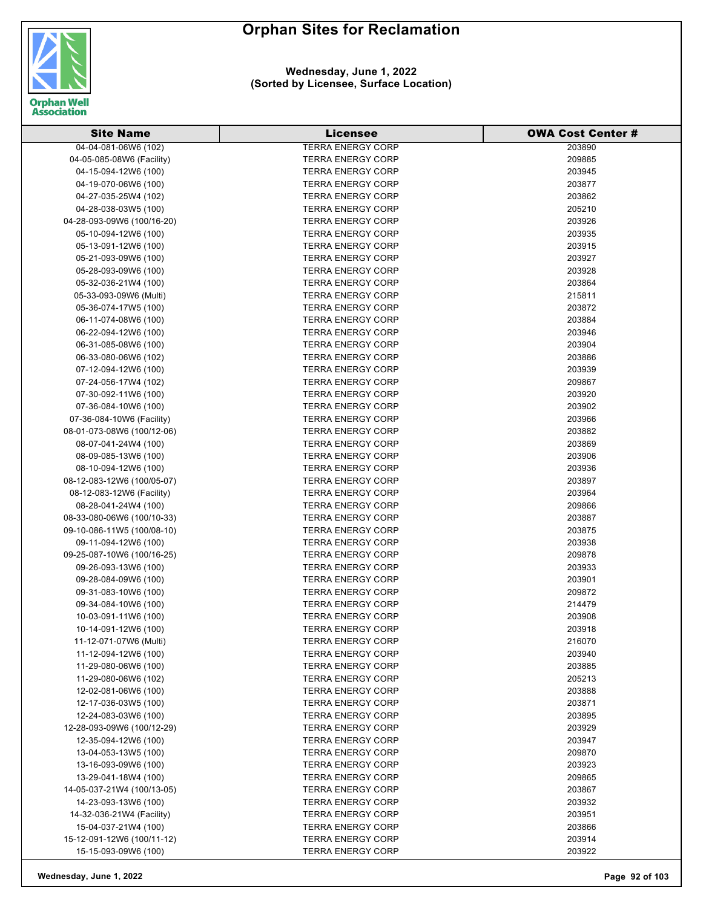# Orphan Sites for Reclamation

**Wednesday, June 1, 2022**
**(Sorted by Licensee, Surface Location)**

| Site Name | Licensee | OWA Cost Center # |
|---|---|---|
| 04-04-081-06W6 (102) | TERRA ENERGY CORP | 203890 |
| 04-05-085-08W6 (Facility) | TERRA ENERGY CORP | 209885 |
| 04-15-094-12W6 (100) | TERRA ENERGY CORP | 203945 |
| 04-19-070-06W6 (100) | TERRA ENERGY CORP | 203877 |
| 04-27-035-25W4 (102) | TERRA ENERGY CORP | 203862 |
| 04-28-038-03W5 (100) | TERRA ENERGY CORP | 205210 |
| 04-28-093-09W6 (100/16-20) | TERRA ENERGY CORP | 203926 |
| 05-10-094-12W6 (100) | TERRA ENERGY CORP | 203935 |
| 05-13-091-12W6 (100) | TERRA ENERGY CORP | 203915 |
| 05-21-093-09W6 (100) | TERRA ENERGY CORP | 203927 |
| 05-28-093-09W6 (100) | TERRA ENERGY CORP | 203928 |
| 05-32-036-21W4 (100) | TERRA ENERGY CORP | 203864 |
| 05-33-093-09W6 (Multi) | TERRA ENERGY CORP | 215811 |
| 05-36-074-17W5 (100) | TERRA ENERGY CORP | 203872 |
| 06-11-074-08W6 (100) | TERRA ENERGY CORP | 203884 |
| 06-22-094-12W6 (100) | TERRA ENERGY CORP | 203946 |
| 06-31-085-08W6 (100) | TERRA ENERGY CORP | 203904 |
| 06-33-080-06W6 (102) | TERRA ENERGY CORP | 203886 |
| 07-12-094-12W6 (100) | TERRA ENERGY CORP | 203939 |
| 07-24-056-17W4 (102) | TERRA ENERGY CORP | 209867 |
| 07-30-092-11W6 (100) | TERRA ENERGY CORP | 203920 |
| 07-36-084-10W6 (100) | TERRA ENERGY CORP | 203902 |
| 07-36-084-10W6 (Facility) | TERRA ENERGY CORP | 203966 |
| 08-01-073-08W6 (100/12-06) | TERRA ENERGY CORP | 203882 |
| 08-07-041-24W4 (100) | TERRA ENERGY CORP | 203869 |
| 08-09-085-13W6 (100) | TERRA ENERGY CORP | 203906 |
| 08-10-094-12W6 (100) | TERRA ENERGY CORP | 203936 |
| 08-12-083-12W6 (100/05-07) | TERRA ENERGY CORP | 203897 |
| 08-12-083-12W6 (Facility) | TERRA ENERGY CORP | 203964 |
| 08-28-041-24W4 (100) | TERRA ENERGY CORP | 209866 |
| 08-33-080-06W6 (100/10-33) | TERRA ENERGY CORP | 203887 |
| 09-10-086-11W5 (100/08-10) | TERRA ENERGY CORP | 203875 |
| 09-11-094-12W6 (100) | TERRA ENERGY CORP | 203938 |
| 09-25-087-10W6 (100/16-25) | TERRA ENERGY CORP | 209878 |
| 09-26-093-13W6 (100) | TERRA ENERGY CORP | 203933 |
| 09-28-084-09W6 (100) | TERRA ENERGY CORP | 203901 |
| 09-31-083-10W6 (100) | TERRA ENERGY CORP | 209872 |
| 09-34-084-10W6 (100) | TERRA ENERGY CORP | 214479 |
| 10-03-091-11W6 (100) | TERRA ENERGY CORP | 203908 |
| 10-14-091-12W6 (100) | TERRA ENERGY CORP | 203918 |
| 11-12-071-07W6 (Multi) | TERRA ENERGY CORP | 216070 |
| 11-12-094-12W6 (100) | TERRA ENERGY CORP | 203940 |
| 11-29-080-06W6 (100) | TERRA ENERGY CORP | 203885 |
| 11-29-080-06W6 (102) | TERRA ENERGY CORP | 205213 |
| 12-02-081-06W6 (100) | TERRA ENERGY CORP | 203888 |
| 12-17-036-03W5 (100) | TERRA ENERGY CORP | 203871 |
| 12-24-083-03W6 (100) | TERRA ENERGY CORP | 203895 |
| 12-28-093-09W6 (100/12-29) | TERRA ENERGY CORP | 203929 |
| 12-35-094-12W6 (100) | TERRA ENERGY CORP | 203947 |
| 13-04-053-13W5 (100) | TERRA ENERGY CORP | 209870 |
| 13-16-093-09W6 (100) | TERRA ENERGY CORP | 203923 |
| 13-29-041-18W4 (100) | TERRA ENERGY CORP | 209865 |
| 14-05-037-21W4 (100/13-05) | TERRA ENERGY CORP | 203867 |
| 14-23-093-13W6 (100) | TERRA ENERGY CORP | 203932 |
| 14-32-036-21W4 (Facility) | TERRA ENERGY CORP | 203951 |
| 15-04-037-21W4 (100) | TERRA ENERGY CORP | 203866 |
| 15-12-091-12W6 (100/11-12) | TERRA ENERGY CORP | 203914 |
| 15-15-093-09W6 (100) | TERRA ENERGY CORP | 203922 |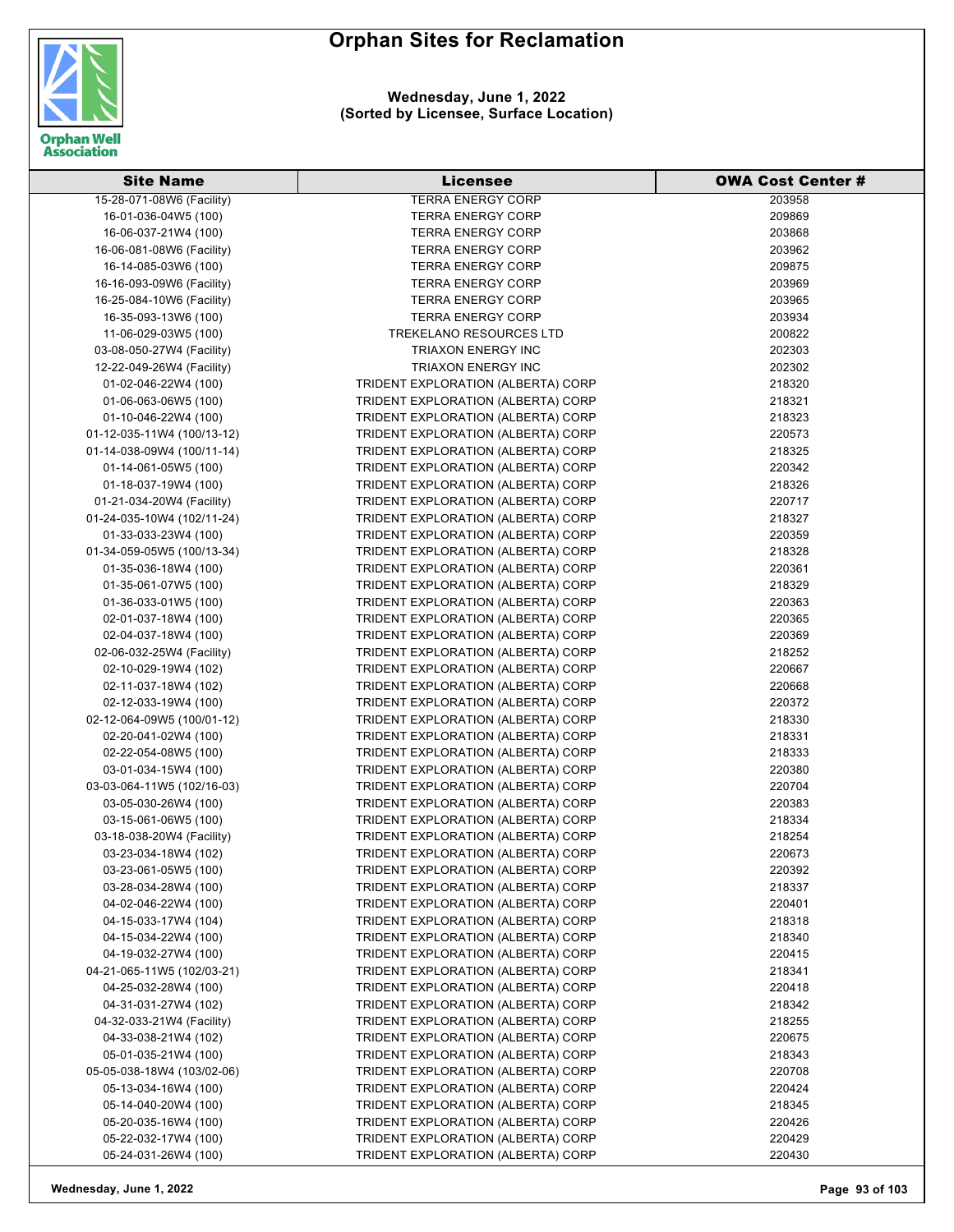# Orphan Sites for Reclamation

**Wednesday, June 1, 2022**
**(Sorted by Licensee, Surface Location)**

| Site Name | Licensee | OWA Cost Center # |
|---|---|---|
| 15-28-071-08W6 (Facility) | TERRA ENERGY CORP | 203958 |
| 16-01-036-04W5 (100) | TERRA ENERGY CORP | 209869 |
| 16-06-037-21W4 (100) | TERRA ENERGY CORP | 203868 |
| 16-06-081-08W6 (Facility) | TERRA ENERGY CORP | 203962 |
| 16-14-085-03W6 (100) | TERRA ENERGY CORP | 209875 |
| 16-16-093-09W6 (Facility) | TERRA ENERGY CORP | 203969 |
| 16-25-084-10W6 (Facility) | TERRA ENERGY CORP | 203965 |
| 16-35-093-13W6 (100) | TERRA ENERGY CORP | 203934 |
| 11-06-029-03W5 (100) | TREKELANO RESOURCES LTD | 200822 |
| 03-08-050-27W4 (Facility) | TRIAXON ENERGY INC | 202303 |
| 12-22-049-26W4 (Facility) | TRIAXON ENERGY INC | 202302 |
| 01-02-046-22W4 (100) | TRIDENT EXPLORATION (ALBERTA) CORP | 218320 |
| 01-06-063-06W5 (100) | TRIDENT EXPLORATION (ALBERTA) CORP | 218321 |
| 01-10-046-22W4 (100) | TRIDENT EXPLORATION (ALBERTA) CORP | 218323 |
| 01-12-035-11W4 (100/13-12) | TRIDENT EXPLORATION (ALBERTA) CORP | 220573 |
| 01-14-038-09W4 (100/11-14) | TRIDENT EXPLORATION (ALBERTA) CORP | 218325 |
| 01-14-061-05W5 (100) | TRIDENT EXPLORATION (ALBERTA) CORP | 220342 |
| 01-18-037-19W4 (100) | TRIDENT EXPLORATION (ALBERTA) CORP | 218326 |
| 01-21-034-20W4 (Facility) | TRIDENT EXPLORATION (ALBERTA) CORP | 220717 |
| 01-24-035-10W4 (102/11-24) | TRIDENT EXPLORATION (ALBERTA) CORP | 218327 |
| 01-33-033-23W4 (100) | TRIDENT EXPLORATION (ALBERTA) CORP | 220359 |
| 01-34-059-05W5 (100/13-34) | TRIDENT EXPLORATION (ALBERTA) CORP | 218328 |
| 01-35-036-18W4 (100) | TRIDENT EXPLORATION (ALBERTA) CORP | 220361 |
| 01-35-061-07W5 (100) | TRIDENT EXPLORATION (ALBERTA) CORP | 218329 |
| 01-36-033-01W5 (100) | TRIDENT EXPLORATION (ALBERTA) CORP | 220363 |
| 02-01-037-18W4 (100) | TRIDENT EXPLORATION (ALBERTA) CORP | 220365 |
| 02-04-037-18W4 (100) | TRIDENT EXPLORATION (ALBERTA) CORP | 220369 |
| 02-06-032-25W4 (Facility) | TRIDENT EXPLORATION (ALBERTA) CORP | 218252 |
| 02-10-029-19W4 (102) | TRIDENT EXPLORATION (ALBERTA) CORP | 220667 |
| 02-11-037-18W4 (102) | TRIDENT EXPLORATION (ALBERTA) CORP | 220668 |
| 02-12-033-19W4 (100) | TRIDENT EXPLORATION (ALBERTA) CORP | 220372 |
| 02-12-064-09W5 (100/01-12) | TRIDENT EXPLORATION (ALBERTA) CORP | 218330 |
| 02-20-041-02W4 (100) | TRIDENT EXPLORATION (ALBERTA) CORP | 218331 |
| 02-22-054-08W5 (100) | TRIDENT EXPLORATION (ALBERTA) CORP | 218333 |
| 03-01-034-15W4 (100) | TRIDENT EXPLORATION (ALBERTA) CORP | 220380 |
| 03-03-064-11W5 (102/16-03) | TRIDENT EXPLORATION (ALBERTA) CORP | 220704 |
| 03-05-030-26W4 (100) | TRIDENT EXPLORATION (ALBERTA) CORP | 220383 |
| 03-15-061-06W5 (100) | TRIDENT EXPLORATION (ALBERTA) CORP | 218334 |
| 03-18-038-20W4 (Facility) | TRIDENT EXPLORATION (ALBERTA) CORP | 218254 |
| 03-23-034-18W4 (102) | TRIDENT EXPLORATION (ALBERTA) CORP | 220673 |
| 03-23-061-05W5 (100) | TRIDENT EXPLORATION (ALBERTA) CORP | 220392 |
| 03-28-034-28W4 (100) | TRIDENT EXPLORATION (ALBERTA) CORP | 218337 |
| 04-02-046-22W4 (100) | TRIDENT EXPLORATION (ALBERTA) CORP | 220401 |
| 04-15-033-17W4 (104) | TRIDENT EXPLORATION (ALBERTA) CORP | 218318 |
| 04-15-034-22W4 (100) | TRIDENT EXPLORATION (ALBERTA) CORP | 218340 |
| 04-19-032-27W4 (100) | TRIDENT EXPLORATION (ALBERTA) CORP | 220415 |
| 04-21-065-11W5 (102/03-21) | TRIDENT EXPLORATION (ALBERTA) CORP | 218341 |
| 04-25-032-28W4 (100) | TRIDENT EXPLORATION (ALBERTA) CORP | 220418 |
| 04-31-031-27W4 (102) | TRIDENT EXPLORATION (ALBERTA) CORP | 218342 |
| 04-32-033-21W4 (Facility) | TRIDENT EXPLORATION (ALBERTA) CORP | 218255 |
| 04-33-038-21W4 (102) | TRIDENT EXPLORATION (ALBERTA) CORP | 220675 |
| 05-01-035-21W4 (100) | TRIDENT EXPLORATION (ALBERTA) CORP | 218343 |
| 05-05-038-18W4 (103/02-06) | TRIDENT EXPLORATION (ALBERTA) CORP | 220708 |
| 05-13-034-16W4 (100) | TRIDENT EXPLORATION (ALBERTA) CORP | 220424 |
| 05-14-040-20W4 (100) | TRIDENT EXPLORATION (ALBERTA) CORP | 218345 |
| 05-20-035-16W4 (100) | TRIDENT EXPLORATION (ALBERTA) CORP | 220426 |
| 05-22-032-17W4 (100) | TRIDENT EXPLORATION (ALBERTA) CORP | 220429 |
| 05-24-031-26W4 (100) | TRIDENT EXPLORATION (ALBERTA) CORP | 220430 |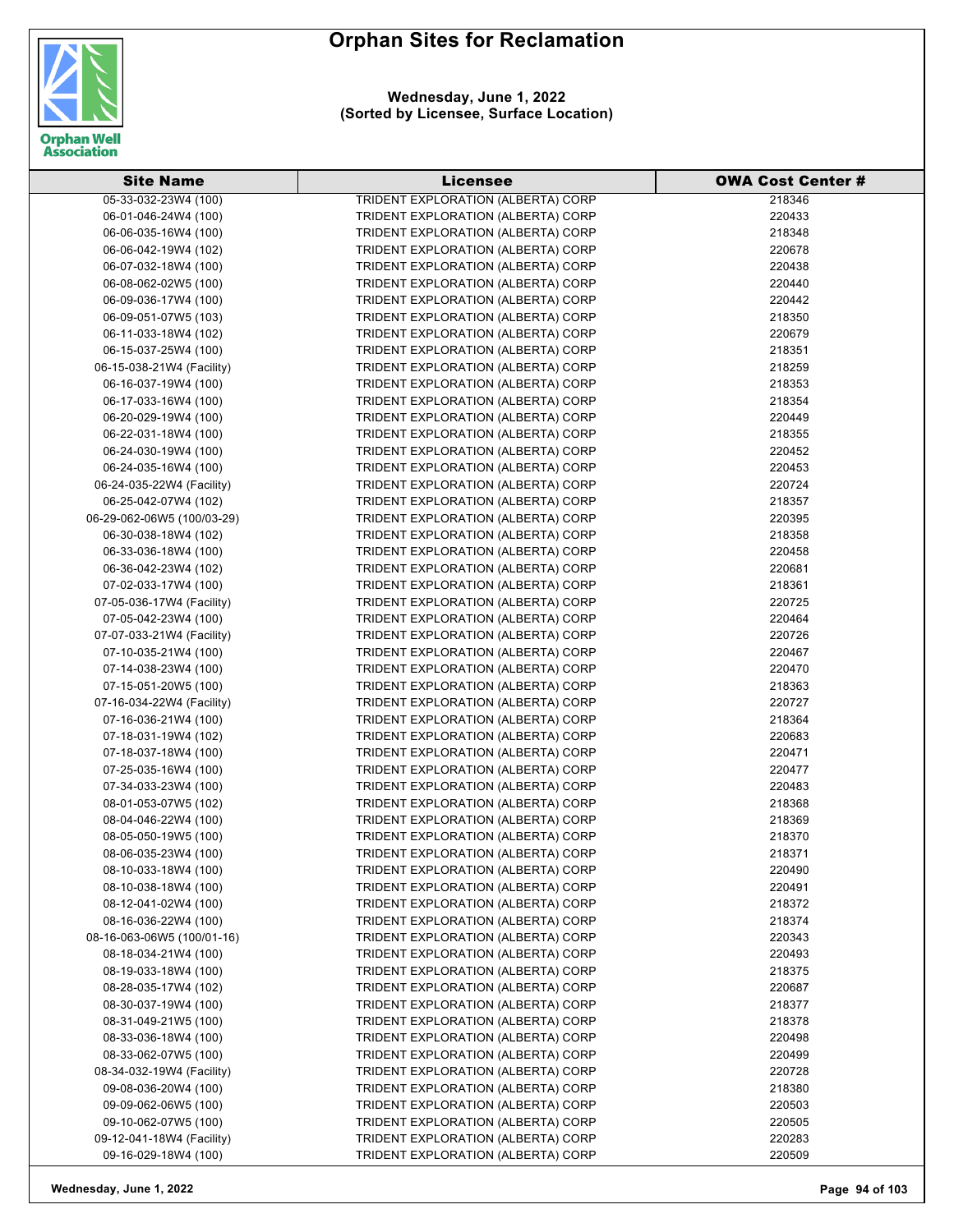# Orphan Sites for Reclamation

**Wednesday, June 1, 2022**
**(Sorted by Licensee, Surface Location)**

| Site Name | Licensee | OWA Cost Center # |
|---|---|---|
| 05-33-032-23W4 (100) | TRIDENT EXPLORATION (ALBERTA) CORP | 218346 |
| 06-01-046-24W4 (100) | TRIDENT EXPLORATION (ALBERTA) CORP | 220433 |
| 06-06-035-16W4 (100) | TRIDENT EXPLORATION (ALBERTA) CORP | 218348 |
| 06-06-042-19W4 (102) | TRIDENT EXPLORATION (ALBERTA) CORP | 220678 |
| 06-07-032-18W4 (100) | TRIDENT EXPLORATION (ALBERTA) CORP | 220438 |
| 06-08-062-02W5 (100) | TRIDENT EXPLORATION (ALBERTA) CORP | 220440 |
| 06-09-036-17W4 (100) | TRIDENT EXPLORATION (ALBERTA) CORP | 220442 |
| 06-09-051-07W5 (103) | TRIDENT EXPLORATION (ALBERTA) CORP | 218350 |
| 06-11-033-18W4 (102) | TRIDENT EXPLORATION (ALBERTA) CORP | 220679 |
| 06-15-037-25W4 (100) | TRIDENT EXPLORATION (ALBERTA) CORP | 218351 |
| 06-15-038-21W4 (Facility) | TRIDENT EXPLORATION (ALBERTA) CORP | 218259 |
| 06-16-037-19W4 (100) | TRIDENT EXPLORATION (ALBERTA) CORP | 218353 |
| 06-17-033-16W4 (100) | TRIDENT EXPLORATION (ALBERTA) CORP | 218354 |
| 06-20-029-19W4 (100) | TRIDENT EXPLORATION (ALBERTA) CORP | 220449 |
| 06-22-031-18W4 (100) | TRIDENT EXPLORATION (ALBERTA) CORP | 218355 |
| 06-24-030-19W4 (100) | TRIDENT EXPLORATION (ALBERTA) CORP | 220452 |
| 06-24-035-16W4 (100) | TRIDENT EXPLORATION (ALBERTA) CORP | 220453 |
| 06-24-035-22W4 (Facility) | TRIDENT EXPLORATION (ALBERTA) CORP | 220724 |
| 06-25-042-07W4 (102) | TRIDENT EXPLORATION (ALBERTA) CORP | 218357 |
| 06-29-062-06W5 (100/03-29) | TRIDENT EXPLORATION (ALBERTA) CORP | 220395 |
| 06-30-038-18W4 (102) | TRIDENT EXPLORATION (ALBERTA) CORP | 218358 |
| 06-33-036-18W4 (100) | TRIDENT EXPLORATION (ALBERTA) CORP | 220458 |
| 06-36-042-23W4 (102) | TRIDENT EXPLORATION (ALBERTA) CORP | 220681 |
| 07-02-033-17W4 (100) | TRIDENT EXPLORATION (ALBERTA) CORP | 218361 |
| 07-05-036-17W4 (Facility) | TRIDENT EXPLORATION (ALBERTA) CORP | 220725 |
| 07-05-042-23W4 (100) | TRIDENT EXPLORATION (ALBERTA) CORP | 220464 |
| 07-07-033-21W4 (Facility) | TRIDENT EXPLORATION (ALBERTA) CORP | 220726 |
| 07-10-035-21W4 (100) | TRIDENT EXPLORATION (ALBERTA) CORP | 220467 |
| 07-14-038-23W4 (100) | TRIDENT EXPLORATION (ALBERTA) CORP | 220470 |
| 07-15-051-20W5 (100) | TRIDENT EXPLORATION (ALBERTA) CORP | 218363 |
| 07-16-034-22W4 (Facility) | TRIDENT EXPLORATION (ALBERTA) CORP | 220727 |
| 07-16-036-21W4 (100) | TRIDENT EXPLORATION (ALBERTA) CORP | 218364 |
| 07-18-031-19W4 (102) | TRIDENT EXPLORATION (ALBERTA) CORP | 220683 |
| 07-18-037-18W4 (100) | TRIDENT EXPLORATION (ALBERTA) CORP | 220471 |
| 07-25-035-16W4 (100) | TRIDENT EXPLORATION (ALBERTA) CORP | 220477 |
| 07-34-033-23W4 (100) | TRIDENT EXPLORATION (ALBERTA) CORP | 220483 |
| 08-01-053-07W5 (102) | TRIDENT EXPLORATION (ALBERTA) CORP | 218368 |
| 08-04-046-22W4 (100) | TRIDENT EXPLORATION (ALBERTA) CORP | 218369 |
| 08-05-050-19W5 (100) | TRIDENT EXPLORATION (ALBERTA) CORP | 218370 |
| 08-06-035-23W4 (100) | TRIDENT EXPLORATION (ALBERTA) CORP | 218371 |
| 08-10-033-18W4 (100) | TRIDENT EXPLORATION (ALBERTA) CORP | 220490 |
| 08-10-038-18W4 (100) | TRIDENT EXPLORATION (ALBERTA) CORP | 220491 |
| 08-12-041-02W4 (100) | TRIDENT EXPLORATION (ALBERTA) CORP | 218372 |
| 08-16-036-22W4 (100) | TRIDENT EXPLORATION (ALBERTA) CORP | 218374 |
| 08-16-063-06W5 (100/01-16) | TRIDENT EXPLORATION (ALBERTA) CORP | 220343 |
| 08-18-034-21W4 (100) | TRIDENT EXPLORATION (ALBERTA) CORP | 220493 |
| 08-19-033-18W4 (100) | TRIDENT EXPLORATION (ALBERTA) CORP | 218375 |
| 08-28-035-17W4 (102) | TRIDENT EXPLORATION (ALBERTA) CORP | 220687 |
| 08-30-037-19W4 (100) | TRIDENT EXPLORATION (ALBERTA) CORP | 218377 |
| 08-31-049-21W5 (100) | TRIDENT EXPLORATION (ALBERTA) CORP | 218378 |
| 08-33-036-18W4 (100) | TRIDENT EXPLORATION (ALBERTA) CORP | 220498 |
| 08-33-062-07W5 (100) | TRIDENT EXPLORATION (ALBERTA) CORP | 220499 |
| 08-34-032-19W4 (Facility) | TRIDENT EXPLORATION (ALBERTA) CORP | 220728 |
| 09-08-036-20W4 (100) | TRIDENT EXPLORATION (ALBERTA) CORP | 218380 |
| 09-09-062-06W5 (100) | TRIDENT EXPLORATION (ALBERTA) CORP | 220503 |
| 09-10-062-07W5 (100) | TRIDENT EXPLORATION (ALBERTA) CORP | 220505 |
| 09-12-041-18W4 (Facility) | TRIDENT EXPLORATION (ALBERTA) CORP | 220283 |
| 09-16-029-18W4 (100) | TRIDENT EXPLORATION (ALBERTA) CORP | 220509 |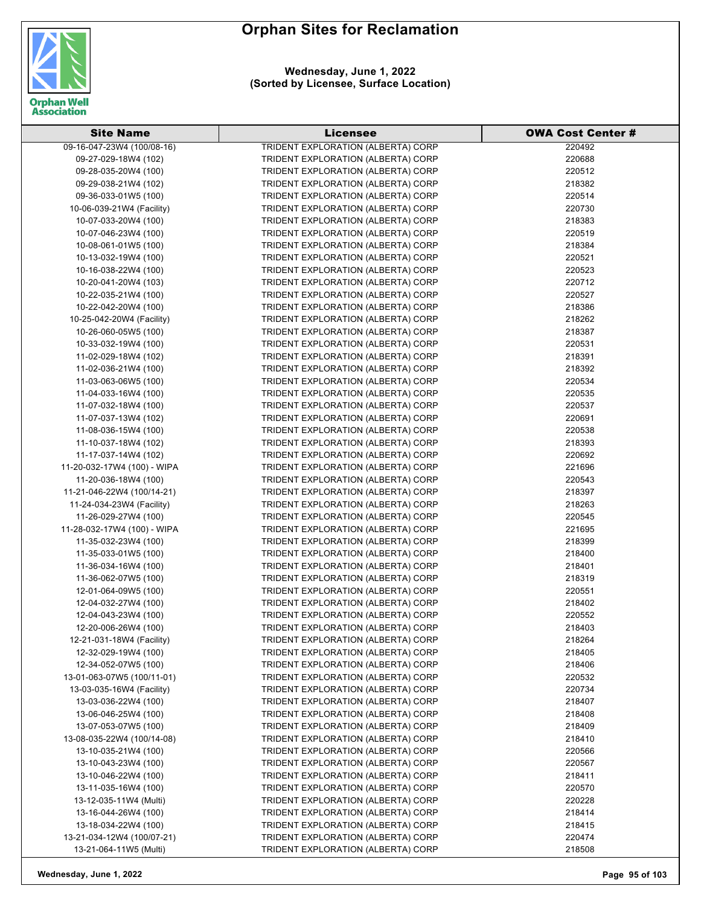# Orphan Sites for Reclamation

**Wednesday, June 1, 2022**
**(Sorted by Licensee, Surface Location)**

| Site Name | Licensee | OWA Cost Center # |
|---|---|---|
| 09-16-047-23W4 (100/08-16) | TRIDENT EXPLORATION (ALBERTA) CORP | 220492 |
| 09-27-029-18W4 (102) | TRIDENT EXPLORATION (ALBERTA) CORP | 220688 |
| 09-28-035-20W4 (100) | TRIDENT EXPLORATION (ALBERTA) CORP | 220512 |
| 09-29-038-21W4 (102) | TRIDENT EXPLORATION (ALBERTA) CORP | 218382 |
| 09-36-033-01W5 (100) | TRIDENT EXPLORATION (ALBERTA) CORP | 220514 |
| 10-06-039-21W4 (Facility) | TRIDENT EXPLORATION (ALBERTA) CORP | 220730 |
| 10-07-033-20W4 (100) | TRIDENT EXPLORATION (ALBERTA) CORP | 218383 |
| 10-07-046-23W4 (100) | TRIDENT EXPLORATION (ALBERTA) CORP | 220519 |
| 10-08-061-01W5 (100) | TRIDENT EXPLORATION (ALBERTA) CORP | 218384 |
| 10-13-032-19W4 (100) | TRIDENT EXPLORATION (ALBERTA) CORP | 220521 |
| 10-16-038-22W4 (100) | TRIDENT EXPLORATION (ALBERTA) CORP | 220523 |
| 10-20-041-20W4 (103) | TRIDENT EXPLORATION (ALBERTA) CORP | 220712 |
| 10-22-035-21W4 (100) | TRIDENT EXPLORATION (ALBERTA) CORP | 220527 |
| 10-22-042-20W4 (100) | TRIDENT EXPLORATION (ALBERTA) CORP | 218386 |
| 10-25-042-20W4 (Facility) | TRIDENT EXPLORATION (ALBERTA) CORP | 218262 |
| 10-26-060-05W5 (100) | TRIDENT EXPLORATION (ALBERTA) CORP | 218387 |
| 10-33-032-19W4 (100) | TRIDENT EXPLORATION (ALBERTA) CORP | 220531 |
| 11-02-029-18W4 (102) | TRIDENT EXPLORATION (ALBERTA) CORP | 218391 |
| 11-02-036-21W4 (100) | TRIDENT EXPLORATION (ALBERTA) CORP | 218392 |
| 11-03-063-06W5 (100) | TRIDENT EXPLORATION (ALBERTA) CORP | 220534 |
| 11-04-033-16W4 (100) | TRIDENT EXPLORATION (ALBERTA) CORP | 220535 |
| 11-07-032-18W4 (100) | TRIDENT EXPLORATION (ALBERTA) CORP | 220537 |
| 11-07-037-13W4 (102) | TRIDENT EXPLORATION (ALBERTA) CORP | 220691 |
| 11-08-036-15W4 (100) | TRIDENT EXPLORATION (ALBERTA) CORP | 220538 |
| 11-10-037-18W4 (102) | TRIDENT EXPLORATION (ALBERTA) CORP | 218393 |
| 11-17-037-14W4 (102) | TRIDENT EXPLORATION (ALBERTA) CORP | 220692 |
| 11-20-032-17W4 (100) - WIPA | TRIDENT EXPLORATION (ALBERTA) CORP | 221696 |
| 11-20-036-18W4 (100) | TRIDENT EXPLORATION (ALBERTA) CORP | 220543 |
| 11-21-046-22W4 (100/14-21) | TRIDENT EXPLORATION (ALBERTA) CORP | 218397 |
| 11-24-034-23W4 (Facility) | TRIDENT EXPLORATION (ALBERTA) CORP | 218263 |
| 11-26-029-27W4 (100) | TRIDENT EXPLORATION (ALBERTA) CORP | 220545 |
| 11-28-032-17W4 (100) - WIPA | TRIDENT EXPLORATION (ALBERTA) CORP | 221695 |
| 11-35-032-23W4 (100) | TRIDENT EXPLORATION (ALBERTA) CORP | 218399 |
| 11-35-033-01W5 (100) | TRIDENT EXPLORATION (ALBERTA) CORP | 218400 |
| 11-36-034-16W4 (100) | TRIDENT EXPLORATION (ALBERTA) CORP | 218401 |
| 11-36-062-07W5 (100) | TRIDENT EXPLORATION (ALBERTA) CORP | 218319 |
| 12-01-064-09W5 (100) | TRIDENT EXPLORATION (ALBERTA) CORP | 220551 |
| 12-04-032-27W4 (100) | TRIDENT EXPLORATION (ALBERTA) CORP | 218402 |
| 12-04-043-23W4 (100) | TRIDENT EXPLORATION (ALBERTA) CORP | 220552 |
| 12-20-006-26W4 (100) | TRIDENT EXPLORATION (ALBERTA) CORP | 218403 |
| 12-21-031-18W4 (Facility) | TRIDENT EXPLORATION (ALBERTA) CORP | 218264 |
| 12-32-029-19W4 (100) | TRIDENT EXPLORATION (ALBERTA) CORP | 218405 |
| 12-34-052-07W5 (100) | TRIDENT EXPLORATION (ALBERTA) CORP | 218406 |
| 13-01-063-07W5 (100/11-01) | TRIDENT EXPLORATION (ALBERTA) CORP | 220532 |
| 13-03-035-16W4 (Facility) | TRIDENT EXPLORATION (ALBERTA) CORP | 220734 |
| 13-03-036-22W4 (100) | TRIDENT EXPLORATION (ALBERTA) CORP | 218407 |
| 13-06-046-25W4 (100) | TRIDENT EXPLORATION (ALBERTA) CORP | 218408 |
| 13-07-053-07W5 (100) | TRIDENT EXPLORATION (ALBERTA) CORP | 218409 |
| 13-08-035-22W4 (100/14-08) | TRIDENT EXPLORATION (ALBERTA) CORP | 218410 |
| 13-10-035-21W4 (100) | TRIDENT EXPLORATION (ALBERTA) CORP | 220566 |
| 13-10-043-23W4 (100) | TRIDENT EXPLORATION (ALBERTA) CORP | 220567 |
| 13-10-046-22W4 (100) | TRIDENT EXPLORATION (ALBERTA) CORP | 218411 |
| 13-11-035-16W4 (100) | TRIDENT EXPLORATION (ALBERTA) CORP | 220570 |
| 13-12-035-11W4 (Multi) | TRIDENT EXPLORATION (ALBERTA) CORP | 220228 |
| 13-16-044-26W4 (100) | TRIDENT EXPLORATION (ALBERTA) CORP | 218414 |
| 13-18-034-22W4 (100) | TRIDENT EXPLORATION (ALBERTA) CORP | 218415 |
| 13-21-034-12W4 (100/07-21) | TRIDENT EXPLORATION (ALBERTA) CORP | 220474 |
| 13-21-064-11W5 (Multi) | TRIDENT EXPLORATION (ALBERTA) CORP | 218508 |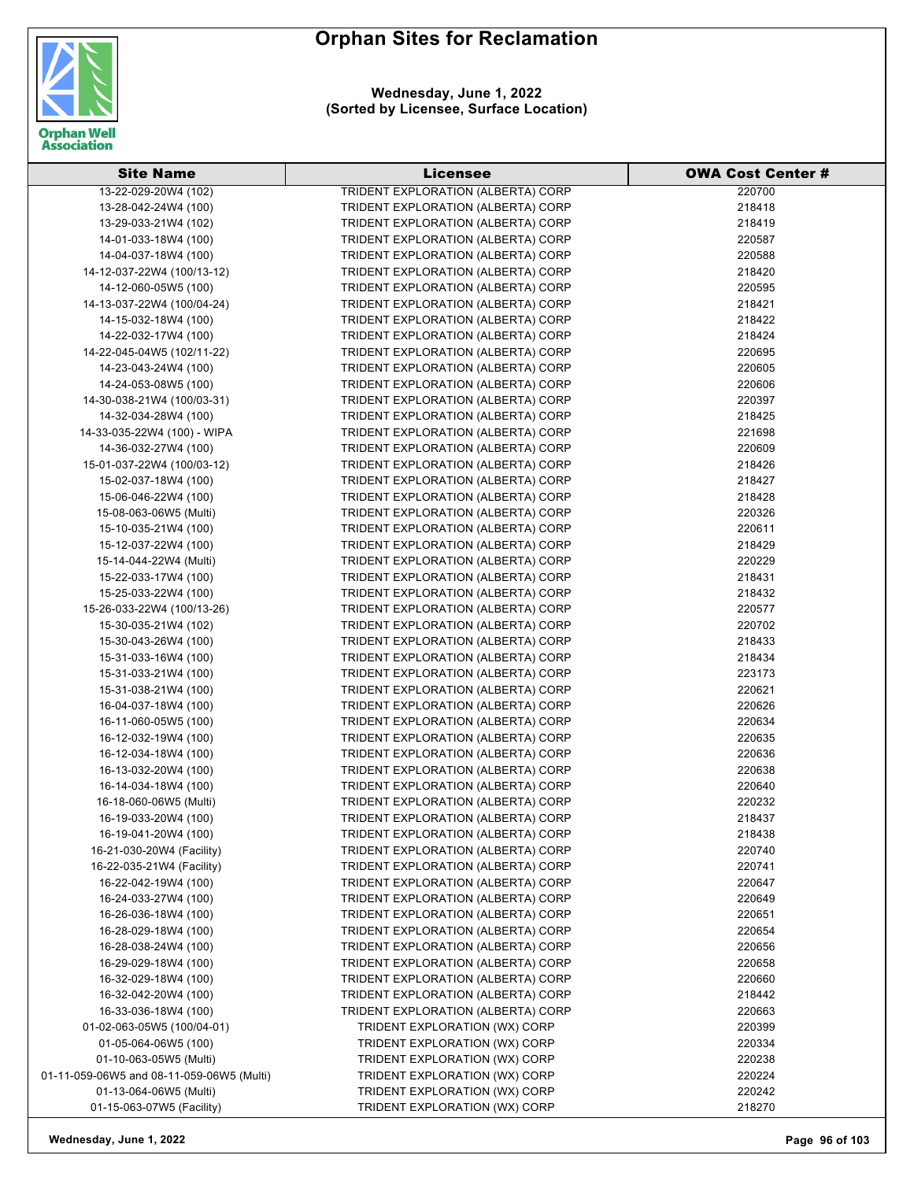# Orphan Sites for Reclamation

**Wednesday, June 1, 2022**
**(Sorted by Licensee, Surface Location)**

| Site Name | Licensee | OWA Cost Center # |
|---|---|---|
| 13-22-029-20W4 (102) | TRIDENT EXPLORATION (ALBERTA) CORP | 220700 |
| 13-28-042-24W4 (100) | TRIDENT EXPLORATION (ALBERTA) CORP | 218418 |
| 13-29-033-21W4 (102) | TRIDENT EXPLORATION (ALBERTA) CORP | 218419 |
| 14-01-033-18W4 (100) | TRIDENT EXPLORATION (ALBERTA) CORP | 220587 |
| 14-04-037-18W4 (100) | TRIDENT EXPLORATION (ALBERTA) CORP | 220588 |
| 14-12-037-22W4 (100/13-12) | TRIDENT EXPLORATION (ALBERTA) CORP | 218420 |
| 14-12-060-05W5 (100) | TRIDENT EXPLORATION (ALBERTA) CORP | 220595 |
| 14-13-037-22W4 (100/04-24) | TRIDENT EXPLORATION (ALBERTA) CORP | 218421 |
| 14-15-032-18W4 (100) | TRIDENT EXPLORATION (ALBERTA) CORP | 218422 |
| 14-22-032-17W4 (100) | TRIDENT EXPLORATION (ALBERTA) CORP | 218424 |
| 14-22-045-04W5 (102/11-22) | TRIDENT EXPLORATION (ALBERTA) CORP | 220695 |
| 14-23-043-24W4 (100) | TRIDENT EXPLORATION (ALBERTA) CORP | 220605 |
| 14-24-053-08W5 (100) | TRIDENT EXPLORATION (ALBERTA) CORP | 220606 |
| 14-30-038-21W4 (100/03-31) | TRIDENT EXPLORATION (ALBERTA) CORP | 220397 |
| 14-32-034-28W4 (100) | TRIDENT EXPLORATION (ALBERTA) CORP | 218425 |
| 14-33-035-22W4 (100) - WIPA | TRIDENT EXPLORATION (ALBERTA) CORP | 221698 |
| 14-36-032-27W4 (100) | TRIDENT EXPLORATION (ALBERTA) CORP | 220609 |
| 15-01-037-22W4 (100/03-12) | TRIDENT EXPLORATION (ALBERTA) CORP | 218426 |
| 15-02-037-18W4 (100) | TRIDENT EXPLORATION (ALBERTA) CORP | 218427 |
| 15-06-046-22W4 (100) | TRIDENT EXPLORATION (ALBERTA) CORP | 218428 |
| 15-08-063-06W5 (Multi) | TRIDENT EXPLORATION (ALBERTA) CORP | 220326 |
| 15-10-035-21W4 (100) | TRIDENT EXPLORATION (ALBERTA) CORP | 220611 |
| 15-12-037-22W4 (100) | TRIDENT EXPLORATION (ALBERTA) CORP | 218429 |
| 15-14-044-22W4 (Multi) | TRIDENT EXPLORATION (ALBERTA) CORP | 220229 |
| 15-22-033-17W4 (100) | TRIDENT EXPLORATION (ALBERTA) CORP | 218431 |
| 15-25-033-22W4 (100) | TRIDENT EXPLORATION (ALBERTA) CORP | 218432 |
| 15-26-033-22W4 (100/13-26) | TRIDENT EXPLORATION (ALBERTA) CORP | 220577 |
| 15-30-035-21W4 (102) | TRIDENT EXPLORATION (ALBERTA) CORP | 220702 |
| 15-30-043-26W4 (100) | TRIDENT EXPLORATION (ALBERTA) CORP | 218433 |
| 15-31-033-16W4 (100) | TRIDENT EXPLORATION (ALBERTA) CORP | 218434 |
| 15-31-033-21W4 (100) | TRIDENT EXPLORATION (ALBERTA) CORP | 223173 |
| 15-31-038-21W4 (100) | TRIDENT EXPLORATION (ALBERTA) CORP | 220621 |
| 16-04-037-18W4 (100) | TRIDENT EXPLORATION (ALBERTA) CORP | 220626 |
| 16-11-060-05W5 (100) | TRIDENT EXPLORATION (ALBERTA) CORP | 220634 |
| 16-12-032-19W4 (100) | TRIDENT EXPLORATION (ALBERTA) CORP | 220635 |
| 16-12-034-18W4 (100) | TRIDENT EXPLORATION (ALBERTA) CORP | 220636 |
| 16-13-032-20W4 (100) | TRIDENT EXPLORATION (ALBERTA) CORP | 220638 |
| 16-14-034-18W4 (100) | TRIDENT EXPLORATION (ALBERTA) CORP | 220640 |
| 16-18-060-06W5 (Multi) | TRIDENT EXPLORATION (ALBERTA) CORP | 220232 |
| 16-19-033-20W4 (100) | TRIDENT EXPLORATION (ALBERTA) CORP | 218437 |
| 16-19-041-20W4 (100) | TRIDENT EXPLORATION (ALBERTA) CORP | 218438 |
| 16-21-030-20W4 (Facility) | TRIDENT EXPLORATION (ALBERTA) CORP | 220740 |
| 16-22-035-21W4 (Facility) | TRIDENT EXPLORATION (ALBERTA) CORP | 220741 |
| 16-22-042-19W4 (100) | TRIDENT EXPLORATION (ALBERTA) CORP | 220647 |
| 16-24-033-27W4 (100) | TRIDENT EXPLORATION (ALBERTA) CORP | 220649 |
| 16-26-036-18W4 (100) | TRIDENT EXPLORATION (ALBERTA) CORP | 220651 |
| 16-28-029-18W4 (100) | TRIDENT EXPLORATION (ALBERTA) CORP | 220654 |
| 16-28-038-24W4 (100) | TRIDENT EXPLORATION (ALBERTA) CORP | 220656 |
| 16-29-029-18W4 (100) | TRIDENT EXPLORATION (ALBERTA) CORP | 220658 |
| 16-32-029-18W4 (100) | TRIDENT EXPLORATION (ALBERTA) CORP | 220660 |
| 16-32-042-20W4 (100) | TRIDENT EXPLORATION (ALBERTA) CORP | 218442 |
| 16-33-036-18W4 (100) | TRIDENT EXPLORATION (ALBERTA) CORP | 220663 |
| 01-02-063-05W5 (100/04-01) | TRIDENT EXPLORATION (WX) CORP | 220399 |
| 01-05-064-06W5 (100) | TRIDENT EXPLORATION (WX) CORP | 220334 |
| 01-10-063-05W5 (Multi) | TRIDENT EXPLORATION (WX) CORP | 220238 |
| 01-11-059-06W5 and 08-11-059-06W5 (Multi) | TRIDENT EXPLORATION (WX) CORP | 220224 |
| 01-13-064-06W5 (Multi) | TRIDENT EXPLORATION (WX) CORP | 220242 |
| 01-15-063-07W5 (Facility) | TRIDENT EXPLORATION (WX) CORP | 218270 |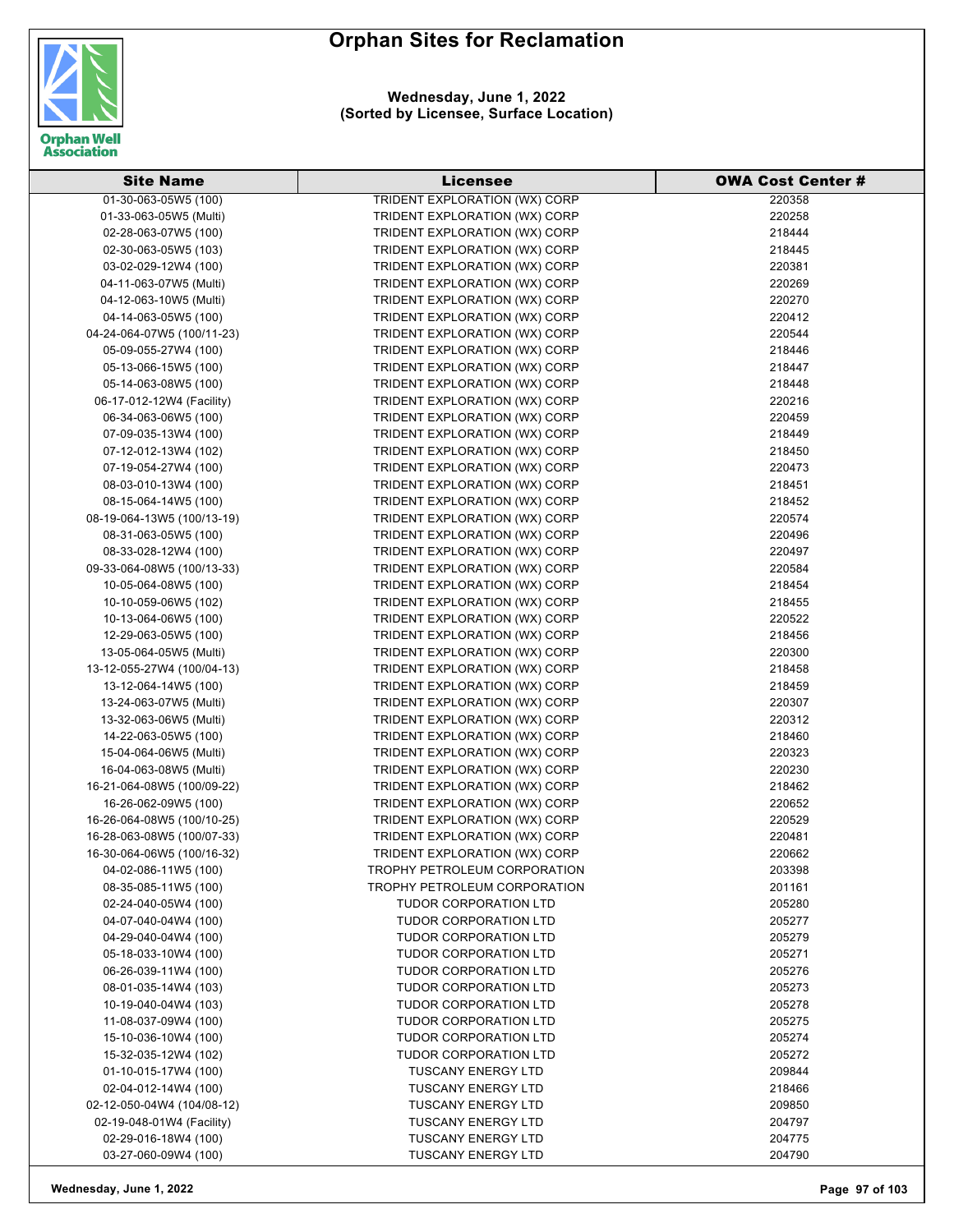# Orphan Sites for Reclamation

**Wednesday, June 1, 2022**
**(Sorted by Licensee, Surface Location)**

| Site Name | Licensee | OWA Cost Center # |
|---|---|---|
| 01-30-063-05W5 (100) | TRIDENT EXPLORATION (WX) CORP | 220358 |
| 01-33-063-05W5 (Multi) | TRIDENT EXPLORATION (WX) CORP | 220258 |
| 02-28-063-07W5 (100) | TRIDENT EXPLORATION (WX) CORP | 218444 |
| 02-30-063-05W5 (103) | TRIDENT EXPLORATION (WX) CORP | 218445 |
| 03-02-029-12W4 (100) | TRIDENT EXPLORATION (WX) CORP | 220381 |
| 04-11-063-07W5 (Multi) | TRIDENT EXPLORATION (WX) CORP | 220269 |
| 04-12-063-10W5 (Multi) | TRIDENT EXPLORATION (WX) CORP | 220270 |
| 04-14-063-05W5 (100) | TRIDENT EXPLORATION (WX) CORP | 220412 |
| 04-24-064-07W5 (100/11-23) | TRIDENT EXPLORATION (WX) CORP | 220544 |
| 05-09-055-27W4 (100) | TRIDENT EXPLORATION (WX) CORP | 218446 |
| 05-13-066-15W5 (100) | TRIDENT EXPLORATION (WX) CORP | 218447 |
| 05-14-063-08W5 (100) | TRIDENT EXPLORATION (WX) CORP | 218448 |
| 06-17-012-12W4 (Facility) | TRIDENT EXPLORATION (WX) CORP | 220216 |
| 06-34-063-06W5 (100) | TRIDENT EXPLORATION (WX) CORP | 220459 |
| 07-09-035-13W4 (100) | TRIDENT EXPLORATION (WX) CORP | 218449 |
| 07-12-012-13W4 (102) | TRIDENT EXPLORATION (WX) CORP | 218450 |
| 07-19-054-27W4 (100) | TRIDENT EXPLORATION (WX) CORP | 220473 |
| 08-03-010-13W4 (100) | TRIDENT EXPLORATION (WX) CORP | 218451 |
| 08-15-064-14W5 (100) | TRIDENT EXPLORATION (WX) CORP | 218452 |
| 08-19-064-13W5 (100/13-19) | TRIDENT EXPLORATION (WX) CORP | 220574 |
| 08-31-063-05W5 (100) | TRIDENT EXPLORATION (WX) CORP | 220496 |
| 08-33-028-12W4 (100) | TRIDENT EXPLORATION (WX) CORP | 220497 |
| 09-33-064-08W5 (100/13-33) | TRIDENT EXPLORATION (WX) CORP | 220584 |
| 10-05-064-08W5 (100) | TRIDENT EXPLORATION (WX) CORP | 218454 |
| 10-10-059-06W5 (102) | TRIDENT EXPLORATION (WX) CORP | 218455 |
| 10-13-064-06W5 (100) | TRIDENT EXPLORATION (WX) CORP | 220522 |
| 12-29-063-05W5 (100) | TRIDENT EXPLORATION (WX) CORP | 218456 |
| 13-05-064-05W5 (Multi) | TRIDENT EXPLORATION (WX) CORP | 220300 |
| 13-12-055-27W4 (100/04-13) | TRIDENT EXPLORATION (WX) CORP | 218458 |
| 13-12-064-14W5 (100) | TRIDENT EXPLORATION (WX) CORP | 218459 |
| 13-24-063-07W5 (Multi) | TRIDENT EXPLORATION (WX) CORP | 220307 |
| 13-32-063-06W5 (Multi) | TRIDENT EXPLORATION (WX) CORP | 220312 |
| 14-22-063-05W5 (100) | TRIDENT EXPLORATION (WX) CORP | 218460 |
| 15-04-064-06W5 (Multi) | TRIDENT EXPLORATION (WX) CORP | 220323 |
| 16-04-063-08W5 (Multi) | TRIDENT EXPLORATION (WX) CORP | 220230 |
| 16-21-064-08W5 (100/09-22) | TRIDENT EXPLORATION (WX) CORP | 218462 |
| 16-26-062-09W5 (100) | TRIDENT EXPLORATION (WX) CORP | 220652 |
| 16-26-064-08W5 (100/10-25) | TRIDENT EXPLORATION (WX) CORP | 220529 |
| 16-28-063-08W5 (100/07-33) | TRIDENT EXPLORATION (WX) CORP | 220481 |
| 16-30-064-06W5 (100/16-32) | TRIDENT EXPLORATION (WX) CORP | 220662 |
| 04-02-086-11W5 (100) | TROPHY PETROLEUM CORPORATION | 203398 |
| 08-35-085-11W5 (100) | TROPHY PETROLEUM CORPORATION | 201161 |
| 02-24-040-05W4 (100) | TUDOR CORPORATION LTD | 205280 |
| 04-07-040-04W4 (100) | TUDOR CORPORATION LTD | 205277 |
| 04-29-040-04W4 (100) | TUDOR CORPORATION LTD | 205279 |
| 05-18-033-10W4 (100) | TUDOR CORPORATION LTD | 205271 |
| 06-26-039-11W4 (100) | TUDOR CORPORATION LTD | 205276 |
| 08-01-035-14W4 (103) | TUDOR CORPORATION LTD | 205273 |
| 10-19-040-04W4 (103) | TUDOR CORPORATION LTD | 205278 |
| 11-08-037-09W4 (100) | TUDOR CORPORATION LTD | 205275 |
| 15-10-036-10W4 (100) | TUDOR CORPORATION LTD | 205274 |
| 15-32-035-12W4 (102) | TUDOR CORPORATION LTD | 205272 |
| 01-10-015-17W4 (100) | TUSCANY ENERGY LTD | 209844 |
| 02-04-012-14W4 (100) | TUSCANY ENERGY LTD | 218466 |
| 02-12-050-04W4 (104/08-12) | TUSCANY ENERGY LTD | 209850 |
| 02-19-048-01W4 (Facility) | TUSCANY ENERGY LTD | 204797 |
| 02-29-016-18W4 (100) | TUSCANY ENERGY LTD | 204775 |
| 03-27-060-09W4 (100) | TUSCANY ENERGY LTD | 204790 |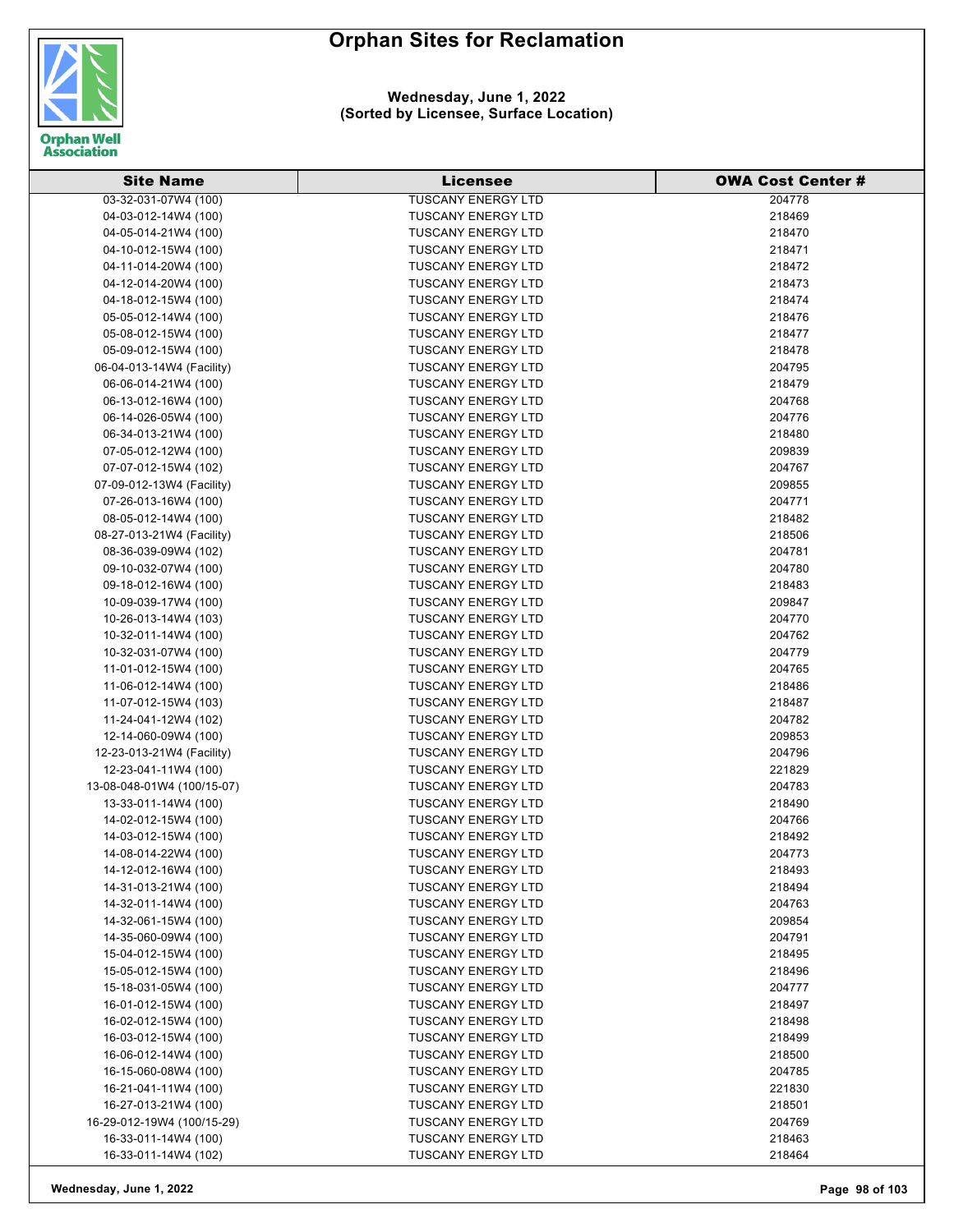# Orphan Sites for Reclamation

**Wednesday, June 1, 2022**
**(Sorted by Licensee, Surface Location)**

| Site Name | Licensee | OWA Cost Center # |
|---|---|---|
| 03-32-031-07W4 (100) | TUSCANY ENERGY LTD | 204778 |
| 04-03-012-14W4 (100) | TUSCANY ENERGY LTD | 218469 |
| 04-05-014-21W4 (100) | TUSCANY ENERGY LTD | 218470 |
| 04-10-012-15W4 (100) | TUSCANY ENERGY LTD | 218471 |
| 04-11-014-20W4 (100) | TUSCANY ENERGY LTD | 218472 |
| 04-12-014-20W4 (100) | TUSCANY ENERGY LTD | 218473 |
| 04-18-012-15W4 (100) | TUSCANY ENERGY LTD | 218474 |
| 05-05-012-14W4 (100) | TUSCANY ENERGY LTD | 218476 |
| 05-08-012-15W4 (100) | TUSCANY ENERGY LTD | 218477 |
| 05-09-012-15W4 (100) | TUSCANY ENERGY LTD | 218478 |
| 06-04-013-14W4 (Facility) | TUSCANY ENERGY LTD | 204795 |
| 06-06-014-21W4 (100) | TUSCANY ENERGY LTD | 218479 |
| 06-13-012-16W4 (100) | TUSCANY ENERGY LTD | 204768 |
| 06-14-026-05W4 (100) | TUSCANY ENERGY LTD | 204776 |
| 06-34-013-21W4 (100) | TUSCANY ENERGY LTD | 218480 |
| 07-05-012-12W4 (100) | TUSCANY ENERGY LTD | 209839 |
| 07-07-012-15W4 (102) | TUSCANY ENERGY LTD | 204767 |
| 07-09-012-13W4 (Facility) | TUSCANY ENERGY LTD | 209855 |
| 07-26-013-16W4 (100) | TUSCANY ENERGY LTD | 204771 |
| 08-05-012-14W4 (100) | TUSCANY ENERGY LTD | 218482 |
| 08-27-013-21W4 (Facility) | TUSCANY ENERGY LTD | 218506 |
| 08-36-039-09W4 (102) | TUSCANY ENERGY LTD | 204781 |
| 09-10-032-07W4 (100) | TUSCANY ENERGY LTD | 204780 |
| 09-18-012-16W4 (100) | TUSCANY ENERGY LTD | 218483 |
| 10-09-039-17W4 (100) | TUSCANY ENERGY LTD | 209847 |
| 10-26-013-14W4 (103) | TUSCANY ENERGY LTD | 204770 |
| 10-32-011-14W4 (100) | TUSCANY ENERGY LTD | 204762 |
| 10-32-031-07W4 (100) | TUSCANY ENERGY LTD | 204779 |
| 11-01-012-15W4 (100) | TUSCANY ENERGY LTD | 204765 |
| 11-06-012-14W4 (100) | TUSCANY ENERGY LTD | 218486 |
| 11-07-012-15W4 (103) | TUSCANY ENERGY LTD | 218487 |
| 11-24-041-12W4 (102) | TUSCANY ENERGY LTD | 204782 |
| 12-14-060-09W4 (100) | TUSCANY ENERGY LTD | 209853 |
| 12-23-013-21W4 (Facility) | TUSCANY ENERGY LTD | 204796 |
| 12-23-041-11W4 (100) | TUSCANY ENERGY LTD | 221829 |
| 13-08-048-01W4 (100/15-07) | TUSCANY ENERGY LTD | 204783 |
| 13-33-011-14W4 (100) | TUSCANY ENERGY LTD | 218490 |
| 14-02-012-15W4 (100) | TUSCANY ENERGY LTD | 204766 |
| 14-03-012-15W4 (100) | TUSCANY ENERGY LTD | 218492 |
| 14-08-014-22W4 (100) | TUSCANY ENERGY LTD | 204773 |
| 14-12-012-16W4 (100) | TUSCANY ENERGY LTD | 218493 |
| 14-31-013-21W4 (100) | TUSCANY ENERGY LTD | 218494 |
| 14-32-011-14W4 (100) | TUSCANY ENERGY LTD | 204763 |
| 14-32-061-15W4 (100) | TUSCANY ENERGY LTD | 209854 |
| 14-35-060-09W4 (100) | TUSCANY ENERGY LTD | 204791 |
| 15-04-012-15W4 (100) | TUSCANY ENERGY LTD | 218495 |
| 15-05-012-15W4 (100) | TUSCANY ENERGY LTD | 218496 |
| 15-18-031-05W4 (100) | TUSCANY ENERGY LTD | 204777 |
| 16-01-012-15W4 (100) | TUSCANY ENERGY LTD | 218497 |
| 16-02-012-15W4 (100) | TUSCANY ENERGY LTD | 218498 |
| 16-03-012-15W4 (100) | TUSCANY ENERGY LTD | 218499 |
| 16-06-012-14W4 (100) | TUSCANY ENERGY LTD | 218500 |
| 16-15-060-08W4 (100) | TUSCANY ENERGY LTD | 204785 |
| 16-21-041-11W4 (100) | TUSCANY ENERGY LTD | 221830 |
| 16-27-013-21W4 (100) | TUSCANY ENERGY LTD | 218501 |
| 16-29-012-19W4 (100/15-29) | TUSCANY ENERGY LTD | 204769 |
| 16-33-011-14W4 (100) | TUSCANY ENERGY LTD | 218463 |
| 16-33-011-14W4 (102) | TUSCANY ENERGY LTD | 218464 |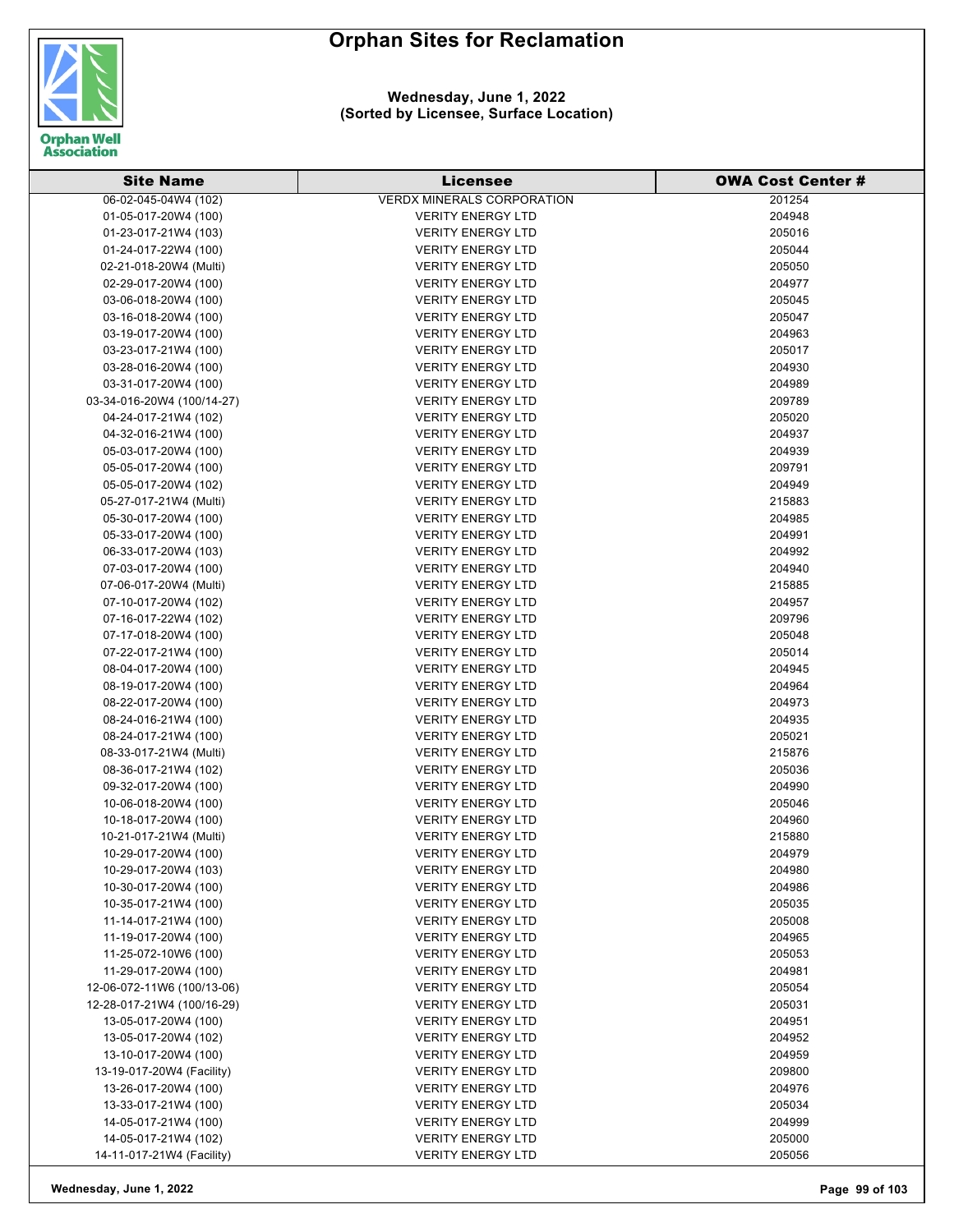# Orphan Sites for Reclamation

**Wednesday, June 1, 2022**
**(Sorted by Licensee, Surface Location)**

| Site Name | Licensee | OWA Cost Center # |
|---|---|---|
| 06-02-045-04W4 (102) | VERDX MINERALS CORPORATION | 201254 |
| 01-05-017-20W4 (100) | VERITY ENERGY LTD | 204948 |
| 01-23-017-21W4 (103) | VERITY ENERGY LTD | 205016 |
| 01-24-017-22W4 (100) | VERITY ENERGY LTD | 205044 |
| 02-21-018-20W4 (Multi) | VERITY ENERGY LTD | 205050 |
| 02-29-017-20W4 (100) | VERITY ENERGY LTD | 204977 |
| 03-06-018-20W4 (100) | VERITY ENERGY LTD | 205045 |
| 03-16-018-20W4 (100) | VERITY ENERGY LTD | 205047 |
| 03-19-017-20W4 (100) | VERITY ENERGY LTD | 204963 |
| 03-23-017-21W4 (100) | VERITY ENERGY LTD | 205017 |
| 03-28-016-20W4 (100) | VERITY ENERGY LTD | 204930 |
| 03-31-017-20W4 (100) | VERITY ENERGY LTD | 204989 |
| 03-34-016-20W4 (100/14-27) | VERITY ENERGY LTD | 209789 |
| 04-24-017-21W4 (102) | VERITY ENERGY LTD | 205020 |
| 04-32-016-21W4 (100) | VERITY ENERGY LTD | 204937 |
| 05-03-017-20W4 (100) | VERITY ENERGY LTD | 204939 |
| 05-05-017-20W4 (100) | VERITY ENERGY LTD | 209791 |
| 05-05-017-20W4 (102) | VERITY ENERGY LTD | 204949 |
| 05-27-017-21W4 (Multi) | VERITY ENERGY LTD | 215883 |
| 05-30-017-20W4 (100) | VERITY ENERGY LTD | 204985 |
| 05-33-017-20W4 (100) | VERITY ENERGY LTD | 204991 |
| 06-33-017-20W4 (103) | VERITY ENERGY LTD | 204992 |
| 07-03-017-20W4 (100) | VERITY ENERGY LTD | 204940 |
| 07-06-017-20W4 (Multi) | VERITY ENERGY LTD | 215885 |
| 07-10-017-20W4 (102) | VERITY ENERGY LTD | 204957 |
| 07-16-017-22W4 (102) | VERITY ENERGY LTD | 209796 |
| 07-17-018-20W4 (100) | VERITY ENERGY LTD | 205048 |
| 07-22-017-21W4 (100) | VERITY ENERGY LTD | 205014 |
| 08-04-017-20W4 (100) | VERITY ENERGY LTD | 204945 |
| 08-19-017-20W4 (100) | VERITY ENERGY LTD | 204964 |
| 08-22-017-20W4 (100) | VERITY ENERGY LTD | 204973 |
| 08-24-016-21W4 (100) | VERITY ENERGY LTD | 204935 |
| 08-24-017-21W4 (100) | VERITY ENERGY LTD | 205021 |
| 08-33-017-21W4 (Multi) | VERITY ENERGY LTD | 215876 |
| 08-36-017-21W4 (102) | VERITY ENERGY LTD | 205036 |
| 09-32-017-20W4 (100) | VERITY ENERGY LTD | 204990 |
| 10-06-018-20W4 (100) | VERITY ENERGY LTD | 205046 |
| 10-18-017-20W4 (100) | VERITY ENERGY LTD | 204960 |
| 10-21-017-21W4 (Multi) | VERITY ENERGY LTD | 215880 |
| 10-29-017-20W4 (100) | VERITY ENERGY LTD | 204979 |
| 10-29-017-20W4 (103) | VERITY ENERGY LTD | 204980 |
| 10-30-017-20W4 (100) | VERITY ENERGY LTD | 204986 |
| 10-35-017-21W4 (100) | VERITY ENERGY LTD | 205035 |
| 11-14-017-21W4 (100) | VERITY ENERGY LTD | 205008 |
| 11-19-017-20W4 (100) | VERITY ENERGY LTD | 204965 |
| 11-25-072-10W6 (100) | VERITY ENERGY LTD | 205053 |
| 11-29-017-20W4 (100) | VERITY ENERGY LTD | 204981 |
| 12-06-072-11W6 (100/13-06) | VERITY ENERGY LTD | 205054 |
| 12-28-017-21W4 (100/16-29) | VERITY ENERGY LTD | 205031 |
| 13-05-017-20W4 (100) | VERITY ENERGY LTD | 204951 |
| 13-05-017-20W4 (102) | VERITY ENERGY LTD | 204952 |
| 13-10-017-20W4 (100) | VERITY ENERGY LTD | 204959 |
| 13-19-017-20W4 (Facility) | VERITY ENERGY LTD | 209800 |
| 13-26-017-20W4 (100) | VERITY ENERGY LTD | 204976 |
| 13-33-017-21W4 (100) | VERITY ENERGY LTD | 205034 |
| 14-05-017-21W4 (100) | VERITY ENERGY LTD | 204999 |
| 14-05-017-21W4 (102) | VERITY ENERGY LTD | 205000 |
| 14-11-017-21W4 (Facility) | VERITY ENERGY LTD | 205056 |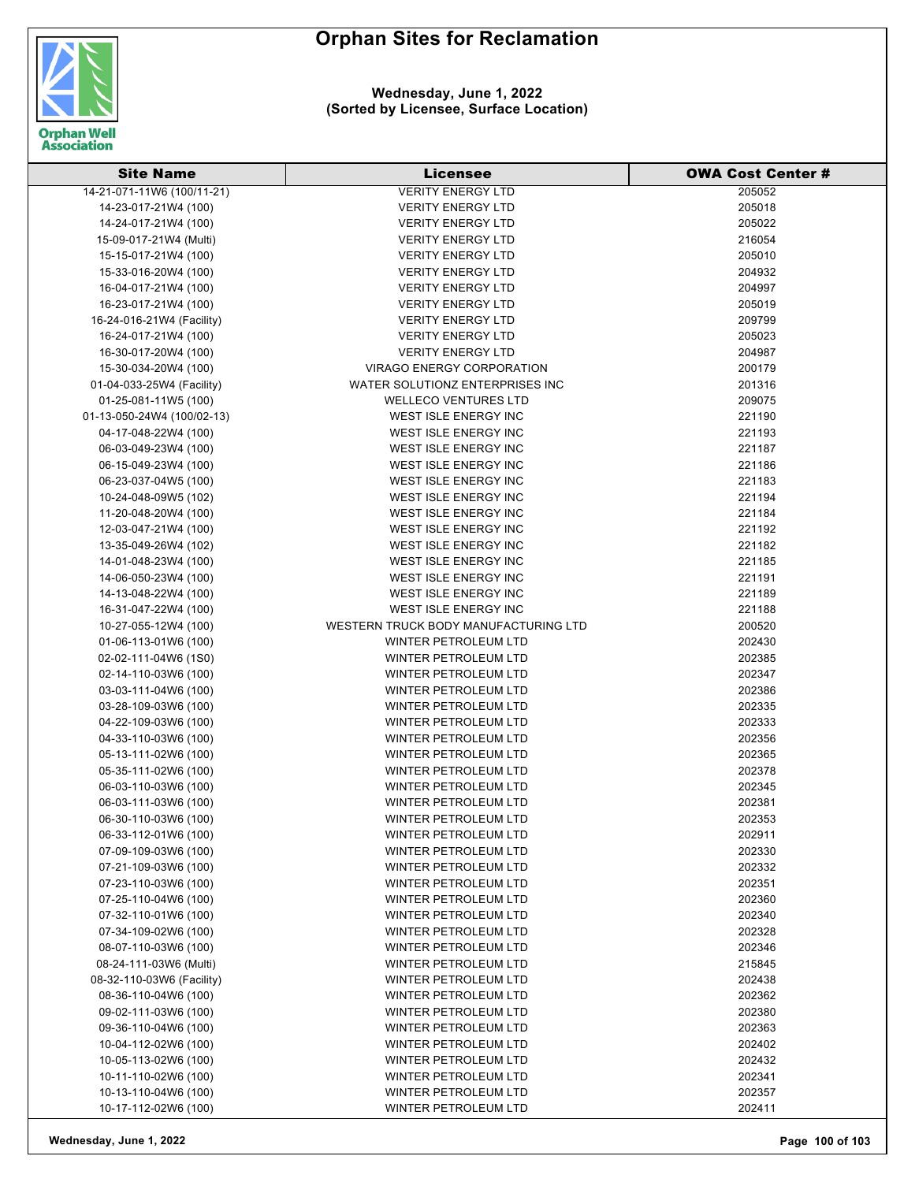# Orphan Sites for Reclamation

**Wednesday, June 1, 2022**
**(Sorted by Licensee, Surface Location)**

| Site Name | Licensee | OWA Cost Center # |
|---|---|---|
| 14-21-071-11W6 (100/11-21) | VERITY ENERGY LTD | 205052 |
| 14-23-017-21W4 (100) | VERITY ENERGY LTD | 205018 |
| 14-24-017-21W4 (100) | VERITY ENERGY LTD | 205022 |
| 15-09-017-21W4 (Multi) | VERITY ENERGY LTD | 216054 |
| 15-15-017-21W4 (100) | VERITY ENERGY LTD | 205010 |
| 15-33-016-20W4 (100) | VERITY ENERGY LTD | 204932 |
| 16-04-017-21W4 (100) | VERITY ENERGY LTD | 204997 |
| 16-23-017-21W4 (100) | VERITY ENERGY LTD | 205019 |
| 16-24-016-21W4 (Facility) | VERITY ENERGY LTD | 209799 |
| 16-24-017-21W4 (100) | VERITY ENERGY LTD | 205023 |
| 16-30-017-20W4 (100) | VERITY ENERGY LTD | 204987 |
| 15-30-034-20W4 (100) | VIRAGO ENERGY CORPORATION | 200179 |
| 01-04-033-25W4 (Facility) | WATER SOLUTIONZ ENTERPRISES INC | 201316 |
| 01-25-081-11W5 (100) | WELLECO VENTURES LTD | 209075 |
| 01-13-050-24W4 (100/02-13) | WEST ISLE ENERGY INC | 221190 |
| 04-17-048-22W4 (100) | WEST ISLE ENERGY INC | 221193 |
| 06-03-049-23W4 (100) | WEST ISLE ENERGY INC | 221187 |
| 06-15-049-23W4 (100) | WEST ISLE ENERGY INC | 221186 |
| 06-23-037-04W5 (100) | WEST ISLE ENERGY INC | 221183 |
| 10-24-048-09W5 (102) | WEST ISLE ENERGY INC | 221194 |
| 11-20-048-20W4 (100) | WEST ISLE ENERGY INC | 221184 |
| 12-03-047-21W4 (100) | WEST ISLE ENERGY INC | 221192 |
| 13-35-049-26W4 (102) | WEST ISLE ENERGY INC | 221182 |
| 14-01-048-23W4 (100) | WEST ISLE ENERGY INC | 221185 |
| 14-06-050-23W4 (100) | WEST ISLE ENERGY INC | 221191 |
| 14-13-048-22W4 (100) | WEST ISLE ENERGY INC | 221189 |
| 16-31-047-22W4 (100) | WEST ISLE ENERGY INC | 221188 |
| 10-27-055-12W4 (100) | WESTERN TRUCK BODY MANUFACTURING LTD | 200520 |
| 01-06-113-01W6 (100) | WINTER PETROLEUM LTD | 202430 |
| 02-02-111-04W6 (1S0) | WINTER PETROLEUM LTD | 202385 |
| 02-14-110-03W6 (100) | WINTER PETROLEUM LTD | 202347 |
| 03-03-111-04W6 (100) | WINTER PETROLEUM LTD | 202386 |
| 03-28-109-03W6 (100) | WINTER PETROLEUM LTD | 202335 |
| 04-22-109-03W6 (100) | WINTER PETROLEUM LTD | 202333 |
| 04-33-110-03W6 (100) | WINTER PETROLEUM LTD | 202356 |
| 05-13-111-02W6 (100) | WINTER PETROLEUM LTD | 202365 |
| 05-35-111-02W6 (100) | WINTER PETROLEUM LTD | 202378 |
| 06-03-110-03W6 (100) | WINTER PETROLEUM LTD | 202345 |
| 06-03-111-03W6 (100) | WINTER PETROLEUM LTD | 202381 |
| 06-30-110-03W6 (100) | WINTER PETROLEUM LTD | 202353 |
| 06-33-112-01W6 (100) | WINTER PETROLEUM LTD | 202911 |
| 07-09-109-03W6 (100) | WINTER PETROLEUM LTD | 202330 |
| 07-21-109-03W6 (100) | WINTER PETROLEUM LTD | 202332 |
| 07-23-110-03W6 (100) | WINTER PETROLEUM LTD | 202351 |
| 07-25-110-04W6 (100) | WINTER PETROLEUM LTD | 202360 |
| 07-32-110-01W6 (100) | WINTER PETROLEUM LTD | 202340 |
| 07-34-109-02W6 (100) | WINTER PETROLEUM LTD | 202328 |
| 08-07-110-03W6 (100) | WINTER PETROLEUM LTD | 202346 |
| 08-24-111-03W6 (Multi) | WINTER PETROLEUM LTD | 215845 |
| 08-32-110-03W6 (Facility) | WINTER PETROLEUM LTD | 202438 |
| 08-36-110-04W6 (100) | WINTER PETROLEUM LTD | 202362 |
| 09-02-111-03W6 (100) | WINTER PETROLEUM LTD | 202380 |
| 09-36-110-04W6 (100) | WINTER PETROLEUM LTD | 202363 |
| 10-04-112-02W6 (100) | WINTER PETROLEUM LTD | 202402 |
| 10-05-113-02W6 (100) | WINTER PETROLEUM LTD | 202432 |
| 10-11-110-02W6 (100) | WINTER PETROLEUM LTD | 202341 |
| 10-13-110-04W6 (100) | WINTER PETROLEUM LTD | 202357 |
| 10-17-112-02W6 (100) | WINTER PETROLEUM LTD | 202411 |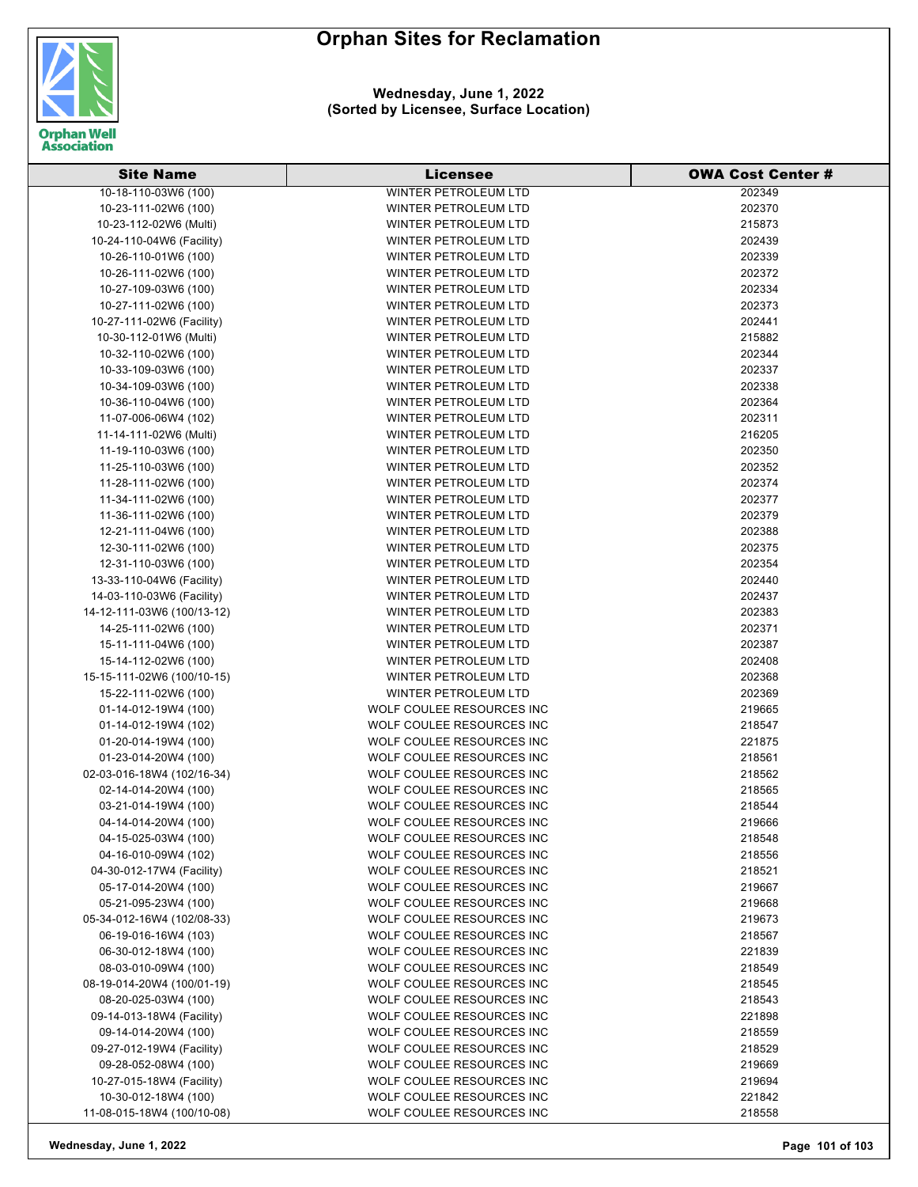# Orphan Sites for Reclamation

**Wednesday, June 1, 2022**
**(Sorted by Licensee, Surface Location)**

| Site Name | Licensee | OWA Cost Center # |
|---|---|---|
| 10-18-110-03W6 (100) | WINTER PETROLEUM LTD | 202349 |
| 10-23-111-02W6 (100) | WINTER PETROLEUM LTD | 202370 |
| 10-23-112-02W6 (Multi) | WINTER PETROLEUM LTD | 215873 |
| 10-24-110-04W6 (Facility) | WINTER PETROLEUM LTD | 202439 |
| 10-26-110-01W6 (100) | WINTER PETROLEUM LTD | 202339 |
| 10-26-111-02W6 (100) | WINTER PETROLEUM LTD | 202372 |
| 10-27-109-03W6 (100) | WINTER PETROLEUM LTD | 202334 |
| 10-27-111-02W6 (100) | WINTER PETROLEUM LTD | 202373 |
| 10-27-111-02W6 (Facility) | WINTER PETROLEUM LTD | 202441 |
| 10-30-112-01W6 (Multi) | WINTER PETROLEUM LTD | 215882 |
| 10-32-110-02W6 (100) | WINTER PETROLEUM LTD | 202344 |
| 10-33-109-03W6 (100) | WINTER PETROLEUM LTD | 202337 |
| 10-34-109-03W6 (100) | WINTER PETROLEUM LTD | 202338 |
| 10-36-110-04W6 (100) | WINTER PETROLEUM LTD | 202364 |
| 11-07-006-06W4 (102) | WINTER PETROLEUM LTD | 202311 |
| 11-14-111-02W6 (Multi) | WINTER PETROLEUM LTD | 216205 |
| 11-19-110-03W6 (100) | WINTER PETROLEUM LTD | 202350 |
| 11-25-110-03W6 (100) | WINTER PETROLEUM LTD | 202352 |
| 11-28-111-02W6 (100) | WINTER PETROLEUM LTD | 202374 |
| 11-34-111-02W6 (100) | WINTER PETROLEUM LTD | 202377 |
| 11-36-111-02W6 (100) | WINTER PETROLEUM LTD | 202379 |
| 12-21-111-04W6 (100) | WINTER PETROLEUM LTD | 202388 |
| 12-30-111-02W6 (100) | WINTER PETROLEUM LTD | 202375 |
| 12-31-110-03W6 (100) | WINTER PETROLEUM LTD | 202354 |
| 13-33-110-04W6 (Facility) | WINTER PETROLEUM LTD | 202440 |
| 14-03-110-03W6 (Facility) | WINTER PETROLEUM LTD | 202437 |
| 14-12-111-03W6 (100/13-12) | WINTER PETROLEUM LTD | 202383 |
| 14-25-111-02W6 (100) | WINTER PETROLEUM LTD | 202371 |
| 15-11-111-04W6 (100) | WINTER PETROLEUM LTD | 202387 |
| 15-14-112-02W6 (100) | WINTER PETROLEUM LTD | 202408 |
| 15-15-111-02W6 (100/10-15) | WINTER PETROLEUM LTD | 202368 |
| 15-22-111-02W6 (100) | WINTER PETROLEUM LTD | 202369 |
| 01-14-012-19W4 (100) | WOLF COULEE RESOURCES INC | 219665 |
| 01-14-012-19W4 (102) | WOLF COULEE RESOURCES INC | 218547 |
| 01-20-014-19W4 (100) | WOLF COULEE RESOURCES INC | 221875 |
| 01-23-014-20W4 (100) | WOLF COULEE RESOURCES INC | 218561 |
| 02-03-016-18W4 (102/16-34) | WOLF COULEE RESOURCES INC | 218562 |
| 02-14-014-20W4 (100) | WOLF COULEE RESOURCES INC | 218565 |
| 03-21-014-19W4 (100) | WOLF COULEE RESOURCES INC | 218544 |
| 04-14-014-20W4 (100) | WOLF COULEE RESOURCES INC | 219666 |
| 04-15-025-03W4 (100) | WOLF COULEE RESOURCES INC | 218548 |
| 04-16-010-09W4 (102) | WOLF COULEE RESOURCES INC | 218556 |
| 04-30-012-17W4 (Facility) | WOLF COULEE RESOURCES INC | 218521 |
| 05-17-014-20W4 (100) | WOLF COULEE RESOURCES INC | 219667 |
| 05-21-095-23W4 (100) | WOLF COULEE RESOURCES INC | 219668 |
| 05-34-012-16W4 (102/08-33) | WOLF COULEE RESOURCES INC | 219673 |
| 06-19-016-16W4 (103) | WOLF COULEE RESOURCES INC | 218567 |
| 06-30-012-18W4 (100) | WOLF COULEE RESOURCES INC | 221839 |
| 08-03-010-09W4 (100) | WOLF COULEE RESOURCES INC | 218549 |
| 08-19-014-20W4 (100/01-19) | WOLF COULEE RESOURCES INC | 218545 |
| 08-20-025-03W4 (100) | WOLF COULEE RESOURCES INC | 218543 |
| 09-14-013-18W4 (Facility) | WOLF COULEE RESOURCES INC | 221898 |
| 09-14-014-20W4 (100) | WOLF COULEE RESOURCES INC | 218559 |
| 09-27-012-19W4 (Facility) | WOLF COULEE RESOURCES INC | 218529 |
| 09-28-052-08W4 (100) | WOLF COULEE RESOURCES INC | 219669 |
| 10-27-015-18W4 (Facility) | WOLF COULEE RESOURCES INC | 219694 |
| 10-30-012-18W4 (100) | WOLF COULEE RESOURCES INC | 221842 |
| 11-08-015-18W4 (100/10-08) | WOLF COULEE RESOURCES INC | 218558 |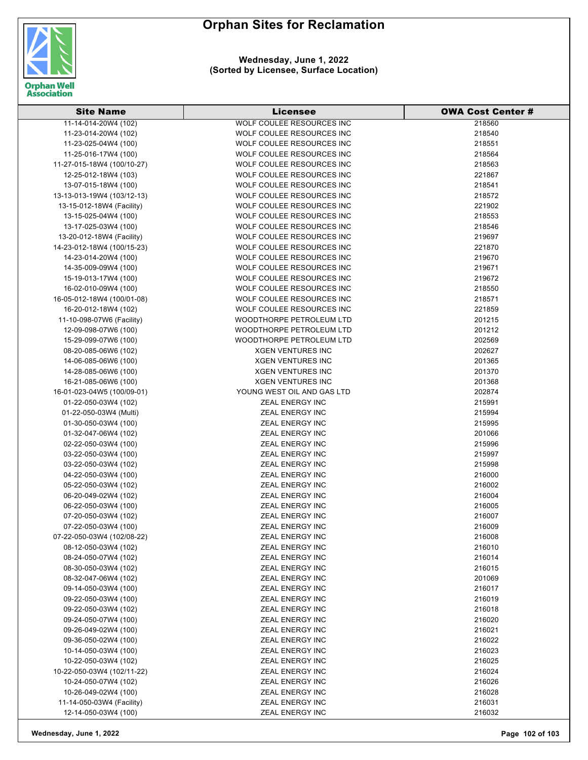# Orphan Sites for Reclamation

**Wednesday, June 1, 2022**
**(Sorted by Licensee, Surface Location)**

| Site Name | Licensee | OWA Cost Center # |
|---|---|---|
| 11-14-014-20W4 (102) | WOLF COULEE RESOURCES INC | 218560 |
| 11-23-014-20W4 (102) | WOLF COULEE RESOURCES INC | 218540 |
| 11-23-025-04W4 (100) | WOLF COULEE RESOURCES INC | 218551 |
| 11-25-016-17W4 (100) | WOLF COULEE RESOURCES INC | 218564 |
| 11-27-015-18W4 (100/10-27) | WOLF COULEE RESOURCES INC | 218563 |
| 12-25-012-18W4 (103) | WOLF COULEE RESOURCES INC | 221867 |
| 13-07-015-18W4 (100) | WOLF COULEE RESOURCES INC | 218541 |
| 13-13-013-19W4 (103/12-13) | WOLF COULEE RESOURCES INC | 218572 |
| 13-15-012-18W4 (Facility) | WOLF COULEE RESOURCES INC | 221902 |
| 13-15-025-04W4 (100) | WOLF COULEE RESOURCES INC | 218553 |
| 13-17-025-03W4 (100) | WOLF COULEE RESOURCES INC | 218546 |
| 13-20-012-18W4 (Facility) | WOLF COULEE RESOURCES INC | 219697 |
| 14-23-012-18W4 (100/15-23) | WOLF COULEE RESOURCES INC | 221870 |
| 14-23-014-20W4 (100) | WOLF COULEE RESOURCES INC | 219670 |
| 14-35-009-09W4 (100) | WOLF COULEE RESOURCES INC | 219671 |
| 15-19-013-17W4 (100) | WOLF COULEE RESOURCES INC | 219672 |
| 16-02-010-09W4 (100) | WOLF COULEE RESOURCES INC | 218550 |
| 16-05-012-18W4 (100/01-08) | WOLF COULEE RESOURCES INC | 218571 |
| 16-20-012-18W4 (102) | WOLF COULEE RESOURCES INC | 221859 |
| 11-10-098-07W6 (Facility) | WOODTHORPE PETROLEUM LTD | 201215 |
| 12-09-098-07W6 (100) | WOODTHORPE PETROLEUM LTD | 201212 |
| 15-29-099-07W6 (100) | WOODTHORPE PETROLEUM LTD | 202569 |
| 08-20-085-06W6 (102) | XGEN VENTURES INC | 202627 |
| 14-06-085-06W6 (100) | XGEN VENTURES INC | 201365 |
| 14-28-085-06W6 (100) | XGEN VENTURES INC | 201370 |
| 16-21-085-06W6 (100) | XGEN VENTURES INC | 201368 |
| 16-01-023-04W5 (100/09-01) | YOUNG WEST OIL AND GAS LTD | 202874 |
| 01-22-050-03W4 (102) | ZEAL ENERGY INC | 215991 |
| 01-22-050-03W4 (Multi) | ZEAL ENERGY INC | 215994 |
| 01-30-050-03W4 (100) | ZEAL ENERGY INC | 215995 |
| 01-32-047-06W4 (102) | ZEAL ENERGY INC | 201066 |
| 02-22-050-03W4 (100) | ZEAL ENERGY INC | 215996 |
| 03-22-050-03W4 (100) | ZEAL ENERGY INC | 215997 |
| 03-22-050-03W4 (102) | ZEAL ENERGY INC | 215998 |
| 04-22-050-03W4 (100) | ZEAL ENERGY INC | 216000 |
| 05-22-050-03W4 (102) | ZEAL ENERGY INC | 216002 |
| 06-20-049-02W4 (102) | ZEAL ENERGY INC | 216004 |
| 06-22-050-03W4 (100) | ZEAL ENERGY INC | 216005 |
| 07-20-050-03W4 (102) | ZEAL ENERGY INC | 216007 |
| 07-22-050-03W4 (100) | ZEAL ENERGY INC | 216009 |
| 07-22-050-03W4 (102/08-22) | ZEAL ENERGY INC | 216008 |
| 08-12-050-03W4 (102) | ZEAL ENERGY INC | 216010 |
| 08-24-050-07W4 (102) | ZEAL ENERGY INC | 216014 |
| 08-30-050-03W4 (102) | ZEAL ENERGY INC | 216015 |
| 08-32-047-06W4 (102) | ZEAL ENERGY INC | 201069 |
| 09-14-050-03W4 (100) | ZEAL ENERGY INC | 216017 |
| 09-22-050-03W4 (100) | ZEAL ENERGY INC | 216019 |
| 09-22-050-03W4 (102) | ZEAL ENERGY INC | 216018 |
| 09-24-050-07W4 (100) | ZEAL ENERGY INC | 216020 |
| 09-26-049-02W4 (100) | ZEAL ENERGY INC | 216021 |
| 09-36-050-02W4 (100) | ZEAL ENERGY INC | 216022 |
| 10-14-050-03W4 (100) | ZEAL ENERGY INC | 216023 |
| 10-22-050-03W4 (102) | ZEAL ENERGY INC | 216025 |
| 10-22-050-03W4 (102/11-22) | ZEAL ENERGY INC | 216024 |
| 10-24-050-07W4 (102) | ZEAL ENERGY INC | 216026 |
| 10-26-049-02W4 (100) | ZEAL ENERGY INC | 216028 |
| 11-14-050-03W4 (Facility) | ZEAL ENERGY INC | 216031 |
| 12-14-050-03W4 (100) | ZEAL ENERGY INC | 216032 |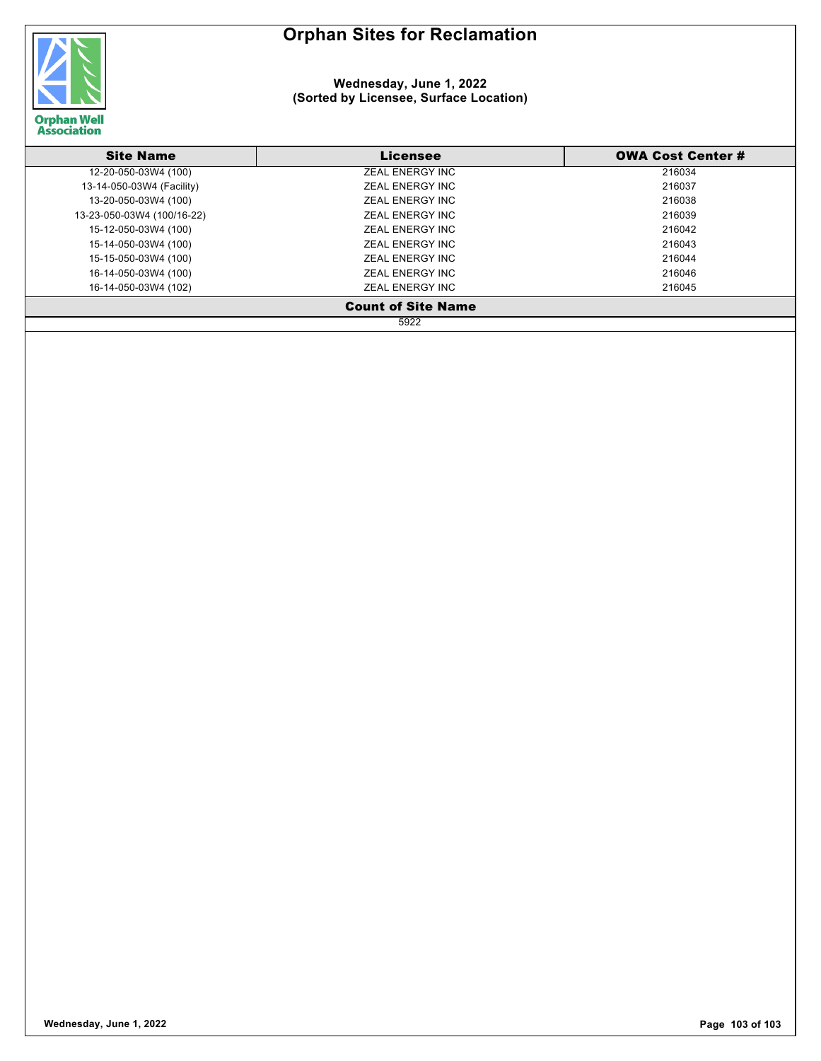# Orphan Sites for Reclamation

**Wednesday, June 1, 2022**
**(Sorted by Licensee, Surface Location)**

| Site Name | Licensee | OWA Cost Center # |
|---|---|---|
| 12-20-050-03W4 (100) | ZEAL ENERGY INC | 216034 |
| 13-14-050-03W4 (Facility) | ZEAL ENERGY INC | 216037 |
| 13-20-050-03W4 (100) | ZEAL ENERGY INC | 216038 |
| 13-23-050-03W4 (100/16-22) | ZEAL ENERGY INC | 216039 |
| 15-12-050-03W4 (100) | ZEAL ENERGY INC | 216042 |
| 15-14-050-03W4 (100) | ZEAL ENERGY INC | 216043 |
| 15-15-050-03W4 (100) | ZEAL ENERGY INC | 216044 |
| 16-14-050-03W4 (100) | ZEAL ENERGY INC | 216046 |
| 16-14-050-03W4 (102) | ZEAL ENERGY INC | 216045 |

| Count of Site Name |
|---|
| 5922 |